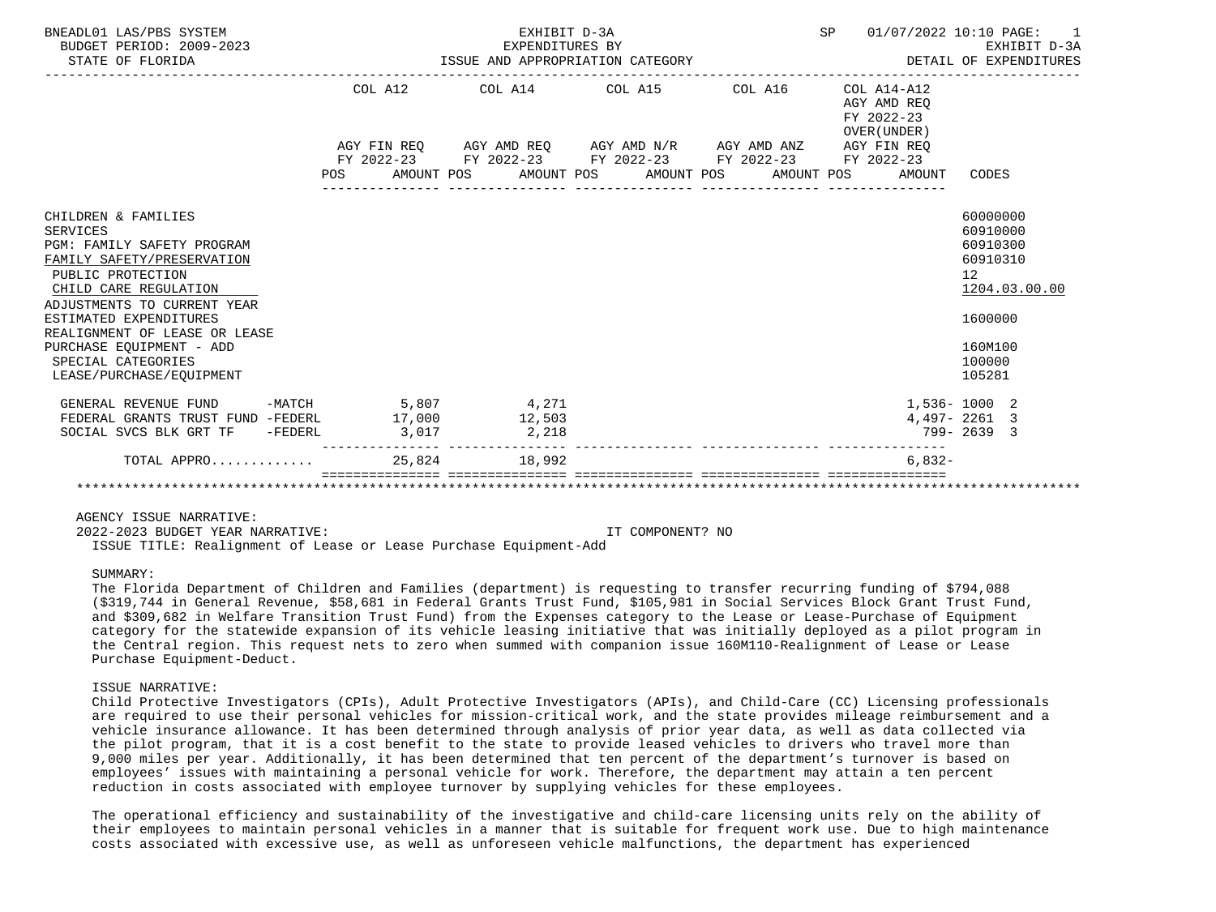BNEADL01 LAS/PBS SYSTEM — EXHIBIT D-3A — EXPENDITURES BY ISSUE AND APPROPRIATION CATEGORY — SP 01/07/2022 10:10 — EXHIBIT D-3A DETAIL OF EXPENDITURES

BUDGET PERIOD: 2009-2023
STATE OF FLORIDA

| | COL A12 AGY FIN REQ FY 2022-23 POS AMOUNT | COL A14 AGY AMD REQ FY 2022-23 POS AMOUNT | COL A15 AGY AMD N/R FY 2022-23 POS AMOUNT | COL A16 AGY AMD ANZ FY 2022-23 POS AMOUNT | COL A14-A12 AGY AMD REQ FY 2022-23 OVER(UNDER) AGY FIN REQ FY 2022-23 POS AMOUNT | CODES |
|---|---|---|---|---|---|---|
| CHILDREN & FAMILIES | | | | | | 60000000 |
| SERVICES | | | | | | 60910000 |
| PGM: FAMILY SAFETY PROGRAM | | | | | | 60910300 |
| FAMILY SAFETY/PRESERVATION | | | | | | 60910310 |
| PUBLIC PROTECTION | | | | | | 12 |
| CHILD CARE REGULATION | | | | | | 1204.03.00.00 |
| ADJUSTMENTS TO CURRENT YEAR ESTIMATED EXPENDITURES | | | | | | 1600000 |
| REALIGNMENT OF LEASE OR LEASE PURCHASE EQUIPMENT - ADD | | | | | | 160M100 |
| SPECIAL CATEGORIES | | | | | | 100000 |
| LEASE/PURCHASE/EQUIPMENT | | | | | | 105281 |
| GENERAL REVENUE FUND -MATCH | 5,807 | 4,271 | | | 1,536- | 1000 2 |
| FEDERAL GRANTS TRUST FUND -FEDERL | 17,000 | 12,503 | | | 4,497- | 2261 3 |
| SOCIAL SVCS BLK GRT TF -FEDERL | 3,017 | 2,218 | | | 799- | 2639 3 |
| TOTAL APPRO............ | 25,824 | 18,992 | | | 6,832- | |

AGENCY ISSUE NARRATIVE:

2022-2023 BUDGET YEAR NARRATIVE: IT COMPONENT? NO

ISSUE TITLE: Realignment of Lease or Lease Purchase Equipment-Add

SUMMARY:

The Florida Department of Children and Families (department) is requesting to transfer recurring funding of $794,088 ($319,744 in General Revenue, $58,681 in Federal Grants Trust Fund, $105,981 in Social Services Block Grant Trust Fund, and $309,682 in Welfare Transition Trust Fund) from the Expenses category to the Lease or Lease-Purchase of Equipment category for the statewide expansion of its vehicle leasing initiative that was initially deployed as a pilot program in the Central region. This request nets to zero when summed with companion issue 160M110-Realignment of Lease or Lease Purchase Equipment-Deduct.

ISSUE NARRATIVE:

Child Protective Investigators (CPIs), Adult Protective Investigators (APIs), and Child-Care (CC) Licensing professionals are required to use their personal vehicles for mission-critical work, and the state provides mileage reimbursement and a vehicle insurance allowance. It has been determined through analysis of prior year data, as well as data collected via the pilot program, that it is a cost benefit to the state to provide leased vehicles to drivers who travel more than 9,000 miles per year. Additionally, it has been determined that ten percent of the department's turnover is based on employees' issues with maintaining a personal vehicle for work. Therefore, the department may attain a ten percent reduction in costs associated with employee turnover by supplying vehicles for these employees.

The operational efficiency and sustainability of the investigative and child-care licensing units rely on the ability of their employees to maintain personal vehicles in a manner that is suitable for frequent work use. Due to high maintenance costs associated with excessive use, as well as unforeseen vehicle malfunctions, the department has experienced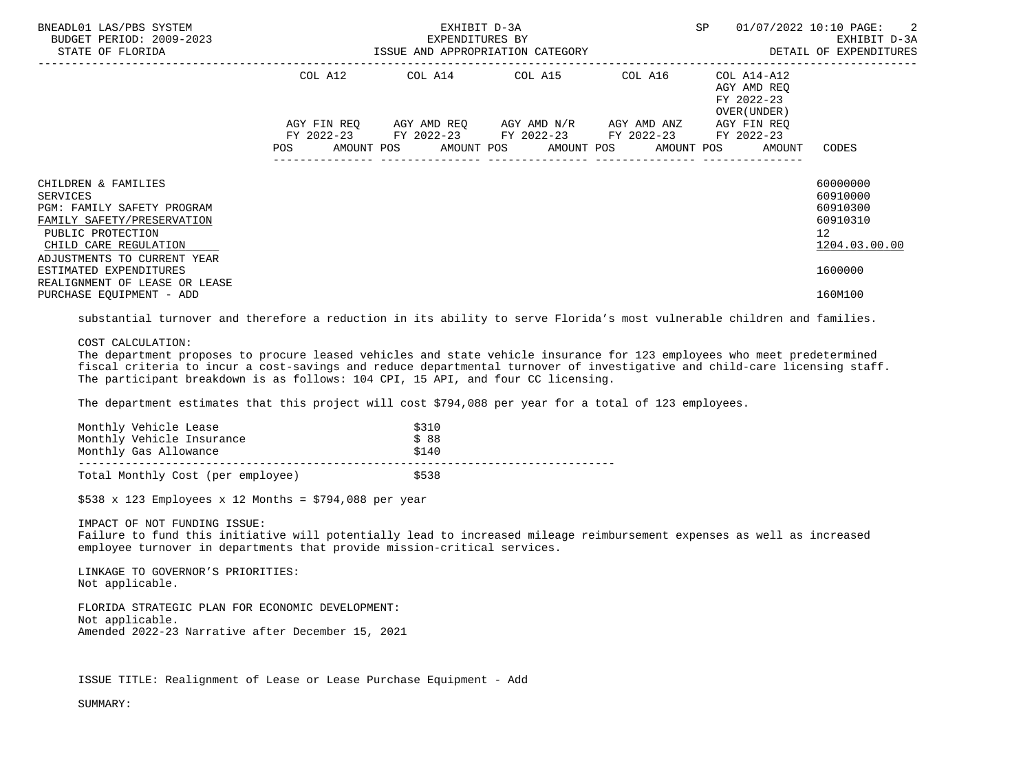| | COL A12 | COL A14 | COL A15 | COL A16 | COL A14-A12 AGY AMD REQ FY 2022-23 OVER(UNDER) | |
|---|---|---|---|---|---|---|
| | AGY FIN REQ FY 2022-23 | AGY AMD REQ FY 2022-23 | AGY AMD N/R FY 2022-23 | AGY AMD ANZ FY 2022-23 | AGY FIN REQ FY 2022-23 | |
| | POS AMOUNT | POS AMOUNT | POS AMOUNT | POS AMOUNT | POS AMOUNT | CODES |
| CHILDREN & FAMILIES | | | | | | 60000000 |
| SERVICES | | | | | | 60910000 |
| PGM: FAMILY SAFETY PROGRAM | | | | | | 60910300 |
| FAMILY SAFETY/PRESERVATION | | | | | | 60910310 |
| PUBLIC PROTECTION | | | | | | 12 |
| CHILD CARE REGULATION | | | | | | 1204.03.00.00 |
| ADJUSTMENTS TO CURRENT YEAR ESTIMATED EXPENDITURES | | | | | | 1600000 |
| REALIGNMENT OF LEASE OR LEASE PURCHASE EQUIPMENT - ADD | | | | | | 160M100 |

substantial turnover and therefore a reduction in its ability to serve Florida's most vulnerable children and families.

COST CALCULATION:
The department proposes to procure leased vehicles and state vehicle insurance for 123 employees who meet predetermined fiscal criteria to incur a cost-savings and reduce departmental turnover of investigative and child-care licensing staff. The participant breakdown is as follows: 104 CPI, 15 API, and four CC licensing.

The department estimates that this project will cost $794,088 per year for a total of 123 employees.

| | |
|---|---|
| Monthly Vehicle Lease | $310 |
| Monthly Vehicle Insurance | $ 88 |
| Monthly Gas Allowance | $140 |
| Total Monthly Cost (per employee) | $538 |

$538 x 123 Employees x 12 Months = $794,088 per year

IMPACT OF NOT FUNDING ISSUE:
Failure to fund this initiative will potentially lead to increased mileage reimbursement expenses as well as increased employee turnover in departments that provide mission-critical services.

LINKAGE TO GOVERNOR'S PRIORITIES:
Not applicable.

FLORIDA STRATEGIC PLAN FOR ECONOMIC DEVELOPMENT:
Not applicable.
Amended 2022-23 Narrative after December 15, 2021

ISSUE TITLE: Realignment of Lease or Lease Purchase Equipment - Add

SUMMARY: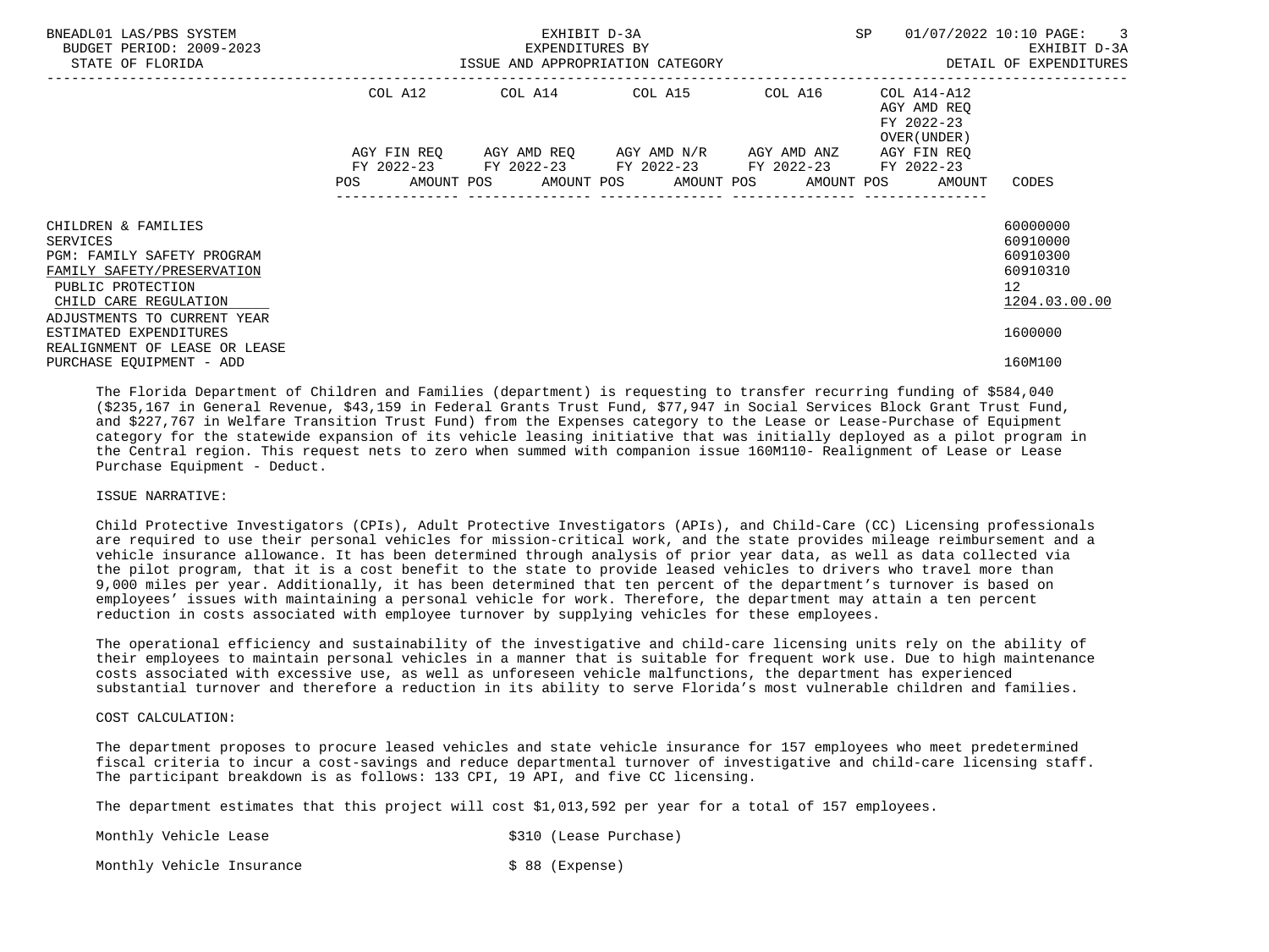| | COL A12 | | COL A14 | | COL A15 | | COL A16 | | COL A14-A12 AGY AMD REQ FY 2022-23 OVER(UNDER) | | |
|---|---|---|---|---|---|---|---|---|---|---|---|
| | AGY FIN REQ FY 2022-23 | | AGY AMD REQ FY 2022-23 | | AGY AMD N/R FY 2022-23 | | AGY AMD ANZ FY 2022-23 | | AGY FIN REQ FY 2022-23 | | |
| | POS | AMOUNT | POS | AMOUNT | POS | AMOUNT | POS | AMOUNT | POS | AMOUNT | CODES |
| CHILDREN & FAMILIES | | | | | | | | | | | 60000000 |
| SERVICES | | | | | | | | | | | 60910000 |
| PGM: FAMILY SAFETY PROGRAM | | | | | | | | | | | 60910300 |
| FAMILY SAFETY/PRESERVATION | | | | | | | | | | | 60910310 |
| PUBLIC PROTECTION | | | | | | | | | | | 12 |
| CHILD CARE REGULATION | | | | | | | | | | | 1204.03.00.00 |
| ADJUSTMENTS TO CURRENT YEAR ESTIMATED EXPENDITURES | | | | | | | | | | | 1600000 |
| REALIGNMENT OF LEASE OR LEASE PURCHASE EQUIPMENT - ADD | | | | | | | | | | | 160M100 |

The Florida Department of Children and Families (department) is requesting to transfer recurring funding of $584,040 ($235,167 in General Revenue, $43,159 in Federal Grants Trust Fund, $77,947 in Social Services Block Grant Trust Fund, and $227,767 in Welfare Transition Trust Fund) from the Expenses category to the Lease or Lease-Purchase of Equipment category for the statewide expansion of its vehicle leasing initiative that was initially deployed as a pilot program in the Central region. This request nets to zero when summed with companion issue 160M110- Realignment of Lease or Lease Purchase Equipment - Deduct.

ISSUE NARRATIVE:

Child Protective Investigators (CPIs), Adult Protective Investigators (APIs), and Child-Care (CC) Licensing professionals are required to use their personal vehicles for mission-critical work, and the state provides mileage reimbursement and a vehicle insurance allowance. It has been determined through analysis of prior year data, as well as data collected via the pilot program, that it is a cost benefit to the state to provide leased vehicles to drivers who travel more than 9,000 miles per year. Additionally, it has been determined that ten percent of the department's turnover is based on employees' issues with maintaining a personal vehicle for work. Therefore, the department may attain a ten percent reduction in costs associated with employee turnover by supplying vehicles for these employees.

The operational efficiency and sustainability of the investigative and child-care licensing units rely on the ability of their employees to maintain personal vehicles in a manner that is suitable for frequent work use. Due to high maintenance costs associated with excessive use, as well as unforeseen vehicle malfunctions, the department has experienced substantial turnover and therefore a reduction in its ability to serve Florida's most vulnerable children and families.

COST CALCULATION:

The department proposes to procure leased vehicles and state vehicle insurance for 157 employees who meet predetermined fiscal criteria to incur a cost-savings and reduce departmental turnover of investigative and child-care licensing staff. The participant breakdown is as follows: 133 CPI, 19 API, and five CC licensing.

The department estimates that this project will cost $1,013,592 per year for a total of 157 employees.

| | |
|---|---|
| Monthly Vehicle Lease | $310 (Lease Purchase) |
| Monthly Vehicle Insurance | $ 88 (Expense) |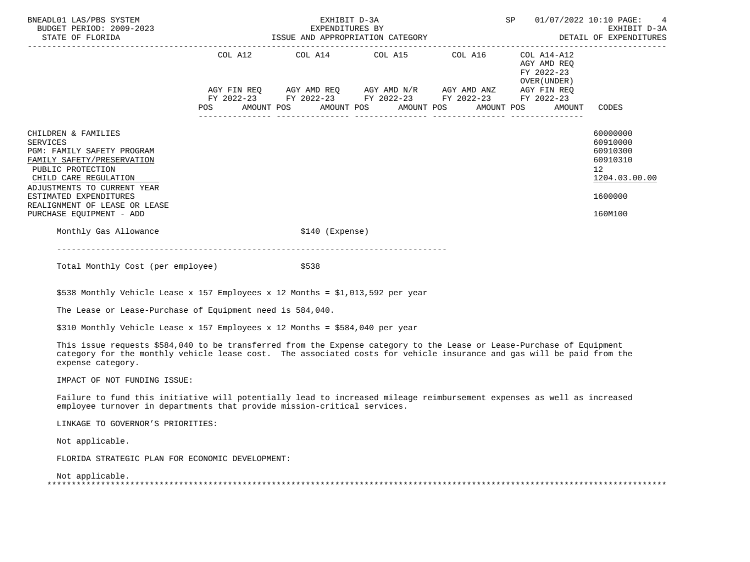| | COL A12 | | COL A14 | | COL A15 | | COL A16 | | COL A14-A12 AGY AMD REQ FY 2022-23 OVER(UNDER) AGY FIN REQ FY 2022-23 | | |
|---|---|---|---|---|---|---|---|---|---|---|---|
| | AGY FIN REQ FY 2022-23 | | AGY AMD REQ FY 2022-23 | | AGY AMD N/R FY 2022-23 | | AGY AMD ANZ FY 2022-23 | | | | |
| | POS | AMOUNT | POS | AMOUNT | POS | AMOUNT | POS | AMOUNT | POS | AMOUNT | CODES |
| CHILDREN & FAMILIES | | | | | | | | | | | 60000000 |
| SERVICES | | | | | | | | | | | 60910000 |
| PGM: FAMILY SAFETY PROGRAM | | | | | | | | | | | 60910300 |
| FAMILY SAFETY/PRESERVATION | | | | | | | | | | | 60910310 |
| PUBLIC PROTECTION | | | | | | | | | | | 12 |
| CHILD CARE REGULATION | | | | | | | | | | | 1204.03.00.00 |
| ADJUSTMENTS TO CURRENT YEAR ESTIMATED EXPENDITURES | | | | | | | | | | | 1600000 |
| REALIGNMENT OF LEASE OR LEASE PURCHASE EQUIPMENT - ADD | | | | | | | | | | | 160M100 |

Monthly Gas Allowance $140 (Expense)

---

Total Monthly Cost (per employee) $538

$538 Monthly Vehicle Lease x 157 Employees x 12 Months = $1,013,592 per year

The Lease or Lease-Purchase of Equipment need is 584,040.

$310 Monthly Vehicle Lease x 157 Employees x 12 Months = $584,040 per year

This issue requests $584,040 to be transferred from the Expense category to the Lease or Lease-Purchase of Equipment category for the monthly vehicle lease cost. The associated costs for vehicle insurance and gas will be paid from the expense category.

IMPACT OF NOT FUNDING ISSUE:

Failure to fund this initiative will potentially lead to increased mileage reimbursement expenses as well as increased employee turnover in departments that provide mission-critical services.

LINKAGE TO GOVERNOR'S PRIORITIES:

Not applicable.

FLORIDA STRATEGIC PLAN FOR ECONOMIC DEVELOPMENT:

Not applicable.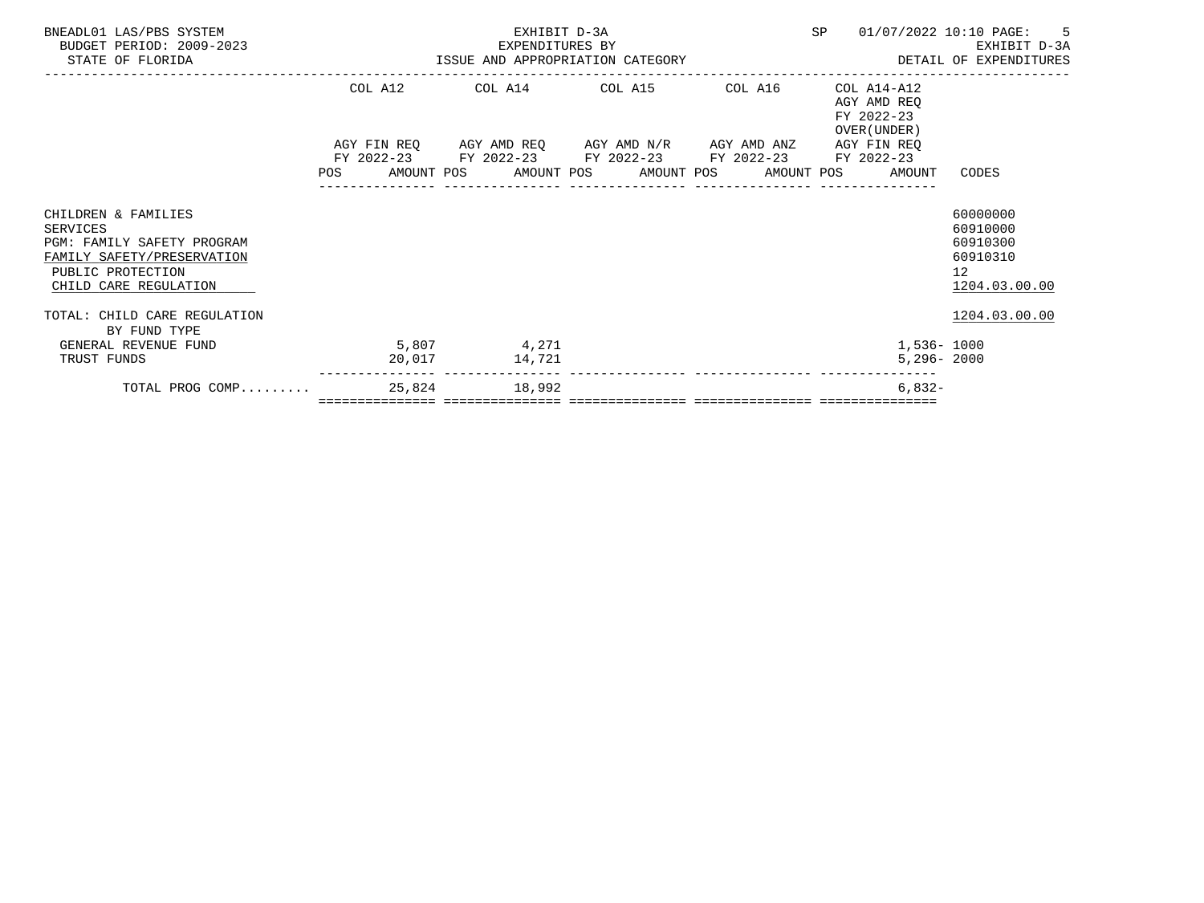BNEADL01 LAS/PBS SYSTEM
BUDGET PERIOD: 2009-2023
STATE OF FLORIDA

EXHIBIT D-3A
EXPENDITURES BY
ISSUE AND APPROPRIATION CATEGORY

SP 01/07/2022 10:10

EXHIBIT D-3A
DETAIL OF EXPENDITURES

| | COL A12 AGY FIN REQ FY 2022-23 POS AMOUNT | COL A14 AGY AMD REQ FY 2022-23 POS AMOUNT | COL A15 AGY AMD N/R FY 2022-23 POS AMOUNT | COL A16 AGY AMD ANZ FY 2022-23 POS AMOUNT | COL A14-A12 AGY AMD REQ FY 2022-23 OVER(UNDER) AGY FIN REQ FY 2022-23 POS AMOUNT | CODES |
|---|---|---|---|---|---|---|
| CHILDREN & FAMILIES | | | | | | 60000000 |
| SERVICES | | | | | | 60910000 |
| PGM: FAMILY SAFETY PROGRAM | | | | | | 60910300 |
| FAMILY SAFETY/PRESERVATION | | | | | | 60910310 |
| PUBLIC PROTECTION | | | | | | 12 |
| CHILD CARE REGULATION | | | | | | 1204.03.00.00 |
| TOTAL: CHILD CARE REGULATION | | | | | | 1204.03.00.00 |
| BY FUND TYPE | | | | | | |
| GENERAL REVENUE FUND | 5,807 | 4,271 | | | 1,536- | 1000 |
| TRUST FUNDS | 20,017 | 14,721 | | | 5,296- | 2000 |
| TOTAL PROG COMP......... | 25,824 | 18,992 | | | 6,832- | |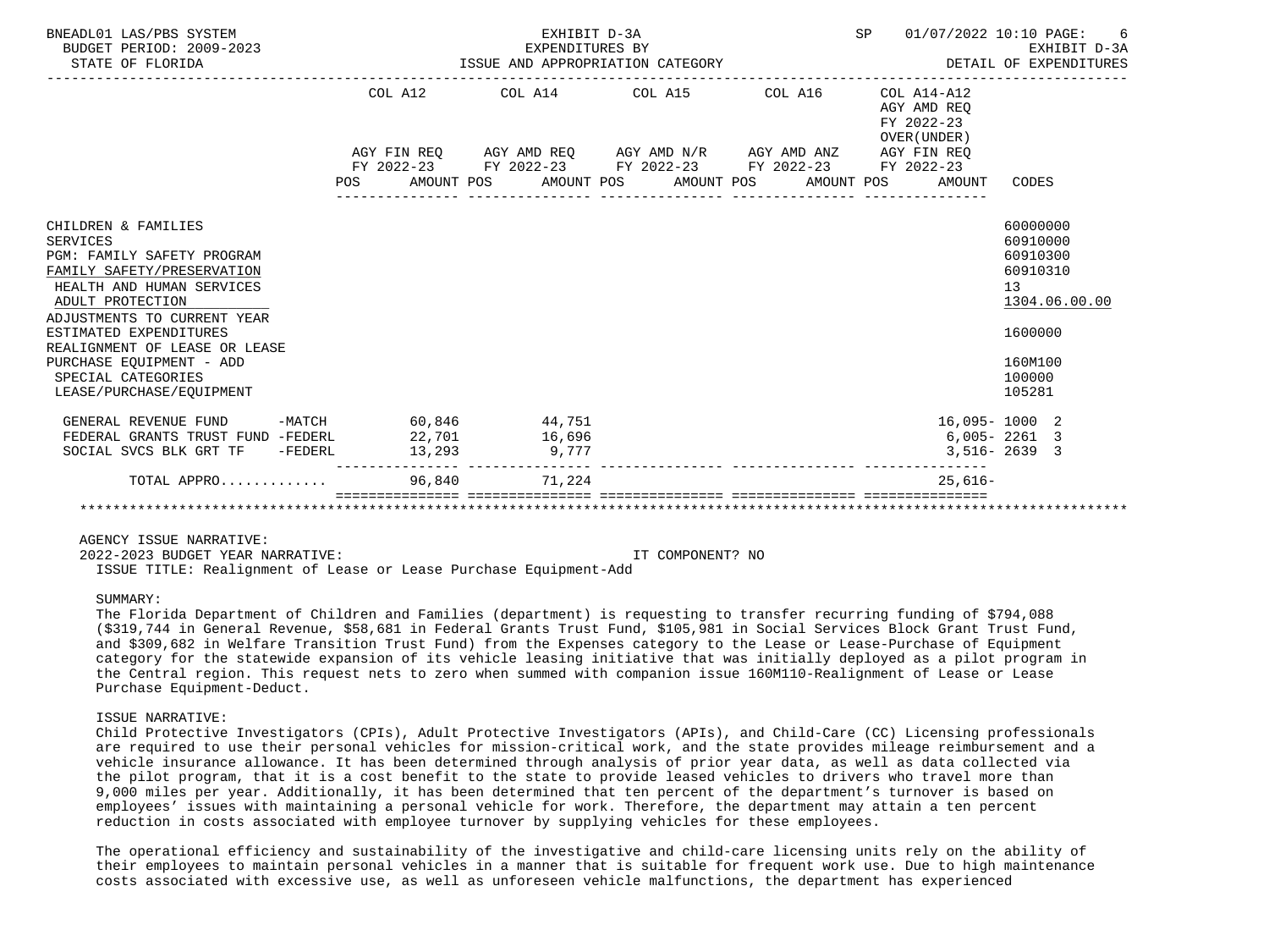BNEADL01 LAS/PBS SYSTEM — EXHIBIT D-3A — EXPENDITURES BY ISSUE AND APPROPRIATION CATEGORY — BUDGET PERIOD: 2009-2023 — STATE OF FLORIDA — SP 01/07/2022 10:10 — EXHIBIT D-3A DETAIL OF EXPENDITURES

| | COL A12 AGY FIN REQ FY 2022-23 POS AMOUNT | COL A14 AGY AMD REQ FY 2022-23 POS AMOUNT | COL A15 AGY AMD N/R FY 2022-23 POS AMOUNT | COL A16 AGY AMD ANZ FY 2022-23 POS AMOUNT | COL A14-A12 AGY AMD REQ FY 2022-23 OVER(UNDER) AGY FIN REQ FY 2022-23 POS AMOUNT | CODES |
|---|---|---|---|---|---|---|
| CHILDREN & FAMILIES | | | | | | 60000000 |
| SERVICES | | | | | | 60910000 |
| PGM: FAMILY SAFETY PROGRAM | | | | | | 60910300 |
| FAMILY SAFETY/PRESERVATION | | | | | | 60910310 |
| HEALTH AND HUMAN SERVICES | | | | | | 13 |
| ADULT PROTECTION | | | | | | 1304.06.00.00 |
| ADJUSTMENTS TO CURRENT YEAR ESTIMATED EXPENDITURES | | | | | | 1600000 |
| REALIGNMENT OF LEASE OR LEASE PURCHASE EQUIPMENT - ADD | | | | | | 160M100 |
| SPECIAL CATEGORIES | | | | | | 100000 |
| LEASE/PURCHASE/EQUIPMENT | | | | | | 105281 |
| GENERAL REVENUE FUND -MATCH | 60,846 | 44,751 | | | 16,095- | 1000 2 |
| FEDERAL GRANTS TRUST FUND -FEDERL | 22,701 | 16,696 | | | 6,005- | 2261 3 |
| SOCIAL SVCS BLK GRT TF -FEDERL | 13,293 | 9,777 | | | 3,516- | 2639 3 |
| TOTAL APPRO............ | 96,840 | 71,224 | | | 25,616- | |

AGENCY ISSUE NARRATIVE:

2022-2023 BUDGET YEAR NARRATIVE: IT COMPONENT? NO

ISSUE TITLE: Realignment of Lease or Lease Purchase Equipment-Add

SUMMARY:

The Florida Department of Children and Families (department) is requesting to transfer recurring funding of $794,088 ($319,744 in General Revenue, $58,681 in Federal Grants Trust Fund, $105,981 in Social Services Block Grant Trust Fund, and $309,682 in Welfare Transition Trust Fund) from the Expenses category to the Lease or Lease-Purchase of Equipment category for the statewide expansion of its vehicle leasing initiative that was initially deployed as a pilot program in the Central region. This request nets to zero when summed with companion issue 160M110-Realignment of Lease or Lease Purchase Equipment-Deduct.

ISSUE NARRATIVE:

Child Protective Investigators (CPIs), Adult Protective Investigators (APIs), and Child-Care (CC) Licensing professionals are required to use their personal vehicles for mission-critical work, and the state provides mileage reimbursement and a vehicle insurance allowance. It has been determined through analysis of prior year data, as well as data collected via the pilot program, that it is a cost benefit to the state to provide leased vehicles to drivers who travel more than 9,000 miles per year. Additionally, it has been determined that ten percent of the department's turnover is based on employees' issues with maintaining a personal vehicle for work. Therefore, the department may attain a ten percent reduction in costs associated with employee turnover by supplying vehicles for these employees.

The operational efficiency and sustainability of the investigative and child-care licensing units rely on the ability of their employees to maintain personal vehicles in a manner that is suitable for frequent work use. Due to high maintenance costs associated with excessive use, as well as unforeseen vehicle malfunctions, the department has experienced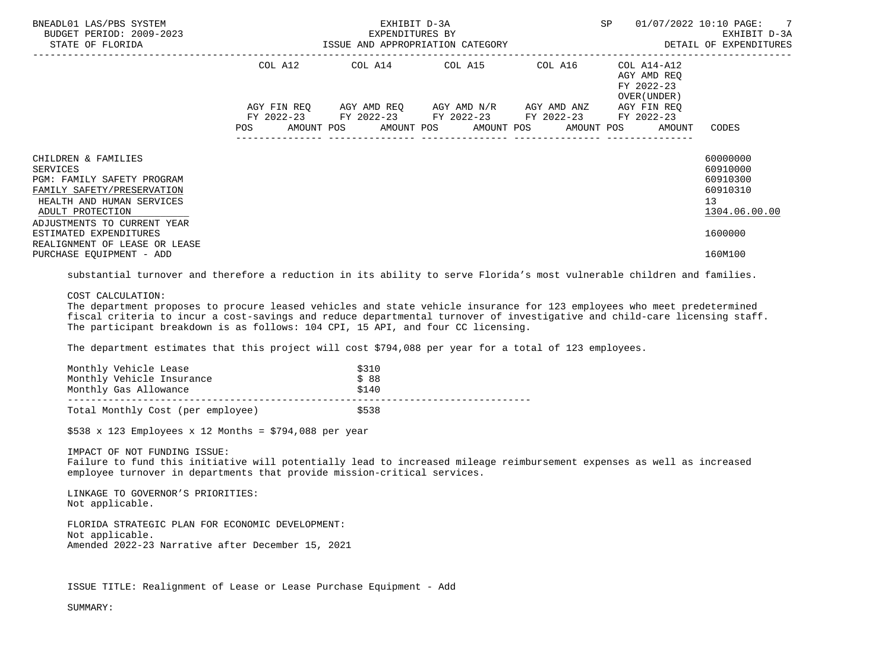| | COL A12 | | COL A14 | | COL A15 | | COL A16 | | COL A14-A12 AGY AMD REQ FY 2022-23 OVER(UNDER) AGY FIN REQ | | |
|---|---|---|---|---|---|---|---|---|---|---|---|
| | AGY FIN REQ FY 2022-23 | | AGY AMD REQ FY 2022-23 | | AGY AMD N/R FY 2022-23 | | AGY AMD ANZ FY 2022-23 | | FY 2022-23 | | |
| | POS | AMOUNT | POS | AMOUNT | POS | AMOUNT | POS | AMOUNT | POS | AMOUNT | CODES |
| CHILDREN & FAMILIES | | | | | | | | | | | 60000000 |
| SERVICES | | | | | | | | | | | 60910000 |
| PGM: FAMILY SAFETY PROGRAM | | | | | | | | | | | 60910300 |
| FAMILY SAFETY/PRESERVATION | | | | | | | | | | | 60910310 |
| HEALTH AND HUMAN SERVICES | | | | | | | | | | | 13 |
| ADULT PROTECTION | | | | | | | | | | | 1304.06.00.00 |
| ADJUSTMENTS TO CURRENT YEAR ESTIMATED EXPENDITURES | | | | | | | | | | | 1600000 |
| REALIGNMENT OF LEASE OR LEASE PURCHASE EQUIPMENT - ADD | | | | | | | | | | | 160M100 |

substantial turnover and therefore a reduction in its ability to serve Florida's most vulnerable children and families.

COST CALCULATION:
The department proposes to procure leased vehicles and state vehicle insurance for 123 employees who meet predetermined fiscal criteria to incur a cost-savings and reduce departmental turnover of investigative and child-care licensing staff. The participant breakdown is as follows: 104 CPI, 15 API, and four CC licensing.

The department estimates that this project will cost $794,088 per year for a total of 123 employees.

| | |
|---|---|
| Monthly Vehicle Lease | $310 |
| Monthly Vehicle Insurance | $ 88 |
| Monthly Gas Allowance | $140 |
| Total Monthly Cost (per employee) | $538 |

$538 x 123 Employees x 12 Months = $794,088 per year

IMPACT OF NOT FUNDING ISSUE:
Failure to fund this initiative will potentially lead to increased mileage reimbursement expenses as well as increased employee turnover in departments that provide mission-critical services.

LINKAGE TO GOVERNOR'S PRIORITIES:
Not applicable.

FLORIDA STRATEGIC PLAN FOR ECONOMIC DEVELOPMENT:
Not applicable.
Amended 2022-23 Narrative after December 15, 2021

ISSUE TITLE: Realignment of Lease or Lease Purchase Equipment - Add

SUMMARY: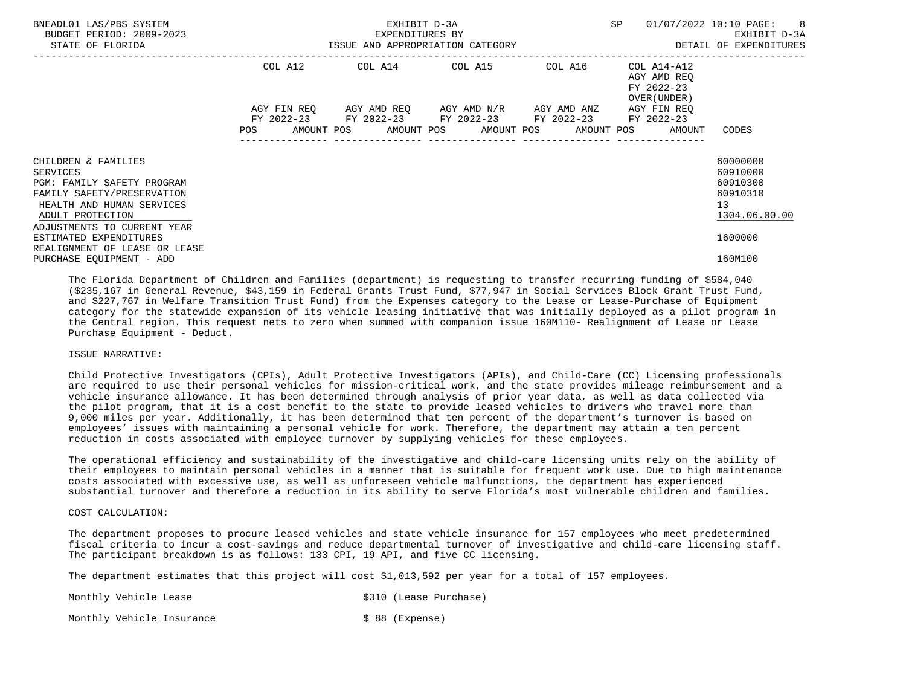EXHIBIT D-3A
EXPENDITURES BY
ISSUE AND APPROPRIATION CATEGORY

| | COL A12 AGY FIN REQ FY 2022-23 POS AMOUNT | COL A14 AGY AMD REQ FY 2022-23 POS AMOUNT | COL A15 AGY AMD N/R FY 2022-23 POS AMOUNT | COL A16 AGY AMD ANZ FY 2022-23 POS AMOUNT | COL A14-A12 AGY AMD REQ FY 2022-23 OVER(UNDER) AGY FIN REQ FY 2022-23 POS AMOUNT | CODES |
|---|---|---|---|---|---|---|
| CHILDREN & FAMILIES | | | | | | 60000000 |
| SERVICES | | | | | | 60910000 |
| PGM: FAMILY SAFETY PROGRAM | | | | | | 60910300 |
| FAMILY SAFETY/PRESERVATION | | | | | | 60910310 |
| HEALTH AND HUMAN SERVICES | | | | | | 13 |
| ADULT PROTECTION | | | | | | 1304.06.00.00 |
| ADJUSTMENTS TO CURRENT YEAR ESTIMATED EXPENDITURES | | | | | | 1600000 |
| REALIGNMENT OF LEASE OR LEASE PURCHASE EQUIPMENT - ADD | | | | | | 160M100 |

The Florida Department of Children and Families (department) is requesting to transfer recurring funding of $584,040 ($235,167 in General Revenue, $43,159 in Federal Grants Trust Fund, $77,947 in Social Services Block Grant Trust Fund, and $227,767 in Welfare Transition Trust Fund) from the Expenses category to the Lease or Lease-Purchase of Equipment category for the statewide expansion of its vehicle leasing initiative that was initially deployed as a pilot program in the Central region. This request nets to zero when summed with companion issue 160M110- Realignment of Lease or Lease Purchase Equipment - Deduct.

ISSUE NARRATIVE:

Child Protective Investigators (CPIs), Adult Protective Investigators (APIs), and Child-Care (CC) Licensing professionals are required to use their personal vehicles for mission-critical work, and the state provides mileage reimbursement and a vehicle insurance allowance. It has been determined through analysis of prior year data, as well as data collected via the pilot program, that it is a cost benefit to the state to provide leased vehicles to drivers who travel more than 9,000 miles per year. Additionally, it has been determined that ten percent of the department's turnover is based on employees' issues with maintaining a personal vehicle for work. Therefore, the department may attain a ten percent reduction in costs associated with employee turnover by supplying vehicles for these employees.

The operational efficiency and sustainability of the investigative and child-care licensing units rely on the ability of their employees to maintain personal vehicles in a manner that is suitable for frequent work use. Due to high maintenance costs associated with excessive use, as well as unforeseen vehicle malfunctions, the department has experienced substantial turnover and therefore a reduction in its ability to serve Florida's most vulnerable children and families.

COST CALCULATION:

The department proposes to procure leased vehicles and state vehicle insurance for 157 employees who meet predetermined fiscal criteria to incur a cost-savings and reduce departmental turnover of investigative and child-care licensing staff. The participant breakdown is as follows: 133 CPI, 19 API, and five CC licensing.

The department estimates that this project will cost $1,013,592 per year for a total of 157 employees.

| | |
|---|---|
| Monthly Vehicle Lease | $310 (Lease Purchase) |
| Monthly Vehicle Insurance | $ 88 (Expense) |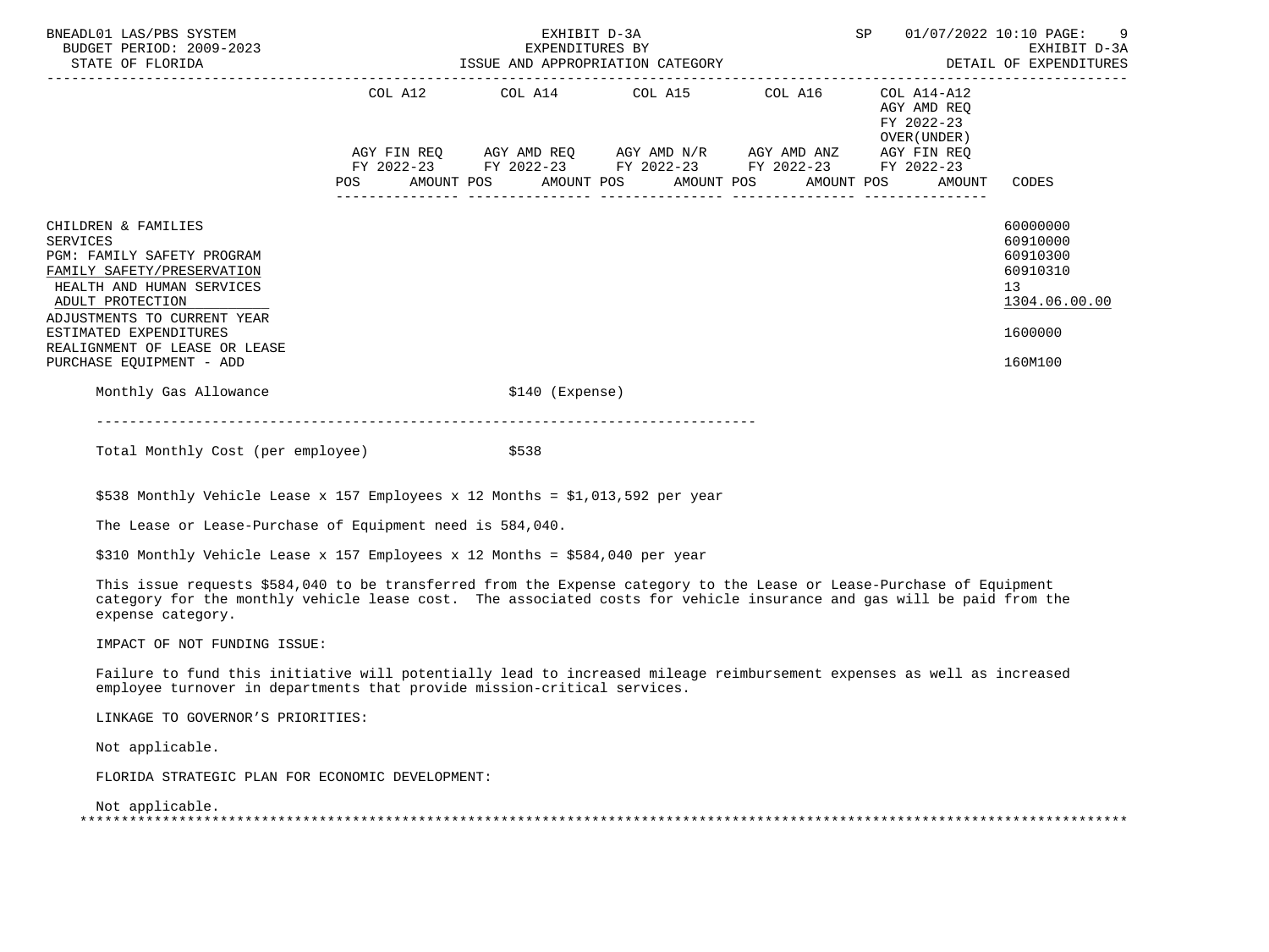| | COL A12 | COL A14 | COL A15 | COL A16 | COL A14-A12 AGY AMD REQ FY 2022-23 OVER(UNDER) | |
|---|---|---|---|---|---|---|
| | AGY FIN REQ FY 2022-23 | AGY AMD REQ FY 2022-23 | AGY AMD N/R FY 2022-23 | AGY AMD ANZ FY 2022-23 | AGY FIN REQ FY 2022-23 | |
| | POS AMOUNT | POS AMOUNT | POS AMOUNT | POS AMOUNT | POS AMOUNT | CODES |
| CHILDREN & FAMILIES | | | | | | 60000000 |
| SERVICES | | | | | | 60910000 |
| PGM: FAMILY SAFETY PROGRAM | | | | | | 60910300 |
| FAMILY SAFETY/PRESERVATION | | | | | | 60910310 |
| HEALTH AND HUMAN SERVICES | | | | | | 13 |
| ADULT PROTECTION | | | | | | 1304.06.00.00 |
| ADJUSTMENTS TO CURRENT YEAR ESTIMATED EXPENDITURES | | | | | | 1600000 |
| REALIGNMENT OF LEASE OR LEASE PURCHASE EQUIPMENT - ADD | | | | | | 160M100 |

Monthly Gas Allowance $140 (Expense)

---

Total Monthly Cost (per employee) $538

$538 Monthly Vehicle Lease x 157 Employees x 12 Months = $1,013,592 per year

The Lease or Lease-Purchase of Equipment need is 584,040.

$310 Monthly Vehicle Lease x 157 Employees x 12 Months = $584,040 per year

This issue requests $584,040 to be transferred from the Expense category to the Lease or Lease-Purchase of Equipment category for the monthly vehicle lease cost. The associated costs for vehicle insurance and gas will be paid from the expense category.

IMPACT OF NOT FUNDING ISSUE:

Failure to fund this initiative will potentially lead to increased mileage reimbursement expenses as well as increased employee turnover in departments that provide mission-critical services.

LINKAGE TO GOVERNOR'S PRIORITIES:

Not applicable.

FLORIDA STRATEGIC PLAN FOR ECONOMIC DEVELOPMENT:

Not applicable.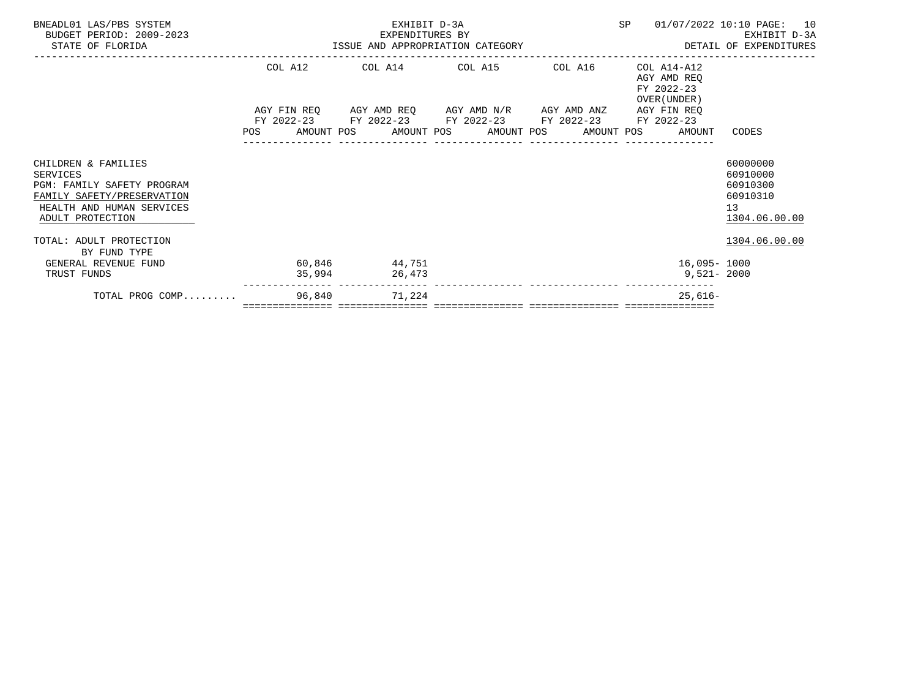BNEADL01 LAS/PBS SYSTEM
BUDGET PERIOD: 2009-2023
STATE OF FLORIDA

EXHIBIT D-3A
EXPENDITURES BY
ISSUE AND APPROPRIATION CATEGORY

SP 01/07/2022 10:10

EXHIBIT D-3A
DETAIL OF EXPENDITURES

| | COL A12 AGY FIN REQ FY 2022-23 POS AMOUNT | COL A14 AGY AMD REQ FY 2022-23 POS AMOUNT | COL A15 AGY AMD N/R FY 2022-23 POS AMOUNT | COL A16 AGY AMD ANZ FY 2022-23 POS AMOUNT | COL A14-A12 AGY AMD REQ FY 2022-23 OVER(UNDER) AGY FIN REQ FY 2022-23 POS AMOUNT | CODES |
|---|---|---|---|---|---|---|
| CHILDREN & FAMILIES | | | | | | 60000000 |
| SERVICES | | | | | | 60910000 |
| PGM: FAMILY SAFETY PROGRAM | | | | | | 60910300 |
| FAMILY SAFETY/PRESERVATION | | | | | | 60910310 |
| HEALTH AND HUMAN SERVICES | | | | | | 13 |
| ADULT PROTECTION | | | | | | 1304.06.00.00 |
| TOTAL: ADULT PROTECTION | | | | | | 1304.06.00.00 |
| BY FUND TYPE | | | | | | |
| GENERAL REVENUE FUND | 60,846 | 44,751 | | | 16,095- | 1000 |
| TRUST FUNDS | 35,994 | 26,473 | | | 9,521- | 2000 |
| TOTAL PROG COMP......... | 96,840 | 71,224 | | | 25,616- | |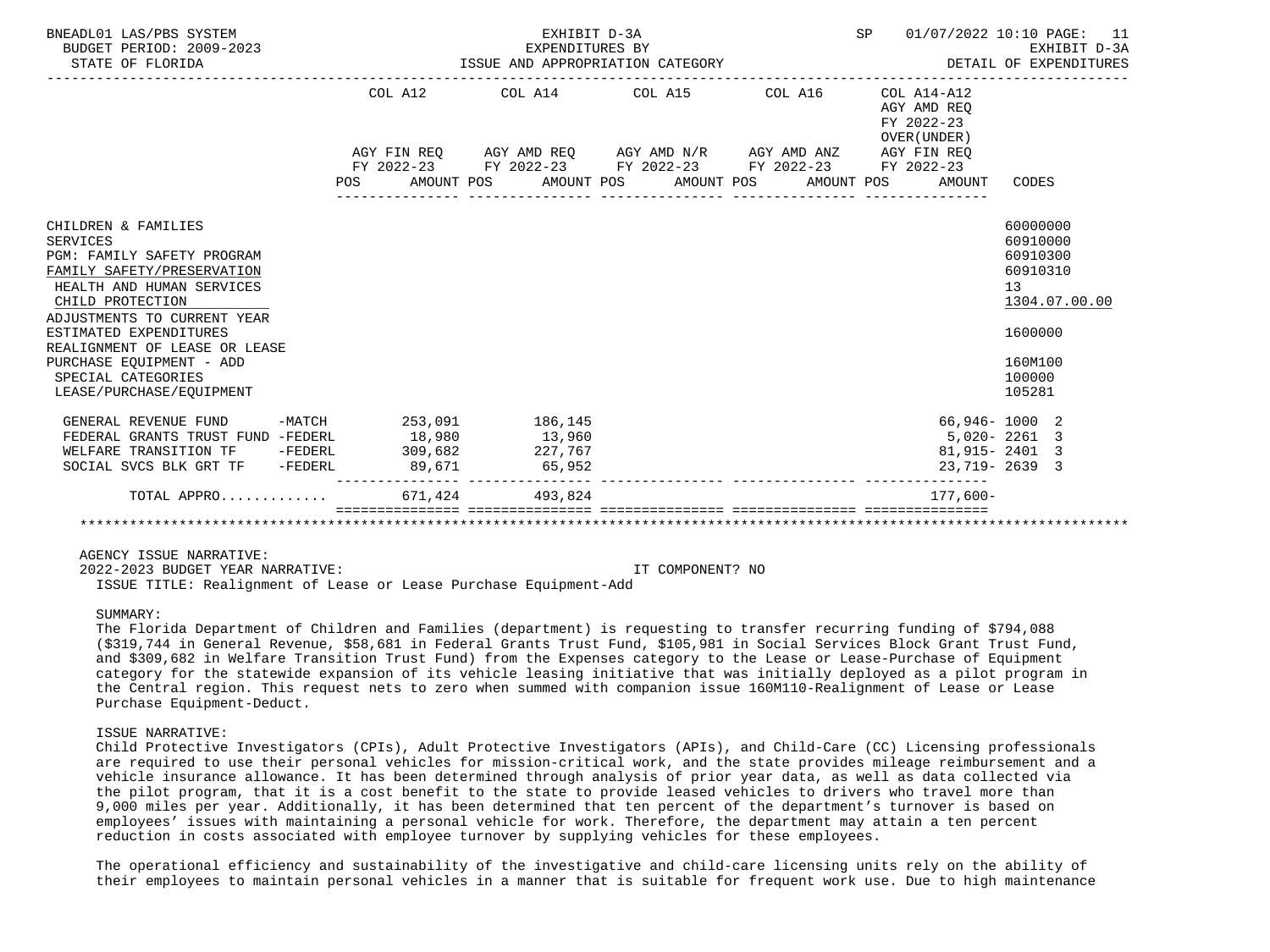| | COL A12 AGY FIN REQ FY 2022-23 POS AMOUNT | COL A14 AGY AMD REQ FY 2022-23 POS AMOUNT | COL A15 AGY AMD N/R FY 2022-23 POS AMOUNT | COL A16 AGY AMD ANZ FY 2022-23 POS AMOUNT | COL A14-A12 AGY AMD REQ FY 2022-23 OVER(UNDER) AGY FIN REQ FY 2022-23 POS AMOUNT | CODES |
|---|---|---|---|---|---|---|
| CHILDREN & FAMILIES | | | | | | 60000000 |
| SERVICES | | | | | | 60910000 |
| PGM: FAMILY SAFETY PROGRAM | | | | | | 60910300 |
| FAMILY SAFETY/PRESERVATION | | | | | | 60910310 |
| HEALTH AND HUMAN SERVICES | | | | | | 13 |
| CHILD PROTECTION | | | | | | 1304.07.00.00 |
| ADJUSTMENTS TO CURRENT YEAR ESTIMATED EXPENDITURES | | | | | | 1600000 |
| REALIGNMENT OF LEASE OR LEASE PURCHASE EQUIPMENT - ADD | | | | | | 160M100 |
| SPECIAL CATEGORIES | | | | | | 100000 |
| LEASE/PURCHASE/EQUIPMENT | | | | | | 105281 |
| GENERAL REVENUE FUND -MATCH | 253,091 | 186,145 | | | 66,946- | 1000 2 |
| FEDERAL GRANTS TRUST FUND -FEDERL | 18,980 | 13,960 | | | 5,020- | 2261 3 |
| WELFARE TRANSITION TF -FEDERL | 309,682 | 227,767 | | | 81,915- | 2401 3 |
| SOCIAL SVCS BLK GRT TF -FEDERL | 89,671 | 65,952 | | | 23,719- | 2639 3 |
| TOTAL APPRO............ | 671,424 | 493,824 | | | 177,600- | |

AGENCY ISSUE NARRATIVE:

2022-2023 BUDGET YEAR NARRATIVE: IT COMPONENT? NO

ISSUE TITLE: Realignment of Lease or Lease Purchase Equipment-Add

SUMMARY:

The Florida Department of Children and Families (department) is requesting to transfer recurring funding of $794,088 ($319,744 in General Revenue, $58,681 in Federal Grants Trust Fund, $105,981 in Social Services Block Grant Trust Fund, and $309,682 in Welfare Transition Trust Fund) from the Expenses category to the Lease or Lease-Purchase of Equipment category for the statewide expansion of its vehicle leasing initiative that was initially deployed as a pilot program in the Central region. This request nets to zero when summed with companion issue 160M110-Realignment of Lease or Lease Purchase Equipment-Deduct.

ISSUE NARRATIVE:

Child Protective Investigators (CPIs), Adult Protective Investigators (APIs), and Child-Care (CC) Licensing professionals are required to use their personal vehicles for mission-critical work, and the state provides mileage reimbursement and a vehicle insurance allowance. It has been determined through analysis of prior year data, as well as data collected via the pilot program, that it is a cost benefit to the state to provide leased vehicles to drivers who travel more than 9,000 miles per year. Additionally, it has been determined that ten percent of the department's turnover is based on employees' issues with maintaining a personal vehicle for work. Therefore, the department may attain a ten percent reduction in costs associated with employee turnover by supplying vehicles for these employees.

The operational efficiency and sustainability of the investigative and child-care licensing units rely on the ability of their employees to maintain personal vehicles in a manner that is suitable for frequent work use. Due to high maintenance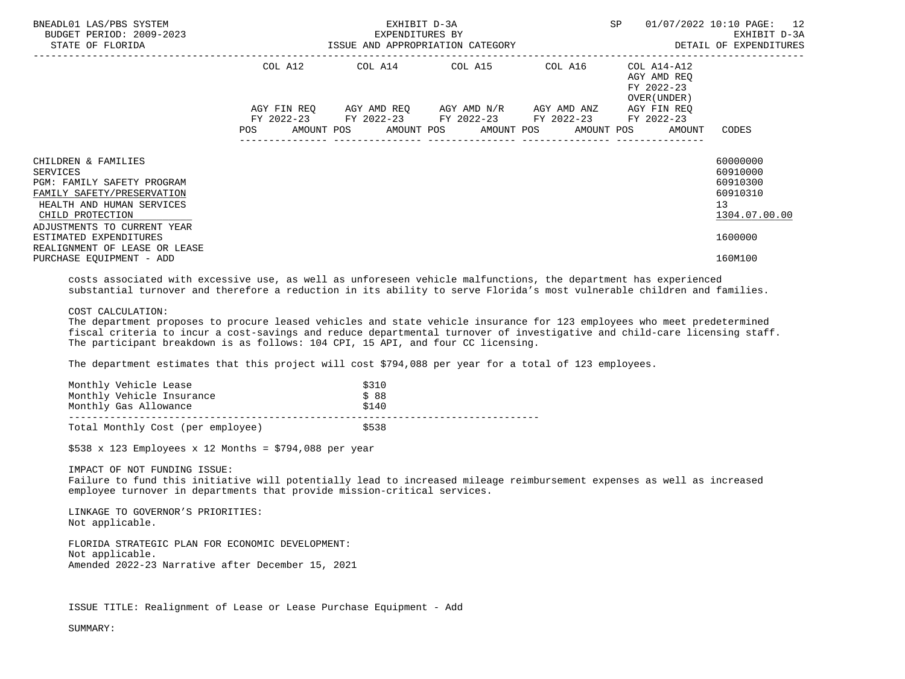| | COL A12 AGY FIN REQ FY 2022-23 POS AMOUNT | COL A14 AGY AMD REQ FY 2022-23 POS AMOUNT | COL A15 AGY AMD N/R FY 2022-23 POS AMOUNT | COL A16 AGY AMD ANZ FY 2022-23 POS AMOUNT | COL A14-A12 AGY AMD REQ FY 2022-23 OVER(UNDER) AGY FIN REQ FY 2022-23 POS AMOUNT | CODES |
|---|---|---|---|---|---|---|
| CHILDREN & FAMILIES | | | | | | 60000000 |
| SERVICES | | | | | | 60910000 |
| PGM: FAMILY SAFETY PROGRAM | | | | | | 60910300 |
| FAMILY SAFETY/PRESERVATION | | | | | | 60910310 |
| HEALTH AND HUMAN SERVICES | | | | | | 13 |
| CHILD PROTECTION | | | | | | 1304.07.00.00 |
| ADJUSTMENTS TO CURRENT YEAR ESTIMATED EXPENDITURES | | | | | | 1600000 |
| REALIGNMENT OF LEASE OR LEASE PURCHASE EQUIPMENT - ADD | | | | | | 160M100 |

costs associated with excessive use, as well as unforeseen vehicle malfunctions, the department has experienced substantial turnover and therefore a reduction in its ability to serve Florida's most vulnerable children and families.

COST CALCULATION:
The department proposes to procure leased vehicles and state vehicle insurance for 123 employees who meet predetermined fiscal criteria to incur a cost-savings and reduce departmental turnover of investigative and child-care licensing staff. The participant breakdown is as follows: 104 CPI, 15 API, and four CC licensing.

The department estimates that this project will cost $794,088 per year for a total of 123 employees.

| | |
|---|---|
| Monthly Vehicle Lease | $310 |
| Monthly Vehicle Insurance | $ 88 |
| Monthly Gas Allowance | $140 |
| Total Monthly Cost (per employee) | $538 |

$538 x 123 Employees x 12 Months = $794,088 per year

IMPACT OF NOT FUNDING ISSUE:
Failure to fund this initiative will potentially lead to increased mileage reimbursement expenses as well as increased employee turnover in departments that provide mission-critical services.

LINKAGE TO GOVERNOR'S PRIORITIES:
Not applicable.

FLORIDA STRATEGIC PLAN FOR ECONOMIC DEVELOPMENT:
Not applicable.
Amended 2022-23 Narrative after December 15, 2021

ISSUE TITLE: Realignment of Lease or Lease Purchase Equipment - Add

SUMMARY: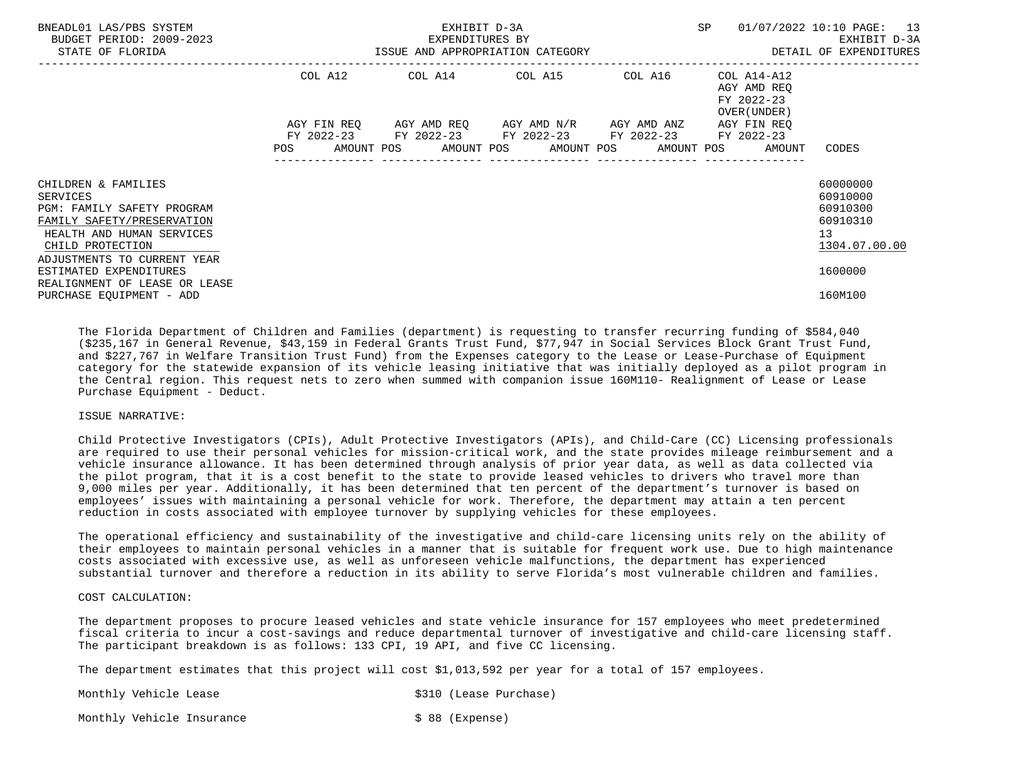| | COL A12 | | COL A14 | | COL A15 | | COL A16 | | COL A14-A12 AGY AMD REQ FY 2022-23 OVER(UNDER) | | |
|---|---|---|---|---|---|---|---|---|---|---|---|
| | AGY FIN REQ FY 2022-23 | | AGY AMD REQ FY 2022-23 | | AGY AMD N/R FY 2022-23 | | AGY AMD ANZ FY 2022-23 | | AGY FIN REQ FY 2022-23 | | |
| | POS | AMOUNT | POS | AMOUNT | POS | AMOUNT | POS | AMOUNT | POS | AMOUNT | CODES |
| CHILDREN & FAMILIES | | | | | | | | | | | 60000000 |
| SERVICES | | | | | | | | | | | 60910000 |
| PGM: FAMILY SAFETY PROGRAM | | | | | | | | | | | 60910300 |
| FAMILY SAFETY/PRESERVATION | | | | | | | | | | | 60910310 |
| HEALTH AND HUMAN SERVICES | | | | | | | | | | | 13 |
| CHILD PROTECTION | | | | | | | | | | | 1304.07.00.00 |
| ADJUSTMENTS TO CURRENT YEAR ESTIMATED EXPENDITURES | | | | | | | | | | | 1600000 |
| REALIGNMENT OF LEASE OR LEASE PURCHASE EQUIPMENT - ADD | | | | | | | | | | | 160M100 |

The Florida Department of Children and Families (department) is requesting to transfer recurring funding of $584,040 ($235,167 in General Revenue, $43,159 in Federal Grants Trust Fund, $77,947 in Social Services Block Grant Trust Fund, and $227,767 in Welfare Transition Trust Fund) from the Expenses category to the Lease or Lease-Purchase of Equipment category for the statewide expansion of its vehicle leasing initiative that was initially deployed as a pilot program in the Central region. This request nets to zero when summed with companion issue 160M110- Realignment of Lease or Lease Purchase Equipment - Deduct.

ISSUE NARRATIVE:

Child Protective Investigators (CPIs), Adult Protective Investigators (APIs), and Child-Care (CC) Licensing professionals are required to use their personal vehicles for mission-critical work, and the state provides mileage reimbursement and a vehicle insurance allowance. It has been determined through analysis of prior year data, as well as data collected via the pilot program, that it is a cost benefit to the state to provide leased vehicles to drivers who travel more than 9,000 miles per year. Additionally, it has been determined that ten percent of the department's turnover is based on employees' issues with maintaining a personal vehicle for work. Therefore, the department may attain a ten percent reduction in costs associated with employee turnover by supplying vehicles for these employees.

The operational efficiency and sustainability of the investigative and child-care licensing units rely on the ability of their employees to maintain personal vehicles in a manner that is suitable for frequent work use. Due to high maintenance costs associated with excessive use, as well as unforeseen vehicle malfunctions, the department has experienced substantial turnover and therefore a reduction in its ability to serve Florida's most vulnerable children and families.

COST CALCULATION:

The department proposes to procure leased vehicles and state vehicle insurance for 157 employees who meet predetermined fiscal criteria to incur a cost-savings and reduce departmental turnover of investigative and child-care licensing staff. The participant breakdown is as follows: 133 CPI, 19 API, and five CC licensing.

The department estimates that this project will cost $1,013,592 per year for a total of 157 employees.

| | |
|---|---|
| Monthly Vehicle Lease | $310 (Lease Purchase) |
| Monthly Vehicle Insurance | $ 88 (Expense) |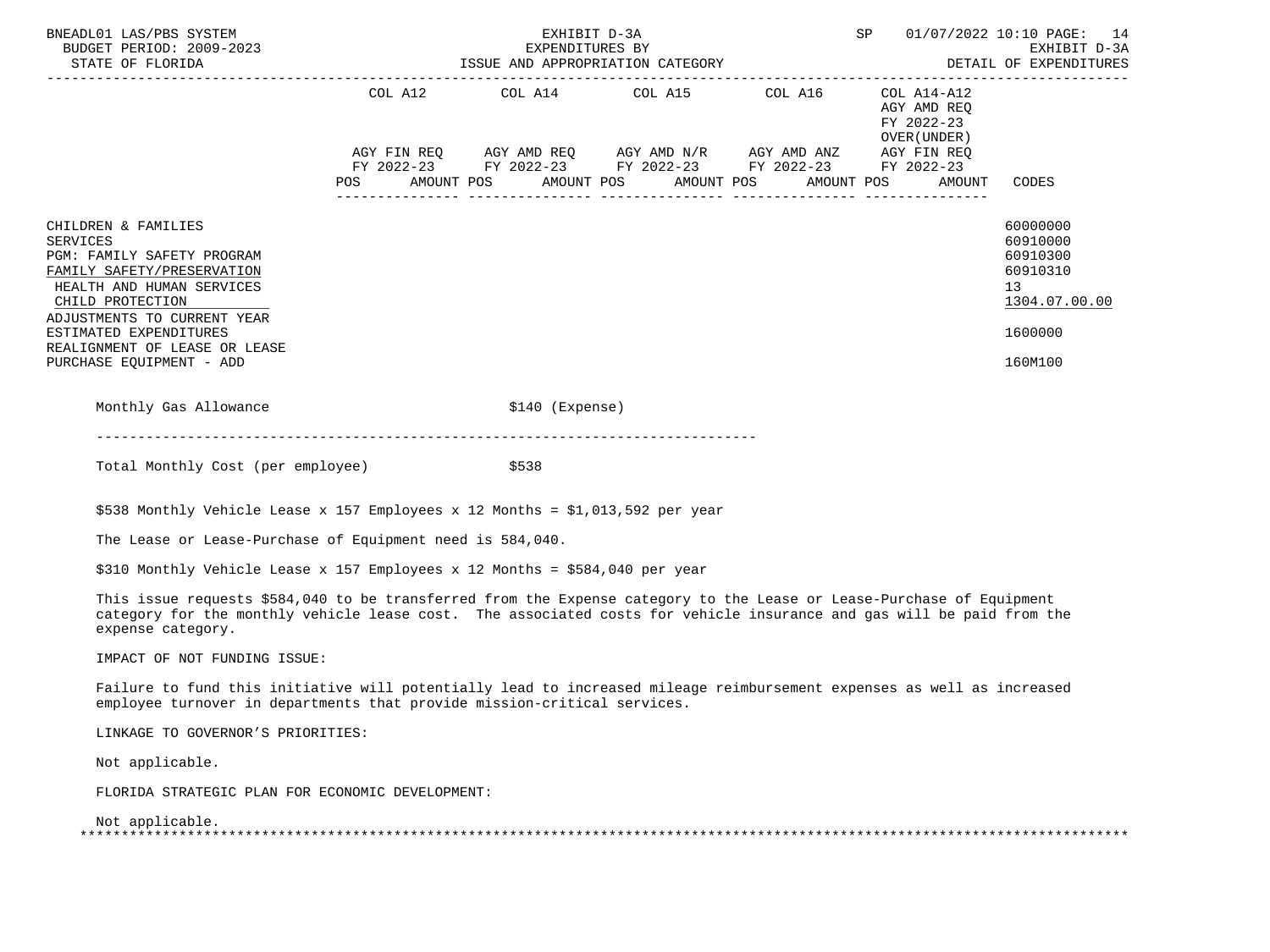| | COL A12 | COL A14 | COL A15 | COL A16 | COL A14-A12 AGY AMD REQ FY 2022-23 OVER(UNDER) AGY FIN REQ | |
|---|---|---|---|---|---|---|
| | AGY FIN REQ FY 2022-23 | AGY AMD REQ FY 2022-23 | AGY AMD N/R FY 2022-23 | AGY AMD ANZ FY 2022-23 | FY 2022-23 | |
| | POS AMOUNT | POS AMOUNT | POS AMOUNT | POS AMOUNT | POS AMOUNT | CODES |
| CHILDREN & FAMILIES | | | | | | 60000000 |
| SERVICES | | | | | | 60910000 |
| PGM: FAMILY SAFETY PROGRAM | | | | | | 60910300 |
| FAMILY SAFETY/PRESERVATION | | | | | | 60910310 |
| HEALTH AND HUMAN SERVICES | | | | | | 13 |
| CHILD PROTECTION | | | | | | 1304.07.00.00 |
| ADJUSTMENTS TO CURRENT YEAR ESTIMATED EXPENDITURES | | | | | | 1600000 |
| REALIGNMENT OF LEASE OR LEASE PURCHASE EQUIPMENT - ADD | | | | | | 160M100 |

| | |
|---|---|
| Monthly Gas Allowance | $140 (Expense) |
| Total Monthly Cost (per employee) | $538 |

$538 Monthly Vehicle Lease x 157 Employees x 12 Months = $1,013,592 per year

The Lease or Lease-Purchase of Equipment need is 584,040.

$310 Monthly Vehicle Lease x 157 Employees x 12 Months = $584,040 per year

This issue requests $584,040 to be transferred from the Expense category to the Lease or Lease-Purchase of Equipment category for the monthly vehicle lease cost. The associated costs for vehicle insurance and gas will be paid from the expense category.

IMPACT OF NOT FUNDING ISSUE:

Failure to fund this initiative will potentially lead to increased mileage reimbursement expenses as well as increased employee turnover in departments that provide mission-critical services.

LINKAGE TO GOVERNOR'S PRIORITIES:

Not applicable.

FLORIDA STRATEGIC PLAN FOR ECONOMIC DEVELOPMENT:

Not applicable.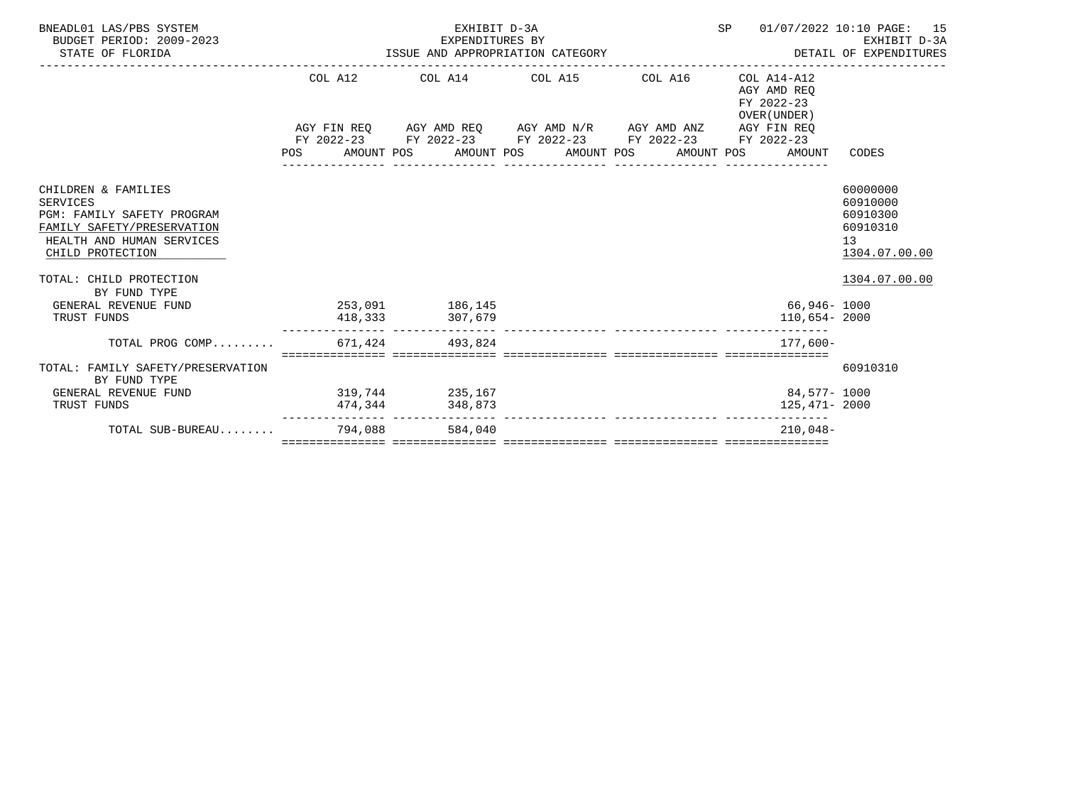BNEADL01 LAS/PBS SYSTEM
BUDGET PERIOD: 2009-2023
STATE OF FLORIDA

EXHIBIT D-3A
EXPENDITURES BY
ISSUE AND APPROPRIATION CATEGORY

SP 01/07/2022 10:10

EXHIBIT D-3A
DETAIL OF EXPENDITURES

| | COL A12 AGY FIN REQ FY 2022-23 POS AMOUNT | COL A14 AGY AMD REQ FY 2022-23 POS AMOUNT | COL A15 AGY AMD N/R FY 2022-23 POS AMOUNT | COL A16 AGY AMD ANZ FY 2022-23 POS AMOUNT | COL A14-A12 AGY AMD REQ FY 2022-23 OVER(UNDER) AGY FIN REQ FY 2022-23 POS AMOUNT | CODES |
|---|---|---|---|---|---|---|
| CHILDREN & FAMILIES | | | | | | 60000000 |
| SERVICES | | | | | | 60910000 |
| PGM: FAMILY SAFETY PROGRAM | | | | | | 60910300 |
| FAMILY SAFETY/PRESERVATION | | | | | | 60910310 |
| HEALTH AND HUMAN SERVICES | | | | | | 13 |
| CHILD PROTECTION | | | | | | 1304.07.00.00 |
| TOTAL: CHILD PROTECTION | | | | | | 1304.07.00.00 |
| BY FUND TYPE | | | | | | |
| GENERAL REVENUE FUND | 253,091 | 186,145 | | | 66,946- | 1000 |
| TRUST FUNDS | 418,333 | 307,679 | | | 110,654- | 2000 |
| TOTAL PROG COMP......... | 671,424 | 493,824 | | | 177,600- | |
| TOTAL: FAMILY SAFETY/PRESERVATION | | | | | | 60910310 |
| BY FUND TYPE | | | | | | |
| GENERAL REVENUE FUND | 319,744 | 235,167 | | | 84,577- | 1000 |
| TRUST FUNDS | 474,344 | 348,873 | | | 125,471- | 2000 |
| TOTAL SUB-BUREAU........ | 794,088 | 584,040 | | | 210,048- | |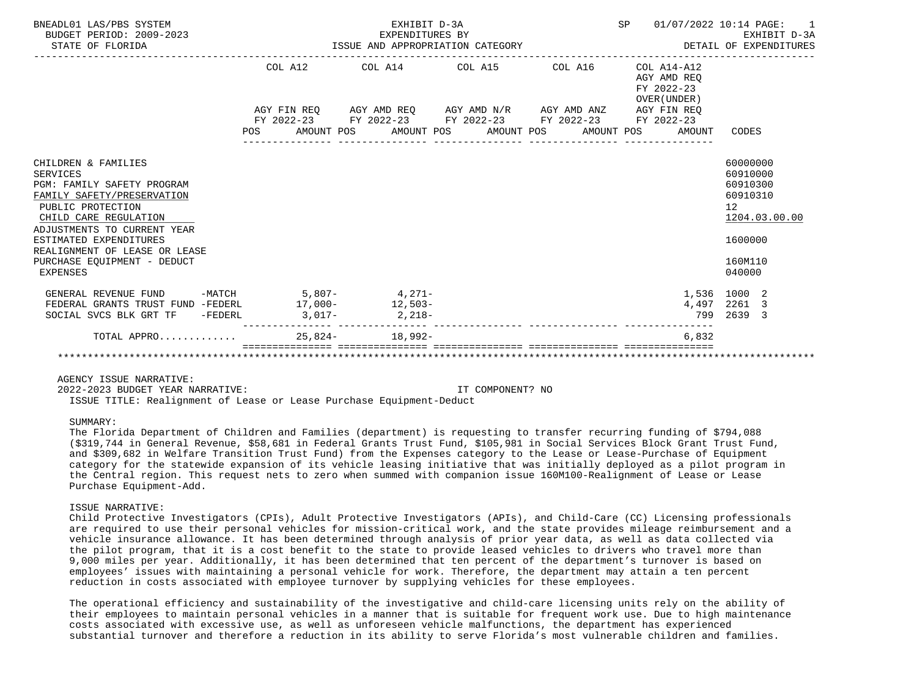BNEADL01 LAS/PBS SYSTEM EXHIBIT D-3A SP 01/07/2022 10:14 PAGE: 1
BUDGET PERIOD: 2009-2023 EXPENDITURES BY EXHIBIT D-3A
STATE OF FLORIDA ISSUE AND APPROPRIATION CATEGORY DETAIL OF EXPENDITURES

| | COL A12 AGY FIN REQ FY 2022-23 POS AMOUNT | COL A14 AGY AMD REQ FY 2022-23 POS AMOUNT | COL A15 AGY AMD N/R FY 2022-23 POS AMOUNT | COL A16 AGY AMD ANZ FY 2022-23 POS AMOUNT | COL A14-A12 AGY AMD REQ FY 2022-23 OVER(UNDER) AGY FIN REQ FY 2022-23 POS AMOUNT | CODES |
|---|---|---|---|---|---|---|
| CHILDREN & FAMILIES | | | | | | 60000000 |
| SERVICES | | | | | | 60910000 |
| PGM: FAMILY SAFETY PROGRAM | | | | | | 60910300 |
| FAMILY SAFETY/PRESERVATION | | | | | | 60910310 |
| PUBLIC PROTECTION | | | | | | 12 |
| CHILD CARE REGULATION | | | | | | 1204.03.00.00 |
| ADJUSTMENTS TO CURRENT YEAR ESTIMATED EXPENDITURES | | | | | | 1600000 |
| REALIGNMENT OF LEASE OR LEASE PURCHASE EQUIPMENT - DEDUCT | | | | | | 160M110 |
| EXPENSES | | | | | | 040000 |
| GENERAL REVENUE FUND -MATCH | 5,807- | 4,271- | | | 1,536 | 1000 2 |
| FEDERAL GRANTS TRUST FUND -FEDERL | 17,000- | 12,503- | | | 4,497 | 2261 3 |
| SOCIAL SVCS BLK GRT TF -FEDERL | 3,017- | 2,218- | | | 799 | 2639 3 |
| TOTAL APPRO............ | 25,824- | 18,992- | | | 6,832 | |

AGENCY ISSUE NARRATIVE:
2022-2023 BUDGET YEAR NARRATIVE: IT COMPONENT? NO
ISSUE TITLE: Realignment of Lease or Lease Purchase Equipment-Deduct

SUMMARY:
The Florida Department of Children and Families (department) is requesting to transfer recurring funding of $794,088 ($319,744 in General Revenue, $58,681 in Federal Grants Trust Fund, $105,981 in Social Services Block Grant Trust Fund, and $309,682 in Welfare Transition Trust Fund) from the Expenses category to the Lease or Lease-Purchase of Equipment category for the statewide expansion of its vehicle leasing initiative that was initially deployed as a pilot program in the Central region. This request nets to zero when summed with companion issue 160M100-Realignment of Lease or Lease Purchase Equipment-Add.

ISSUE NARRATIVE:
Child Protective Investigators (CPIs), Adult Protective Investigators (APIs), and Child-Care (CC) Licensing professionals are required to use their personal vehicles for mission-critical work, and the state provides mileage reimbursement and a vehicle insurance allowance. It has been determined through analysis of prior year data, as well as data collected via the pilot program, that it is a cost benefit to the state to provide leased vehicles to drivers who travel more than 9,000 miles per year. Additionally, it has been determined that ten percent of the department's turnover is based on employees' issues with maintaining a personal vehicle for work. Therefore, the department may attain a ten percent reduction in costs associated with employee turnover by supplying vehicles for these employees.

The operational efficiency and sustainability of the investigative and child-care licensing units rely on the ability of their employees to maintain personal vehicles in a manner that is suitable for frequent work use. Due to high maintenance costs associated with excessive use, as well as unforeseen vehicle malfunctions, the department has experienced substantial turnover and therefore a reduction in its ability to serve Florida's most vulnerable children and families.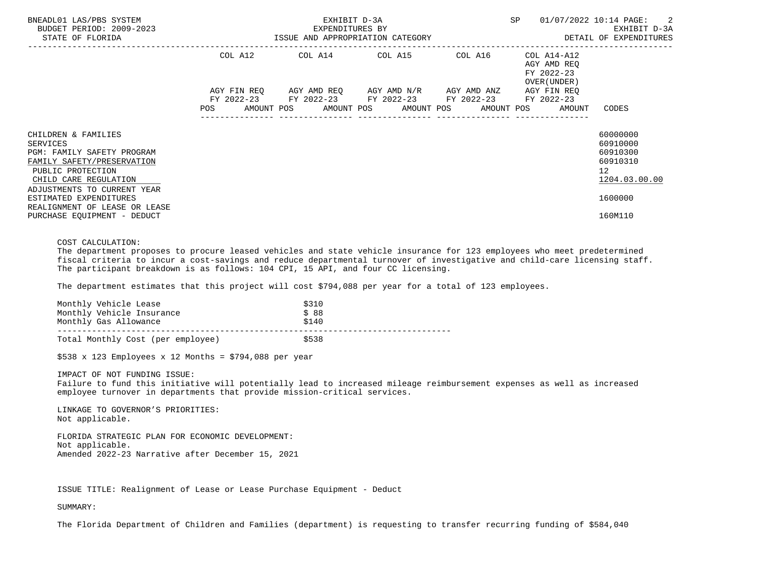| | COL A12 | | COL A14 | | COL A15 | | COL A16 | | COL A14-A12 AGY AMD REQ FY 2022-23 OVER(UNDER) AGY FIN REQ FY 2022-23 | | |
|---|---|---|---|---|---|---|---|---|---|---|---|
| | AGY FIN REQ FY 2022-23 | | AGY AMD REQ FY 2022-23 | | AGY AMD N/R FY 2022-23 | | AGY AMD ANZ FY 2022-23 | | | | |
| | POS | AMOUNT | POS | AMOUNT | POS | AMOUNT | POS | AMOUNT | POS | AMOUNT | CODES |
| CHILDREN & FAMILIES | | | | | | | | | | | 60000000 |
| SERVICES | | | | | | | | | | | 60910000 |
| PGM: FAMILY SAFETY PROGRAM | | | | | | | | | | | 60910300 |
| FAMILY SAFETY/PRESERVATION | | | | | | | | | | | 60910310 |
| PUBLIC PROTECTION | | | | | | | | | | | 12 |
| CHILD CARE REGULATION | | | | | | | | | | | 1204.03.00.00 |
| ADJUSTMENTS TO CURRENT YEAR ESTIMATED EXPENDITURES | | | | | | | | | | | 1600000 |
| REALIGNMENT OF LEASE OR LEASE PURCHASE EQUIPMENT - DEDUCT | | | | | | | | | | | 160M110 |

COST CALCULATION:
The department proposes to procure leased vehicles and state vehicle insurance for 123 employees who meet predetermined fiscal criteria to incur a cost-savings and reduce departmental turnover of investigative and child-care licensing staff. The participant breakdown is as follows: 104 CPI, 15 API, and four CC licensing.

The department estimates that this project will cost $794,088 per year for a total of 123 employees.

| | |
|---|---|
| Monthly Vehicle Lease | $310 |
| Monthly Vehicle Insurance | $ 88 |
| Monthly Gas Allowance | $140 |
| Total Monthly Cost (per employee) | $538 |

$538 x 123 Employees x 12 Months = $794,088 per year

IMPACT OF NOT FUNDING ISSUE:
Failure to fund this initiative will potentially lead to increased mileage reimbursement expenses as well as increased employee turnover in departments that provide mission-critical services.

LINKAGE TO GOVERNOR'S PRIORITIES:
Not applicable.

FLORIDA STRATEGIC PLAN FOR ECONOMIC DEVELOPMENT:
Not applicable.
Amended 2022-23 Narrative after December 15, 2021

ISSUE TITLE: Realignment of Lease or Lease Purchase Equipment - Deduct

SUMMARY:

The Florida Department of Children and Families (department) is requesting to transfer recurring funding of $584,040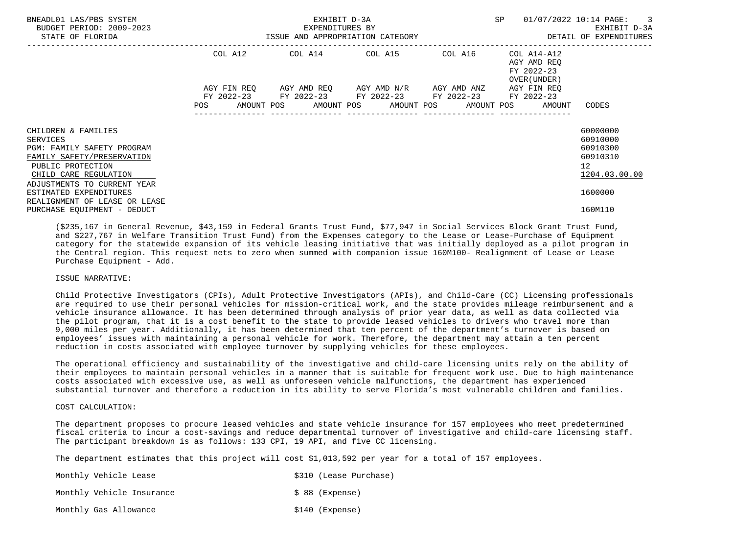| | COL A12 | | COL A14 | | COL A15 | | COL A16 | | COL A14-A12 AGY AMD REQ FY 2022-23 OVER(UNDER) | | |
|---|---|---|---|---|---|---|---|---|---|---|---|
| | AGY FIN REQ FY 2022-23 | | AGY AMD REQ FY 2022-23 | | AGY AMD N/R FY 2022-23 | | AGY AMD ANZ FY 2022-23 | | AGY FIN REQ FY 2022-23 | | |
| | POS | AMOUNT | POS | AMOUNT | POS | AMOUNT | POS | AMOUNT | POS | AMOUNT | CODES |
| CHILDREN & FAMILIES | | | | | | | | | | | 60000000 |
| SERVICES | | | | | | | | | | | 60910000 |
| PGM: FAMILY SAFETY PROGRAM | | | | | | | | | | | 60910300 |
| FAMILY SAFETY/PRESERVATION | | | | | | | | | | | 60910310 |
| PUBLIC PROTECTION | | | | | | | | | | | 12 |
| CHILD CARE REGULATION | | | | | | | | | | | 1204.03.00.00 |
| ADJUSTMENTS TO CURRENT YEAR ESTIMATED EXPENDITURES | | | | | | | | | | | 1600000 |
| REALIGNMENT OF LEASE OR LEASE PURCHASE EQUIPMENT - DEDUCT | | | | | | | | | | | 160M110 |

($235,167 in General Revenue, $43,159 in Federal Grants Trust Fund, $77,947 in Social Services Block Grant Trust Fund, and $227,767 in Welfare Transition Trust Fund) from the Expenses category to the Lease or Lease-Purchase of Equipment category for the statewide expansion of its vehicle leasing initiative that was initially deployed as a pilot program in the Central region. This request nets to zero when summed with companion issue 160M100- Realignment of Lease or Lease Purchase Equipment - Add.

ISSUE NARRATIVE:

Child Protective Investigators (CPIs), Adult Protective Investigators (APIs), and Child-Care (CC) Licensing professionals are required to use their personal vehicles for mission-critical work, and the state provides mileage reimbursement and a vehicle insurance allowance. It has been determined through analysis of prior year data, as well as data collected via the pilot program, that it is a cost benefit to the state to provide leased vehicles to drivers who travel more than 9,000 miles per year. Additionally, it has been determined that ten percent of the department's turnover is based on employees' issues with maintaining a personal vehicle for work. Therefore, the department may attain a ten percent reduction in costs associated with employee turnover by supplying vehicles for these employees.

The operational efficiency and sustainability of the investigative and child-care licensing units rely on the ability of their employees to maintain personal vehicles in a manner that is suitable for frequent work use. Due to high maintenance costs associated with excessive use, as well as unforeseen vehicle malfunctions, the department has experienced substantial turnover and therefore a reduction in its ability to serve Florida's most vulnerable children and families.

COST CALCULATION:

The department proposes to procure leased vehicles and state vehicle insurance for 157 employees who meet predetermined fiscal criteria to incur a cost-savings and reduce departmental turnover of investigative and child-care licensing staff. The participant breakdown is as follows: 133 CPI, 19 API, and five CC licensing.

The department estimates that this project will cost $1,013,592 per year for a total of 157 employees.

| | |
|---|---|
| Monthly Vehicle Lease | $310 (Lease Purchase) |
| Monthly Vehicle Insurance | $ 88 (Expense) |
| Monthly Gas Allowance | $140 (Expense) |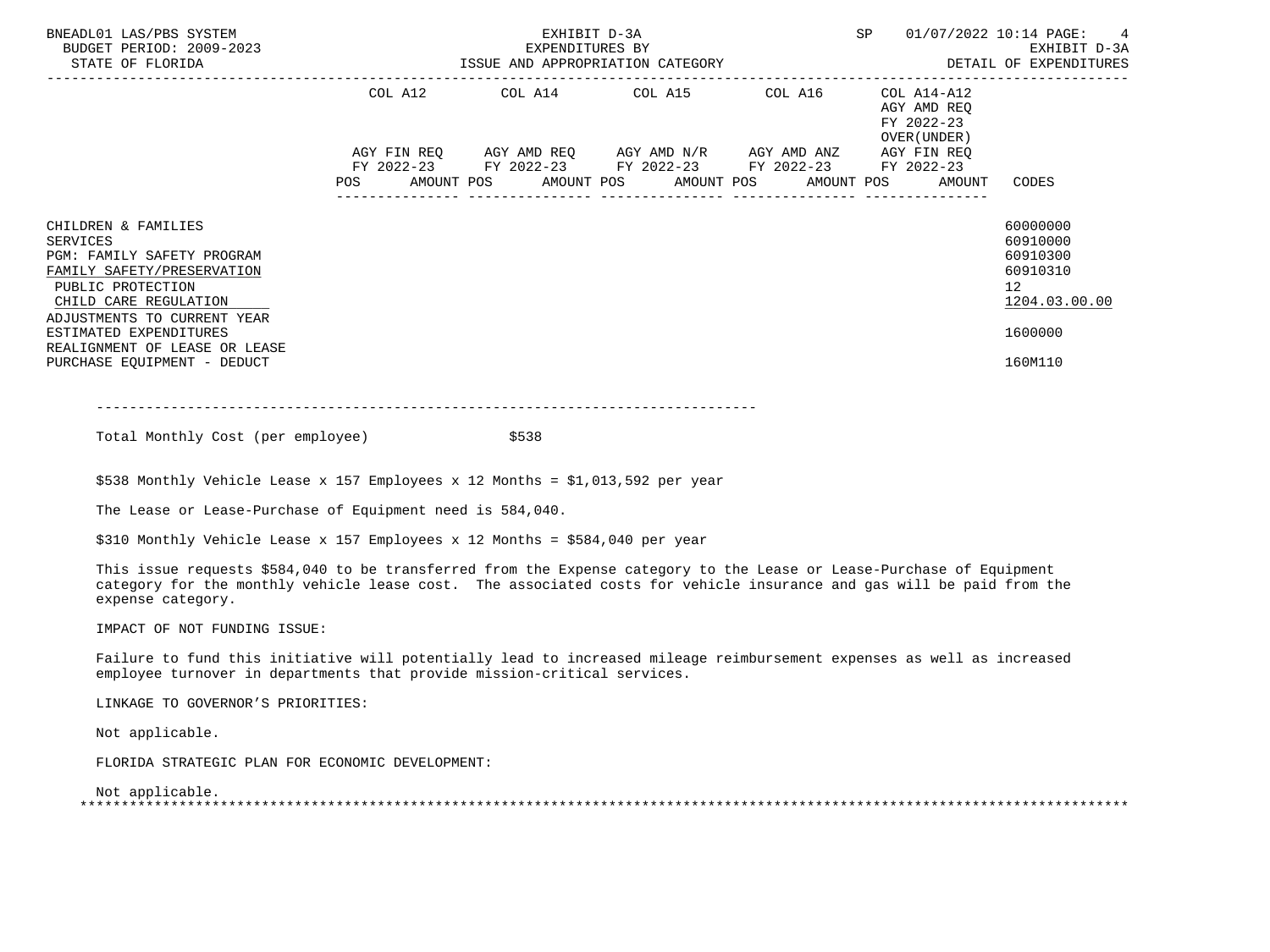| | COL A12 | COL A14 | COL A15 | COL A16 | COL A14-A12 AGY AMD REQ FY 2022-23 OVER(UNDER) | |
|---|---|---|---|---|---|---|
| | AGY FIN REQ FY 2022-23 | AGY AMD REQ FY 2022-23 | AGY AMD N/R FY 2022-23 | AGY AMD ANZ FY 2022-23 | AGY FIN REQ FY 2022-23 | |
| | POS AMOUNT | POS AMOUNT | POS AMOUNT | POS AMOUNT | POS AMOUNT | CODES |
| CHILDREN & FAMILIES | | | | | | 60000000 |
| SERVICES | | | | | | 60910000 |
| PGM: FAMILY SAFETY PROGRAM | | | | | | 60910300 |
| FAMILY SAFETY/PRESERVATION | | | | | | 60910310 |
| PUBLIC PROTECTION | | | | | | 12 |
| CHILD CARE REGULATION | | | | | | 1204.03.00.00 |
| ADJUSTMENTS TO CURRENT YEAR ESTIMATED EXPENDITURES | | | | | | 1600000 |
| REALIGNMENT OF LEASE OR LEASE PURCHASE EQUIPMENT - DEDUCT | | | | | | 160M110 |

--------------------------------------------------------------------------------

Total Monthly Cost (per employee) $538

$538 Monthly Vehicle Lease x 157 Employees x 12 Months = $1,013,592 per year

The Lease or Lease-Purchase of Equipment need is 584,040.

$310 Monthly Vehicle Lease x 157 Employees x 12 Months = $584,040 per year

This issue requests $584,040 to be transferred from the Expense category to the Lease or Lease-Purchase of Equipment category for the monthly vehicle lease cost. The associated costs for vehicle insurance and gas will be paid from the expense category.

IMPACT OF NOT FUNDING ISSUE:

Failure to fund this initiative will potentially lead to increased mileage reimbursement expenses as well as increased employee turnover in departments that provide mission-critical services.

LINKAGE TO GOVERNOR'S PRIORITIES:

Not applicable.

FLORIDA STRATEGIC PLAN FOR ECONOMIC DEVELOPMENT:

Not applicable.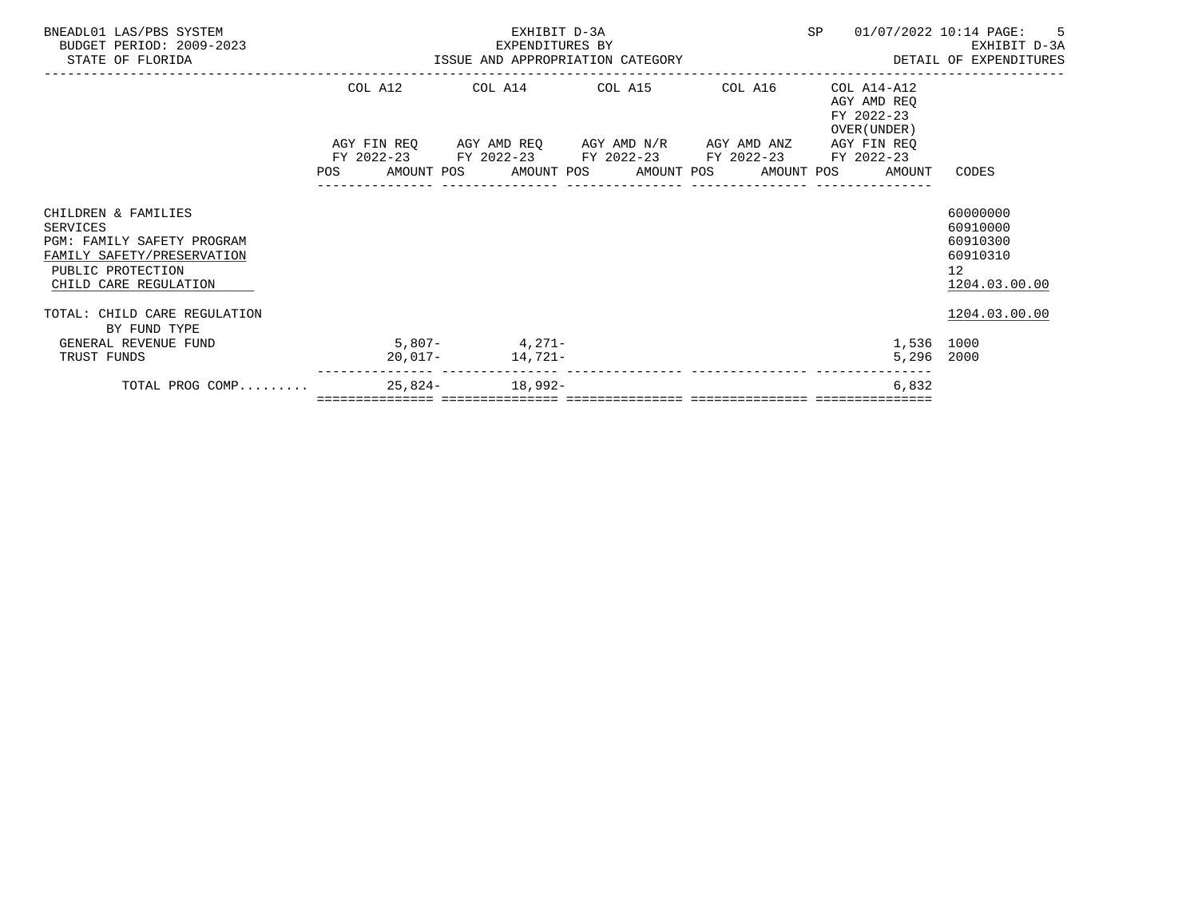BNEADL01 LAS/PBS SYSTEM — EXHIBIT D-3A — SP 01/07/2022 10:14
BUDGET PERIOD: 2009-2023 — EXPENDITURES BY — EXHIBIT D-3A
STATE OF FLORIDA — ISSUE AND APPROPRIATION CATEGORY — DETAIL OF EXPENDITURES

| | COL A12 AGY FIN REQ FY 2022-23 POS AMOUNT | COL A14 AGY AMD REQ FY 2022-23 POS AMOUNT | COL A15 AGY AMD N/R FY 2022-23 POS AMOUNT | COL A16 AGY AMD ANZ FY 2022-23 POS AMOUNT | COL A14-A12 AGY AMD REQ FY 2022-23 OVER(UNDER) AGY FIN REQ FY 2022-23 POS AMOUNT | CODES |
|---|---|---|---|---|---|---|
| CHILDREN & FAMILIES | | | | | | 60000000 |
| SERVICES | | | | | | 60910000 |
| PGM: FAMILY SAFETY PROGRAM | | | | | | 60910300 |
| FAMILY SAFETY/PRESERVATION | | | | | | 60910310 |
| PUBLIC PROTECTION | | | | | | 12 |
| CHILD CARE REGULATION | | | | | | 1204.03.00.00 |
| TOTAL: CHILD CARE REGULATION | | | | | | 1204.03.00.00 |
| BY FUND TYPE | | | | | | |
| GENERAL REVENUE FUND | 5,807- | 4,271- | | | 1,536 | 1000 |
| TRUST FUNDS | 20,017- | 14,721- | | | 5,296 | 2000 |
| TOTAL PROG COMP......... | 25,824- | 18,992- | | | 6,832 | |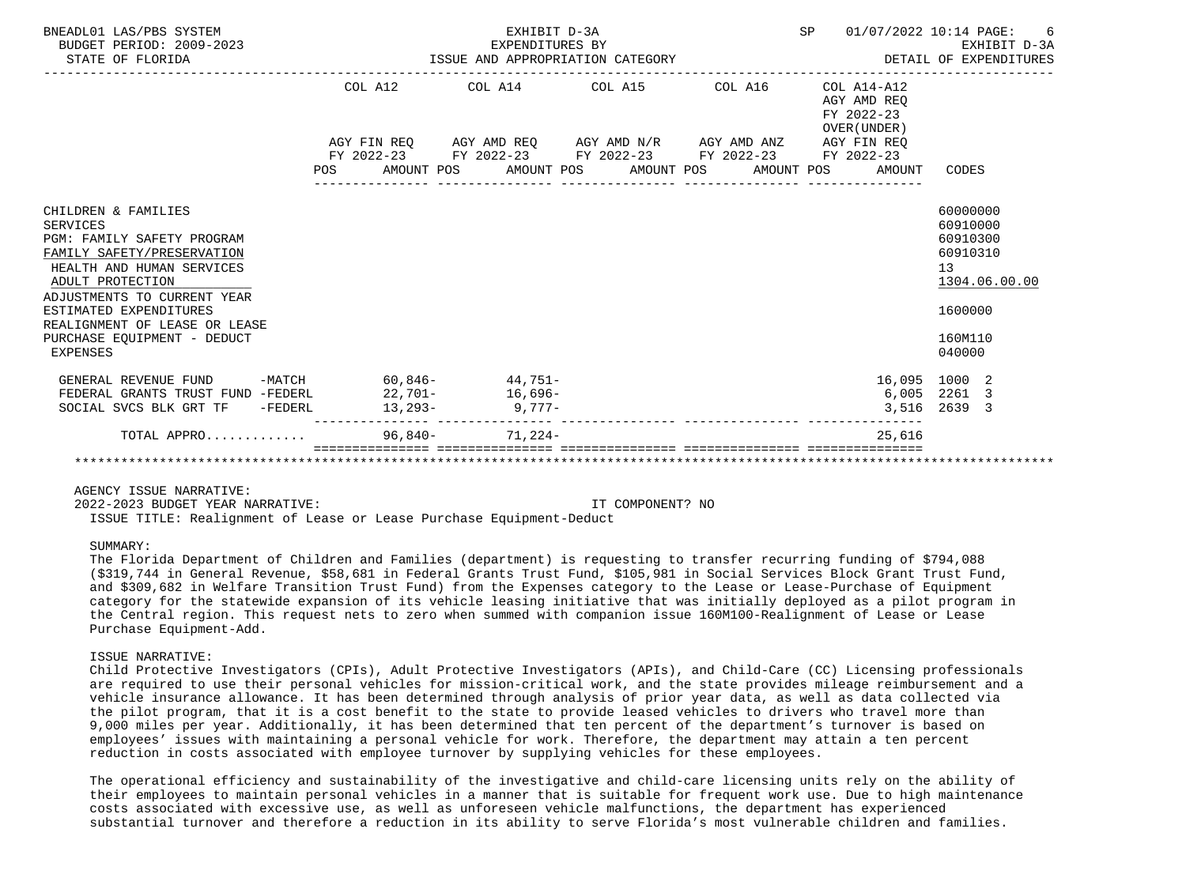BNEADL01 LAS/PBS SYSTEM — EXHIBIT D-3A — EXPENDITURES BY ISSUE AND APPROPRIATION CATEGORY — DETAIL OF EXPENDITURES

BUDGET PERIOD: 2009-2023

STATE OF FLORIDA

| | COL A12 AGY FIN REQ FY 2022-23 POS AMOUNT | COL A14 AGY AMD REQ FY 2022-23 POS AMOUNT | COL A15 AGY AMD N/R FY 2022-23 POS AMOUNT | COL A16 AGY AMD ANZ FY 2022-23 POS AMOUNT | COL A14-A12 AGY AMD REQ FY 2022-23 OVER(UNDER) AGY FIN REQ FY 2022-23 POS AMOUNT | CODES |
|---|---|---|---|---|---|---|
| CHILDREN & FAMILIES | | | | | | 60000000 |
| SERVICES | | | | | | 60910000 |
| PGM: FAMILY SAFETY PROGRAM | | | | | | 60910300 |
| FAMILY SAFETY/PRESERVATION | | | | | | 60910310 |
| HEALTH AND HUMAN SERVICES | | | | | | 13 |
| ADULT PROTECTION | | | | | | 1304.06.00.00 |
| ADJUSTMENTS TO CURRENT YEAR ESTIMATED EXPENDITURES | | | | | | 1600000 |
| REALIGNMENT OF LEASE OR LEASE PURCHASE EQUIPMENT - DEDUCT | | | | | | 160M110 |
| EXPENSES | | | | | | 040000 |
| GENERAL REVENUE FUND -MATCH | 60,846- | 44,751- | | | 16,095 | 1000 2 |
| FEDERAL GRANTS TRUST FUND -FEDERL | 22,701- | 16,696- | | | 6,005 | 2261 3 |
| SOCIAL SVCS BLK GRT TF -FEDERL | 13,293- | 9,777- | | | 3,516 | 2639 3 |
| TOTAL APPRO............ | 96,840- | 71,224- | | | 25,616 | |

AGENCY ISSUE NARRATIVE:

2022-2023 BUDGET YEAR NARRATIVE: IT COMPONENT? NO

ISSUE TITLE: Realignment of Lease or Lease Purchase Equipment-Deduct

SUMMARY:

The Florida Department of Children and Families (department) is requesting to transfer recurring funding of $794,088 ($319,744 in General Revenue, $58,681 in Federal Grants Trust Fund, $105,981 in Social Services Block Grant Trust Fund, and $309,682 in Welfare Transition Trust Fund) from the Expenses category to the Lease or Lease-Purchase of Equipment category for the statewide expansion of its vehicle leasing initiative that was initially deployed as a pilot program in the Central region. This request nets to zero when summed with companion issue 160M100-Realignment of Lease or Lease Purchase Equipment-Add.

ISSUE NARRATIVE:

Child Protective Investigators (CPIs), Adult Protective Investigators (APIs), and Child-Care (CC) Licensing professionals are required to use their personal vehicles for mission-critical work, and the state provides mileage reimbursement and a vehicle insurance allowance. It has been determined through analysis of prior year data, as well as data collected via the pilot program, that it is a cost benefit to the state to provide leased vehicles to drivers who travel more than 9,000 miles per year. Additionally, it has been determined that ten percent of the department's turnover is based on employees' issues with maintaining a personal vehicle for work. Therefore, the department may attain a ten percent reduction in costs associated with employee turnover by supplying vehicles for these employees.

The operational efficiency and sustainability of the investigative and child-care licensing units rely on the ability of their employees to maintain personal vehicles in a manner that is suitable for frequent work use. Due to high maintenance costs associated with excessive use, as well as unforeseen vehicle malfunctions, the department has experienced substantial turnover and therefore a reduction in its ability to serve Florida's most vulnerable children and families.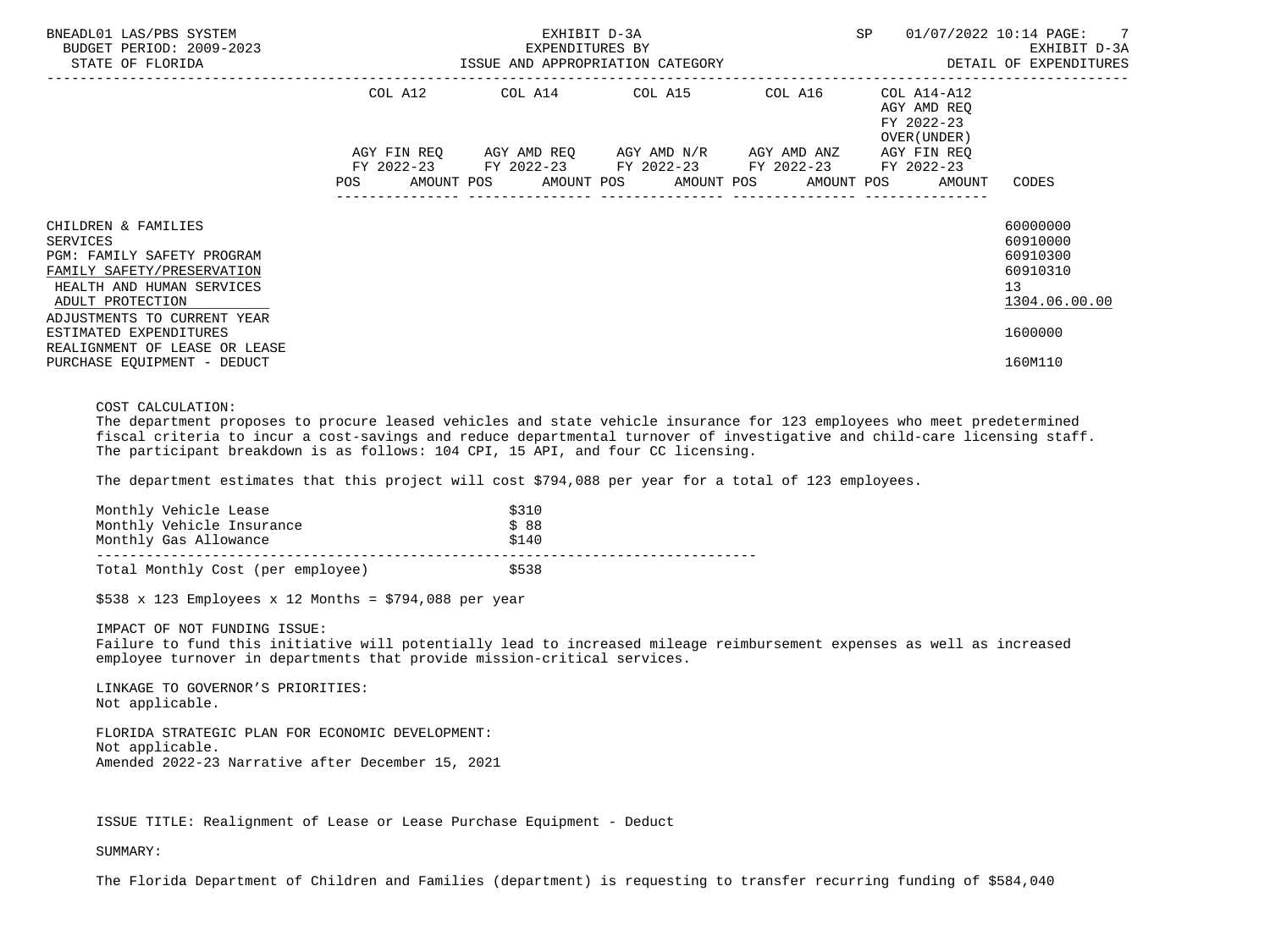| | COL A12 | | COL A14 | | COL A15 | | COL A16 | | COL A14-A12 AGY AMD REQ FY 2022-23 OVER(UNDER) | | |
|---|---|---|---|---|---|---|---|---|---|---|---|
| | AGY FIN REQ FY 2022-23 | | AGY AMD REQ FY 2022-23 | | AGY AMD N/R FY 2022-23 | | AGY AMD ANZ FY 2022-23 | | AGY FIN REQ FY 2022-23 | | |
| | POS | AMOUNT | POS | AMOUNT | POS | AMOUNT | POS | AMOUNT | POS | AMOUNT | CODES |
| CHILDREN & FAMILIES | | | | | | | | | | | 60000000 |
| SERVICES | | | | | | | | | | | 60910000 |
| PGM: FAMILY SAFETY PROGRAM | | | | | | | | | | | 60910300 |
| FAMILY SAFETY/PRESERVATION | | | | | | | | | | | 60910310 |
| HEALTH AND HUMAN SERVICES | | | | | | | | | | | 13 |
| ADULT PROTECTION | | | | | | | | | | | 1304.06.00.00 |
| ADJUSTMENTS TO CURRENT YEAR ESTIMATED EXPENDITURES | | | | | | | | | | | 1600000 |
| REALIGNMENT OF LEASE OR LEASE PURCHASE EQUIPMENT - DEDUCT | | | | | | | | | | | 160M110 |

COST CALCULATION:
The department proposes to procure leased vehicles and state vehicle insurance for 123 employees who meet predetermined fiscal criteria to incur a cost-savings and reduce departmental turnover of investigative and child-care licensing staff. The participant breakdown is as follows: 104 CPI, 15 API, and four CC licensing.

The department estimates that this project will cost $794,088 per year for a total of 123 employees.

| | |
|---|---|
| Monthly Vehicle Lease | $310 |
| Monthly Vehicle Insurance | $ 88 |
| Monthly Gas Allowance | $140 |
| Total Monthly Cost (per employee) | $538 |

$538 x 123 Employees x 12 Months = $794,088 per year

IMPACT OF NOT FUNDING ISSUE:
Failure to fund this initiative will potentially lead to increased mileage reimbursement expenses as well as increased employee turnover in departments that provide mission-critical services.

LINKAGE TO GOVERNOR'S PRIORITIES:
Not applicable.

FLORIDA STRATEGIC PLAN FOR ECONOMIC DEVELOPMENT:
Not applicable.
Amended 2022-23 Narrative after December 15, 2021

ISSUE TITLE: Realignment of Lease or Lease Purchase Equipment - Deduct

SUMMARY:

The Florida Department of Children and Families (department) is requesting to transfer recurring funding of $584,040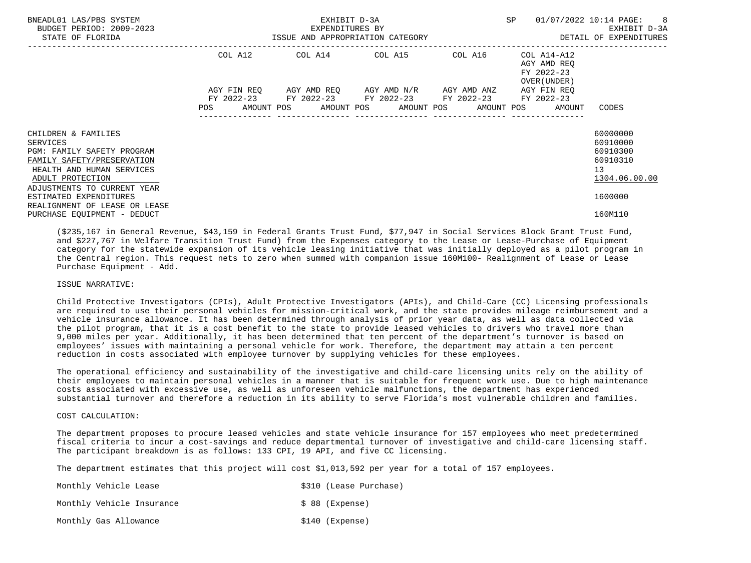| | COL A12 | COL A14 | COL A15 | COL A16 | COL A14-A12 AGY AMD REQ FY 2022-23 OVER(UNDER) | |
|---|---|---|---|---|---|---|
| | AGY FIN REQ FY 2022-23 | AGY AMD REQ FY 2022-23 | AGY AMD N/R FY 2022-23 | AGY AMD ANZ FY 2022-23 | AGY FIN REQ FY 2022-23 | |
| | POS AMOUNT | POS AMOUNT | POS AMOUNT | POS AMOUNT | POS AMOUNT | CODES |
| CHILDREN & FAMILIES | | | | | | 60000000 |
| SERVICES | | | | | | 60910000 |
| PGM: FAMILY SAFETY PROGRAM | | | | | | 60910300 |
| FAMILY SAFETY/PRESERVATION | | | | | | 60910310 |
| HEALTH AND HUMAN SERVICES | | | | | | 13 |
| ADULT PROTECTION | | | | | | 1304.06.00.00 |
| ADJUSTMENTS TO CURRENT YEAR ESTIMATED EXPENDITURES | | | | | | 1600000 |
| REALIGNMENT OF LEASE OR LEASE PURCHASE EQUIPMENT - DEDUCT | | | | | | 160M110 |

($235,167 in General Revenue, $43,159 in Federal Grants Trust Fund, $77,947 in Social Services Block Grant Trust Fund, and $227,767 in Welfare Transition Trust Fund) from the Expenses category to the Lease or Lease-Purchase of Equipment category for the statewide expansion of its vehicle leasing initiative that was initially deployed as a pilot program in the Central region. This request nets to zero when summed with companion issue 160M100- Realignment of Lease or Lease Purchase Equipment - Add.

ISSUE NARRATIVE:

Child Protective Investigators (CPIs), Adult Protective Investigators (APIs), and Child-Care (CC) Licensing professionals are required to use their personal vehicles for mission-critical work, and the state provides mileage reimbursement and a vehicle insurance allowance. It has been determined through analysis of prior year data, as well as data collected via the pilot program, that it is a cost benefit to the state to provide leased vehicles to drivers who travel more than 9,000 miles per year. Additionally, it has been determined that ten percent of the department's turnover is based on employees' issues with maintaining a personal vehicle for work. Therefore, the department may attain a ten percent reduction in costs associated with employee turnover by supplying vehicles for these employees.

The operational efficiency and sustainability of the investigative and child-care licensing units rely on the ability of their employees to maintain personal vehicles in a manner that is suitable for frequent work use. Due to high maintenance costs associated with excessive use, as well as unforeseen vehicle malfunctions, the department has experienced substantial turnover and therefore a reduction in its ability to serve Florida's most vulnerable children and families.

COST CALCULATION:

The department proposes to procure leased vehicles and state vehicle insurance for 157 employees who meet predetermined fiscal criteria to incur a cost-savings and reduce departmental turnover of investigative and child-care licensing staff. The participant breakdown is as follows: 133 CPI, 19 API, and five CC licensing.

The department estimates that this project will cost $1,013,592 per year for a total of 157 employees.

| | |
|---|---|
| Monthly Vehicle Lease | $310 (Lease Purchase) |
| Monthly Vehicle Insurance | $ 88 (Expense) |
| Monthly Gas Allowance | $140 (Expense) |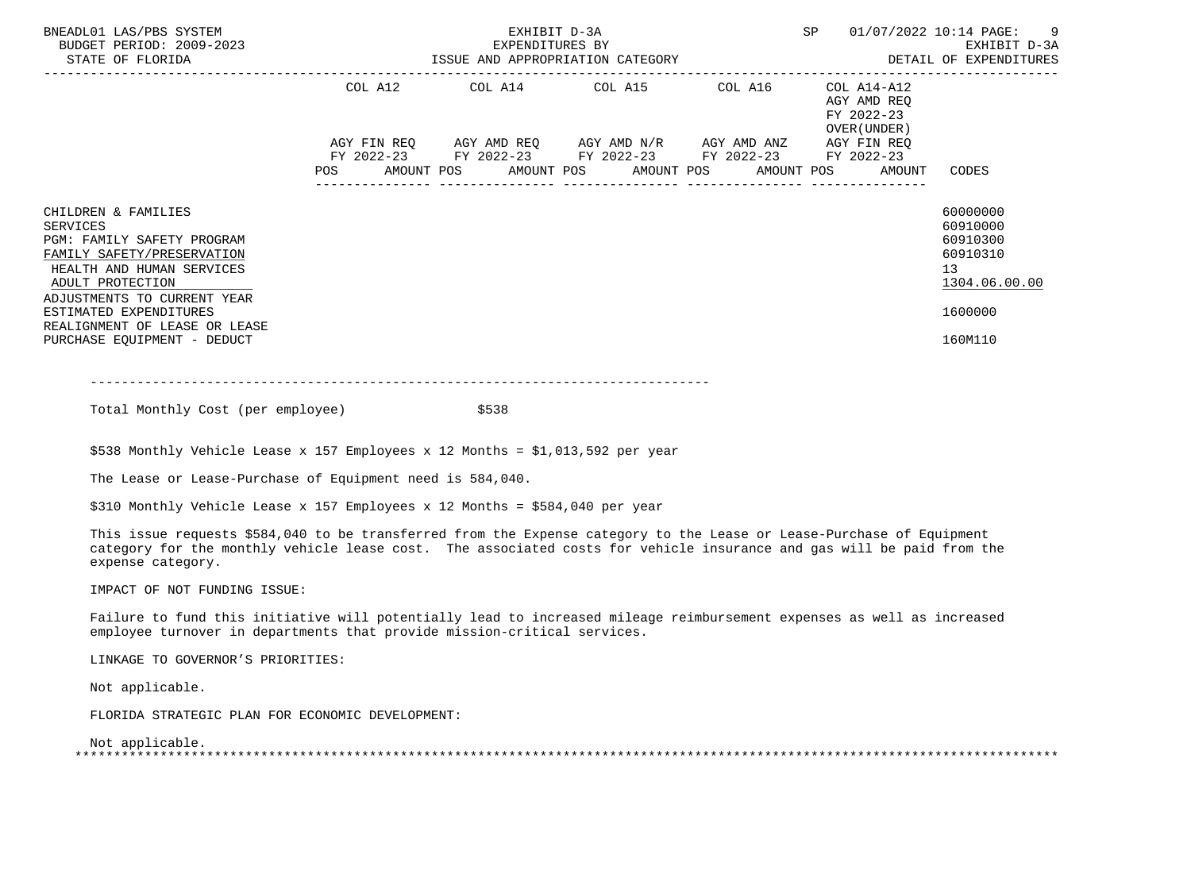EXHIBIT D-3A
EXPENDITURES BY
ISSUE AND APPROPRIATION CATEGORY

BUDGET PERIOD: 2009-2023
STATE OF FLORIDA

DETAIL OF EXPENDITURES

| | COL A12 AGY FIN REQ FY 2022-23 POS AMOUNT | COL A14 AGY AMD REQ FY 2022-23 POS AMOUNT | COL A15 AGY AMD N/R FY 2022-23 POS AMOUNT | COL A16 AGY AMD ANZ FY 2022-23 POS AMOUNT | COL A14-A12 AGY AMD REQ FY 2022-23 OVER(UNDER) AGY FIN REQ FY 2022-23 POS AMOUNT | CODES |
|---|---|---|---|---|---|---|
| CHILDREN & FAMILIES | | | | | | 60000000 |
| SERVICES | | | | | | 60910000 |
| PGM: FAMILY SAFETY PROGRAM | | | | | | 60910300 |
| FAMILY SAFETY/PRESERVATION | | | | | | 60910310 |
| HEALTH AND HUMAN SERVICES | | | | | | 13 |
| ADULT PROTECTION | | | | | | 1304.06.00.00 |
| ADJUSTMENTS TO CURRENT YEAR ESTIMATED EXPENDITURES | | | | | | 1600000 |
| REALIGNMENT OF LEASE OR LEASE PURCHASE EQUIPMENT - DEDUCT | | | | | | 160M110 |

Total Monthly Cost (per employee) $538

\$538 Monthly Vehicle Lease x 157 Employees x 12 Months = \$1,013,592 per year

The Lease or Lease-Purchase of Equipment need is 584,040.

\$310 Monthly Vehicle Lease x 157 Employees x 12 Months = \$584,040 per year

This issue requests \$584,040 to be transferred from the Expense category to the Lease or Lease-Purchase of Equipment category for the monthly vehicle lease cost. The associated costs for vehicle insurance and gas will be paid from the expense category.

IMPACT OF NOT FUNDING ISSUE:

Failure to fund this initiative will potentially lead to increased mileage reimbursement expenses as well as increased employee turnover in departments that provide mission-critical services.

LINKAGE TO GOVERNOR’S PRIORITIES:

Not applicable.

FLORIDA STRATEGIC PLAN FOR ECONOMIC DEVELOPMENT:

Not applicable.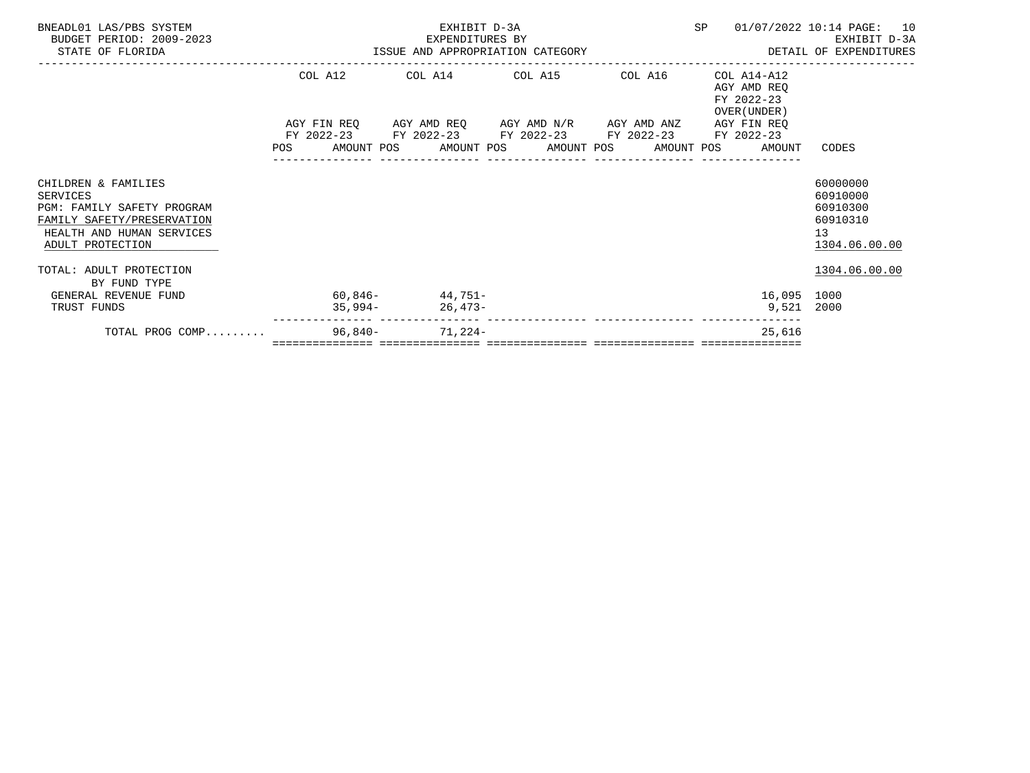BNEADL01 LAS/PBS SYSTEM
BUDGET PERIOD: 2009-2023
STATE OF FLORIDA

EXHIBIT D-3A
EXPENDITURES BY
ISSUE AND APPROPRIATION CATEGORY

SP 01/07/2022 10:14

EXHIBIT D-3A
DETAIL OF EXPENDITURES

| | COL A12 AGY FIN REQ FY 2022-23 POS AMOUNT | COL A14 AGY AMD REQ FY 2022-23 POS AMOUNT | COL A15 AGY AMD N/R FY 2022-23 POS AMOUNT | COL A16 AGY AMD ANZ FY 2022-23 POS AMOUNT | COL A14-A12 AGY AMD REQ FY 2022-23 OVER(UNDER) AGY FIN REQ FY 2022-23 POS AMOUNT | CODES |
|---|---|---|---|---|---|---|
| CHILDREN & FAMILIES | | | | | | 60000000 |
| SERVICES | | | | | | 60910000 |
| PGM: FAMILY SAFETY PROGRAM | | | | | | 60910300 |
| FAMILY SAFETY/PRESERVATION | | | | | | 60910310 |
| HEALTH AND HUMAN SERVICES | | | | | | 13 |
| ADULT PROTECTION | | | | | | 1304.06.00.00 |
| TOTAL: ADULT PROTECTION | | | | | | 1304.06.00.00 |
| BY FUND TYPE | | | | | | |
| GENERAL REVENUE FUND | 60,846- | 44,751- | | | 16,095 | 1000 |
| TRUST FUNDS | 35,994- | 26,473- | | | 9,521 | 2000 |
| TOTAL PROG COMP......... | 96,840- | 71,224- | | | 25,616 | |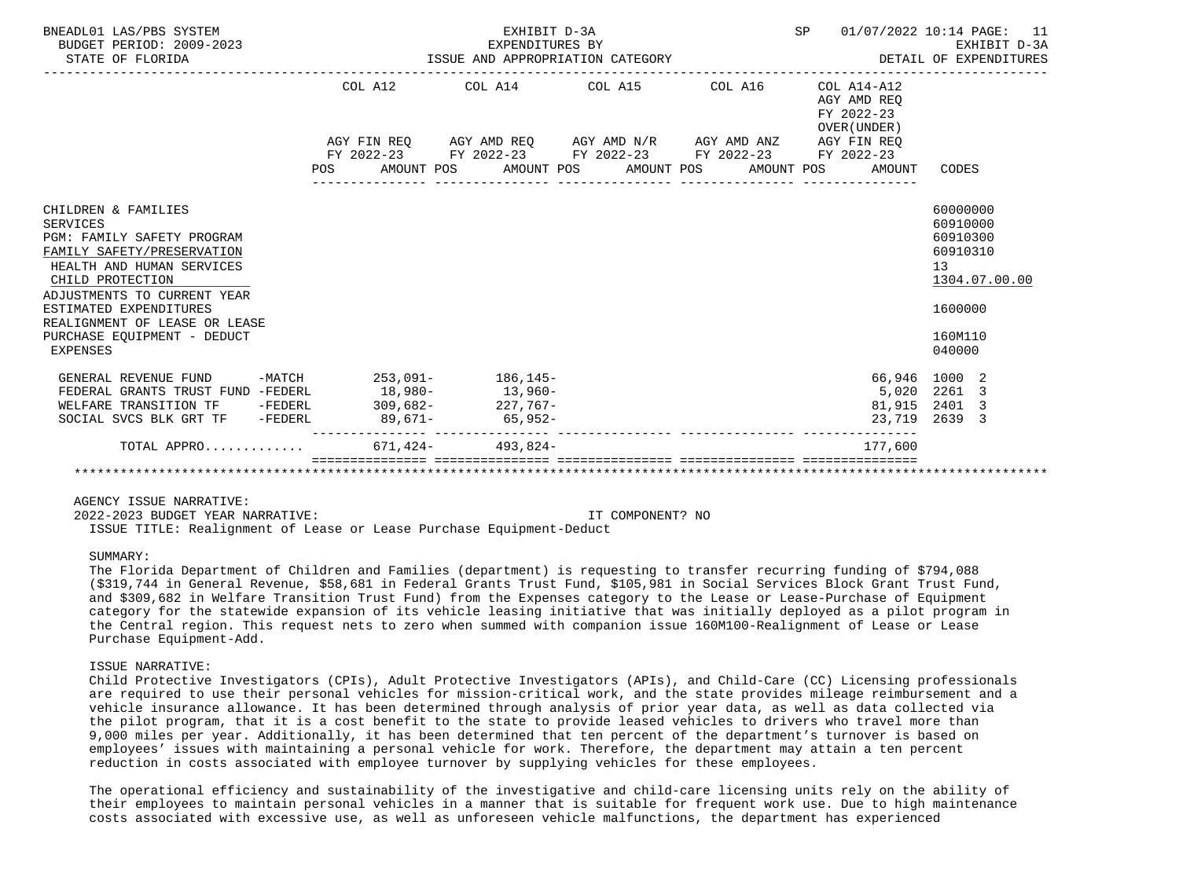BNEADL01 LAS/PBS SYSTEM | EXHIBIT D-3A | SP 01/07/2022 10:14 PAGE: 11
BUDGET PERIOD: 2009-2023 | EXPENDITURES BY | EXHIBIT D-3A
STATE OF FLORIDA | ISSUE AND APPROPRIATION CATEGORY | DETAIL OF EXPENDITURES

| | COL A12 AGY FIN REQ FY 2022-23 POS AMOUNT | COL A14 AGY AMD REQ FY 2022-23 POS AMOUNT | COL A15 AGY AMD N/R FY 2022-23 POS AMOUNT | COL A16 AGY AMD ANZ FY 2022-23 POS AMOUNT | COL A14-A12 AGY AMD REQ FY 2022-23 OVER(UNDER) AGY FIN REQ FY 2022-23 POS AMOUNT | CODES |
|---|---|---|---|---|---|---|
| CHILDREN & FAMILIES | | | | | | 60000000 |
| SERVICES | | | | | | 60910000 |
| PGM: FAMILY SAFETY PROGRAM | | | | | | 60910300 |
| FAMILY SAFETY/PRESERVATION | | | | | | 60910310 |
| HEALTH AND HUMAN SERVICES | | | | | | 13 |
| CHILD PROTECTION | | | | | | 1304.07.00.00 |
| ADJUSTMENTS TO CURRENT YEAR ESTIMATED EXPENDITURES | | | | | | 1600000 |
| REALIGNMENT OF LEASE OR LEASE PURCHASE EQUIPMENT - DEDUCT | | | | | | 160M110 |
| EXPENSES | | | | | | 040000 |
| GENERAL REVENUE FUND -MATCH | 253,091- | 186,145- | | | 66,946 | 1000 2 |
| FEDERAL GRANTS TRUST FUND -FEDERL | 18,980- | 13,960- | | | 5,020 | 2261 3 |
| WELFARE TRANSITION TF -FEDERL | 309,682- | 227,767- | | | 81,915 | 2401 3 |
| SOCIAL SVCS BLK GRT TF -FEDERL | 89,671- | 65,952- | | | 23,719 | 2639 3 |
| TOTAL APPRO............ | 671,424- | 493,824- | | | 177,600 | |

AGENCY ISSUE NARRATIVE:

2022-2023 BUDGET YEAR NARRATIVE: IT COMPONENT? NO

ISSUE TITLE: Realignment of Lease or Lease Purchase Equipment-Deduct

SUMMARY:

The Florida Department of Children and Families (department) is requesting to transfer recurring funding of $794,088 ($319,744 in General Revenue, $58,681 in Federal Grants Trust Fund, $105,981 in Social Services Block Grant Trust Fund, and $309,682 in Welfare Transition Trust Fund) from the Expenses category to the Lease or Lease-Purchase of Equipment category for the statewide expansion of its vehicle leasing initiative that was initially deployed as a pilot program in the Central region. This request nets to zero when summed with companion issue 160M100-Realignment of Lease or Lease Purchase Equipment-Add.

ISSUE NARRATIVE:

Child Protective Investigators (CPIs), Adult Protective Investigators (APIs), and Child-Care (CC) Licensing professionals are required to use their personal vehicles for mission-critical work, and the state provides mileage reimbursement and a vehicle insurance allowance. It has been determined through analysis of prior year data, as well as data collected via the pilot program, that it is a cost benefit to the state to provide leased vehicles to drivers who travel more than 9,000 miles per year. Additionally, it has been determined that ten percent of the department's turnover is based on employees' issues with maintaining a personal vehicle for work. Therefore, the department may attain a ten percent reduction in costs associated with employee turnover by supplying vehicles for these employees.

The operational efficiency and sustainability of the investigative and child-care licensing units rely on the ability of their employees to maintain personal vehicles in a manner that is suitable for frequent work use. Due to high maintenance costs associated with excessive use, as well as unforeseen vehicle malfunctions, the department has experienced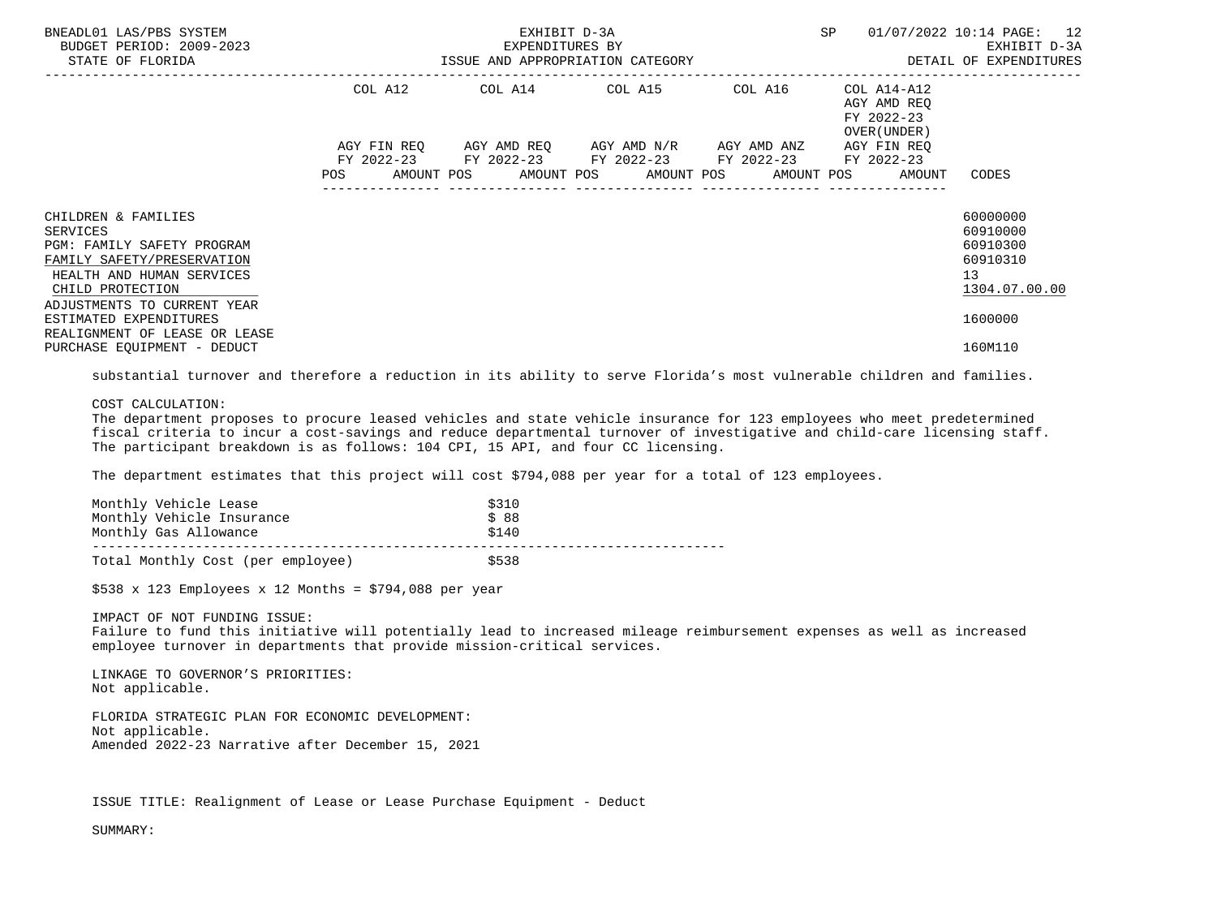| | COL A12 | COL A14 | COL A15 | COL A16 | COL A14-A12 | |
|---|---|---|---|---|---|---|
| | AGY FIN REQ FY 2022-23 | AGY AMD REQ FY 2022-23 | AGY AMD N/R FY 2022-23 | AGY AMD ANZ FY 2022-23 | AGY AMD REQ FY 2022-23 OVER(UNDER) AGY FIN REQ FY 2022-23 | |
| | POS AMOUNT | POS AMOUNT | POS AMOUNT | POS AMOUNT | POS AMOUNT | CODES |
| CHILDREN & FAMILIES | | | | | | 60000000 |
| SERVICES | | | | | | 60910000 |
| PGM: FAMILY SAFETY PROGRAM | | | | | | 60910300 |
| FAMILY SAFETY/PRESERVATION | | | | | | 60910310 |
| HEALTH AND HUMAN SERVICES | | | | | | 13 |
| CHILD PROTECTION | | | | | | 1304.07.00.00 |
| ADJUSTMENTS TO CURRENT YEAR ESTIMATED EXPENDITURES | | | | | | 1600000 |
| REALIGNMENT OF LEASE OR LEASE PURCHASE EQUIPMENT - DEDUCT | | | | | | 160M110 |

substantial turnover and therefore a reduction in its ability to serve Florida's most vulnerable children and families.

COST CALCULATION:
The department proposes to procure leased vehicles and state vehicle insurance for 123 employees who meet predetermined fiscal criteria to incur a cost-savings and reduce departmental turnover of investigative and child-care licensing staff. The participant breakdown is as follows: 104 CPI, 15 API, and four CC licensing.

The department estimates that this project will cost $794,088 per year for a total of 123 employees.

| | |
|---|---|
| Monthly Vehicle Lease | $310 |
| Monthly Vehicle Insurance | $ 88 |
| Monthly Gas Allowance | $140 |
| Total Monthly Cost (per employee) | $538 |

$538 x 123 Employees x 12 Months = $794,088 per year

IMPACT OF NOT FUNDING ISSUE:
Failure to fund this initiative will potentially lead to increased mileage reimbursement expenses as well as increased employee turnover in departments that provide mission-critical services.

LINKAGE TO GOVERNOR'S PRIORITIES:
Not applicable.

FLORIDA STRATEGIC PLAN FOR ECONOMIC DEVELOPMENT:
Not applicable.
Amended 2022-23 Narrative after December 15, 2021

ISSUE TITLE: Realignment of Lease or Lease Purchase Equipment - Deduct

SUMMARY: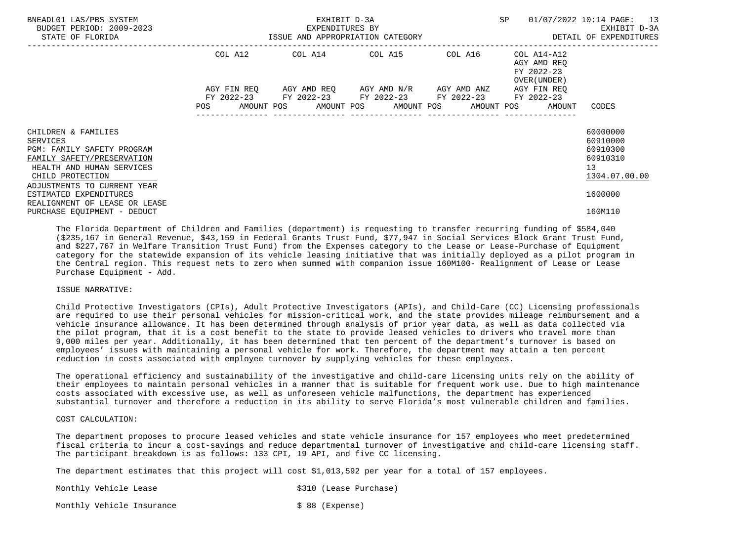| | COL A12 | COL A14 | COL A15 | COL A16 | COL A14-A12 AGY AMD REQ FY 2022-23 OVER(UNDER) | |
|---|---|---|---|---|---|---|
| | AGY FIN REQ FY 2022-23 | AGY AMD REQ FY 2022-23 | AGY AMD N/R FY 2022-23 | AGY AMD ANZ FY 2022-23 | AGY FIN REQ FY 2022-23 | |
| | POS AMOUNT | POS AMOUNT | POS AMOUNT | POS AMOUNT | POS AMOUNT | CODES |
| CHILDREN & FAMILIES | | | | | | 60000000 |
| SERVICES | | | | | | 60910000 |
| PGM: FAMILY SAFETY PROGRAM | | | | | | 60910300 |
| FAMILY SAFETY/PRESERVATION | | | | | | 60910310 |
| HEALTH AND HUMAN SERVICES | | | | | | 13 |
| CHILD PROTECTION | | | | | | 1304.07.00.00 |
| ADJUSTMENTS TO CURRENT YEAR ESTIMATED EXPENDITURES | | | | | | 1600000 |
| REALIGNMENT OF LEASE OR LEASE PURCHASE EQUIPMENT - DEDUCT | | | | | | 160M110 |

The Florida Department of Children and Families (department) is requesting to transfer recurring funding of $584,040 ($235,167 in General Revenue, $43,159 in Federal Grants Trust Fund, $77,947 in Social Services Block Grant Trust Fund, and $227,767 in Welfare Transition Trust Fund) from the Expenses category to the Lease or Lease-Purchase of Equipment category for the statewide expansion of its vehicle leasing initiative that was initially deployed as a pilot program in the Central region. This request nets to zero when summed with companion issue 160M100- Realignment of Lease or Lease Purchase Equipment - Add.

ISSUE NARRATIVE:

Child Protective Investigators (CPIs), Adult Protective Investigators (APIs), and Child-Care (CC) Licensing professionals are required to use their personal vehicles for mission-critical work, and the state provides mileage reimbursement and a vehicle insurance allowance. It has been determined through analysis of prior year data, as well as data collected via the pilot program, that it is a cost benefit to the state to provide leased vehicles to drivers who travel more than 9,000 miles per year. Additionally, it has been determined that ten percent of the department's turnover is based on employees' issues with maintaining a personal vehicle for work. Therefore, the department may attain a ten percent reduction in costs associated with employee turnover by supplying vehicles for these employees.

The operational efficiency and sustainability of the investigative and child-care licensing units rely on the ability of their employees to maintain personal vehicles in a manner that is suitable for frequent work use. Due to high maintenance costs associated with excessive use, as well as unforeseen vehicle malfunctions, the department has experienced substantial turnover and therefore a reduction in its ability to serve Florida's most vulnerable children and families.

COST CALCULATION:

The department proposes to procure leased vehicles and state vehicle insurance for 157 employees who meet predetermined fiscal criteria to incur a cost-savings and reduce departmental turnover of investigative and child-care licensing staff. The participant breakdown is as follows: 133 CPI, 19 API, and five CC licensing.

The department estimates that this project will cost $1,013,592 per year for a total of 157 employees.

| | |
|---|---|
| Monthly Vehicle Lease | $310 (Lease Purchase) |
| Monthly Vehicle Insurance | $ 88 (Expense) |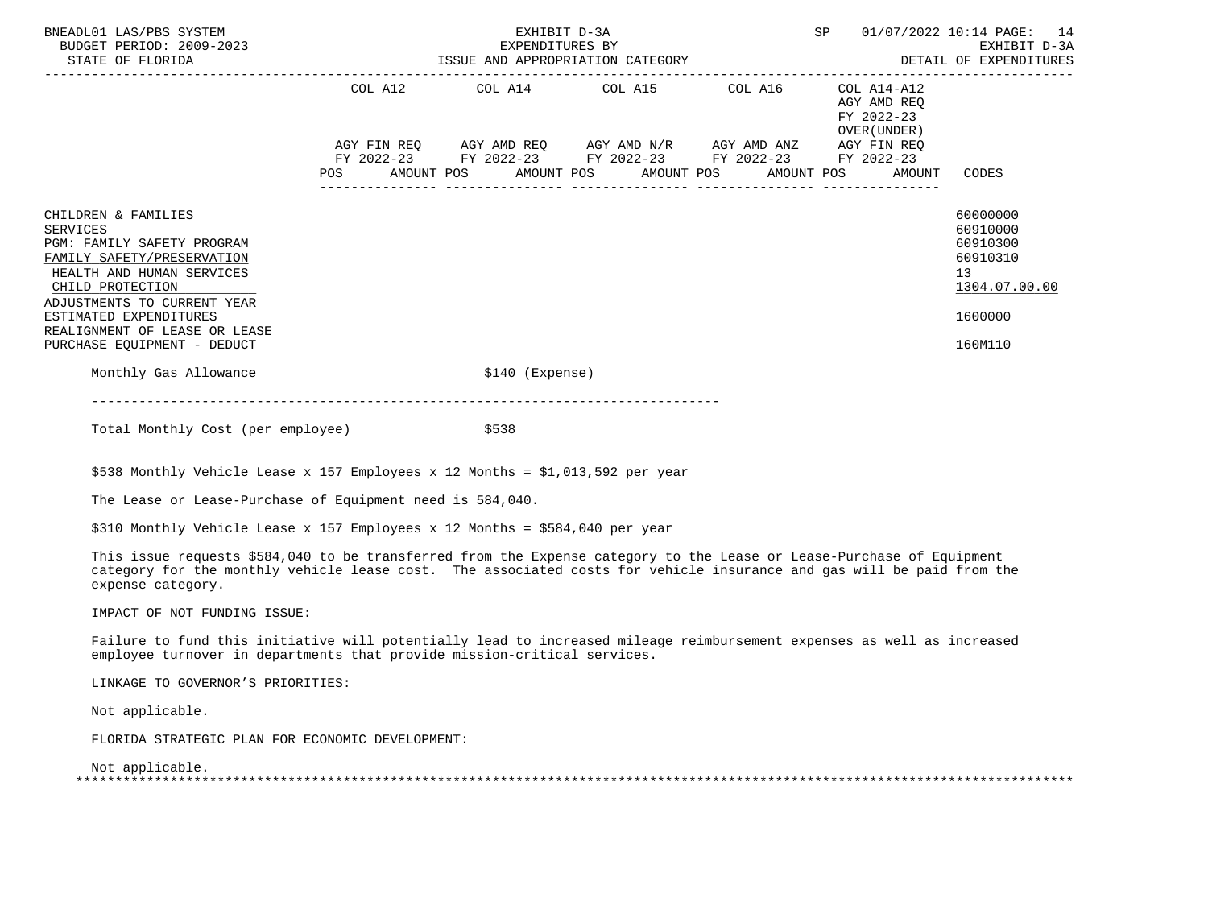| | COL A12 | | COL A14 | | COL A15 | | COL A16 | | COL A14-A12 AGY AMD REQ FY 2022-23 OVER(UNDER) | | |
|---|---|---|---|---|---|---|---|---|---|---|---|
| | AGY FIN REQ FY 2022-23 | | AGY AMD REQ FY 2022-23 | | AGY AMD N/R FY 2022-23 | | AGY AMD ANZ FY 2022-23 | | AGY FIN REQ FY 2022-23 | | |
| | POS | AMOUNT | POS | AMOUNT | POS | AMOUNT | POS | AMOUNT | POS | AMOUNT | CODES |
| CHILDREN & FAMILIES | | | | | | | | | | | 60000000 |
| SERVICES | | | | | | | | | | | 60910000 |
| PGM: FAMILY SAFETY PROGRAM | | | | | | | | | | | 60910300 |
| FAMILY SAFETY/PRESERVATION | | | | | | | | | | | 60910310 |
| HEALTH AND HUMAN SERVICES | | | | | | | | | | | 13 |
| CHILD PROTECTION | | | | | | | | | | | 1304.07.00.00 |
| ADJUSTMENTS TO CURRENT YEAR ESTIMATED EXPENDITURES | | | | | | | | | | | 1600000 |
| REALIGNMENT OF LEASE OR LEASE PURCHASE EQUIPMENT - DEDUCT | | | | | | | | | | | 160M110 |

Monthly Gas Allowance $140 (Expense)

---

Total Monthly Cost (per employee) $538

$538 Monthly Vehicle Lease x 157 Employees x 12 Months = $1,013,592 per year

The Lease or Lease-Purchase of Equipment need is 584,040.

$310 Monthly Vehicle Lease x 157 Employees x 12 Months = $584,040 per year

This issue requests $584,040 to be transferred from the Expense category to the Lease or Lease-Purchase of Equipment category for the monthly vehicle lease cost. The associated costs for vehicle insurance and gas will be paid from the expense category.

IMPACT OF NOT FUNDING ISSUE:

Failure to fund this initiative will potentially lead to increased mileage reimbursement expenses as well as increased employee turnover in departments that provide mission-critical services.

LINKAGE TO GOVERNOR'S PRIORITIES:

Not applicable.

FLORIDA STRATEGIC PLAN FOR ECONOMIC DEVELOPMENT:

Not applicable.

*******************************************************************************************************************************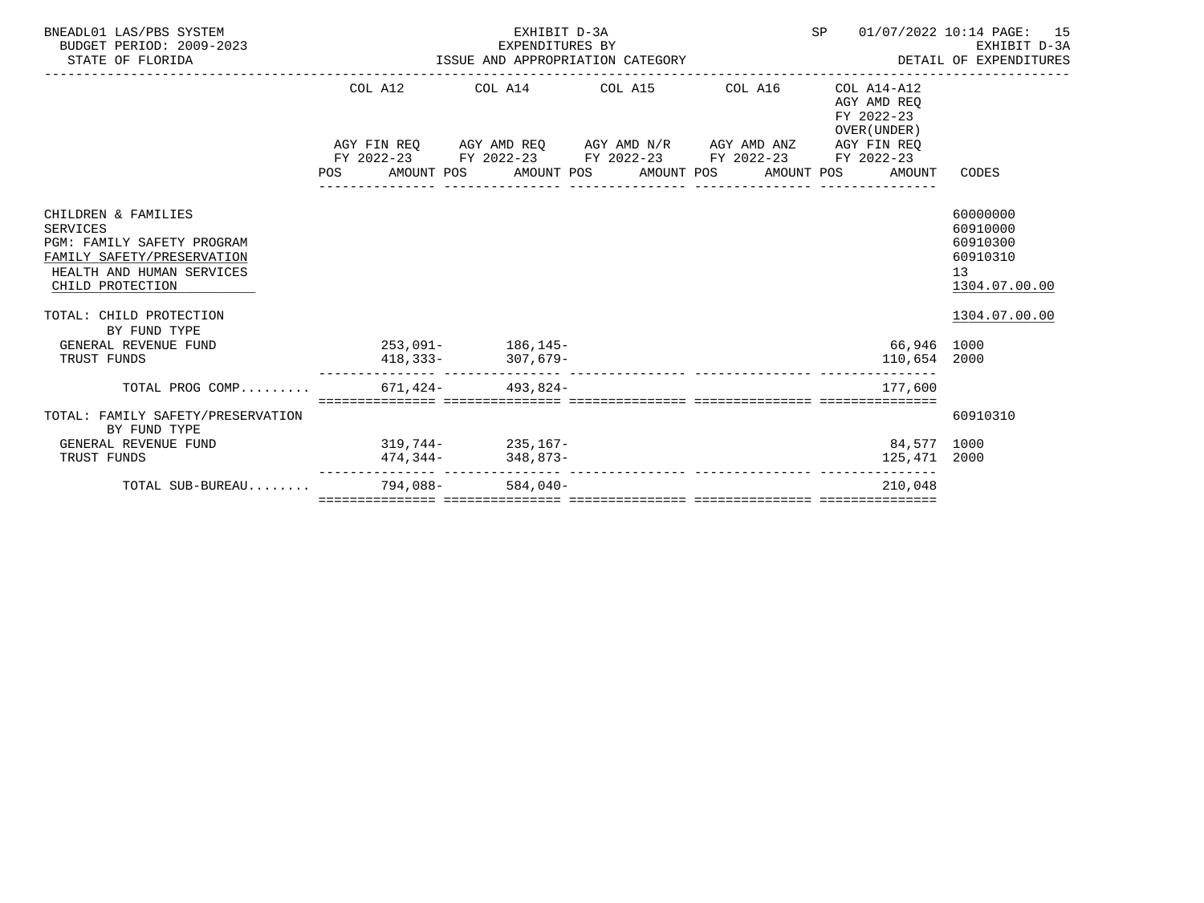BNEADL01 LAS/PBS SYSTEM
BUDGET PERIOD: 2009-2023
STATE OF FLORIDA

EXHIBIT D-3A
EXPENDITURES BY
ISSUE AND APPROPRIATION CATEGORY

SP 01/07/2022 10:14 PAGE: 15
EXHIBIT D-3A
DETAIL OF EXPENDITURES

| | COL A12 AGY FIN REQ FY 2022-23 POS AMOUNT | COL A14 AGY AMD REQ FY 2022-23 POS AMOUNT | COL A15 AGY AMD N/R FY 2022-23 POS AMOUNT | COL A16 AGY AMD ANZ FY 2022-23 POS AMOUNT | COL A14-A12 AGY AMD REQ FY 2022-23 OVER(UNDER) AGY FIN REQ FY 2022-23 POS AMOUNT | CODES |
|---|---|---|---|---|---|---|
| CHILDREN & FAMILIES | | | | | | 60000000 |
| SERVICES | | | | | | 60910000 |
| PGM: FAMILY SAFETY PROGRAM | | | | | | 60910300 |
| FAMILY SAFETY/PRESERVATION | | | | | | 60910310 |
| HEALTH AND HUMAN SERVICES | | | | | | 13 |
| CHILD PROTECTION | | | | | | 1304.07.00.00 |
| TOTAL: CHILD PROTECTION | | | | | | 1304.07.00.00 |
| BY FUND TYPE | | | | | | |
| GENERAL REVENUE FUND | 253,091- | 186,145- | | | 66,946 | 1000 |
| TRUST FUNDS | 418,333- | 307,679- | | | 110,654 | 2000 |
| TOTAL PROG COMP......... | 671,424- | 493,824- | | | 177,600 | |
| TOTAL: FAMILY SAFETY/PRESERVATION | | | | | | 60910310 |
| BY FUND TYPE | | | | | | |
| GENERAL REVENUE FUND | 319,744- | 235,167- | | | 84,577 | 1000 |
| TRUST FUNDS | 474,344- | 348,873- | | | 125,471 | 2000 |
| TOTAL SUB-BUREAU........ | 794,088- | 584,040- | | | 210,048 | |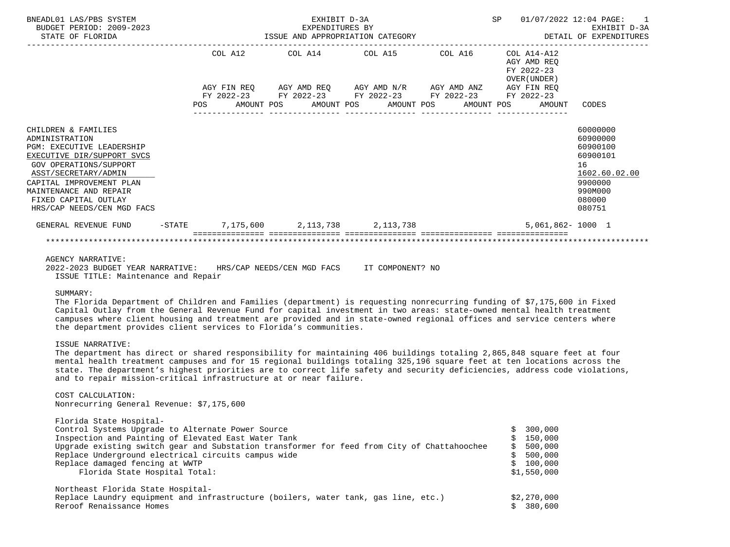BNEADL01 LAS/PBS SYSTEM — BUDGET PERIOD: 2009-2023 — STATE OF FLORIDA

EXHIBIT D-3A — EXPENDITURES BY ISSUE AND APPROPRIATION CATEGORY

SP 01/07/2022 12:04 — EXHIBIT D-3A — DETAIL OF EXPENDITURES

| | COL A12 AGY FIN REQ FY 2022-23 POS AMOUNT | COL A14 AGY AMD REQ FY 2022-23 POS AMOUNT | COL A15 AGY AMD N/R FY 2022-23 POS AMOUNT | COL A16 AGY AMD ANZ FY 2022-23 POS AMOUNT | COL A14-A12 AGY AMD REQ FY 2022-23 OVER(UNDER) AGY FIN REQ FY 2022-23 POS AMOUNT | CODES |
|---|---|---|---|---|---|---|
| CHILDREN & FAMILIES | | | | | | 60000000 |
| ADMINISTRATION | | | | | | 60900000 |
| PGM: EXECUTIVE LEADERSHIP | | | | | | 60900100 |
| EXECUTIVE DIR/SUPPORT SVCS | | | | | | 60900101 |
| GOV OPERATIONS/SUPPORT | | | | | | 16 |
| ASST/SECRETARY/ADMIN | | | | | | 1602.60.02.00 |
| CAPITAL IMPROVEMENT PLAN | | | | | | 9900000 |
| MAINTENANCE AND REPAIR | | | | | | 990M000 |
| FIXED CAPITAL OUTLAY | | | | | | 080000 |
| HRS/CAP NEEDS/CEN MGD FACS | | | | | | 080751 |
| GENERAL REVENUE FUND -STATE | 7,175,600 | 2,113,738 | 2,113,738 | | 5,061,862- | 1000 1 |

AGENCY NARRATIVE:

2022-2023 BUDGET YEAR NARRATIVE: HRS/CAP NEEDS/CEN MGD FACS IT COMPONENT? NO

ISSUE TITLE: Maintenance and Repair

SUMMARY:

The Florida Department of Children and Families (department) is requesting nonrecurring funding of $7,175,600 in Fixed Capital Outlay from the General Revenue Fund for capital investment in two areas: state-owned mental health treatment campuses where client housing and treatment are provided and in state-owned regional offices and service centers where the department provides client services to Florida's communities.

ISSUE NARRATIVE:

The department has direct or shared responsibility for maintaining 406 buildings totaling 2,865,848 square feet at four mental health treatment campuses and for 15 regional buildings totaling 325,196 square feet at ten locations across the state. The department's highest priorities are to correct life safety and security deficiencies, address code violations, and to repair mission-critical infrastructure at or near failure.

COST CALCULATION:

Nonrecurring General Revenue: $7,175,600

Florida State Hospital-

| Item | Amount |
|---|---|
| Control Systems Upgrade to Alternate Power Source | $ 300,000 |
| Inspection and Painting of Elevated East Water Tank | $ 150,000 |
| Upgrade existing switch gear and Substation transformer for feed from City of Chattahoochee | $ 500,000 |
| Replace Underground electrical circuits campus wide | $ 500,000 |
| Replace damaged fencing at WWTP | $ 100,000 |
| Florida State Hospital Total: | $1,550,000 |

Northeast Florida State Hospital-

| Item | Amount |
|---|---|
| Replace Laundry equipment and infrastructure (boilers, water tank, gas line, etc.) | $2,270,000 |
| Reroof Renaissance Homes | $ 380,600 |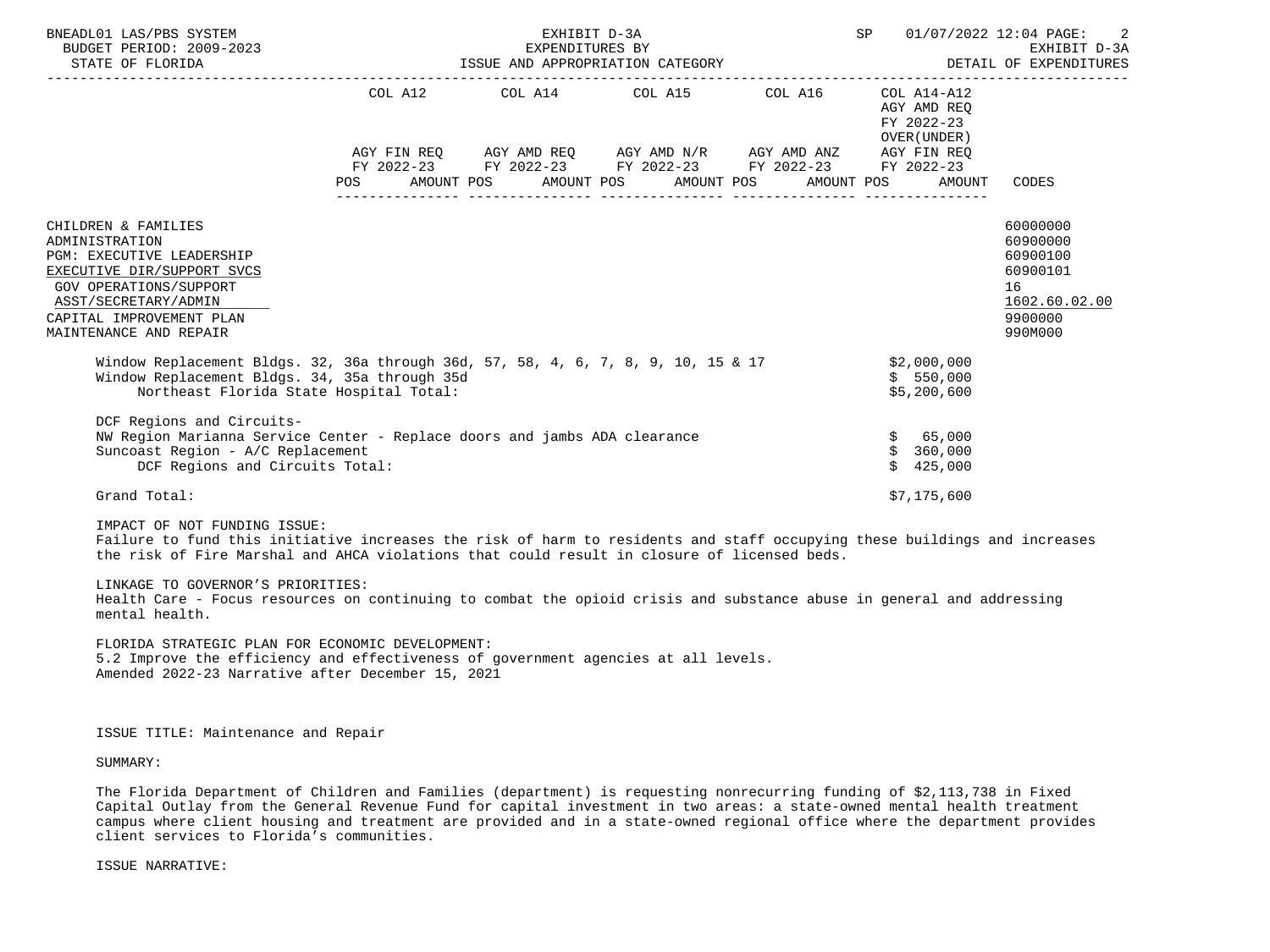| | COL A12 | COL A14 | COL A15 | COL A16 | COL A14-A12 AGY AMD REQ FY 2022-23 OVER(UNDER) | |
|---|---|---|---|---|---|---|
| | AGY FIN REQ FY 2022-23 | AGY AMD REQ FY 2022-23 | AGY AMD N/R FY 2022-23 | AGY AMD ANZ FY 2022-23 | AGY FIN REQ FY 2022-23 | |
| | POS AMOUNT | POS AMOUNT | POS AMOUNT | POS AMOUNT | POS AMOUNT | CODES |

CHILDREN & FAMILIES — 60000000
ADMINISTRATION — 60900000
PGM: EXECUTIVE LEADERSHIP — 60900100
EXECUTIVE DIR/SUPPORT SVCS — 60900101
GOV OPERATIONS/SUPPORT — 16
ASST/SECRETARY/ADMIN — 1602.60.02.00
CAPITAL IMPROVEMENT PLAN — 9900000
MAINTENANCE AND REPAIR — 990M000

| | |
|---|---|
| Window Replacement Bldgs. 32, 36a through 36d, 57, 58, 4, 6, 7, 8, 9, 10, 15 & 17 | $2,000,000 |
| Window Replacement Bldgs. 34, 35a through 35d | $ 550,000 |
| Northeast Florida State Hospital Total: | $5,200,600 |
| | |
| DCF Regions and Circuits- | |
| NW Region Marianna Service Center - Replace doors and jambs ADA clearance | $ 65,000 |
| Suncoast Region - A/C Replacement | $ 360,000 |
| DCF Regions and Circuits Total: | $ 425,000 |
| | |
| Grand Total: | $7,175,600 |

IMPACT OF NOT FUNDING ISSUE:
Failure to fund this initiative increases the risk of harm to residents and staff occupying these buildings and increases the risk of Fire Marshal and AHCA violations that could result in closure of licensed beds.

LINKAGE TO GOVERNOR'S PRIORITIES:
Health Care - Focus resources on continuing to combat the opioid crisis and substance abuse in general and addressing mental health.

FLORIDA STRATEGIC PLAN FOR ECONOMIC DEVELOPMENT:
5.2 Improve the efficiency and effectiveness of government agencies at all levels.
Amended 2022-23 Narrative after December 15, 2021

ISSUE TITLE: Maintenance and Repair

SUMMARY:

The Florida Department of Children and Families (department) is requesting nonrecurring funding of $2,113,738 in Fixed Capital Outlay from the General Revenue Fund for capital investment in two areas: a state-owned mental health treatment campus where client housing and treatment are provided and in a state-owned regional office where the department provides client services to Florida's communities.

ISSUE NARRATIVE: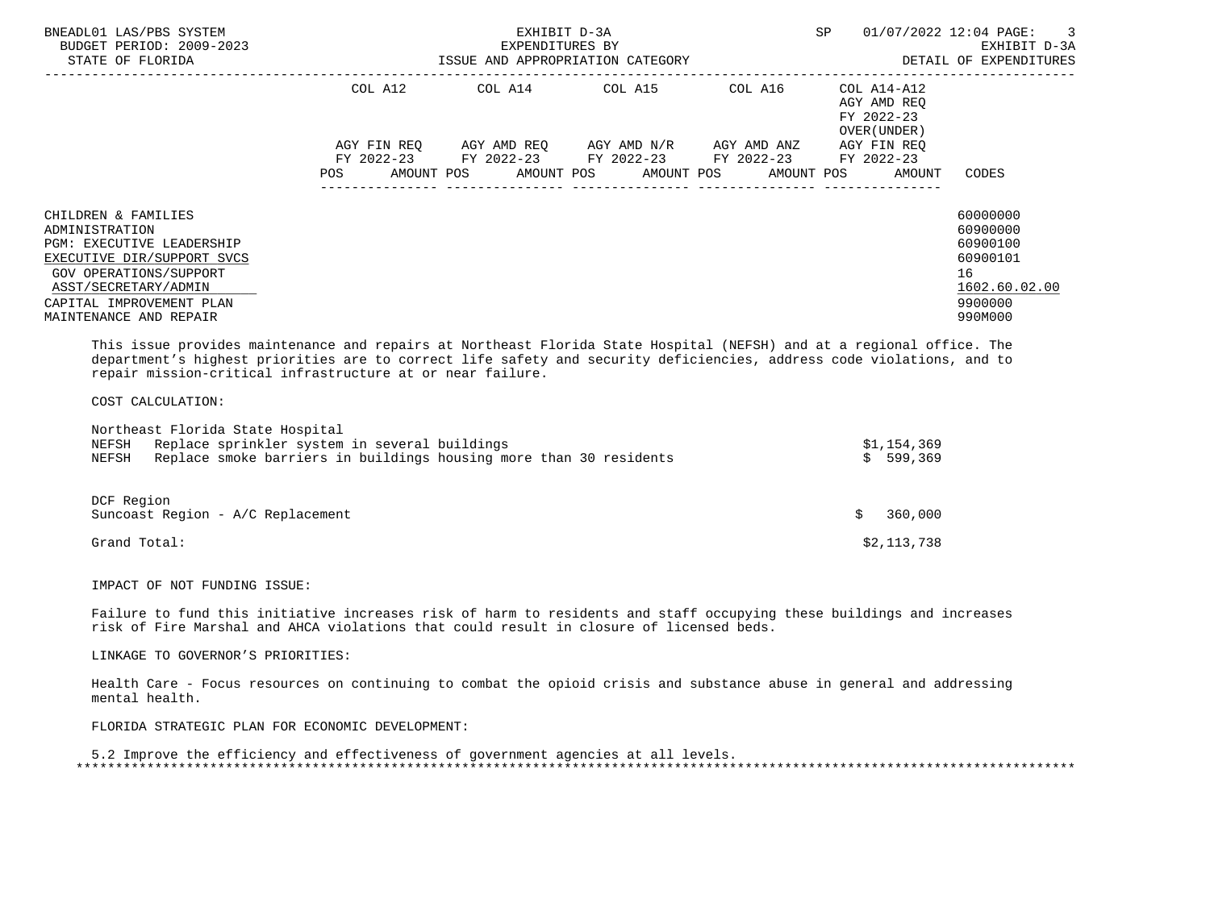| | COL A12 | COL A14 | COL A15 | COL A16 | COL A14-A12 AGY AMD REQ FY 2022-23 OVER(UNDER) | |
|---|---|---|---|---|---|---|
| | AGY FIN REQ FY 2022-23 | AGY AMD REQ FY 2022-23 | AGY AMD N/R FY 2022-23 | AGY AMD ANZ FY 2022-23 | AGY FIN REQ FY 2022-23 | |
| | POS AMOUNT | POS AMOUNT | POS AMOUNT | POS AMOUNT | POS AMOUNT | CODES |

| | CODES |
|---|---|
| CHILDREN & FAMILIES | 60000000 |
| ADMINISTRATION | 60900000 |
| PGM: EXECUTIVE LEADERSHIP | 60900100 |
| EXECUTIVE DIR/SUPPORT SVCS | 60900101 |
| GOV OPERATIONS/SUPPORT | 16 |
| ASST/SECRETARY/ADMIN | 1602.60.02.00 |
| CAPITAL IMPROVEMENT PLAN | 9900000 |
| MAINTENANCE AND REPAIR | 990M000 |

This issue provides maintenance and repairs at Northeast Florida State Hospital (NEFSH) and at a regional office. The department's highest priorities are to correct life safety and security deficiencies, address code violations, and to repair mission-critical infrastructure at or near failure.

COST CALCULATION:

| | |
|---|---|
| Northeast Florida State Hospital | |
| NEFSH Replace sprinkler system in several buildings | $1,154,369 |
| NEFSH Replace smoke barriers in buildings housing more than 30 residents | $ 599,369 |
| | |
| DCF Region | |
| Suncoast Region - A/C Replacement | $ 360,000 |
| Grand Total: | $2,113,738 |

IMPACT OF NOT FUNDING ISSUE:

Failure to fund this initiative increases risk of harm to residents and staff occupying these buildings and increases risk of Fire Marshal and AHCA violations that could result in closure of licensed beds.

LINKAGE TO GOVERNOR'S PRIORITIES:

Health Care - Focus resources on continuing to combat the opioid crisis and substance abuse in general and addressing mental health.

FLORIDA STRATEGIC PLAN FOR ECONOMIC DEVELOPMENT:

5.2 Improve the efficiency and effectiveness of government agencies at all levels.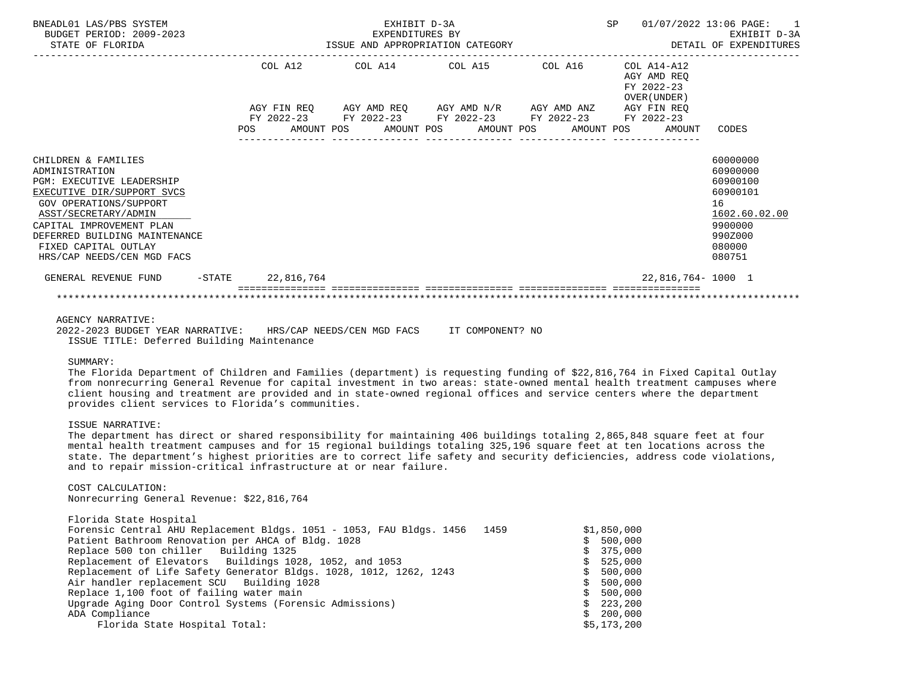BNEADL01 LAS/PBS SYSTEM — EXHIBIT D-3A — SP 01/07/2022 13:06

BUDGET PERIOD: 2009-2023 — EXPENDITURES BY ISSUE AND APPROPRIATION CATEGORY — EXHIBIT D-3A

STATE OF FLORIDA — DETAIL OF EXPENDITURES

| | COL A12 AGY FIN REQ FY 2022-23 POS AMOUNT | COL A14 AGY AMD REQ FY 2022-23 POS AMOUNT | COL A15 AGY AMD N/R FY 2022-23 POS AMOUNT | COL A16 AGY AMD ANZ FY 2022-23 POS AMOUNT | COL A14-A12 AGY AMD REQ FY 2022-23 OVER(UNDER) AGY FIN REQ FY 2022-23 POS AMOUNT | CODES |
|---|---|---|---|---|---|---|
| CHILDREN & FAMILIES | | | | | | 60000000 |
| ADMINISTRATION | | | | | | 60900000 |
| PGM: EXECUTIVE LEADERSHIP | | | | | | 60900100 |
| EXECUTIVE DIR/SUPPORT SVCS | | | | | | 60900101 |
| GOV OPERATIONS/SUPPORT | | | | | | 16 |
| ASST/SECRETARY/ADMIN | | | | | | 1602.60.02.00 |
| CAPITAL IMPROVEMENT PLAN | | | | | | 9900000 |
| DEFERRED BUILDING MAINTENANCE | | | | | | 990Z000 |
| FIXED CAPITAL OUTLAY | | | | | | 080000 |
| HRS/CAP NEEDS/CEN MGD FACS | | | | | | 080751 |
| GENERAL REVENUE FUND -STATE | 22,816,764 | | | | 22,816,764- | 1000 1 |

AGENCY NARRATIVE:

2022-2023 BUDGET YEAR NARRATIVE: HRS/CAP NEEDS/CEN MGD FACS IT COMPONENT? NO

ISSUE TITLE: Deferred Building Maintenance

SUMMARY:

The Florida Department of Children and Families (department) is requesting funding of $22,816,764 in Fixed Capital Outlay from nonrecurring General Revenue for capital investment in two areas: state-owned mental health treatment campuses where client housing and treatment are provided and in state-owned regional offices and service centers where the department provides client services to Florida's communities.

ISSUE NARRATIVE:

The department has direct or shared responsibility for maintaining 406 buildings totaling 2,865,848 square feet at four mental health treatment campuses and for 15 regional buildings totaling 325,196 square feet at ten locations across the state. The department's highest priorities are to correct life safety and security deficiencies, address code violations, and to repair mission-critical infrastructure at or near failure.

COST CALCULATION:

Nonrecurring General Revenue: $22,816,764

| Florida State Hospital | |
|---|---|
| Forensic Central AHU Replacement Bldgs. 1051 - 1053, FAU Bldgs. 1456 1459 | $1,850,000 |
| Patient Bathroom Renovation per AHCA of Bldg. 1028 | $ 500,000 |
| Replace 500 ton chiller Building 1325 | $ 375,000 |
| Replacement of Elevators Buildings 1028, 1052, and 1053 | $ 525,000 |
| Replacement of Life Safety Generator Bldgs. 1028, 1012, 1262, 1243 | $ 500,000 |
| Air handler replacement SCU Building 1028 | $ 500,000 |
| Replace 1,100 foot of failing water main | $ 500,000 |
| Upgrade Aging Door Control Systems (Forensic Admissions) | $ 223,200 |
| ADA Compliance | $ 200,000 |
| Florida State Hospital Total: | $5,173,200 |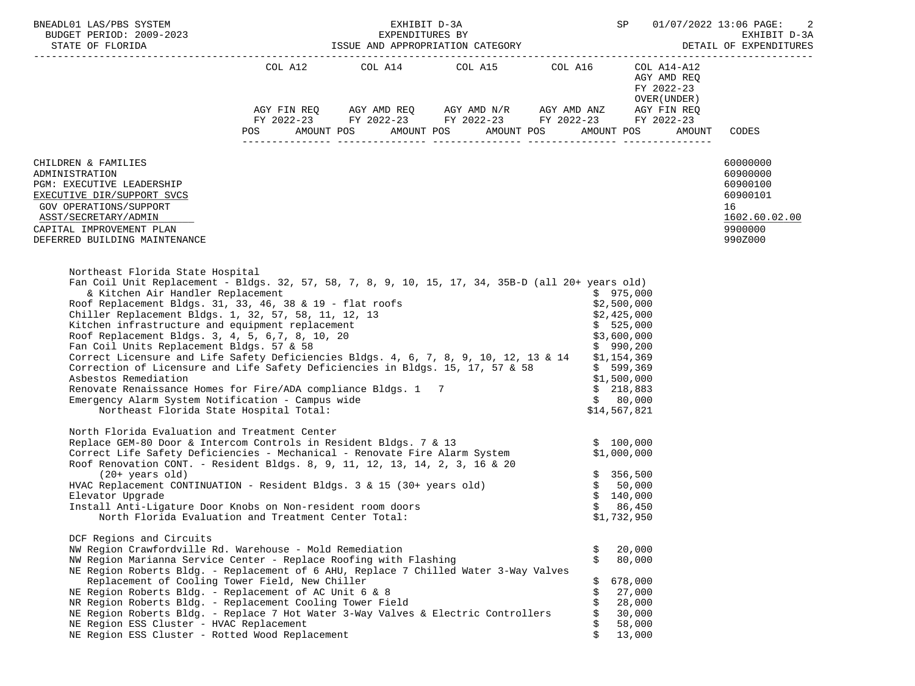| | COL A12 | COL A14 | COL A15 | COL A16 | COL A14-A12 AGY AMD REQ FY 2022-23 OVER(UNDER) | |
|---|---|---|---|---|---|---|
| | AGY FIN REQ FY 2022-23 | AGY AMD REQ FY 2022-23 | AGY AMD N/R FY 2022-23 | AGY AMD ANZ FY 2022-23 | AGY FIN REQ FY 2022-23 | |
| | POS AMOUNT | POS AMOUNT | POS AMOUNT | POS AMOUNT | POS AMOUNT | CODES |

CHILDREN & FAMILIES — 60000000
ADMINISTRATION — 60900000
PGM: EXECUTIVE LEADERSHIP — 60900100
EXECUTIVE DIR/SUPPORT SVCS — 60900101
GOV OPERATIONS/SUPPORT — 16
ASST/SECRETARY/ADMIN — 1602.60.02.00
CAPITAL IMPROVEMENT PLAN — 9900000
DEFERRED BUILDING MAINTENANCE — 990Z000

Northeast Florida State Hospital

| Item | Amount |
|---|---|
| Fan Coil Unit Replacement - Bldgs. 32, 57, 58, 7, 8, 9, 10, 15, 17, 34, 35B-D (all 20+ years old) & Kitchen Air Handler Replacement | $ 975,000 |
| Roof Replacement Bldgs. 31, 33, 46, 38 & 19 - flat roofs | $2,500,000 |
| Chiller Replacement Bldgs. 1, 32, 57, 58, 11, 12, 13 | $2,425,000 |
| Kitchen infrastructure and equipment replacement | $ 525,000 |
| Roof Replacement Bldgs. 3, 4, 5, 6,7, 8, 10, 20 | $3,600,000 |
| Fan Coil Units Replacement Bldgs. 57 & 58 | $ 990,200 |
| Correct Licensure and Life Safety Deficiencies Bldgs. 4, 6, 7, 8, 9, 10, 12, 13 & 14 | $1,154,369 |
| Correction of Licensure and Life Safety Deficiencies in Bldgs. 15, 17, 57 & 58 | $ 599,369 |
| Asbestos Remediation | $1,500,000 |
| Renovate Renaissance Homes for Fire/ADA compliance Bldgs. 1 7 | $ 218,883 |
| Emergency Alarm System Notification - Campus wide | $ 80,000 |
| Northeast Florida State Hospital Total: | $14,567,821 |

North Florida Evaluation and Treatment Center

| Item | Amount |
|---|---|
| Replace GEM-80 Door & Intercom Controls in Resident Bldgs. 7 & 13 | $ 100,000 |
| Correct Life Safety Deficiencies - Mechanical - Renovate Fire Alarm System | $1,000,000 |
| Roof Renovation CONT. - Resident Bldgs. 8, 9, 11, 12, 13, 14, 2, 3, 16 & 20 (20+ years old) | $ 356,500 |
| HVAC Replacement CONTINUATION - Resident Bldgs. 3 & 15 (30+ years old) | $ 50,000 |
| Elevator Upgrade | $ 140,000 |
| Install Anti-Ligature Door Knobs on Non-resident room doors | $ 86,450 |
| North Florida Evaluation and Treatment Center Total: | $1,732,950 |

DCF Regions and Circuits

| Item | Amount |
|---|---|
| NW Region Crawfordville Rd. Warehouse - Mold Remediation | $ 20,000 |
| NW Region Marianna Service Center - Replace Roofing with Flashing | $ 80,000 |
| NE Region Roberts Bldg. - Replacement of 6 AHU, Replace 7 Chilled Water 3-Way Valves Replacement of Cooling Tower Field, New Chiller | $ 678,000 |
| NE Region Roberts Bldg. - Replacement of AC Unit 6 & 8 | $ 27,000 |
| NR Region Roberts Bldg. - Replacement Cooling Tower Field | $ 28,000 |
| NE Region Roberts Bldg. - Replace 7 Hot Water 3-Way Valves & Electric Controllers | $ 30,000 |
| NE Region ESS Cluster - HVAC Replacement | $ 58,000 |
| NE Region ESS Cluster - Rotted Wood Replacement | $ 13,000 |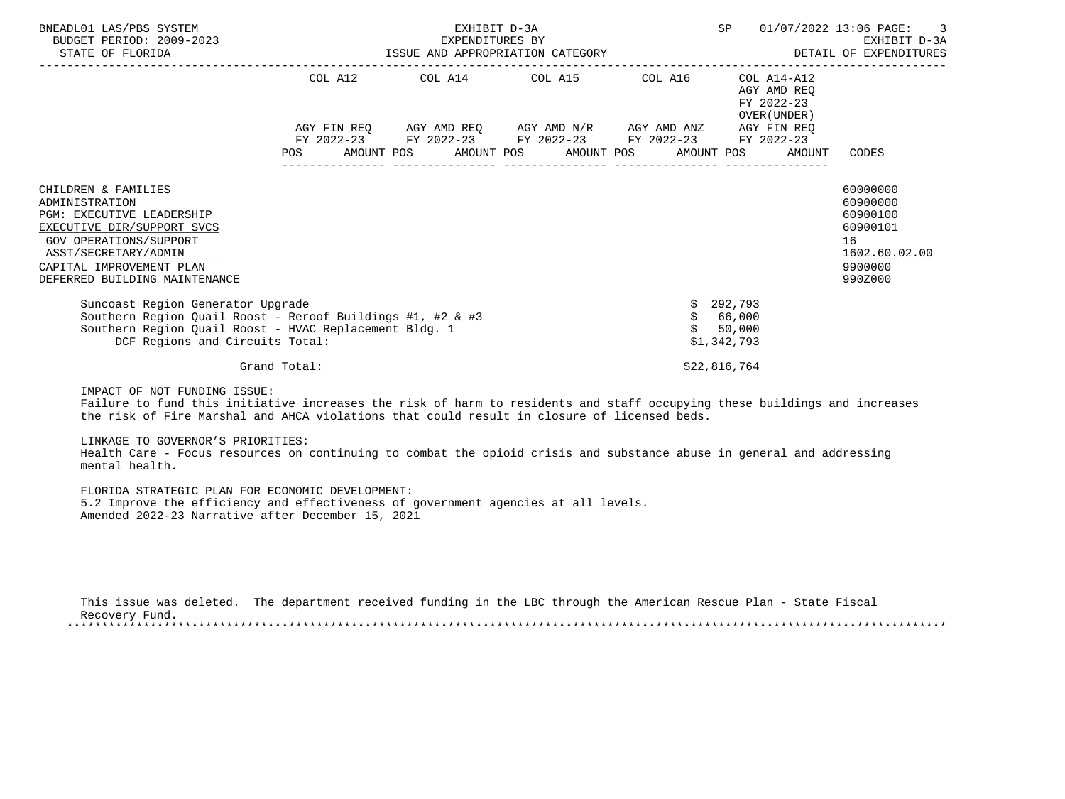| | COL A12 | | COL A14 | | COL A15 | | COL A16 | | COL A14-A12 AGY AMD REQ FY 2022-23 OVER(UNDER) | | |
|---|---|---|---|---|---|---|---|---|---|---|---|
| | AGY FIN REQ FY 2022-23 | | AGY AMD REQ FY 2022-23 | | AGY AMD N/R FY 2022-23 | | AGY AMD ANZ FY 2022-23 | | AGY FIN REQ FY 2022-23 | | |
| | POS | AMOUNT | POS | AMOUNT | POS | AMOUNT | POS | AMOUNT | POS | AMOUNT | CODES |
| CHILDREN & FAMILIES | | | | | | | | | | | 60000000 |
| ADMINISTRATION | | | | | | | | | | | 60900000 |
| PGM: EXECUTIVE LEADERSHIP | | | | | | | | | | | 60900100 |
| EXECUTIVE DIR/SUPPORT SVCS | | | | | | | | | | | 60900101 |
| GOV OPERATIONS/SUPPORT | | | | | | | | | | | 16 |
| ASST/SECRETARY/ADMIN | | | | | | | | | | | 1602.60.02.00 |
| CAPITAL IMPROVEMENT PLAN | | | | | | | | | | | 9900000 |
| DEFERRED BUILDING MAINTENANCE | | | | | | | | | | | 990Z000 |

Suncoast Region Generator Upgrade $ 292,793
Southern Region Quail Roost - Reroof Buildings #1, #2 & #3 $ 66,000
Southern Region Quail Roost - HVAC Replacement Bldg. 1 $ 50,000
DCF Regions and Circuits Total: $1,342,793

Grand Total: $22,816,764

IMPACT OF NOT FUNDING ISSUE:
Failure to fund this initiative increases the risk of harm to residents and staff occupying these buildings and increases the risk of Fire Marshal and AHCA violations that could result in closure of licensed beds.

LINKAGE TO GOVERNOR'S PRIORITIES:
Health Care - Focus resources on continuing to combat the opioid crisis and substance abuse in general and addressing mental health.

FLORIDA STRATEGIC PLAN FOR ECONOMIC DEVELOPMENT:
5.2 Improve the efficiency and effectiveness of government agencies at all levels.
Amended 2022-23 Narrative after December 15, 2021

This issue was deleted. The department received funding in the LBC through the American Rescue Plan - State Fiscal Recovery Fund.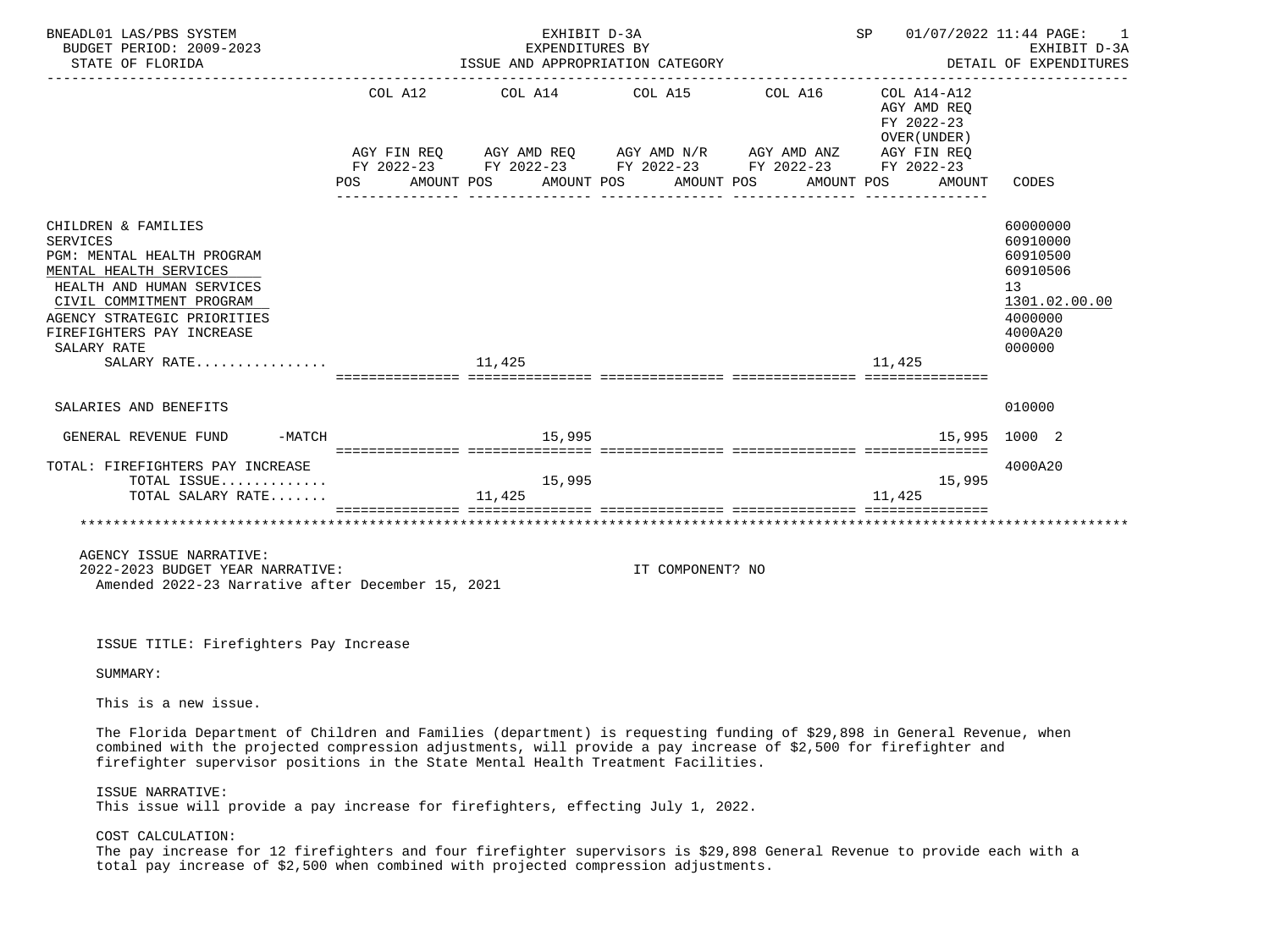BNEADL01 LAS/PBS SYSTEM — EXHIBIT D-3A — SP 01/07/2022 11:44 PAGE: 1
BUDGET PERIOD: 2009-2023 — EXPENDITURES BY — EXHIBIT D-3A
STATE OF FLORIDA — ISSUE AND APPROPRIATION CATEGORY — DETAIL OF EXPENDITURES

| | COL A12 AGY FIN REQ FY 2022-23 POS AMOUNT | COL A14 AGY AMD REQ FY 2022-23 POS AMOUNT | COL A15 AGY AMD N/R FY 2022-23 POS AMOUNT | COL A16 AGY AMD ANZ FY 2022-23 POS AMOUNT | COL A14-A12 AGY AMD REQ FY 2022-23 OVER(UNDER) AGY FIN REQ FY 2022-23 POS AMOUNT | CODES |
|---|---|---|---|---|---|---|
| CHILDREN & FAMILIES | | | | | | 60000000 |
| SERVICES | | | | | | 60910000 |
| PGM: MENTAL HEALTH PROGRAM | | | | | | 60910500 |
| MENTAL HEALTH SERVICES | | | | | | 60910506 |
| HEALTH AND HUMAN SERVICES | | | | | | 13 |
| CIVIL COMMITMENT PROGRAM | | | | | | 1301.02.00.00 |
| AGENCY STRATEGIC PRIORITIES | | | | | | 4000000 |
| FIREFIGHTERS PAY INCREASE | | | | | | 4000A20 |
| SALARY RATE | | | | | | 000000 |
| SALARY RATE................ | | 11,425 | | | 11,425 | |
| SALARIES AND BENEFITS | | | | | | 010000 |
| GENERAL REVENUE FUND -MATCH | | 15,995 | | | 15,995 | 1000 2 |
| TOTAL: FIREFIGHTERS PAY INCREASE | | | | | | 4000A20 |
| TOTAL ISSUE............. | | 15,995 | | | 15,995 | |
| TOTAL SALARY RATE....... | | 11,425 | | | 11,425 | |

AGENCY ISSUE NARRATIVE:
2022-2023 BUDGET YEAR NARRATIVE: IT COMPONENT? NO
Amended 2022-23 Narrative after December 15, 2021

ISSUE TITLE: Firefighters Pay Increase

SUMMARY:

This is a new issue.

The Florida Department of Children and Families (department) is requesting funding of $29,898 in General Revenue, when combined with the projected compression adjustments, will provide a pay increase of $2,500 for firefighter and firefighter supervisor positions in the State Mental Health Treatment Facilities.

ISSUE NARRATIVE:
This issue will provide a pay increase for firefighters, effecting July 1, 2022.

COST CALCULATION:
The pay increase for 12 firefighters and four firefighter supervisors is $29,898 General Revenue to provide each with a total pay increase of $2,500 when combined with projected compression adjustments.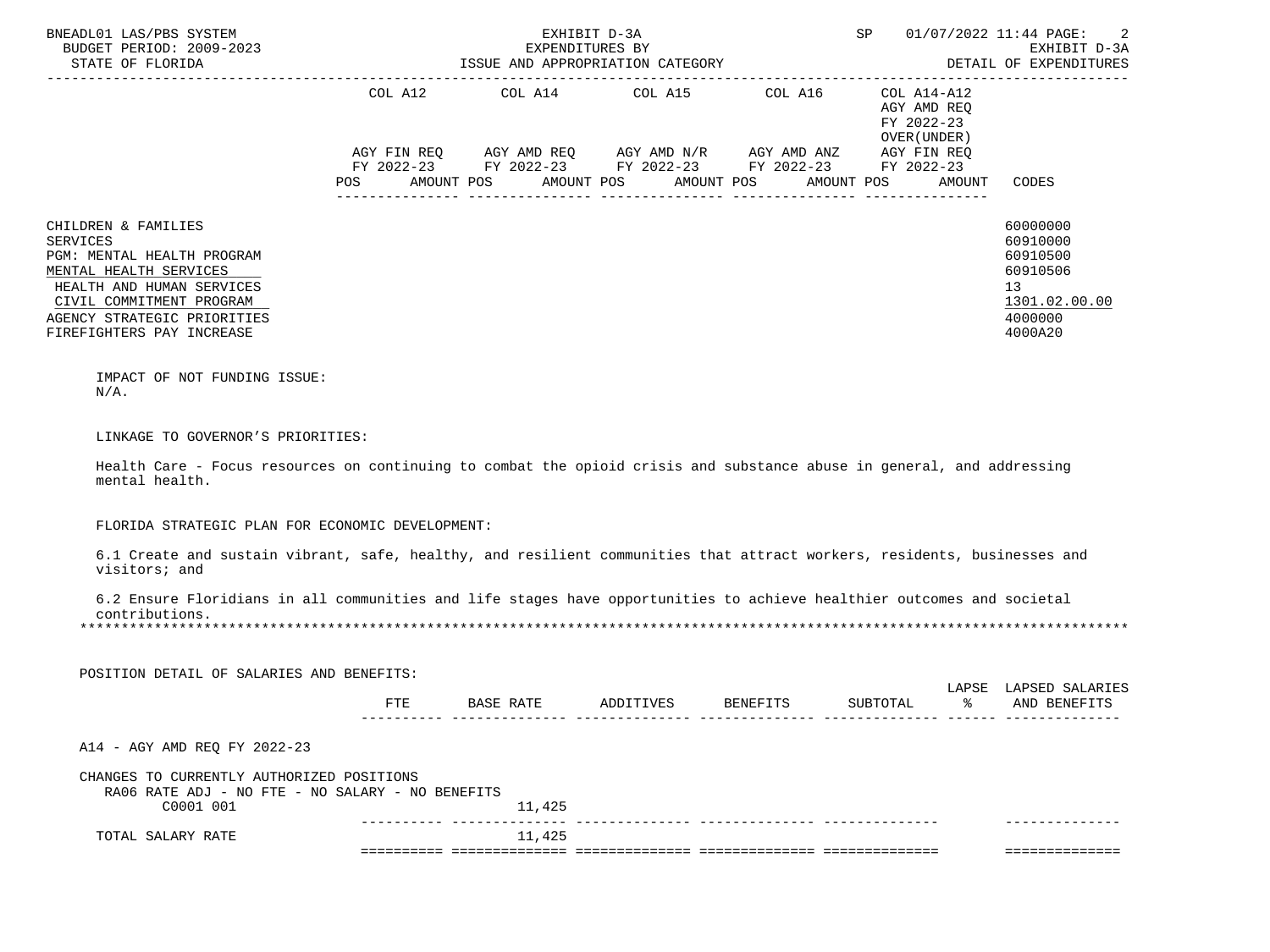| | COL A12 | | COL A14 | | COL A15 | | COL A16 | | COL A14-A12 AGY AMD REQ FY 2022-23 OVER(UNDER) | | |
|---|---|---|---|---|---|---|---|---|---|---|---|
| | AGY FIN REQ FY 2022-23 | | AGY AMD REQ FY 2022-23 | | AGY AMD N/R FY 2022-23 | | AGY AMD ANZ FY 2022-23 | | AGY FIN REQ FY 2022-23 | | |
| | POS | AMOUNT | POS | AMOUNT | POS | AMOUNT | POS | AMOUNT | POS | AMOUNT | CODES |
| CHILDREN & FAMILIES | | | | | | | | | | | 60000000 |
| SERVICES | | | | | | | | | | | 60910000 |
| PGM: MENTAL HEALTH PROGRAM | | | | | | | | | | | 60910500 |
| MENTAL HEALTH SERVICES | | | | | | | | | | | 60910506 |
| HEALTH AND HUMAN SERVICES | | | | | | | | | | | 13 |
| CIVIL COMMITMENT PROGRAM | | | | | | | | | | | 1301.02.00.00 |
| AGENCY STRATEGIC PRIORITIES | | | | | | | | | | | 4000000 |
| FIREFIGHTERS PAY INCREASE | | | | | | | | | | | 4000A20 |

IMPACT OF NOT FUNDING ISSUE:
N/A.

LINKAGE TO GOVERNOR'S PRIORITIES:

Health Care - Focus resources on continuing to combat the opioid crisis and substance abuse in general, and addressing mental health.

FLORIDA STRATEGIC PLAN FOR ECONOMIC DEVELOPMENT:

6.1 Create and sustain vibrant, safe, healthy, and resilient communities that attract workers, residents, businesses and visitors; and

6.2 Ensure Floridians in all communities and life stages have opportunities to achieve healthier outcomes and societal contributions.

*******************************************************************************************************************************

POSITION DETAIL OF SALARIES AND BENEFITS:

| | FTE | BASE RATE | ADDITIVES | BENEFITS | SUBTOTAL | LAPSE % | LAPSED SALARIES AND BENEFITS |
|---|---|---|---|---|---|---|---|
| A14 - AGY AMD REQ FY 2022-23 | | | | | | | |
| CHANGES TO CURRENTLY AUTHORIZED POSITIONS | | | | | | | |
| RA06 RATE ADJ - NO FTE - NO SALARY - NO BENEFITS | | | | | | | |
| C0001 001 | | 11,425 | | | | | |
| TOTAL SALARY RATE | | 11,425 | | | | | |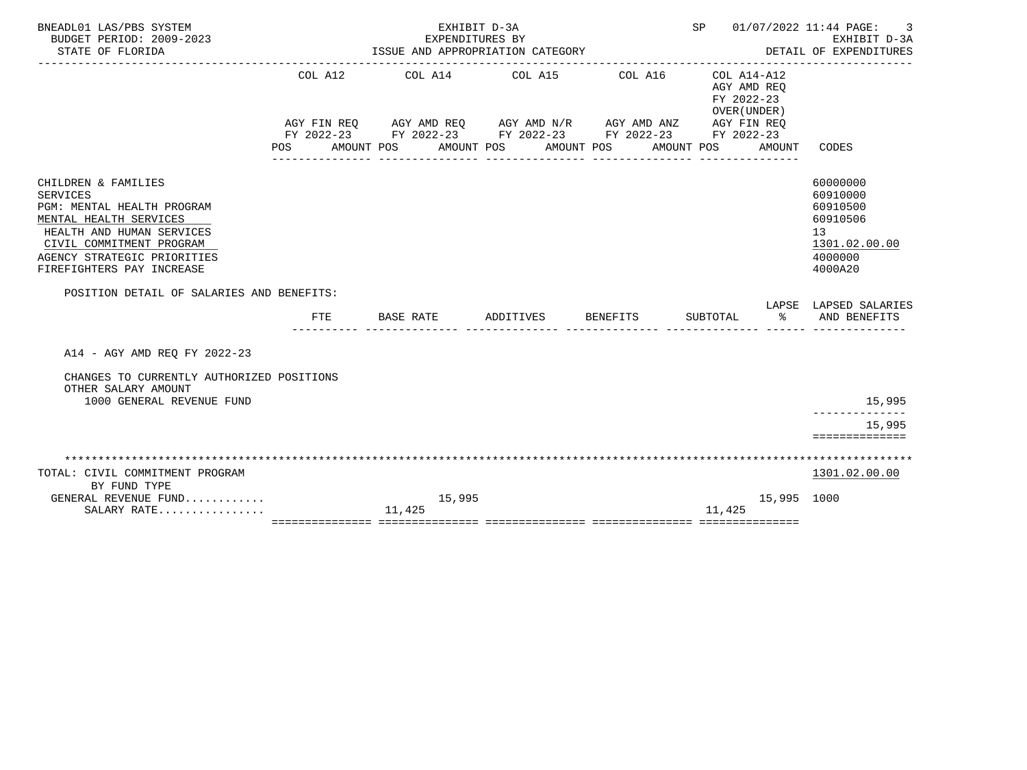BNEADL01 LAS/PBS SYSTEM
BUDGET PERIOD: 2009-2023
STATE OF FLORIDA

EXHIBIT D-3A
EXPENDITURES BY
ISSUE AND APPROPRIATION CATEGORY

SP 01/07/2022 11:44 PAGE: 3
EXHIBIT D-3A
DETAIL OF EXPENDITURES

| | COL A12 AGY FIN REQ FY 2022-23 POS AMOUNT | COL A14 AGY AMD REQ FY 2022-23 POS AMOUNT | COL A15 AGY AMD N/R FY 2022-23 POS AMOUNT | COL A16 AGY AMD ANZ FY 2022-23 POS AMOUNT | COL A14-A12 AGY AMD REQ FY 2022-23 OVER(UNDER) AGY FIN REQ FY 2022-23 POS AMOUNT | CODES |
|---|---|---|---|---|---|---|
| CHILDREN & FAMILIES | | | | | | 60000000 |
| SERVICES | | | | | | 60910000 |
| PGM: MENTAL HEALTH PROGRAM | | | | | | 60910500 |
| MENTAL HEALTH SERVICES | | | | | | 60910506 |
| HEALTH AND HUMAN SERVICES | | | | | | 13 |
| CIVIL COMMITMENT PROGRAM | | | | | | 1301.02.00.00 |
| AGENCY STRATEGIC PRIORITIES | | | | | | 4000000 |
| FIREFIGHTERS PAY INCREASE | | | | | | 4000A20 |

POSITION DETAIL OF SALARIES AND BENEFITS:

| | FTE | BASE RATE | ADDITIVES | BENEFITS | SUBTOTAL | LAPSE % | LAPSED SALARIES AND BENEFITS |
|---|---|---|---|---|---|---|---|
| A14 - AGY AMD REQ FY 2022-23 | | | | | | | |
| CHANGES TO CURRENTLY AUTHORIZED POSITIONS | | | | | | | |
| OTHER SALARY AMOUNT | | | | | | | |
| 1000 GENERAL REVENUE FUND | | | | | | | 15,995 |
| | | | | | | | 15,995 |

| TOTAL: CIVIL COMMITMENT PROGRAM BY FUND TYPE | COL A12 | COL A14 | COL A15 | COL A16 | COL A14-A12 | CODES |
|---|---|---|---|---|---|---|
| | | | | | | 1301.02.00.00 |
| GENERAL REVENUE FUND............ | | 15,995 | | | 15,995 | 1000 |
| SALARY RATE................ | | 11,425 | | | 11,425 | |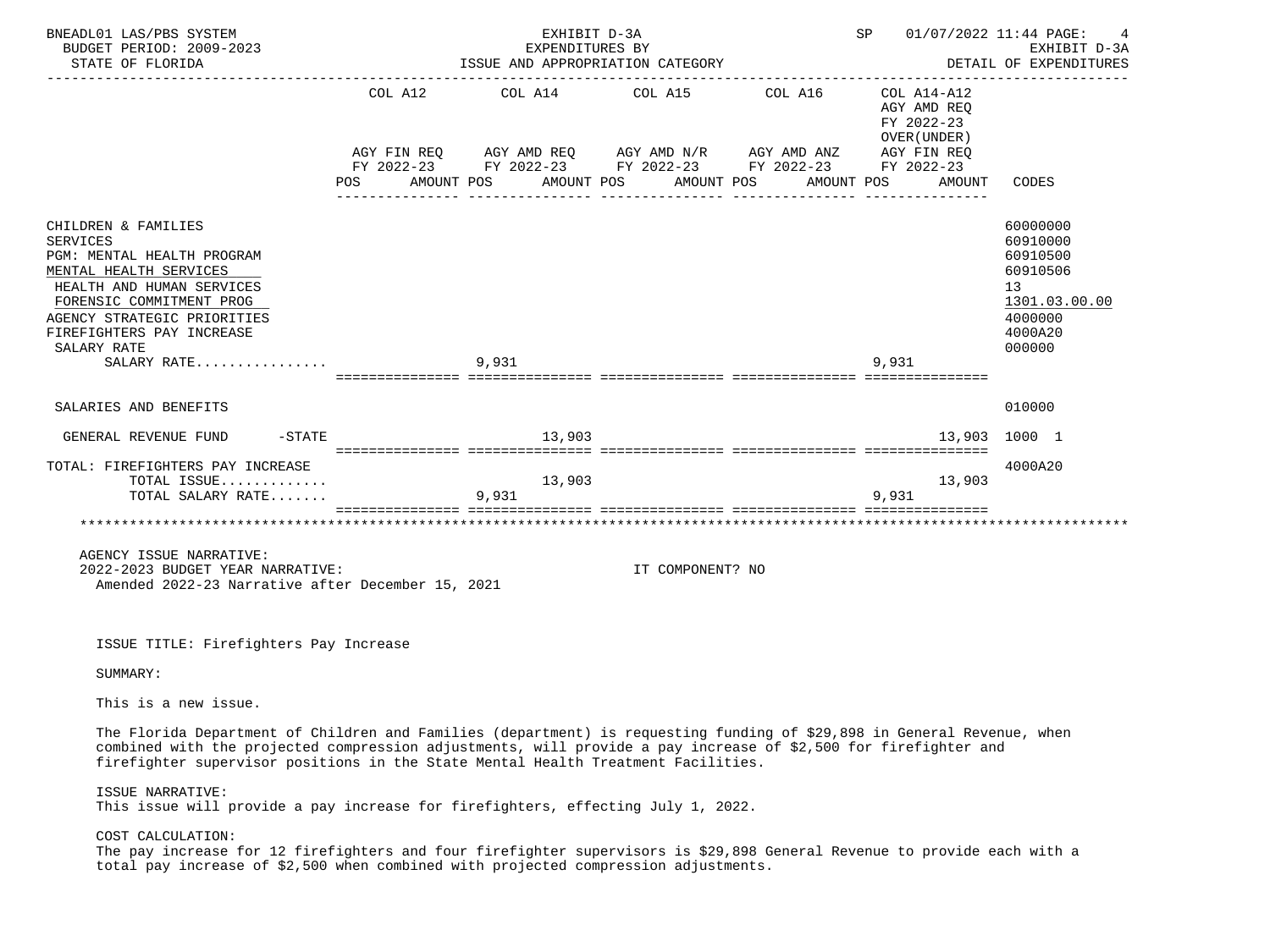BNEADL01 LAS/PBS SYSTEM — EXHIBIT D-3A — EXPENDITURES BY ISSUE AND APPROPRIATION CATEGORY
BUDGET PERIOD: 2009-2023 — STATE OF FLORIDA — DETAIL OF EXPENDITURES
SP 01/07/2022 11:44

| | COL A12 AGY FIN REQ FY 2022-23 POS | AMOUNT | COL A14 AGY AMD REQ FY 2022-23 POS | AMOUNT | COL A15 AGY AMD N/R FY 2022-23 POS | AMOUNT | COL A16 AGY AMD ANZ FY 2022-23 POS | AMOUNT | COL A14-A12 AGY AMD REQ FY 2022-23 OVER(UNDER) AGY FIN REQ FY 2022-23 POS | AMOUNT | CODES |
|---|---|---|---|---|---|---|---|---|---|---|---|
| CHILDREN & FAMILIES | | | | | | | | | | | 60000000 |
| SERVICES | | | | | | | | | | | 60910000 |
| PGM: MENTAL HEALTH PROGRAM | | | | | | | | | | | 60910500 |
| MENTAL HEALTH SERVICES | | | | | | | | | | | 60910506 |
| HEALTH AND HUMAN SERVICES | | | | | | | | | | | 13 |
| FORENSIC COMMITMENT PROG | | | | | | | | | | | 1301.03.00.00 |
| AGENCY STRATEGIC PRIORITIES | | | | | | | | | | | 4000000 |
| FIREFIGHTERS PAY INCREASE | | | | | | | | | | | 4000A20 |
| SALARY RATE | | | | | | | | | | | 000000 |
| SALARY RATE................ | | | 9,931 | | | | | | 9,931 | | |
| SALARIES AND BENEFITS | | | | | | | | | | | 010000 |
| GENERAL REVENUE FUND -STATE | | | | 13,903 | | | | | | 13,903 | 1000 1 |
| TOTAL: FIREFIGHTERS PAY INCREASE | | | | | | | | | | | 4000A20 |
| TOTAL ISSUE............. | | | | 13,903 | | | | | | 13,903 | |
| TOTAL SALARY RATE....... | | | 9,931 | | | | | | 9,931 | | |

AGENCY ISSUE NARRATIVE:
2022-2023 BUDGET YEAR NARRATIVE: IT COMPONENT? NO
Amended 2022-23 Narrative after December 15, 2021

ISSUE TITLE: Firefighters Pay Increase

SUMMARY:

This is a new issue.

The Florida Department of Children and Families (department) is requesting funding of $29,898 in General Revenue, when combined with the projected compression adjustments, will provide a pay increase of $2,500 for firefighter and firefighter supervisor positions in the State Mental Health Treatment Facilities.

ISSUE NARRATIVE:
This issue will provide a pay increase for firefighters, effecting July 1, 2022.

COST CALCULATION:
The pay increase for 12 firefighters and four firefighter supervisors is $29,898 General Revenue to provide each with a total pay increase of $2,500 when combined with projected compression adjustments.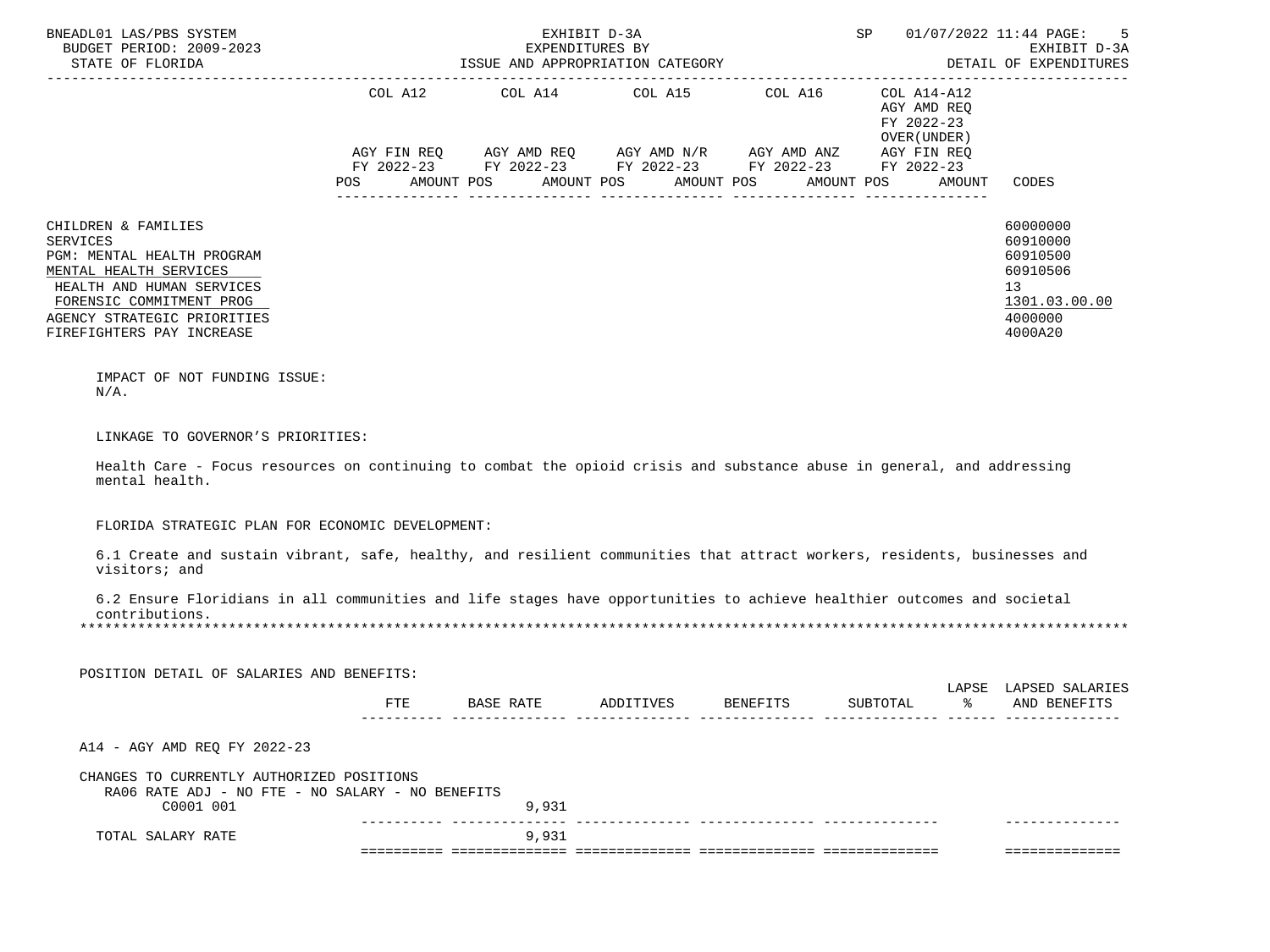BNEADL01 LAS/PBS SYSTEM — EXHIBIT D-3A — EXPENDITURES BY ISSUE AND APPROPRIATION CATEGORY — DETAIL OF EXPENDITURES

BUDGET PERIOD: 2009-2023
STATE OF FLORIDA

| | COL A12 AGY FIN REQ FY 2022-23 POS AMOUNT | COL A14 AGY AMD REQ FY 2022-23 POS AMOUNT | COL A15 AGY AMD N/R FY 2022-23 POS AMOUNT | COL A16 AGY AMD ANZ FY 2022-23 POS AMOUNT | COL A14-A12 AGY AMD REQ FY 2022-23 OVER(UNDER) AGY FIN REQ FY 2022-23 POS AMOUNT | CODES |
|---|---|---|---|---|---|---|
| CHILDREN & FAMILIES | | | | | | 60000000 |
| SERVICES | | | | | | 60910000 |
| PGM: MENTAL HEALTH PROGRAM | | | | | | 60910500 |
| MENTAL HEALTH SERVICES | | | | | | 60910506 |
| HEALTH AND HUMAN SERVICES | | | | | | 13 |
| FORENSIC COMMITMENT PROG | | | | | | 1301.03.00.00 |
| AGENCY STRATEGIC PRIORITIES | | | | | | 4000000 |
| FIREFIGHTERS PAY INCREASE | | | | | | 4000A20 |

IMPACT OF NOT FUNDING ISSUE:
N/A.

LINKAGE TO GOVERNOR'S PRIORITIES:

Health Care - Focus resources on continuing to combat the opioid crisis and substance abuse in general, and addressing mental health.

FLORIDA STRATEGIC PLAN FOR ECONOMIC DEVELOPMENT:

6.1 Create and sustain vibrant, safe, healthy, and resilient communities that attract workers, residents, businesses and visitors; and

6.2 Ensure Floridians in all communities and life stages have opportunities to achieve healthier outcomes and societal contributions.

*******************************************************************************************************************************

POSITION DETAIL OF SALARIES AND BENEFITS:

| | FTE | BASE RATE | ADDITIVES | BENEFITS | SUBTOTAL | LAPSE % | LAPSED SALARIES AND BENEFITS |
|---|---|---|---|---|---|---|---|
| A14 - AGY AMD REQ FY 2022-23 | | | | | | | |
| CHANGES TO CURRENTLY AUTHORIZED POSITIONS | | | | | | | |
| RA06 RATE ADJ - NO FTE - NO SALARY - NO BENEFITS | | | | | | | |
| C0001 001 | | 9,931 | | | | | |
| TOTAL SALARY RATE | | 9,931 | | | | | |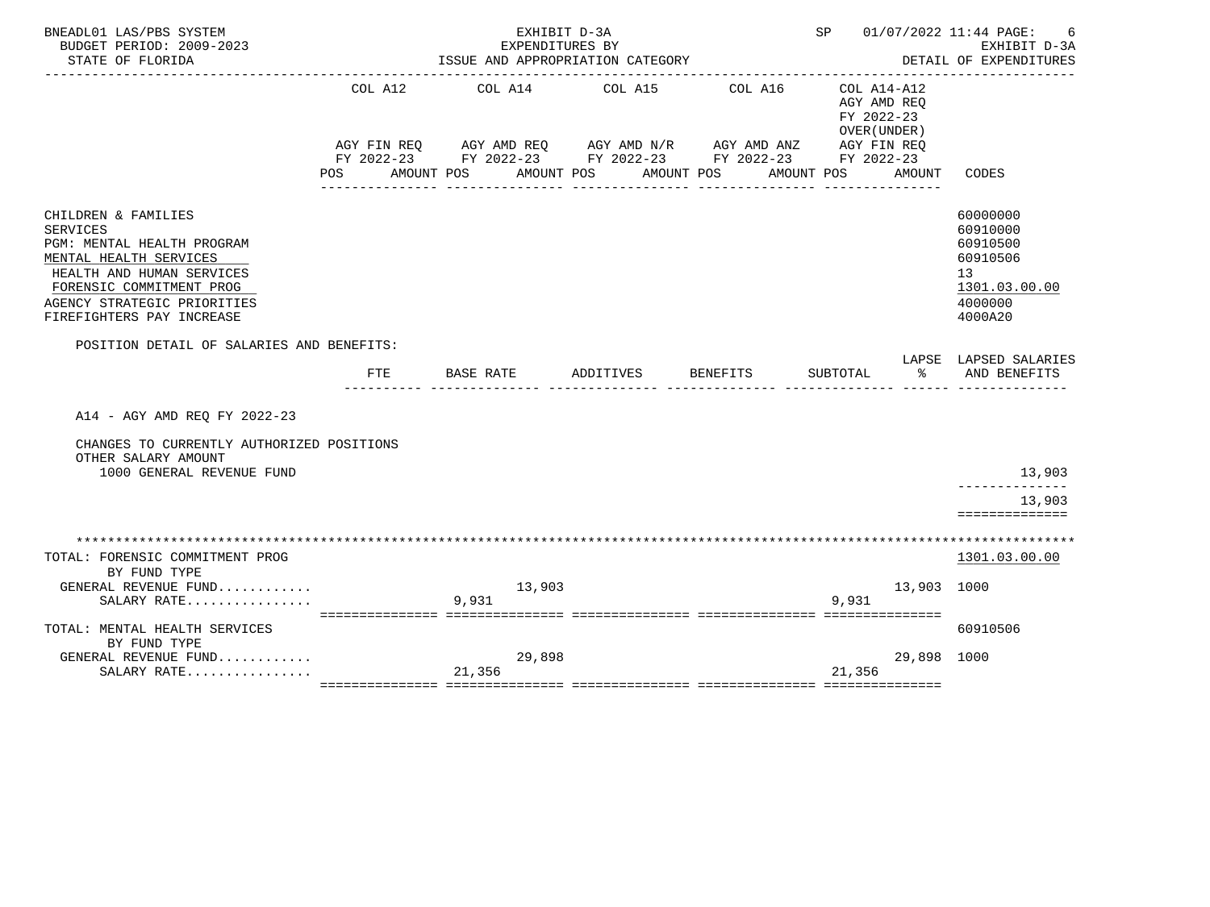BNEADL01 LAS/PBS SYSTEM — EXHIBIT D-3A — EXPENDITURES BY ISSUE AND APPROPRIATION CATEGORY — SP 01/07/2022 11:44 PAGE: 6
BUDGET PERIOD: 2009-2023 — EXHIBIT D-3A
STATE OF FLORIDA — DETAIL OF EXPENDITURES

| | COL A12 AGY FIN REQ FY 2022-23 POS AMOUNT | COL A14 AGY AMD REQ FY 2022-23 POS AMOUNT | COL A15 AGY AMD N/R FY 2022-23 POS AMOUNT | COL A16 AGY AMD ANZ FY 2022-23 POS AMOUNT | COL A14-A12 AGY AMD REQ FY 2022-23 OVER(UNDER) AGY FIN REQ FY 2022-23 POS AMOUNT | CODES |
|---|---|---|---|---|---|---|
| CHILDREN & FAMILIES | | | | | | 60000000 |
| SERVICES | | | | | | 60910000 |
| PGM: MENTAL HEALTH PROGRAM | | | | | | 60910500 |
| MENTAL HEALTH SERVICES | | | | | | 60910506 |
| HEALTH AND HUMAN SERVICES | | | | | | 13 |
| FORENSIC COMMITMENT PROG | | | | | | 1301.03.00.00 |
| AGENCY STRATEGIC PRIORITIES | | | | | | 4000000 |
| FIREFIGHTERS PAY INCREASE | | | | | | 4000A20 |

POSITION DETAIL OF SALARIES AND BENEFITS:

| | FTE | BASE RATE | ADDITIVES | BENEFITS | SUBTOTAL | LAPSE % | LAPSED SALARIES AND BENEFITS |
|---|---|---|---|---|---|---|---|
| A14 - AGY AMD REQ FY 2022-23 | | | | | | | |
| CHANGES TO CURRENTLY AUTHORIZED POSITIONS | | | | | | | |
| OTHER SALARY AMOUNT | | | | | | | |
| 1000 GENERAL REVENUE FUND | | | | | | | 13,903 |
| | | | | | | | 13,903 |

| | COL A12 | COL A14 | COL A15 | COL A16 | COL A14-A12 | CODES |
|---|---|---|---|---|---|---|
| TOTAL: FORENSIC COMMITMENT PROG | | | | | | 1301.03.00.00 |
| BY FUND TYPE | | | | | | |
| GENERAL REVENUE FUND............ | | 13,903 | | | 13,903 | 1000 |
| SALARY RATE................ | | 9,931 | | | 9,931 | |
| TOTAL: MENTAL HEALTH SERVICES | | | | | | 60910506 |
| BY FUND TYPE | | | | | | |
| GENERAL REVENUE FUND............ | | 29,898 | | | 29,898 | 1000 |
| SALARY RATE................ | | 21,356 | | | 21,356 | |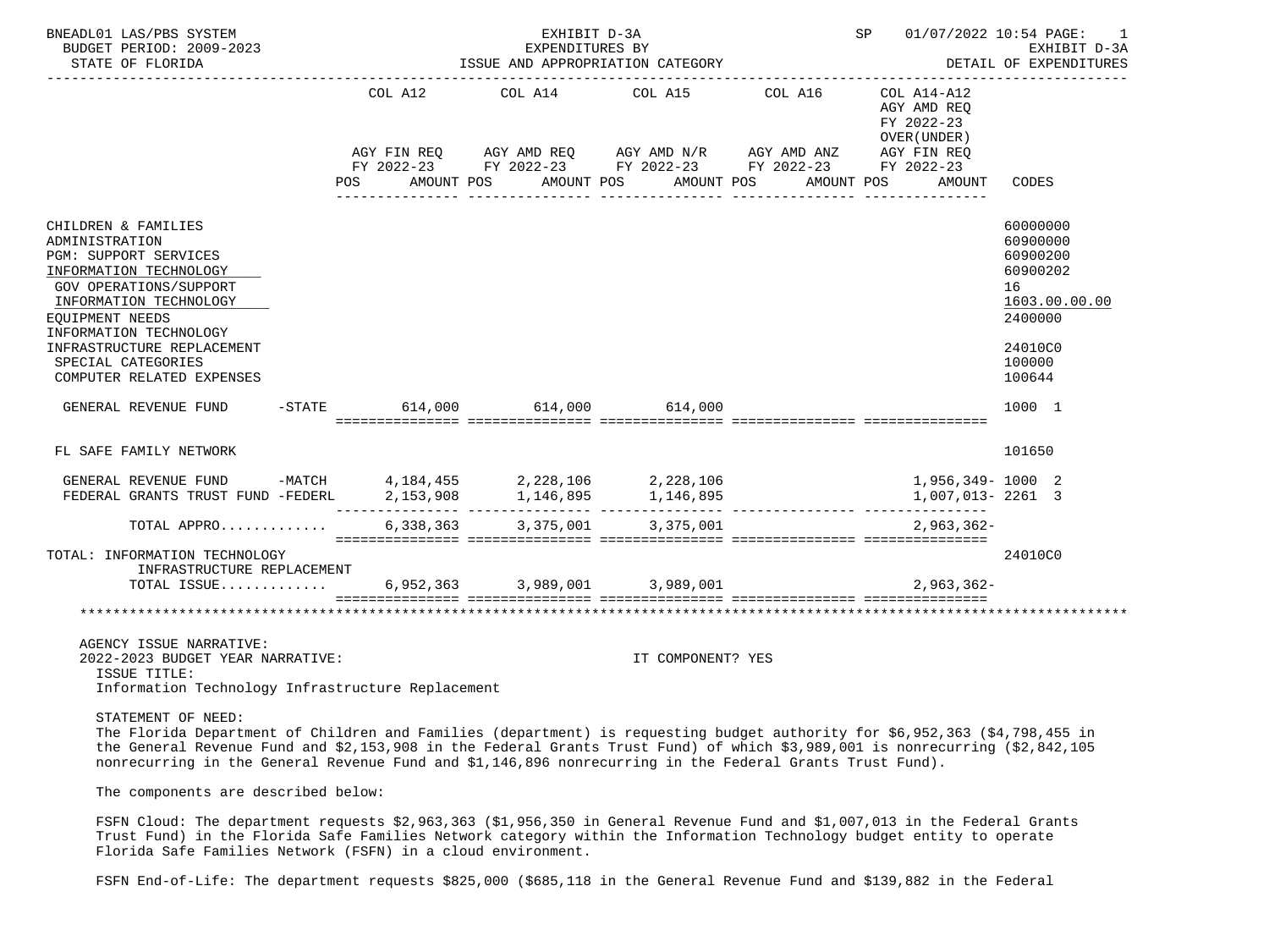BNEADL01 LAS/PBS SYSTEM — EXHIBIT D-3A — EXPENDITURES BY ISSUE AND APPROPRIATION CATEGORY — BUDGET PERIOD: 2009-2023 — STATE OF FLORIDA — SP 01/07/2022 10:54 — EXHIBIT D-3A DETAIL OF EXPENDITURES

| | COL A12 AGY FIN REQ FY 2022-23 POS AMOUNT | COL A14 AGY AMD REQ FY 2022-23 POS AMOUNT | COL A15 AGY AMD N/R FY 2022-23 POS AMOUNT | COL A16 AGY AMD ANZ FY 2022-23 POS AMOUNT | COL A14-A12 AGY AMD REQ FY 2022-23 OVER(UNDER) AGY FIN REQ FY 2022-23 POS AMOUNT | CODES |
|---|---|---|---|---|---|---|
| CHILDREN & FAMILIES | | | | | | 60000000 |
| ADMINISTRATION | | | | | | 60900000 |
| PGM: SUPPORT SERVICES | | | | | | 60900200 |
| INFORMATION TECHNOLOGY | | | | | | 60900202 |
| GOV OPERATIONS/SUPPORT | | | | | | 16 |
| INFORMATION TECHNOLOGY | | | | | | 1603.00.00.00 |
| EQUIPMENT NEEDS | | | | | | 2400000 |
| INFORMATION TECHNOLOGY INFRASTRUCTURE REPLACEMENT | | | | | | 24010C0 |
| SPECIAL CATEGORIES | | | | | | 100000 |
| COMPUTER RELATED EXPENSES | | | | | | 100644 |
| GENERAL REVENUE FUND -STATE | 614,000 | 614,000 | 614,000 | | | 1000 1 |
| FL SAFE FAMILY NETWORK | | | | | | 101650 |
| GENERAL REVENUE FUND -MATCH | 4,184,455 | 2,228,106 | 2,228,106 | | 1,956,349- | 1000 2 |
| FEDERAL GRANTS TRUST FUND -FEDERL | 2,153,908 | 1,146,895 | 1,146,895 | | 1,007,013- | 2261 3 |
| TOTAL APPRO............ | 6,338,363 | 3,375,001 | 3,375,001 | | 2,963,362- | |
| TOTAL: INFORMATION TECHNOLOGY INFRASTRUCTURE REPLACEMENT | | | | | | 24010C0 |
| TOTAL ISSUE............ | 6,952,363 | 3,989,001 | 3,989,001 | | 2,963,362- | |

AGENCY ISSUE NARRATIVE:

2022-2023 BUDGET YEAR NARRATIVE: IT COMPONENT? YES

ISSUE TITLE:

Information Technology Infrastructure Replacement

STATEMENT OF NEED:

The Florida Department of Children and Families (department) is requesting budget authority for $6,952,363 ($4,798,455 in the General Revenue Fund and $2,153,908 in the Federal Grants Trust Fund) of which $3,989,001 is nonrecurring ($2,842,105 nonrecurring in the General Revenue Fund and $1,146,896 nonrecurring in the Federal Grants Trust Fund).

The components are described below:

FSFN Cloud: The department requests $2,963,363 ($1,956,350 in General Revenue Fund and $1,007,013 in the Federal Grants Trust Fund) in the Florida Safe Families Network category within the Information Technology budget entity to operate Florida Safe Families Network (FSFN) in a cloud environment.

FSFN End-of-Life: The department requests $825,000 ($685,118 in the General Revenue Fund and $139,882 in the Federal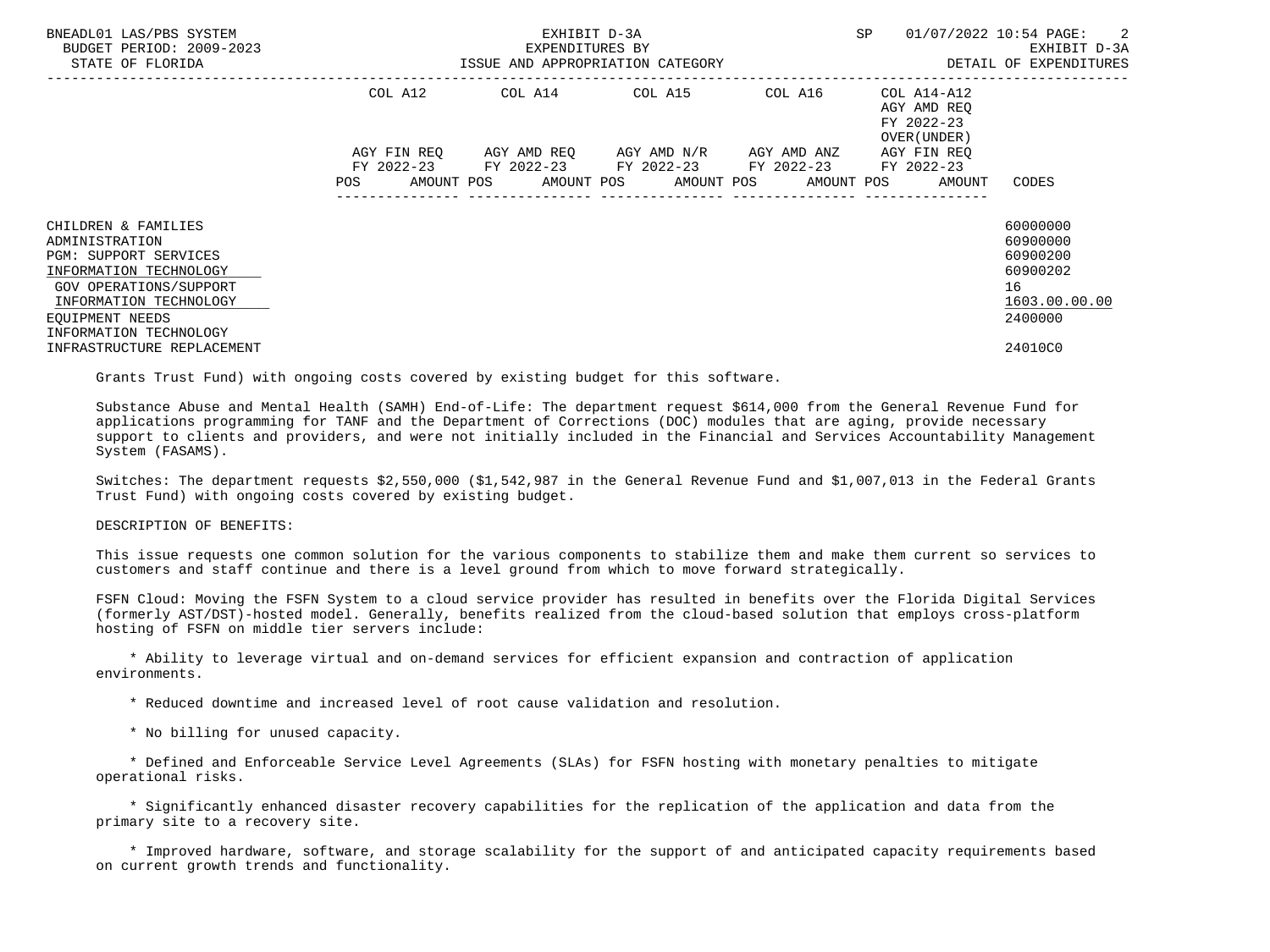| | COL A12 | COL A14 | COL A15 | COL A16 | COL A14-A12 AGY AMD REQ FY 2022-23 OVER(UNDER) | |
|---|---|---|---|---|---|---|
| | AGY FIN REQ FY 2022-23 | AGY AMD REQ FY 2022-23 | AGY AMD N/R FY 2022-23 | AGY AMD ANZ FY 2022-23 | AGY FIN REQ FY 2022-23 | |
| | POS AMOUNT | POS AMOUNT | POS AMOUNT | POS AMOUNT | POS AMOUNT | CODES |
| CHILDREN & FAMILIES | | | | | | 60000000 |
| ADMINISTRATION | | | | | | 60900000 |
| PGM: SUPPORT SERVICES | | | | | | 60900200 |
| INFORMATION TECHNOLOGY | | | | | | 60900202 |
| GOV OPERATIONS/SUPPORT | | | | | | 16 |
| INFORMATION TECHNOLOGY | | | | | | 1603.00.00.00 |
| EQUIPMENT NEEDS | | | | | | 2400000 |
| INFORMATION TECHNOLOGY INFRASTRUCTURE REPLACEMENT | | | | | | 24010C0 |

Grants Trust Fund) with ongoing costs covered by existing budget for this software.

Substance Abuse and Mental Health (SAMH) End-of-Life: The department request $614,000 from the General Revenue Fund for applications programming for TANF and the Department of Corrections (DOC) modules that are aging, provide necessary support to clients and providers, and were not initially included in the Financial and Services Accountability Management System (FASAMS).

Switches: The department requests $2,550,000 ($1,542,987 in the General Revenue Fund and $1,007,013 in the Federal Grants Trust Fund) with ongoing costs covered by existing budget.

DESCRIPTION OF BENEFITS:

This issue requests one common solution for the various components to stabilize them and make them current so services to customers and staff continue and there is a level ground from which to move forward strategically.

FSFN Cloud: Moving the FSFN System to a cloud service provider has resulted in benefits over the Florida Digital Services (formerly AST/DST)-hosted model. Generally, benefits realized from the cloud-based solution that employs cross-platform hosting of FSFN on middle tier servers include:

* Ability to leverage virtual and on-demand services for efficient expansion and contraction of application environments.

* Reduced downtime and increased level of root cause validation and resolution.

* No billing for unused capacity.

* Defined and Enforceable Service Level Agreements (SLAs) for FSFN hosting with monetary penalties to mitigate operational risks.

* Significantly enhanced disaster recovery capabilities for the replication of the application and data from the primary site to a recovery site.

* Improved hardware, software, and storage scalability for the support of and anticipated capacity requirements based on current growth trends and functionality.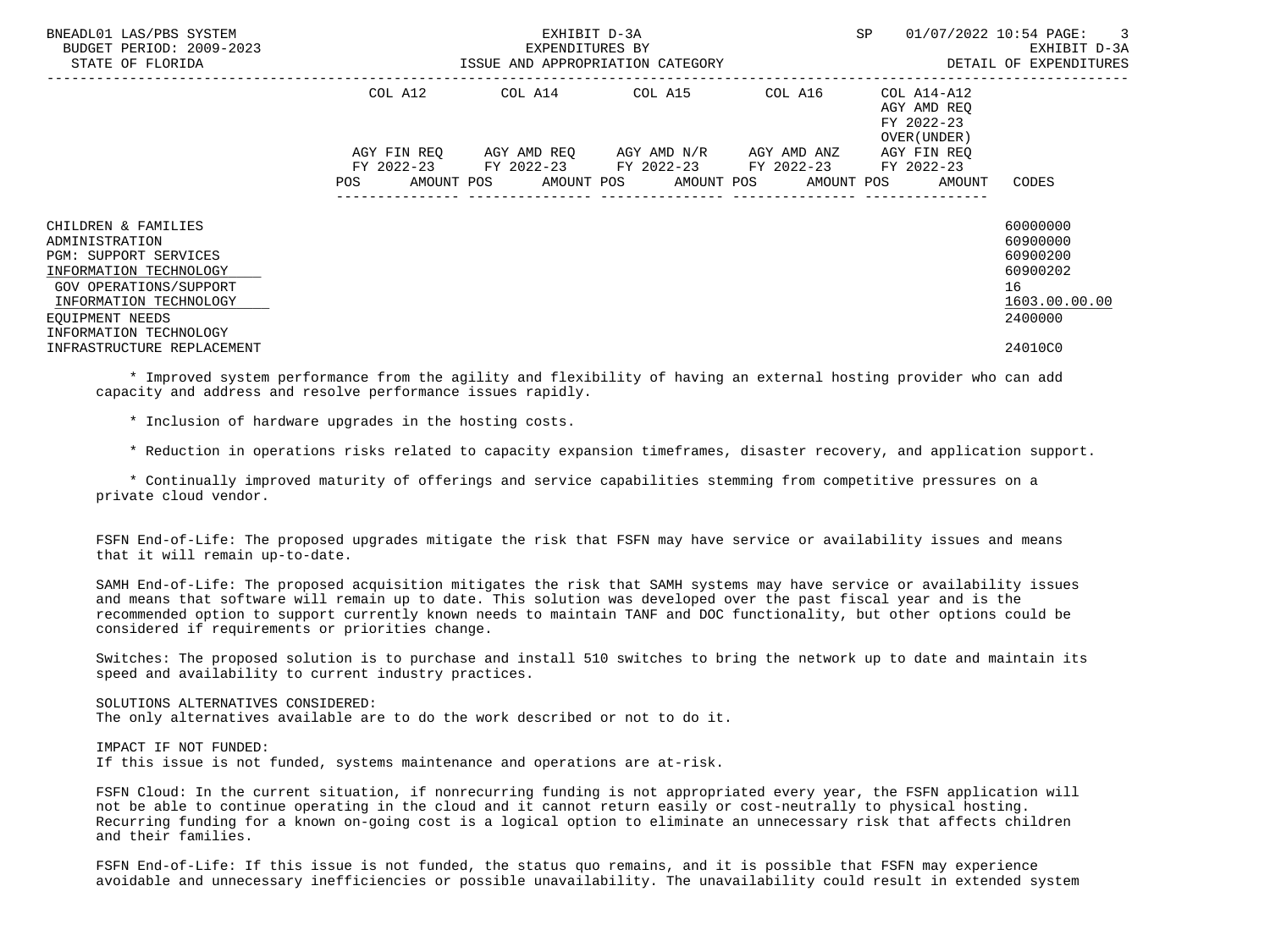| | COL A12 | | COL A14 | | COL A15 | | COL A16 | | COL A14-A12 AGY AMD REQ FY 2022-23 OVER(UNDER) | | |
|---|---|---|---|---|---|---|---|---|---|---|---|
| | AGY FIN REQ FY 2022-23 | | AGY AMD REQ FY 2022-23 | | AGY AMD N/R FY 2022-23 | | AGY AMD ANZ FY 2022-23 | | AGY FIN REQ FY 2022-23 | | |
| | POS | AMOUNT | POS | AMOUNT | POS | AMOUNT | POS | AMOUNT | POS | AMOUNT | CODES |
| CHILDREN & FAMILIES | | | | | | | | | | | 60000000 |
| ADMINISTRATION | | | | | | | | | | | 60900000 |
| PGM: SUPPORT SERVICES | | | | | | | | | | | 60900200 |
| INFORMATION TECHNOLOGY | | | | | | | | | | | 60900202 |
| GOV OPERATIONS/SUPPORT | | | | | | | | | | | 16 |
| INFORMATION TECHNOLOGY | | | | | | | | | | | 1603.00.00.00 |
| EQUIPMENT NEEDS | | | | | | | | | | | 2400000 |
| INFORMATION TECHNOLOGY INFRASTRUCTURE REPLACEMENT | | | | | | | | | | | 24010C0 |

* Improved system performance from the agility and flexibility of having an external hosting provider who can add capacity and address and resolve performance issues rapidly.

* Inclusion of hardware upgrades in the hosting costs.

* Reduction in operations risks related to capacity expansion timeframes, disaster recovery, and application support.

* Continually improved maturity of offerings and service capabilities stemming from competitive pressures on a private cloud vendor.

FSFN End-of-Life: The proposed upgrades mitigate the risk that FSFN may have service or availability issues and means that it will remain up-to-date.

SAMH End-of-Life: The proposed acquisition mitigates the risk that SAMH systems may have service or availability issues and means that software will remain up to date. This solution was developed over the past fiscal year and is the recommended option to support currently known needs to maintain TANF and DOC functionality, but other options could be considered if requirements or priorities change.

Switches: The proposed solution is to purchase and install 510 switches to bring the network up to date and maintain its speed and availability to current industry practices.

SOLUTIONS ALTERNATIVES CONSIDERED:
The only alternatives available are to do the work described or not to do it.

IMPACT IF NOT FUNDED:
If this issue is not funded, systems maintenance and operations are at-risk.

FSFN Cloud: In the current situation, if nonrecurring funding is not appropriated every year, the FSFN application will not be able to continue operating in the cloud and it cannot return easily or cost-neutrally to physical hosting. Recurring funding for a known on-going cost is a logical option to eliminate an unnecessary risk that affects children and their families.

FSFN End-of-Life: If this issue is not funded, the status quo remains, and it is possible that FSFN may experience avoidable and unnecessary inefficiencies or possible unavailability. The unavailability could result in extended system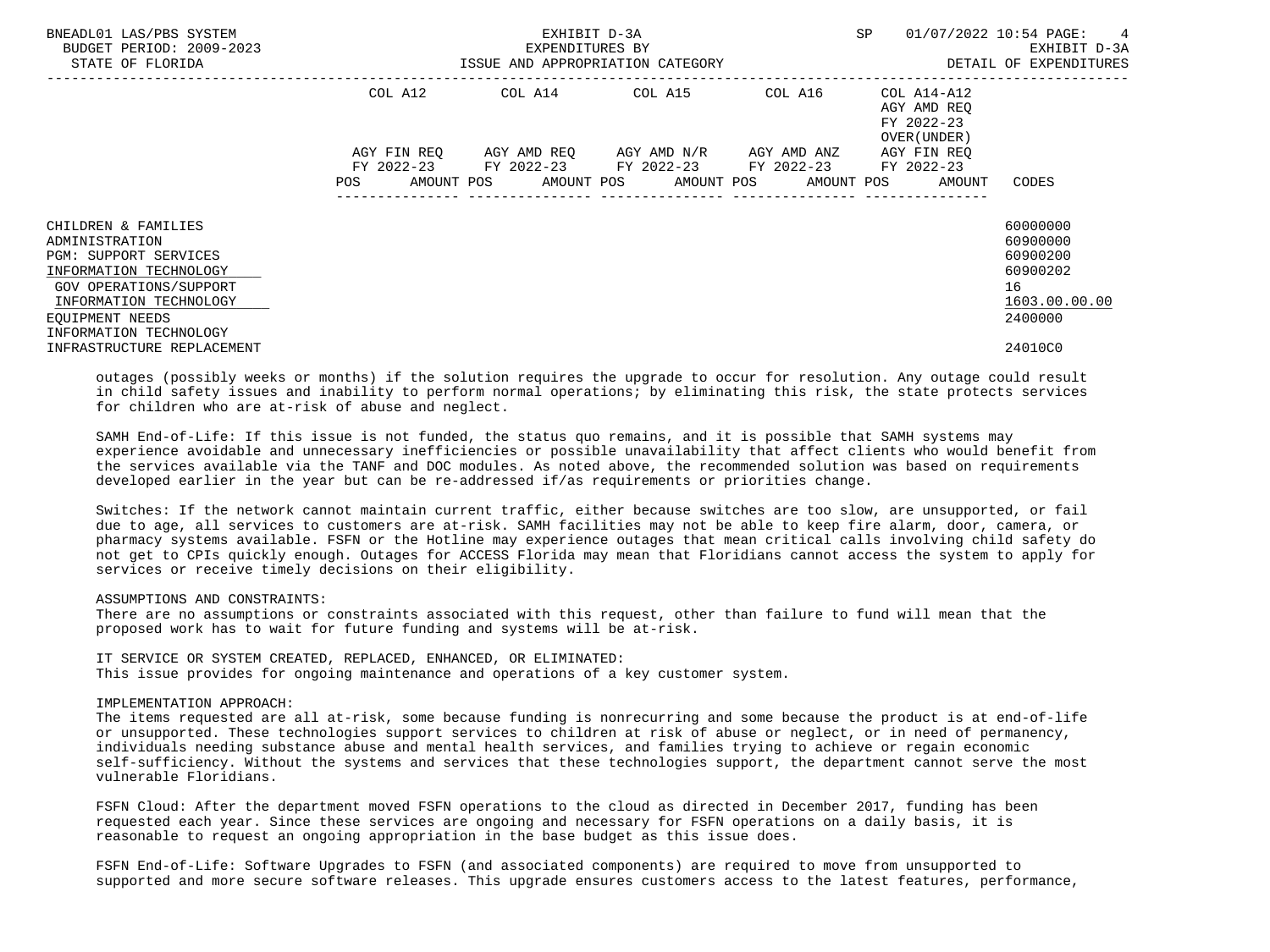| | COL A12 | | COL A14 | | COL A15 | | COL A16 | | COL A14-A12 AGY AMD REQ FY 2022-23 OVER(UNDER) | | |
|---|---|---|---|---|---|---|---|---|---|---|---|
| | AGY FIN REQ FY 2022-23 | | AGY AMD REQ FY 2022-23 | | AGY AMD N/R FY 2022-23 | | AGY AMD ANZ FY 2022-23 | | AGY FIN REQ FY 2022-23 | | |
| | POS | AMOUNT | POS | AMOUNT | POS | AMOUNT | POS | AMOUNT | POS | AMOUNT | CODES |
| CHILDREN & FAMILIES | | | | | | | | | | | 60000000 |
| ADMINISTRATION | | | | | | | | | | | 60900000 |
| PGM: SUPPORT SERVICES | | | | | | | | | | | 60900200 |
| INFORMATION TECHNOLOGY | | | | | | | | | | | 60900202 |
| GOV OPERATIONS/SUPPORT | | | | | | | | | | | 16 |
| INFORMATION TECHNOLOGY | | | | | | | | | | | 1603.00.00.00 |
| EQUIPMENT NEEDS | | | | | | | | | | | 2400000 |
| INFORMATION TECHNOLOGY INFRASTRUCTURE REPLACEMENT | | | | | | | | | | | 24010C0 |

outages (possibly weeks or months) if the solution requires the upgrade to occur for resolution. Any outage could result in child safety issues and inability to perform normal operations; by eliminating this risk, the state protects services for children who are at-risk of abuse and neglect.

SAMH End-of-Life: If this issue is not funded, the status quo remains, and it is possible that SAMH systems may experience avoidable and unnecessary inefficiencies or possible unavailability that affect clients who would benefit from the services available via the TANF and DOC modules. As noted above, the recommended solution was based on requirements developed earlier in the year but can be re-addressed if/as requirements or priorities change.

Switches: If the network cannot maintain current traffic, either because switches are too slow, are unsupported, or fail due to age, all services to customers are at-risk. SAMH facilities may not be able to keep fire alarm, door, camera, or pharmacy systems available. FSFN or the Hotline may experience outages that mean critical calls involving child safety do not get to CPIs quickly enough. Outages for ACCESS Florida may mean that Floridians cannot access the system to apply for services or receive timely decisions on their eligibility.

ASSUMPTIONS AND CONSTRAINTS:
There are no assumptions or constraints associated with this request, other than failure to fund will mean that the proposed work has to wait for future funding and systems will be at-risk.

IT SERVICE OR SYSTEM CREATED, REPLACED, ENHANCED, OR ELIMINATED:
This issue provides for ongoing maintenance and operations of a key customer system.

IMPLEMENTATION APPROACH:
The items requested are all at-risk, some because funding is nonrecurring and some because the product is at end-of-life or unsupported. These technologies support services to children at risk of abuse or neglect, or in need of permanency, individuals needing substance abuse and mental health services, and families trying to achieve or regain economic self-sufficiency. Without the systems and services that these technologies support, the department cannot serve the most vulnerable Floridians.

FSFN Cloud: After the department moved FSFN operations to the cloud as directed in December 2017, funding has been requested each year. Since these services are ongoing and necessary for FSFN operations on a daily basis, it is reasonable to request an ongoing appropriation in the base budget as this issue does.

FSFN End-of-Life: Software Upgrades to FSFN (and associated components) are required to move from unsupported to supported and more secure software releases. This upgrade ensures customers access to the latest features, performance,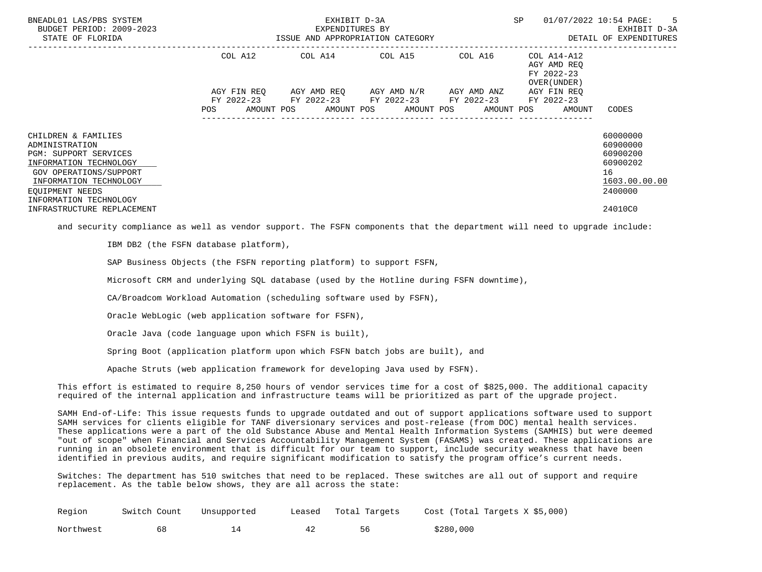| | COL A12 | COL A14 | COL A15 | COL A16 | COL A14-A12 AGY AMD REQ FY 2022-23 OVER(UNDER) | |
|---|---|---|---|---|---|---|
| | AGY FIN REQ FY 2022-23 | AGY AMD REQ FY 2022-23 | AGY AMD N/R FY 2022-23 | AGY AMD ANZ FY 2022-23 | AGY FIN REQ FY 2022-23 | |
| | POS AMOUNT | POS AMOUNT | POS AMOUNT | POS AMOUNT | POS AMOUNT | CODES |
| CHILDREN & FAMILIES | | | | | | 60000000 |
| ADMINISTRATION | | | | | | 60900000 |
| PGM: SUPPORT SERVICES | | | | | | 60900200 |
| INFORMATION TECHNOLOGY | | | | | | 60900202 |
| GOV OPERATIONS/SUPPORT | | | | | | 16 |
| INFORMATION TECHNOLOGY | | | | | | 1603.00.00.00 |
| EQUIPMENT NEEDS | | | | | | 2400000 |
| INFORMATION TECHNOLOGY INFRASTRUCTURE REPLACEMENT | | | | | | 24010C0 |

and security compliance as well as vendor support. The FSFN components that the department will need to upgrade include:

IBM DB2 (the FSFN database platform),

SAP Business Objects (the FSFN reporting platform) to support FSFN,

Microsoft CRM and underlying SQL database (used by the Hotline during FSFN downtime),

CA/Broadcom Workload Automation (scheduling software used by FSFN),

Oracle WebLogic (web application software for FSFN),

Oracle Java (code language upon which FSFN is built),

Spring Boot (application platform upon which FSFN batch jobs are built), and

Apache Struts (web application framework for developing Java used by FSFN).

This effort is estimated to require 8,250 hours of vendor services time for a cost of $825,000. The additional capacity required of the internal application and infrastructure teams will be prioritized as part of the upgrade project.

SAMH End-of-Life: This issue requests funds to upgrade outdated and out of support applications software used to support SAMH services for clients eligible for TANF diversionary services and post-release (from DOC) mental health services. These applications were a part of the old Substance Abuse and Mental Health Information Systems (SAMHIS) but were deemed "out of scope" when Financial and Services Accountability Management System (FASAMS) was created. These applications are running in an obsolete environment that is difficult for our team to support, include security weakness that have been identified in previous audits, and require significant modification to satisfy the program office's current needs.

Switches: The department has 510 switches that need to be replaced. These switches are all out of support and require replacement. As the table below shows, they are all across the state:

| Region | Switch Count | Unsupported | Leased | Total Targets | Cost (Total Targets X $5,000) |
|---|---|---|---|---|---|
| Northwest | 68 | 14 | 42 | 56 | $280,000 |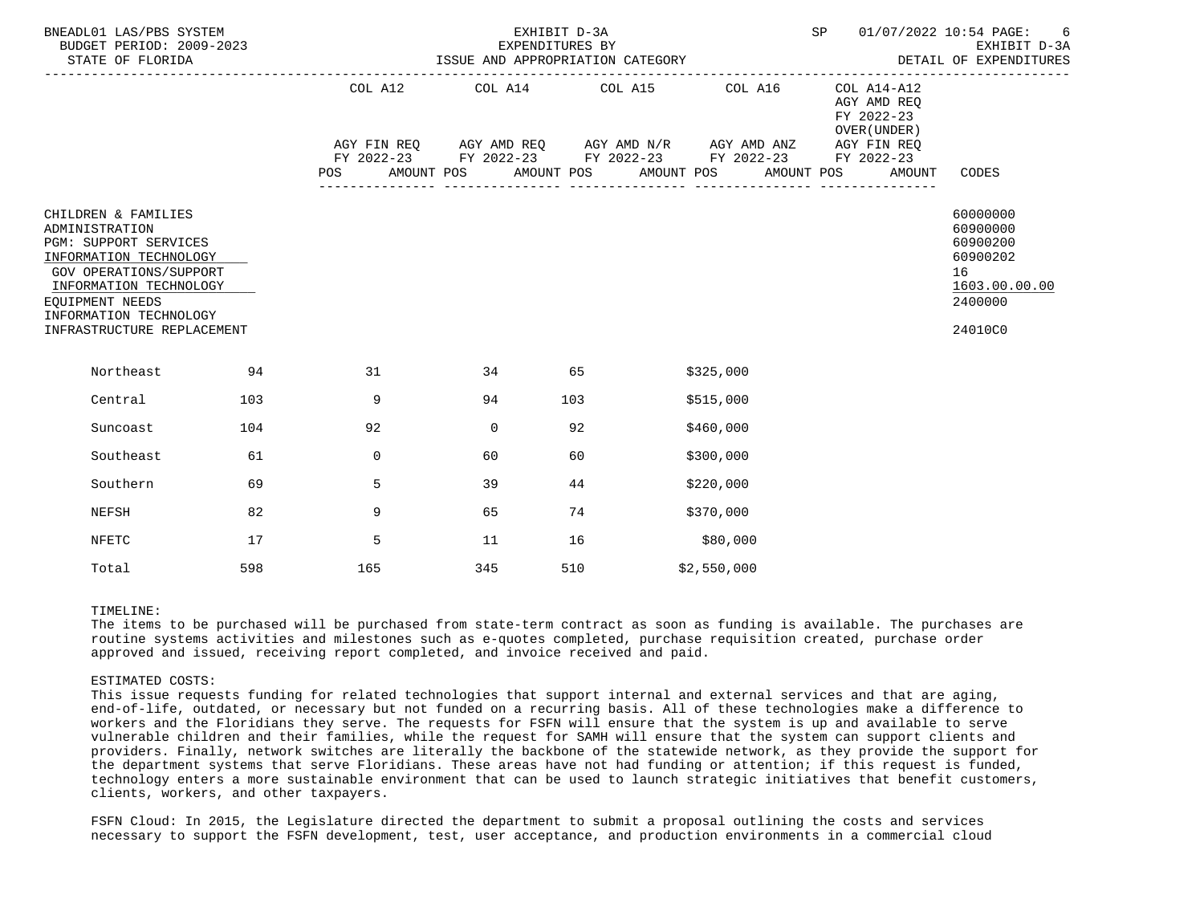| | COL A12 | COL A14 | COL A15 | COL A16 | COL A14-A12 AGY AMD REQ FY 2022-23 OVER(UNDER) | |
|---|---|---|---|---|---|---|
| | AGY FIN REQ FY 2022-23 | AGY AMD REQ FY 2022-23 | AGY AMD N/R FY 2022-23 | AGY AMD ANZ FY 2022-23 | AGY FIN REQ FY 2022-23 | |
| | POS AMOUNT | POS AMOUNT | POS AMOUNT | POS AMOUNT | POS AMOUNT | CODES |

CHILDREN & FAMILIES — 60000000
ADMINISTRATION — 60900000
PGM: SUPPORT SERVICES — 60900200
INFORMATION TECHNOLOGY — 60900202
GOV OPERATIONS/SUPPORT — 16
INFORMATION TECHNOLOGY — 1603.00.00.00
EQUIPMENT NEEDS — 2400000
INFORMATION TECHNOLOGY INFRASTRUCTURE REPLACEMENT — 24010C0

| | | | | | |
|---|---|---|---|---|---|
| Northeast | 94 | 31 | 34 | 65 | $325,000 |
| Central | 103 | 9 | 94 | 103 | $515,000 |
| Suncoast | 104 | 92 | 0 | 92 | $460,000 |
| Southeast | 61 | 0 | 60 | 60 | $300,000 |
| Southern | 69 | 5 | 39 | 44 | $220,000 |
| NEFSH | 82 | 9 | 65 | 74 | $370,000 |
| NFETC | 17 | 5 | 11 | 16 | $80,000 |
| Total | 598 | 165 | 345 | 510 | $2,550,000 |

TIMELINE:
The items to be purchased will be purchased from state-term contract as soon as funding is available. The purchases are routine systems activities and milestones such as e-quotes completed, purchase requisition created, purchase order approved and issued, receiving report completed, and invoice received and paid.

ESTIMATED COSTS:
This issue requests funding for related technologies that support internal and external services and that are aging, end-of-life, outdated, or necessary but not funded on a recurring basis. All of these technologies make a difference to workers and the Floridians they serve. The requests for FSFN will ensure that the system is up and available to serve vulnerable children and their families, while the request for SAMH will ensure that the system can support clients and providers. Finally, network switches are literally the backbone of the statewide network, as they provide the support for the department systems that serve Floridians. These areas have not had funding or attention; if this request is funded, technology enters a more sustainable environment that can be used to launch strategic initiatives that benefit customers, clients, workers, and other taxpayers.

FSFN Cloud: In 2015, the Legislature directed the department to submit a proposal outlining the costs and services necessary to support the FSFN development, test, user acceptance, and production environments in a commercial cloud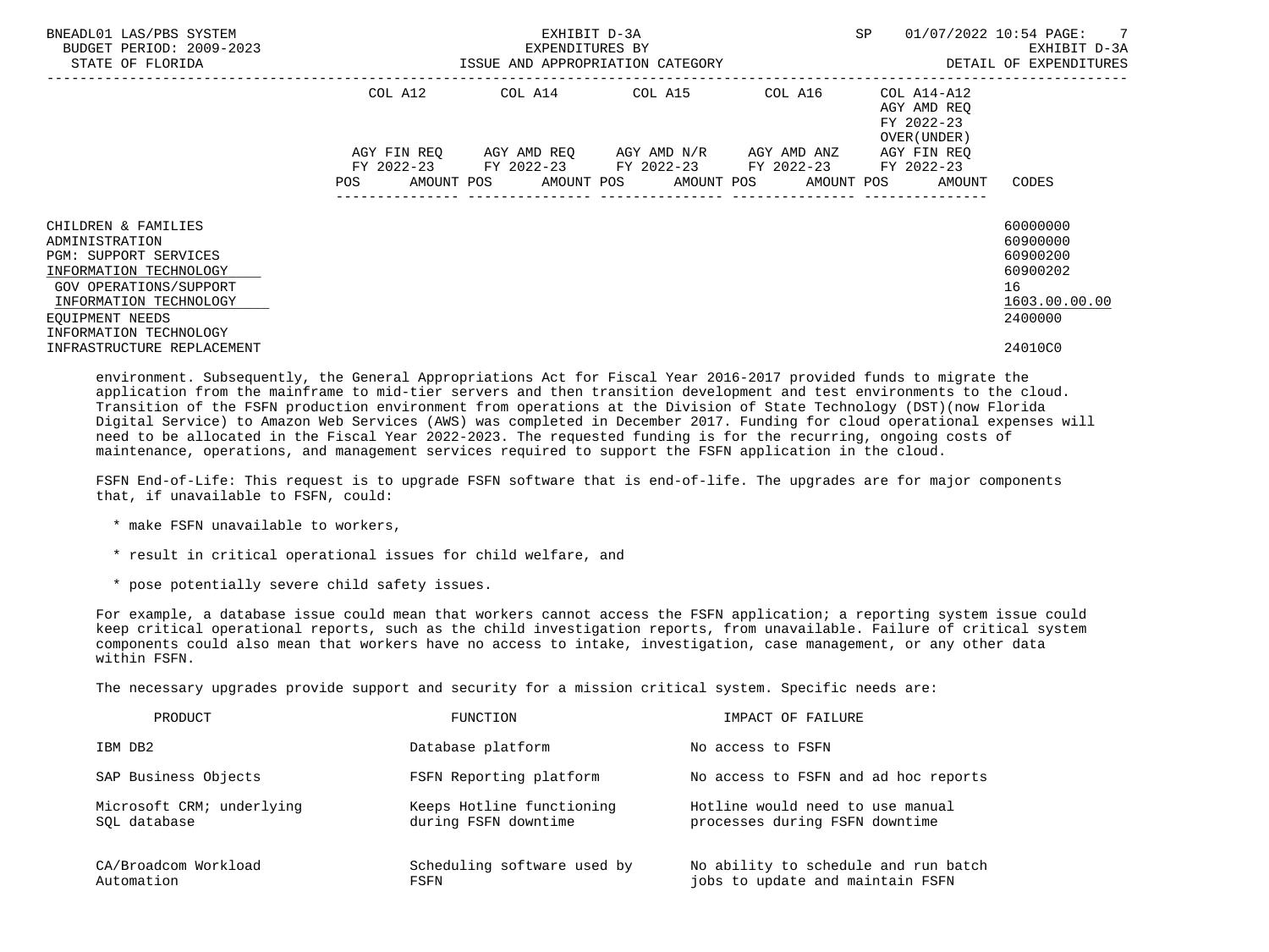| | COL A12 | | COL A14 | | COL A15 | | COL A16 | | COL A14-A12 AGY AMD REQ FY 2022-23 OVER(UNDER) | |
|---|---|---|---|---|---|---|---|---|---|---|
| | AGY FIN REQ FY 2022-23 | | AGY AMD REQ FY 2022-23 | | AGY AMD N/R FY 2022-23 | | AGY AMD ANZ FY 2022-23 | | AGY FIN REQ FY 2022-23 | |
| | POS | AMOUNT | POS | AMOUNT | POS | AMOUNT | POS | AMOUNT | POS | AMOUNT | CODES |
| CHILDREN & FAMILIES | | | | | | | | | | | 60000000 |
| ADMINISTRATION | | | | | | | | | | | 60900000 |
| PGM: SUPPORT SERVICES | | | | | | | | | | | 60900200 |
| INFORMATION TECHNOLOGY | | | | | | | | | | | 60900202 |
| GOV OPERATIONS/SUPPORT | | | | | | | | | | | 16 |
| INFORMATION TECHNOLOGY | | | | | | | | | | | 1603.00.00.00 |
| EQUIPMENT NEEDS | | | | | | | | | | | 2400000 |
| INFORMATION TECHNOLOGY INFRASTRUCTURE REPLACEMENT | | | | | | | | | | | 24010C0 |

environment. Subsequently, the General Appropriations Act for Fiscal Year 2016-2017 provided funds to migrate the application from the mainframe to mid-tier servers and then transition development and test environments to the cloud. Transition of the FSFN production environment from operations at the Division of State Technology (DST)(now Florida Digital Service) to Amazon Web Services (AWS) was completed in December 2017. Funding for cloud operational expenses will need to be allocated in the Fiscal Year 2022-2023. The requested funding is for the recurring, ongoing costs of maintenance, operations, and management services required to support the FSFN application in the cloud.

FSFN End-of-Life: This request is to upgrade FSFN software that is end-of-life. The upgrades are for major components that, if unavailable to FSFN, could:

* make FSFN unavailable to workers,
* result in critical operational issues for child welfare, and
* pose potentially severe child safety issues.

For example, a database issue could mean that workers cannot access the FSFN application; a reporting system issue could keep critical operational reports, such as the child investigation reports, from unavailable. Failure of critical system components could also mean that workers have no access to intake, investigation, case management, or any other data within FSFN.

The necessary upgrades provide support and security for a mission critical system. Specific needs are:

| PRODUCT | FUNCTION | IMPACT OF FAILURE |
|---|---|---|
| IBM DB2 | Database platform | No access to FSFN |
| SAP Business Objects | FSFN Reporting platform | No access to FSFN and ad hoc reports |
| Microsoft CRM; underlying SQL database | Keeps Hotline functioning during FSFN downtime | Hotline would need to use manual processes during FSFN downtime |
| CA/Broadcom Workload Automation | Scheduling software used by FSFN | No ability to schedule and run batch jobs to update and maintain FSFN |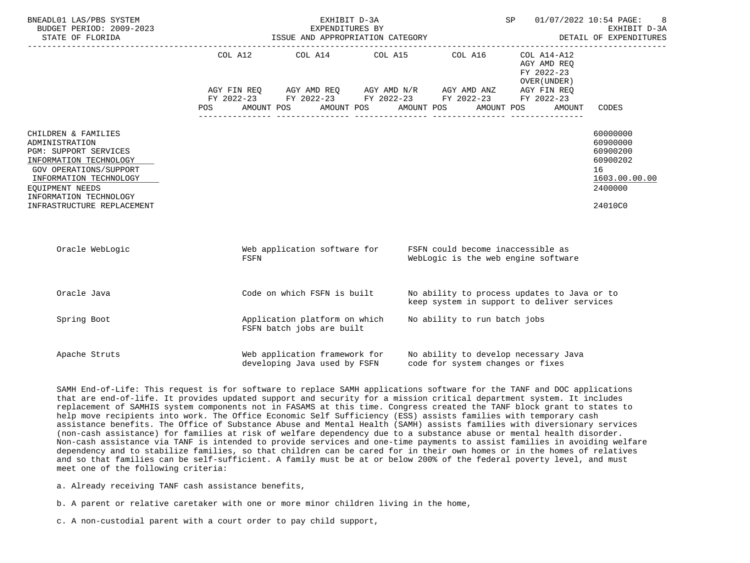| | COL A12 | COL A14 | COL A15 | COL A16 | COL A14-A12 | |
|---|---|---|---|---|---|---|
| | | | | | AGY AMD REQ FY 2022-23 OVER(UNDER) | |
| | AGY FIN REQ FY 2022-23 | AGY AMD REQ FY 2022-23 | AGY AMD N/R FY 2022-23 | AGY AMD ANZ FY 2022-23 | AGY FIN REQ FY 2022-23 | |
| | POS AMOUNT | POS AMOUNT | POS AMOUNT | POS AMOUNT | POS AMOUNT | CODES |
| CHILDREN & FAMILIES | | | | | | 60000000 |
| ADMINISTRATION | | | | | | 60900000 |
| PGM: SUPPORT SERVICES | | | | | | 60900200 |
| INFORMATION TECHNOLOGY | | | | | | 60900202 |
| GOV OPERATIONS/SUPPORT | | | | | | 16 |
| INFORMATION TECHNOLOGY | | | | | | 1603.00.00.00 |
| EQUIPMENT NEEDS | | | | | | 2400000 |
| INFORMATION TECHNOLOGY INFRASTRUCTURE REPLACEMENT | | | | | | 24010C0 |

| | | |
|---|---|---|
| Oracle WebLogic | Web application software for FSFN | FSFN could become inaccessible as WebLogic is the web engine software |
| Oracle Java | Code on which FSFN is built | No ability to process updates to Java or to keep system in support to deliver services |
| Spring Boot | Application platform on which FSFN batch jobs are built | No ability to run batch jobs |
| Apache Struts | Web application framework for developing Java used by FSFN | No ability to develop necessary Java code for system changes or fixes |

SAMH End-of-Life: This request is for software to replace SAMH applications software for the TANF and DOC applications that are end-of-life. It provides updated support and security for a mission critical department system. It includes replacement of SAMHIS system components not in FASAMS at this time. Congress created the TANF block grant to states to help move recipients into work. The Office Economic Self Sufficiency (ESS) assists families with temporary cash assistance benefits. The Office of Substance Abuse and Mental Health (SAMH) assists families with diversionary services (non-cash assistance) for families at risk of welfare dependency due to a substance abuse or mental health disorder. Non-cash assistance via TANF is intended to provide services and one-time payments to assist families in avoiding welfare dependency and to stabilize families, so that children can be cared for in their own homes or in the homes of relatives and so that families can be self-sufficient. A family must be at or below 200% of the federal poverty level, and must meet one of the following criteria:

a. Already receiving TANF cash assistance benefits,

b. A parent or relative caretaker with one or more minor children living in the home,

c. A non-custodial parent with a court order to pay child support,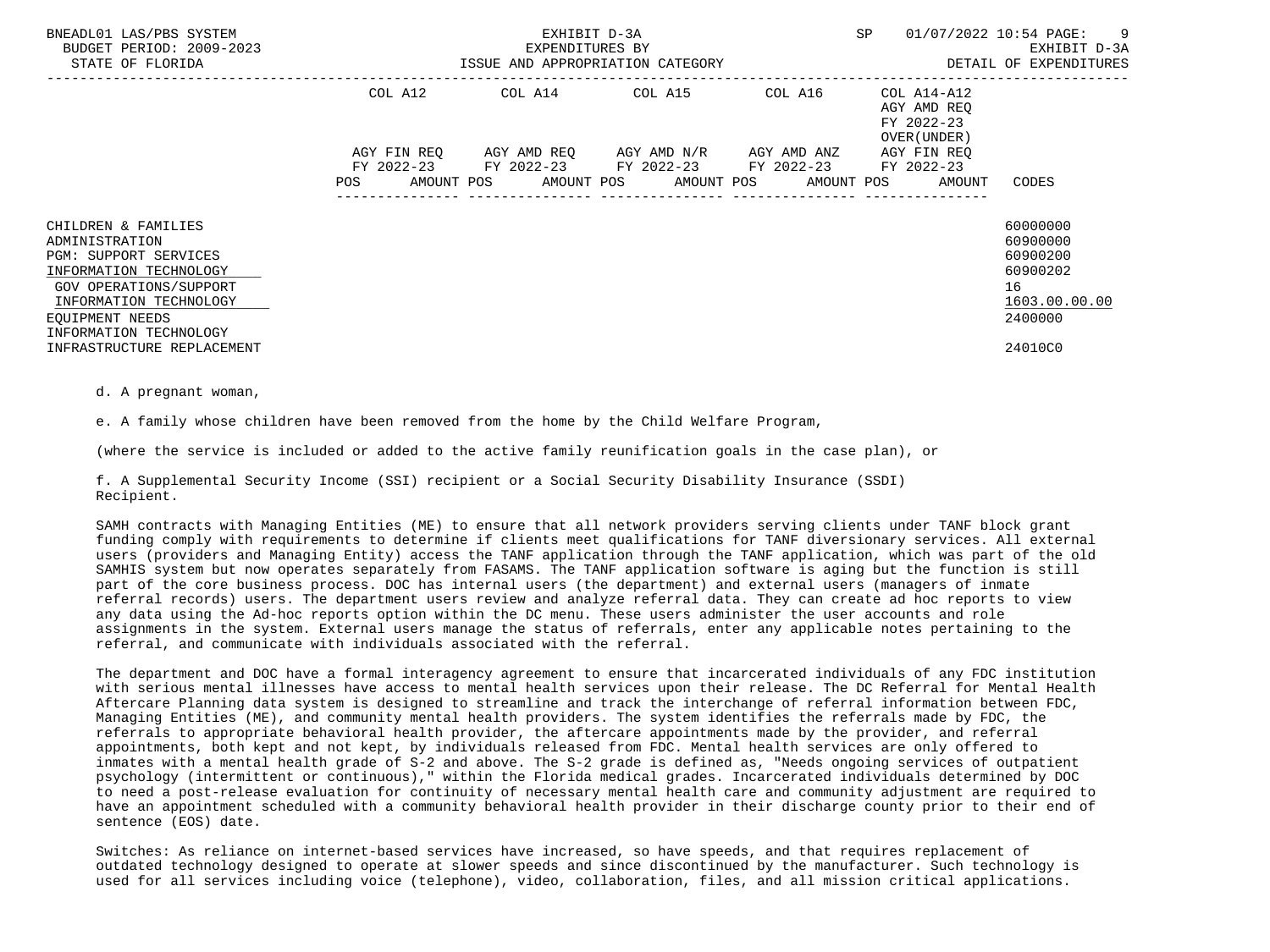| | COL A12 | COL A14 | COL A15 | COL A16 | COL A14-A12 AGY AMD REQ FY 2022-23 OVER(UNDER) | |
|---|---|---|---|---|---|---|
| | AGY FIN REQ FY 2022-23 | AGY AMD REQ FY 2022-23 | AGY AMD N/R FY 2022-23 | AGY AMD ANZ FY 2022-23 | AGY FIN REQ FY 2022-23 | |
| | POS AMOUNT | POS AMOUNT | POS AMOUNT | POS AMOUNT | POS AMOUNT | CODES |
| CHILDREN & FAMILIES | | | | | | 60000000 |
| ADMINISTRATION | | | | | | 60900000 |
| PGM: SUPPORT SERVICES | | | | | | 60900200 |
| INFORMATION TECHNOLOGY | | | | | | 60900202 |
| GOV OPERATIONS/SUPPORT | | | | | | 16 |
| INFORMATION TECHNOLOGY | | | | | | 1603.00.00.00 |
| EQUIPMENT NEEDS | | | | | | 2400000 |
| INFORMATION TECHNOLOGY INFRASTRUCTURE REPLACEMENT | | | | | | 24010C0 |

d. A pregnant woman,

e. A family whose children have been removed from the home by the Child Welfare Program,

(where the service is included or added to the active family reunification goals in the case plan), or

f. A Supplemental Security Income (SSI) recipient or a Social Security Disability Insurance (SSDI) Recipient.

SAMH contracts with Managing Entities (ME) to ensure that all network providers serving clients under TANF block grant funding comply with requirements to determine if clients meet qualifications for TANF diversionary services. All external users (providers and Managing Entity) access the TANF application through the TANF application, which was part of the old SAMHIS system but now operates separately from FASAMS. The TANF application software is aging but the function is still part of the core business process. DOC has internal users (the department) and external users (managers of inmate referral records) users. The department users review and analyze referral data. They can create ad hoc reports to view any data using the Ad-hoc reports option within the DC menu. These users administer the user accounts and role assignments in the system. External users manage the status of referrals, enter any applicable notes pertaining to the referral, and communicate with individuals associated with the referral.

The department and DOC have a formal interagency agreement to ensure that incarcerated individuals of any FDC institution with serious mental illnesses have access to mental health services upon their release. The DC Referral for Mental Health Aftercare Planning data system is designed to streamline and track the interchange of referral information between FDC, Managing Entities (ME), and community mental health providers. The system identifies the referrals made by FDC, the referrals to appropriate behavioral health provider, the aftercare appointments made by the provider, and referral appointments, both kept and not kept, by individuals released from FDC. Mental health services are only offered to inmates with a mental health grade of S-2 and above. The S-2 grade is defined as, "Needs ongoing services of outpatient psychology (intermittent or continuous)," within the Florida medical grades. Incarcerated individuals determined by DOC to need a post-release evaluation for continuity of necessary mental health care and community adjustment are required to have an appointment scheduled with a community behavioral health provider in their discharge county prior to their end of sentence (EOS) date.

Switches: As reliance on internet-based services have increased, so have speeds, and that requires replacement of outdated technology designed to operate at slower speeds and since discontinued by the manufacturer. Such technology is used for all services including voice (telephone), video, collaboration, files, and all mission critical applications.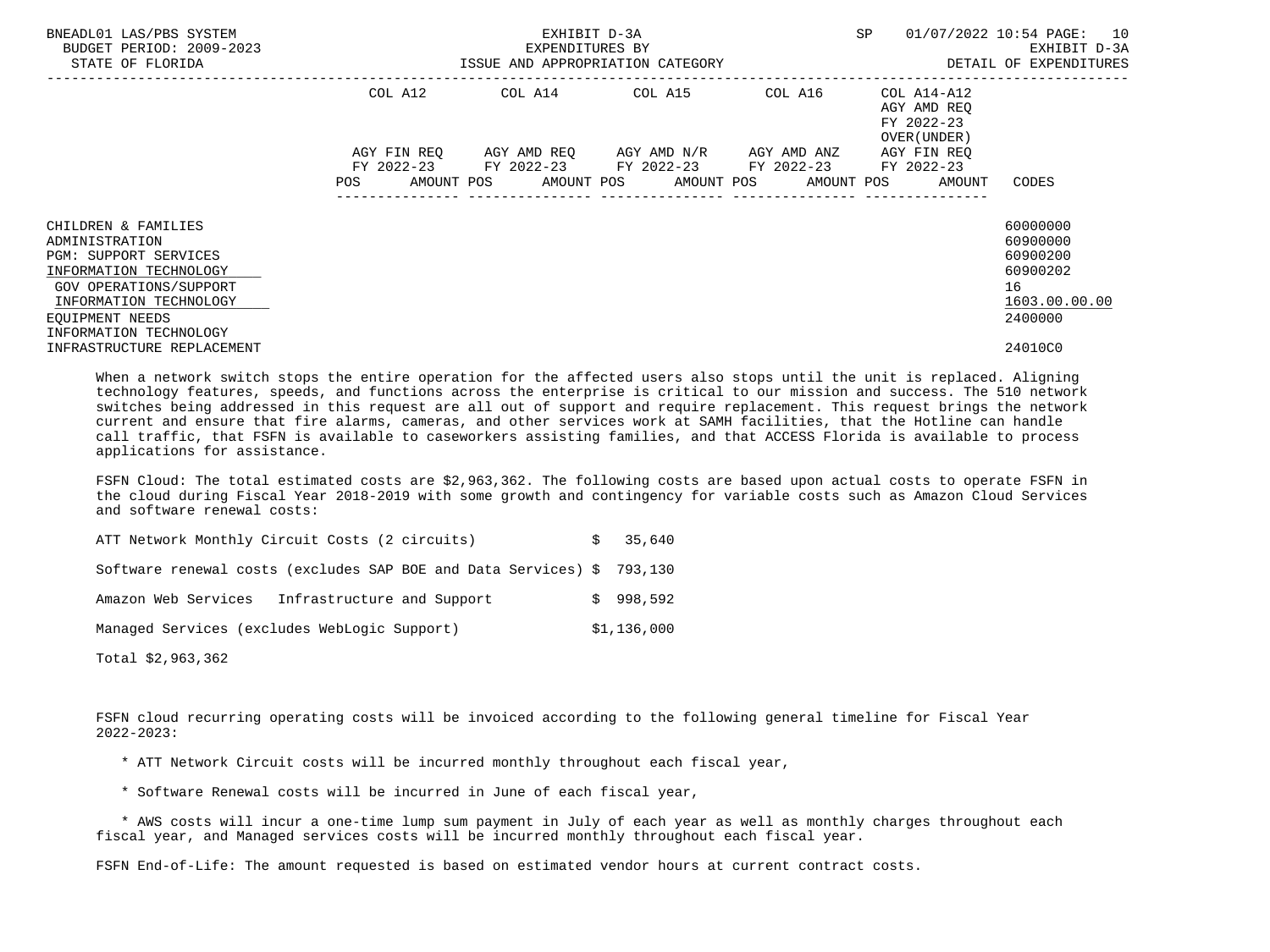| | COL A12 | | COL A14 | | COL A15 | | COL A16 | | COL A14-A12 AGY AMD REQ FY 2022-23 OVER(UNDER) | | |
|---|---|---|---|---|---|---|---|---|---|---|---|
| | AGY FIN REQ FY 2022-23 | | AGY AMD REQ FY 2022-23 | | AGY AMD N/R FY 2022-23 | | AGY AMD ANZ FY 2022-23 | | AGY FIN REQ FY 2022-23 | | |
| | POS | AMOUNT | POS | AMOUNT | POS | AMOUNT | POS | AMOUNT | POS | AMOUNT | CODES |
| CHILDREN & FAMILIES | | | | | | | | | | | 60000000 |
| ADMINISTRATION | | | | | | | | | | | 60900000 |
| PGM: SUPPORT SERVICES | | | | | | | | | | | 60900200 |
| INFORMATION TECHNOLOGY | | | | | | | | | | | 60900202 |
| GOV OPERATIONS/SUPPORT | | | | | | | | | | | 16 |
| INFORMATION TECHNOLOGY | | | | | | | | | | | 1603.00.00.00 |
| EQUIPMENT NEEDS | | | | | | | | | | | 2400000 |
| INFORMATION TECHNOLOGY INFRASTRUCTURE REPLACEMENT | | | | | | | | | | | 24010C0 |

When a network switch stops the entire operation for the affected users also stops until the unit is replaced. Aligning technology features, speeds, and functions across the enterprise is critical to our mission and success. The 510 network switches being addressed in this request are all out of support and require replacement. This request brings the network current and ensure that fire alarms, cameras, and other services work at SAMH facilities, that the Hotline can handle call traffic, that FSFN is available to caseworkers assisting families, and that ACCESS Florida is available to process applications for assistance.

FSFN Cloud: The total estimated costs are $2,963,362. The following costs are based upon actual costs to operate FSFN in the cloud during Fiscal Year 2018-2019 with some growth and contingency for variable costs such as Amazon Cloud Services and software renewal costs:

| | |
|---|---|
| ATT Network Monthly Circuit Costs (2 circuits) | $ 35,640 |
| Software renewal costs (excludes SAP BOE and Data Services) | $ 793,130 |
| Amazon Web Services Infrastructure and Support | $ 998,592 |
| Managed Services (excludes WebLogic Support) | $1,136,000 |

Total $2,963,362

FSFN cloud recurring operating costs will be invoiced according to the following general timeline for Fiscal Year 2022-2023:

* ATT Network Circuit costs will be incurred monthly throughout each fiscal year,
* Software Renewal costs will be incurred in June of each fiscal year,
* AWS costs will incur a one-time lump sum payment in July of each year as well as monthly charges throughout each fiscal year, and Managed services costs will be incurred monthly throughout each fiscal year.

FSFN End-of-Life: The amount requested is based on estimated vendor hours at current contract costs.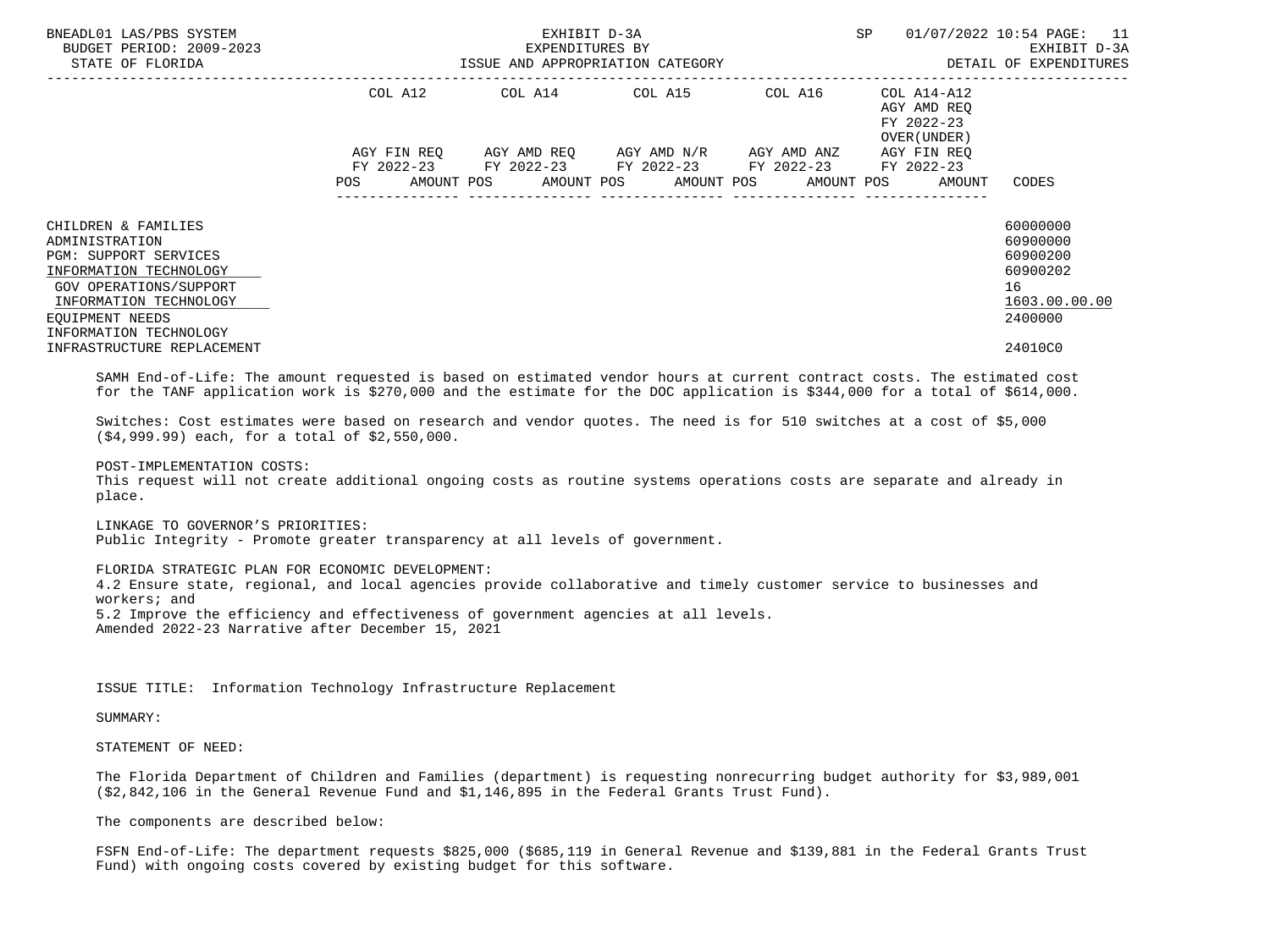| | COL A12 | | COL A14 | | COL A15 | | COL A16 | | COL A14-A12 AGY AMD REQ FY 2022-23 OVER(UNDER) AGY FIN REQ FY 2022-23 | |
|---|---|---|---|---|---|---|---|---|---|---|
| | AGY FIN REQ FY 2022-23 | | AGY AMD REQ FY 2022-23 | | AGY AMD N/R FY 2022-23 | | AGY AMD ANZ FY 2022-23 | | | |
| | POS | AMOUNT | POS | AMOUNT | POS | AMOUNT | POS | AMOUNT | POS AMOUNT | CODES |
| CHILDREN & FAMILIES | | | | | | | | | | 60000000 |
| ADMINISTRATION | | | | | | | | | | 60900000 |
| PGM: SUPPORT SERVICES | | | | | | | | | | 60900200 |
| INFORMATION TECHNOLOGY | | | | | | | | | | 60900202 |
| GOV OPERATIONS/SUPPORT | | | | | | | | | | 16 |
| INFORMATION TECHNOLOGY | | | | | | | | | | 1603.00.00.00 |
| EQUIPMENT NEEDS | | | | | | | | | | 2400000 |
| INFORMATION TECHNOLOGY INFRASTRUCTURE REPLACEMENT | | | | | | | | | | 24010C0 |

SAMH End-of-Life: The amount requested is based on estimated vendor hours at current contract costs. The estimated cost for the TANF application work is $270,000 and the estimate for the DOC application is $344,000 for a total of $614,000.

Switches: Cost estimates were based on research and vendor quotes. The need is for 510 switches at a cost of $5,000 ($4,999.99) each, for a total of $2,550,000.

POST-IMPLEMENTATION COSTS:
This request will not create additional ongoing costs as routine systems operations costs are separate and already in place.

LINKAGE TO GOVERNOR'S PRIORITIES:
Public Integrity - Promote greater transparency at all levels of government.

FLORIDA STRATEGIC PLAN FOR ECONOMIC DEVELOPMENT:
4.2 Ensure state, regional, and local agencies provide collaborative and timely customer service to businesses and workers; and
5.2 Improve the efficiency and effectiveness of government agencies at all levels.
Amended 2022-23 Narrative after December 15, 2021

ISSUE TITLE: Information Technology Infrastructure Replacement

SUMMARY:

STATEMENT OF NEED:

The Florida Department of Children and Families (department) is requesting nonrecurring budget authority for $3,989,001 ($2,842,106 in the General Revenue Fund and $1,146,895 in the Federal Grants Trust Fund).

The components are described below:

FSFN End-of-Life: The department requests $825,000 ($685,119 in General Revenue and $139,881 in the Federal Grants Trust Fund) with ongoing costs covered by existing budget for this software.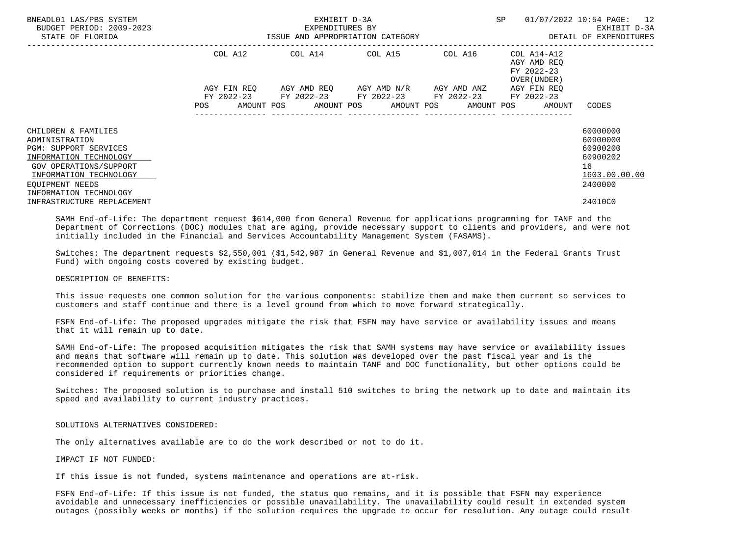| | COL A12 | | COL A14 | | COL A15 | | COL A16 | | COL A14-A12 AGY AMD REQ FY 2022-23 OVER(UNDER) | | |
|---|---|---|---|---|---|---|---|---|---|---|---|
| | AGY FIN REQ FY 2022-23 | | AGY AMD REQ FY 2022-23 | | AGY AMD N/R FY 2022-23 | | AGY AMD ANZ FY 2022-23 | | AGY FIN REQ FY 2022-23 | | |
| | POS | AMOUNT | POS | AMOUNT | POS | AMOUNT | POS | AMOUNT | POS | AMOUNT | CODES |
| CHILDREN & FAMILIES | | | | | | | | | | | 60000000 |
| ADMINISTRATION | | | | | | | | | | | 60900000 |
| PGM: SUPPORT SERVICES | | | | | | | | | | | 60900200 |
| INFORMATION TECHNOLOGY | | | | | | | | | | | 60900202 |
| GOV OPERATIONS/SUPPORT | | | | | | | | | | | 16 |
| INFORMATION TECHNOLOGY | | | | | | | | | | | 1603.00.00.00 |
| EQUIPMENT NEEDS | | | | | | | | | | | 2400000 |
| INFORMATION TECHNOLOGY INFRASTRUCTURE REPLACEMENT | | | | | | | | | | | 24010C0 |

SAMH End-of-Life: The department request $614,000 from General Revenue for applications programming for TANF and the Department of Corrections (DOC) modules that are aging, provide necessary support to clients and providers, and were not initially included in the Financial and Services Accountability Management System (FASAMS).

Switches: The department requests $2,550,001 ($1,542,987 in General Revenue and $1,007,014 in the Federal Grants Trust Fund) with ongoing costs covered by existing budget.

DESCRIPTION OF BENEFITS:

This issue requests one common solution for the various components: stabilize them and make them current so services to customers and staff continue and there is a level ground from which to move forward strategically.

FSFN End-of-Life: The proposed upgrades mitigate the risk that FSFN may have service or availability issues and means that it will remain up to date.

SAMH End-of-Life: The proposed acquisition mitigates the risk that SAMH systems may have service or availability issues and means that software will remain up to date. This solution was developed over the past fiscal year and is the recommended option to support currently known needs to maintain TANF and DOC functionality, but other options could be considered if requirements or priorities change.

Switches: The proposed solution is to purchase and install 510 switches to bring the network up to date and maintain its speed and availability to current industry practices.

SOLUTIONS ALTERNATIVES CONSIDERED:

The only alternatives available are to do the work described or not to do it.

IMPACT IF NOT FUNDED:

If this issue is not funded, systems maintenance and operations are at-risk.

FSFN End-of-Life: If this issue is not funded, the status quo remains, and it is possible that FSFN may experience avoidable and unnecessary inefficiencies or possible unavailability. The unavailability could result in extended system outages (possibly weeks or months) if the solution requires the upgrade to occur for resolution. Any outage could result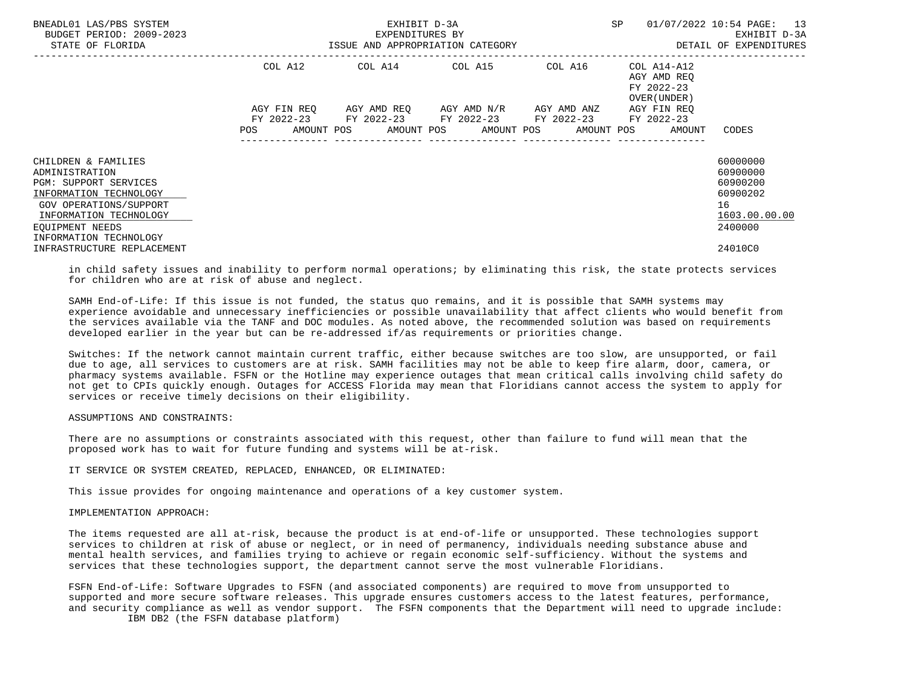| | COL A12 | | COL A14 | | COL A15 | | COL A16 | | COL A14-A12 AGY AMD REQ FY 2022-23 OVER(UNDER) | | |
|---|---|---|---|---|---|---|---|---|---|---|---|
| | AGY FIN REQ FY 2022-23 | | AGY AMD REQ FY 2022-23 | | AGY AMD N/R FY 2022-23 | | AGY AMD ANZ FY 2022-23 | | AGY FIN REQ FY 2022-23 | | |
| | POS | AMOUNT | POS | AMOUNT | POS | AMOUNT | POS | AMOUNT | POS | AMOUNT | CODES |
| CHILDREN & FAMILIES | | | | | | | | | | | 60000000 |
| ADMINISTRATION | | | | | | | | | | | 60900000 |
| PGM: SUPPORT SERVICES | | | | | | | | | | | 60900200 |
| INFORMATION TECHNOLOGY | | | | | | | | | | | 60900202 |
| GOV OPERATIONS/SUPPORT | | | | | | | | | | | 16 |
| INFORMATION TECHNOLOGY | | | | | | | | | | | 1603.00.00.00 |
| EQUIPMENT NEEDS | | | | | | | | | | | 2400000 |
| INFORMATION TECHNOLOGY INFRASTRUCTURE REPLACEMENT | | | | | | | | | | | 24010C0 |

in child safety issues and inability to perform normal operations; by eliminating this risk, the state protects services for children who are at risk of abuse and neglect.

SAMH End-of-Life: If this issue is not funded, the status quo remains, and it is possible that SAMH systems may experience avoidable and unnecessary inefficiencies or possible unavailability that affect clients who would benefit from the services available via the TANF and DOC modules. As noted above, the recommended solution was based on requirements developed earlier in the year but can be re-addressed if/as requirements or priorities change.

Switches: If the network cannot maintain current traffic, either because switches are too slow, are unsupported, or fail due to age, all services to customers are at risk. SAMH facilities may not be able to keep fire alarm, door, camera, or pharmacy systems available. FSFN or the Hotline may experience outages that mean critical calls involving child safety do not get to CPIs quickly enough. Outages for ACCESS Florida may mean that Floridians cannot access the system to apply for services or receive timely decisions on their eligibility.

ASSUMPTIONS AND CONSTRAINTS:

There are no assumptions or constraints associated with this request, other than failure to fund will mean that the proposed work has to wait for future funding and systems will be at-risk.

IT SERVICE OR SYSTEM CREATED, REPLACED, ENHANCED, OR ELIMINATED:

This issue provides for ongoing maintenance and operations of a key customer system.

IMPLEMENTATION APPROACH:

The items requested are all at-risk, because the product is at end-of-life or unsupported. These technologies support services to children at risk of abuse or neglect, or in need of permanency, individuals needing substance abuse and mental health services, and families trying to achieve or regain economic self-sufficiency. Without the systems and services that these technologies support, the department cannot serve the most vulnerable Floridians.

FSFN End-of-Life: Software Upgrades to FSFN (and associated components) are required to move from unsupported to supported and more secure software releases. This upgrade ensures customers access to the latest features, performance, and security compliance as well as vendor support. The FSFN components that the Department will need to upgrade include:

IBM DB2 (the FSFN database platform)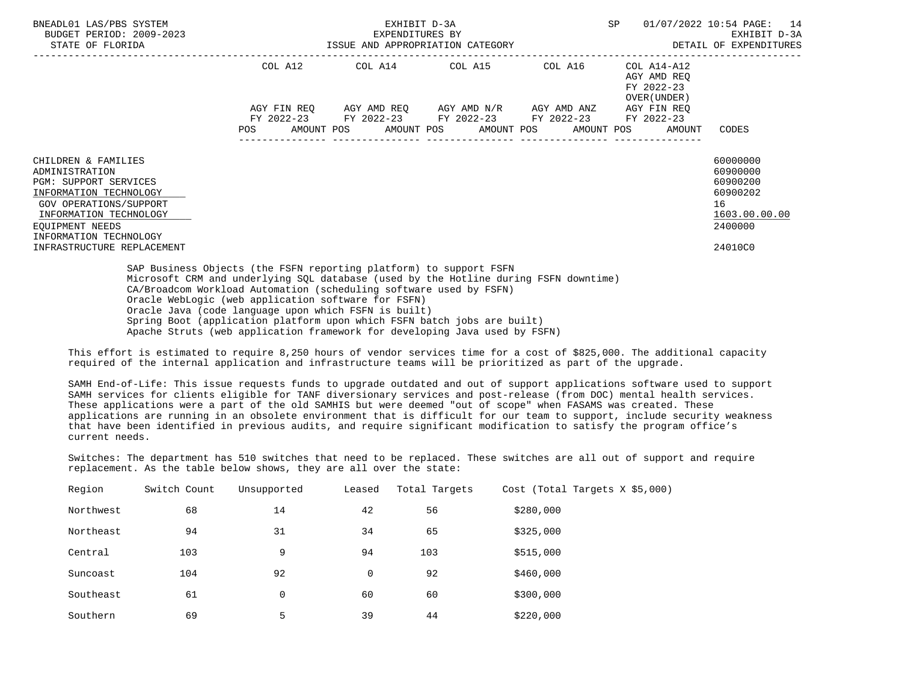| | COL A12 | | COL A14 | | COL A15 | | COL A16 | | COL A14-A12 AGY AMD REQ FY 2022-23 OVER(UNDER) | | |
|---|---|---|---|---|---|---|---|---|---|---|---|
| | AGY FIN REQ FY 2022-23 | | AGY AMD REQ FY 2022-23 | | AGY AMD N/R FY 2022-23 | | AGY AMD ANZ FY 2022-23 | | AGY FIN REQ FY 2022-23 | | |
| | POS | AMOUNT | POS | AMOUNT | POS | AMOUNT | POS | AMOUNT | POS | AMOUNT | CODES |
| CHILDREN & FAMILIES | | | | | | | | | | | 60000000 |
| ADMINISTRATION | | | | | | | | | | | 60900000 |
| PGM: SUPPORT SERVICES | | | | | | | | | | | 60900200 |
| INFORMATION TECHNOLOGY | | | | | | | | | | | 60900202 |
| GOV OPERATIONS/SUPPORT | | | | | | | | | | | 16 |
| INFORMATION TECHNOLOGY | | | | | | | | | | | 1603.00.00.00 |
| EQUIPMENT NEEDS | | | | | | | | | | | 2400000 |
| INFORMATION TECHNOLOGY INFRASTRUCTURE REPLACEMENT | | | | | | | | | | | 24010C0 |

SAP Business Objects (the FSFN reporting platform) to support FSFN
Microsoft CRM and underlying SQL database (used by the Hotline during FSFN downtime)
CA/Broadcom Workload Automation (scheduling software used by FSFN)
Oracle WebLogic (web application software for FSFN)
Oracle Java (code language upon which FSFN is built)
Spring Boot (application platform upon which FSFN batch jobs are built)
Apache Struts (web application framework for developing Java used by FSFN)

This effort is estimated to require 8,250 hours of vendor services time for a cost of $825,000. The additional capacity required of the internal application and infrastructure teams will be prioritized as part of the upgrade.

SAMH End-of-Life: This issue requests funds to upgrade outdated and out of support applications software used to support SAMH services for clients eligible for TANF diversionary services and post-release (from DOC) mental health services. These applications were a part of the old SAMHIS but were deemed "out of scope" when FASAMS was created. These applications are running in an obsolete environment that is difficult for our team to support, include security weakness that have been identified in previous audits, and require significant modification to satisfy the program office's current needs.

Switches: The department has 510 switches that need to be replaced. These switches are all out of support and require replacement. As the table below shows, they are all over the state:

| Region | Switch Count | Unsupported | Leased | Total Targets | Cost (Total Targets X $5,000) |
|---|---|---|---|---|---|
| Northwest | 68 | 14 | 42 | 56 | $280,000 |
| Northeast | 94 | 31 | 34 | 65 | $325,000 |
| Central | 103 | 9 | 94 | 103 | $515,000 |
| Suncoast | 104 | 92 | 0 | 92 | $460,000 |
| Southeast | 61 | 0 | 60 | 60 | $300,000 |
| Southern | 69 | 5 | 39 | 44 | $220,000 |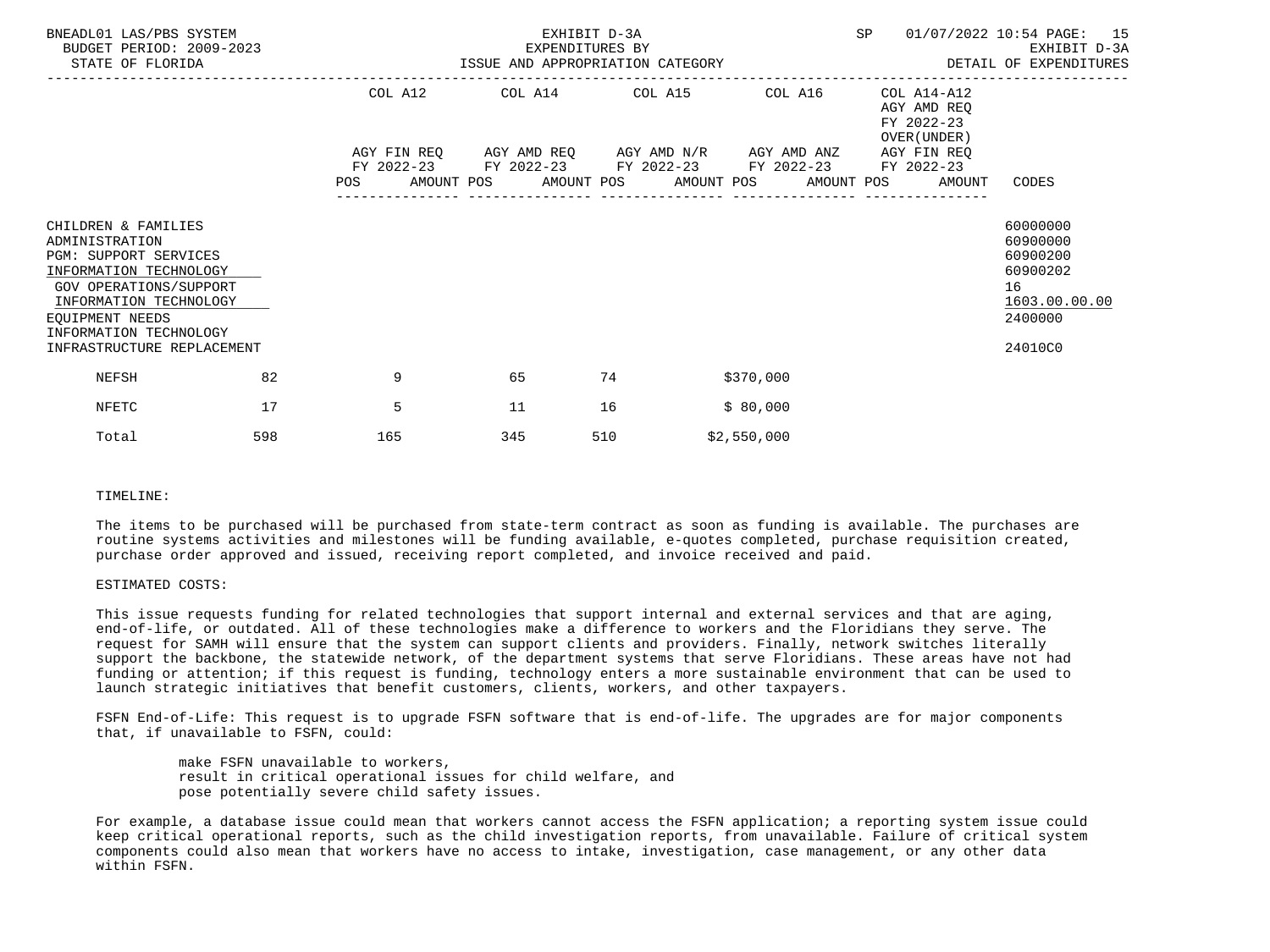BNEADL01 LAS/PBS SYSTEM
BUDGET PERIOD: 2009-2023
STATE OF FLORIDA

EXHIBIT D-3A
EXPENDITURES BY
ISSUE AND APPROPRIATION CATEGORY

SP 01/07/2022 10:54
EXHIBIT D-3A
DETAIL OF EXPENDITURES

| | COL A12 AGY FIN REQ FY 2022-23 POS AMOUNT | COL A14 AGY AMD REQ FY 2022-23 POS AMOUNT | COL A15 AGY AMD N/R FY 2022-23 POS AMOUNT | COL A16 AGY AMD ANZ FY 2022-23 POS AMOUNT | COL A14-A12 AGY AMD REQ FY 2022-23 OVER(UNDER) AGY FIN REQ FY 2022-23 POS AMOUNT | CODES |
|---|---|---|---|---|---|---|
| CHILDREN & FAMILIES | | | | | | 60000000 |
| ADMINISTRATION | | | | | | 60900000 |
| PGM: SUPPORT SERVICES | | | | | | 60900200 |
| INFORMATION TECHNOLOGY | | | | | | 60900202 |
| GOV OPERATIONS/SUPPORT | | | | | | 16 |
| INFORMATION TECHNOLOGY | | | | | | 1603.00.00.00 |
| EQUIPMENT NEEDS | | | | | | 2400000 |
| INFORMATION TECHNOLOGY INFRASTRUCTURE REPLACEMENT | | | | | | 24010C0 |

| | | | | | |
|---|---|---|---|---|---|
| NEFSH | 82 | 9 | 65 | 74 | $370,000 |
| NFETC | 17 | 5 | 11 | 16 | $ 80,000 |
| Total | 598 | 165 | 345 | 510 | $2,550,000 |

TIMELINE:

The items to be purchased will be purchased from state-term contract as soon as funding is available. The purchases are routine systems activities and milestones will be funding available, e-quotes completed, purchase requisition created, purchase order approved and issued, receiving report completed, and invoice received and paid.

ESTIMATED COSTS:

This issue requests funding for related technologies that support internal and external services and that are aging, end-of-life, or outdated. All of these technologies make a difference to workers and the Floridians they serve. The request for SAMH will ensure that the system can support clients and providers. Finally, network switches literally support the backbone, the statewide network, of the department systems that serve Floridians. These areas have not had funding or attention; if this request is funding, technology enters a more sustainable environment that can be used to launch strategic initiatives that benefit customers, clients, workers, and other taxpayers.

FSFN End-of-Life: This request is to upgrade FSFN software that is end-of-life. The upgrades are for major components that, if unavailable to FSFN, could:

- make FSFN unavailable to workers,
- result in critical operational issues for child welfare, and
- pose potentially severe child safety issues.

For example, a database issue could mean that workers cannot access the FSFN application; a reporting system issue could keep critical operational reports, such as the child investigation reports, from unavailable. Failure of critical system components could also mean that workers have no access to intake, investigation, case management, or any other data within FSFN.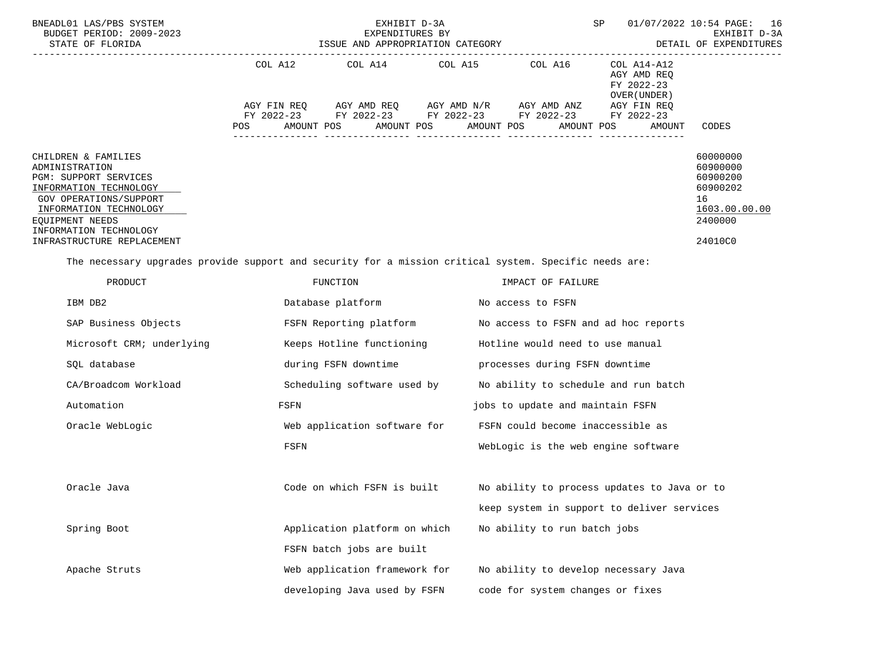| | COL A12 | | COL A14 | | COL A15 | | COL A16 | | COL A14-A12 AGY AMD REQ FY 2022-23 OVER(UNDER) | |
|---|---|---|---|---|---|---|---|---|---|---|
| | AGY FIN REQ FY 2022-23 | | AGY AMD REQ FY 2022-23 | | AGY AMD N/R FY 2022-23 | | AGY AMD ANZ FY 2022-23 | | AGY FIN REQ FY 2022-23 | |
| | POS | AMOUNT | POS | AMOUNT | POS | AMOUNT | POS | AMOUNT | POS | AMOUNT | CODES |

| | CODES |
|---|---|
| CHILDREN & FAMILIES | 60000000 |
| ADMINISTRATION | 60900000 |
| PGM: SUPPORT SERVICES | 60900200 |
| INFORMATION TECHNOLOGY | 60900202 |
| GOV OPERATIONS/SUPPORT | 16 |
| INFORMATION TECHNOLOGY | 1603.00.00.00 |
| EQUIPMENT NEEDS | 2400000 |
| INFORMATION TECHNOLOGY INFRASTRUCTURE REPLACEMENT | 24010C0 |

The necessary upgrades provide support and security for a mission critical system. Specific needs are:

| PRODUCT | FUNCTION | IMPACT OF FAILURE |
|---|---|---|
| IBM DB2 | Database platform | No access to FSFN |
| SAP Business Objects | FSFN Reporting platform | No access to FSFN and ad hoc reports |
| Microsoft CRM; underlying SQL database | Keeps Hotline functioning during FSFN downtime | Hotline would need to use manual processes during FSFN downtime |
| CA/Broadcom Workload Automation | Scheduling software used by FSFN | No ability to schedule and run batch jobs to update and maintain FSFN |
| Oracle WebLogic | Web application software for FSFN | FSFN could become inaccessible as WebLogic is the web engine software |
| Oracle Java | Code on which FSFN is built | No ability to process updates to Java or to keep system in support to deliver services |
| Spring Boot | Application platform on which FSFN batch jobs are built | No ability to run batch jobs |
| Apache Struts | Web application framework for developing Java used by FSFN | No ability to develop necessary Java code for system changes or fixes |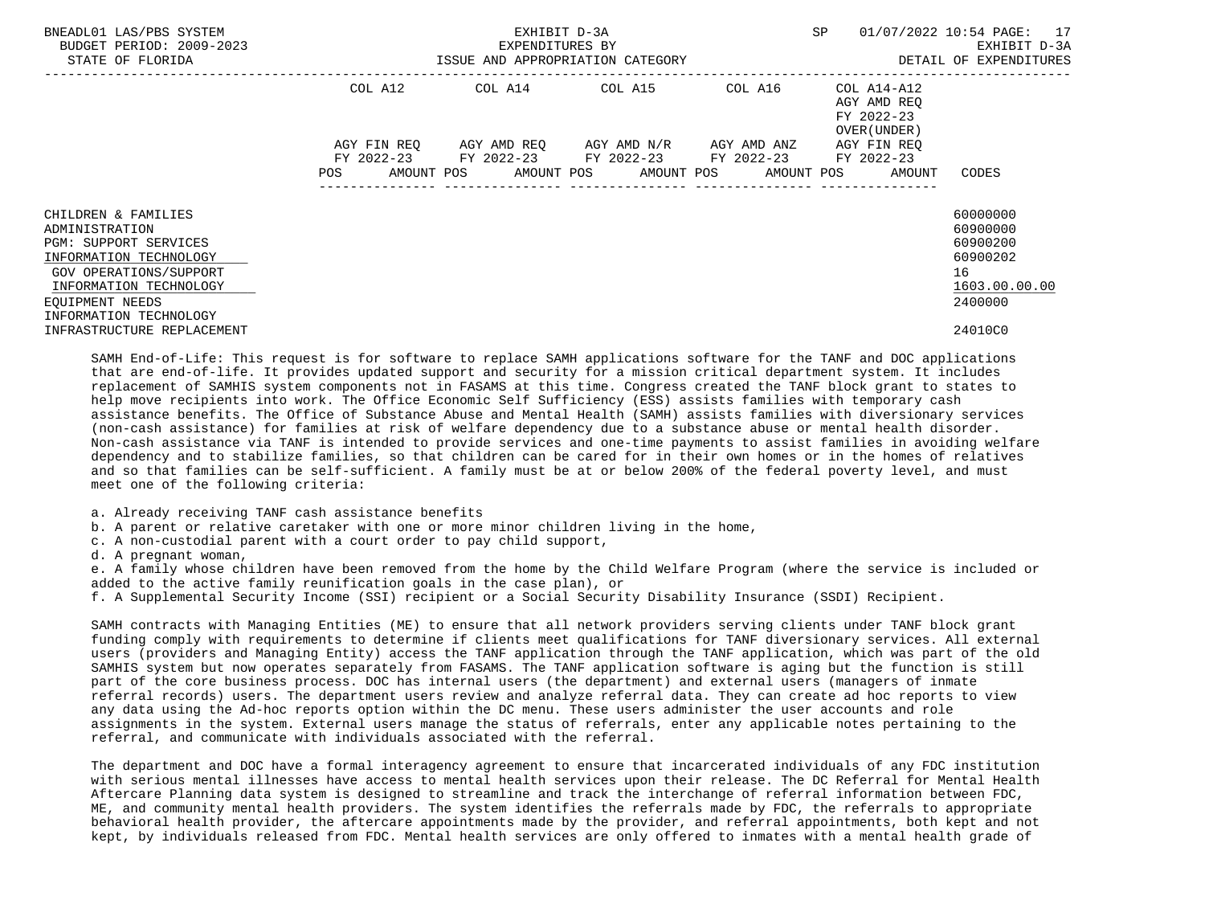| | COL A12 | COL A14 | COL A15 | COL A16 | COL A14-A12 AGY AMD REQ FY 2022-23 OVER(UNDER) | |
|---|---|---|---|---|---|---|
| | AGY FIN REQ FY 2022-23 | AGY AMD REQ FY 2022-23 | AGY AMD N/R FY 2022-23 | AGY AMD ANZ FY 2022-23 | AGY FIN REQ FY 2022-23 | |
| | POS AMOUNT | POS AMOUNT | POS AMOUNT | POS AMOUNT | POS AMOUNT | CODES |
| CHILDREN & FAMILIES | | | | | | 60000000 |
| ADMINISTRATION | | | | | | 60900000 |
| PGM: SUPPORT SERVICES | | | | | | 60900200 |
| INFORMATION TECHNOLOGY | | | | | | 60900202 |
| GOV OPERATIONS/SUPPORT | | | | | | 16 |
| INFORMATION TECHNOLOGY | | | | | | 1603.00.00.00 |
| EQUIPMENT NEEDS | | | | | | 2400000 |
| INFORMATION TECHNOLOGY INFRASTRUCTURE REPLACEMENT | | | | | | 24010C0 |

SAMH End-of-Life: This request is for software to replace SAMH applications software for the TANF and DOC applications that are end-of-life. It provides updated support and security for a mission critical department system. It includes replacement of SAMHIS system components not in FASAMS at this time. Congress created the TANF block grant to states to help move recipients into work. The Office Economic Self Sufficiency (ESS) assists families with temporary cash assistance benefits. The Office of Substance Abuse and Mental Health (SAMH) assists families with diversionary services (non-cash assistance) for families at risk of welfare dependency due to a substance abuse or mental health disorder. Non-cash assistance via TANF is intended to provide services and one-time payments to assist families in avoiding welfare dependency and to stabilize families, so that children can be cared for in their own homes or in the homes of relatives and so that families can be self-sufficient. A family must be at or below 200% of the federal poverty level, and must meet one of the following criteria:

a. Already receiving TANF cash assistance benefits
b. A parent or relative caretaker with one or more minor children living in the home,
c. A non-custodial parent with a court order to pay child support,
d. A pregnant woman,
e. A family whose children have been removed from the home by the Child Welfare Program (where the service is included or added to the active family reunification goals in the case plan), or
f. A Supplemental Security Income (SSI) recipient or a Social Security Disability Insurance (SSDI) Recipient.

SAMH contracts with Managing Entities (ME) to ensure that all network providers serving clients under TANF block grant funding comply with requirements to determine if clients meet qualifications for TANF diversionary services. All external users (providers and Managing Entity) access the TANF application through the TANF application, which was part of the old SAMHIS system but now operates separately from FASAMS. The TANF application software is aging but the function is still part of the core business process. DOC has internal users (the department) and external users (managers of inmate referral records) users. The department users review and analyze referral data. They can create ad hoc reports to view any data using the Ad-hoc reports option within the DC menu. These users administer the user accounts and role assignments in the system. External users manage the status of referrals, enter any applicable notes pertaining to the referral, and communicate with individuals associated with the referral.

The department and DOC have a formal interagency agreement to ensure that incarcerated individuals of any FDC institution with serious mental illnesses have access to mental health services upon their release. The DC Referral for Mental Health Aftercare Planning data system is designed to streamline and track the interchange of referral information between FDC, ME, and community mental health providers. The system identifies the referrals made by FDC, the referrals to appropriate behavioral health provider, the aftercare appointments made by the provider, and referral appointments, both kept and not kept, by individuals released from FDC. Mental health services are only offered to inmates with a mental health grade of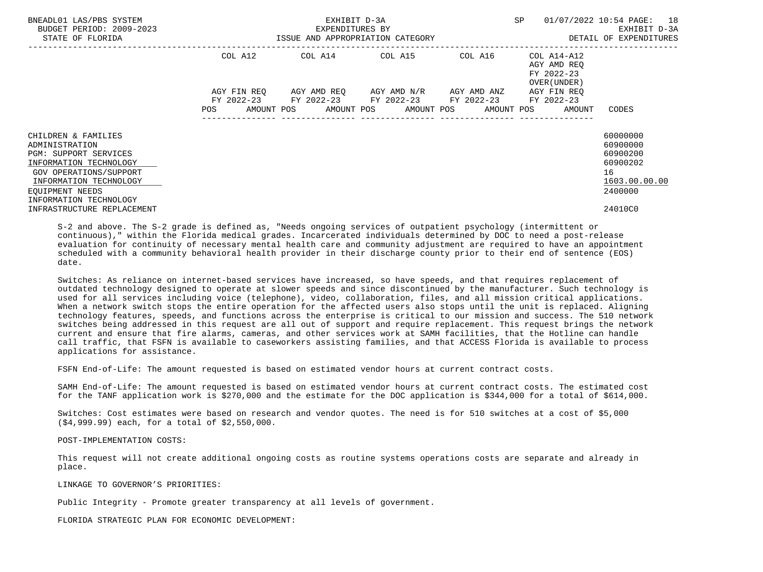| | COL A12 | COL A14 | COL A15 | COL A16 | COL A14-A12 AGY AMD REQ FY 2022-23 OVER(UNDER) | |
|---|---|---|---|---|---|---|
| | AGY FIN REQ FY 2022-23 | AGY AMD REQ FY 2022-23 | AGY AMD N/R FY 2022-23 | AGY AMD ANZ FY 2022-23 | AGY FIN REQ FY 2022-23 | |
| | POS AMOUNT | POS AMOUNT | POS AMOUNT | POS AMOUNT | POS AMOUNT | CODES |
| CHILDREN & FAMILIES | | | | | | 60000000 |
| ADMINISTRATION | | | | | | 60900000 |
| PGM: SUPPORT SERVICES | | | | | | 60900200 |
| INFORMATION TECHNOLOGY | | | | | | 60900202 |
| GOV OPERATIONS/SUPPORT | | | | | | 16 |
| INFORMATION TECHNOLOGY | | | | | | 1603.00.00.00 |
| EQUIPMENT NEEDS | | | | | | 2400000 |
| INFORMATION TECHNOLOGY INFRASTRUCTURE REPLACEMENT | | | | | | 24010C0 |

S-2 and above. The S-2 grade is defined as, "Needs ongoing services of outpatient psychology (intermittent or continuous)," within the Florida medical grades. Incarcerated individuals determined by DOC to need a post-release evaluation for continuity of necessary mental health care and community adjustment are required to have an appointment scheduled with a community behavioral health provider in their discharge county prior to their end of sentence (EOS) date.

Switches: As reliance on internet-based services have increased, so have speeds, and that requires replacement of outdated technology designed to operate at slower speeds and since discontinued by the manufacturer. Such technology is used for all services including voice (telephone), video, collaboration, files, and all mission critical applications. When a network switch stops the entire operation for the affected users also stops until the unit is replaced. Aligning technology features, speeds, and functions across the enterprise is critical to our mission and success. The 510 network switches being addressed in this request are all out of support and require replacement. This request brings the network current and ensure that fire alarms, cameras, and other services work at SAMH facilities, that the Hotline can handle call traffic, that FSFN is available to caseworkers assisting families, and that ACCESS Florida is available to process applications for assistance.

FSFN End-of-Life: The amount requested is based on estimated vendor hours at current contract costs.

SAMH End-of-Life: The amount requested is based on estimated vendor hours at current contract costs. The estimated cost for the TANF application work is $270,000 and the estimate for the DOC application is $344,000 for a total of $614,000.

Switches: Cost estimates were based on research and vendor quotes. The need is for 510 switches at a cost of $5,000 ($4,999.99) each, for a total of $2,550,000.

POST-IMPLEMENTATION COSTS:

This request will not create additional ongoing costs as routine systems operations costs are separate and already in place.

LINKAGE TO GOVERNOR'S PRIORITIES:

Public Integrity - Promote greater transparency at all levels of government.

FLORIDA STRATEGIC PLAN FOR ECONOMIC DEVELOPMENT: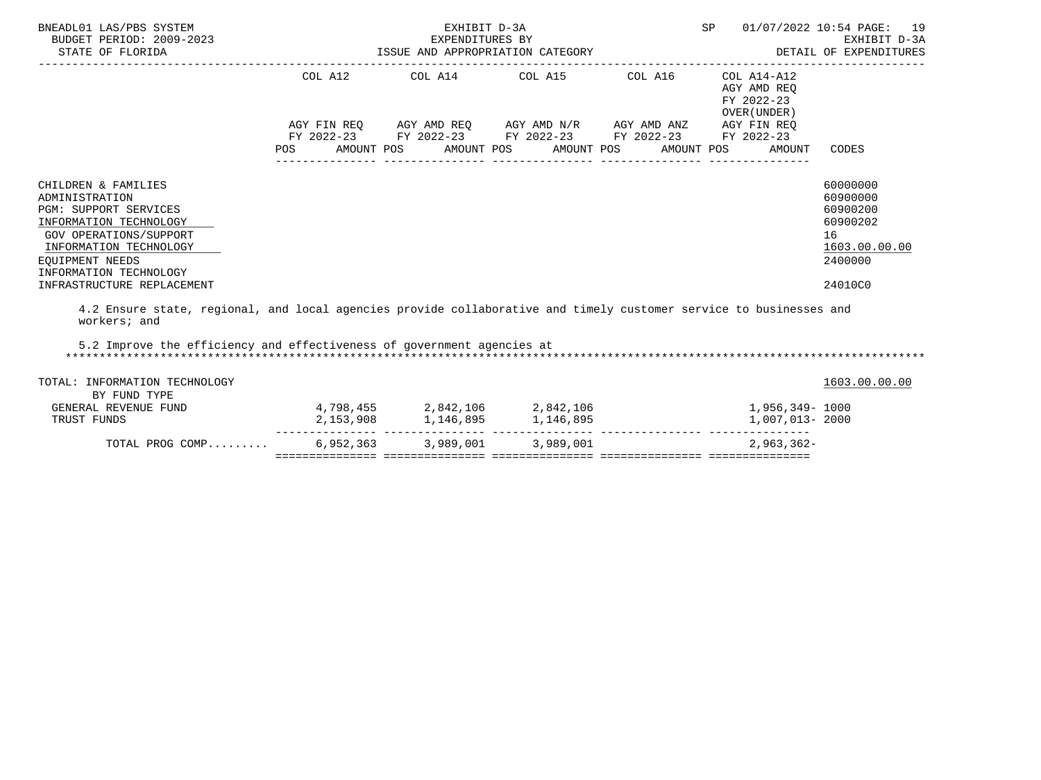| | COL A12 | COL A14 | COL A15 | COL A16 | COL A14-A12 AGY AMD REQ FY 2022-23 OVER(UNDER) | |
|---|---|---|---|---|---|---|
| | AGY FIN REQ FY 2022-23 | AGY AMD REQ FY 2022-23 | AGY AMD N/R FY 2022-23 | AGY AMD ANZ FY 2022-23 | AGY FIN REQ FY 2022-23 | |
| | POS AMOUNT | POS AMOUNT | POS AMOUNT | POS AMOUNT | POS AMOUNT | CODES |

CHILDREN & FAMILIES — 60000000
ADMINISTRATION — 60900000
PGM: SUPPORT SERVICES — 60900200
INFORMATION TECHNOLOGY — 60900202
GOV OPERATIONS/SUPPORT — 16
INFORMATION TECHNOLOGY — 1603.00.00.00
EQUIPMENT NEEDS — 2400000
INFORMATION TECHNOLOGY INFRASTRUCTURE REPLACEMENT — 24010C0

4.2 Ensure state, regional, and local agencies provide collaborative and timely customer service to businesses and workers; and

5.2 Improve the efficiency and effectiveness of government agencies at

*******************************************************************************************************************************

| TOTAL: INFORMATION TECHNOLOGY BY FUND TYPE | COL A12 | COL A14 | COL A15 | COL A16 | COL A14-A12 | CODES |
|---|---|---|---|---|---|---|
| | | | | | | 1603.00.00.00 |
| GENERAL REVENUE FUND | 4,798,455 | 2,842,106 | 2,842,106 | | 1,956,349- | 1000 |
| TRUST FUNDS | 2,153,908 | 1,146,895 | 1,146,895 | | 1,007,013- | 2000 |
| TOTAL PROG COMP......... | 6,952,363 | 3,989,001 | 3,989,001 | | 2,963,362- | |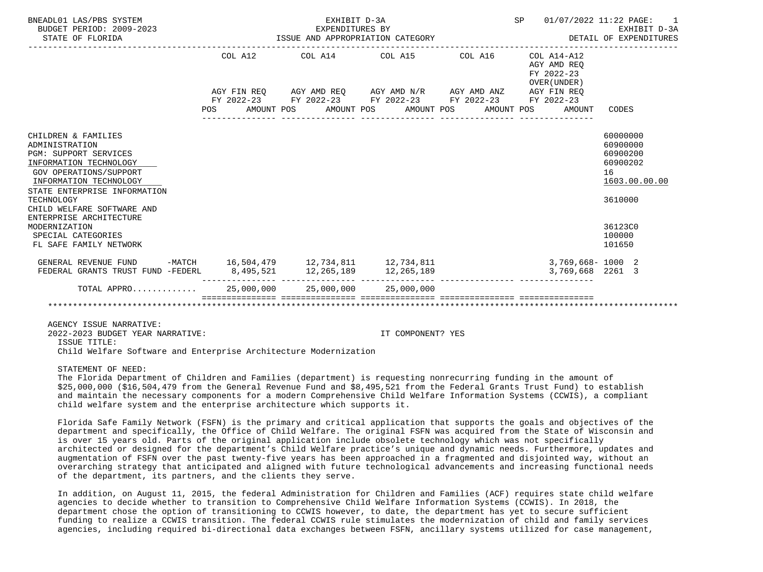BNEADL01 LAS/PBS SYSTEM | EXHIBIT D-3A | EXHIBIT D-3A
BUDGET PERIOD: 2009-2023 | EXPENDITURES BY ISSUE AND APPROPRIATION CATEGORY | DETAIL OF EXPENDITURES
STATE OF FLORIDA

| | COL A12 AGY FIN REQ FY 2022-23 POS AMOUNT | COL A14 AGY AMD REQ FY 2022-23 POS AMOUNT | COL A15 AGY AMD N/R FY 2022-23 POS AMOUNT | COL A16 AGY AMD ANZ FY 2022-23 POS AMOUNT | COL A14-A12 AGY AMD REQ FY 2022-23 OVER(UNDER) AGY FIN REQ FY 2022-23 POS AMOUNT | CODES |
|---|---|---|---|---|---|---|
| CHILDREN & FAMILIES | | | | | | 60000000 |
| ADMINISTRATION | | | | | | 60900000 |
| PGM: SUPPORT SERVICES | | | | | | 60900200 |
| INFORMATION TECHNOLOGY | | | | | | 60900202 |
| GOV OPERATIONS/SUPPORT | | | | | | 16 |
| INFORMATION TECHNOLOGY | | | | | | 1603.00.00.00 |
| STATE ENTERPRISE INFORMATION TECHNOLOGY | | | | | | 3610000 |
| CHILD WELFARE SOFTWARE AND ENTERPRISE ARCHITECTURE MODERNIZATION | | | | | | 36123C0 |
| SPECIAL CATEGORIES | | | | | | 100000 |
| FL SAFE FAMILY NETWORK | | | | | | 101650 |
| GENERAL REVENUE FUND -MATCH | 16,504,479 | 12,734,811 | 12,734,811 | | 3,769,668- | 1000 2 |
| FEDERAL GRANTS TRUST FUND -FEDERL | 8,495,521 | 12,265,189 | 12,265,189 | | 3,769,668 | 2261 3 |
| TOTAL APPRO............ | 25,000,000 | 25,000,000 | 25,000,000 | | | |

AGENCY ISSUE NARRATIVE:
2022-2023 BUDGET YEAR NARRATIVE: IT COMPONENT? YES

ISSUE TITLE:
Child Welfare Software and Enterprise Architecture Modernization

STATEMENT OF NEED:
The Florida Department of Children and Families (department) is requesting nonrecurring funding in the amount of $25,000,000 ($16,504,479 from the General Revenue Fund and $8,495,521 from the Federal Grants Trust Fund) to establish and maintain the necessary components for a modern Comprehensive Child Welfare Information Systems (CCWIS), a compliant child welfare system and the enterprise architecture which supports it.

Florida Safe Family Network (FSFN) is the primary and critical application that supports the goals and objectives of the department and specifically, the Office of Child Welfare. The original FSFN was acquired from the State of Wisconsin and is over 15 years old. Parts of the original application include obsolete technology which was not specifically architected or designed for the department's Child Welfare practice's unique and dynamic needs. Furthermore, updates and augmentation of FSFN over the past twenty-five years has been approached in a fragmented and disjointed way, without an overarching strategy that anticipated and aligned with future technological advancements and increasing functional needs of the department, its partners, and the clients they serve.

In addition, on August 11, 2015, the federal Administration for Children and Families (ACF) requires state child welfare agencies to decide whether to transition to Comprehensive Child Welfare Information Systems (CCWIS). In 2018, the department chose the option of transitioning to CCWIS however, to date, the department has yet to secure sufficient funding to realize a CCWIS transition. The federal CCWIS rule stimulates the modernization of child and family services agencies, including required bi-directional data exchanges between FSFN, ancillary systems utilized for case management,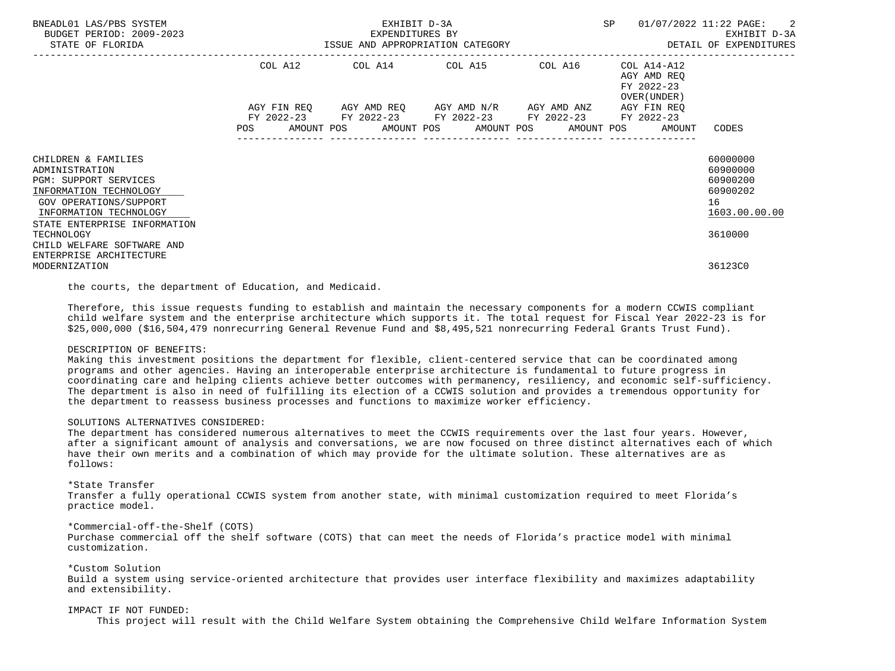| | COL A12 | COL A14 | COL A15 | COL A16 | COL A14-A12 AGY AMD REQ FY 2022-23 OVER(UNDER) | |
|---|---|---|---|---|---|---|
| | AGY FIN REQ FY 2022-23 | AGY AMD REQ FY 2022-23 | AGY AMD N/R FY 2022-23 | AGY AMD ANZ FY 2022-23 | AGY FIN REQ FY 2022-23 | |
| | POS AMOUNT | POS AMOUNT | POS AMOUNT | POS AMOUNT | POS AMOUNT | CODES |
| CHILDREN & FAMILIES | | | | | | 60000000 |
| ADMINISTRATION | | | | | | 60900000 |
| PGM: SUPPORT SERVICES | | | | | | 60900200 |
| INFORMATION TECHNOLOGY | | | | | | 60900202 |
| GOV OPERATIONS/SUPPORT | | | | | | 16 |
| INFORMATION TECHNOLOGY | | | | | | 1603.00.00.00 |
| STATE ENTERPRISE INFORMATION TECHNOLOGY | | | | | | 3610000 |
| CHILD WELFARE SOFTWARE AND ENTERPRISE ARCHITECTURE MODERNIZATION | | | | | | 36123C0 |

the courts, the department of Education, and Medicaid.

Therefore, this issue requests funding to establish and maintain the necessary components for a modern CCWIS compliant child welfare system and the enterprise architecture which supports it. The total request for Fiscal Year 2022-23 is for $25,000,000 ($16,504,479 nonrecurring General Revenue Fund and $8,495,521 nonrecurring Federal Grants Trust Fund).

DESCRIPTION OF BENEFITS:
Making this investment positions the department for flexible, client-centered service that can be coordinated among programs and other agencies. Having an interoperable enterprise architecture is fundamental to future progress in coordinating care and helping clients achieve better outcomes with permanency, resiliency, and economic self-sufficiency. The department is also in need of fulfilling its election of a CCWIS solution and provides a tremendous opportunity for the department to reassess business processes and functions to maximize worker efficiency.

SOLUTIONS ALTERNATIVES CONSIDERED:
The department has considered numerous alternatives to meet the CCWIS requirements over the last four years. However, after a significant amount of analysis and conversations, we are now focused on three distinct alternatives each of which have their own merits and a combination of which may provide for the ultimate solution. These alternatives are as follows:

*State Transfer
Transfer a fully operational CCWIS system from another state, with minimal customization required to meet Florida's practice model.

*Commercial-off-the-Shelf (COTS)
Purchase commercial off the shelf software (COTS) that can meet the needs of Florida's practice model with minimal customization.

*Custom Solution
Build a system using service-oriented architecture that provides user interface flexibility and maximizes adaptability and extensibility.

IMPACT IF NOT FUNDED:
This project will result with the Child Welfare System obtaining the Comprehensive Child Welfare Information System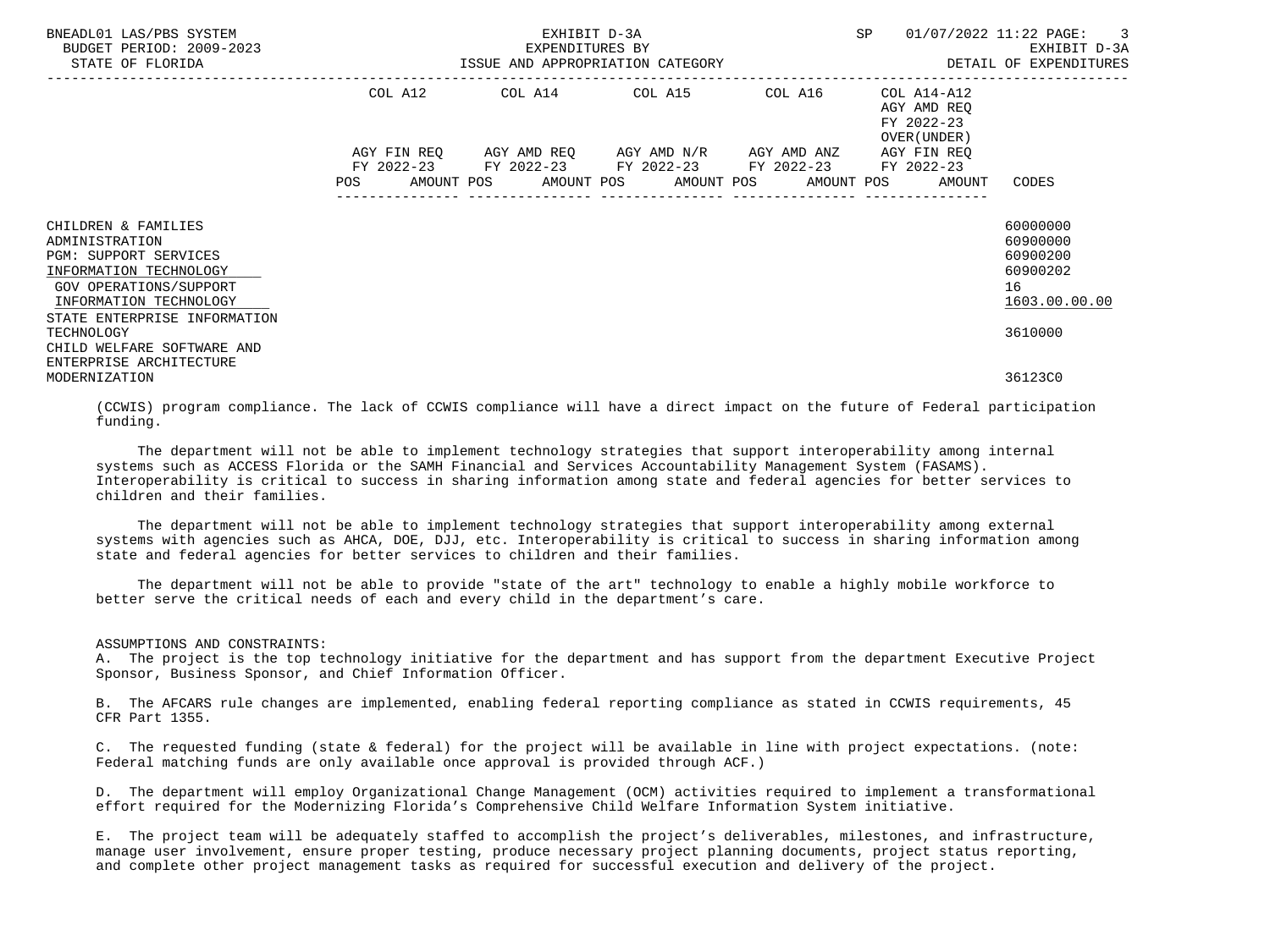| | COL A12 | COL A14 | COL A15 | COL A16 | COL A14-A12 AGY AMD REQ FY 2022-23 OVER(UNDER) | |
|---|---|---|---|---|---|---|
| | AGY FIN REQ FY 2022-23 | AGY AMD REQ FY 2022-23 | AGY AMD N/R FY 2022-23 | AGY AMD ANZ FY 2022-23 | AGY FIN REQ FY 2022-23 | |
| | POS AMOUNT | POS AMOUNT | POS AMOUNT | POS AMOUNT | POS AMOUNT | CODES |
| CHILDREN & FAMILIES | | | | | | 60000000 |
| ADMINISTRATION | | | | | | 60900000 |
| PGM: SUPPORT SERVICES | | | | | | 60900200 |
| INFORMATION TECHNOLOGY | | | | | | 60900202 |
| GOV OPERATIONS/SUPPORT | | | | | | 16 |
| INFORMATION TECHNOLOGY | | | | | | 1603.00.00.00 |
| STATE ENTERPRISE INFORMATION TECHNOLOGY | | | | | | 3610000 |
| CHILD WELFARE SOFTWARE AND ENTERPRISE ARCHITECTURE MODERNIZATION | | | | | | 36123C0 |

(CCWIS) program compliance. The lack of CCWIS compliance will have a direct impact on the future of Federal participation funding.

The department will not be able to implement technology strategies that support interoperability among internal systems such as ACCESS Florida or the SAMH Financial and Services Accountability Management System (FASAMS). Interoperability is critical to success in sharing information among state and federal agencies for better services to children and their families.

The department will not be able to implement technology strategies that support interoperability among external systems with agencies such as AHCA, DOE, DJJ, etc. Interoperability is critical to success in sharing information among state and federal agencies for better services to children and their families.

The department will not be able to provide "state of the art" technology to enable a highly mobile workforce to better serve the critical needs of each and every child in the department's care.

ASSUMPTIONS AND CONSTRAINTS:

A. The project is the top technology initiative for the department and has support from the department Executive Project Sponsor, Business Sponsor, and Chief Information Officer.

B. The AFCARS rule changes are implemented, enabling federal reporting compliance as stated in CCWIS requirements, 45 CFR Part 1355.

C. The requested funding (state & federal) for the project will be available in line with project expectations. (note: Federal matching funds are only available once approval is provided through ACF.)

D. The department will employ Organizational Change Management (OCM) activities required to implement a transformational effort required for the Modernizing Florida's Comprehensive Child Welfare Information System initiative.

E. The project team will be adequately staffed to accomplish the project's deliverables, milestones, and infrastructure, manage user involvement, ensure proper testing, produce necessary project planning documents, project status reporting, and complete other project management tasks as required for successful execution and delivery of the project.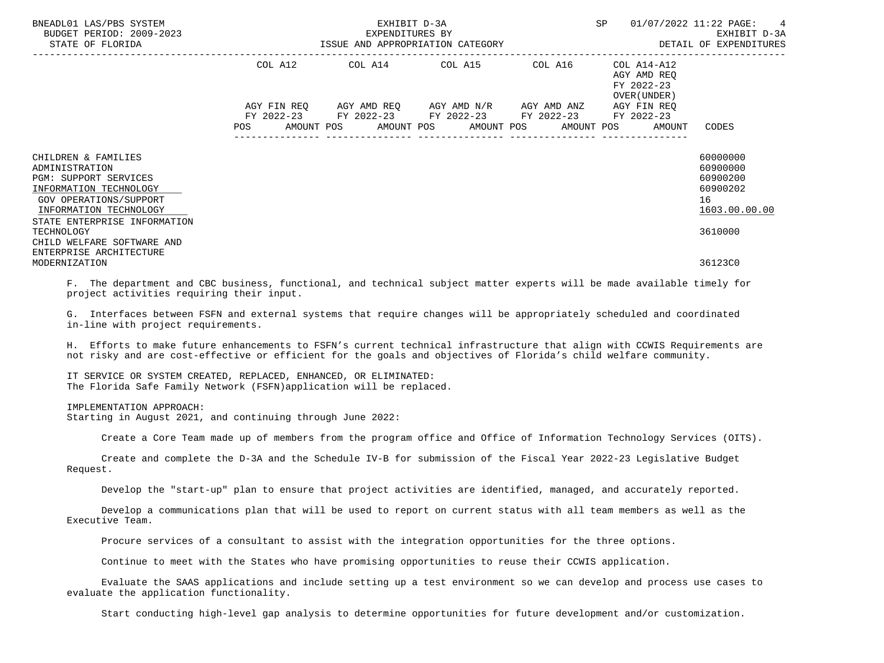| | COL A12 | COL A14 | COL A15 | COL A16 | COL A14-A12 | |
|---|---|---|---|---|---|---|
| | | | | | AGY AMD REQ FY 2022-23 OVER(UNDER) | |
| | AGY FIN REQ FY 2022-23 | AGY AMD REQ FY 2022-23 | AGY AMD N/R FY 2022-23 | AGY AMD ANZ FY 2022-23 | AGY FIN REQ FY 2022-23 | |
| | POS AMOUNT | POS AMOUNT | POS AMOUNT | POS AMOUNT | POS AMOUNT | CODES |
| CHILDREN & FAMILIES | | | | | | 60000000 |
| ADMINISTRATION | | | | | | 60900000 |
| PGM: SUPPORT SERVICES | | | | | | 60900200 |
| INFORMATION TECHNOLOGY | | | | | | 60900202 |
| GOV OPERATIONS/SUPPORT | | | | | | 16 |
| INFORMATION TECHNOLOGY | | | | | | 1603.00.00.00 |
| STATE ENTERPRISE INFORMATION TECHNOLOGY | | | | | | 3610000 |
| CHILD WELFARE SOFTWARE AND ENTERPRISE ARCHITECTURE MODERNIZATION | | | | | | 36123C0 |

F. The department and CBC business, functional, and technical subject matter experts will be made available timely for project activities requiring their input.

G. Interfaces between FSFN and external systems that require changes will be appropriately scheduled and coordinated in-line with project requirements.

H. Efforts to make future enhancements to FSFN's current technical infrastructure that align with CCWIS Requirements are not risky and are cost-effective or efficient for the goals and objectives of Florida's child welfare community.

IT SERVICE OR SYSTEM CREATED, REPLACED, ENHANCED, OR ELIMINATED:
The Florida Safe Family Network (FSFN)application will be replaced.

IMPLEMENTATION APPROACH:
Starting in August 2021, and continuing through June 2022:

Create a Core Team made up of members from the program office and Office of Information Technology Services (OITS).

Create and complete the D-3A and the Schedule IV-B for submission of the Fiscal Year 2022-23 Legislative Budget Request.

Develop the "start-up" plan to ensure that project activities are identified, managed, and accurately reported.

Develop a communications plan that will be used to report on current status with all team members as well as the Executive Team.

Procure services of a consultant to assist with the integration opportunities for the three options.

Continue to meet with the States who have promising opportunities to reuse their CCWIS application.

Evaluate the SAAS applications and include setting up a test environment so we can develop and process use cases to evaluate the application functionality.

Start conducting high-level gap analysis to determine opportunities for future development and/or customization.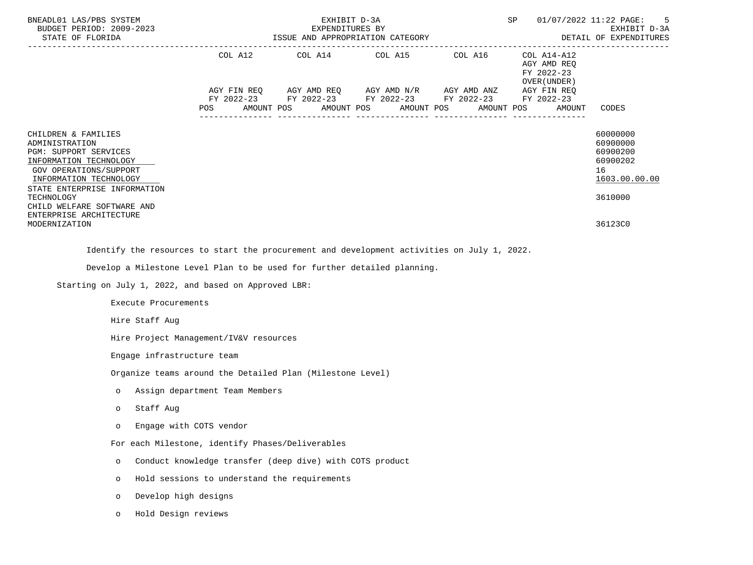| | COL A12 | | COL A14 | | COL A15 | | COL A16 | | COL A14-A12 AGY AMD REQ FY 2022-23 OVER(UNDER) | |
|---|---|---|---|---|---|---|---|---|---|---|
| | AGY FIN REQ FY 2022-23 | | AGY AMD REQ FY 2022-23 | | AGY AMD N/R FY 2022-23 | | AGY AMD ANZ FY 2022-23 | | AGY FIN REQ FY 2022-23 | |
| | POS | AMOUNT | POS | AMOUNT | POS | AMOUNT | POS | AMOUNT | POS | AMOUNT | CODES |

| | CODES |
|---|---|
| CHILDREN & FAMILIES | 60000000 |
| ADMINISTRATION | 60900000 |
| PGM: SUPPORT SERVICES | 60900200 |
| INFORMATION TECHNOLOGY | 60900202 |
| GOV OPERATIONS/SUPPORT | 16 |
| INFORMATION TECHNOLOGY | 1603.00.00.00 |
| STATE ENTERPRISE INFORMATION TECHNOLOGY | 3610000 |
| CHILD WELFARE SOFTWARE AND ENTERPRISE ARCHITECTURE MODERNIZATION | 36123C0 |

Identify the resources to start the procurement and development activities on July 1, 2022.

Develop a Milestone Level Plan to be used for further detailed planning.

Starting on July 1, 2022, and based on Approved LBR:

Execute Procurements

Hire Staff Aug

Hire Project Management/IV&V resources

Engage infrastructure team

Organize teams around the Detailed Plan (Milestone Level)

- Assign department Team Members
- Staff Aug
- Engage with COTS vendor

For each Milestone, identify Phases/Deliverables

- Conduct knowledge transfer (deep dive) with COTS product
- Hold sessions to understand the requirements
- Develop high designs
- Hold Design reviews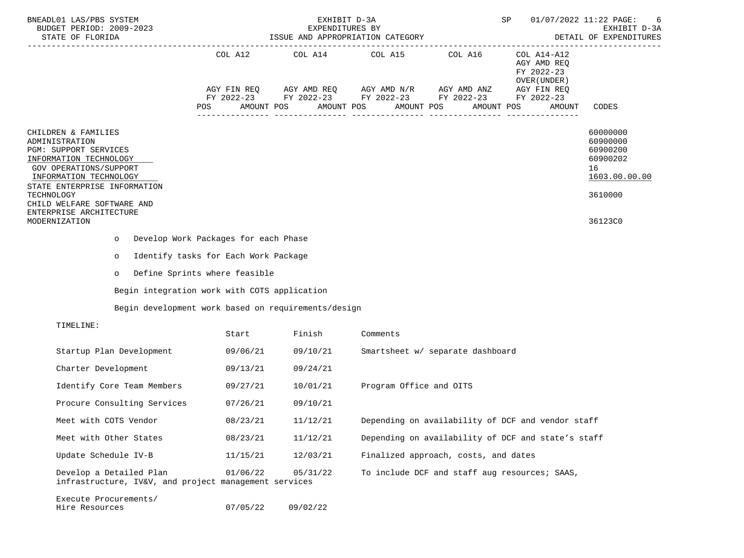| | COL A12 | | COL A14 | | COL A15 | | COL A16 | | COL A14-A12 AGY AMD REQ FY 2022-23 OVER(UNDER) AGY FIN REQ | |
|---|---|---|---|---|---|---|---|---|---|---|
| | AGY FIN REQ FY 2022-23 | | AGY AMD REQ FY 2022-23 | | AGY AMD N/R FY 2022-23 | | AGY AMD ANZ FY 2022-23 | | FY 2022-23 | |
| | POS | AMOUNT | POS | AMOUNT | POS | AMOUNT | POS | AMOUNT | POS | AMOUNT | CODES |

CHILDREN & FAMILIES — 60000000
ADMINISTRATION — 60900000
PGM: SUPPORT SERVICES — 60900200
INFORMATION TECHNOLOGY — 60900202
GOV OPERATIONS/SUPPORT — 16
INFORMATION TECHNOLOGY — 1603.00.00.00
STATE ENTERPRISE INFORMATION TECHNOLOGY — 3610000
CHILD WELFARE SOFTWARE AND ENTERPRISE ARCHITECTURE MODERNIZATION — 36123C0

- o Develop Work Packages for each Phase
- o Identify tasks for Each Work Package
- o Define Sprints where feasible

Begin integration work with COTS application

Begin development work based on requirements/design

TIMELINE:

| | Start | Finish | Comments |
|---|---|---|---|
| Startup Plan Development | 09/06/21 | 09/10/21 | Smartsheet w/ separate dashboard |
| Charter Development | 09/13/21 | 09/24/21 | |
| Identify Core Team Members | 09/27/21 | 10/01/21 | Program Office and OITS |
| Procure Consulting Services | 07/26/21 | 09/10/21 | |
| Meet with COTS Vendor | 08/23/21 | 11/12/21 | Depending on availability of DCF and vendor staff |
| Meet with Other States | 08/23/21 | 11/12/21 | Depending on availability of DCF and state's staff |
| Update Schedule IV-B | 11/15/21 | 12/03/21 | Finalized approach, costs, and dates |
| Develop a Detailed Plan | 01/06/22 | 05/31/22 | To include DCF and staff aug resources; SAAS, infrastructure, IV&V, and project management services |
| Execute Procurements/ Hire Resources | 07/05/22 | 09/02/22 | |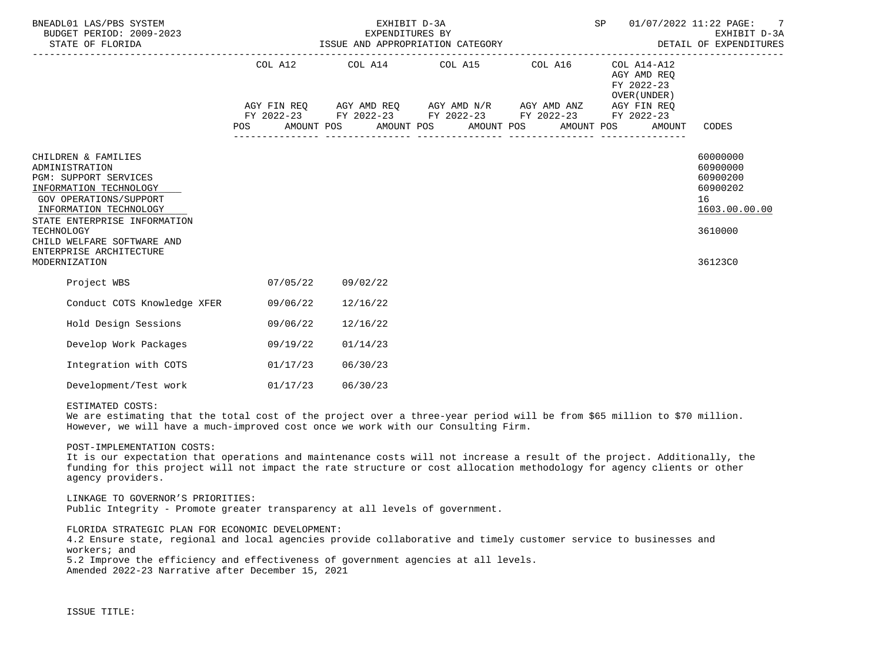| | COL A12 | COL A14 | COL A15 | COL A16 | COL A14-A12 AGY AMD REQ FY 2022-23 OVER(UNDER) | |
|---|---|---|---|---|---|---|
| | AGY FIN REQ FY 2022-23 | AGY AMD REQ FY 2022-23 | AGY AMD N/R FY 2022-23 | AGY AMD ANZ FY 2022-23 | AGY FIN REQ FY 2022-23 | |
| | POS AMOUNT | POS AMOUNT | POS AMOUNT | POS AMOUNT | POS AMOUNT | CODES |
| CHILDREN & FAMILIES | | | | | | 60000000 |
| ADMINISTRATION | | | | | | 60900000 |
| PGM: SUPPORT SERVICES | | | | | | 60900200 |
| INFORMATION TECHNOLOGY | | | | | | 60900202 |
| GOV OPERATIONS/SUPPORT | | | | | | 16 |
| INFORMATION TECHNOLOGY | | | | | | 1603.00.00.00 |
| STATE ENTERPRISE INFORMATION TECHNOLOGY | | | | | | 3610000 |
| CHILD WELFARE SOFTWARE AND ENTERPRISE ARCHITECTURE MODERNIZATION | | | | | | 36123C0 |
| Project WBS | 07/05/22 | 09/02/22 | | | | |
| Conduct COTS Knowledge XFER | 09/06/22 | 12/16/22 | | | | |
| Hold Design Sessions | 09/06/22 | 12/16/22 | | | | |
| Develop Work Packages | 09/19/22 | 01/14/23 | | | | |
| Integration with COTS | 01/17/23 | 06/30/23 | | | | |
| Development/Test work | 01/17/23 | 06/30/23 | | | | |

ESTIMATED COSTS:
We are estimating that the total cost of the project over a three-year period will be from $65 million to $70 million. However, we will have a much-improved cost once we work with our Consulting Firm.

POST-IMPLEMENTATION COSTS:
It is our expectation that operations and maintenance costs will not increase a result of the project. Additionally, the funding for this project will not impact the rate structure or cost allocation methodology for agency clients or other agency providers.

LINKAGE TO GOVERNOR'S PRIORITIES:
Public Integrity - Promote greater transparency at all levels of government.

FLORIDA STRATEGIC PLAN FOR ECONOMIC DEVELOPMENT:
4.2 Ensure state, regional and local agencies provide collaborative and timely customer service to businesses and workers; and
5.2 Improve the efficiency and effectiveness of government agencies at all levels.
Amended 2022-23 Narrative after December 15, 2021

ISSUE TITLE: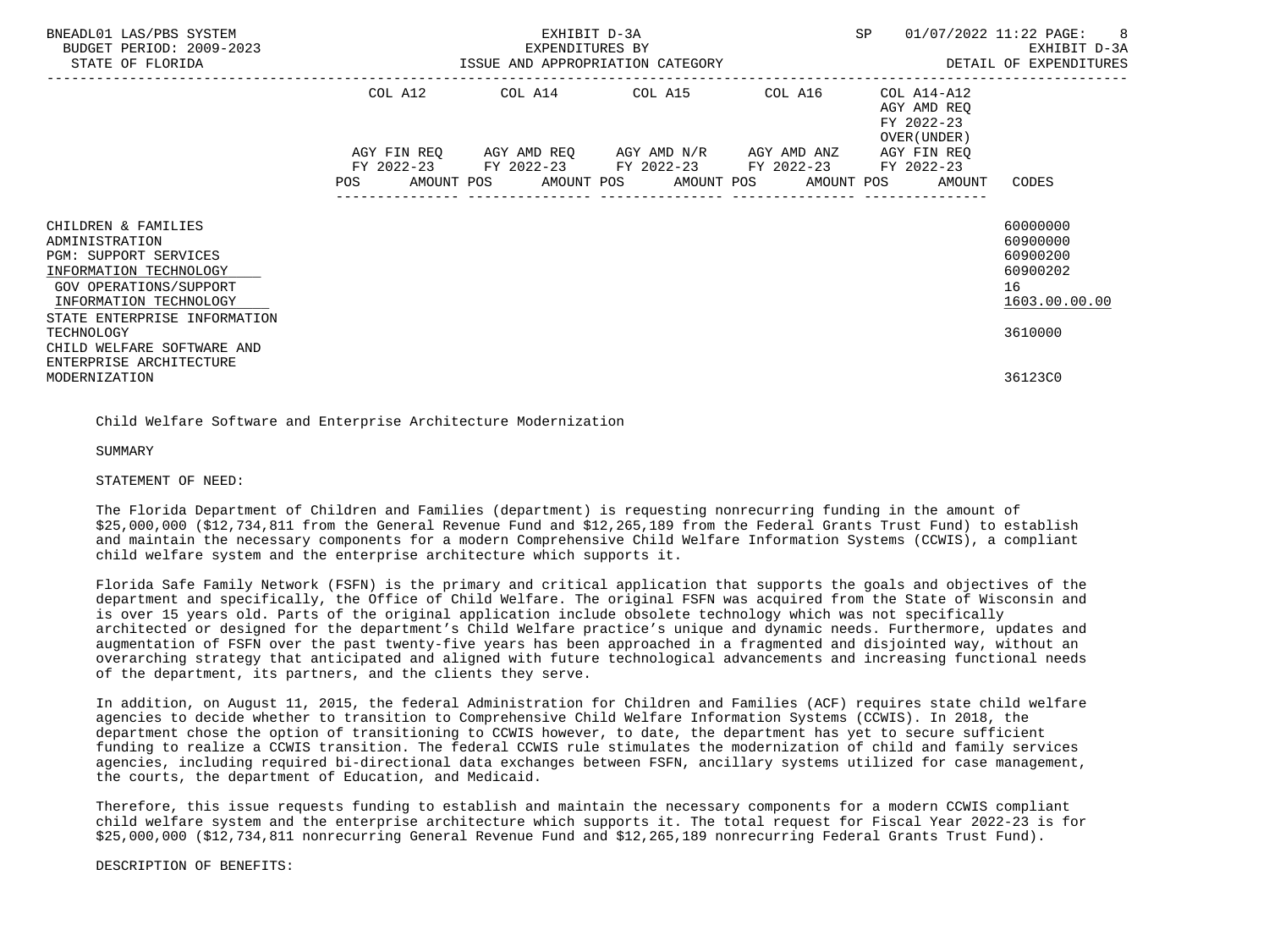| | COL A12 | COL A14 | COL A15 | COL A16 | COL A14-A12 AGY AMD REQ FY 2022-23 OVER(UNDER) | |
|---|---|---|---|---|---|---|
| | AGY FIN REQ FY 2022-23 | AGY AMD REQ FY 2022-23 | AGY AMD N/R FY 2022-23 | AGY AMD ANZ FY 2022-23 | AGY FIN REQ FY 2022-23 | |
| | POS AMOUNT | POS AMOUNT | POS AMOUNT | POS AMOUNT | POS AMOUNT | CODES |
| CHILDREN & FAMILIES | | | | | | 60000000 |
| ADMINISTRATION | | | | | | 60900000 |
| PGM: SUPPORT SERVICES | | | | | | 60900200 |
| INFORMATION TECHNOLOGY | | | | | | 60900202 |
| GOV OPERATIONS/SUPPORT | | | | | | 16 |
| INFORMATION TECHNOLOGY | | | | | | 1603.00.00.00 |
| STATE ENTERPRISE INFORMATION TECHNOLOGY | | | | | | 3610000 |
| CHILD WELFARE SOFTWARE AND ENTERPRISE ARCHITECTURE MODERNIZATION | | | | | | 36123C0 |

Child Welfare Software and Enterprise Architecture Modernization

SUMMARY

STATEMENT OF NEED:

The Florida Department of Children and Families (department) is requesting nonrecurring funding in the amount of $25,000,000 ($12,734,811 from the General Revenue Fund and $12,265,189 from the Federal Grants Trust Fund) to establish and maintain the necessary components for a modern Comprehensive Child Welfare Information Systems (CCWIS), a compliant child welfare system and the enterprise architecture which supports it.

Florida Safe Family Network (FSFN) is the primary and critical application that supports the goals and objectives of the department and specifically, the Office of Child Welfare. The original FSFN was acquired from the State of Wisconsin and is over 15 years old. Parts of the original application include obsolete technology which was not specifically architected or designed for the department's Child Welfare practice's unique and dynamic needs. Furthermore, updates and augmentation of FSFN over the past twenty-five years has been approached in a fragmented and disjointed way, without an overarching strategy that anticipated and aligned with future technological advancements and increasing functional needs of the department, its partners, and the clients they serve.

In addition, on August 11, 2015, the federal Administration for Children and Families (ACF) requires state child welfare agencies to decide whether to transition to Comprehensive Child Welfare Information Systems (CCWIS). In 2018, the department chose the option of transitioning to CCWIS however, to date, the department has yet to secure sufficient funding to realize a CCWIS transition. The federal CCWIS rule stimulates the modernization of child and family services agencies, including required bi-directional data exchanges between FSFN, ancillary systems utilized for case management, the courts, the department of Education, and Medicaid.

Therefore, this issue requests funding to establish and maintain the necessary components for a modern CCWIS compliant child welfare system and the enterprise architecture which supports it. The total request for Fiscal Year 2022-23 is for $25,000,000 ($12,734,811 nonrecurring General Revenue Fund and $12,265,189 nonrecurring Federal Grants Trust Fund).

DESCRIPTION OF BENEFITS: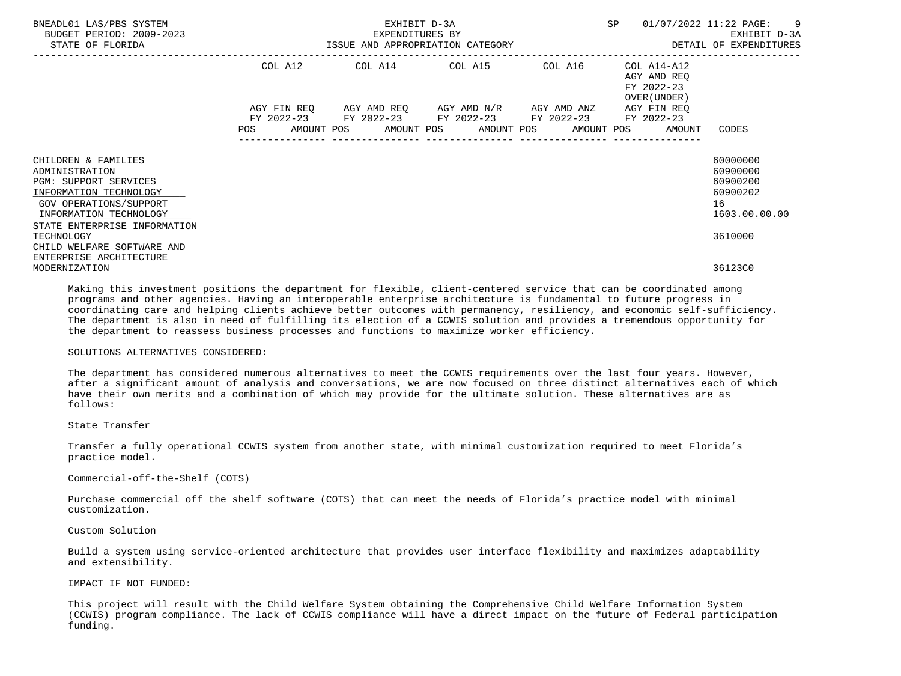| | COL A12 | | COL A14 | | COL A15 | | COL A16 | | COL A14-A12 AGY AMD REQ FY 2022-23 OVER(UNDER) | | |
|---|---|---|---|---|---|---|---|---|---|---|---|
| | AGY FIN REQ FY 2022-23 | | AGY AMD REQ FY 2022-23 | | AGY AMD N/R FY 2022-23 | | AGY AMD ANZ FY 2022-23 | | AGY FIN REQ FY 2022-23 | | |
| | POS | AMOUNT | POS | AMOUNT | POS | AMOUNT | POS | AMOUNT | POS | AMOUNT | CODES |
| CHILDREN & FAMILIES | | | | | | | | | | | 60000000 |
| ADMINISTRATION | | | | | | | | | | | 60900000 |
| PGM: SUPPORT SERVICES | | | | | | | | | | | 60900200 |
| INFORMATION TECHNOLOGY | | | | | | | | | | | 60900202 |
| GOV OPERATIONS/SUPPORT | | | | | | | | | | | 16 |
| INFORMATION TECHNOLOGY | | | | | | | | | | | 1603.00.00.00 |
| STATE ENTERPRISE INFORMATION TECHNOLOGY | | | | | | | | | | | 3610000 |
| CHILD WELFARE SOFTWARE AND ENTERPRISE ARCHITECTURE MODERNIZATION | | | | | | | | | | | 36123C0 |

Making this investment positions the department for flexible, client-centered service that can be coordinated among programs and other agencies. Having an interoperable enterprise architecture is fundamental to future progress in coordinating care and helping clients achieve better outcomes with permanency, resiliency, and economic self-sufficiency. The department is also in need of fulfilling its election of a CCWIS solution and provides a tremendous opportunity for the department to reassess business processes and functions to maximize worker efficiency.

SOLUTIONS ALTERNATIVES CONSIDERED:

The department has considered numerous alternatives to meet the CCWIS requirements over the last four years. However, after a significant amount of analysis and conversations, we are now focused on three distinct alternatives each of which have their own merits and a combination of which may provide for the ultimate solution. These alternatives are as follows:

State Transfer

Transfer a fully operational CCWIS system from another state, with minimal customization required to meet Florida's practice model.

Commercial-off-the-Shelf (COTS)

Purchase commercial off the shelf software (COTS) that can meet the needs of Florida's practice model with minimal customization.

Custom Solution

Build a system using service-oriented architecture that provides user interface flexibility and maximizes adaptability and extensibility.

IMPACT IF NOT FUNDED:

This project will result with the Child Welfare System obtaining the Comprehensive Child Welfare Information System (CCWIS) program compliance. The lack of CCWIS compliance will have a direct impact on the future of Federal participation funding.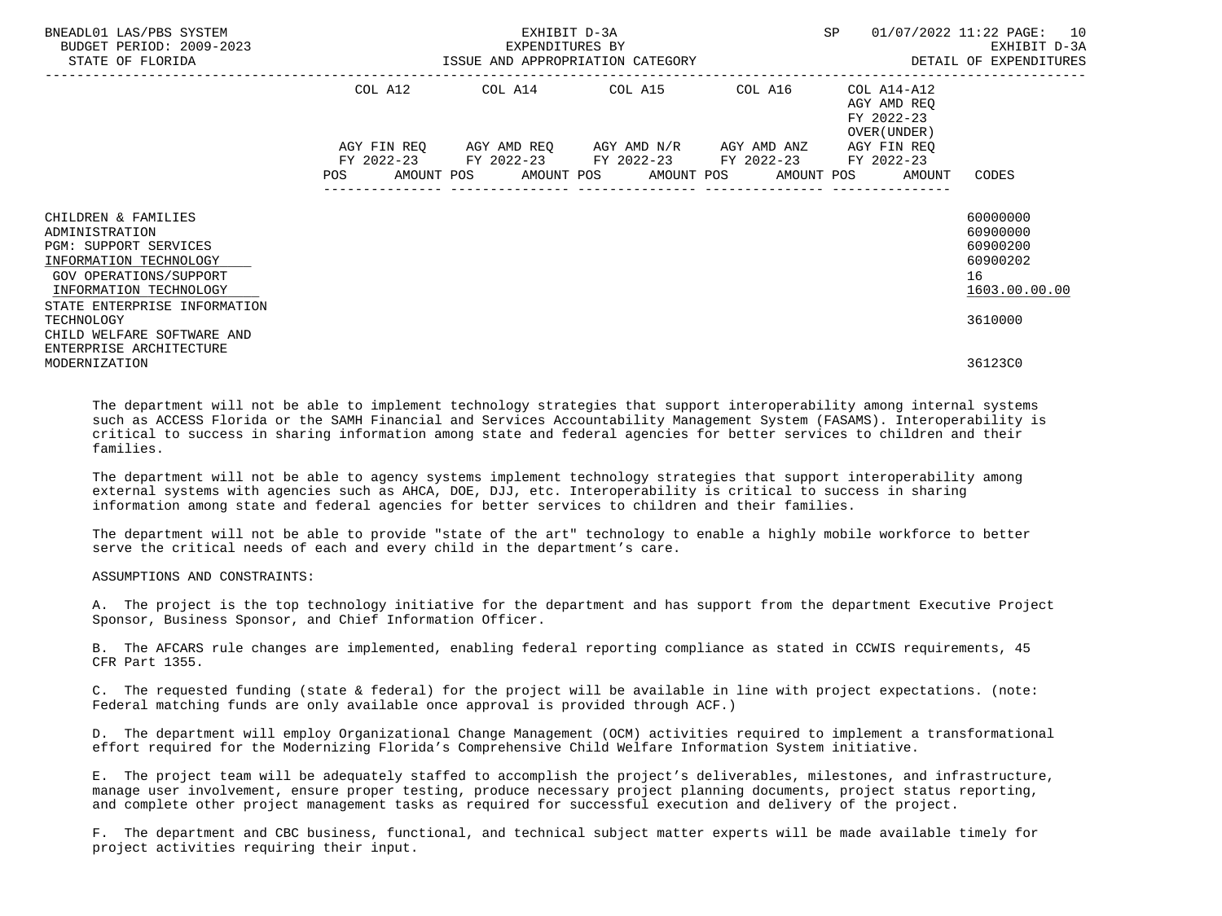| | COL A12 | COL A14 | COL A15 | COL A16 | COL A14-A12 AGY AMD REQ FY 2022-23 OVER(UNDER) | |
|---|---|---|---|---|---|---|
| | AGY FIN REQ FY 2022-23 | AGY AMD REQ FY 2022-23 | AGY AMD N/R FY 2022-23 | AGY AMD ANZ FY 2022-23 | AGY FIN REQ FY 2022-23 | |
| | POS AMOUNT | POS AMOUNT | POS AMOUNT | POS AMOUNT | POS AMOUNT | CODES |
| CHILDREN & FAMILIES | | | | | | 60000000 |
| ADMINISTRATION | | | | | | 60900000 |
| PGM: SUPPORT SERVICES | | | | | | 60900200 |
| INFORMATION TECHNOLOGY | | | | | | 60900202 |
| GOV OPERATIONS/SUPPORT | | | | | | 16 |
| INFORMATION TECHNOLOGY | | | | | | 1603.00.00.00 |
| STATE ENTERPRISE INFORMATION TECHNOLOGY | | | | | | 3610000 |
| CHILD WELFARE SOFTWARE AND ENTERPRISE ARCHITECTURE MODERNIZATION | | | | | | 36123C0 |

The department will not be able to implement technology strategies that support interoperability among internal systems such as ACCESS Florida or the SAMH Financial and Services Accountability Management System (FASAMS). Interoperability is critical to success in sharing information among state and federal agencies for better services to children and their families.

The department will not be able to agency systems implement technology strategies that support interoperability among external systems with agencies such as AHCA, DOE, DJJ, etc. Interoperability is critical to success in sharing information among state and federal agencies for better services to children and their families.

The department will not be able to provide "state of the art" technology to enable a highly mobile workforce to better serve the critical needs of each and every child in the department's care.

ASSUMPTIONS AND CONSTRAINTS:

A. The project is the top technology initiative for the department and has support from the department Executive Project Sponsor, Business Sponsor, and Chief Information Officer.

B. The AFCARS rule changes are implemented, enabling federal reporting compliance as stated in CCWIS requirements, 45 CFR Part 1355.

C. The requested funding (state & federal) for the project will be available in line with project expectations. (note: Federal matching funds are only available once approval is provided through ACF.)

D. The department will employ Organizational Change Management (OCM) activities required to implement a transformational effort required for the Modernizing Florida's Comprehensive Child Welfare Information System initiative.

E. The project team will be adequately staffed to accomplish the project's deliverables, milestones, and infrastructure, manage user involvement, ensure proper testing, produce necessary project planning documents, project status reporting, and complete other project management tasks as required for successful execution and delivery of the project.

F. The department and CBC business, functional, and technical subject matter experts will be made available timely for project activities requiring their input.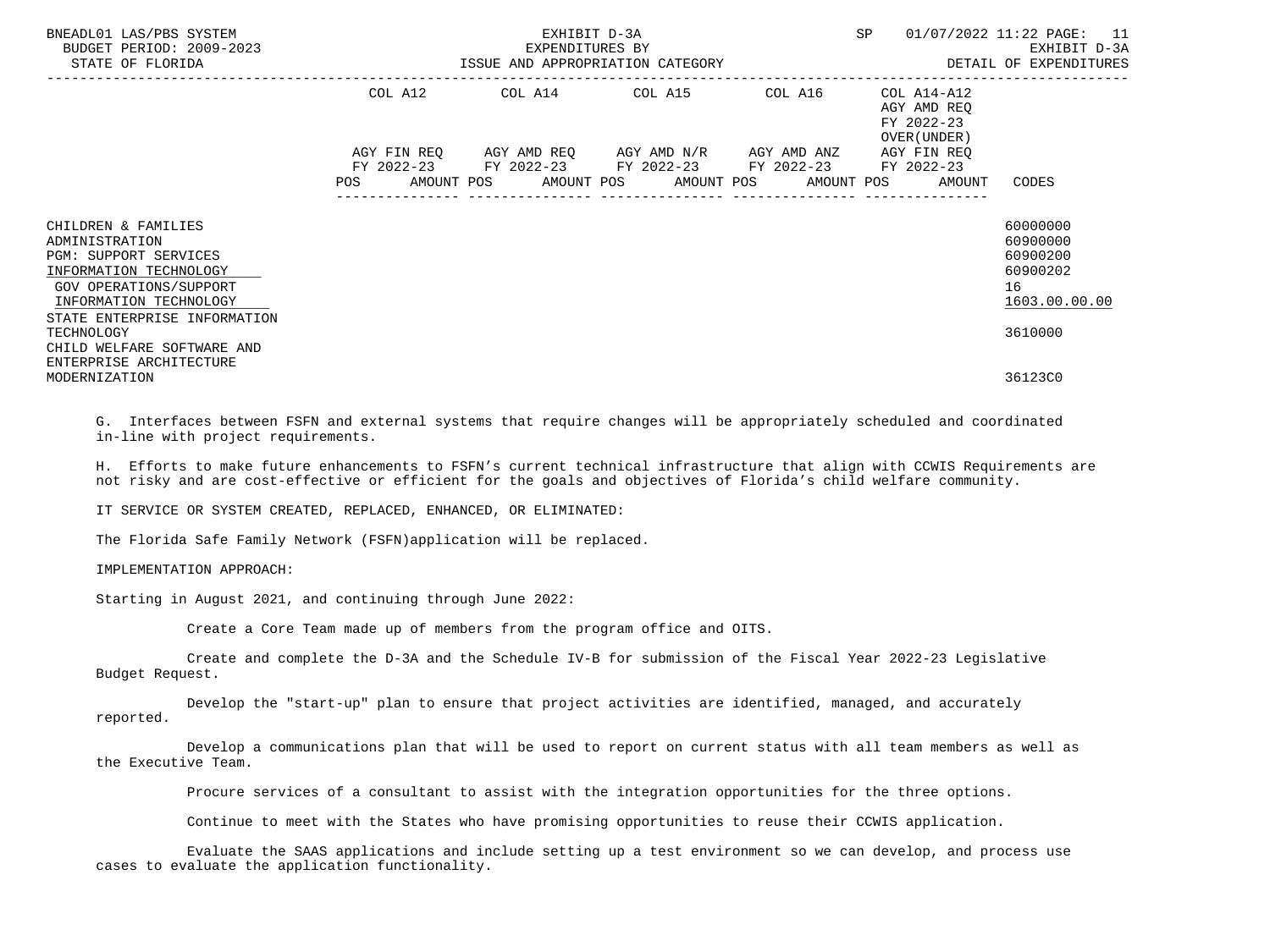| | COL A12 | | COL A14 | | COL A15 | | COL A16 | | COL A14-A12 AGY AMD REQ FY 2022-23 OVER(UNDER) | |
|---|---|---|---|---|---|---|---|---|---|---|
| | AGY FIN REQ FY 2022-23 | | AGY AMD REQ FY 2022-23 | | AGY AMD N/R FY 2022-23 | | AGY AMD ANZ FY 2022-23 | | AGY FIN REQ FY 2022-23 | |
| | POS | AMOUNT | POS | AMOUNT | POS | AMOUNT | POS | AMOUNT | POS | AMOUNT | CODES |

CHILDREN & FAMILIES — 60000000
ADMINISTRATION — 60900000
PGM: SUPPORT SERVICES — 60900200
INFORMATION TECHNOLOGY — 60900202
GOV OPERATIONS/SUPPORT — 16
INFORMATION TECHNOLOGY — 1603.00.00.00
STATE ENTERPRISE INFORMATION TECHNOLOGY — 3610000
CHILD WELFARE SOFTWARE AND ENTERPRISE ARCHITECTURE MODERNIZATION — 36123C0

G. Interfaces between FSFN and external systems that require changes will be appropriately scheduled and coordinated in-line with project requirements.

H. Efforts to make future enhancements to FSFN's current technical infrastructure that align with CCWIS Requirements are not risky and are cost-effective or efficient for the goals and objectives of Florida's child welfare community.

IT SERVICE OR SYSTEM CREATED, REPLACED, ENHANCED, OR ELIMINATED:

The Florida Safe Family Network (FSFN)application will be replaced.

IMPLEMENTATION APPROACH:

Starting in August 2021, and continuing through June 2022:

Create a Core Team made up of members from the program office and OITS.

Create and complete the D-3A and the Schedule IV-B for submission of the Fiscal Year 2022-23 Legislative Budget Request.

Develop the "start-up" plan to ensure that project activities are identified, managed, and accurately reported.

Develop a communications plan that will be used to report on current status with all team members as well as the Executive Team.

Procure services of a consultant to assist with the integration opportunities for the three options.

Continue to meet with the States who have promising opportunities to reuse their CCWIS application.

Evaluate the SAAS applications and include setting up a test environment so we can develop, and process use cases to evaluate the application functionality.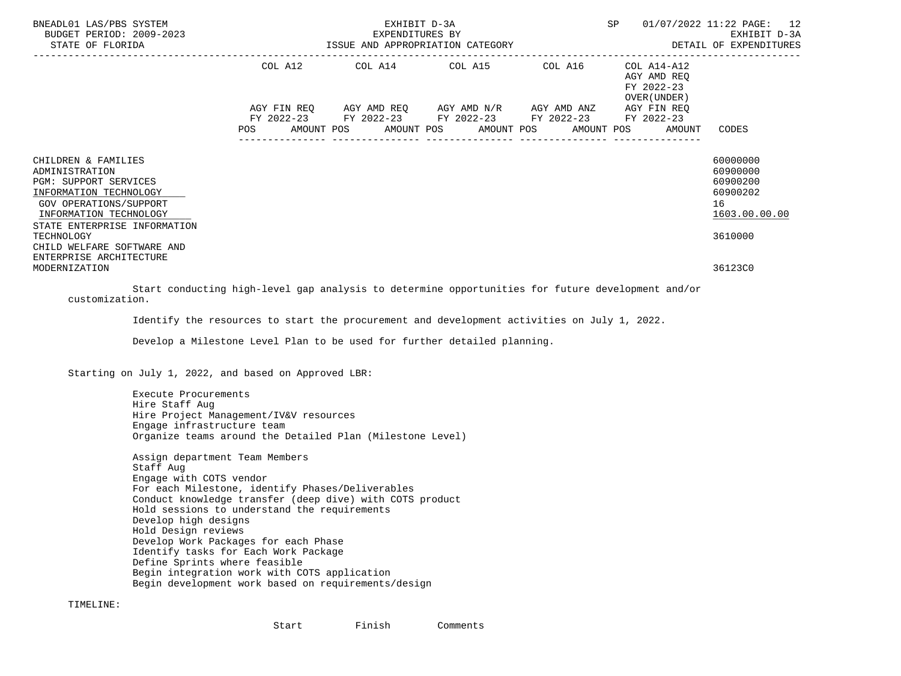| | COL A12 AGY FIN REQ FY 2022-23 POS AMOUNT | COL A14 AGY AMD REQ FY 2022-23 POS AMOUNT | COL A15 AGY AMD N/R FY 2022-23 POS AMOUNT | COL A16 AGY AMD ANZ FY 2022-23 POS AMOUNT | COL A14-A12 AGY AMD REQ FY 2022-23 OVER(UNDER) AGY FIN REQ FY 2022-23 POS AMOUNT | CODES |
|---|---|---|---|---|---|---|
| CHILDREN & FAMILIES | | | | | | 60000000 |
| ADMINISTRATION | | | | | | 60900000 |
| PGM: SUPPORT SERVICES | | | | | | 60900200 |
| INFORMATION TECHNOLOGY | | | | | | 60900202 |
| GOV OPERATIONS/SUPPORT | | | | | | 16 |
| INFORMATION TECHNOLOGY | | | | | | 1603.00.00.00 |
| STATE ENTERPRISE INFORMATION TECHNOLOGY | | | | | | 3610000 |
| CHILD WELFARE SOFTWARE AND ENTERPRISE ARCHITECTURE MODERNIZATION | | | | | | 36123C0 |

Start conducting high-level gap analysis to determine opportunities for future development and/or customization.

Identify the resources to start the procurement and development activities on July 1, 2022.

Develop a Milestone Level Plan to be used for further detailed planning.

Starting on July 1, 2022, and based on Approved LBR:

Execute Procurements
Hire Staff Aug
Hire Project Management/IV&V resources
Engage infrastructure team
Organize teams around the Detailed Plan (Milestone Level)

Assign department Team Members
Staff Aug
Engage with COTS vendor
For each Milestone, identify Phases/Deliverables
Conduct knowledge transfer (deep dive) with COTS product
Hold sessions to understand the requirements
Develop high designs
Hold Design reviews
Develop Work Packages for each Phase
Identify tasks for Each Work Package
Define Sprints where feasible
Begin integration work with COTS application
Begin development work based on requirements/design

TIMELINE:

| Start | Finish | Comments |
|---|---|---|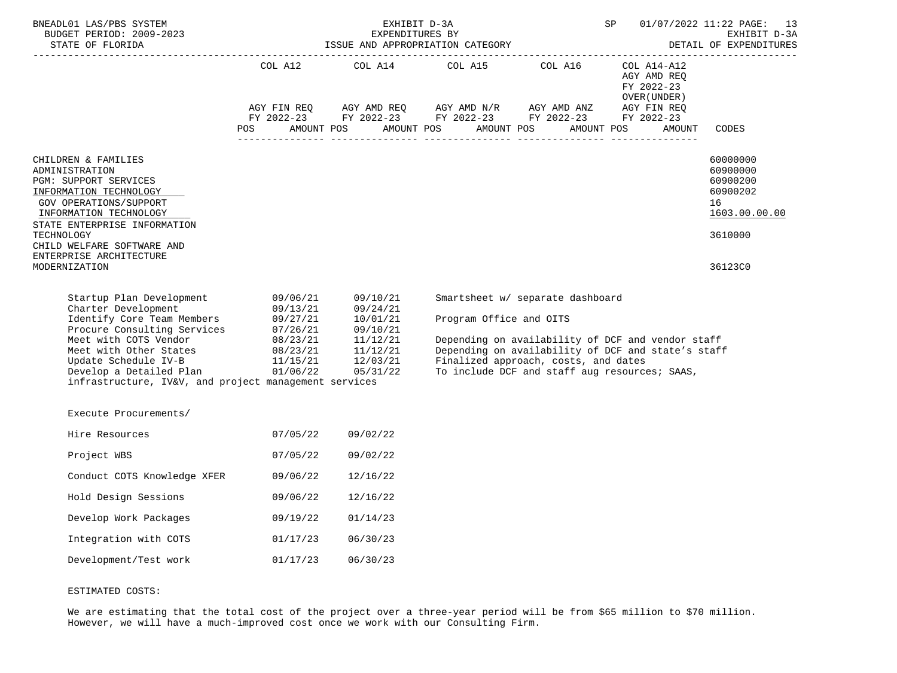| | COL A12 | COL A14 | COL A15 | COL A16 | COL A14-A12 AGY AMD REQ FY 2022-23 OVER(UNDER) | |
|---|---|---|---|---|---|---|
| | AGY FIN REQ FY 2022-23 | AGY AMD REQ FY 2022-23 | AGY AMD N/R FY 2022-23 | AGY AMD ANZ FY 2022-23 | AGY FIN REQ FY 2022-23 | |
| | POS AMOUNT | POS AMOUNT | POS AMOUNT | POS AMOUNT | POS AMOUNT | CODES |

CHILDREN & FAMILIES — 60000000
ADMINISTRATION — 60900000
PGM: SUPPORT SERVICES — 60900200
INFORMATION TECHNOLOGY — 60900202
GOV OPERATIONS/SUPPORT — 16
INFORMATION TECHNOLOGY — 1603.00.00.00
STATE ENTERPRISE INFORMATION TECHNOLOGY — 3610000
CHILD WELFARE SOFTWARE AND ENTERPRISE ARCHITECTURE MODERNIZATION — 36123C0

| Task | Start | End | Notes |
|---|---|---|---|
| Startup Plan Development | 09/06/21 | 09/10/21 | Smartsheet w/ separate dashboard |
| Charter Development | 09/13/21 | 09/24/21 | |
| Identify Core Team Members | 09/27/21 | 10/01/21 | Program Office and OITS |
| Procure Consulting Services | 07/26/21 | 09/10/21 | |
| Meet with COTS Vendor | 08/23/21 | 11/12/21 | Depending on availability of DCF and vendor staff |
| Meet with Other States | 08/23/21 | 11/12/21 | Depending on availability of DCF and state's staff |
| Update Schedule IV-B | 11/15/21 | 12/03/21 | Finalized approach, costs, and dates |
| Develop a Detailed Plan | 01/06/22 | 05/31/22 | To include DCF and staff aug resources; SAAS, infrastructure, IV&V, and project management services |
| Execute Procurements/ | | | |
| Hire Resources | 07/05/22 | 09/02/22 | |
| Project WBS | 07/05/22 | 09/02/22 | |
| Conduct COTS Knowledge XFER | 09/06/22 | 12/16/22 | |
| Hold Design Sessions | 09/06/22 | 12/16/22 | |
| Develop Work Packages | 09/19/22 | 01/14/23 | |
| Integration with COTS | 01/17/23 | 06/30/23 | |
| Development/Test work | 01/17/23 | 06/30/23 | |

ESTIMATED COSTS:

We are estimating that the total cost of the project over a three-year period will be from $65 million to $70 million. However, we will have a much-improved cost once we work with our Consulting Firm.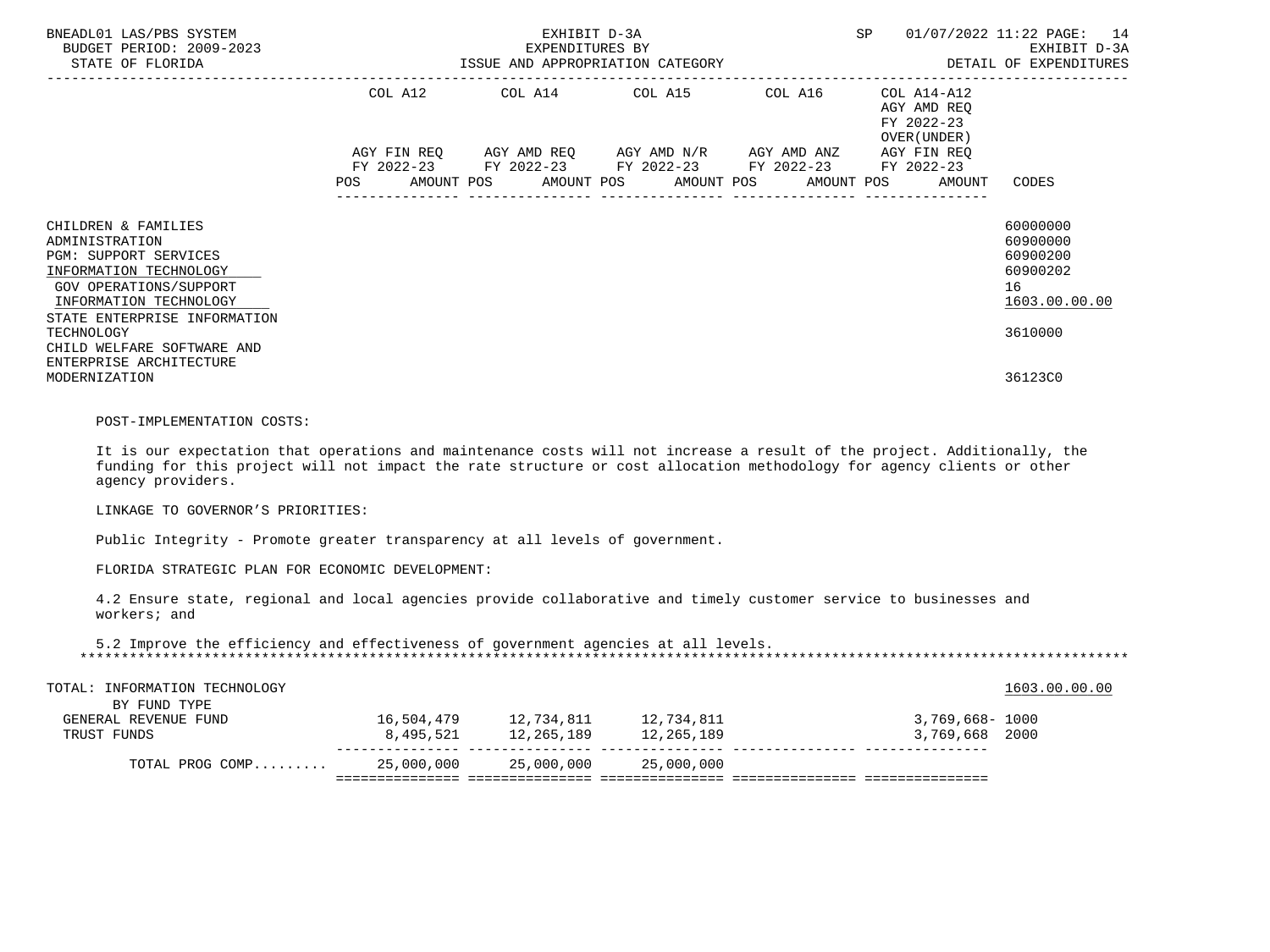BNEADL01 LAS/PBS SYSTEM — EXHIBIT D-3A — EXPENDITURES BY ISSUE AND APPROPRIATION CATEGORY — BUDGET PERIOD: 2009-2023 — STATE OF FLORIDA — SP 01/07/2022 11:22 — EXHIBIT D-3A DETAIL OF EXPENDITURES

| | COL A12 AGY FIN REQ FY 2022-23 POS AMOUNT | COL A14 AGY AMD REQ FY 2022-23 POS AMOUNT | COL A15 AGY AMD N/R FY 2022-23 POS AMOUNT | COL A16 AGY AMD ANZ FY 2022-23 POS AMOUNT | COL A14-A12 AGY AMD REQ FY 2022-23 OVER(UNDER) AGY FIN REQ FY 2022-23 POS AMOUNT | CODES |
|---|---|---|---|---|---|---|
| CHILDREN & FAMILIES | | | | | | 60000000 |
| ADMINISTRATION | | | | | | 60900000 |
| PGM: SUPPORT SERVICES | | | | | | 60900200 |
| INFORMATION TECHNOLOGY | | | | | | 60900202 |
| GOV OPERATIONS/SUPPORT | | | | | | 16 |
| INFORMATION TECHNOLOGY | | | | | | 1603.00.00.00 |
| STATE ENTERPRISE INFORMATION TECHNOLOGY | | | | | | 3610000 |
| CHILD WELFARE SOFTWARE AND ENTERPRISE ARCHITECTURE MODERNIZATION | | | | | | 36123C0 |

POST-IMPLEMENTATION COSTS:

It is our expectation that operations and maintenance costs will not increase a result of the project. Additionally, the funding for this project will not impact the rate structure or cost allocation methodology for agency clients or other agency providers.

LINKAGE TO GOVERNOR'S PRIORITIES:

Public Integrity - Promote greater transparency at all levels of government.

FLORIDA STRATEGIC PLAN FOR ECONOMIC DEVELOPMENT:

4.2 Ensure state, regional and local agencies provide collaborative and timely customer service to businesses and workers; and

5.2 Improve the efficiency and effectiveness of government agencies at all levels.

*******************************************************************************************************************************

| TOTAL: INFORMATION TECHNOLOGY | COL A12 | COL A14 | COL A15 | COL A16 | COL A14-A12 | 1603.00.00.00 |
|---|---|---|---|---|---|---|
| BY FUND TYPE | | | | | | |
| GENERAL REVENUE FUND | 16,504,479 | 12,734,811 | 12,734,811 | | 3,769,668- | 1000 |
| TRUST FUNDS | 8,495,521 | 12,265,189 | 12,265,189 | | 3,769,668 | 2000 |
| TOTAL PROG COMP......... | 25,000,000 | 25,000,000 | 25,000,000 | | | |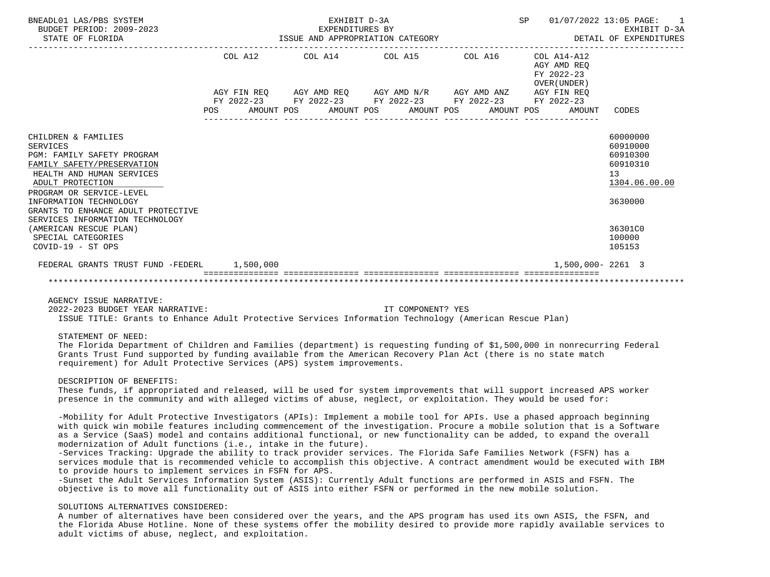BNEADL01 LAS/PBS SYSTEM — EXHIBIT D-3A — EXPENDITURES BY ISSUE AND APPROPRIATION CATEGORY — SP 01/07/2022 13:05 PAGE: 1
BUDGET PERIOD: 2009-2023 — EXHIBIT D-3A
STATE OF FLORIDA — DETAIL OF EXPENDITURES

| | COL A12 AGY FIN REQ FY 2022-23 POS AMOUNT | COL A14 AGY AMD REQ FY 2022-23 POS AMOUNT | COL A15 AGY AMD N/R FY 2022-23 POS AMOUNT | COL A16 AGY AMD ANZ FY 2022-23 POS AMOUNT | COL A14-A12 AGY AMD REQ FY 2022-23 OVER(UNDER) AGY FIN REQ FY 2022-23 POS AMOUNT | CODES |
|---|---|---|---|---|---|---|
| CHILDREN & FAMILIES | | | | | | 60000000 |
| SERVICES | | | | | | 60910000 |
| PGM: FAMILY SAFETY PROGRAM | | | | | | 60910300 |
| FAMILY SAFETY/PRESERVATION | | | | | | 60910310 |
| HEALTH AND HUMAN SERVICES | | | | | | 13 |
| ADULT PROTECTION | | | | | | 1304.06.00.00 |
| PROGRAM OR SERVICE-LEVEL INFORMATION TECHNOLOGY | | | | | | 3630000 |
| GRANTS TO ENHANCE ADULT PROTECTIVE SERVICES INFORMATION TECHNOLOGY (AMERICAN RESCUE PLAN) | | | | | | 36301C0 |
| SPECIAL CATEGORIES | | | | | | 100000 |
| COVID-19 - ST OPS | | | | | | 105153 |
| FEDERAL GRANTS TRUST FUND -FEDERL | 1,500,000 | | | | 1,500,000- | 2261 3 |

AGENCY ISSUE NARRATIVE:
2022-2023 BUDGET YEAR NARRATIVE: IT COMPONENT? YES
ISSUE TITLE: Grants to Enhance Adult Protective Services Information Technology (American Rescue Plan)

STATEMENT OF NEED:
The Florida Department of Children and Families (department) is requesting funding of $1,500,000 in nonrecurring Federal Grants Trust Fund supported by funding available from the American Recovery Plan Act (there is no state match requirement) for Adult Protective Services (APS) system improvements.

DESCRIPTION OF BENEFITS:
These funds, if appropriated and released, will be used for system improvements that will support increased APS worker presence in the community and with alleged victims of abuse, neglect, or exploitation. They would be used for:

-Mobility for Adult Protective Investigators (APIs): Implement a mobile tool for APIs. Use a phased approach beginning with quick win mobile features including commencement of the investigation. Procure a mobile solution that is a Software as a Service (SaaS) model and contains additional functional, or new functionality can be added, to expand the overall modernization of Adult functions (i.e., intake in the future).
-Services Tracking: Upgrade the ability to track provider services. The Florida Safe Families Network (FSFN) has a services module that is recommended vehicle to accomplish this objective. A contract amendment would be executed with IBM to provide hours to implement services in FSFN for APS.
-Sunset the Adult Services Information System (ASIS): Currently Adult functions are performed in ASIS and FSFN. The objective is to move all functionality out of ASIS into either FSFN or performed in the new mobile solution.

SOLUTIONS ALTERNATIVES CONSIDERED:
A number of alternatives have been considered over the years, and the APS program has used its own ASIS, the FSFN, and the Florida Abuse Hotline. None of these systems offer the mobility desired to provide more rapidly available services to adult victims of abuse, neglect, and exploitation.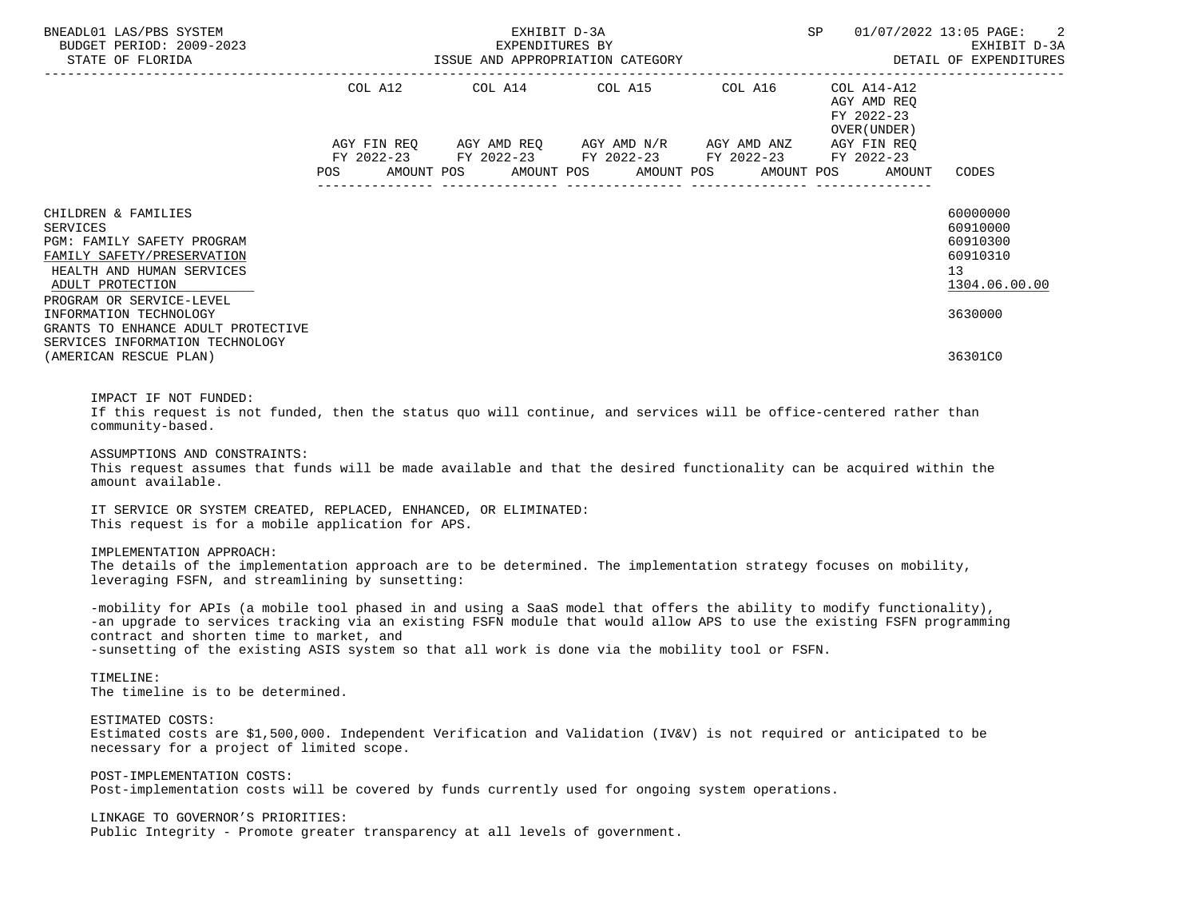| | COL A12 | | COL A14 | | COL A15 | | COL A16 | | COL A14-A12 AGY AMD REQ FY 2022-23 OVER(UNDER) AGY FIN REQ FY 2022-23 | | |
|---|---|---|---|---|---|---|---|---|---|---|---|
| | AGY FIN REQ FY 2022-23 | | AGY AMD REQ FY 2022-23 | | AGY AMD N/R FY 2022-23 | | AGY AMD ANZ FY 2022-23 | | | | |
| | POS | AMOUNT | POS | AMOUNT | POS | AMOUNT | POS | AMOUNT | POS | AMOUNT | CODES |
| CHILDREN & FAMILIES | | | | | | | | | | | 60000000 |
| SERVICES | | | | | | | | | | | 60910000 |
| PGM: FAMILY SAFETY PROGRAM | | | | | | | | | | | 60910300 |
| FAMILY SAFETY/PRESERVATION | | | | | | | | | | | 60910310 |
| HEALTH AND HUMAN SERVICES | | | | | | | | | | | 13 |
| ADULT PROTECTION | | | | | | | | | | | 1304.06.00.00 |
| PROGRAM OR SERVICE-LEVEL INFORMATION TECHNOLOGY | | | | | | | | | | | 3630000 |
| GRANTS TO ENHANCE ADULT PROTECTIVE SERVICES INFORMATION TECHNOLOGY (AMERICAN RESCUE PLAN) | | | | | | | | | | | 36301C0 |

IMPACT IF NOT FUNDED:
If this request is not funded, then the status quo will continue, and services will be office-centered rather than community-based.

ASSUMPTIONS AND CONSTRAINTS:
This request assumes that funds will be made available and that the desired functionality can be acquired within the amount available.

IT SERVICE OR SYSTEM CREATED, REPLACED, ENHANCED, OR ELIMINATED:
This request is for a mobile application for APS.

IMPLEMENTATION APPROACH:
The details of the implementation approach are to be determined. The implementation strategy focuses on mobility, leveraging FSFN, and streamlining by sunsetting:

-mobility for APIs (a mobile tool phased in and using a SaaS model that offers the ability to modify functionality),
-an upgrade to services tracking via an existing FSFN module that would allow APS to use the existing FSFN programming contract and shorten time to market, and
-sunsetting of the existing ASIS system so that all work is done via the mobility tool or FSFN.

TIMELINE:
The timeline is to be determined.

ESTIMATED COSTS:
Estimated costs are $1,500,000. Independent Verification and Validation (IV&V) is not required or anticipated to be necessary for a project of limited scope.

POST-IMPLEMENTATION COSTS:
Post-implementation costs will be covered by funds currently used for ongoing system operations.

LINKAGE TO GOVERNOR'S PRIORITIES:
Public Integrity - Promote greater transparency at all levels of government.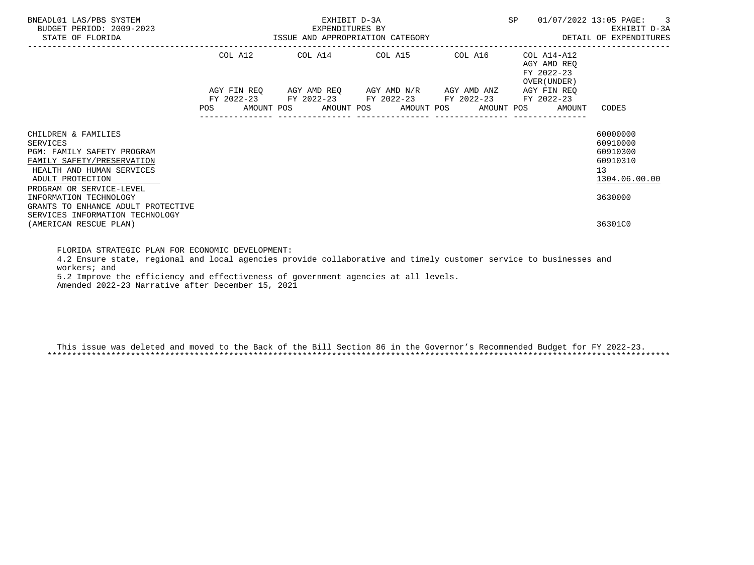| | COL A12 | | COL A14 | | COL A15 | | COL A16 | | COL A14-A12 AGY AMD REQ FY 2022-23 OVER(UNDER) | | |
|---|---|---|---|---|---|---|---|---|---|---|---|
| | AGY FIN REQ FY 2022-23 | | AGY AMD REQ FY 2022-23 | | AGY AMD N/R FY 2022-23 | | AGY AMD ANZ FY 2022-23 | | AGY FIN REQ FY 2022-23 | | |
| | POS | AMOUNT | POS | AMOUNT | POS | AMOUNT | POS | AMOUNT | POS | AMOUNT | CODES |
| CHILDREN & FAMILIES | | | | | | | | | | | 60000000 |
| SERVICES | | | | | | | | | | | 60910000 |
| PGM: FAMILY SAFETY PROGRAM | | | | | | | | | | | 60910300 |
| FAMILY SAFETY/PRESERVATION | | | | | | | | | | | 60910310 |
| HEALTH AND HUMAN SERVICES | | | | | | | | | | | 13 |
| ADULT PROTECTION | | | | | | | | | | | 1304.06.00.00 |
| PROGRAM OR SERVICE-LEVEL INFORMATION TECHNOLOGY | | | | | | | | | | | 3630000 |
| GRANTS TO ENHANCE ADULT PROTECTIVE SERVICES INFORMATION TECHNOLOGY (AMERICAN RESCUE PLAN) | | | | | | | | | | | 36301C0 |

FLORIDA STRATEGIC PLAN FOR ECONOMIC DEVELOPMENT:
4.2 Ensure state, regional and local agencies provide collaborative and timely customer service to businesses and workers; and
5.2 Improve the efficiency and effectiveness of government agencies at all levels.
Amended 2022-23 Narrative after December 15, 2021

This issue was deleted and moved to the Back of the Bill Section 86 in the Governor's Recommended Budget for FY 2022-23.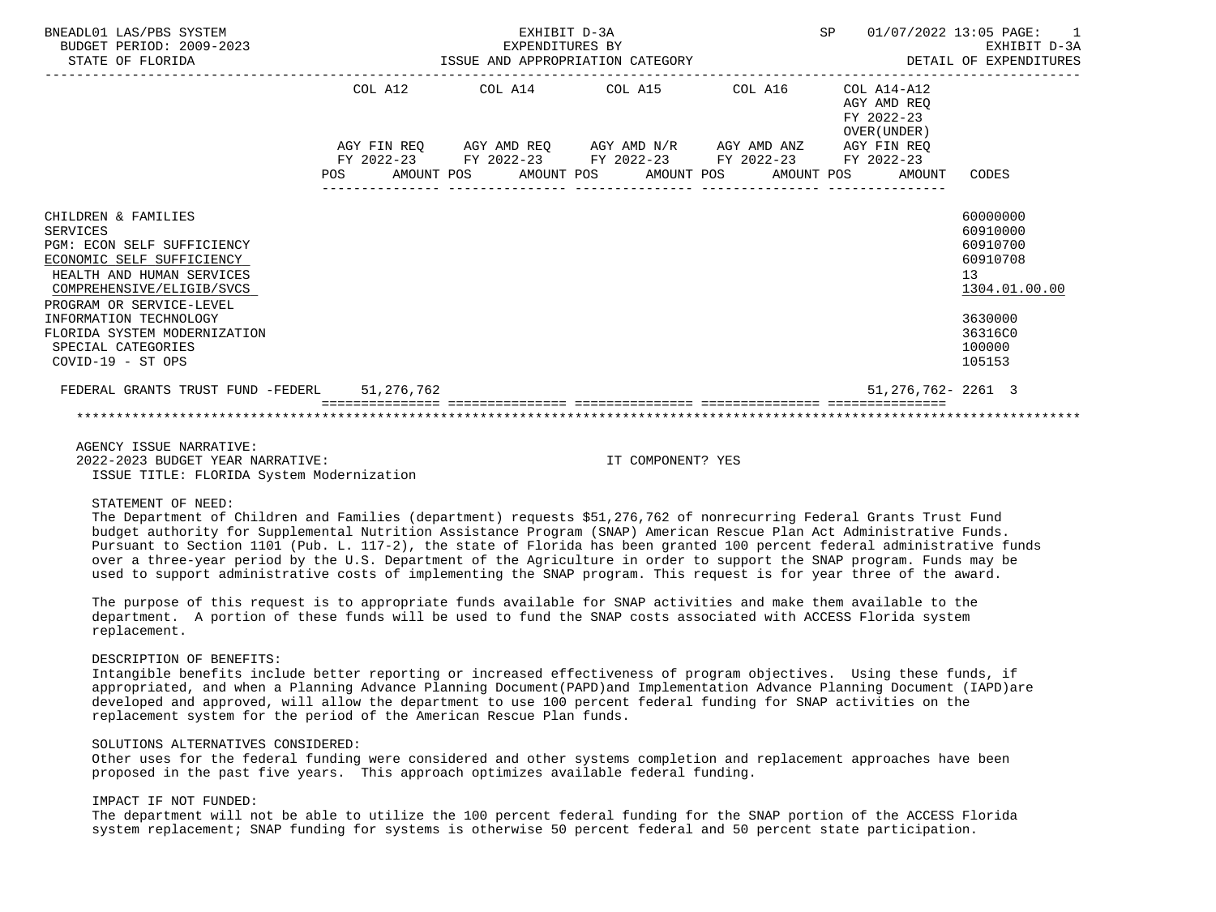BNEADL01 LAS/PBS SYSTEM — EXHIBIT D-3A — SP 01/07/2022 13:05

BUDGET PERIOD: 2009-2023 — EXPENDITURES BY — EXHIBIT D-3A

STATE OF FLORIDA — ISSUE AND APPROPRIATION CATEGORY — DETAIL OF EXPENDITURES

| | COL A12 AGY FIN REQ FY 2022-23 POS AMOUNT | COL A14 AGY AMD REQ FY 2022-23 POS AMOUNT | COL A15 AGY AMD N/R FY 2022-23 POS AMOUNT | COL A16 AGY AMD ANZ FY 2022-23 POS AMOUNT | COL A14-A12 AGY AMD REQ FY 2022-23 OVER(UNDER) AGY FIN REQ FY 2022-23 POS AMOUNT | CODES |
|---|---|---|---|---|---|---|
| CHILDREN & FAMILIES | | | | | | 60000000 |
| SERVICES | | | | | | 60910000 |
| PGM: ECON SELF SUFFICIENCY | | | | | | 60910700 |
| ECONOMIC SELF SUFFICIENCY | | | | | | 60910708 |
| HEALTH AND HUMAN SERVICES | | | | | | 13 |
| COMPREHENSIVE/ELIGIB/SVCS | | | | | | 1304.01.00.00 |
| PROGRAM OR SERVICE-LEVEL | | | | | | |
| INFORMATION TECHNOLOGY | | | | | | 3630000 |
| FLORIDA SYSTEM MODERNIZATION | | | | | | 36316C0 |
| SPECIAL CATEGORIES | | | | | | 100000 |
| COVID-19 - ST OPS | | | | | | 105153 |
| FEDERAL GRANTS TRUST FUND -FEDERL | 51,276,762 | | | | 51,276,762- | 2261 3 |

AGENCY ISSUE NARRATIVE:

2022-2023 BUDGET YEAR NARRATIVE: IT COMPONENT? YES

ISSUE TITLE: FLORIDA System Modernization

STATEMENT OF NEED:

The Department of Children and Families (department) requests $51,276,762 of nonrecurring Federal Grants Trust Fund budget authority for Supplemental Nutrition Assistance Program (SNAP) American Rescue Plan Act Administrative Funds. Pursuant to Section 1101 (Pub. L. 117-2), the state of Florida has been granted 100 percent federal administrative funds over a three-year period by the U.S. Department of the Agriculture in order to support the SNAP program. Funds may be used to support administrative costs of implementing the SNAP program. This request is for year three of the award.

The purpose of this request is to appropriate funds available for SNAP activities and make them available to the department. A portion of these funds will be used to fund the SNAP costs associated with ACCESS Florida system replacement.

DESCRIPTION OF BENEFITS:

Intangible benefits include better reporting or increased effectiveness of program objectives. Using these funds, if appropriated, and when a Planning Advance Planning Document(PAPD)and Implementation Advance Planning Document (IAPD)are developed and approved, will allow the department to use 100 percent federal funding for SNAP activities on the replacement system for the period of the American Rescue Plan funds.

SOLUTIONS ALTERNATIVES CONSIDERED:

Other uses for the federal funding were considered and other systems completion and replacement approaches have been proposed in the past five years. This approach optimizes available federal funding.

IMPACT IF NOT FUNDED:

The department will not be able to utilize the 100 percent federal funding for the SNAP portion of the ACCESS Florida system replacement; SNAP funding for systems is otherwise 50 percent federal and 50 percent state participation.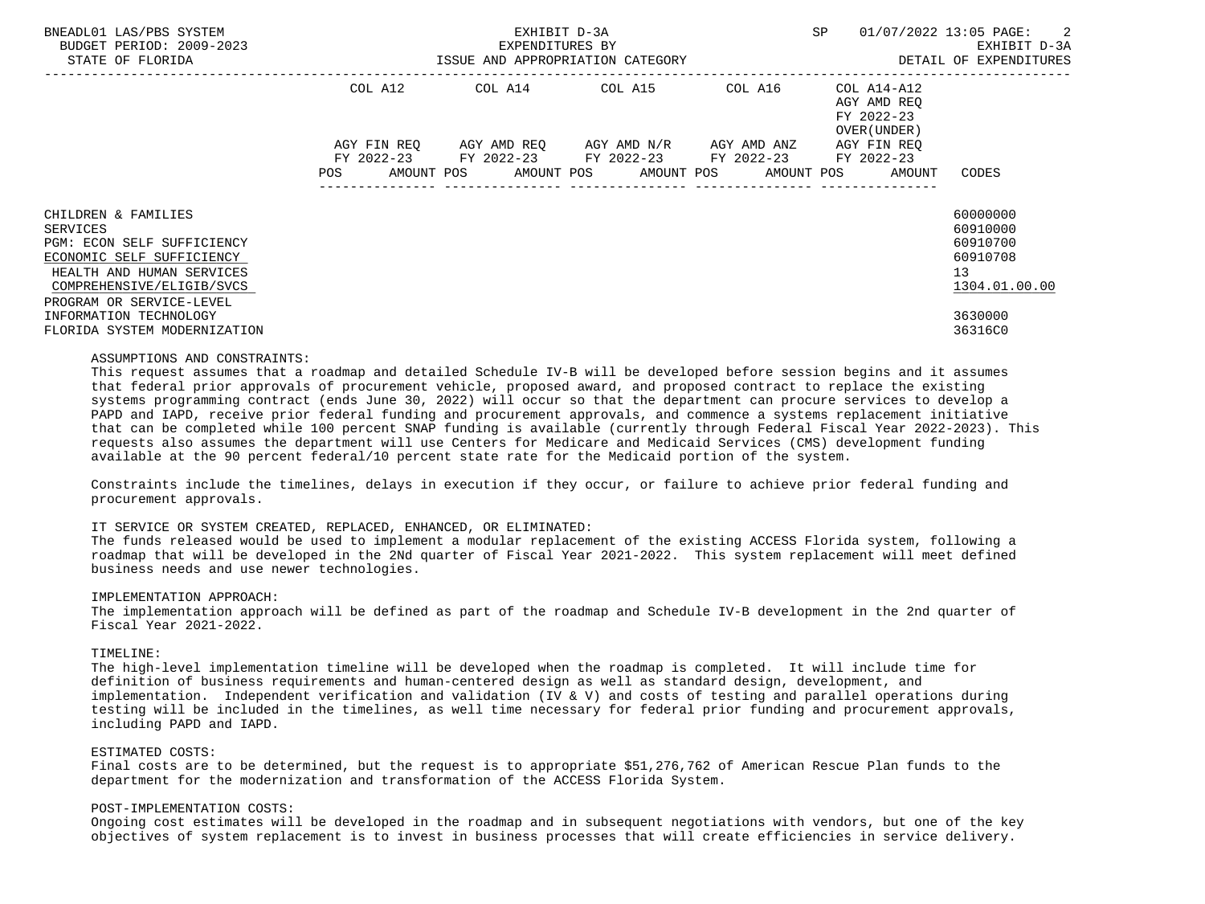| | COL A12 | | COL A14 | | COL A15 | | COL A16 | | COL A14-A12 AGY AMD REQ FY 2022-23 OVER(UNDER) | |
|---|---|---|---|---|---|---|---|---|---|---|
| | AGY FIN REQ FY 2022-23 | | AGY AMD REQ FY 2022-23 | | AGY AMD N/R FY 2022-23 | | AGY AMD ANZ FY 2022-23 | | AGY FIN REQ FY 2022-23 | |
| | POS | AMOUNT | POS | AMOUNT | POS | AMOUNT | POS | AMOUNT | POS | AMOUNT | CODES |
| CHILDREN & FAMILIES | | | | | | | | | | | 60000000 |
| SERVICES | | | | | | | | | | | 60910000 |
| PGM: ECON SELF SUFFICIENCY | | | | | | | | | | | 60910700 |
| ECONOMIC SELF SUFFICIENCY | | | | | | | | | | | 60910708 |
| HEALTH AND HUMAN SERVICES | | | | | | | | | | | 13 |
| COMPREHENSIVE/ELIGIB/SVCS | | | | | | | | | | | 1304.01.00.00 |
| PROGRAM OR SERVICE-LEVEL | | | | | | | | | | | |
| INFORMATION TECHNOLOGY | | | | | | | | | | | 3630000 |
| FLORIDA SYSTEM MODERNIZATION | | | | | | | | | | | 36316C0 |

ASSUMPTIONS AND CONSTRAINTS:
This request assumes that a roadmap and detailed Schedule IV-B will be developed before session begins and it assumes that federal prior approvals of procurement vehicle, proposed award, and proposed contract to replace the existing systems programming contract (ends June 30, 2022) will occur so that the department can procure services to develop a PAPD and IAPD, receive prior federal funding and procurement approvals, and commence a systems replacement initiative that can be completed while 100 percent SNAP funding is available (currently through Federal Fiscal Year 2022-2023). This requests also assumes the department will use Centers for Medicare and Medicaid Services (CMS) development funding available at the 90 percent federal/10 percent state rate for the Medicaid portion of the system.

Constraints include the timelines, delays in execution if they occur, or failure to achieve prior federal funding and procurement approvals.

IT SERVICE OR SYSTEM CREATED, REPLACED, ENHANCED, OR ELIMINATED:
The funds released would be used to implement a modular replacement of the existing ACCESS Florida system, following a roadmap that will be developed in the 2Nd quarter of Fiscal Year 2021-2022. This system replacement will meet defined business needs and use newer technologies.

IMPLEMENTATION APPROACH:
The implementation approach will be defined as part of the roadmap and Schedule IV-B development in the 2nd quarter of Fiscal Year 2021-2022.

TIMELINE:
The high-level implementation timeline will be developed when the roadmap is completed. It will include time for definition of business requirements and human-centered design as well as standard design, development, and implementation. Independent verification and validation (IV & V) and costs of testing and parallel operations during testing will be included in the timelines, as well time necessary for federal prior funding and procurement approvals, including PAPD and IAPD.

ESTIMATED COSTS:
Final costs are to be determined, but the request is to appropriate $51,276,762 of American Rescue Plan funds to the department for the modernization and transformation of the ACCESS Florida System.

POST-IMPLEMENTATION COSTS:
Ongoing cost estimates will be developed in the roadmap and in subsequent negotiations with vendors, but one of the key objectives of system replacement is to invest in business processes that will create efficiencies in service delivery.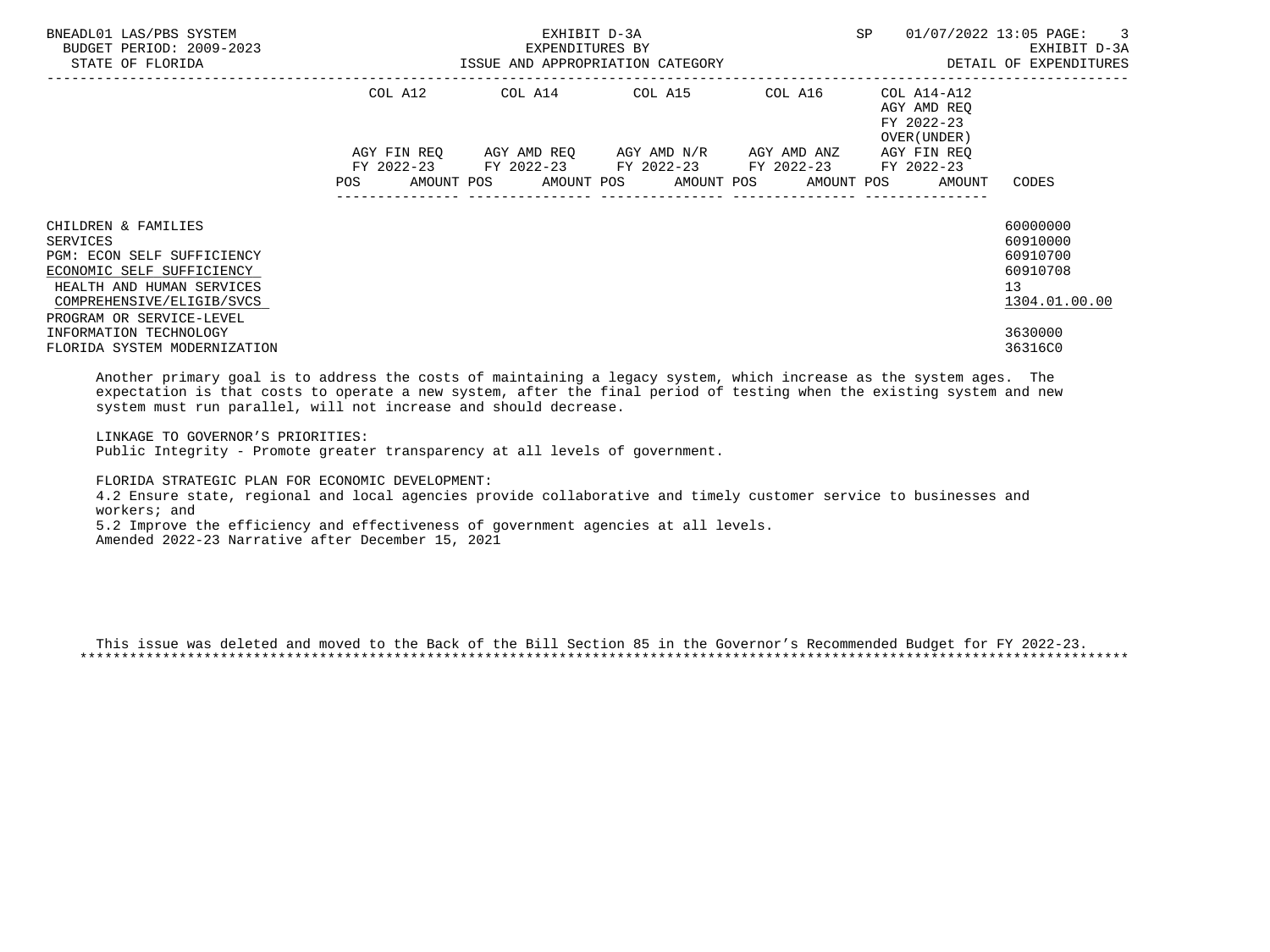| | COL A12 | COL A14 | COL A15 | COL A16 | COL A14-A12 AGY AMD REQ FY 2022-23 OVER(UNDER) | |
|---|---|---|---|---|---|---|
| | AGY FIN REQ FY 2022-23 | AGY AMD REQ FY 2022-23 | AGY AMD N/R FY 2022-23 | AGY AMD ANZ FY 2022-23 | AGY FIN REQ FY 2022-23 | |
| | POS AMOUNT | POS AMOUNT | POS AMOUNT | POS AMOUNT | POS AMOUNT | CODES |
| CHILDREN & FAMILIES | | | | | | 60000000 |
| SERVICES | | | | | | 60910000 |
| PGM: ECON SELF SUFFICIENCY | | | | | | 60910700 |
| ECONOMIC SELF SUFFICIENCY | | | | | | 60910708 |
| HEALTH AND HUMAN SERVICES | | | | | | 13 |
| COMPREHENSIVE/ELIGIB/SVCS | | | | | | 1304.01.00.00 |
| PROGRAM OR SERVICE-LEVEL | | | | | | |
| INFORMATION TECHNOLOGY | | | | | | 3630000 |
| FLORIDA SYSTEM MODERNIZATION | | | | | | 36316C0 |

Another primary goal is to address the costs of maintaining a legacy system, which increase as the system ages. The expectation is that costs to operate a new system, after the final period of testing when the existing system and new system must run parallel, will not increase and should decrease.

LINKAGE TO GOVERNOR'S PRIORITIES:
Public Integrity - Promote greater transparency at all levels of government.

FLORIDA STRATEGIC PLAN FOR ECONOMIC DEVELOPMENT:
4.2 Ensure state, regional and local agencies provide collaborative and timely customer service to businesses and workers; and
5.2 Improve the efficiency and effectiveness of government agencies at all levels.
Amended 2022-23 Narrative after December 15, 2021

This issue was deleted and moved to the Back of the Bill Section 85 in the Governor's Recommended Budget for FY 2022-23.
*******************************************************************************************************************************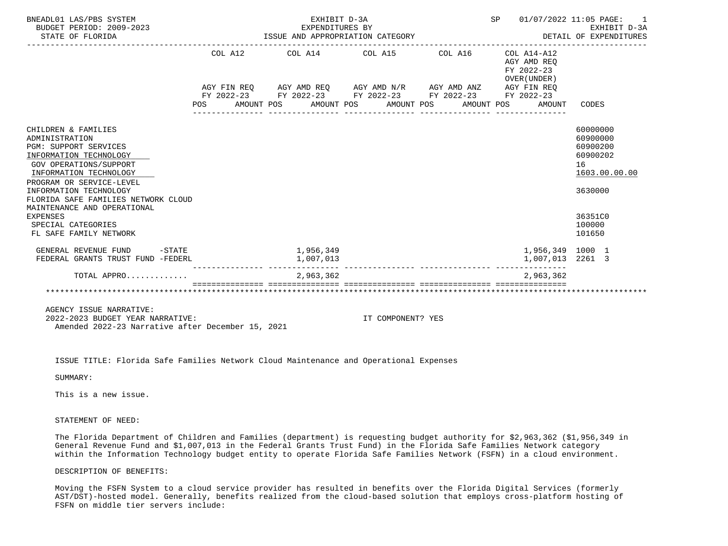BNEADL01 LAS/PBS SYSTEM — BUDGET PERIOD: 2009-2023 — STATE OF FLORIDA

EXHIBIT D-3A — EXPENDITURES BY ISSUE AND APPROPRIATION CATEGORY

SP 01/07/2022 11:05 — EXHIBIT D-3A — DETAIL OF EXPENDITURES

| | COL A12 AGY FIN REQ FY 2022-23 POS AMOUNT | COL A14 AGY AMD REQ FY 2022-23 POS AMOUNT | COL A15 AGY AMD N/R FY 2022-23 POS AMOUNT | COL A16 AGY AMD ANZ FY 2022-23 POS AMOUNT | COL A14-A12 AGY AMD REQ FY 2022-23 OVER(UNDER) AGY FIN REQ FY 2022-23 POS AMOUNT | CODES |
|---|---|---|---|---|---|---|
| CHILDREN & FAMILIES | | | | | | 60000000 |
| ADMINISTRATION | | | | | | 60900000 |
| PGM: SUPPORT SERVICES | | | | | | 60900200 |
| INFORMATION TECHNOLOGY | | | | | | 60900202 |
| GOV OPERATIONS/SUPPORT | | | | | | 16 |
| INFORMATION TECHNOLOGY | | | | | | 1603.00.00.00 |
| PROGRAM OR SERVICE-LEVEL INFORMATION TECHNOLOGY | | | | | | 3630000 |
| FLORIDA SAFE FAMILIES NETWORK CLOUD MAINTENANCE AND OPERATIONAL EXPENSES | | | | | | 36351C0 |
| SPECIAL CATEGORIES | | | | | | 100000 |
| FL SAFE FAMILY NETWORK | | | | | | 101650 |
| GENERAL REVENUE FUND -STATE | | 1,956,349 | | | 1,956,349 | 1000 1 |
| FEDERAL GRANTS TRUST FUND -FEDERL | | 1,007,013 | | | 1,007,013 | 2261 3 |
| TOTAL APPRO............. | | 2,963,362 | | | 2,963,362 | |

AGENCY ISSUE NARRATIVE:
2022-2023 BUDGET YEAR NARRATIVE: IT COMPONENT? YES
Amended 2022-23 Narrative after December 15, 2021

ISSUE TITLE: Florida Safe Families Network Cloud Maintenance and Operational Expenses

SUMMARY:

This is a new issue.

STATEMENT OF NEED:

The Florida Department of Children and Families (department) is requesting budget authority for $2,963,362 ($1,956,349 in General Revenue Fund and $1,007,013 in the Federal Grants Trust Fund) in the Florida Safe Families Network category within the Information Technology budget entity to operate Florida Safe Families Network (FSFN) in a cloud environment.

DESCRIPTION OF BENEFITS:

Moving the FSFN System to a cloud service provider has resulted in benefits over the Florida Digital Services (formerly AST/DST)-hosted model. Generally, benefits realized from the cloud-based solution that employs cross-platform hosting of FSFN on middle tier servers include: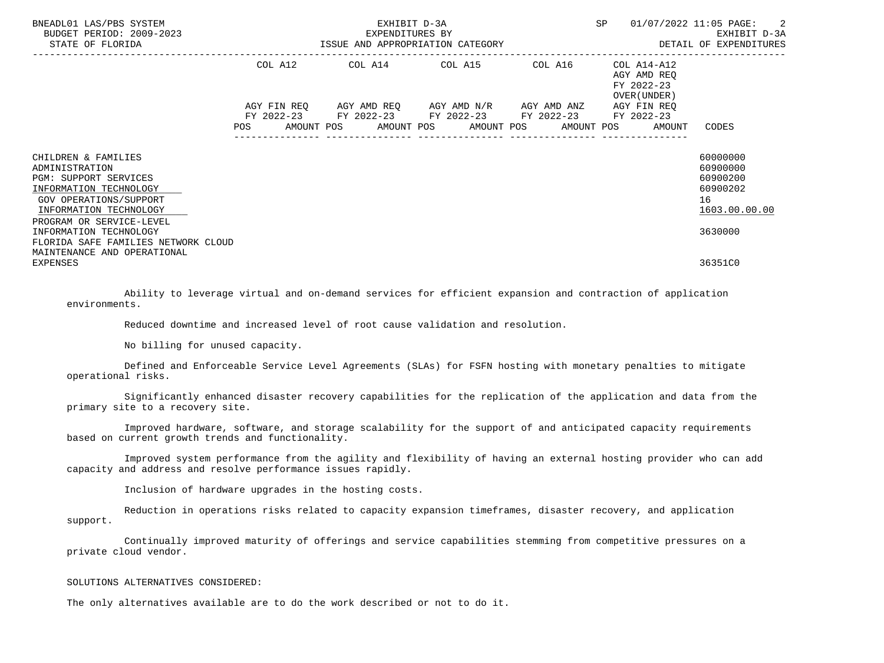| | COL A12 | COL A14 | COL A15 | COL A16 | COL A14-A12 | |
|---|---|---|---|---|---|---|
| | | | | | AGY AMD REQ FY 2022-23 OVER(UNDER) | |
| | AGY FIN REQ FY 2022-23 | AGY AMD REQ FY 2022-23 | AGY AMD N/R FY 2022-23 | AGY AMD ANZ FY 2022-23 | AGY FIN REQ FY 2022-23 | |
| | POS AMOUNT | POS AMOUNT | POS AMOUNT | POS AMOUNT | POS AMOUNT | CODES |
| CHILDREN & FAMILIES | | | | | | 60000000 |
| ADMINISTRATION | | | | | | 60900000 |
| PGM: SUPPORT SERVICES | | | | | | 60900200 |
| INFORMATION TECHNOLOGY | | | | | | 60900202 |
| GOV OPERATIONS/SUPPORT | | | | | | 16 |
| INFORMATION TECHNOLOGY | | | | | | 1603.00.00.00 |
| PROGRAM OR SERVICE-LEVEL INFORMATION TECHNOLOGY | | | | | | 3630000 |
| FLORIDA SAFE FAMILIES NETWORK CLOUD MAINTENANCE AND OPERATIONAL EXPENSES | | | | | | 36351C0 |

Ability to leverage virtual and on-demand services for efficient expansion and contraction of application environments.

Reduced downtime and increased level of root cause validation and resolution.

No billing for unused capacity.

Defined and Enforceable Service Level Agreements (SLAs) for FSFN hosting with monetary penalties to mitigate operational risks.

Significantly enhanced disaster recovery capabilities for the replication of the application and data from the primary site to a recovery site.

Improved hardware, software, and storage scalability for the support of and anticipated capacity requirements based on current growth trends and functionality.

Improved system performance from the agility and flexibility of having an external hosting provider who can add capacity and address and resolve performance issues rapidly.

Inclusion of hardware upgrades in the hosting costs.

Reduction in operations risks related to capacity expansion timeframes, disaster recovery, and application support.

Continually improved maturity of offerings and service capabilities stemming from competitive pressures on a private cloud vendor.

SOLUTIONS ALTERNATIVES CONSIDERED:

The only alternatives available are to do the work described or not to do it.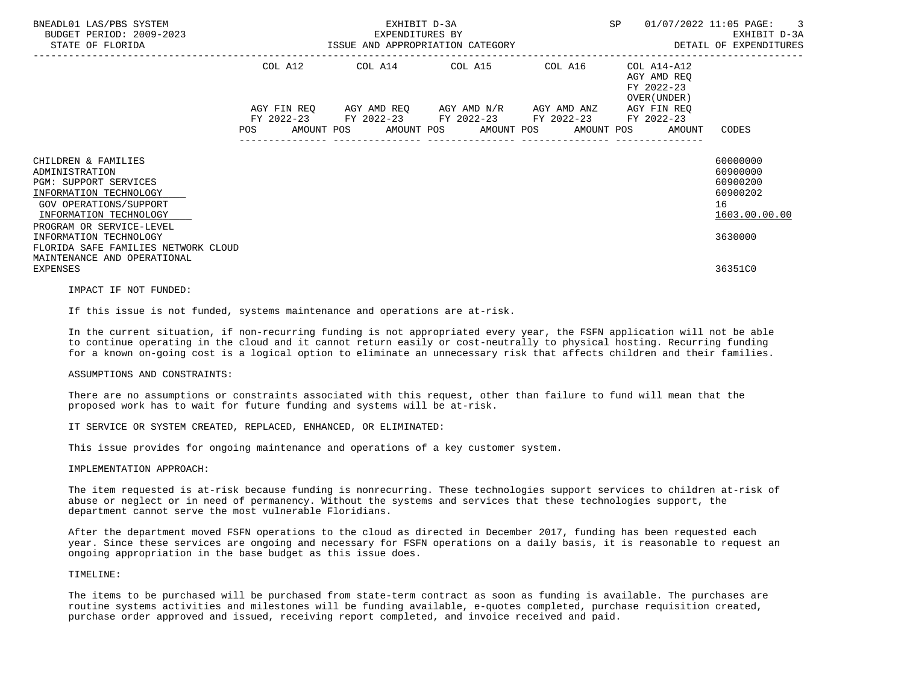| | COL A12 | | COL A14 | | COL A15 | | COL A16 | | COL A14-A12 AGY AMD REQ FY 2022-23 OVER(UNDER) | | |
|---|---|---|---|---|---|---|---|---|---|---|---|
| | AGY FIN REQ FY 2022-23 | | AGY AMD REQ FY 2022-23 | | AGY AMD N/R FY 2022-23 | | AGY AMD ANZ FY 2022-23 | | AGY FIN REQ FY 2022-23 | | |
| | POS | AMOUNT | POS | AMOUNT | POS | AMOUNT | POS | AMOUNT | POS | AMOUNT | CODES |
| CHILDREN & FAMILIES | | | | | | | | | | | 60000000 |
| ADMINISTRATION | | | | | | | | | | | 60900000 |
| PGM: SUPPORT SERVICES | | | | | | | | | | | 60900200 |
| INFORMATION TECHNOLOGY | | | | | | | | | | | 60900202 |
| GOV OPERATIONS/SUPPORT | | | | | | | | | | | 16 |
| INFORMATION TECHNOLOGY | | | | | | | | | | | 1603.00.00.00 |
| PROGRAM OR SERVICE-LEVEL INFORMATION TECHNOLOGY | | | | | | | | | | | 3630000 |
| FLORIDA SAFE FAMILIES NETWORK CLOUD MAINTENANCE AND OPERATIONAL EXPENSES | | | | | | | | | | | 36351C0 |

IMPACT IF NOT FUNDED:

If this issue is not funded, systems maintenance and operations are at-risk.

In the current situation, if non-recurring funding is not appropriated every year, the FSFN application will not be able to continue operating in the cloud and it cannot return easily or cost-neutrally to physical hosting. Recurring funding for a known on-going cost is a logical option to eliminate an unnecessary risk that affects children and their families.

ASSUMPTIONS AND CONSTRAINTS:

There are no assumptions or constraints associated with this request, other than failure to fund will mean that the proposed work has to wait for future funding and systems will be at-risk.

IT SERVICE OR SYSTEM CREATED, REPLACED, ENHANCED, OR ELIMINATED:

This issue provides for ongoing maintenance and operations of a key customer system.

IMPLEMENTATION APPROACH:

The item requested is at-risk because funding is nonrecurring. These technologies support services to children at-risk of abuse or neglect or in need of permanency. Without the systems and services that these technologies support, the department cannot serve the most vulnerable Floridians.

After the department moved FSFN operations to the cloud as directed in December 2017, funding has been requested each year. Since these services are ongoing and necessary for FSFN operations on a daily basis, it is reasonable to request an ongoing appropriation in the base budget as this issue does.

TIMELINE:

The items to be purchased will be purchased from state-term contract as soon as funding is available. The purchases are routine systems activities and milestones will be funding available, e-quotes completed, purchase requisition created, purchase order approved and issued, receiving report completed, and invoice received and paid.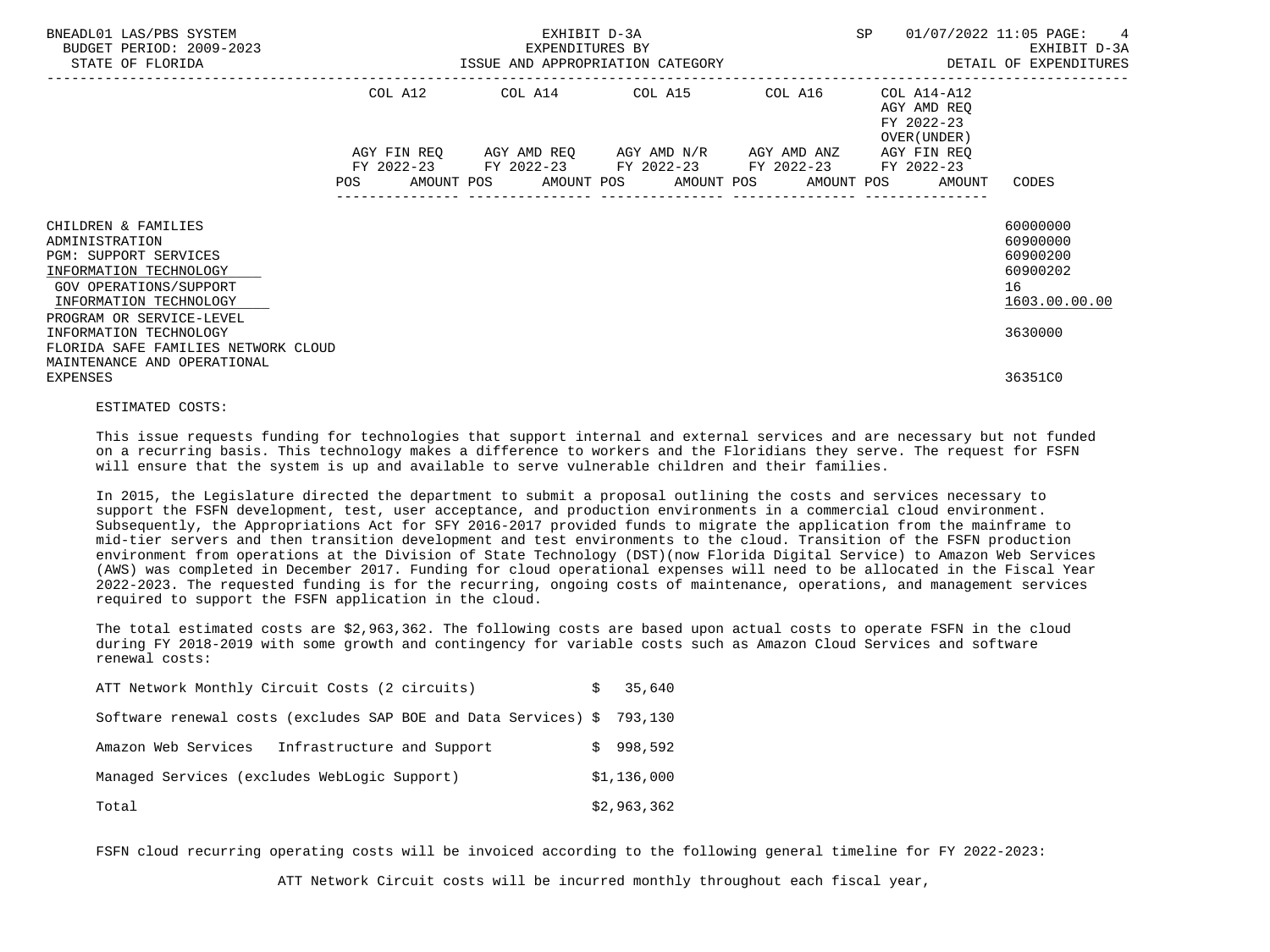| | COL A12 | COL A14 | COL A15 | COL A16 | COL A14-A12 AGY AMD REQ FY 2022-23 OVER(UNDER) | |
|---|---|---|---|---|---|---|
| | AGY FIN REQ FY 2022-23 | AGY AMD REQ FY 2022-23 | AGY AMD N/R FY 2022-23 | AGY AMD ANZ FY 2022-23 | AGY FIN REQ FY 2022-23 | |
| | POS AMOUNT | POS AMOUNT | POS AMOUNT | POS AMOUNT | POS AMOUNT | CODES |
| CHILDREN & FAMILIES | | | | | | 60000000 |
| ADMINISTRATION | | | | | | 60900000 |
| PGM: SUPPORT SERVICES | | | | | | 60900200 |
| INFORMATION TECHNOLOGY | | | | | | 60900202 |
| GOV OPERATIONS/SUPPORT | | | | | | 16 |
| INFORMATION TECHNOLOGY | | | | | | 1603.00.00.00 |
| PROGRAM OR SERVICE-LEVEL INFORMATION TECHNOLOGY | | | | | | 3630000 |
| FLORIDA SAFE FAMILIES NETWORK CLOUD MAINTENANCE AND OPERATIONAL EXPENSES | | | | | | 36351C0 |

ESTIMATED COSTS:

This issue requests funding for technologies that support internal and external services and are necessary but not funded on a recurring basis. This technology makes a difference to workers and the Floridians they serve. The request for FSFN will ensure that the system is up and available to serve vulnerable children and their families.

In 2015, the Legislature directed the department to submit a proposal outlining the costs and services necessary to support the FSFN development, test, user acceptance, and production environments in a commercial cloud environment. Subsequently, the Appropriations Act for SFY 2016-2017 provided funds to migrate the application from the mainframe to mid-tier servers and then transition development and test environments to the cloud. Transition of the FSFN production environment from operations at the Division of State Technology (DST)(now Florida Digital Service) to Amazon Web Services (AWS) was completed in December 2017. Funding for cloud operational expenses will need to be allocated in the Fiscal Year 2022-2023. The requested funding is for the recurring, ongoing costs of maintenance, operations, and management services required to support the FSFN application in the cloud.

The total estimated costs are $2,963,362. The following costs are based upon actual costs to operate FSFN in the cloud during FY 2018-2019 with some growth and contingency for variable costs such as Amazon Cloud Services and software renewal costs:

| | |
|---|---|
| ATT Network Monthly Circuit Costs (2 circuits) | $ 35,640 |
| Software renewal costs (excludes SAP BOE and Data Services) | $ 793,130 |
| Amazon Web Services Infrastructure and Support | $ 998,592 |
| Managed Services (excludes WebLogic Support) | $1,136,000 |
| Total | $2,963,362 |

FSFN cloud recurring operating costs will be invoiced according to the following general timeline for FY 2022-2023:

ATT Network Circuit costs will be incurred monthly throughout each fiscal year,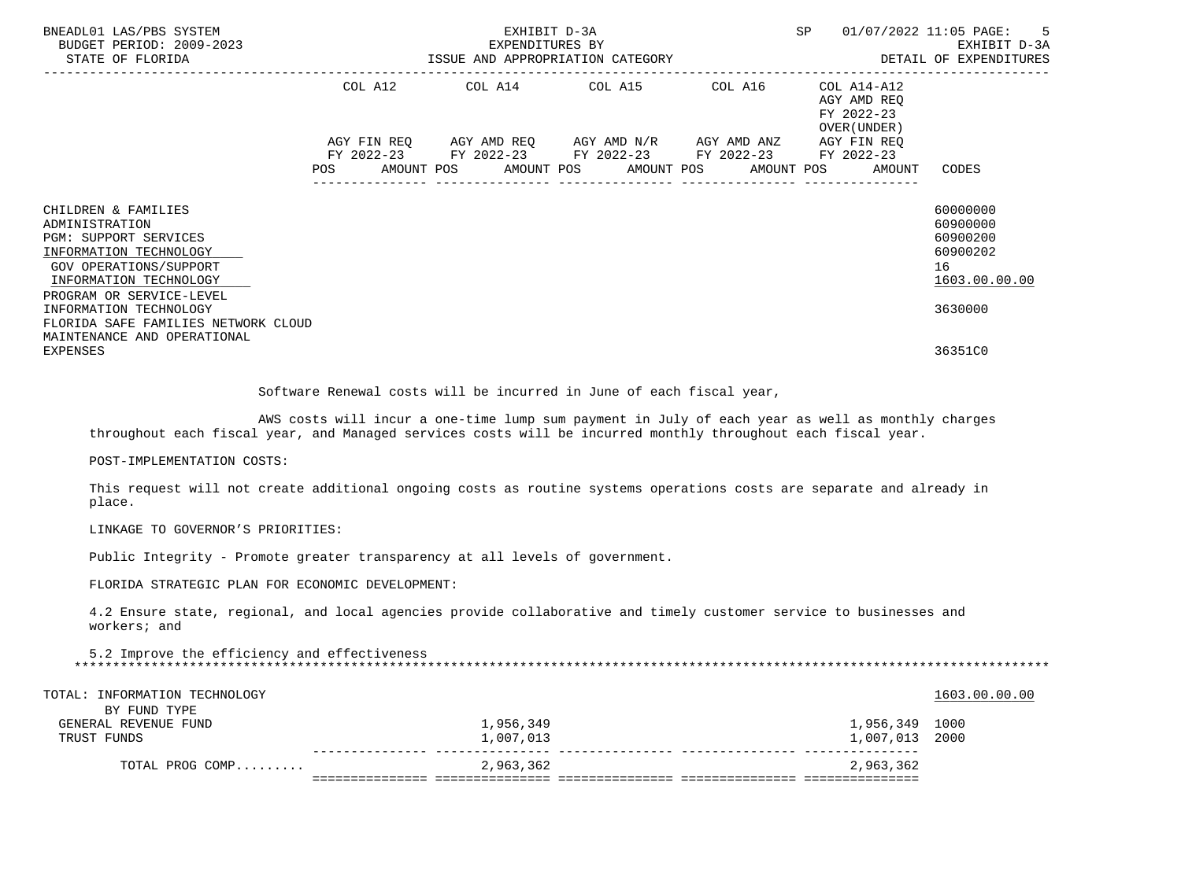| | COL A12 | | COL A14 | | COL A15 | | COL A16 | | COL A14-A12 AGY AMD REQ FY 2022-23 OVER(UNDER) | | |
|---|---|---|---|---|---|---|---|---|---|---|---|
| | AGY FIN REQ FY 2022-23 | | AGY AMD REQ FY 2022-23 | | AGY AMD N/R FY 2022-23 | | AGY AMD ANZ FY 2022-23 | | AGY FIN REQ FY 2022-23 | | |
| | POS | AMOUNT | POS | AMOUNT | POS | AMOUNT | POS | AMOUNT | POS | AMOUNT | CODES |
| CHILDREN & FAMILIES | | | | | | | | | | | 60000000 |
| ADMINISTRATION | | | | | | | | | | | 60900000 |
| PGM: SUPPORT SERVICES | | | | | | | | | | | 60900200 |
| INFORMATION TECHNOLOGY | | | | | | | | | | | 60900202 |
| GOV OPERATIONS/SUPPORT | | | | | | | | | | | 16 |
| INFORMATION TECHNOLOGY | | | | | | | | | | | 1603.00.00.00 |
| PROGRAM OR SERVICE-LEVEL INFORMATION TECHNOLOGY | | | | | | | | | | | 3630000 |
| FLORIDA SAFE FAMILIES NETWORK CLOUD MAINTENANCE AND OPERATIONAL EXPENSES | | | | | | | | | | | 36351C0 |

Software Renewal costs will be incurred in June of each fiscal year,

AWS costs will incur a one-time lump sum payment in July of each year as well as monthly charges throughout each fiscal year, and Managed services costs will be incurred monthly throughout each fiscal year.

POST-IMPLEMENTATION COSTS:

This request will not create additional ongoing costs as routine systems operations costs are separate and already in place.

LINKAGE TO GOVERNOR'S PRIORITIES:

Public Integrity - Promote greater transparency at all levels of government.

FLORIDA STRATEGIC PLAN FOR ECONOMIC DEVELOPMENT:

4.2 Ensure state, regional, and local agencies provide collaborative and timely customer service to businesses and workers; and

5.2 Improve the efficiency and effectiveness

| | COL A12 | | COL A14 | | COL A15 | | COL A16 | | COL A14-A12 | | CODES |
|---|---|---|---|---|---|---|---|---|---|---|---|
| TOTAL: INFORMATION TECHNOLOGY | | | | | | | | | | | 1603.00.00.00 |
| BY FUND TYPE | | | | | | | | | | | |
| GENERAL REVENUE FUND | | | | 1,956,349 | | | | | | 1,956,349 | 1000 |
| TRUST FUNDS | | | | 1,007,013 | | | | | | 1,007,013 | 2000 |
| TOTAL PROG COMP......... | | | | 2,963,362 | | | | | | 2,963,362 | |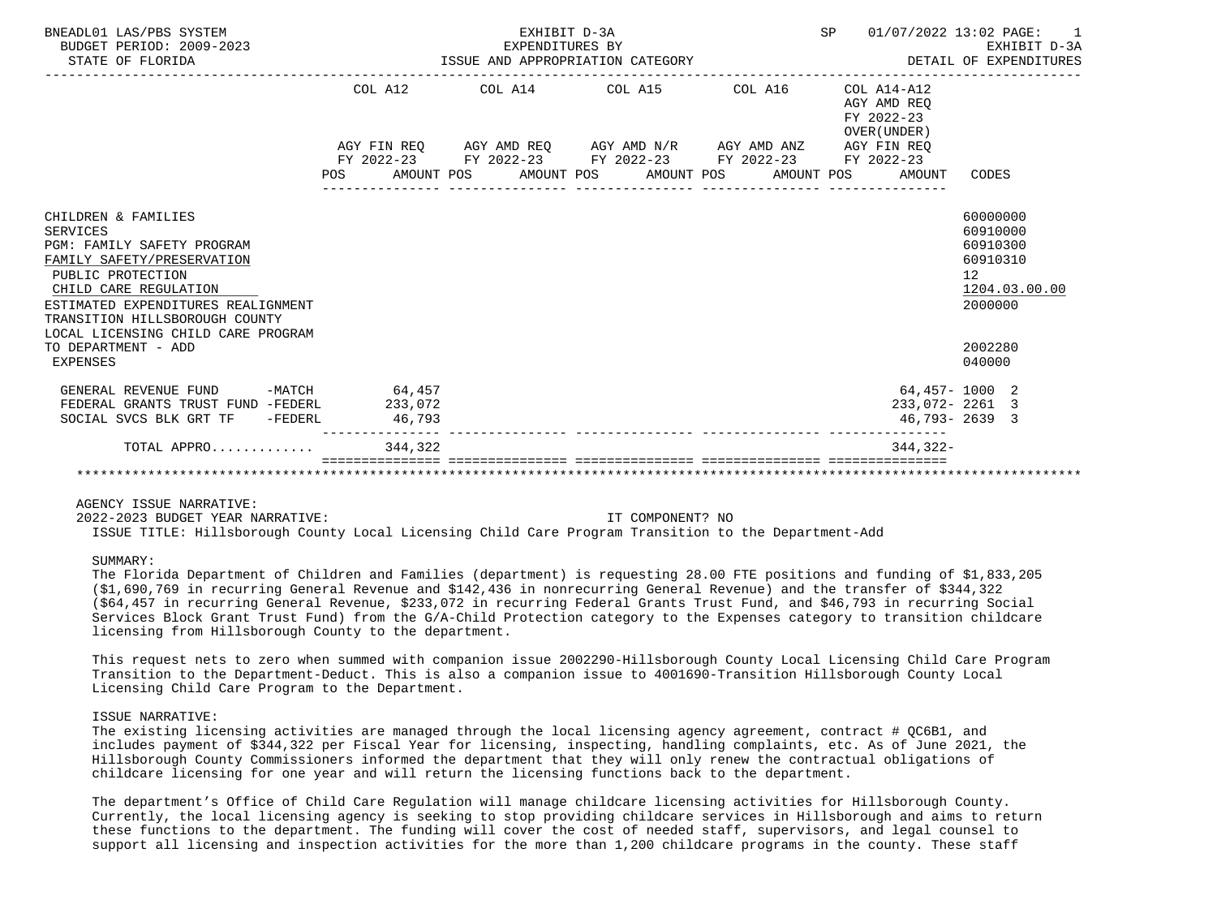BNEADL01 LAS/PBS SYSTEM — EXHIBIT D-3A — EXPENDITURES BY ISSUE AND APPROPRIATION CATEGORY — SP 01/07/2022 13:02 PAGE: 1
BUDGET PERIOD: 2009-2023 — EXHIBIT D-3A
STATE OF FLORIDA — DETAIL OF EXPENDITURES

| | COL A12 AGY FIN REQ FY 2022-23 POS AMOUNT | COL A14 AGY AMD REQ FY 2022-23 POS AMOUNT | COL A15 AGY AMD N/R FY 2022-23 POS AMOUNT | COL A16 AGY AMD ANZ FY 2022-23 POS AMOUNT | COL A14-A12 AGY AMD REQ FY 2022-23 OVER(UNDER) AGY FIN REQ FY 2022-23 AMOUNT | CODES |
|---|---|---|---|---|---|---|
| CHILDREN & FAMILIES | | | | | | 60000000 |
| SERVICES | | | | | | 60910000 |
| PGM: FAMILY SAFETY PROGRAM | | | | | | 60910300 |
| FAMILY SAFETY/PRESERVATION | | | | | | 60910310 |
| PUBLIC PROTECTION | | | | | | 12 |
| CHILD CARE REGULATION | | | | | | 1204.03.00.00 |
| ESTIMATED EXPENDITURES REALIGNMENT | | | | | | 2000000 |
| TRANSITION HILLSBOROUGH COUNTY LOCAL LICENSING CHILD CARE PROGRAM TO DEPARTMENT - ADD | | | | | | 2002280 |
| EXPENSES | | | | | | 040000 |
| GENERAL REVENUE FUND -MATCH | 64,457 | | | | 64,457- | 1000 2 |
| FEDERAL GRANTS TRUST FUND -FEDERL | 233,072 | | | | 233,072- | 2261 3 |
| SOCIAL SVCS BLK GRT TF -FEDERL | 46,793 | | | | 46,793- | 2639 3 |
| TOTAL APPRO............ | 344,322 | | | | 344,322- | |

AGENCY ISSUE NARRATIVE:
2022-2023 BUDGET YEAR NARRATIVE: IT COMPONENT? NO
ISSUE TITLE: Hillsborough County Local Licensing Child Care Program Transition to the Department-Add

SUMMARY:
The Florida Department of Children and Families (department) is requesting 28.00 FTE positions and funding of $1,833,205 ($1,690,769 in recurring General Revenue and $142,436 in nonrecurring General Revenue) and the transfer of $344,322 ($64,457 in recurring General Revenue, $233,072 in recurring Federal Grants Trust Fund, and $46,793 in recurring Social Services Block Grant Trust Fund) from the G/A-Child Protection category to the Expenses category to transition childcare licensing from Hillsborough County to the department.

This request nets to zero when summed with companion issue 2002290-Hillsborough County Local Licensing Child Care Program Transition to the Department-Deduct. This is also a companion issue to 4001690-Transition Hillsborough County Local Licensing Child Care Program to the Department.

ISSUE NARRATIVE:
The existing licensing activities are managed through the local licensing agency agreement, contract # QC6B1, and includes payment of $344,322 per Fiscal Year for licensing, inspecting, handling complaints, etc. As of June 2021, the Hillsborough County Commissioners informed the department that they will only renew the contractual obligations of childcare licensing for one year and will return the licensing functions back to the department.

The department's Office of Child Care Regulation will manage childcare licensing activities for Hillsborough County. Currently, the local licensing agency is seeking to stop providing childcare services in Hillsborough and aims to return these functions to the department. The funding will cover the cost of needed staff, supervisors, and legal counsel to support all licensing and inspection activities for the more than 1,200 childcare programs in the county. These staff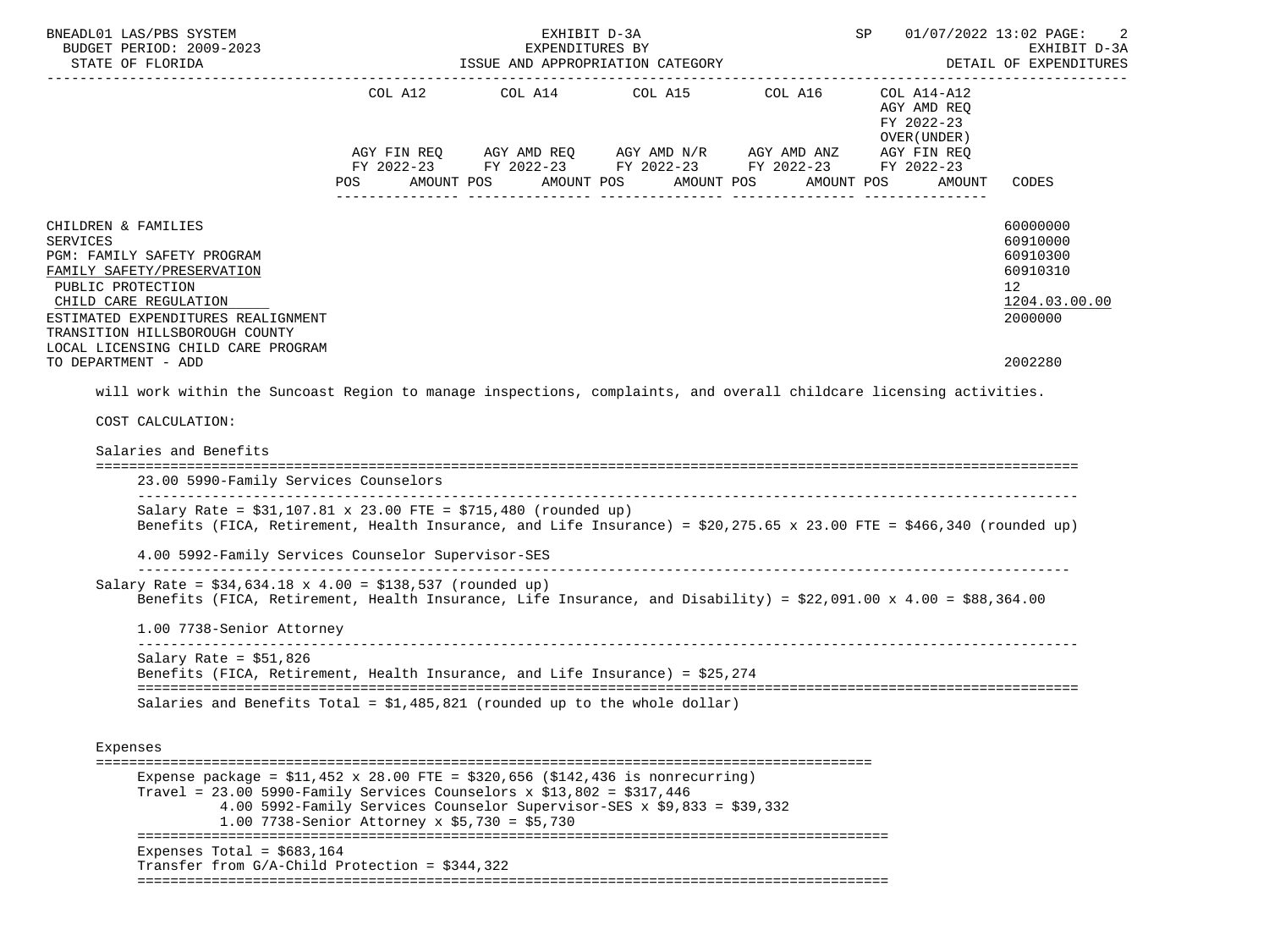| | COL A12 | | COL A14 | | COL A15 | | COL A16 | | COL A14-A12 AGY AMD REQ FY 2022-23 OVER(UNDER) AGY FIN REQ FY 2022-23 | | |
|---|---|---|---|---|---|---|---|---|---|---|---|
| | AGY FIN REQ FY 2022-23 | | AGY AMD REQ FY 2022-23 | | AGY AMD N/R FY 2022-23 | | AGY AMD ANZ FY 2022-23 | | | | |
| | POS | AMOUNT | POS | AMOUNT | POS | AMOUNT | POS | AMOUNT | POS | AMOUNT | CODES |
| CHILDREN & FAMILIES | | | | | | | | | | | 60000000 |
| SERVICES | | | | | | | | | | | 60910000 |
| PGM: FAMILY SAFETY PROGRAM | | | | | | | | | | | 60910300 |
| FAMILY SAFETY/PRESERVATION | | | | | | | | | | | 60910310 |
| PUBLIC PROTECTION | | | | | | | | | | | 12 |
| CHILD CARE REGULATION | | | | | | | | | | | 1204.03.00.00 |
| ESTIMATED EXPENDITURES REALIGNMENT | | | | | | | | | | | 2000000 |
| TRANSITION HILLSBOROUGH COUNTY LOCAL LICENSING CHILD CARE PROGRAM TO DEPARTMENT - ADD | | | | | | | | | | | 2002280 |

will work within the Suncoast Region to manage inspections, complaints, and overall childcare licensing activities.

COST CALCULATION:

Salaries and Benefits

23.00 5990-Family Services Counselors

Salary Rate = $31,107.81 x 23.00 FTE = $715,480 (rounded up)
Benefits (FICA, Retirement, Health Insurance, and Life Insurance) = $20,275.65 x 23.00 FTE = $466,340 (rounded up)

4.00 5992-Family Services Counselor Supervisor-SES

Salary Rate = $34,634.18 x 4.00 = $138,537 (rounded up)
Benefits (FICA, Retirement, Health Insurance, Life Insurance, and Disability) = $22,091.00 x 4.00 = $88,364.00

1.00 7738-Senior Attorney

Salary Rate = $51,826
Benefits (FICA, Retirement, Health Insurance, and Life Insurance) = $25,274

Salaries and Benefits Total = $1,485,821 (rounded up to the whole dollar)

Expenses

Expense package = $11,452 x 28.00 FTE = $320,656 ($142,436 is nonrecurring)
Travel = 23.00 5990-Family Services Counselors x $13,802 = $317,446
4.00 5992-Family Services Counselor Supervisor-SES x $9,833 = $39,332
1.00 7738-Senior Attorney x $5,730 = $5,730

Expenses Total = $683,164
Transfer from G/A-Child Protection = $344,322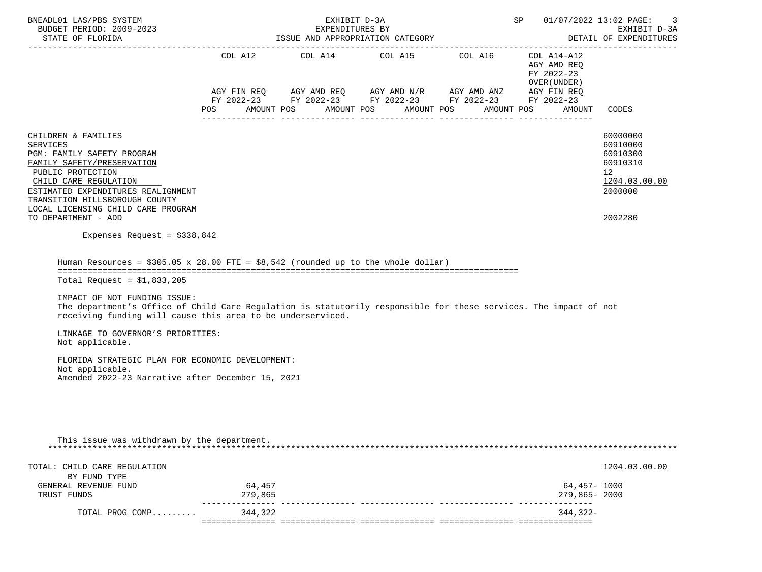BNEADL01 LAS/PBS SYSTEM — EXHIBIT D-3A — EXPENDITURES BY ISSUE AND APPROPRIATION CATEGORY — BUDGET PERIOD: 2009-2023 — STATE OF FLORIDA — DETAIL OF EXPENDITURES

| | COL A12 AGY FIN REQ FY 2022-23 POS AMOUNT | COL A14 AGY AMD REQ FY 2022-23 POS AMOUNT | COL A15 AGY AMD N/R FY 2022-23 POS AMOUNT | COL A16 AGY AMD ANZ FY 2022-23 POS AMOUNT | COL A14-A12 AGY AMD REQ FY 2022-23 OVER(UNDER) AGY FIN REQ FY 2022-23 POS AMOUNT | CODES |
|---|---|---|---|---|---|---|
| CHILDREN & FAMILIES | | | | | | 60000000 |
| SERVICES | | | | | | 60910000 |
| PGM: FAMILY SAFETY PROGRAM | | | | | | 60910300 |
| FAMILY SAFETY/PRESERVATION | | | | | | 60910310 |
| PUBLIC PROTECTION | | | | | | 12 |
| CHILD CARE REGULATION | | | | | | 1204.03.00.00 |
| ESTIMATED EXPENDITURES REALIGNMENT | | | | | | 2000000 |
| TRANSITION HILLSBOROUGH COUNTY LOCAL LICENSING CHILD CARE PROGRAM TO DEPARTMENT - ADD | | | | | | 2002280 |

Expenses Request = $338,842

Human Resources = $305.05 x 28.00 FTE = $8,542 (rounded up to the whole dollar)

Total Request = $1,833,205

IMPACT OF NOT FUNDING ISSUE:
The department's Office of Child Care Regulation is statutorily responsible for these services. The impact of not receiving funding will cause this area to be underserviced.

LINKAGE TO GOVERNOR'S PRIORITIES:
Not applicable.

FLORIDA STRATEGIC PLAN FOR ECONOMIC DEVELOPMENT:
Not applicable.
Amended 2022-23 Narrative after December 15, 2021

This issue was withdrawn by the department.

| | COL A12 | COL A14 | COL A15 | COL A16 | COL A14-A12 | CODES |
|---|---|---|---|---|---|---|
| TOTAL: CHILD CARE REGULATION | | | | | | 1204.03.00.00 |
| BY FUND TYPE | | | | | | |
| GENERAL REVENUE FUND | 64,457 | | | | 64,457- | 1000 |
| TRUST FUNDS | 279,865 | | | | 279,865- | 2000 |
| TOTAL PROG COMP......... | 344,322 | | | | 344,322- | |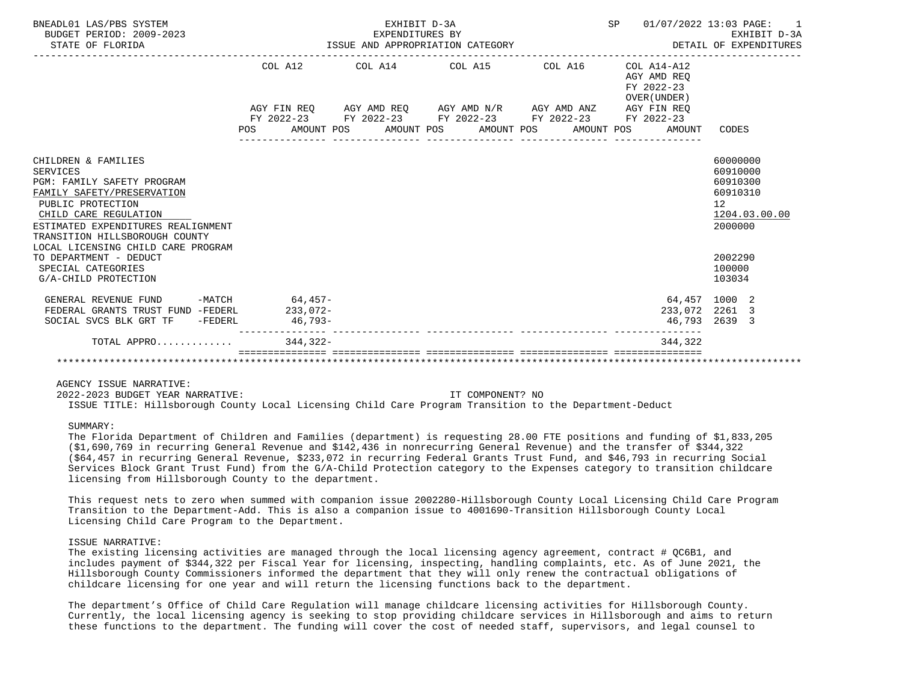| | COL A12 AGY FIN REQ FY 2022-23 POS AMOUNT | COL A14 AGY AMD REQ FY 2022-23 POS AMOUNT | COL A15 AGY AMD N/R FY 2022-23 POS AMOUNT | COL A16 AGY AMD ANZ FY 2022-23 POS AMOUNT | COL A14-A12 AGY AMD REQ FY 2022-23 OVER(UNDER) AGY FIN REQ FY 2022-23 AMOUNT | CODES |
|---|---|---|---|---|---|---|
| CHILDREN & FAMILIES | | | | | | 60000000 |
| SERVICES | | | | | | 60910000 |
| PGM: FAMILY SAFETY PROGRAM | | | | | | 60910300 |
| FAMILY SAFETY/PRESERVATION | | | | | | 60910310 |
| PUBLIC PROTECTION | | | | | | 12 |
| CHILD CARE REGULATION | | | | | | 1204.03.00.00 |
| ESTIMATED EXPENDITURES REALIGNMENT | | | | | | 2000000 |
| TRANSITION HILLSBOROUGH COUNTY LOCAL LICENSING CHILD CARE PROGRAM TO DEPARTMENT - DEDUCT | | | | | | 2002290 |
| SPECIAL CATEGORIES | | | | | | 100000 |
| G/A-CHILD PROTECTION | | | | | | 103034 |
| GENERAL REVENUE FUND -MATCH | 64,457- | | | | 64,457 | 1000 2 |
| FEDERAL GRANTS TRUST FUND -FEDERL | 233,072- | | | | 233,072 | 2261 3 |
| SOCIAL SVCS BLK GRT TF -FEDERL | 46,793- | | | | 46,793 | 2639 3 |
| TOTAL APPRO............ | 344,322- | | | | 344,322 | |

AGENCY ISSUE NARRATIVE:
2022-2023 BUDGET YEAR NARRATIVE: IT COMPONENT? NO
ISSUE TITLE: Hillsborough County Local Licensing Child Care Program Transition to the Department-Deduct

SUMMARY:
The Florida Department of Children and Families (department) is requesting 28.00 FTE positions and funding of $1,833,205 ($1,690,769 in recurring General Revenue and $142,436 in nonrecurring General Revenue) and the transfer of $344,322 ($64,457 in recurring General Revenue, $233,072 in recurring Federal Grants Trust Fund, and $46,793 in recurring Social Services Block Grant Trust Fund) from the G/A-Child Protection category to the Expenses category to transition childcare licensing from Hillsborough County to the department.

This request nets to zero when summed with companion issue 2002280-Hillsborough County Local Licensing Child Care Program Transition to the Department-Add. This is also a companion issue to 4001690-Transition Hillsborough County Local Licensing Child Care Program to the Department.

ISSUE NARRATIVE:
The existing licensing activities are managed through the local licensing agency agreement, contract # QC6B1, and includes payment of $344,322 per Fiscal Year for licensing, inspecting, handling complaints, etc. As of June 2021, the Hillsborough County Commissioners informed the department that they will only renew the contractual obligations of childcare licensing for one year and will return the licensing functions back to the department.

The department's Office of Child Care Regulation will manage childcare licensing activities for Hillsborough County. Currently, the local licensing agency is seeking to stop providing childcare services in Hillsborough and aims to return these functions to the department. The funding will cover the cost of needed staff, supervisors, and legal counsel to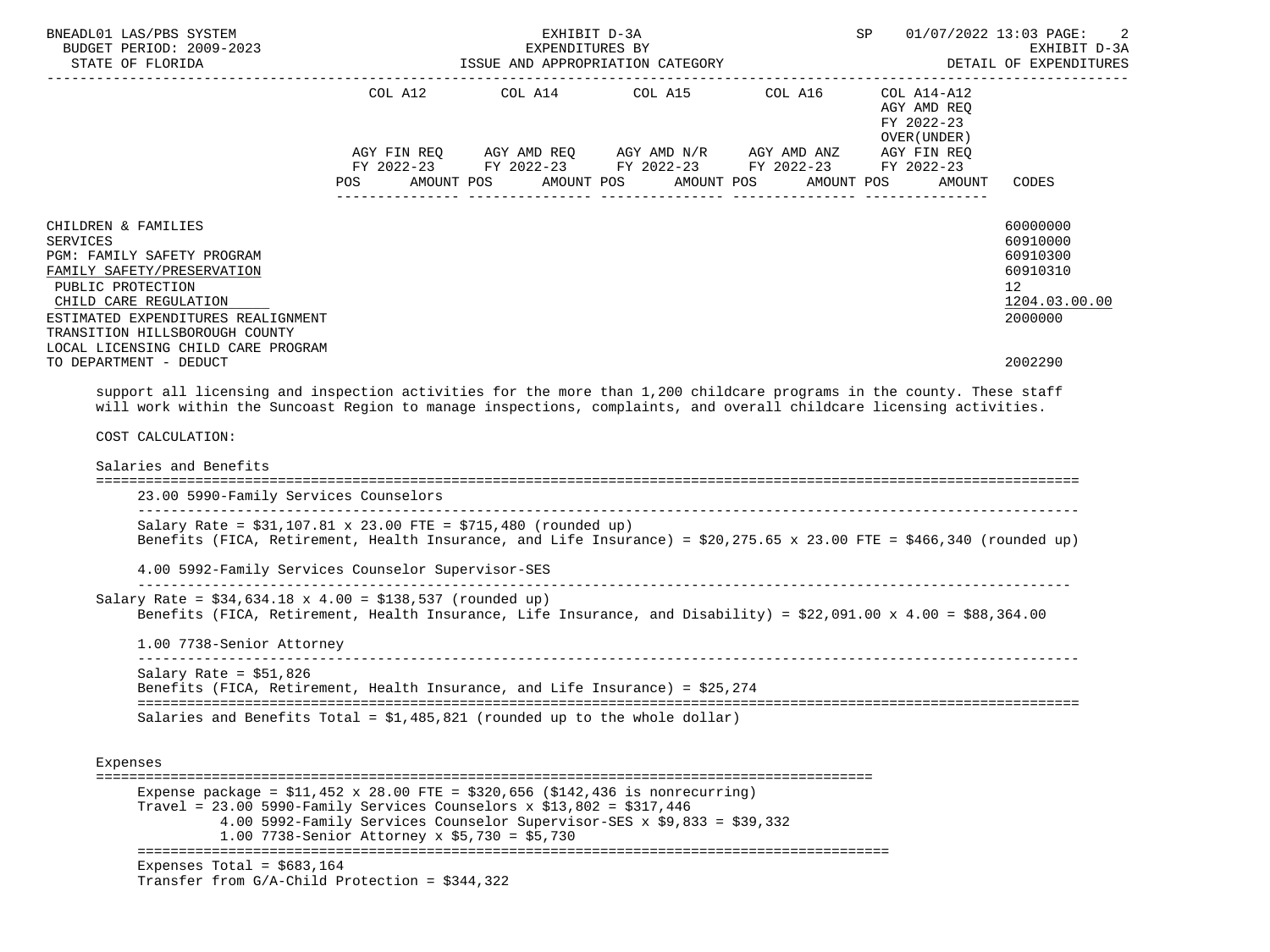| | COL A12 | | COL A14 | | COL A15 | | COL A16 | | COL A14-A12 AGY AMD REQ FY 2022-23 OVER(UNDER) | | |
|---|---|---|---|---|---|---|---|---|---|---|---|
| | AGY FIN REQ FY 2022-23 | | AGY AMD REQ FY 2022-23 | | AGY AMD N/R FY 2022-23 | | AGY AMD ANZ FY 2022-23 | | AGY FIN REQ FY 2022-23 | | |
| | POS | AMOUNT | POS | AMOUNT | POS | AMOUNT | POS | AMOUNT | POS | AMOUNT | CODES |
| CHILDREN & FAMILIES | | | | | | | | | | | 60000000 |
| SERVICES | | | | | | | | | | | 60910000 |
| PGM: FAMILY SAFETY PROGRAM | | | | | | | | | | | 60910300 |
| FAMILY SAFETY/PRESERVATION | | | | | | | | | | | 60910310 |
| PUBLIC PROTECTION | | | | | | | | | | | 12 |
| CHILD CARE REGULATION | | | | | | | | | | | 1204.03.00.00 |
| ESTIMATED EXPENDITURES REALIGNMENT | | | | | | | | | | | 2000000 |
| TRANSITION HILLSBOROUGH COUNTY LOCAL LICENSING CHILD CARE PROGRAM TO DEPARTMENT - DEDUCT | | | | | | | | | | | 2002290 |

support all licensing and inspection activities for the more than 1,200 childcare programs in the county. These staff will work within the Suncoast Region to manage inspections, complaints, and overall childcare licensing activities.

COST CALCULATION:

Salaries and Benefits

23.00 5990-Family Services Counselors

Salary Rate = $31,107.81 x 23.00 FTE = $715,480 (rounded up)
Benefits (FICA, Retirement, Health Insurance, and Life Insurance) = $20,275.65 x 23.00 FTE = $466,340 (rounded up)

4.00 5992-Family Services Counselor Supervisor-SES

Salary Rate = $34,634.18 x 4.00 = $138,537 (rounded up)
Benefits (FICA, Retirement, Health Insurance, Life Insurance, and Disability) = $22,091.00 x 4.00 = $88,364.00

1.00 7738-Senior Attorney

Salary Rate = $51,826
Benefits (FICA, Retirement, Health Insurance, and Life Insurance) = $25,274

Salaries and Benefits Total = $1,485,821 (rounded up to the whole dollar)

Expenses

Expense package = $11,452 x 28.00 FTE = $320,656 ($142,436 is nonrecurring)
Travel = 23.00 5990-Family Services Counselors x $13,802 = $317,446
4.00 5992-Family Services Counselor Supervisor-SES x $9,833 = $39,332
1.00 7738-Senior Attorney x $5,730 = $5,730

Expenses Total = $683,164
Transfer from G/A-Child Protection = $344,322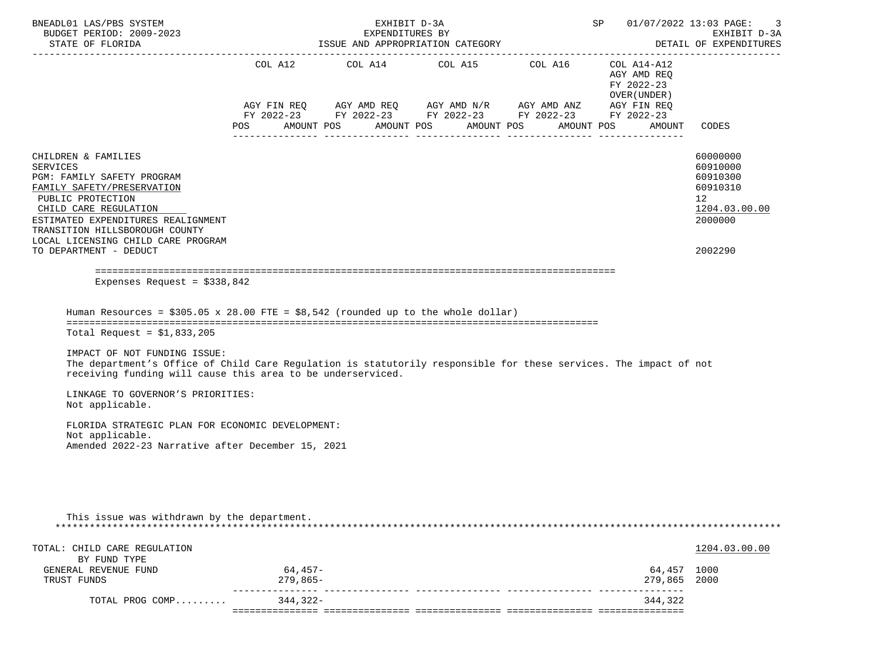| | COL A12 | COL A14 | COL A15 | COL A16 | COL A14-A12 | |
|---|---|---|---|---|---|---|
| | | | | | AGY AMD REQ FY 2022-23 OVER(UNDER) | |
| | AGY FIN REQ FY 2022-23 | AGY AMD REQ FY 2022-23 | AGY AMD N/R FY 2022-23 | AGY AMD ANZ FY 2022-23 | AGY FIN REQ FY 2022-23 | |
| | POS AMOUNT | POS AMOUNT | POS AMOUNT | POS AMOUNT | POS AMOUNT | CODES |
| CHILDREN & FAMILIES | | | | | | 60000000 |
| SERVICES | | | | | | 60910000 |
| PGM: FAMILY SAFETY PROGRAM | | | | | | 60910300 |
| FAMILY SAFETY/PRESERVATION | | | | | | 60910310 |
| PUBLIC PROTECTION | | | | | | 12 |
| CHILD CARE REGULATION | | | | | | 1204.03.00.00 |
| ESTIMATED EXPENDITURES REALIGNMENT | | | | | | 2000000 |
| TRANSITION HILLSBOROUGH COUNTY LOCAL LICENSING CHILD CARE PROGRAM TO DEPARTMENT - DEDUCT | | | | | | 2002290 |

Expenses Request = $338,842

Human Resources = $305.05 x 28.00 FTE = $8,542 (rounded up to the whole dollar)

Total Request = $1,833,205

IMPACT OF NOT FUNDING ISSUE:
The department's Office of Child Care Regulation is statutorily responsible for these services. The impact of not receiving funding will cause this area to be underserviced.

LINKAGE TO GOVERNOR'S PRIORITIES:
Not applicable.

FLORIDA STRATEGIC PLAN FOR ECONOMIC DEVELOPMENT:
Not applicable.
Amended 2022-23 Narrative after December 15, 2021

This issue was withdrawn by the department.

| | COL A12 | COL A14 | COL A15 | COL A16 | COL A14-A12 | CODES |
|---|---|---|---|---|---|---|
| TOTAL: CHILD CARE REGULATION | | | | | | 1204.03.00.00 |
| BY FUND TYPE | | | | | | |
| GENERAL REVENUE FUND | 64,457- | | | | 64,457 | 1000 |
| TRUST FUNDS | 279,865- | | | | 279,865 | 2000 |
| TOTAL PROG COMP......... | 344,322- | | | | 344,322 | |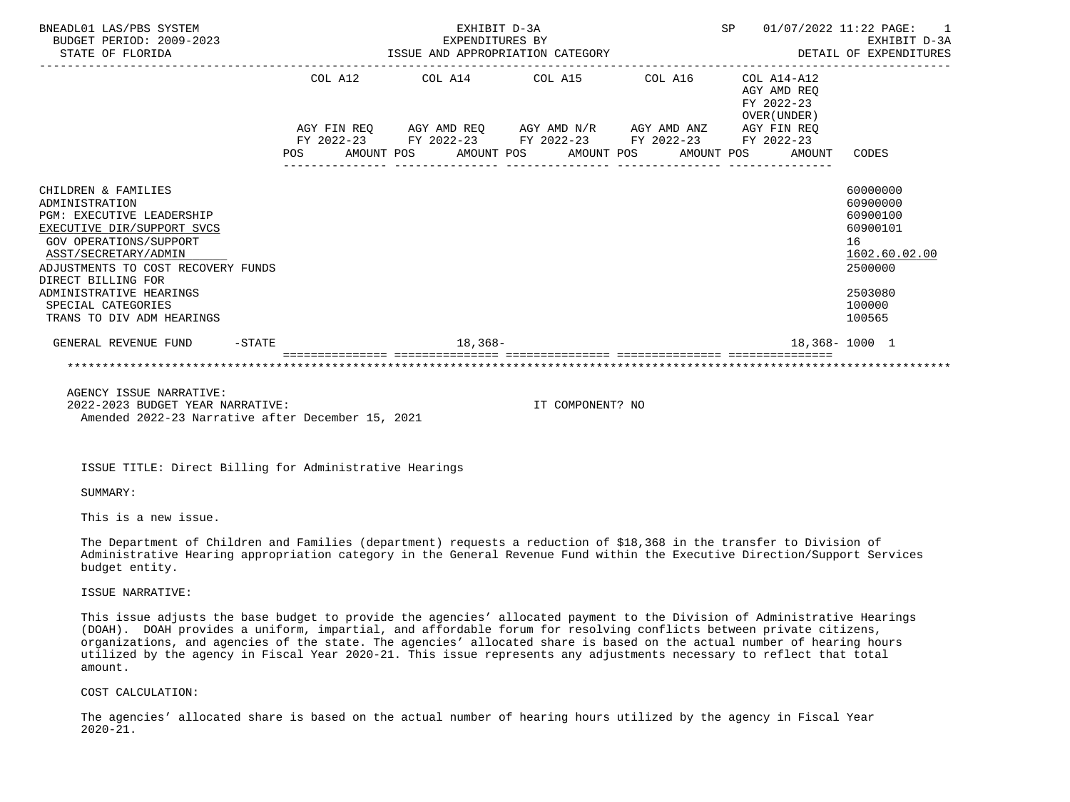| | COL A12 AGY FIN REQ FY 2022-23 POS AMOUNT | COL A14 AGY AMD REQ FY 2022-23 POS AMOUNT | COL A15 AGY AMD N/R FY 2022-23 POS AMOUNT | COL A16 AGY AMD ANZ FY 2022-23 POS AMOUNT | COL A14-A12 AGY AMD REQ FY 2022-23 OVER(UNDER) AGY FIN REQ FY 2022-23 POS AMOUNT | CODES |
|---|---|---|---|---|---|---|
| CHILDREN & FAMILIES | | | | | | 60000000 |
| ADMINISTRATION | | | | | | 60900000 |
| PGM: EXECUTIVE LEADERSHIP | | | | | | 60900100 |
| EXECUTIVE DIR/SUPPORT SVCS | | | | | | 60900101 |
| GOV OPERATIONS/SUPPORT | | | | | | 16 |
| ASST/SECRETARY/ADMIN | | | | | | 1602.60.02.00 |
| ADJUSTMENTS TO COST RECOVERY FUNDS | | | | | | 2500000 |
| DIRECT BILLING FOR ADMINISTRATIVE HEARINGS | | | | | | 2503080 |
| SPECIAL CATEGORIES | | | | | | 100000 |
| TRANS TO DIV ADM HEARINGS | | | | | | 100565 |
| GENERAL REVENUE FUND -STATE | | 18,368- | | | 18,368- | 1000 1 |

AGENCY ISSUE NARRATIVE:
2022-2023 BUDGET YEAR NARRATIVE: IT COMPONENT? NO
Amended 2022-23 Narrative after December 15, 2021

ISSUE TITLE: Direct Billing for Administrative Hearings

SUMMARY:

This is a new issue.

The Department of Children and Families (department) requests a reduction of $18,368 in the transfer to Division of Administrative Hearing appropriation category in the General Revenue Fund within the Executive Direction/Support Services budget entity.

ISSUE NARRATIVE:

This issue adjusts the base budget to provide the agencies' allocated payment to the Division of Administrative Hearings (DOAH). DOAH provides a uniform, impartial, and affordable forum for resolving conflicts between private citizens, organizations, and agencies of the state. The agencies' allocated share is based on the actual number of hearing hours utilized by the agency in Fiscal Year 2020-21. This issue represents any adjustments necessary to reflect that total amount.

COST CALCULATION:

The agencies' allocated share is based on the actual number of hearing hours utilized by the agency in Fiscal Year 2020-21.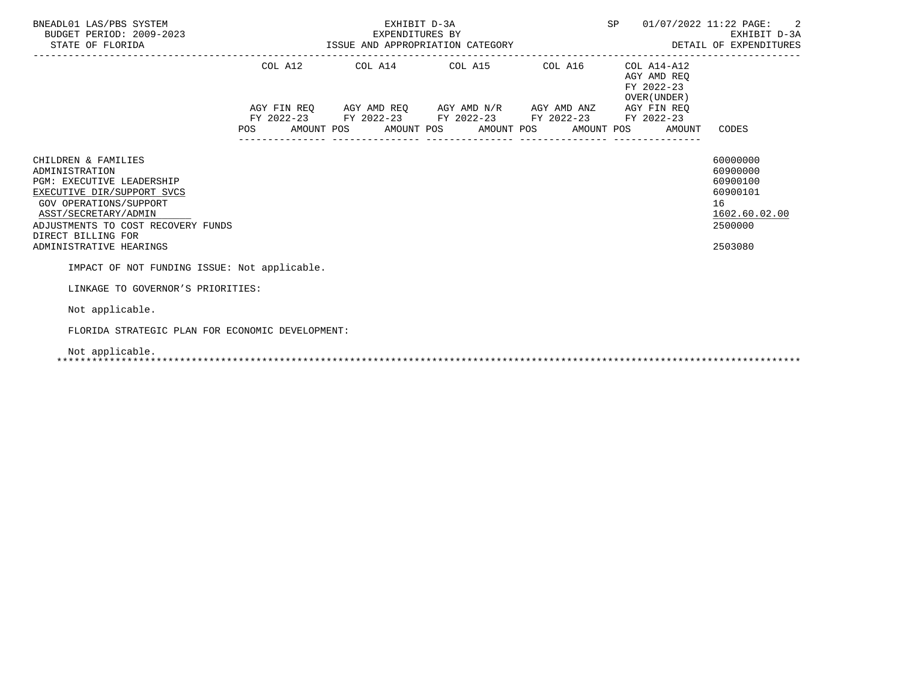| | COL A12 | | COL A14 | | COL A15 | | COL A16 | | COL A14-A12 AGY AMD REQ FY 2022-23 OVER(UNDER) AGY FIN REQ FY 2022-23 | |
|---|---|---|---|---|---|---|---|---|---|---|
| | AGY FIN REQ FY 2022-23 | | AGY AMD REQ FY 2022-23 | | AGY AMD N/R FY 2022-23 | | AGY AMD ANZ FY 2022-23 | | | |
| | POS | AMOUNT | POS | AMOUNT | POS | AMOUNT | POS | AMOUNT | POS | AMOUNT | CODES |

CHILDREN & FAMILIES — 60000000
ADMINISTRATION — 60900000
PGM: EXECUTIVE LEADERSHIP — 60900100
EXECUTIVE DIR/SUPPORT SVCS — 60900101
GOV OPERATIONS/SUPPORT — 16
ASST/SECRETARY/ADMIN — 1602.60.02.00
ADJUSTMENTS TO COST RECOVERY FUNDS — 2500000
DIRECT BILLING FOR
ADMINISTRATIVE HEARINGS — 2503080

IMPACT OF NOT FUNDING ISSUE: Not applicable.

LINKAGE TO GOVERNOR’S PRIORITIES:

Not applicable.

FLORIDA STRATEGIC PLAN FOR ECONOMIC DEVELOPMENT:

Not applicable.

*********************************************************************************************************************************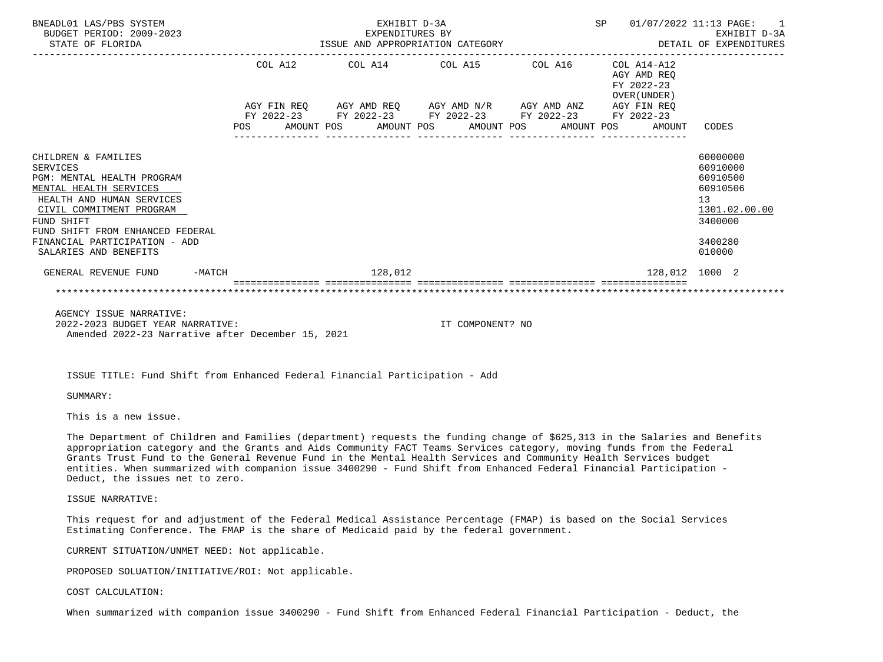BNEADL01 LAS/PBS SYSTEM | EXHIBIT D-3A | SP 01/07/2022 11:13

BUDGET PERIOD: 2009-2023 | EXPENDITURES BY | EXHIBIT D-3A

STATE OF FLORIDA | ISSUE AND APPROPRIATION CATEGORY | DETAIL OF EXPENDITURES

| | COL A12 AGY FIN REQ FY 2022-23 POS AMOUNT | COL A14 AGY AMD REQ FY 2022-23 POS AMOUNT | COL A15 AGY AMD N/R FY 2022-23 POS AMOUNT | COL A16 AGY AMD ANZ FY 2022-23 POS AMOUNT | COL A14-A12 AGY AMD REQ FY 2022-23 OVER(UNDER) AGY FIN REQ FY 2022-23 POS AMOUNT | CODES |
|---|---|---|---|---|---|---|
| CHILDREN & FAMILIES | | | | | | 60000000 |
| SERVICES | | | | | | 60910000 |
| PGM: MENTAL HEALTH PROGRAM | | | | | | 60910500 |
| MENTAL HEALTH SERVICES | | | | | | 60910506 |
| HEALTH AND HUMAN SERVICES | | | | | | 13 |
| CIVIL COMMITMENT PROGRAM | | | | | | 1301.02.00.00 |
| FUND SHIFT | | | | | | 3400000 |
| FUND SHIFT FROM ENHANCED FEDERAL FINANCIAL PARTICIPATION - ADD | | | | | | 3400280 |
| SALARIES AND BENEFITS | | | | | | 010000 |
| GENERAL REVENUE FUND -MATCH | | 128,012 | | | 128,012 | 1000 2 |

AGENCY ISSUE NARRATIVE:

2022-2023 BUDGET YEAR NARRATIVE: IT COMPONENT? NO

Amended 2022-23 Narrative after December 15, 2021

ISSUE TITLE: Fund Shift from Enhanced Federal Financial Participation - Add

SUMMARY:

This is a new issue.

The Department of Children and Families (department) requests the funding change of $625,313 in the Salaries and Benefits appropriation category and the Grants and Aids Community FACT Teams Services category, moving funds from the Federal Grants Trust Fund to the General Revenue Fund in the Mental Health Services and Community Health Services budget entities. When summarized with companion issue 3400290 - Fund Shift from Enhanced Federal Financial Participation - Deduct, the issues net to zero.

ISSUE NARRATIVE:

This request for and adjustment of the Federal Medical Assistance Percentage (FMAP) is based on the Social Services Estimating Conference. The FMAP is the share of Medicaid paid by the federal government.

CURRENT SITUATION/UNMET NEED: Not applicable.

PROPOSED SOLUATION/INITIATIVE/ROI: Not applicable.

COST CALCULATION:

When summarized with companion issue 3400290 - Fund Shift from Enhanced Federal Financial Participation - Deduct, the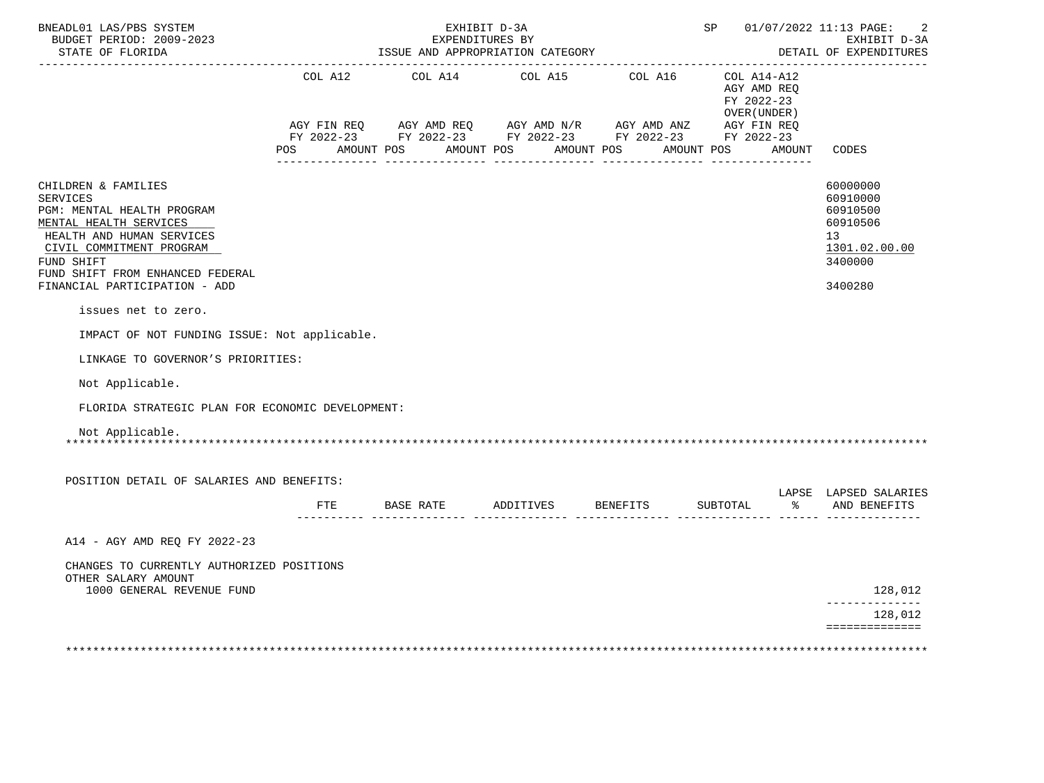BNEADL01 LAS/PBS SYSTEM — EXHIBIT D-3A — EXPENDITURES BY ISSUE AND APPROPRIATION CATEGORY — DETAIL OF EXPENDITURES
BUDGET PERIOD: 2009-2023
STATE OF FLORIDA
SP 01/07/2022 11:13

| | COL A12 AGY FIN REQ FY 2022-23 POS AMOUNT | COL A14 AGY AMD REQ FY 2022-23 POS AMOUNT | COL A15 AGY AMD N/R FY 2022-23 POS AMOUNT | COL A16 AGY AMD ANZ FY 2022-23 POS AMOUNT | COL A14-A12 AGY AMD REQ FY 2022-23 OVER(UNDER) AGY FIN REQ FY 2022-23 POS AMOUNT | CODES |
|---|---|---|---|---|---|---|
| CHILDREN & FAMILIES | | | | | | 60000000 |
| SERVICES | | | | | | 60910000 |
| PGM: MENTAL HEALTH PROGRAM | | | | | | 60910500 |
| MENTAL HEALTH SERVICES | | | | | | 60910506 |
| HEALTH AND HUMAN SERVICES | | | | | | 13 |
| CIVIL COMMITMENT PROGRAM | | | | | | 1301.02.00.00 |
| FUND SHIFT | | | | | | 3400000 |
| FUND SHIFT FROM ENHANCED FEDERAL FINANCIAL PARTICIPATION - ADD | | | | | | 3400280 |

issues net to zero.

IMPACT OF NOT FUNDING ISSUE: Not applicable.

LINKAGE TO GOVERNOR'S PRIORITIES:

Not Applicable.

FLORIDA STRATEGIC PLAN FOR ECONOMIC DEVELOPMENT:

Not Applicable.

*****************************************************************************************************************

POSITION DETAIL OF SALARIES AND BENEFITS:

| | FTE | BASE RATE | ADDITIVES | BENEFITS | SUBTOTAL | LAPSE % | LAPSED SALARIES AND BENEFITS |
|---|---|---|---|---|---|---|---|
| A14 - AGY AMD REQ FY 2022-23 | | | | | | | |
| CHANGES TO CURRENTLY AUTHORIZED POSITIONS | | | | | | | |
| OTHER SALARY AMOUNT | | | | | | | |
| 1000 GENERAL REVENUE FUND | | | | | | | 128,012 |
| | | | | | | | 128,012 |

*****************************************************************************************************************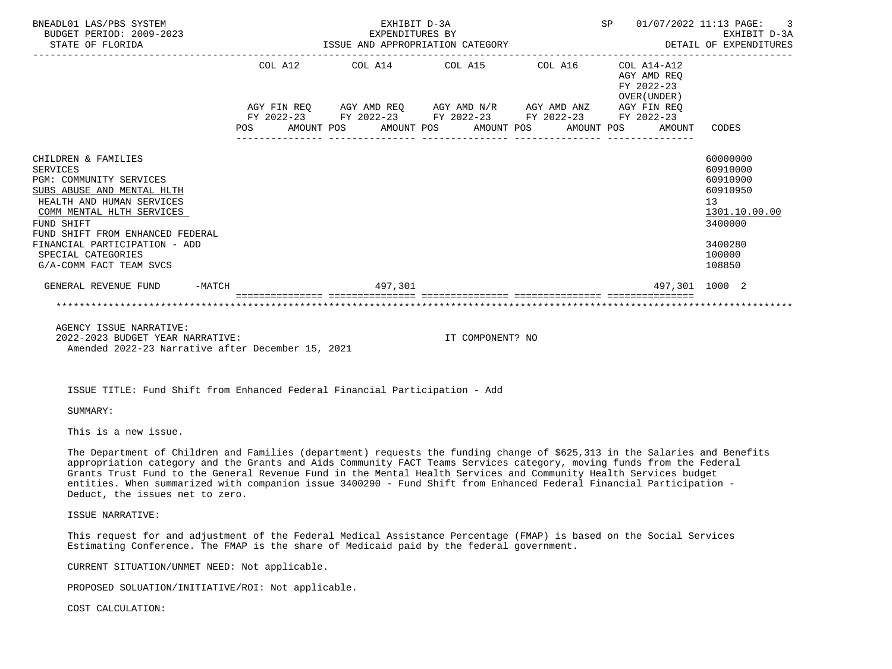| | COL A12 | COL A14 | COL A15 | COL A16 | COL A14-A12 AGY AMD REQ FY 2022-23 OVER(UNDER) | |
|---|---|---|---|---|---|---|
| | AGY FIN REQ FY 2022-23 | AGY AMD REQ FY 2022-23 | AGY AMD N/R FY 2022-23 | AGY AMD ANZ FY 2022-23 | AGY FIN REQ FY 2022-23 | |
| | POS AMOUNT | POS AMOUNT | POS AMOUNT | POS AMOUNT | POS AMOUNT | CODES |
| CHILDREN & FAMILIES | | | | | | 60000000 |
| SERVICES | | | | | | 60910000 |
| PGM: COMMUNITY SERVICES | | | | | | 60910900 |
| SUBS ABUSE AND MENTAL HLTH | | | | | | 60910950 |
| HEALTH AND HUMAN SERVICES | | | | | | 13 |
| COMM MENTAL HLTH SERVICES | | | | | | 1301.10.00.00 |
| FUND SHIFT | | | | | | 3400000 |
| FUND SHIFT FROM ENHANCED FEDERAL FINANCIAL PARTICIPATION - ADD | | | | | | 3400280 |
| SPECIAL CATEGORIES | | | | | | 100000 |
| G/A-COMM FACT TEAM SVCS | | | | | | 108850 |
| GENERAL REVENUE FUND -MATCH | | 497,301 | | | 497,301 | 1000 2 |

AGENCY ISSUE NARRATIVE:
2022-2023 BUDGET YEAR NARRATIVE: IT COMPONENT? NO
Amended 2022-23 Narrative after December 15, 2021

ISSUE TITLE: Fund Shift from Enhanced Federal Financial Participation - Add

SUMMARY:

This is a new issue.

The Department of Children and Families (department) requests the funding change of $625,313 in the Salaries and Benefits appropriation category and the Grants and Aids Community FACT Teams Services category, moving funds from the Federal Grants Trust Fund to the General Revenue Fund in the Mental Health Services and Community Health Services budget entities. When summarized with companion issue 3400290 - Fund Shift from Enhanced Federal Financial Participation - Deduct, the issues net to zero.

ISSUE NARRATIVE:

This request for and adjustment of the Federal Medical Assistance Percentage (FMAP) is based on the Social Services Estimating Conference. The FMAP is the share of Medicaid paid by the federal government.

CURRENT SITUATION/UNMET NEED: Not applicable.

PROPOSED SOLUATION/INITIATIVE/ROI: Not applicable.

COST CALCULATION: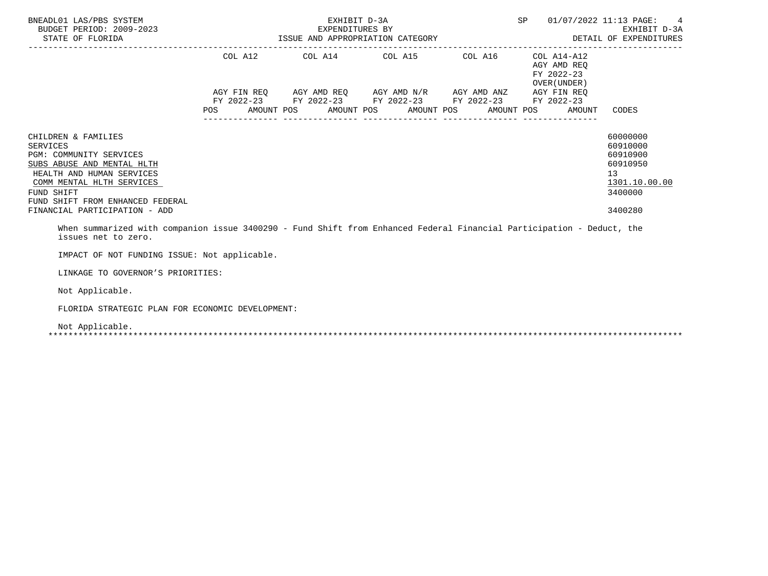| | COL A12 | COL A14 | COL A15 | COL A16 | COL A14-A12 AGY AMD REQ FY 2022-23 OVER(UNDER) | |
|---|---|---|---|---|---|---|
| | AGY FIN REQ FY 2022-23 | AGY AMD REQ FY 2022-23 | AGY AMD N/R FY 2022-23 | AGY AMD ANZ FY 2022-23 | AGY FIN REQ FY 2022-23 | |
| | POS AMOUNT | POS AMOUNT | POS AMOUNT | POS AMOUNT | POS AMOUNT | CODES |
| CHILDREN & FAMILIES | | | | | | 60000000 |
| SERVICES | | | | | | 60910000 |
| PGM: COMMUNITY SERVICES | | | | | | 60910900 |
| SUBS ABUSE AND MENTAL HLTH | | | | | | 60910950 |
| HEALTH AND HUMAN SERVICES | | | | | | 13 |
| COMM MENTAL HLTH SERVICES | | | | | | 1301.10.00.00 |
| FUND SHIFT | | | | | | 3400000 |
| FUND SHIFT FROM ENHANCED FEDERAL FINANCIAL PARTICIPATION - ADD | | | | | | 3400280 |

When summarized with companion issue 3400290 - Fund Shift from Enhanced Federal Financial Participation - Deduct, the issues net to zero.

IMPACT OF NOT FUNDING ISSUE: Not applicable.

LINKAGE TO GOVERNOR'S PRIORITIES:

Not Applicable.

FLORIDA STRATEGIC PLAN FOR ECONOMIC DEVELOPMENT:

Not Applicable.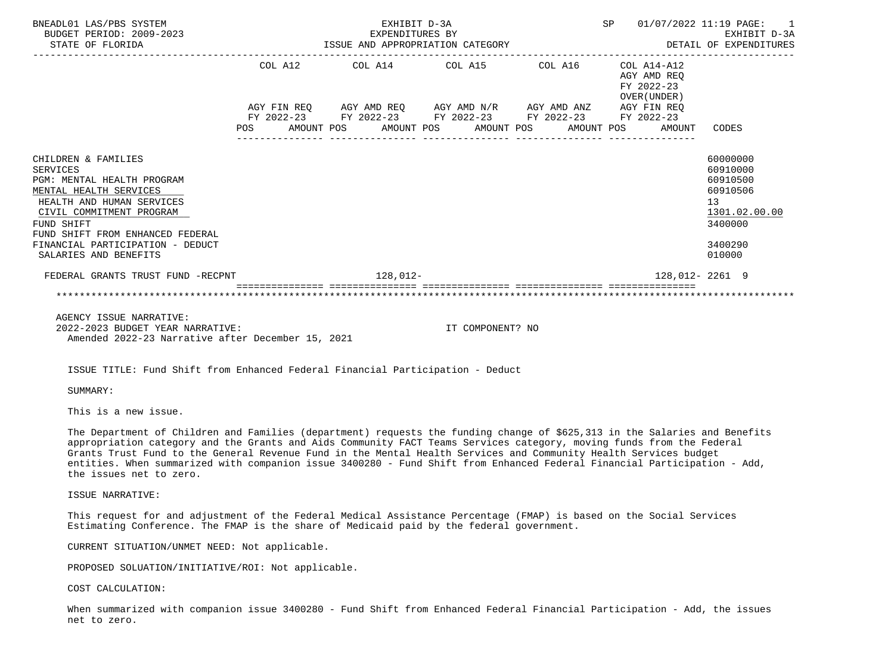BNEADL01 LAS/PBS SYSTEM — EXHIBIT D-3A — EXPENDITURES BY ISSUE AND APPROPRIATION CATEGORY — SP 01/07/2022 11:19 PAGE: 1
BUDGET PERIOD: 2009-2023 — EXHIBIT D-3A
STATE OF FLORIDA — DETAIL OF EXPENDITURES

| | COL A12 AGY FIN REQ FY 2022-23 POS AMOUNT | COL A14 AGY AMD REQ FY 2022-23 POS AMOUNT | COL A15 AGY AMD N/R FY 2022-23 POS AMOUNT | COL A16 AGY AMD ANZ FY 2022-23 POS AMOUNT | COL A14-A12 AGY AMD REQ FY 2022-23 OVER(UNDER) AGY FIN REQ FY 2022-23 POS AMOUNT | CODES |
|---|---|---|---|---|---|---|
| CHILDREN & FAMILIES | | | | | | 60000000 |
| SERVICES | | | | | | 60910000 |
| PGM: MENTAL HEALTH PROGRAM | | | | | | 60910500 |
| MENTAL HEALTH SERVICES | | | | | | 60910506 |
| HEALTH AND HUMAN SERVICES | | | | | | 13 |
| CIVIL COMMITMENT PROGRAM | | | | | | 1301.02.00.00 |
| FUND SHIFT | | | | | | 3400000 |
| FUND SHIFT FROM ENHANCED FEDERAL FINANCIAL PARTICIPATION - DEDUCT | | | | | | 3400290 |
| SALARIES AND BENEFITS | | | | | | 010000 |
| FEDERAL GRANTS TRUST FUND -RECPNT | | 128,012- | | | 128,012- | 2261 9 |

AGENCY ISSUE NARRATIVE:
2022-2023 BUDGET YEAR NARRATIVE: IT COMPONENT? NO
Amended 2022-23 Narrative after December 15, 2021

ISSUE TITLE: Fund Shift from Enhanced Federal Financial Participation - Deduct

SUMMARY:

This is a new issue.

The Department of Children and Families (department) requests the funding change of $625,313 in the Salaries and Benefits appropriation category and the Grants and Aids Community FACT Teams Services category, moving funds from the Federal Grants Trust Fund to the General Revenue Fund in the Mental Health Services and Community Health Services budget entities. When summarized with companion issue 3400280 - Fund Shift from Enhanced Federal Financial Participation - Add, the issues net to zero.

ISSUE NARRATIVE:

This request for and adjustment of the Federal Medical Assistance Percentage (FMAP) is based on the Social Services Estimating Conference. The FMAP is the share of Medicaid paid by the federal government.

CURRENT SITUATION/UNMET NEED: Not applicable.

PROPOSED SOLUATION/INITIATIVE/ROI: Not applicable.

COST CALCULATION:

When summarized with companion issue 3400280 - Fund Shift from Enhanced Federal Financial Participation - Add, the issues net to zero.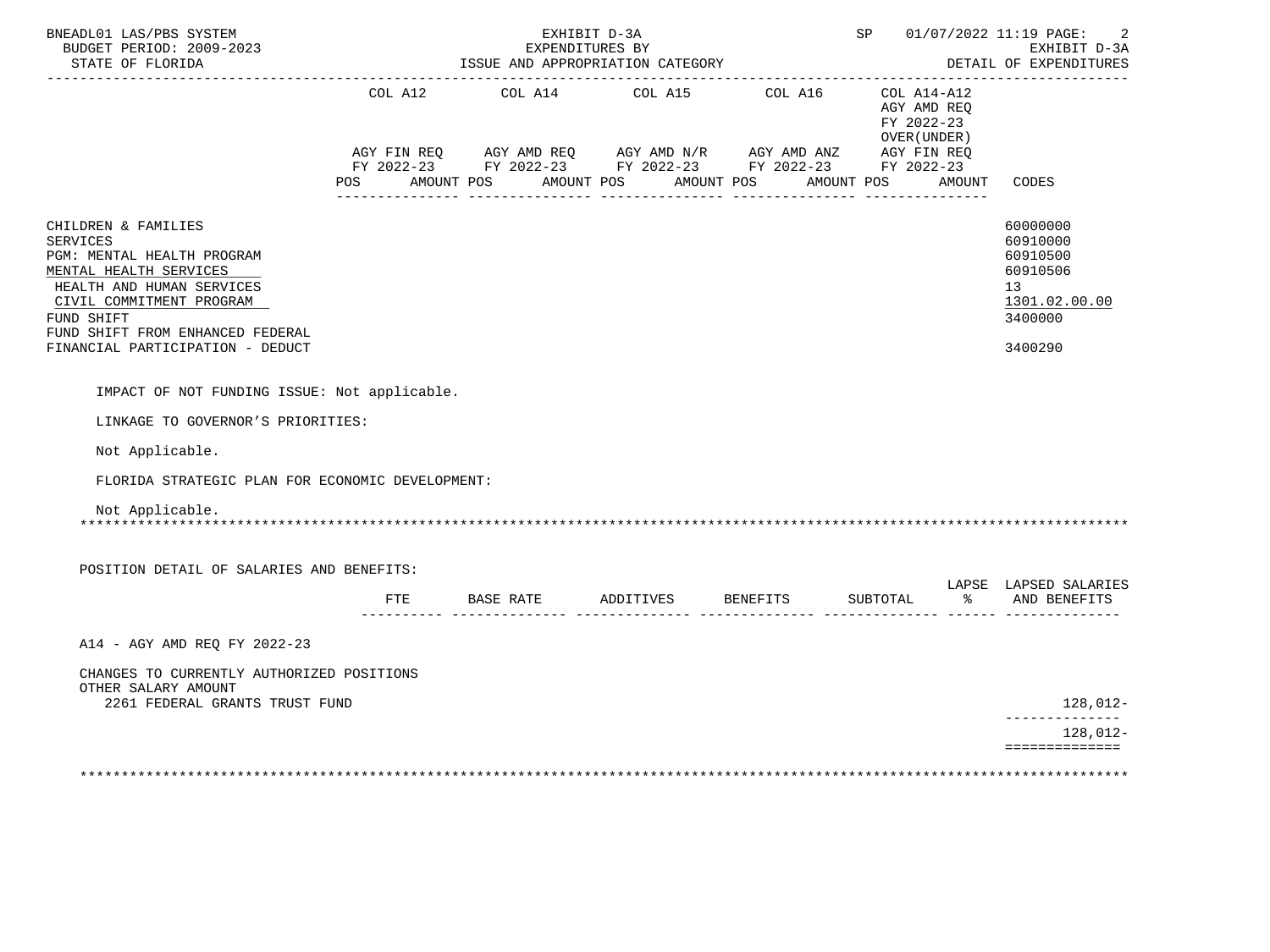| | COL A12 AGY FIN REQ FY 2022-23 POS AMOUNT | COL A14 AGY AMD REQ FY 2022-23 POS AMOUNT | COL A15 AGY AMD N/R FY 2022-23 POS AMOUNT | COL A16 AGY AMD ANZ FY 2022-23 POS AMOUNT | COL A14-A12 AGY AMD REQ FY 2022-23 OVER(UNDER) AGY FIN REQ FY 2022-23 POS AMOUNT | CODES |
|---|---|---|---|---|---|---|
| CHILDREN & FAMILIES | | | | | | 60000000 |
| SERVICES | | | | | | 60910000 |
| PGM: MENTAL HEALTH PROGRAM | | | | | | 60910500 |
| MENTAL HEALTH SERVICES | | | | | | 60910506 |
| HEALTH AND HUMAN SERVICES | | | | | | 13 |
| CIVIL COMMITMENT PROGRAM | | | | | | 1301.02.00.00 |
| FUND SHIFT | | | | | | 3400000 |
| FUND SHIFT FROM ENHANCED FEDERAL FINANCIAL PARTICIPATION - DEDUCT | | | | | | 3400290 |

IMPACT OF NOT FUNDING ISSUE: Not applicable.

LINKAGE TO GOVERNOR'S PRIORITIES:

Not Applicable.

FLORIDA STRATEGIC PLAN FOR ECONOMIC DEVELOPMENT:

Not Applicable.

POSITION DETAIL OF SALARIES AND BENEFITS:

| | FTE | BASE RATE | ADDITIVES | BENEFITS | SUBTOTAL | LAPSE % | LAPSED SALARIES AND BENEFITS |
|---|---|---|---|---|---|---|---|
| A14 - AGY AMD REQ FY 2022-23 | | | | | | | |
| CHANGES TO CURRENTLY AUTHORIZED POSITIONS | | | | | | | |
| OTHER SALARY AMOUNT | | | | | | | |
| 2261 FEDERAL GRANTS TRUST FUND | | | | | | | 128,012- |
| | | | | | | | 128,012- |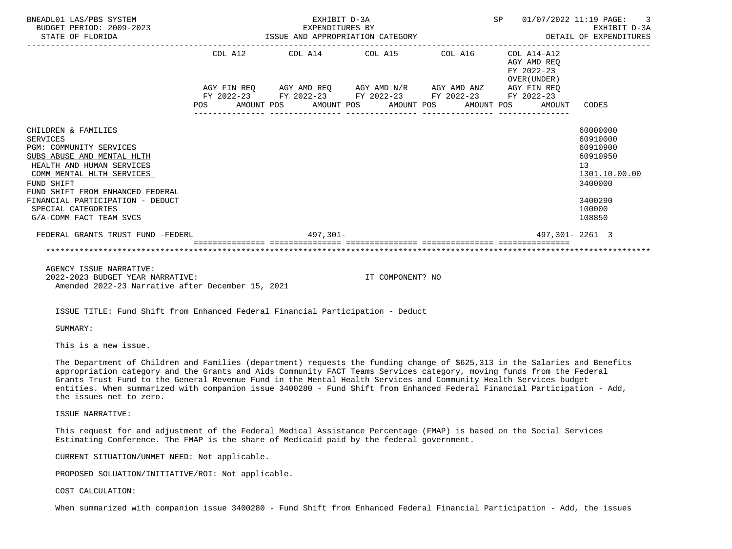BNEADL01 LAS/PBS SYSTEM — EXHIBIT D-3A — EXPENDITURES BY ISSUE AND APPROPRIATION CATEGORY — BUDGET PERIOD: 2009-2023 — STATE OF FLORIDA — SP 01/07/2022 11:19 — EXHIBIT D-3A DETAIL OF EXPENDITURES

| | COL A12 AGY FIN REQ FY 2022-23 POS AMOUNT | COL A14 AGY AMD REQ FY 2022-23 POS AMOUNT | COL A15 AGY AMD N/R FY 2022-23 POS AMOUNT | COL A16 AGY AMD ANZ FY 2022-23 POS AMOUNT | COL A14-A12 AGY AMD REQ FY 2022-23 OVER(UNDER) AGY FIN REQ FY 2022-23 POS AMOUNT | CODES |
|---|---|---|---|---|---|---|
| CHILDREN & FAMILIES | | | | | | 60000000 |
| SERVICES | | | | | | 60910000 |
| PGM: COMMUNITY SERVICES | | | | | | 60910900 |
| SUBS ABUSE AND MENTAL HLTH | | | | | | 60910950 |
| HEALTH AND HUMAN SERVICES | | | | | | 13 |
| COMM MENTAL HLTH SERVICES | | | | | | 1301.10.00.00 |
| FUND SHIFT | | | | | | 3400000 |
| FUND SHIFT FROM ENHANCED FEDERAL FINANCIAL PARTICIPATION - DEDUCT | | | | | | 3400290 |
| SPECIAL CATEGORIES | | | | | | 100000 |
| G/A-COMM FACT TEAM SVCS | | | | | | 108850 |
| FEDERAL GRANTS TRUST FUND -FEDERL | | 497,301- | | | 497,301- | 2261 3 |

AGENCY ISSUE NARRATIVE:
2022-2023 BUDGET YEAR NARRATIVE: IT COMPONENT? NO
Amended 2022-23 Narrative after December 15, 2021

ISSUE TITLE: Fund Shift from Enhanced Federal Financial Participation - Deduct

SUMMARY:

This is a new issue.

The Department of Children and Families (department) requests the funding change of $625,313 in the Salaries and Benefits appropriation category and the Grants and Aids Community FACT Teams Services category, moving funds from the Federal Grants Trust Fund to the General Revenue Fund in the Mental Health Services and Community Health Services budget entities. When summarized with companion issue 3400280 - Fund Shift from Enhanced Federal Financial Participation - Add, the issues net to zero.

ISSUE NARRATIVE:

This request for and adjustment of the Federal Medical Assistance Percentage (FMAP) is based on the Social Services Estimating Conference. The FMAP is the share of Medicaid paid by the federal government.

CURRENT SITUATION/UNMET NEED: Not applicable.

PROPOSED SOLUATION/INITIATIVE/ROI: Not applicable.

COST CALCULATION:

When summarized with companion issue 3400280 - Fund Shift from Enhanced Federal Financial Participation - Add, the issues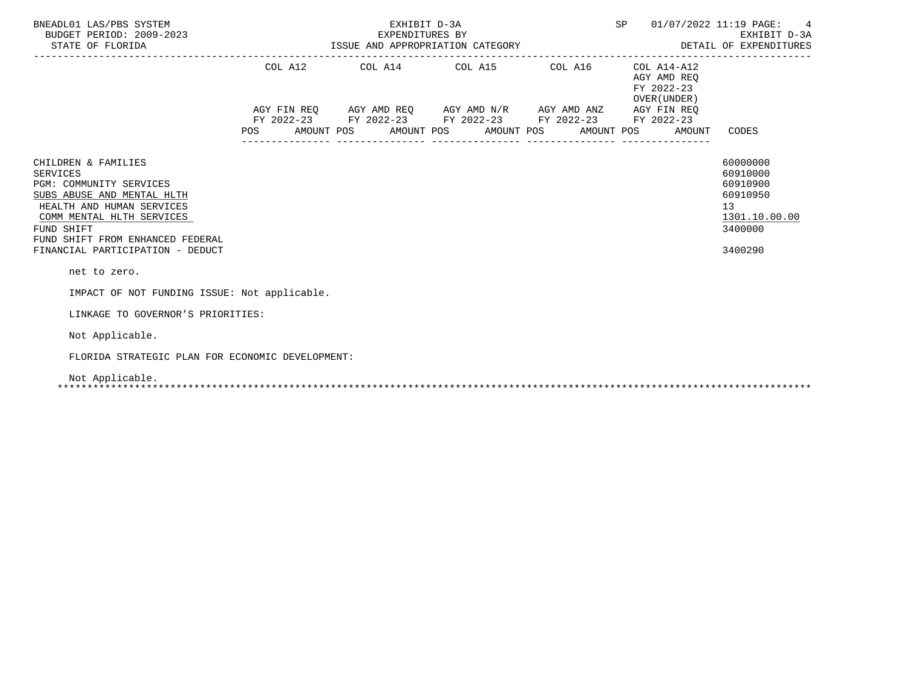| | COL A12 | COL A14 | COL A15 | COL A16 | COL A14-A12 AGY AMD REQ FY 2022-23 OVER(UNDER) | |
|---|---|---|---|---|---|---|
| | AGY FIN REQ FY 2022-23 | AGY AMD REQ FY 2022-23 | AGY AMD N/R FY 2022-23 | AGY AMD ANZ FY 2022-23 | AGY FIN REQ FY 2022-23 | |
| | POS AMOUNT | POS AMOUNT | POS AMOUNT | POS AMOUNT | POS AMOUNT | CODES |
| CHILDREN & FAMILIES | | | | | | 60000000 |
| SERVICES | | | | | | 60910000 |
| PGM: COMMUNITY SERVICES | | | | | | 60910900 |
| SUBS ABUSE AND MENTAL HLTH | | | | | | 60910950 |
| HEALTH AND HUMAN SERVICES | | | | | | 13 |
| COMM MENTAL HLTH SERVICES | | | | | | 1301.10.00.00 |
| FUND SHIFT | | | | | | 3400000 |
| FUND SHIFT FROM ENHANCED FEDERAL FINANCIAL PARTICIPATION - DEDUCT | | | | | | 3400290 |

net to zero.

IMPACT OF NOT FUNDING ISSUE: Not applicable.

LINKAGE TO GOVERNOR'S PRIORITIES:

Not Applicable.

FLORIDA STRATEGIC PLAN FOR ECONOMIC DEVELOPMENT:

Not Applicable.

*******************************************************************************************************************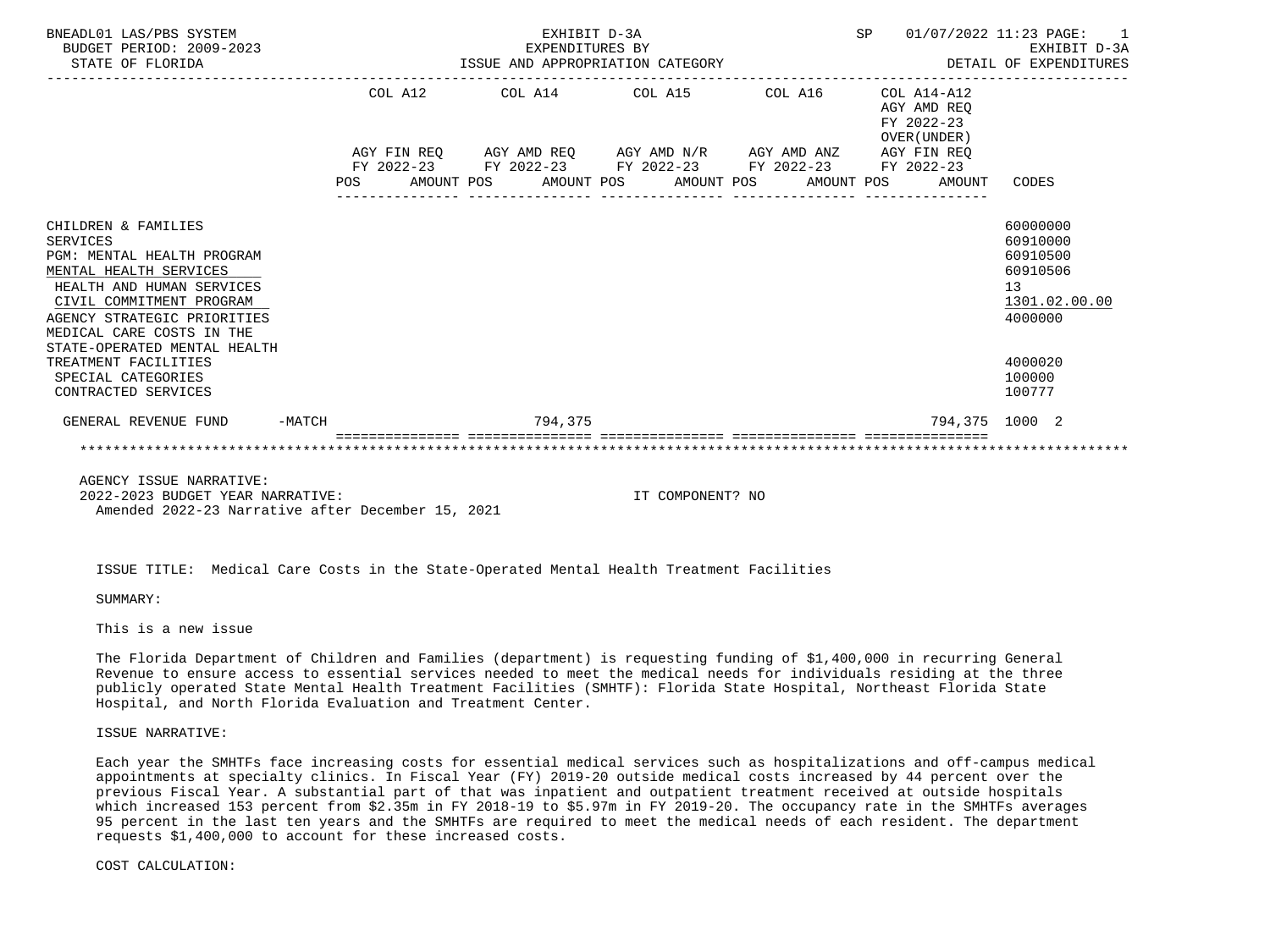BNEADL01 LAS/PBS SYSTEM — EXHIBIT D-3A — EXPENDITURES BY ISSUE AND APPROPRIATION CATEGORY — SP 01/07/2022 11:23 PAGE: 1
BUDGET PERIOD: 2009-2023 — EXHIBIT D-3A
STATE OF FLORIDA — DETAIL OF EXPENDITURES

| | COL A12 AGY FIN REQ FY 2022-23 POS AMOUNT | COL A14 AGY AMD REQ FY 2022-23 POS AMOUNT | COL A15 AGY AMD N/R FY 2022-23 POS AMOUNT | COL A16 AGY AMD ANZ FY 2022-23 POS AMOUNT | COL A14-A12 AGY AMD REQ FY 2022-23 OVER(UNDER) AGY FIN REQ FY 2022-23 POS AMOUNT | CODES |
|---|---|---|---|---|---|---|
| CHILDREN & FAMILIES | | | | | | 60000000 |
| SERVICES | | | | | | 60910000 |
| PGM: MENTAL HEALTH PROGRAM | | | | | | 60910500 |
| MENTAL HEALTH SERVICES | | | | | | 60910506 |
| HEALTH AND HUMAN SERVICES | | | | | | 13 |
| CIVIL COMMITMENT PROGRAM | | | | | | 1301.02.00.00 |
| AGENCY STRATEGIC PRIORITIES | | | | | | 4000000 |
| MEDICAL CARE COSTS IN THE STATE-OPERATED MENTAL HEALTH TREATMENT FACILITIES | | | | | | 4000020 |
| SPECIAL CATEGORIES | | | | | | 100000 |
| CONTRACTED SERVICES | | | | | | 100777 |
| GENERAL REVENUE FUND -MATCH | | 794,375 | | | 794,375 | 1000 2 |

AGENCY ISSUE NARRATIVE:
2022-2023 BUDGET YEAR NARRATIVE: IT COMPONENT? NO
Amended 2022-23 Narrative after December 15, 2021

ISSUE TITLE: Medical Care Costs in the State-Operated Mental Health Treatment Facilities

SUMMARY:

This is a new issue

The Florida Department of Children and Families (department) is requesting funding of $1,400,000 in recurring General Revenue to ensure access to essential services needed to meet the medical needs for individuals residing at the three publicly operated State Mental Health Treatment Facilities (SMHTF): Florida State Hospital, Northeast Florida State Hospital, and North Florida Evaluation and Treatment Center.

ISSUE NARRATIVE:

Each year the SMHTFs face increasing costs for essential medical services such as hospitalizations and off-campus medical appointments at specialty clinics. In Fiscal Year (FY) 2019-20 outside medical costs increased by 44 percent over the previous Fiscal Year. A substantial part of that was inpatient and outpatient treatment received at outside hospitals which increased 153 percent from $2.35m in FY 2018-19 to $5.97m in FY 2019-20. The occupancy rate in the SMHTFs averages 95 percent in the last ten years and the SMHTFs are required to meet the medical needs of each resident. The department requests $1,400,000 to account for these increased costs.

COST CALCULATION: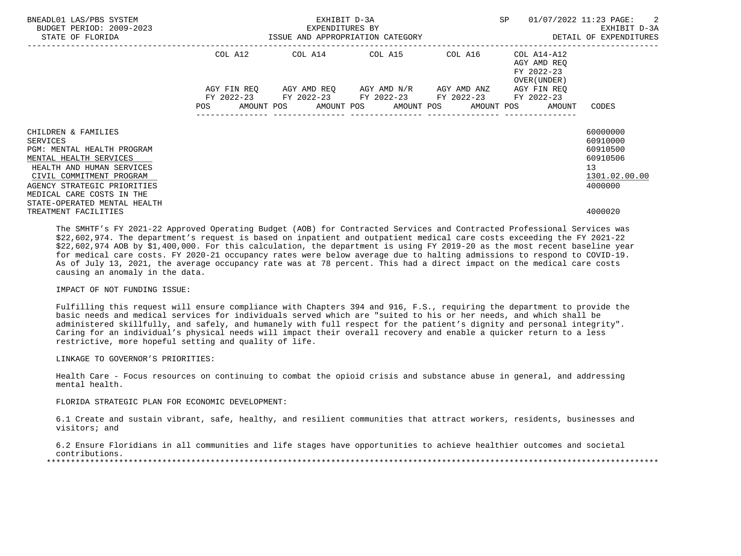| | COL A12 | COL A14 | COL A15 | COL A16 | COL A14-A12 AGY AMD REQ FY 2022-23 OVER(UNDER) | |
|---|---|---|---|---|---|---|
| | AGY FIN REQ FY 2022-23 | AGY AMD REQ FY 2022-23 | AGY AMD N/R FY 2022-23 | AGY AMD ANZ FY 2022-23 | AGY FIN REQ FY 2022-23 | |
| | POS AMOUNT | POS AMOUNT | POS AMOUNT | POS AMOUNT | POS AMOUNT | CODES |
| CHILDREN & FAMILIES | | | | | | 60000000 |
| SERVICES | | | | | | 60910000 |
| PGM: MENTAL HEALTH PROGRAM | | | | | | 60910500 |
| MENTAL HEALTH SERVICES | | | | | | 60910506 |
| HEALTH AND HUMAN SERVICES | | | | | | 13 |
| CIVIL COMMITMENT PROGRAM | | | | | | 1301.02.00.00 |
| AGENCY STRATEGIC PRIORITIES | | | | | | 4000000 |
| MEDICAL CARE COSTS IN THE STATE-OPERATED MENTAL HEALTH TREATMENT FACILITIES | | | | | | 4000020 |

The SMHTF's FY 2021-22 Approved Operating Budget (AOB) for Contracted Services and Contracted Professional Services was $22,602,974. The department's request is based on inpatient and outpatient medical care costs exceeding the FY 2021-22 $22,602,974 AOB by $1,400,000. For this calculation, the department is using FY 2019-20 as the most recent baseline year for medical care costs. FY 2020-21 occupancy rates were below average due to halting admissions to respond to COVID-19. As of July 13, 2021, the average occupancy rate was at 78 percent. This had a direct impact on the medical care costs causing an anomaly in the data.

IMPACT OF NOT FUNDING ISSUE:

Fulfilling this request will ensure compliance with Chapters 394 and 916, F.S., requiring the department to provide the basic needs and medical services for individuals served which are "suited to his or her needs, and which shall be administered skillfully, and safely, and humanely with full respect for the patient's dignity and personal integrity". Caring for an individual's physical needs will impact their overall recovery and enable a quicker return to a less restrictive, more hopeful setting and quality of life.

LINKAGE TO GOVERNOR'S PRIORITIES:

Health Care - Focus resources on continuing to combat the opioid crisis and substance abuse in general, and addressing mental health.

FLORIDA STRATEGIC PLAN FOR ECONOMIC DEVELOPMENT:

6.1 Create and sustain vibrant, safe, healthy, and resilient communities that attract workers, residents, businesses and visitors; and

6.2 Ensure Floridians in all communities and life stages have opportunities to achieve healthier outcomes and societal contributions.

*******************************************************************************************************************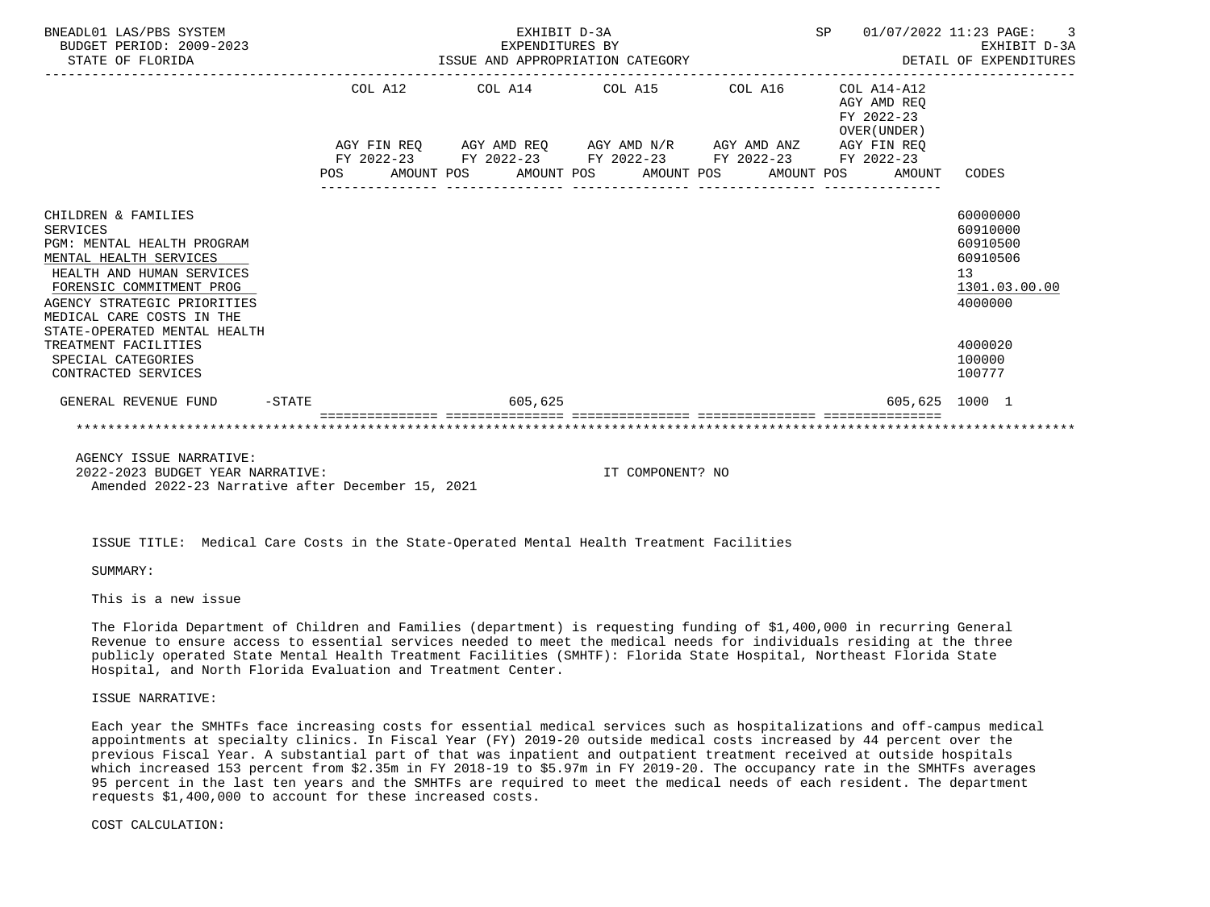| | COL A12 | COL A14 | COL A15 | COL A16 | COL A14-A12 | |
|---|---|---|---|---|---|---|
| | | | | | AGY AMD REQ FY 2022-23 OVER(UNDER) | |
| | AGY FIN REQ FY 2022-23 | AGY AMD REQ FY 2022-23 | AGY AMD N/R FY 2022-23 | AGY AMD ANZ FY 2022-23 | AGY FIN REQ FY 2022-23 | |
| | POS AMOUNT | POS AMOUNT | POS AMOUNT | POS AMOUNT | POS AMOUNT | CODES |
| CHILDREN & FAMILIES | | | | | | 60000000 |
| SERVICES | | | | | | 60910000 |
| PGM: MENTAL HEALTH PROGRAM | | | | | | 60910500 |
| MENTAL HEALTH SERVICES | | | | | | 60910506 |
| HEALTH AND HUMAN SERVICES | | | | | | 13 |
| FORENSIC COMMITMENT PROG | | | | | | 1301.03.00.00 |
| AGENCY STRATEGIC PRIORITIES | | | | | | 4000000 |
| MEDICAL CARE COSTS IN THE STATE-OPERATED MENTAL HEALTH TREATMENT FACILITIES | | | | | | 4000020 |
| SPECIAL CATEGORIES | | | | | | 100000 |
| CONTRACTED SERVICES | | | | | | 100777 |
| GENERAL REVENUE FUND -STATE | | 605,625 | | | 605,625 | 1000 1 |

AGENCY ISSUE NARRATIVE:
2022-2023 BUDGET YEAR NARRATIVE: IT COMPONENT? NO
Amended 2022-23 Narrative after December 15, 2021

ISSUE TITLE: Medical Care Costs in the State-Operated Mental Health Treatment Facilities

SUMMARY:

This is a new issue

The Florida Department of Children and Families (department) is requesting funding of $1,400,000 in recurring General Revenue to ensure access to essential services needed to meet the medical needs for individuals residing at the three publicly operated State Mental Health Treatment Facilities (SMHTF): Florida State Hospital, Northeast Florida State Hospital, and North Florida Evaluation and Treatment Center.

ISSUE NARRATIVE:

Each year the SMHTFs face increasing costs for essential medical services such as hospitalizations and off-campus medical appointments at specialty clinics. In Fiscal Year (FY) 2019-20 outside medical costs increased by 44 percent over the previous Fiscal Year. A substantial part of that was inpatient and outpatient treatment received at outside hospitals which increased 153 percent from $2.35m in FY 2018-19 to $5.97m in FY 2019-20. The occupancy rate in the SMHTFs averages 95 percent in the last ten years and the SMHTFs are required to meet the medical needs of each resident. The department requests $1,400,000 to account for these increased costs.

COST CALCULATION: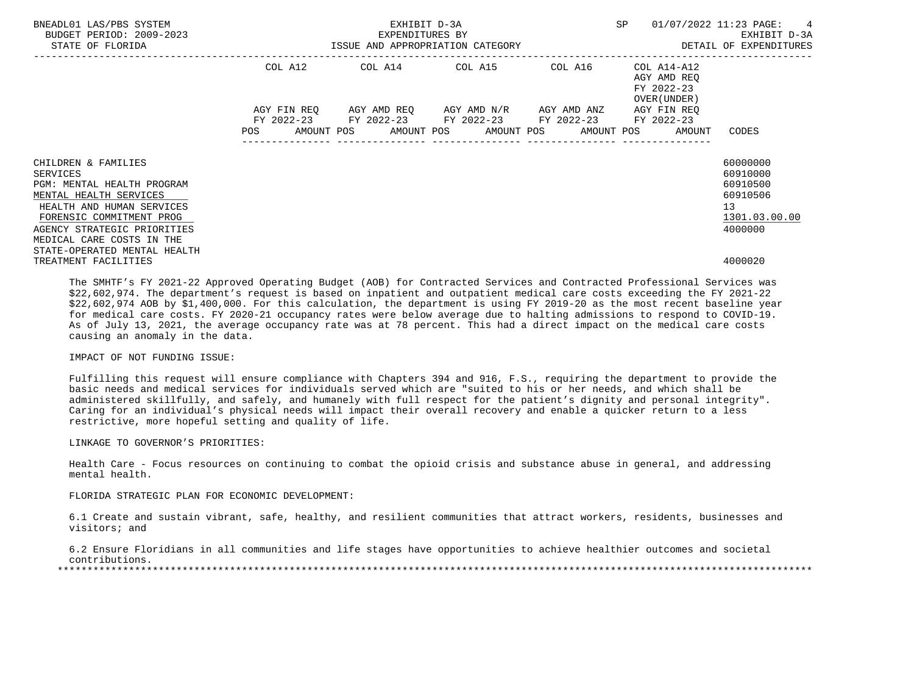BNEADL01 LAS/PBS SYSTEM | EXHIBIT D-3A | SP 01/07/2022 11:23

BUDGET PERIOD: 2009-2023 | EXPENDITURES BY | EXHIBIT D-3A

STATE OF FLORIDA | ISSUE AND APPROPRIATION CATEGORY | DETAIL OF EXPENDITURES

| | COL A12 AGY FIN REQ FY 2022-23 POS AMOUNT | COL A14 AGY AMD REQ FY 2022-23 POS AMOUNT | COL A15 AGY AMD N/R FY 2022-23 POS AMOUNT | COL A16 AGY AMD ANZ FY 2022-23 POS AMOUNT | COL A14-A12 AGY AMD REQ FY 2022-23 OVER(UNDER) AGY FIN REQ FY 2022-23 POS AMOUNT | CODES |
|---|---|---|---|---|---|---|
| CHILDREN & FAMILIES | | | | | | 60000000 |
| SERVICES | | | | | | 60910000 |
| PGM: MENTAL HEALTH PROGRAM | | | | | | 60910500 |
| MENTAL HEALTH SERVICES | | | | | | 60910506 |
| HEALTH AND HUMAN SERVICES | | | | | | 13 |
| FORENSIC COMMITMENT PROG | | | | | | 1301.03.00.00 |
| AGENCY STRATEGIC PRIORITIES | | | | | | 4000000 |
| MEDICAL CARE COSTS IN THE STATE-OPERATED MENTAL HEALTH TREATMENT FACILITIES | | | | | | 4000020 |

The SMHTF's FY 2021-22 Approved Operating Budget (AOB) for Contracted Services and Contracted Professional Services was $22,602,974. The department's request is based on inpatient and outpatient medical care costs exceeding the FY 2021-22 $22,602,974 AOB by $1,400,000. For this calculation, the department is using FY 2019-20 as the most recent baseline year for medical care costs. FY 2020-21 occupancy rates were below average due to halting admissions to respond to COVID-19. As of July 13, 2021, the average occupancy rate was at 78 percent. This had a direct impact on the medical care costs causing an anomaly in the data.

IMPACT OF NOT FUNDING ISSUE:

Fulfilling this request will ensure compliance with Chapters 394 and 916, F.S., requiring the department to provide the basic needs and medical services for individuals served which are "suited to his or her needs, and which shall be administered skillfully, and safely, and humanely with full respect for the patient's dignity and personal integrity". Caring for an individual's physical needs will impact their overall recovery and enable a quicker return to a less restrictive, more hopeful setting and quality of life.

LINKAGE TO GOVERNOR'S PRIORITIES:

Health Care - Focus resources on continuing to combat the opioid crisis and substance abuse in general, and addressing mental health.

FLORIDA STRATEGIC PLAN FOR ECONOMIC DEVELOPMENT:

6.1 Create and sustain vibrant, safe, healthy, and resilient communities that attract workers, residents, businesses and visitors; and

6.2 Ensure Floridians in all communities and life stages have opportunities to achieve healthier outcomes and societal contributions.

*******************************************************************************************************************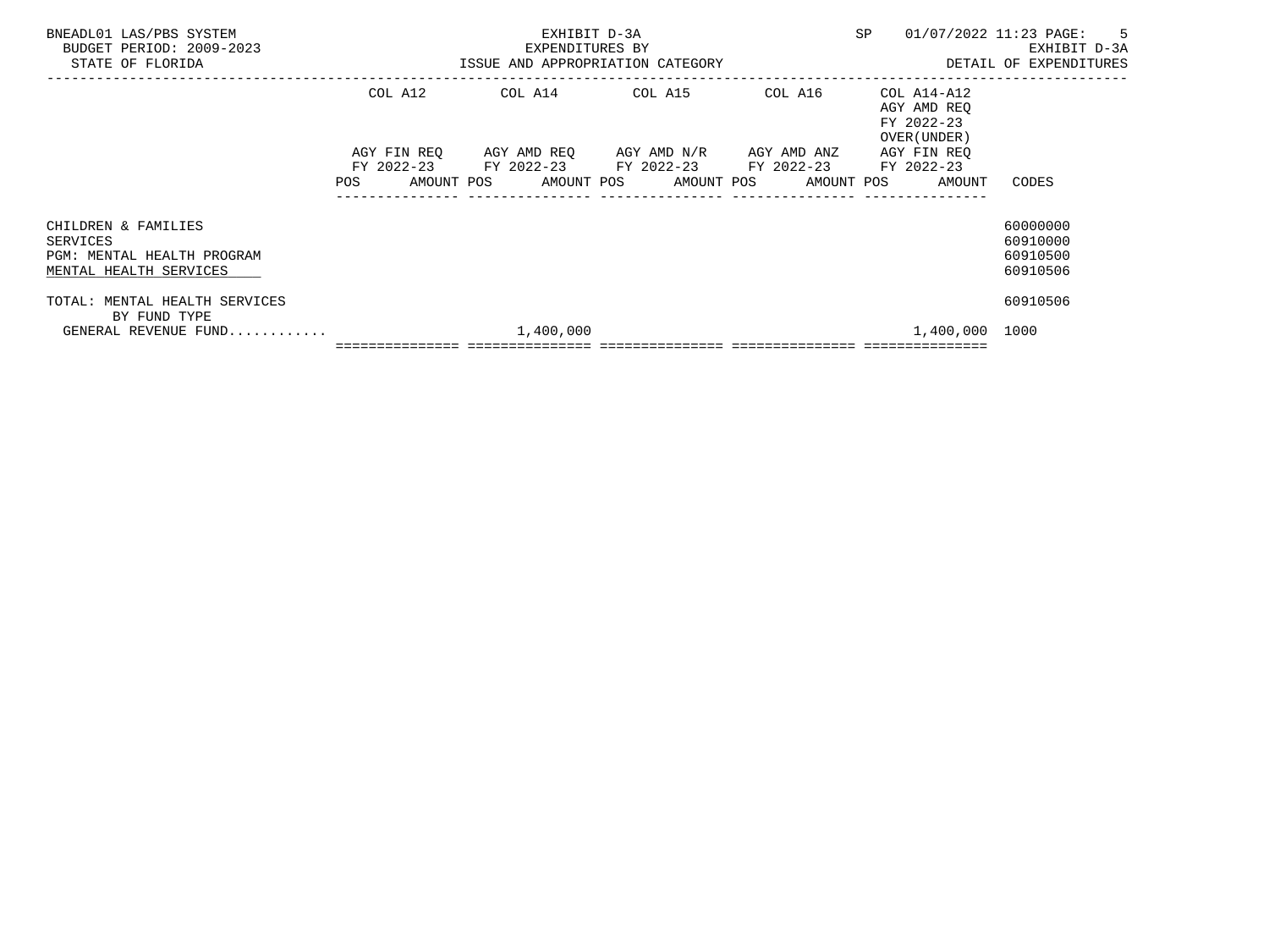BNEADL01 LAS/PBS SYSTEM
BUDGET PERIOD: 2009-2023
STATE OF FLORIDA

EXHIBIT D-3A
EXPENDITURES BY
ISSUE AND APPROPRIATION CATEGORY

SP 01/07/2022 11:23
EXHIBIT D-3A
DETAIL OF EXPENDITURES

| | COL A12 AGY FIN REQ FY 2022-23 POS AMOUNT | COL A14 AGY AMD REQ FY 2022-23 POS AMOUNT | COL A15 AGY AMD N/R FY 2022-23 POS AMOUNT | COL A16 AGY AMD ANZ FY 2022-23 POS AMOUNT | COL A14-A12 AGY AMD REQ FY 2022-23 OVER(UNDER) AGY FIN REQ FY 2022-23 POS AMOUNT | CODES |
|---|---|---|---|---|---|---|
| CHILDREN & FAMILIES | | | | | | 60000000 |
| SERVICES | | | | | | 60910000 |
| PGM: MENTAL HEALTH PROGRAM | | | | | | 60910500 |
| MENTAL HEALTH SERVICES | | | | | | 60910506 |
| TOTAL: MENTAL HEALTH SERVICES | | | | | | 60910506 |
| BY FUND TYPE | | | | | | |
| GENERAL REVENUE FUND........... | | 1,400,000 | | | 1,400,000 | 1000 |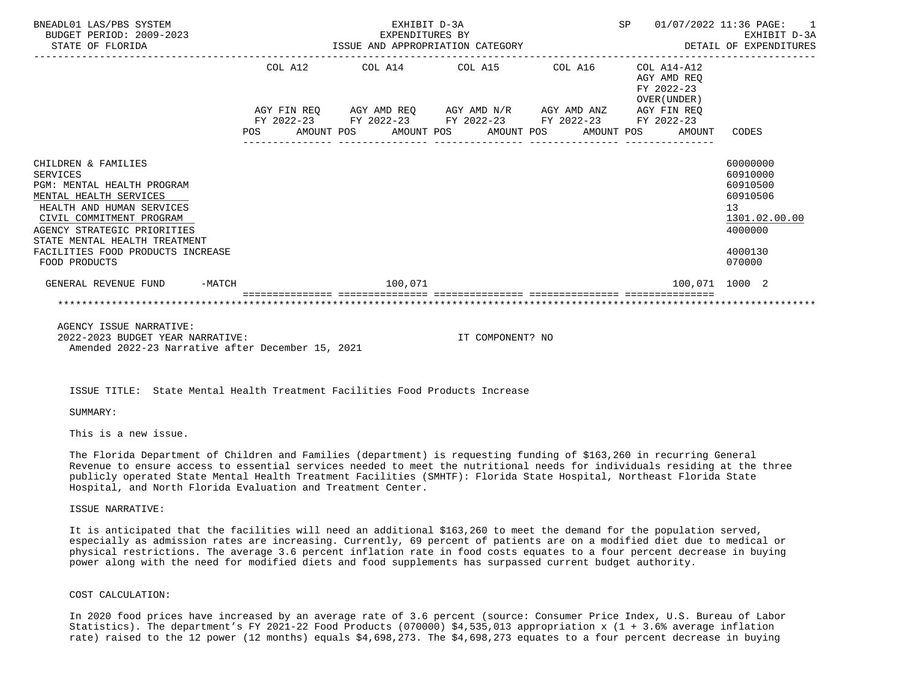| | COL A12 | | COL A14 | | COL A15 | | COL A16 | | COL A14-A12 | |
|---|---|---|---|---|---|---|---|---|---|---|
| | AGY FIN REQ FY 2022-23 | | AGY AMD REQ FY 2022-23 | | AGY AMD N/R FY 2022-23 | | AGY AMD ANZ FY 2022-23 | | AGY AMD REQ FY 2022-23 OVER(UNDER) AGY FIN REQ FY 2022-23 | |
| | POS | AMOUNT | POS | AMOUNT | POS | AMOUNT | POS | AMOUNT | AMOUNT | CODES |
| CHILDREN & FAMILIES | | | | | | | | | | 60000000 |
| SERVICES | | | | | | | | | | 60910000 |
| PGM: MENTAL HEALTH PROGRAM | | | | | | | | | | 60910500 |
| MENTAL HEALTH SERVICES | | | | | | | | | | 60910506 |
| HEALTH AND HUMAN SERVICES | | | | | | | | | | 13 |
| CIVIL COMMITMENT PROGRAM | | | | | | | | | | 1301.02.00.00 |
| AGENCY STRATEGIC PRIORITIES | | | | | | | | | | 4000000 |
| STATE MENTAL HEALTH TREATMENT FACILITIES FOOD PRODUCTS INCREASE | | | | | | | | | | 4000130 |
| FOOD PRODUCTS | | | | | | | | | | 070000 |
| GENERAL REVENUE FUND -MATCH | | | | 100,071 | | | | | 100,071 | 1000 2 |

AGENCY ISSUE NARRATIVE:
2022-2023 BUDGET YEAR NARRATIVE: IT COMPONENT? NO
Amended 2022-23 Narrative after December 15, 2021

ISSUE TITLE: State Mental Health Treatment Facilities Food Products Increase

SUMMARY:

This is a new issue.

The Florida Department of Children and Families (department) is requesting funding of $163,260 in recurring General Revenue to ensure access to essential services needed to meet the nutritional needs for individuals residing at the three publicly operated State Mental Health Treatment Facilities (SMHTF): Florida State Hospital, Northeast Florida State Hospital, and North Florida Evaluation and Treatment Center.

ISSUE NARRATIVE:

It is anticipated that the facilities will need an additional $163,260 to meet the demand for the population served, especially as admission rates are increasing. Currently, 69 percent of patients are on a modified diet due to medical or physical restrictions. The average 3.6 percent inflation rate in food costs equates to a four percent decrease in buying power along with the need for modified diets and food supplements has surpassed current budget authority.

COST CALCULATION:

In 2020 food prices have increased by an average rate of 3.6 percent (source: Consumer Price Index, U.S. Bureau of Labor Statistics). The department's FY 2021-22 Food Products (070000) $4,535,013 appropriation x (1 + 3.6% average inflation rate) raised to the 12 power (12 months) equals $4,698,273. The $4,698,273 equates to a four percent decrease in buying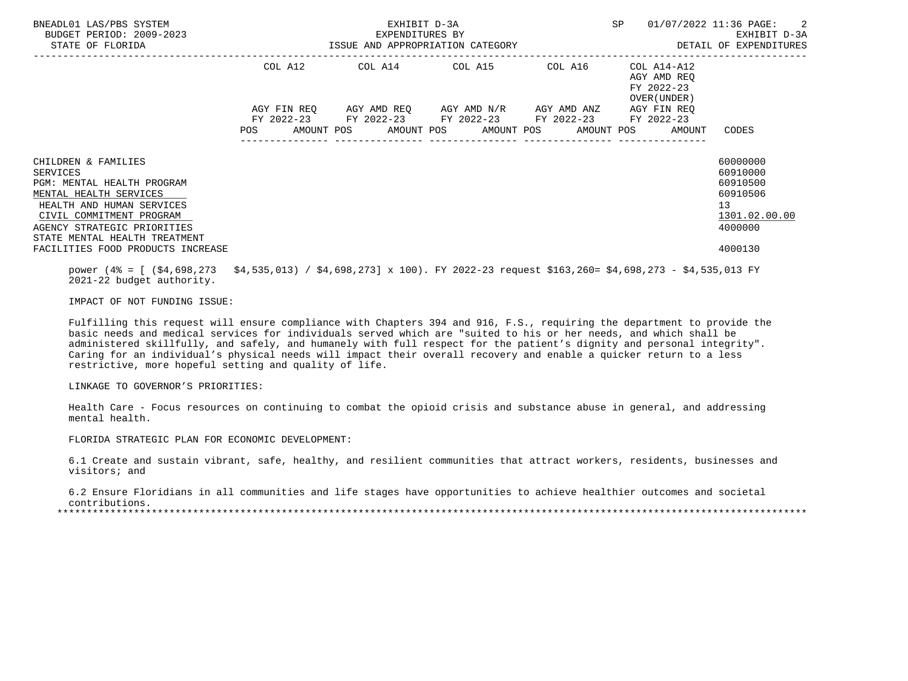BNEADL01 LAS/PBS SYSTEM — EXHIBIT D-3A — EXPENDITURES BY ISSUE AND APPROPRIATION CATEGORY — SP 01/07/2022 11:36 — EXHIBIT D-3A DETAIL OF EXPENDITURES

BUDGET PERIOD: 2009-2023

STATE OF FLORIDA

| | COL A12 AGY FIN REQ FY 2022-23 POS AMOUNT | COL A14 AGY AMD REQ FY 2022-23 POS AMOUNT | COL A15 AGY AMD N/R FY 2022-23 POS AMOUNT | COL A16 AGY AMD ANZ FY 2022-23 POS AMOUNT | COL A14-A12 AGY AMD REQ FY 2022-23 OVER(UNDER) AGY FIN REQ FY 2022-23 POS AMOUNT | CODES |
|---|---|---|---|---|---|---|
| CHILDREN & FAMILIES | | | | | | 60000000 |
| SERVICES | | | | | | 60910000 |
| PGM: MENTAL HEALTH PROGRAM | | | | | | 60910500 |
| MENTAL HEALTH SERVICES | | | | | | 60910506 |
| HEALTH AND HUMAN SERVICES | | | | | | 13 |
| CIVIL COMMITMENT PROGRAM | | | | | | 1301.02.00.00 |
| AGENCY STRATEGIC PRIORITIES | | | | | | 4000000 |
| STATE MENTAL HEALTH TREATMENT FACILITIES FOOD PRODUCTS INCREASE | | | | | | 4000130 |

power (4% = [ ($4,698,273 $4,535,013) / $4,698,273] x 100). FY 2022-23 request $163,260= $4,698,273 - $4,535,013 FY 2021-22 budget authority.

IMPACT OF NOT FUNDING ISSUE:

Fulfilling this request will ensure compliance with Chapters 394 and 916, F.S., requiring the department to provide the basic needs and medical services for individuals served which are "suited to his or her needs, and which shall be administered skillfully, and safely, and humanely with full respect for the patient's dignity and personal integrity". Caring for an individual's physical needs will impact their overall recovery and enable a quicker return to a less restrictive, more hopeful setting and quality of life.

LINKAGE TO GOVERNOR'S PRIORITIES:

Health Care - Focus resources on continuing to combat the opioid crisis and substance abuse in general, and addressing mental health.

FLORIDA STRATEGIC PLAN FOR ECONOMIC DEVELOPMENT:

6.1 Create and sustain vibrant, safe, healthy, and resilient communities that attract workers, residents, businesses and visitors; and

6.2 Ensure Floridians in all communities and life stages have opportunities to achieve healthier outcomes and societal contributions.

*******************************************************************************************************************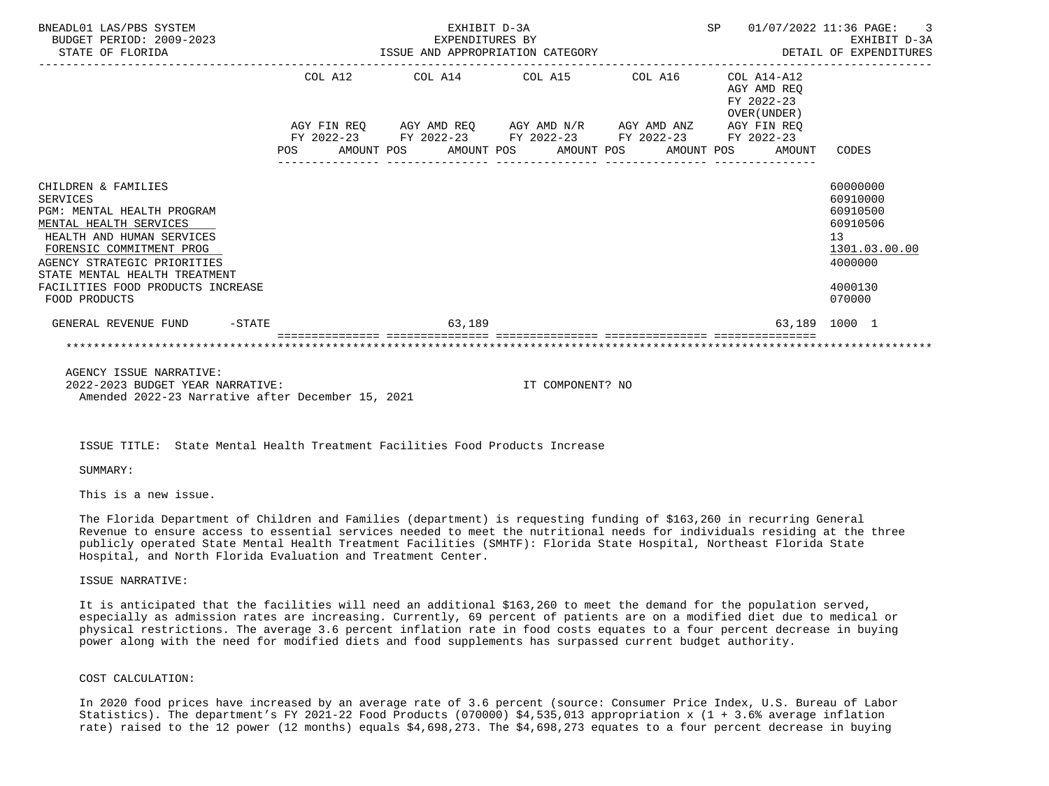EXHIBIT D-3A
EXPENDITURES BY
ISSUE AND APPROPRIATION CATEGORY

EXHIBIT D-3A
DETAIL OF EXPENDITURES

| | COL A12 AGY FIN REQ FY 2022-23 POS AMOUNT | COL A14 AGY AMD REQ FY 2022-23 POS AMOUNT | COL A15 AGY AMD N/R FY 2022-23 POS AMOUNT | COL A16 AGY AMD ANZ FY 2022-23 POS AMOUNT | COL A14-A12 AGY AMD REQ FY 2022-23 OVER(UNDER) AGY FIN REQ FY 2022-23 POS AMOUNT | CODES |
|---|---|---|---|---|---|---|
| CHILDREN & FAMILIES | | | | | | 60000000 |
| SERVICES | | | | | | 60910000 |
| PGM: MENTAL HEALTH PROGRAM | | | | | | 60910500 |
| MENTAL HEALTH SERVICES | | | | | | 60910506 |
| HEALTH AND HUMAN SERVICES | | | | | | 13 |
| FORENSIC COMMITMENT PROG | | | | | | 1301.03.00.00 |
| AGENCY STRATEGIC PRIORITIES | | | | | | 4000000 |
| STATE MENTAL HEALTH TREATMENT FACILITIES FOOD PRODUCTS INCREASE | | | | | | 4000130 |
| FOOD PRODUCTS | | | | | | 070000 |
| GENERAL REVENUE FUND -STATE | | 63,189 | | | 63,189 | 1000 1 |

AGENCY ISSUE NARRATIVE:
2022-2023 BUDGET YEAR NARRATIVE: IT COMPONENT? NO
Amended 2022-23 Narrative after December 15, 2021

ISSUE TITLE: State Mental Health Treatment Facilities Food Products Increase

SUMMARY:

This is a new issue.

The Florida Department of Children and Families (department) is requesting funding of $163,260 in recurring General Revenue to ensure access to essential services needed to meet the nutritional needs for individuals residing at the three publicly operated State Mental Health Treatment Facilities (SMHTF): Florida State Hospital, Northeast Florida State Hospital, and North Florida Evaluation and Treatment Center.

ISSUE NARRATIVE:

It is anticipated that the facilities will need an additional $163,260 to meet the demand for the population served, especially as admission rates are increasing. Currently, 69 percent of patients are on a modified diet due to medical or physical restrictions. The average 3.6 percent inflation rate in food costs equates to a four percent decrease in buying power along with the need for modified diets and food supplements has surpassed current budget authority.

COST CALCULATION:

In 2020 food prices have increased by an average rate of 3.6 percent (source: Consumer Price Index, U.S. Bureau of Labor Statistics). The department's FY 2021-22 Food Products (070000) $4,535,013 appropriation x (1 + 3.6% average inflation rate) raised to the 12 power (12 months) equals $4,698,273. The $4,698,273 equates to a four percent decrease in buying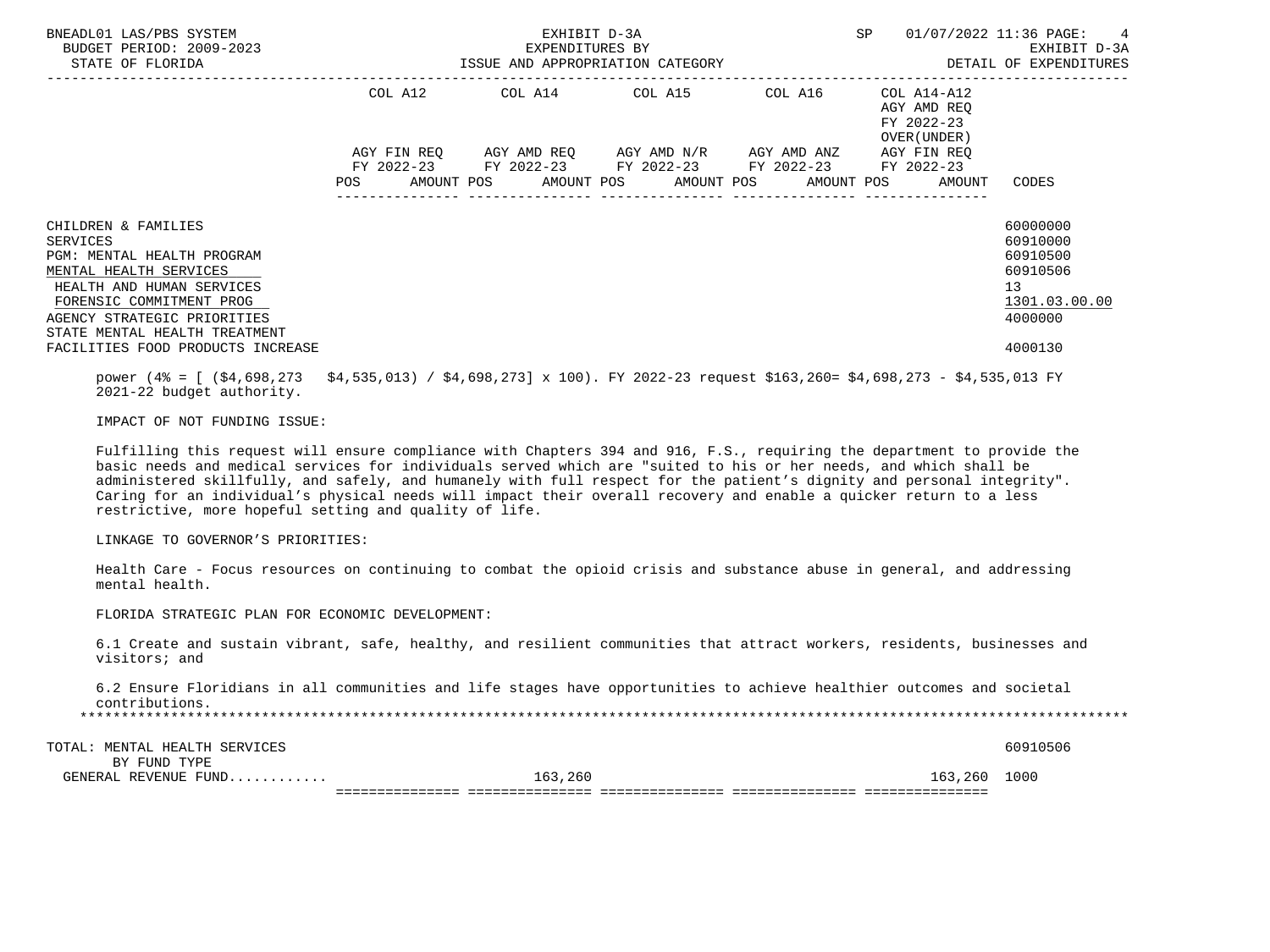BNEADL01 LAS/PBS SYSTEM — EXHIBIT D-3A — EXPENDITURES BY ISSUE AND APPROPRIATION CATEGORY — DETAIL OF EXPENDITURES
BUDGET PERIOD: 2009-2023
STATE OF FLORIDA

| | COL A12 AGY FIN REQ FY 2022-23 POS AMOUNT | COL A14 AGY AMD REQ FY 2022-23 POS AMOUNT | COL A15 AGY AMD N/R FY 2022-23 POS AMOUNT | COL A16 AGY AMD ANZ FY 2022-23 POS AMOUNT | COL A14-A12 AGY AMD REQ FY 2022-23 OVER(UNDER) AGY FIN REQ FY 2022-23 POS AMOUNT | CODES |
|---|---|---|---|---|---|---|
| CHILDREN & FAMILIES | | | | | | 60000000 |
| SERVICES | | | | | | 60910000 |
| PGM: MENTAL HEALTH PROGRAM | | | | | | 60910500 |
| MENTAL HEALTH SERVICES | | | | | | 60910506 |
| HEALTH AND HUMAN SERVICES | | | | | | 13 |
| FORENSIC COMMITMENT PROG | | | | | | 1301.03.00.00 |
| AGENCY STRATEGIC PRIORITIES | | | | | | 4000000 |
| STATE MENTAL HEALTH TREATMENT FACILITIES FOOD PRODUCTS INCREASE | | | | | | 4000130 |

power (4% = [ ($4,698,273 $4,535,013) / $4,698,273] x 100). FY 2022-23 request $163,260= $4,698,273 - $4,535,013 FY 2021-22 budget authority.

IMPACT OF NOT FUNDING ISSUE:

Fulfilling this request will ensure compliance with Chapters 394 and 916, F.S., requiring the department to provide the basic needs and medical services for individuals served which are "suited to his or her needs, and which shall be administered skillfully, and safely, and humanely with full respect for the patient's dignity and personal integrity". Caring for an individual's physical needs will impact their overall recovery and enable a quicker return to a less restrictive, more hopeful setting and quality of life.

LINKAGE TO GOVERNOR'S PRIORITIES:

Health Care - Focus resources on continuing to combat the opioid crisis and substance abuse in general, and addressing mental health.

FLORIDA STRATEGIC PLAN FOR ECONOMIC DEVELOPMENT:

6.1 Create and sustain vibrant, safe, healthy, and resilient communities that attract workers, residents, businesses and visitors; and

6.2 Ensure Floridians in all communities and life stages have opportunities to achieve healthier outcomes and societal contributions.

| | COL A12 | COL A14 | COL A15 | COL A16 | COL A14-A12 | CODES |
|---|---|---|---|---|---|---|
| TOTAL: MENTAL HEALTH SERVICES | | | | | | 60910506 |
| BY FUND TYPE | | | | | | |
| GENERAL REVENUE FUND........... | | 163,260 | | | 163,260 | 1000 |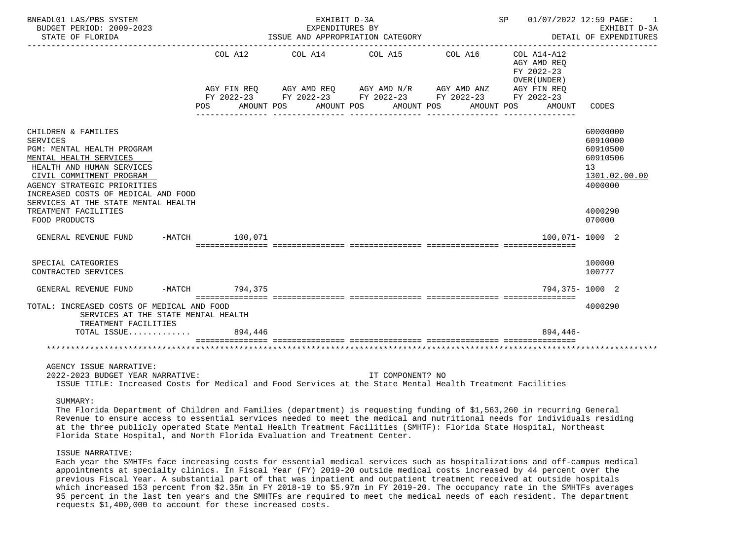BNEADL01 LAS/PBS SYSTEM — EXHIBIT D-3A — EXPENDITURES BY ISSUE AND APPROPRIATION CATEGORY — SP 01/07/2022 12:59 — EXHIBIT D-3A DETAIL OF EXPENDITURES

BUDGET PERIOD: 2009-2023
STATE OF FLORIDA

| | COL A12 AGY FIN REQ FY 2022-23 POS AMOUNT | COL A14 AGY AMD REQ FY 2022-23 POS AMOUNT | COL A15 AGY AMD N/R FY 2022-23 POS AMOUNT | COL A16 AGY AMD ANZ FY 2022-23 POS AMOUNT | COL A14-A12 AGY AMD REQ FY 2022-23 OVER(UNDER) AGY FIN REQ FY 2022-23 AMOUNT | CODES |
|---|---|---|---|---|---|---|
| CHILDREN & FAMILIES | | | | | | 60000000 |
| SERVICES | | | | | | 60910000 |
| PGM: MENTAL HEALTH PROGRAM | | | | | | 60910500 |
| MENTAL HEALTH SERVICES | | | | | | 60910506 |
| HEALTH AND HUMAN SERVICES | | | | | | 13 |
| CIVIL COMMITMENT PROGRAM | | | | | | 1301.02.00.00 |
| AGENCY STRATEGIC PRIORITIES | | | | | | 4000000 |
| INCREASED COSTS OF MEDICAL AND FOOD SERVICES AT THE STATE MENTAL HEALTH TREATMENT FACILITIES | | | | | | 4000290 |
| FOOD PRODUCTS | | | | | | 070000 |
| GENERAL REVENUE FUND -MATCH | 100,071 | | | | 100,071- | 1000 2 |
| SPECIAL CATEGORIES | | | | | | 100000 |
| CONTRACTED SERVICES | | | | | | 100777 |
| GENERAL REVENUE FUND -MATCH | 794,375 | | | | 794,375- | 1000 2 |
| TOTAL: INCREASED COSTS OF MEDICAL AND FOOD SERVICES AT THE STATE MENTAL HEALTH TREATMENT FACILITIES | | | | | | 4000290 |
| TOTAL ISSUE............ | 894,446 | | | | 894,446- | |

AGENCY ISSUE NARRATIVE:

2022-2023 BUDGET YEAR NARRATIVE: IT COMPONENT? NO

ISSUE TITLE: Increased Costs for Medical and Food Services at the State Mental Health Treatment Facilities

SUMMARY:

The Florida Department of Children and Families (department) is requesting funding of $1,563,260 in recurring General Revenue to ensure access to essential services needed to meet the medical and nutritional needs for individuals residing at the three publicly operated State Mental Health Treatment Facilities (SMHTF): Florida State Hospital, Northeast Florida State Hospital, and North Florida Evaluation and Treatment Center.

ISSUE NARRATIVE:

Each year the SMHTFs face increasing costs for essential medical services such as hospitalizations and off-campus medical appointments at specialty clinics. In Fiscal Year (FY) 2019-20 outside medical costs increased by 44 percent over the previous Fiscal Year. A substantial part of that was inpatient and outpatient treatment received at outside hospitals which increased 153 percent from $2.35m in FY 2018-19 to $5.97m in FY 2019-20. The occupancy rate in the SMHTFs averages 95 percent in the last ten years and the SMHTFs are required to meet the medical needs of each resident. The department requests $1,400,000 to account for these increased costs.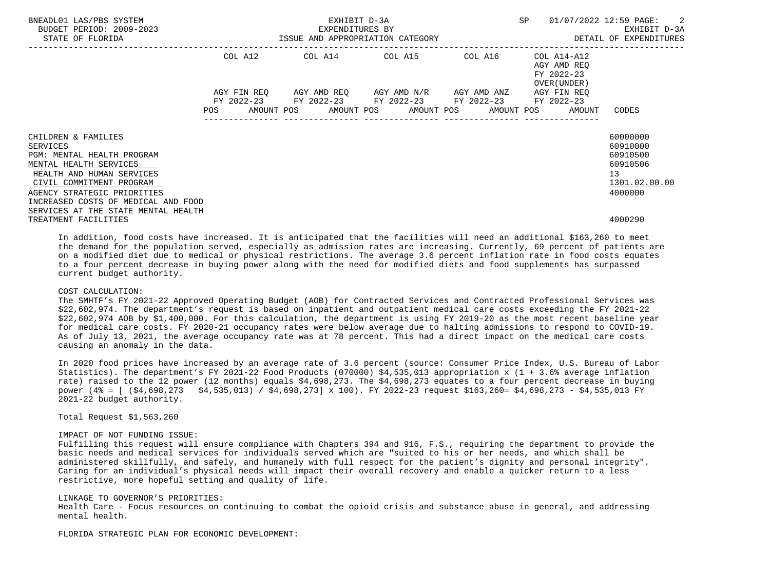BNEADL01 LAS/PBS SYSTEM | EXHIBIT D-3A | SP 01/07/2022 12:59 PAGE: 2
BUDGET PERIOD: 2009-2023 | EXPENDITURES BY | EXHIBIT D-3A
STATE OF FLORIDA | ISSUE AND APPROPRIATION CATEGORY | DETAIL OF EXPENDITURES

| | COL A12 AGY FIN REQ FY 2022-23 POS AMOUNT | COL A14 AGY AMD REQ FY 2022-23 POS AMOUNT | COL A15 AGY AMD N/R FY 2022-23 POS AMOUNT | COL A16 AGY AMD ANZ FY 2022-23 POS AMOUNT | COL A14-A12 AGY AMD REQ FY 2022-23 OVER(UNDER) AGY FIN REQ FY 2022-23 POS AMOUNT | CODES |
|---|---|---|---|---|---|---|
| CHILDREN & FAMILIES | | | | | | 60000000 |
| SERVICES | | | | | | 60910000 |
| PGM: MENTAL HEALTH PROGRAM | | | | | | 60910500 |
| MENTAL HEALTH SERVICES | | | | | | 60910506 |
| HEALTH AND HUMAN SERVICES | | | | | | 13 |
| CIVIL COMMITMENT PROGRAM | | | | | | 1301.02.00.00 |
| AGENCY STRATEGIC PRIORITIES | | | | | | 4000000 |
| INCREASED COSTS OF MEDICAL AND FOOD SERVICES AT THE STATE MENTAL HEALTH TREATMENT FACILITIES | | | | | | 4000290 |

In addition, food costs have increased. It is anticipated that the facilities will need an additional $163,260 to meet the demand for the population served, especially as admission rates are increasing. Currently, 69 percent of patients are on a modified diet due to medical or physical restrictions. The average 3.6 percent inflation rate in food costs equates to a four percent decrease in buying power along with the need for modified diets and food supplements has surpassed current budget authority.

COST CALCULATION:
The SMHTF's FY 2021-22 Approved Operating Budget (AOB) for Contracted Services and Contracted Professional Services was $22,602,974. The department's request is based on inpatient and outpatient medical care costs exceeding the FY 2021-22 $22,602,974 AOB by $1,400,000. For this calculation, the department is using FY 2019-20 as the most recent baseline year for medical care costs. FY 2020-21 occupancy rates were below average due to halting admissions to respond to COVID-19. As of July 13, 2021, the average occupancy rate was at 78 percent. This had a direct impact on the medical care costs causing an anomaly in the data.

In 2020 food prices have increased by an average rate of 3.6 percent (source: Consumer Price Index, U.S. Bureau of Labor Statistics). The department's FY 2021-22 Food Products (070000) $4,535,013 appropriation x (1 + 3.6% average inflation rate) raised to the 12 power (12 months) equals $4,698,273. The $4,698,273 equates to a four percent decrease in buying power (4% = [ ($4,698,273 $4,535,013) / $4,698,273] x 100). FY 2022-23 request $163,260= $4,698,273 - $4,535,013 FY 2021-22 budget authority.

Total Request $1,563,260

IMPACT OF NOT FUNDING ISSUE:
Fulfilling this request will ensure compliance with Chapters 394 and 916, F.S., requiring the department to provide the basic needs and medical services for individuals served which are "suited to his or her needs, and which shall be administered skillfully, and safely, and humanely with full respect for the patient's dignity and personal integrity". Caring for an individual's physical needs will impact their overall recovery and enable a quicker return to a less restrictive, more hopeful setting and quality of life.

LINKAGE TO GOVERNOR'S PRIORITIES:
Health Care - Focus resources on continuing to combat the opioid crisis and substance abuse in general, and addressing mental health.

FLORIDA STRATEGIC PLAN FOR ECONOMIC DEVELOPMENT: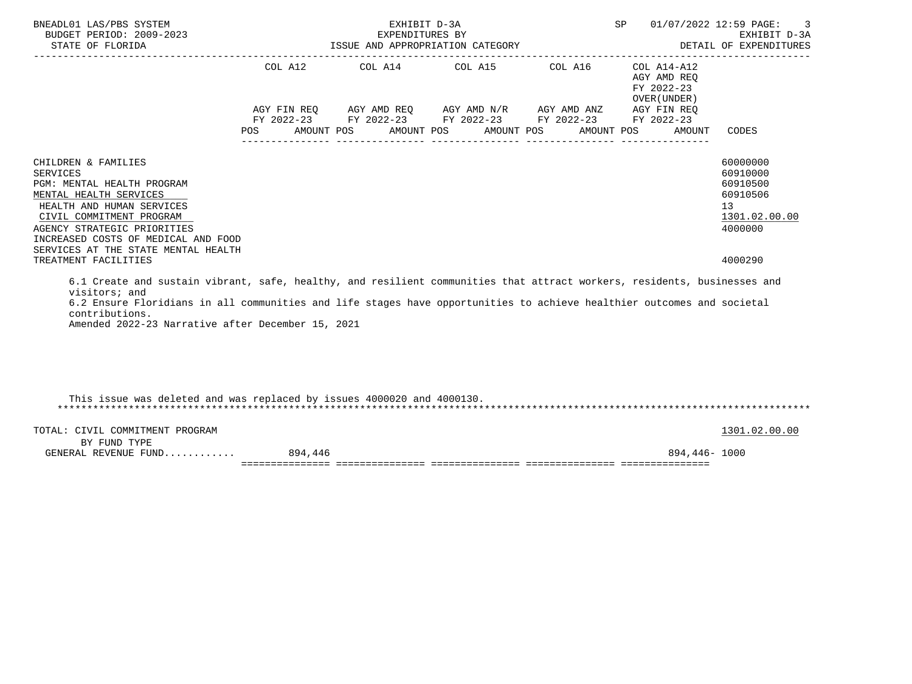BNEADL01 LAS/PBS SYSTEM
BUDGET PERIOD: 2009-2023
STATE OF FLORIDA

EXHIBIT D-3A
EXPENDITURES BY
ISSUE AND APPROPRIATION CATEGORY

SP 01/07/2022 12:59
EXHIBIT D-3A
DETAIL OF EXPENDITURES

| | COL A12 AGY FIN REQ FY 2022-23 POS AMOUNT | COL A14 AGY AMD REQ FY 2022-23 POS AMOUNT | COL A15 AGY AMD N/R FY 2022-23 POS AMOUNT | COL A16 AGY AMD ANZ FY 2022-23 POS AMOUNT | COL A14-A12 AGY AMD REQ FY 2022-23 OVER(UNDER) AGY FIN REQ FY 2022-23 POS AMOUNT | CODES |
|---|---|---|---|---|---|---|
| CHILDREN & FAMILIES | | | | | | 60000000 |
| SERVICES | | | | | | 60910000 |
| PGM: MENTAL HEALTH PROGRAM | | | | | | 60910500 |
| MENTAL HEALTH SERVICES | | | | | | 60910506 |
| HEALTH AND HUMAN SERVICES | | | | | | 13 |
| CIVIL COMMITMENT PROGRAM | | | | | | 1301.02.00.00 |
| AGENCY STRATEGIC PRIORITIES | | | | | | 4000000 |
| INCREASED COSTS OF MEDICAL AND FOOD SERVICES AT THE STATE MENTAL HEALTH TREATMENT FACILITIES | | | | | | 4000290 |

6.1 Create and sustain vibrant, safe, healthy, and resilient communities that attract workers, residents, businesses and visitors; and
6.2 Ensure Floridians in all communities and life stages have opportunities to achieve healthier outcomes and societal contributions.
Amended 2022-23 Narrative after December 15, 2021

This issue was deleted and was replaced by issues 4000020 and 4000130.

| | COL A12 | COL A14 | COL A15 | COL A16 | COL A14-A12 | CODES |
|---|---|---|---|---|---|---|
| TOTAL: CIVIL COMMITMENT PROGRAM | | | | | | 1301.02.00.00 |
| BY FUND TYPE | | | | | | |
| GENERAL REVENUE FUND........... | 894,446 | | | | 894,446- | 1000 |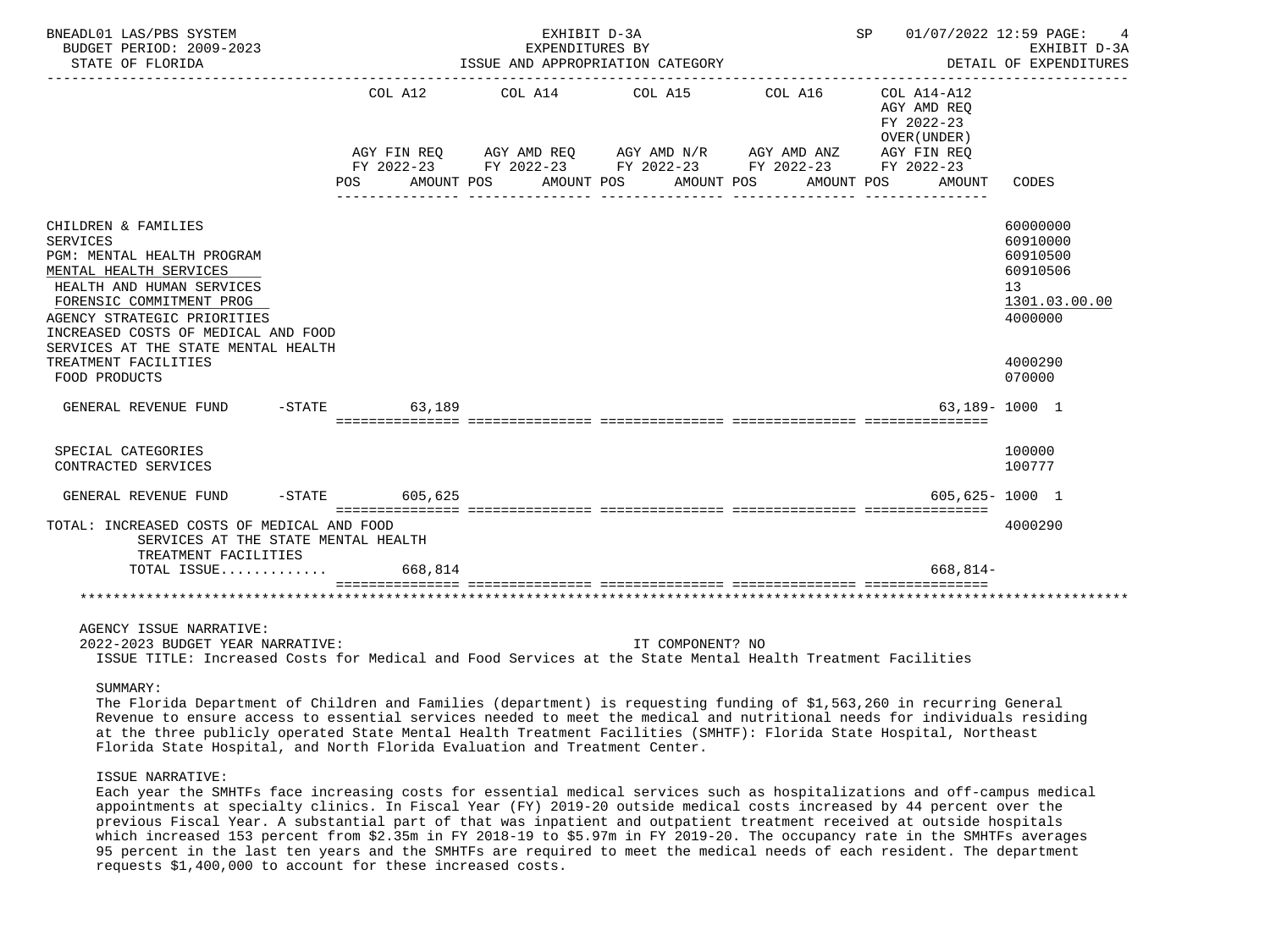BNEADL01 LAS/PBS SYSTEM — EXHIBIT D-3A — EXPENDITURES BY ISSUE AND APPROPRIATION CATEGORY — SP 01/07/2022 12:59 PAGE: 4
BUDGET PERIOD: 2009-2023 — EXHIBIT D-3A
STATE OF FLORIDA — DETAIL OF EXPENDITURES

| | COL A12 AGY FIN REQ FY 2022-23 POS AMOUNT | COL A14 AGY AMD REQ FY 2022-23 POS AMOUNT | COL A15 AGY AMD N/R FY 2022-23 POS AMOUNT | COL A16 AGY AMD ANZ FY 2022-23 POS AMOUNT | COL A14-A12 AGY AMD REQ FY 2022-23 OVER(UNDER) AGY FIN REQ FY 2022-23 POS AMOUNT | CODES |
|---|---|---|---|---|---|---|
| CHILDREN & FAMILIES | | | | | | 60000000 |
| SERVICES | | | | | | 60910000 |
| PGM: MENTAL HEALTH PROGRAM | | | | | | 60910500 |
| MENTAL HEALTH SERVICES | | | | | | 60910506 |
| HEALTH AND HUMAN SERVICES | | | | | | 13 |
| FORENSIC COMMITMENT PROG | | | | | | 1301.03.00.00 |
| AGENCY STRATEGIC PRIORITIES | | | | | | 4000000 |
| INCREASED COSTS OF MEDICAL AND FOOD SERVICES AT THE STATE MENTAL HEALTH TREATMENT FACILITIES | | | | | | 4000290 |
| FOOD PRODUCTS | | | | | | 070000 |
| GENERAL REVENUE FUND -STATE | 63,189 | | | | 63,189- | 1000 1 |
| SPECIAL CATEGORIES | | | | | | 100000 |
| CONTRACTED SERVICES | | | | | | 100777 |
| GENERAL REVENUE FUND -STATE | 605,625 | | | | 605,625- | 1000 1 |
| TOTAL: INCREASED COSTS OF MEDICAL AND FOOD SERVICES AT THE STATE MENTAL HEALTH TREATMENT FACILITIES | | | | | | 4000290 |
| TOTAL ISSUE............ | 668,814 | | | | 668,814- | |

AGENCY ISSUE NARRATIVE:
2022-2023 BUDGET YEAR NARRATIVE: IT COMPONENT? NO
ISSUE TITLE: Increased Costs for Medical and Food Services at the State Mental Health Treatment Facilities

SUMMARY:
The Florida Department of Children and Families (department) is requesting funding of $1,563,260 in recurring General Revenue to ensure access to essential services needed to meet the medical and nutritional needs for individuals residing at the three publicly operated State Mental Health Treatment Facilities (SMHTF): Florida State Hospital, Northeast Florida State Hospital, and North Florida Evaluation and Treatment Center.

ISSUE NARRATIVE:
Each year the SMHTFs face increasing costs for essential medical services such as hospitalizations and off-campus medical appointments at specialty clinics. In Fiscal Year (FY) 2019-20 outside medical costs increased by 44 percent over the previous Fiscal Year. A substantial part of that was inpatient and outpatient treatment received at outside hospitals which increased 153 percent from $2.35m in FY 2018-19 to $5.97m in FY 2019-20. The occupancy rate in the SMHTFs averages 95 percent in the last ten years and the SMHTFs are required to meet the medical needs of each resident. The department requests $1,400,000 to account for these increased costs.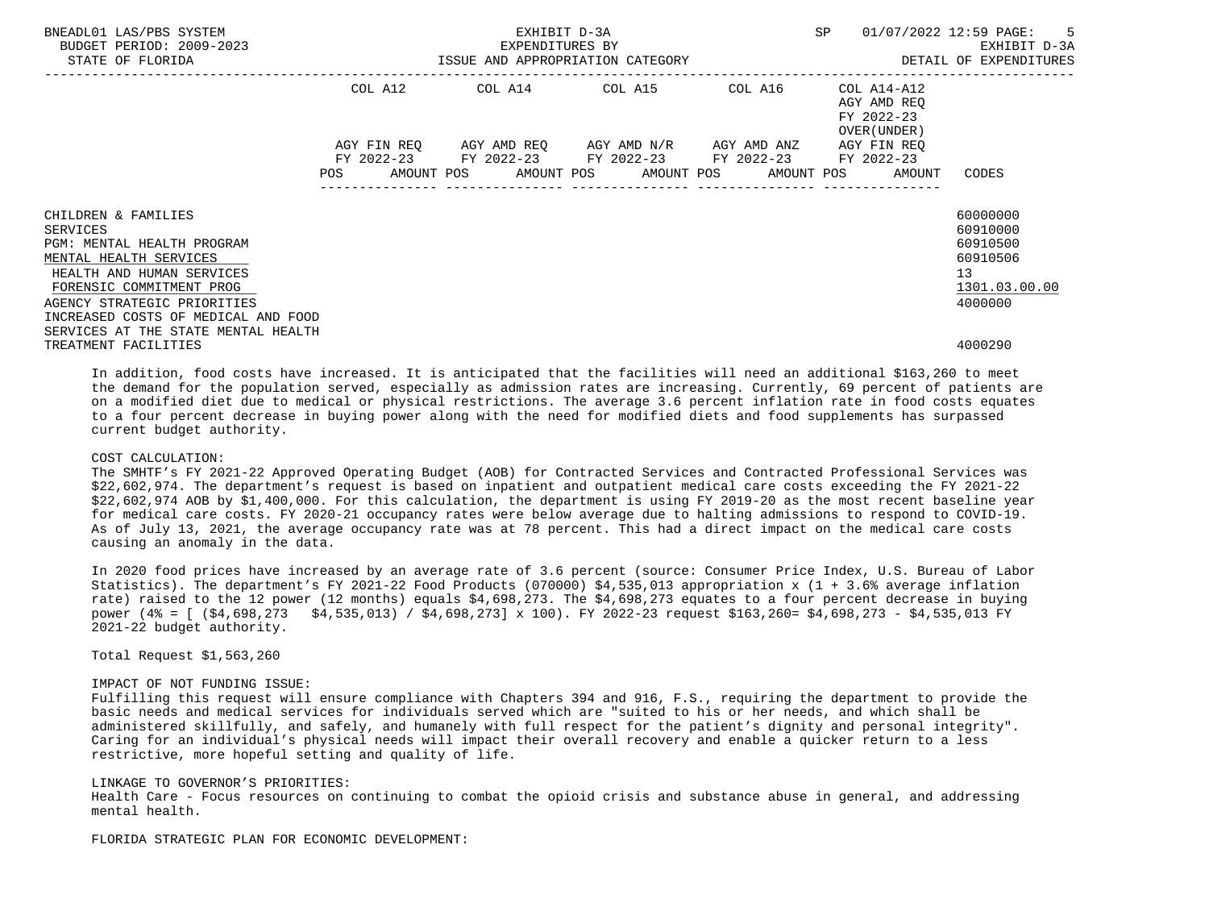| | COL A12 | COL A14 | COL A15 | COL A16 | COL A14-A12 AGY AMD REQ FY 2022-23 OVER(UNDER) | |
|---|---|---|---|---|---|---|
| | AGY FIN REQ FY 2022-23 | AGY AMD REQ FY 2022-23 | AGY AMD N/R FY 2022-23 | AGY AMD ANZ FY 2022-23 | AGY FIN REQ FY 2022-23 | |
| | POS AMOUNT | POS AMOUNT | POS AMOUNT | POS AMOUNT | POS AMOUNT | CODES |
| CHILDREN & FAMILIES | | | | | | 60000000 |
| SERVICES | | | | | | 60910000 |
| PGM: MENTAL HEALTH PROGRAM | | | | | | 60910500 |
| MENTAL HEALTH SERVICES | | | | | | 60910506 |
| HEALTH AND HUMAN SERVICES | | | | | | 13 |
| FORENSIC COMMITMENT PROG | | | | | | 1301.03.00.00 |
| AGENCY STRATEGIC PRIORITIES | | | | | | 4000000 |
| INCREASED COSTS OF MEDICAL AND FOOD SERVICES AT THE STATE MENTAL HEALTH TREATMENT FACILITIES | | | | | | 4000290 |

In addition, food costs have increased. It is anticipated that the facilities will need an additional $163,260 to meet the demand for the population served, especially as admission rates are increasing. Currently, 69 percent of patients are on a modified diet due to medical or physical restrictions. The average 3.6 percent inflation rate in food costs equates to a four percent decrease in buying power along with the need for modified diets and food supplements has surpassed current budget authority.

COST CALCULATION:
The SMHTF's FY 2021-22 Approved Operating Budget (AOB) for Contracted Services and Contracted Professional Services was $22,602,974. The department's request is based on inpatient and outpatient medical care costs exceeding the FY 2021-22 $22,602,974 AOB by $1,400,000. For this calculation, the department is using FY 2019-20 as the most recent baseline year for medical care costs. FY 2020-21 occupancy rates were below average due to halting admissions to respond to COVID-19. As of July 13, 2021, the average occupancy rate was at 78 percent. This had a direct impact on the medical care costs causing an anomaly in the data.

In 2020 food prices have increased by an average rate of 3.6 percent (source: Consumer Price Index, U.S. Bureau of Labor Statistics). The department's FY 2021-22 Food Products (070000) $4,535,013 appropriation x (1 + 3.6% average inflation rate) raised to the 12 power (12 months) equals $4,698,273. The $4,698,273 equates to a four percent decrease in buying power (4% = [ ($4,698,273   $4,535,013) / $4,698,273] x 100). FY 2022-23 request $163,260= $4,698,273 - $4,535,013 FY 2021-22 budget authority.

Total Request $1,563,260

IMPACT OF NOT FUNDING ISSUE:
Fulfilling this request will ensure compliance with Chapters 394 and 916, F.S., requiring the department to provide the basic needs and medical services for individuals served which are "suited to his or her needs, and which shall be administered skillfully, and safely, and humanely with full respect for the patient's dignity and personal integrity". Caring for an individual's physical needs will impact their overall recovery and enable a quicker return to a less restrictive, more hopeful setting and quality of life.

LINKAGE TO GOVERNOR'S PRIORITIES:
Health Care - Focus resources on continuing to combat the opioid crisis and substance abuse in general, and addressing mental health.

FLORIDA STRATEGIC PLAN FOR ECONOMIC DEVELOPMENT: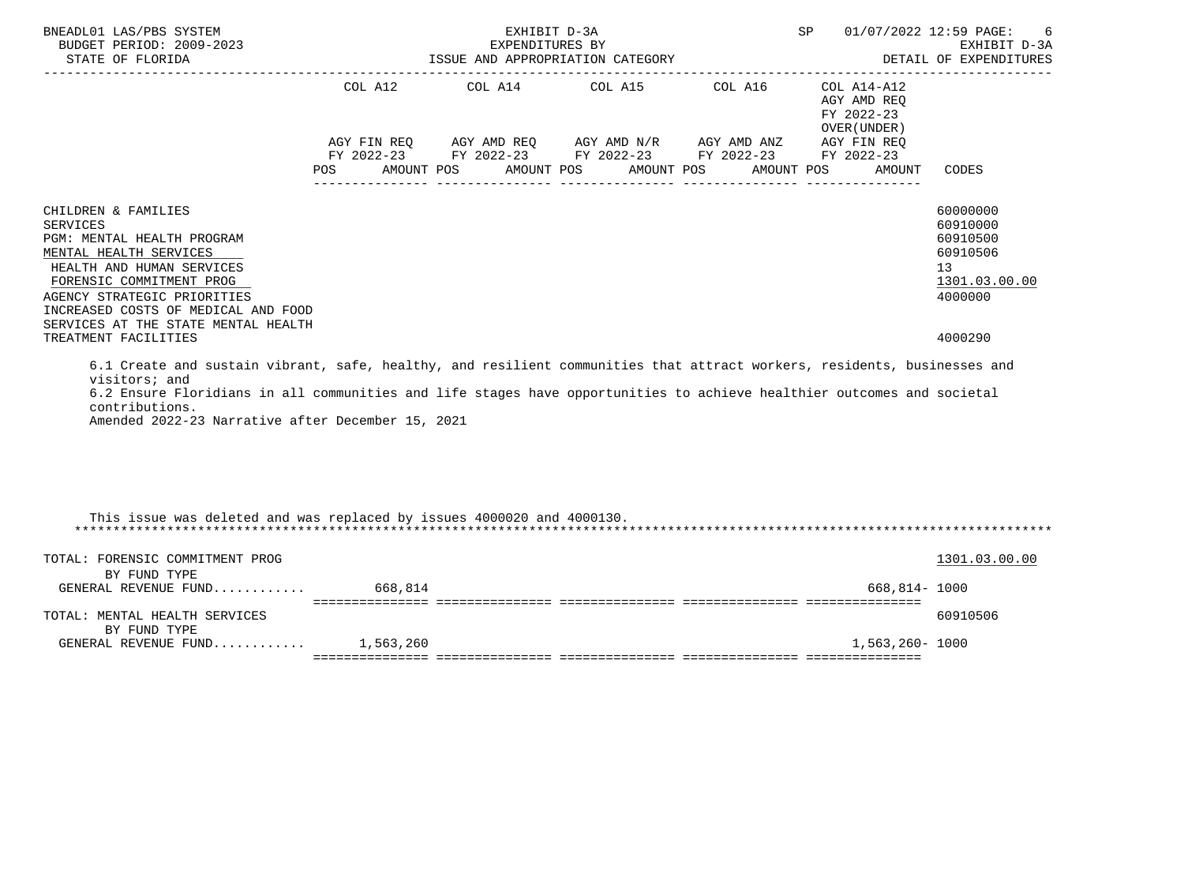| | COL A12 | COL A14 | COL A15 | COL A16 | COL A14-A12 AGY AMD REQ FY 2022-23 OVER(UNDER) | |
|---|---|---|---|---|---|---|
| | AGY FIN REQ FY 2022-23 | AGY AMD REQ FY 2022-23 | AGY AMD N/R FY 2022-23 | AGY AMD ANZ FY 2022-23 | AGY FIN REQ FY 2022-23 | |
| | POS AMOUNT | POS AMOUNT | POS AMOUNT | POS AMOUNT | POS AMOUNT | CODES |
| CHILDREN & FAMILIES | | | | | | 60000000 |
| SERVICES | | | | | | 60910000 |
| PGM: MENTAL HEALTH PROGRAM | | | | | | 60910500 |
| MENTAL HEALTH SERVICES | | | | | | 60910506 |
| HEALTH AND HUMAN SERVICES | | | | | | 13 |
| FORENSIC COMMITMENT PROG | | | | | | 1301.03.00.00 |
| AGENCY STRATEGIC PRIORITIES | | | | | | 4000000 |
| INCREASED COSTS OF MEDICAL AND FOOD SERVICES AT THE STATE MENTAL HEALTH TREATMENT FACILITIES | | | | | | 4000290 |

6.1 Create and sustain vibrant, safe, healthy, and resilient communities that attract workers, residents, businesses and visitors; and
6.2 Ensure Floridians in all communities and life stages have opportunities to achieve healthier outcomes and societal contributions.
Amended 2022-23 Narrative after December 15, 2021

This issue was deleted and was replaced by issues 4000020 and 4000130.

| | COL A12 | COL A14 | COL A15 | COL A16 | COL A14-A12 | CODES |
|---|---|---|---|---|---|---|
| TOTAL: FORENSIC COMMITMENT PROG | | | | | | 1301.03.00.00 |
| BY FUND TYPE | | | | | | |
| GENERAL REVENUE FUND........... | 668,814 | | | | 668,814- | 1000 |
| TOTAL: MENTAL HEALTH SERVICES | | | | | | 60910506 |
| BY FUND TYPE | | | | | | |
| GENERAL REVENUE FUND........... | 1,563,260 | | | | 1,563,260- | 1000 |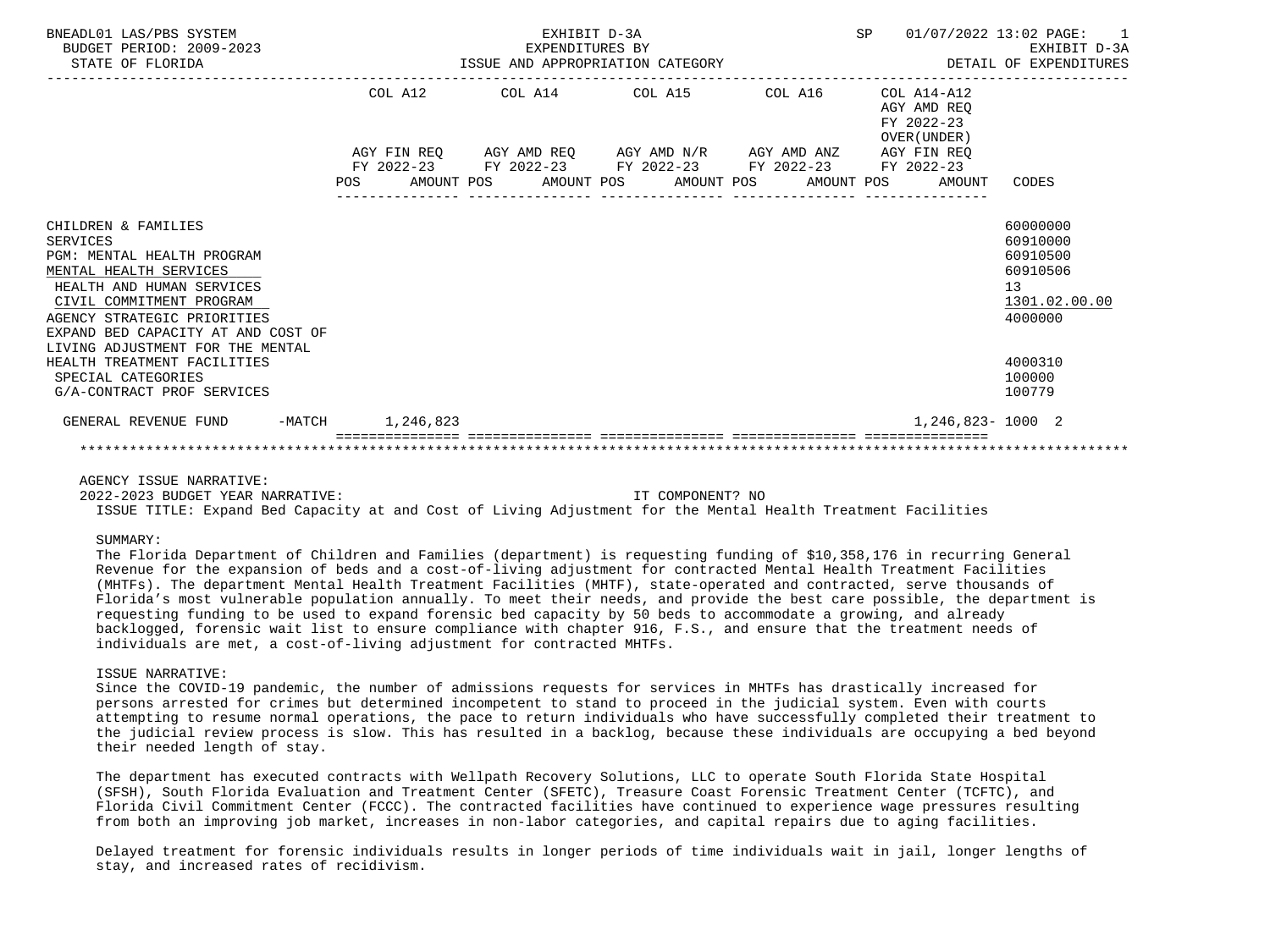BNEADL01 LAS/PBS SYSTEM | EXHIBIT D-3A | SP 01/07/2022 13:02 PAGE: 1
BUDGET PERIOD: 2009-2023 | EXPENDITURES BY | EXHIBIT D-3A
STATE OF FLORIDA | ISSUE AND APPROPRIATION CATEGORY | DETAIL OF EXPENDITURES

| | COL A12 AGY FIN REQ FY 2022-23 POS AMOUNT | COL A14 AGY AMD REQ FY 2022-23 POS AMOUNT | COL A15 AGY AMD N/R FY 2022-23 POS AMOUNT | COL A16 AGY AMD ANZ FY 2022-23 POS AMOUNT | COL A14-A12 AGY AMD REQ FY 2022-23 OVER(UNDER) AGY FIN REQ FY 2022-23 POS AMOUNT | CODES |
|---|---|---|---|---|---|---|
| CHILDREN & FAMILIES | | | | | | 60000000 |
| SERVICES | | | | | | 60910000 |
| PGM: MENTAL HEALTH PROGRAM | | | | | | 60910500 |
| MENTAL HEALTH SERVICES | | | | | | 60910506 |
| HEALTH AND HUMAN SERVICES | | | | | | 13 |
| CIVIL COMMITMENT PROGRAM | | | | | | 1301.02.00.00 |
| AGENCY STRATEGIC PRIORITIES | | | | | | 4000000 |
| EXPAND BED CAPACITY AT AND COST OF LIVING ADJUSTMENT FOR THE MENTAL HEALTH TREATMENT FACILITIES | | | | | | 4000310 |
| SPECIAL CATEGORIES | | | | | | 100000 |
| G/A-CONTRACT PROF SERVICES | | | | | | 100779 |
| GENERAL REVENUE FUND -MATCH | 1,246,823 | | | | 1,246,823- | 1000 2 |

AGENCY ISSUE NARRATIVE:

2022-2023 BUDGET YEAR NARRATIVE: IT COMPONENT? NO

ISSUE TITLE: Expand Bed Capacity at and Cost of Living Adjustment for the Mental Health Treatment Facilities

SUMMARY:

The Florida Department of Children and Families (department) is requesting funding of $10,358,176 in recurring General Revenue for the expansion of beds and a cost-of-living adjustment for contracted Mental Health Treatment Facilities (MHTFs). The department Mental Health Treatment Facilities (MHTF), state-operated and contracted, serve thousands of Florida's most vulnerable population annually. To meet their needs, and provide the best care possible, the department is requesting funding to be used to expand forensic bed capacity by 50 beds to accommodate a growing, and already backlogged, forensic wait list to ensure compliance with chapter 916, F.S., and ensure that the treatment needs of individuals are met, a cost-of-living adjustment for contracted MHTFs.

ISSUE NARRATIVE:

Since the COVID-19 pandemic, the number of admissions requests for services in MHTFs has drastically increased for persons arrested for crimes but determined incompetent to stand to proceed in the judicial system. Even with courts attempting to resume normal operations, the pace to return individuals who have successfully completed their treatment to the judicial review process is slow. This has resulted in a backlog, because these individuals are occupying a bed beyond their needed length of stay.

The department has executed contracts with Wellpath Recovery Solutions, LLC to operate South Florida State Hospital (SFSH), South Florida Evaluation and Treatment Center (SFETC), Treasure Coast Forensic Treatment Center (TCFTC), and Florida Civil Commitment Center (FCCC). The contracted facilities have continued to experience wage pressures resulting from both an improving job market, increases in non-labor categories, and capital repairs due to aging facilities.

Delayed treatment for forensic individuals results in longer periods of time individuals wait in jail, longer lengths of stay, and increased rates of recidivism.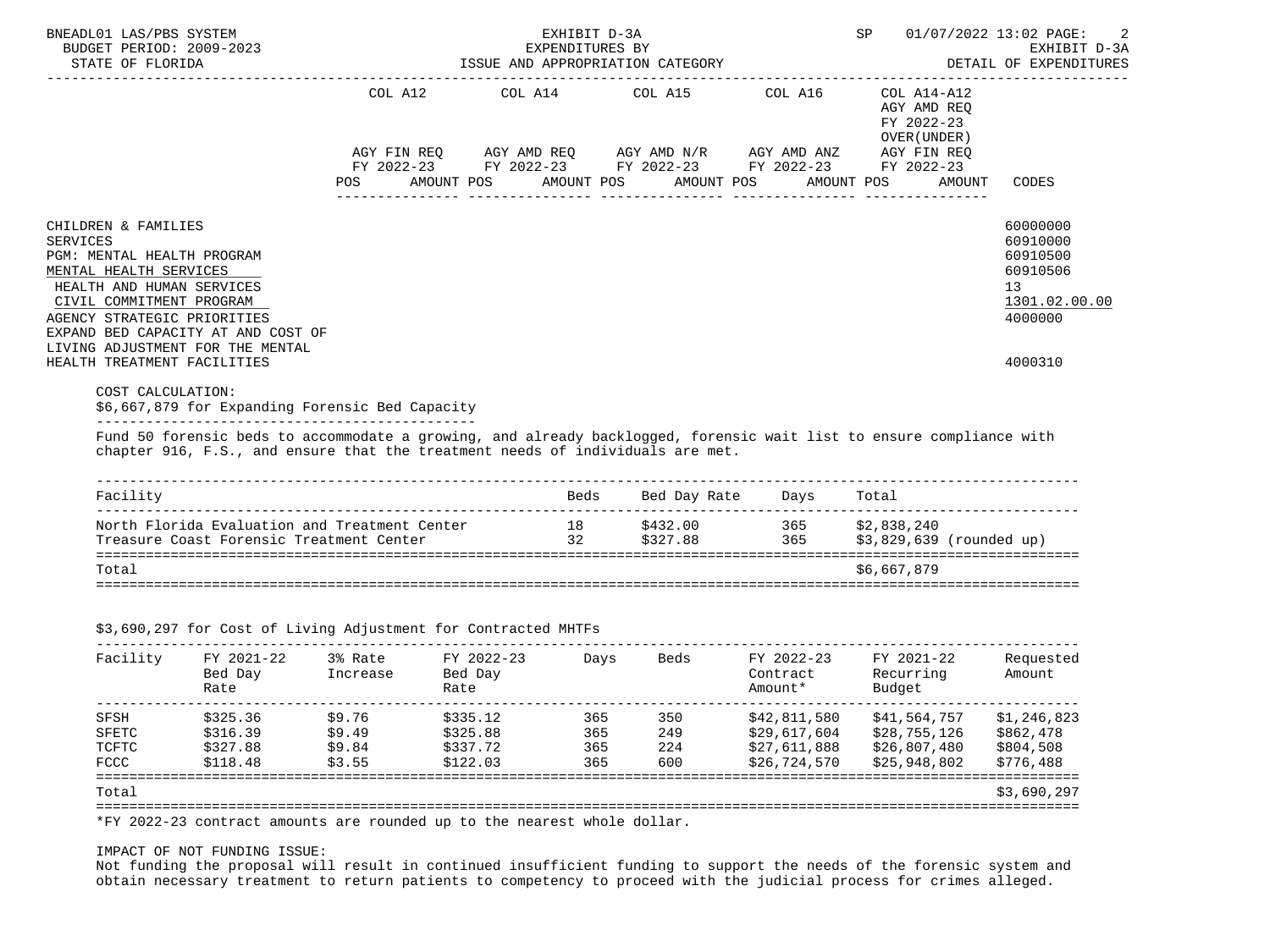EXHIBIT D-3A
EXPENDITURES BY
ISSUE AND APPROPRIATION CATEGORY

DETAIL OF EXPENDITURES

| | COL A12 AGY FIN REQ FY 2022-23 POS AMOUNT | COL A14 AGY AMD REQ FY 2022-23 POS AMOUNT | COL A15 AGY AMD N/R FY 2022-23 POS AMOUNT | COL A16 AGY AMD ANZ FY 2022-23 POS AMOUNT | COL A14-A12 AGY AMD REQ FY 2022-23 OVER(UNDER) AGY FIN REQ FY 2022-23 POS AMOUNT | CODES |
|---|---|---|---|---|---|---|
| CHILDREN & FAMILIES | | | | | | 60000000 |
| SERVICES | | | | | | 60910000 |
| PGM: MENTAL HEALTH PROGRAM | | | | | | 60910500 |
| MENTAL HEALTH SERVICES | | | | | | 60910506 |
| HEALTH AND HUMAN SERVICES | | | | | | 13 |
| CIVIL COMMITMENT PROGRAM | | | | | | 1301.02.00.00 |
| AGENCY STRATEGIC PRIORITIES | | | | | | 4000000 |
| EXPAND BED CAPACITY AT AND COST OF LIVING ADJUSTMENT FOR THE MENTAL HEALTH TREATMENT FACILITIES | | | | | | 4000310 |

COST CALCULATION:

$6,667,879 for Expanding Forensic Bed Capacity

Fund 50 forensic beds to accommodate a growing, and already backlogged, forensic wait list to ensure compliance with chapter 916, F.S., and ensure that the treatment needs of individuals are met.

| Facility | Beds | Bed Day Rate | Days | Total |
|---|---|---|---|---|
| North Florida Evaluation and Treatment Center | 18 | $432.00 | 365 | $2,838,240 |
| Treasure Coast Forensic Treatment Center | 32 | $327.88 | 365 | $3,829,639 (rounded up) |
| Total | | | | $6,667,879 |

$3,690,297 for Cost of Living Adjustment for Contracted MHTFs

| Facility | FY 2021-22 Bed Day Rate | 3% Rate Increase | FY 2022-23 Bed Day Rate | Days | Beds | FY 2022-23 Contract Amount* | FY 2021-22 Recurring Budget | Requested Amount |
|---|---|---|---|---|---|---|---|---|
| SFSH | $325.36 | $9.76 | $335.12 | 365 | 350 | $42,811,580 | $41,564,757 | $1,246,823 |
| SFETC | $316.39 | $9.49 | $325.88 | 365 | 249 | $29,617,604 | $28,755,126 | $862,478 |
| TCFTC | $327.88 | $9.84 | $337.72 | 365 | 224 | $27,611,888 | $26,807,480 | $804,508 |
| FCCC | $118.48 | $3.55 | $122.03 | 365 | 600 | $26,724,570 | $25,948,802 | $776,488 |
| Total | | | | | | | | $3,690,297 |

*FY 2022-23 contract amounts are rounded up to the nearest whole dollar.

IMPACT OF NOT FUNDING ISSUE:

Not funding the proposal will result in continued insufficient funding to support the needs of the forensic system and obtain necessary treatment to return patients to competency to proceed with the judicial process for crimes alleged.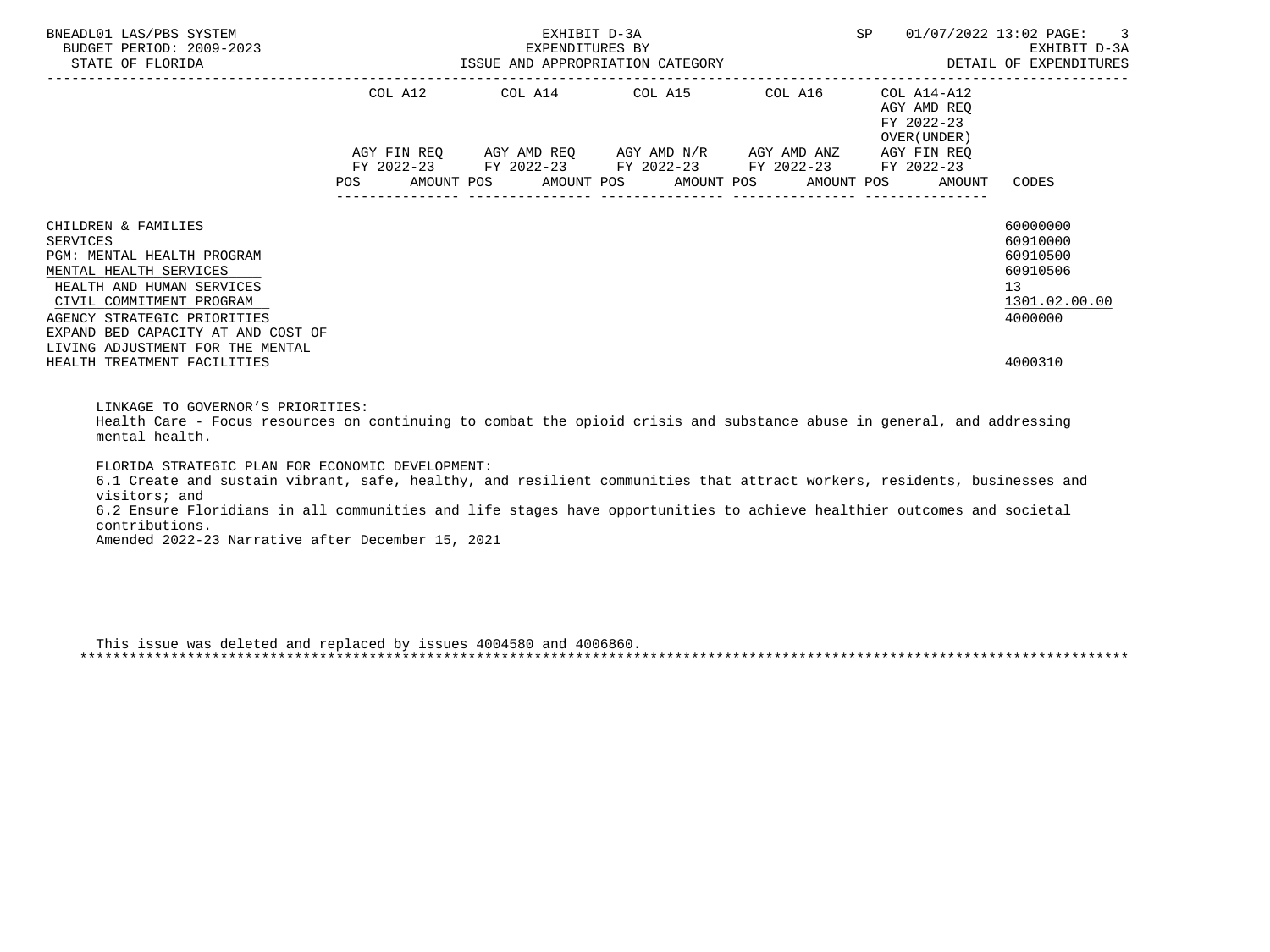| | COL A12 | COL A14 | COL A15 | COL A16 | COL A14-A12 | |
|---|---|---|---|---|---|---|
| | | | | | AGY AMD REQ FY 2022-23 OVER(UNDER) | |
| | AGY FIN REQ FY 2022-23 | AGY AMD REQ FY 2022-23 | AGY AMD N/R FY 2022-23 | AGY AMD ANZ FY 2022-23 | AGY FIN REQ FY 2022-23 | |
| | POS AMOUNT | POS AMOUNT | POS AMOUNT | POS AMOUNT | POS AMOUNT | CODES |
| CHILDREN & FAMILIES | | | | | | 60000000 |
| SERVICES | | | | | | 60910000 |
| PGM: MENTAL HEALTH PROGRAM | | | | | | 60910500 |
| MENTAL HEALTH SERVICES | | | | | | 60910506 |
| HEALTH AND HUMAN SERVICES | | | | | | 13 |
| CIVIL COMMITMENT PROGRAM | | | | | | 1301.02.00.00 |
| AGENCY STRATEGIC PRIORITIES | | | | | | 4000000 |
| EXPAND BED CAPACITY AT AND COST OF LIVING ADJUSTMENT FOR THE MENTAL HEALTH TREATMENT FACILITIES | | | | | | 4000310 |

LINKAGE TO GOVERNOR'S PRIORITIES:
Health Care - Focus resources on continuing to combat the opioid crisis and substance abuse in general, and addressing mental health.

FLORIDA STRATEGIC PLAN FOR ECONOMIC DEVELOPMENT:
6.1 Create and sustain vibrant, safe, healthy, and resilient communities that attract workers, residents, businesses and visitors; and
6.2 Ensure Floridians in all communities and life stages have opportunities to achieve healthier outcomes and societal contributions.
Amended 2022-23 Narrative after December 15, 2021

This issue was deleted and replaced by issues 4004580 and 4006860.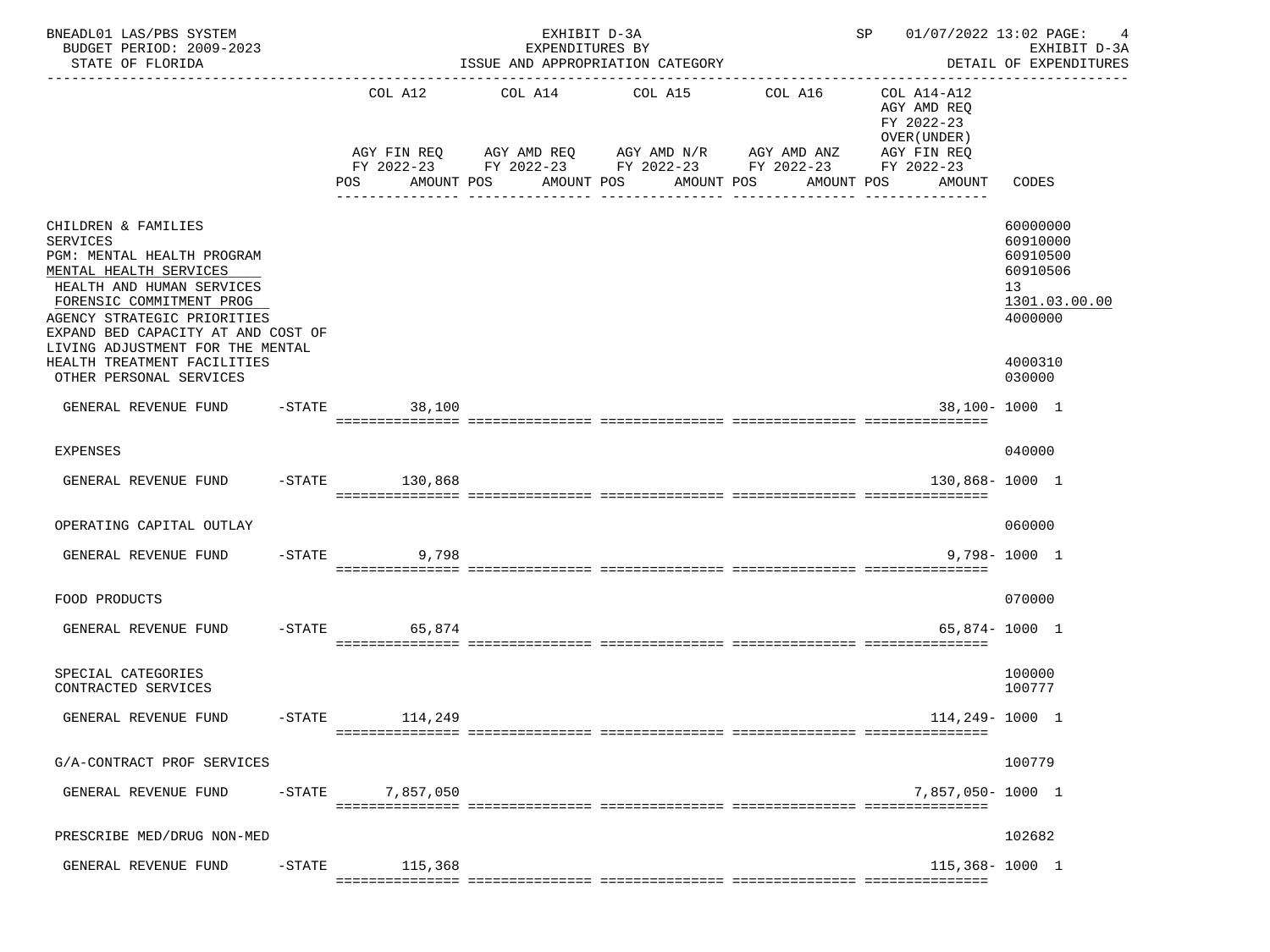BNEADL01 LAS/PBS SYSTEM — EXHIBIT D-3A — EXPENDITURES BY ISSUE AND APPROPRIATION CATEGORY — DETAIL OF EXPENDITURES

BUDGET PERIOD: 2009-2023 — STATE OF FLORIDA — SP 01/07/2022 13:02

| | COL A12 AGY FIN REQ FY 2022-23 POS AMOUNT | COL A14 AGY AMD REQ FY 2022-23 POS AMOUNT | COL A15 AGY AMD N/R FY 2022-23 POS AMOUNT | COL A16 AGY AMD ANZ FY 2022-23 POS AMOUNT | COL A14-A12 AGY AMD REQ FY 2022-23 OVER(UNDER) AGY FIN REQ FY 2022-23 POS AMOUNT | CODES |
|---|---|---|---|---|---|---|
| CHILDREN & FAMILIES | | | | | | 60000000 |
| SERVICES | | | | | | 60910000 |
| PGM: MENTAL HEALTH PROGRAM | | | | | | 60910500 |
| MENTAL HEALTH SERVICES | | | | | | 60910506 |
| HEALTH AND HUMAN SERVICES | | | | | | 13 |
| FORENSIC COMMITMENT PROG | | | | | | 1301.03.00.00 |
| AGENCY STRATEGIC PRIORITIES | | | | | | 4000000 |
| EXPAND BED CAPACITY AT AND COST OF LIVING ADJUSTMENT FOR THE MENTAL HEALTH TREATMENT FACILITIES | | | | | | 4000310 |
| OTHER PERSONAL SERVICES | | | | | | 030000 |
| GENERAL REVENUE FUND -STATE | 38,100 | | | | 38,100- | 1000 1 |
| EXPENSES | | | | | | 040000 |
| GENERAL REVENUE FUND -STATE | 130,868 | | | | 130,868- | 1000 1 |
| OPERATING CAPITAL OUTLAY | | | | | | 060000 |
| GENERAL REVENUE FUND -STATE | 9,798 | | | | 9,798- | 1000 1 |
| FOOD PRODUCTS | | | | | | 070000 |
| GENERAL REVENUE FUND -STATE | 65,874 | | | | 65,874- | 1000 1 |
| SPECIAL CATEGORIES | | | | | | 100000 |
| CONTRACTED SERVICES | | | | | | 100777 |
| GENERAL REVENUE FUND -STATE | 114,249 | | | | 114,249- | 1000 1 |
| G/A-CONTRACT PROF SERVICES | | | | | | 100779 |
| GENERAL REVENUE FUND -STATE | 7,857,050 | | | | 7,857,050- | 1000 1 |
| PRESCRIBE MED/DRUG NON-MED | | | | | | 102682 |
| GENERAL REVENUE FUND -STATE | 115,368 | | | | 115,368- | 1000 1 |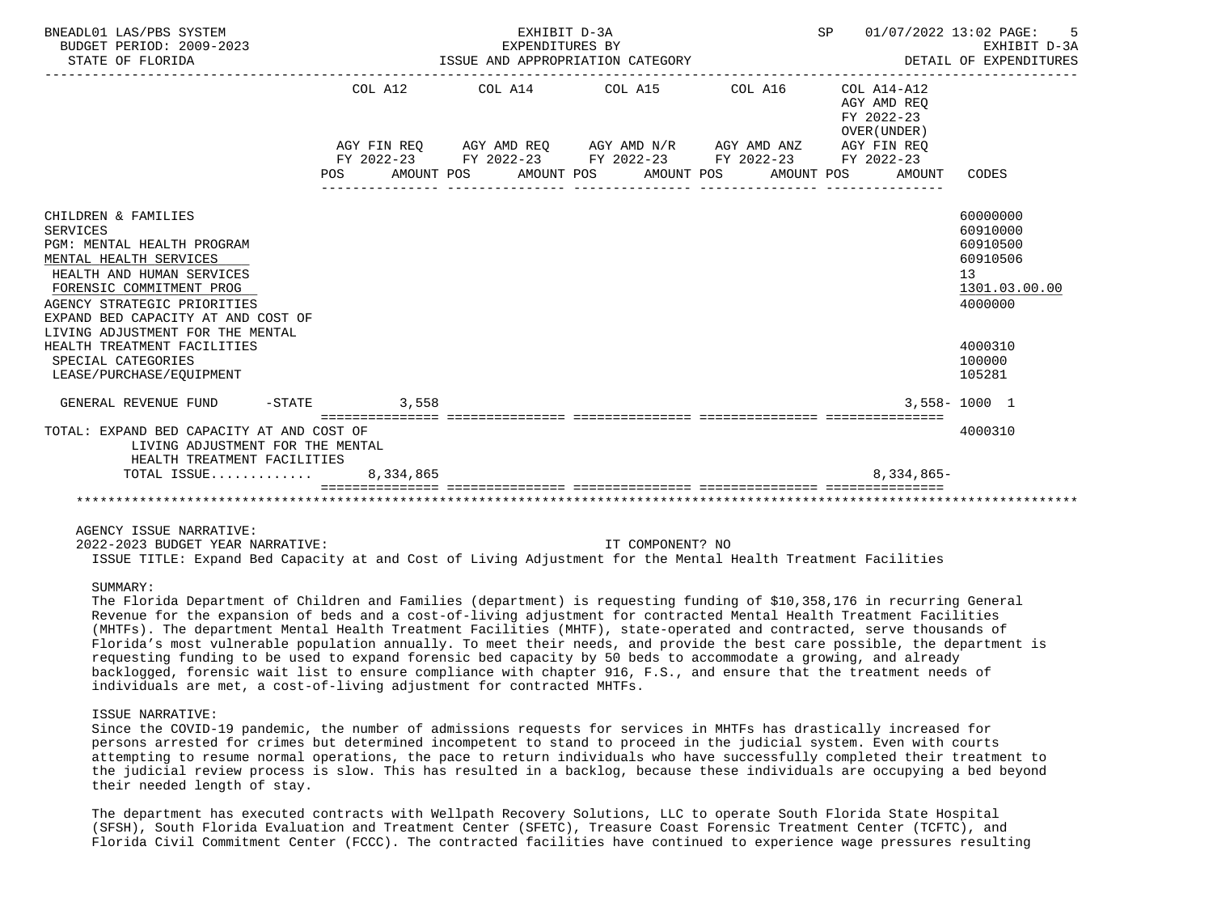| | COL A12 AGY FIN REQ FY 2022-23 POS AMOUNT | COL A14 AGY AMD REQ FY 2022-23 POS AMOUNT | COL A15 AGY AMD N/R FY 2022-23 POS AMOUNT | COL A16 AGY AMD ANZ FY 2022-23 POS AMOUNT | COL A14-A12 AGY AMD REQ FY 2022-23 OVER(UNDER) AGY FIN REQ FY 2022-23 POS AMOUNT | CODES |
|---|---|---|---|---|---|---|
| CHILDREN & FAMILIES | | | | | | 60000000 |
| SERVICES | | | | | | 60910000 |
| PGM: MENTAL HEALTH PROGRAM | | | | | | 60910500 |
| MENTAL HEALTH SERVICES | | | | | | 60910506 |
| HEALTH AND HUMAN SERVICES | | | | | | 13 |
| FORENSIC COMMITMENT PROG | | | | | | 1301.03.00.00 |
| AGENCY STRATEGIC PRIORITIES | | | | | | 4000000 |
| EXPAND BED CAPACITY AT AND COST OF LIVING ADJUSTMENT FOR THE MENTAL HEALTH TREATMENT FACILITIES | | | | | | 4000310 |
| SPECIAL CATEGORIES | | | | | | 100000 |
| LEASE/PURCHASE/EQUIPMENT | | | | | | 105281 |
| GENERAL REVENUE FUND -STATE | 3,558 | | | | 3,558- | 1000 1 |
| TOTAL: EXPAND BED CAPACITY AT AND COST OF LIVING ADJUSTMENT FOR THE MENTAL HEALTH TREATMENT FACILITIES | | | | | | 4000310 |
| TOTAL ISSUE............ | 8,334,865 | | | | 8,334,865- | |

AGENCY ISSUE NARRATIVE:

2022-2023 BUDGET YEAR NARRATIVE: IT COMPONENT? NO

ISSUE TITLE: Expand Bed Capacity at and Cost of Living Adjustment for the Mental Health Treatment Facilities

SUMMARY:

The Florida Department of Children and Families (department) is requesting funding of $10,358,176 in recurring General Revenue for the expansion of beds and a cost-of-living adjustment for contracted Mental Health Treatment Facilities (MHTFs). The department Mental Health Treatment Facilities (MHTF), state-operated and contracted, serve thousands of Florida's most vulnerable population annually. To meet their needs, and provide the best care possible, the department is requesting funding to be used to expand forensic bed capacity by 50 beds to accommodate a growing, and already backlogged, forensic wait list to ensure compliance with chapter 916, F.S., and ensure that the treatment needs of individuals are met, a cost-of-living adjustment for contracted MHTFs.

ISSUE NARRATIVE:

Since the COVID-19 pandemic, the number of admissions requests for services in MHTFs has drastically increased for persons arrested for crimes but determined incompetent to stand to proceed in the judicial system. Even with courts attempting to resume normal operations, the pace to return individuals who have successfully completed their treatment to the judicial review process is slow. This has resulted in a backlog, because these individuals are occupying a bed beyond their needed length of stay.

The department has executed contracts with Wellpath Recovery Solutions, LLC to operate South Florida State Hospital (SFSH), South Florida Evaluation and Treatment Center (SFETC), Treasure Coast Forensic Treatment Center (TCFTC), and Florida Civil Commitment Center (FCCC). The contracted facilities have continued to experience wage pressures resulting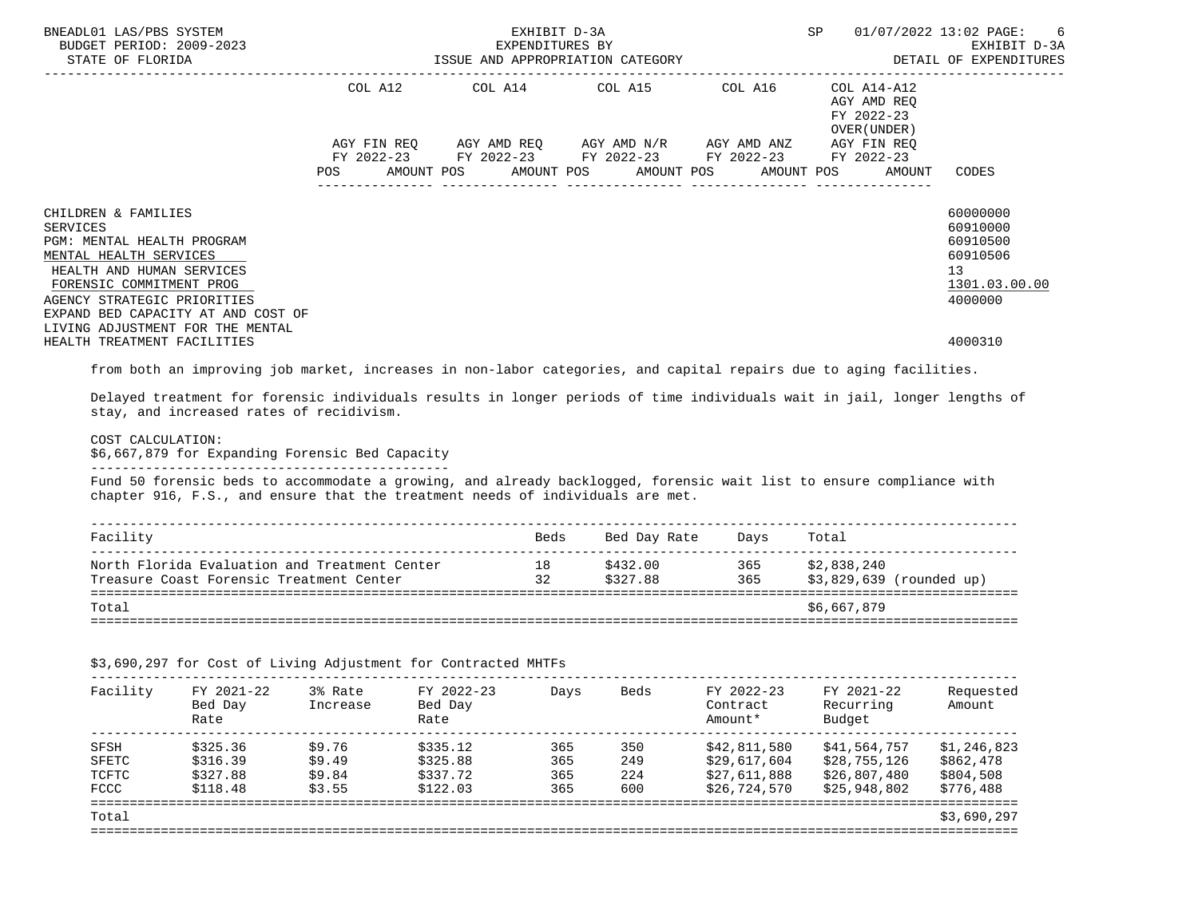| | COL A12 | | COL A14 | | COL A15 | | COL A16 | | COL A14-A12 AGY AMD REQ FY 2022-23 OVER(UNDER) | | |
|---|---|---|---|---|---|---|---|---|---|---|---|
| | AGY FIN REQ FY 2022-23 | | AGY AMD REQ FY 2022-23 | | AGY AMD N/R FY 2022-23 | | AGY AMD ANZ FY 2022-23 | | AGY FIN REQ FY 2022-23 | | |
| | POS | AMOUNT | POS | AMOUNT | POS | AMOUNT | POS | AMOUNT | POS | AMOUNT | CODES |
| CHILDREN & FAMILIES | | | | | | | | | | | 60000000 |
| SERVICES | | | | | | | | | | | 60910000 |
| PGM: MENTAL HEALTH PROGRAM | | | | | | | | | | | 60910500 |
| MENTAL HEALTH SERVICES | | | | | | | | | | | 60910506 |
| HEALTH AND HUMAN SERVICES | | | | | | | | | | | 13 |
| FORENSIC COMMITMENT PROG | | | | | | | | | | | 1301.03.00.00 |
| AGENCY STRATEGIC PRIORITIES | | | | | | | | | | | 4000000 |
| EXPAND BED CAPACITY AT AND COST OF LIVING ADJUSTMENT FOR THE MENTAL HEALTH TREATMENT FACILITIES | | | | | | | | | | | 4000310 |

from both an improving job market, increases in non-labor categories, and capital repairs due to aging facilities.

Delayed treatment for forensic individuals results in longer periods of time individuals wait in jail, longer lengths of stay, and increased rates of recidivism.

COST CALCULATION:
$6,667,879 for Expanding Forensic Bed Capacity

Fund 50 forensic beds to accommodate a growing, and already backlogged, forensic wait list to ensure compliance with chapter 916, F.S., and ensure that the treatment needs of individuals are met.

| Facility | Beds | Bed Day Rate | Days | Total |
|---|---|---|---|---|
| North Florida Evaluation and Treatment Center | 18 | $432.00 | 365 | $2,838,240 |
| Treasure Coast Forensic Treatment Center | 32 | $327.88 | 365 | $3,829,639 (rounded up) |
| Total | | | | $6,667,879 |

$3,690,297 for Cost of Living Adjustment for Contracted MHTFs

| Facility | FY 2021-22 Bed Day Rate | 3% Rate Increase | FY 2022-23 Bed Day Rate | Days | Beds | FY 2022-23 Contract Amount* | FY 2021-22 Recurring Budget | Requested Amount |
|---|---|---|---|---|---|---|---|---|
| SFSH | $325.36 | $9.76 | $335.12 | 365 | 350 | $42,811,580 | $41,564,757 | $1,246,823 |
| SFETC | $316.39 | $9.49 | $325.88 | 365 | 249 | $29,617,604 | $28,755,126 | $862,478 |
| TCFTC | $327.88 | $9.84 | $337.72 | 365 | 224 | $27,611,888 | $26,807,480 | $804,508 |
| FCCC | $118.48 | $3.55 | $122.03 | 365 | 600 | $26,724,570 | $25,948,802 | $776,488 |
| Total | | | | | | | | $3,690,297 |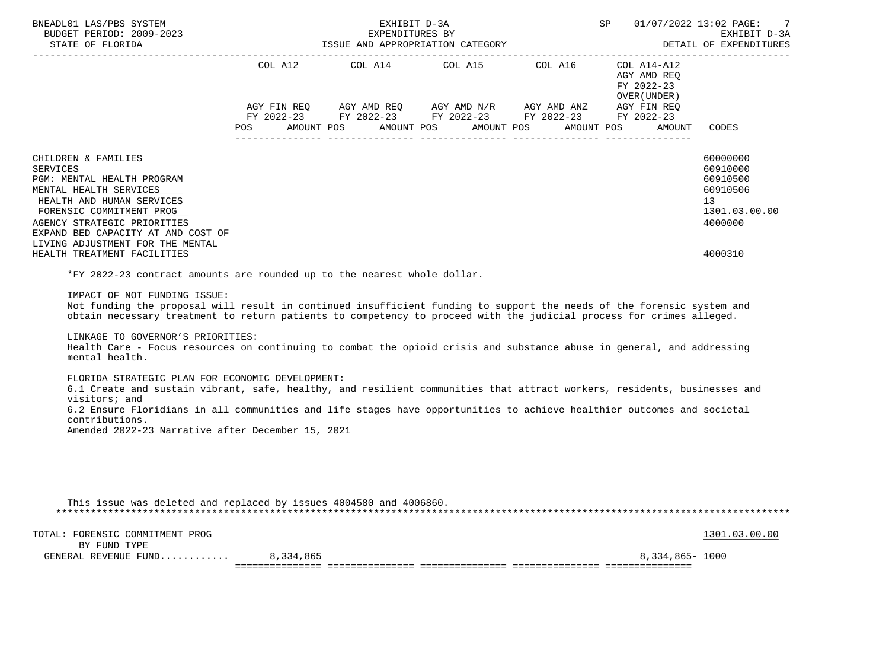| | COL A12 | COL A14 | COL A15 | COL A16 | COL A14-A12 AGY AMD REQ FY 2022-23 OVER(UNDER) | |
|---|---|---|---|---|---|---|
| | AGY FIN REQ FY 2022-23 | AGY AMD REQ FY 2022-23 | AGY AMD N/R FY 2022-23 | AGY AMD ANZ FY 2022-23 | AGY FIN REQ FY 2022-23 | |
| | POS AMOUNT | POS AMOUNT | POS AMOUNT | POS AMOUNT | POS AMOUNT | CODES |
| CHILDREN & FAMILIES | | | | | | 60000000 |
| SERVICES | | | | | | 60910000 |
| PGM: MENTAL HEALTH PROGRAM | | | | | | 60910500 |
| MENTAL HEALTH SERVICES | | | | | | 60910506 |
| HEALTH AND HUMAN SERVICES | | | | | | 13 |
| FORENSIC COMMITMENT PROG | | | | | | 1301.03.00.00 |
| AGENCY STRATEGIC PRIORITIES | | | | | | 4000000 |
| EXPAND BED CAPACITY AT AND COST OF LIVING ADJUSTMENT FOR THE MENTAL HEALTH TREATMENT FACILITIES | | | | | | 4000310 |

*FY 2022-23 contract amounts are rounded up to the nearest whole dollar.

IMPACT OF NOT FUNDING ISSUE:
Not funding the proposal will result in continued insufficient funding to support the needs of the forensic system and obtain necessary treatment to return patients to competency to proceed with the judicial process for crimes alleged.

LINKAGE TO GOVERNOR'S PRIORITIES:
Health Care - Focus resources on continuing to combat the opioid crisis and substance abuse in general, and addressing mental health.

FLORIDA STRATEGIC PLAN FOR ECONOMIC DEVELOPMENT:
6.1 Create and sustain vibrant, safe, healthy, and resilient communities that attract workers, residents, businesses and visitors; and
6.2 Ensure Floridians in all communities and life stages have opportunities to achieve healthier outcomes and societal contributions.
Amended 2022-23 Narrative after December 15, 2021

This issue was deleted and replaced by issues 4004580 and 4006860.

| | COL A12 | COL A14 | COL A15 | COL A16 | COL A14-A12 | CODES |
|---|---|---|---|---|---|---|
| TOTAL: FORENSIC COMMITMENT PROG | | | | | | 1301.03.00.00 |
| BY FUND TYPE | | | | | | |
| GENERAL REVENUE FUND........... | 8,334,865 | | | | 8,334,865- | 1000 |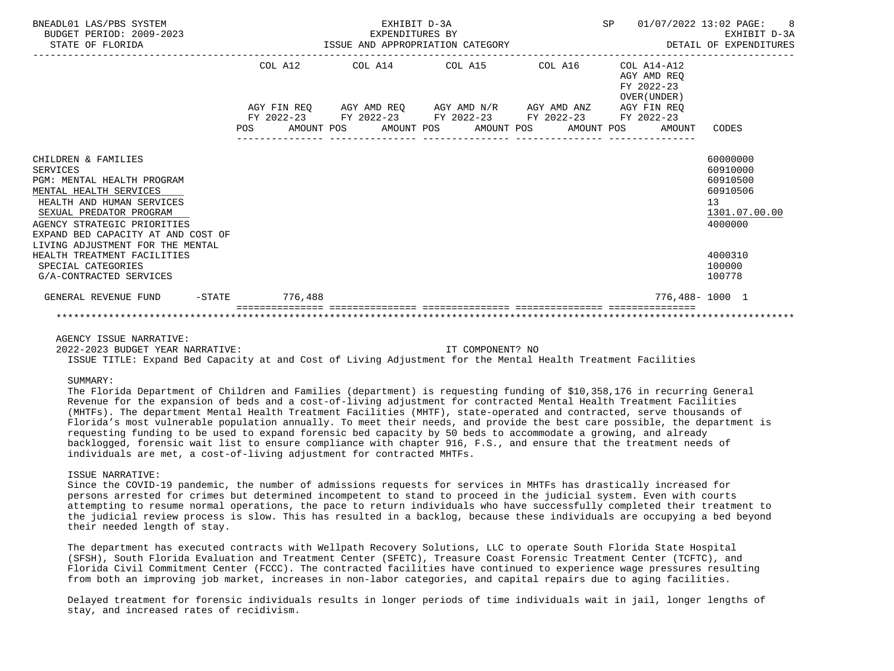| | COL A12 | COL A14 | COL A15 | COL A16 | COL A14-A12 AGY AMD REQ FY 2022-23 OVER(UNDER) | |
|---|---|---|---|---|---|---|
| | AGY FIN REQ FY 2022-23 | AGY AMD REQ FY 2022-23 | AGY AMD N/R FY 2022-23 | AGY AMD ANZ FY 2022-23 | AGY FIN REQ FY 2022-23 | |
| | POS AMOUNT | POS AMOUNT | POS AMOUNT | POS AMOUNT | POS AMOUNT | CODES |
| CHILDREN & FAMILIES | | | | | | 60000000 |
| SERVICES | | | | | | 60910000 |
| PGM: MENTAL HEALTH PROGRAM | | | | | | 60910500 |
| MENTAL HEALTH SERVICES | | | | | | 60910506 |
| HEALTH AND HUMAN SERVICES | | | | | | 13 |
| SEXUAL PREDATOR PROGRAM | | | | | | 1301.07.00.00 |
| AGENCY STRATEGIC PRIORITIES | | | | | | 4000000 |
| EXPAND BED CAPACITY AT AND COST OF LIVING ADJUSTMENT FOR THE MENTAL HEALTH TREATMENT FACILITIES | | | | | | 4000310 |
| SPECIAL CATEGORIES | | | | | | 100000 |
| G/A-CONTRACTED SERVICES | | | | | | 100778 |
| GENERAL REVENUE FUND -STATE | 776,488 | | | | 776,488- | 1000 1 |

AGENCY ISSUE NARRATIVE:

2022-2023 BUDGET YEAR NARRATIVE: IT COMPONENT? NO

ISSUE TITLE: Expand Bed Capacity at and Cost of Living Adjustment for the Mental Health Treatment Facilities

SUMMARY:

The Florida Department of Children and Families (department) is requesting funding of $10,358,176 in recurring General Revenue for the expansion of beds and a cost-of-living adjustment for contracted Mental Health Treatment Facilities (MHTFs). The department Mental Health Treatment Facilities (MHTF), state-operated and contracted, serve thousands of Florida's most vulnerable population annually. To meet their needs, and provide the best care possible, the department is requesting funding to be used to expand forensic bed capacity by 50 beds to accommodate a growing, and already backlogged, forensic wait list to ensure compliance with chapter 916, F.S., and ensure that the treatment needs of individuals are met, a cost-of-living adjustment for contracted MHTFs.

ISSUE NARRATIVE:

Since the COVID-19 pandemic, the number of admissions requests for services in MHTFs has drastically increased for persons arrested for crimes but determined incompetent to stand to proceed in the judicial system. Even with courts attempting to resume normal operations, the pace to return individuals who have successfully completed their treatment to the judicial review process is slow. This has resulted in a backlog, because these individuals are occupying a bed beyond their needed length of stay.

The department has executed contracts with Wellpath Recovery Solutions, LLC to operate South Florida State Hospital (SFSH), South Florida Evaluation and Treatment Center (SFETC), Treasure Coast Forensic Treatment Center (TCFTC), and Florida Civil Commitment Center (FCCC). The contracted facilities have continued to experience wage pressures resulting from both an improving job market, increases in non-labor categories, and capital repairs due to aging facilities.

Delayed treatment for forensic individuals results in longer periods of time individuals wait in jail, longer lengths of stay, and increased rates of recidivism.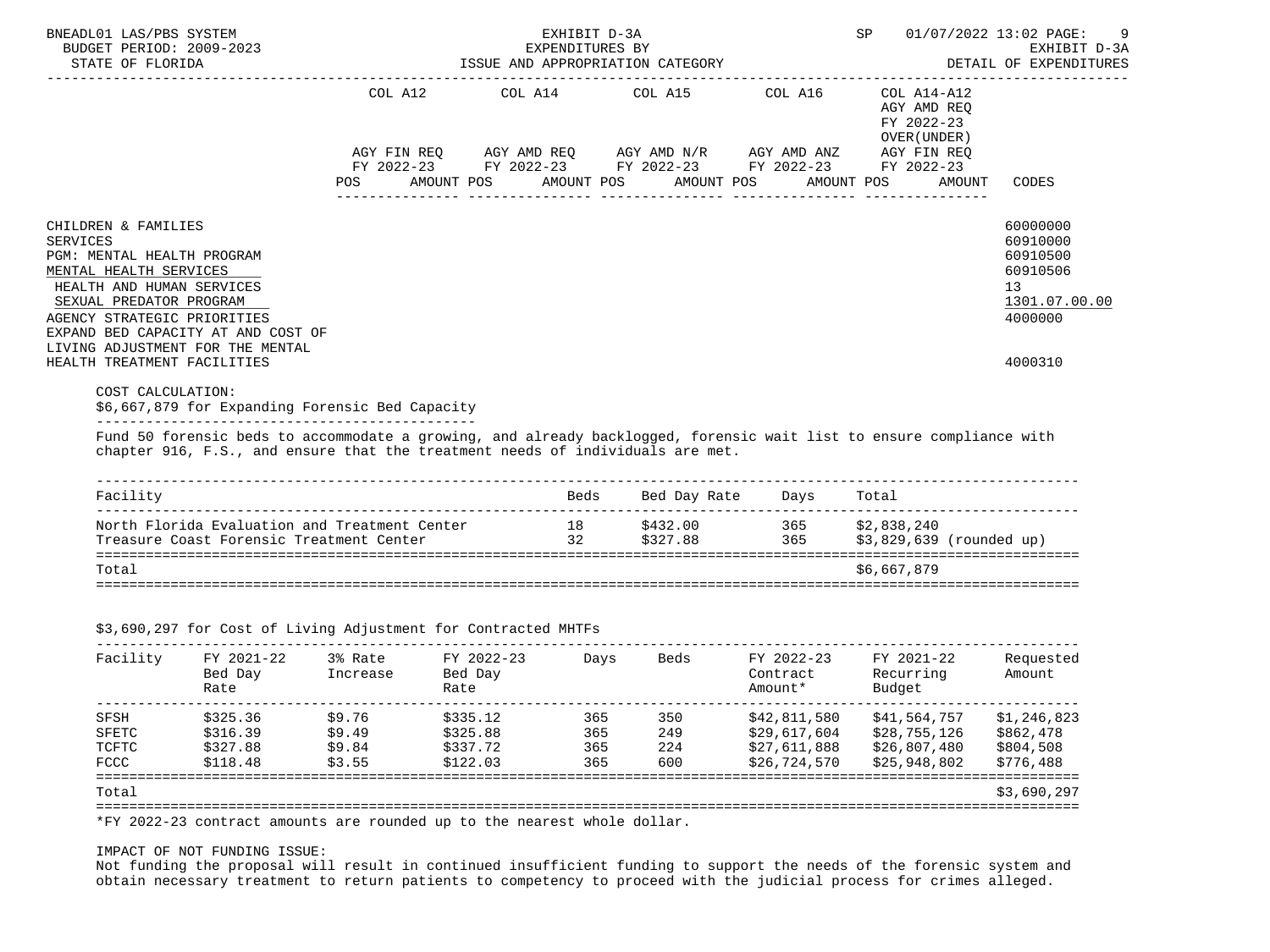| | COL A12 | | COL A14 | | COL A15 | | COL A16 | | COL A14-A12 AGY AMD REQ FY 2022-23 OVER(UNDER) | |
|---|---|---|---|---|---|---|---|---|---|---|
| | AGY FIN REQ FY 2022-23 | | AGY AMD REQ FY 2022-23 | | AGY AMD N/R FY 2022-23 | | AGY AMD ANZ FY 2022-23 | | AGY FIN REQ FY 2022-23 | |
| | POS | AMOUNT | POS | AMOUNT | POS | AMOUNT | POS | AMOUNT | POS | AMOUNT | CODES |

CHILDREN & FAMILIES — 60000000
SERVICES — 60910000
PGM: MENTAL HEALTH PROGRAM — 60910500
MENTAL HEALTH SERVICES — 60910506
HEALTH AND HUMAN SERVICES — 13
SEXUAL PREDATOR PROGRAM — 1301.07.00.00
AGENCY STRATEGIC PRIORITIES — 4000000
EXPAND BED CAPACITY AT AND COST OF LIVING ADJUSTMENT FOR THE MENTAL HEALTH TREATMENT FACILITIES — 4000310

COST CALCULATION:

$6,667,879 for Expanding Forensic Bed Capacity

Fund 50 forensic beds to accommodate a growing, and already backlogged, forensic wait list to ensure compliance with chapter 916, F.S., and ensure that the treatment needs of individuals are met.

| Facility | Beds | Bed Day Rate | Days | Total |
|---|---|---|---|---|
| North Florida Evaluation and Treatment Center | 18 | $432.00 | 365 | $2,838,240 |
| Treasure Coast Forensic Treatment Center | 32 | $327.88 | 365 | $3,829,639 (rounded up) |
| Total | | | | $6,667,879 |

$3,690,297 for Cost of Living Adjustment for Contracted MHTFs

| Facility | FY 2021-22 Bed Day Rate | 3% Rate Increase | FY 2022-23 Bed Day Rate | Days | Beds | FY 2022-23 Contract Amount* | FY 2021-22 Recurring Budget | Requested Amount |
|---|---|---|---|---|---|---|---|---|
| SFSH | $325.36 | $9.76 | $335.12 | 365 | 350 | $42,811,580 | $41,564,757 | $1,246,823 |
| SFETC | $316.39 | $9.49 | $325.88 | 365 | 249 | $29,617,604 | $28,755,126 | $862,478 |
| TCFTC | $327.88 | $9.84 | $337.72 | 365 | 224 | $27,611,888 | $26,807,480 | $804,508 |
| FCCC | $118.48 | $3.55 | $122.03 | 365 | 600 | $26,724,570 | $25,948,802 | $776,488 |
| Total | | | | | | | | $3,690,297 |

*FY 2022-23 contract amounts are rounded up to the nearest whole dollar.

IMPACT OF NOT FUNDING ISSUE:

Not funding the proposal will result in continued insufficient funding to support the needs of the forensic system and obtain necessary treatment to return patients to competency to proceed with the judicial process for crimes alleged.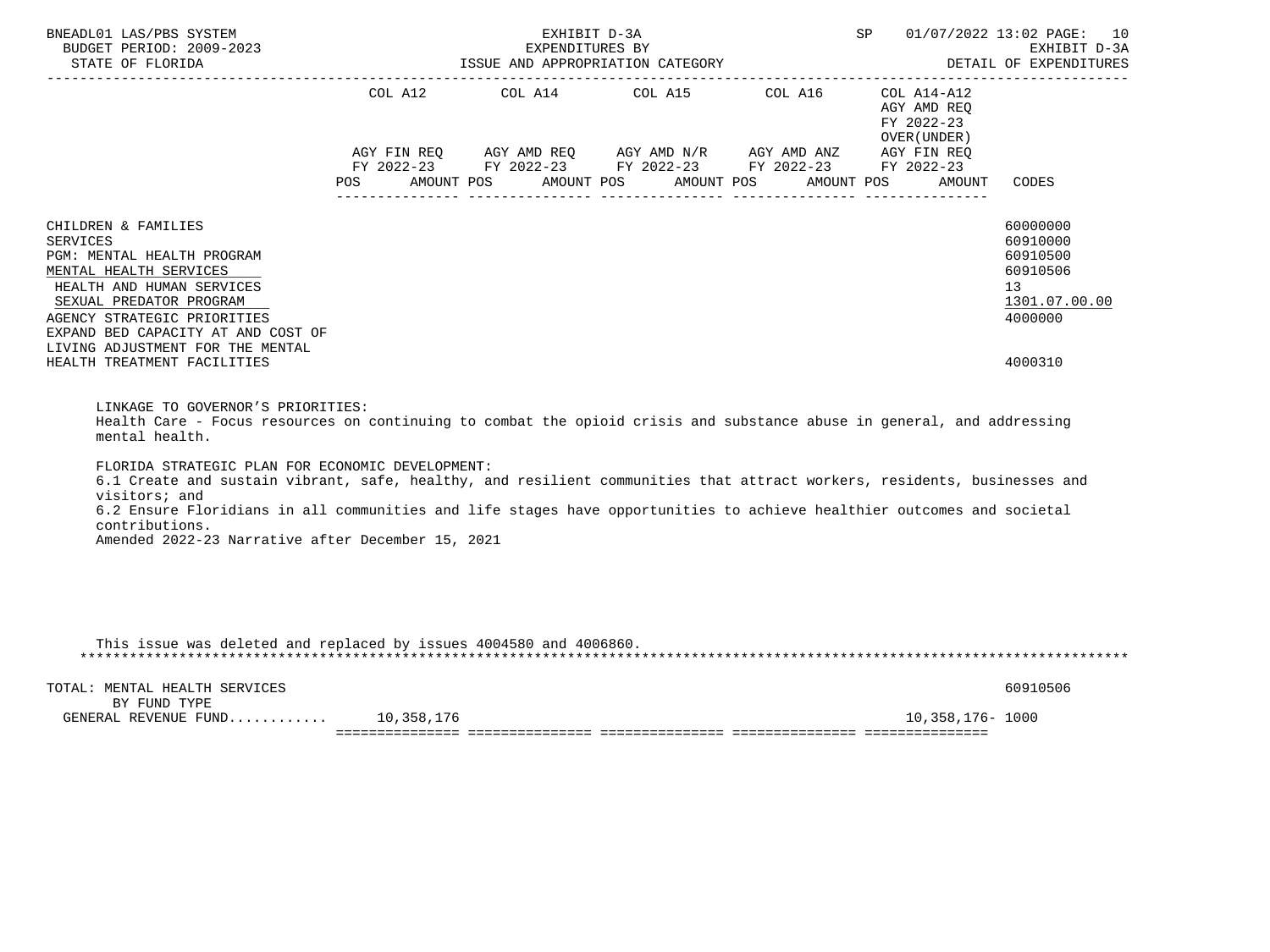| | COL A12 AGY FIN REQ FY 2022-23 POS AMOUNT | COL A14 AGY AMD REQ FY 2022-23 POS AMOUNT | COL A15 AGY AMD N/R FY 2022-23 POS AMOUNT | COL A16 AGY AMD ANZ FY 2022-23 POS AMOUNT | COL A14-A12 AGY AMD REQ FY 2022-23 OVER(UNDER) AGY FIN REQ FY 2022-23 POS AMOUNT | CODES |
|---|---|---|---|---|---|---|
| CHILDREN & FAMILIES | | | | | | 60000000 |
| SERVICES | | | | | | 60910000 |
| PGM: MENTAL HEALTH PROGRAM | | | | | | 60910500 |
| MENTAL HEALTH SERVICES | | | | | | 60910506 |
| HEALTH AND HUMAN SERVICES | | | | | | 13 |
| SEXUAL PREDATOR PROGRAM | | | | | | 1301.07.00.00 |
| AGENCY STRATEGIC PRIORITIES | | | | | | 4000000 |
| EXPAND BED CAPACITY AT AND COST OF LIVING ADJUSTMENT FOR THE MENTAL HEALTH TREATMENT FACILITIES | | | | | | 4000310 |

LINKAGE TO GOVERNOR'S PRIORITIES:
Health Care - Focus resources on continuing to combat the opioid crisis and substance abuse in general, and addressing mental health.

FLORIDA STRATEGIC PLAN FOR ECONOMIC DEVELOPMENT:
6.1 Create and sustain vibrant, safe, healthy, and resilient communities that attract workers, residents, businesses and visitors; and
6.2 Ensure Floridians in all communities and life stages have opportunities to achieve healthier outcomes and societal contributions.
Amended 2022-23 Narrative after December 15, 2021

This issue was deleted and replaced by issues 4004580 and 4006860.

| | COL A12 | COL A14 | COL A15 | COL A16 | COL A14-A12 | CODES |
|---|---|---|---|---|---|---|
| TOTAL: MENTAL HEALTH SERVICES | | | | | | 60910506 |
| BY FUND TYPE | | | | | | |
| GENERAL REVENUE FUND........... | 10,358,176 | | | | 10,358,176- | 1000 |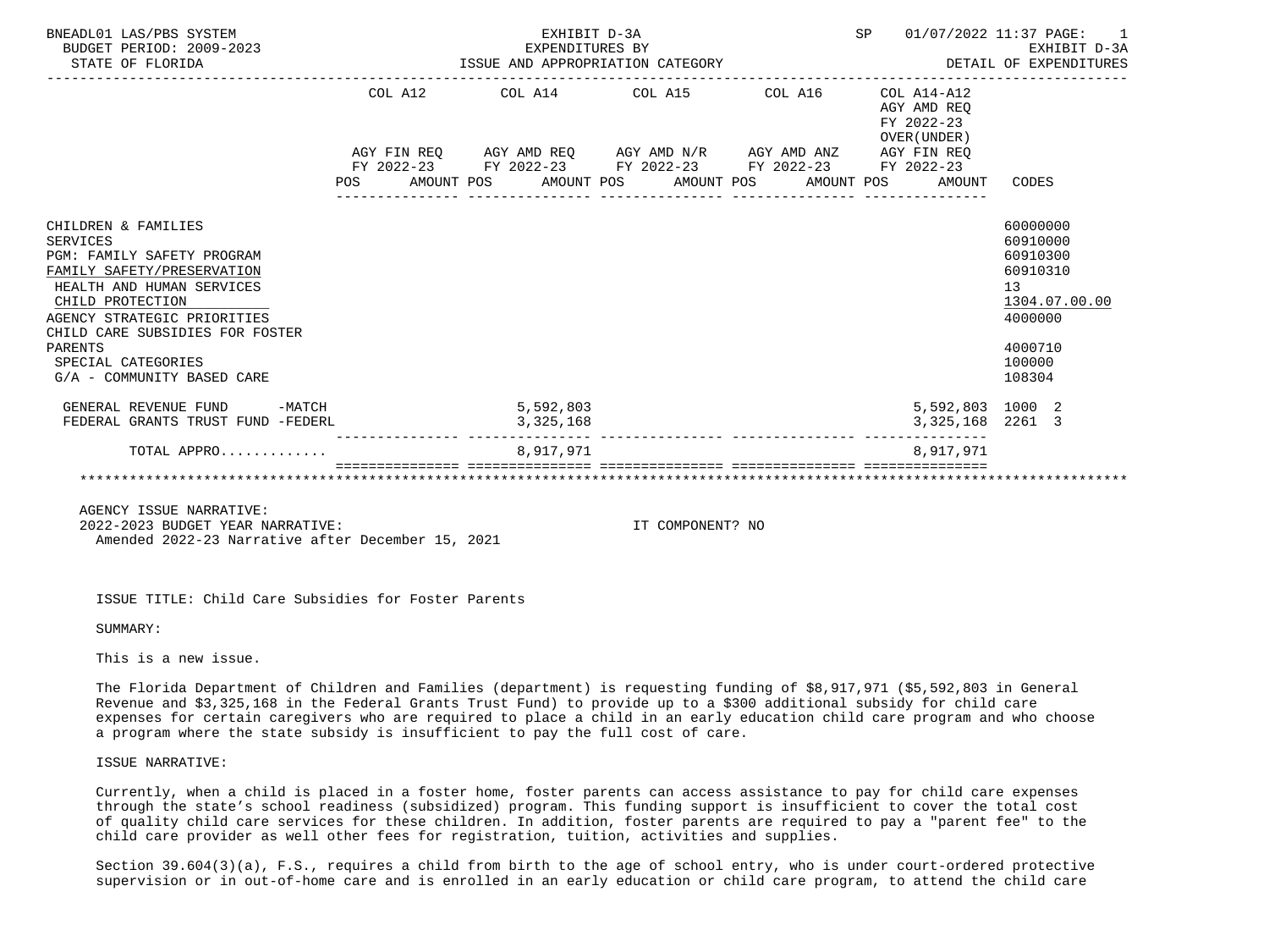BNEADL01 LAS/PBS SYSTEM — EXHIBIT D-3A — EXPENDITURES BY ISSUE AND APPROPRIATION CATEGORY — SP 01/07/2022 11:37
BUDGET PERIOD: 2009-2023 — STATE OF FLORIDA — EXHIBIT D-3A DETAIL OF EXPENDITURES

| | COL A12 AGY FIN REQ FY 2022-23 POS AMOUNT | COL A14 AGY AMD REQ FY 2022-23 POS AMOUNT | COL A15 AGY AMD N/R FY 2022-23 POS AMOUNT | COL A16 AGY AMD ANZ FY 2022-23 POS AMOUNT | COL A14-A12 AGY AMD REQ FY 2022-23 OVER(UNDER) AGY FIN REQ FY 2022-23 POS AMOUNT | CODES |
|---|---|---|---|---|---|---|
| CHILDREN & FAMILIES | | | | | | 60000000 |
| SERVICES | | | | | | 60910000 |
| PGM: FAMILY SAFETY PROGRAM | | | | | | 60910300 |
| FAMILY SAFETY/PRESERVATION | | | | | | 60910310 |
| HEALTH AND HUMAN SERVICES | | | | | | 13 |
| CHILD PROTECTION | | | | | | 1304.07.00.00 |
| AGENCY STRATEGIC PRIORITIES | | | | | | 4000000 |
| CHILD CARE SUBSIDIES FOR FOSTER PARENTS | | | | | | 4000710 |
| SPECIAL CATEGORIES | | | | | | 100000 |
| G/A - COMMUNITY BASED CARE | | | | | | 108304 |
| GENERAL REVENUE FUND -MATCH | | 5,592,803 | | | 5,592,803 | 1000 2 |
| FEDERAL GRANTS TRUST FUND -FEDERL | | 3,325,168 | | | 3,325,168 | 2261 3 |
| TOTAL APPRO............ | | 8,917,971 | | | 8,917,971 | |

AGENCY ISSUE NARRATIVE:
2022-2023 BUDGET YEAR NARRATIVE: IT COMPONENT? NO
Amended 2022-23 Narrative after December 15, 2021

ISSUE TITLE: Child Care Subsidies for Foster Parents

SUMMARY:

This is a new issue.

The Florida Department of Children and Families (department) is requesting funding of $8,917,971 ($5,592,803 in General Revenue and $3,325,168 in the Federal Grants Trust Fund) to provide up to a $300 additional subsidy for child care expenses for certain caregivers who are required to place a child in an early education child care program and who choose a program where the state subsidy is insufficient to pay the full cost of care.

ISSUE NARRATIVE:

Currently, when a child is placed in a foster home, foster parents can access assistance to pay for child care expenses through the state's school readiness (subsidized) program. This funding support is insufficient to cover the total cost of quality child care services for these children. In addition, foster parents are required to pay a "parent fee" to the child care provider as well other fees for registration, tuition, activities and supplies.

Section 39.604(3)(a), F.S., requires a child from birth to the age of school entry, who is under court-ordered protective supervision or in out-of-home care and is enrolled in an early education or child care program, to attend the child care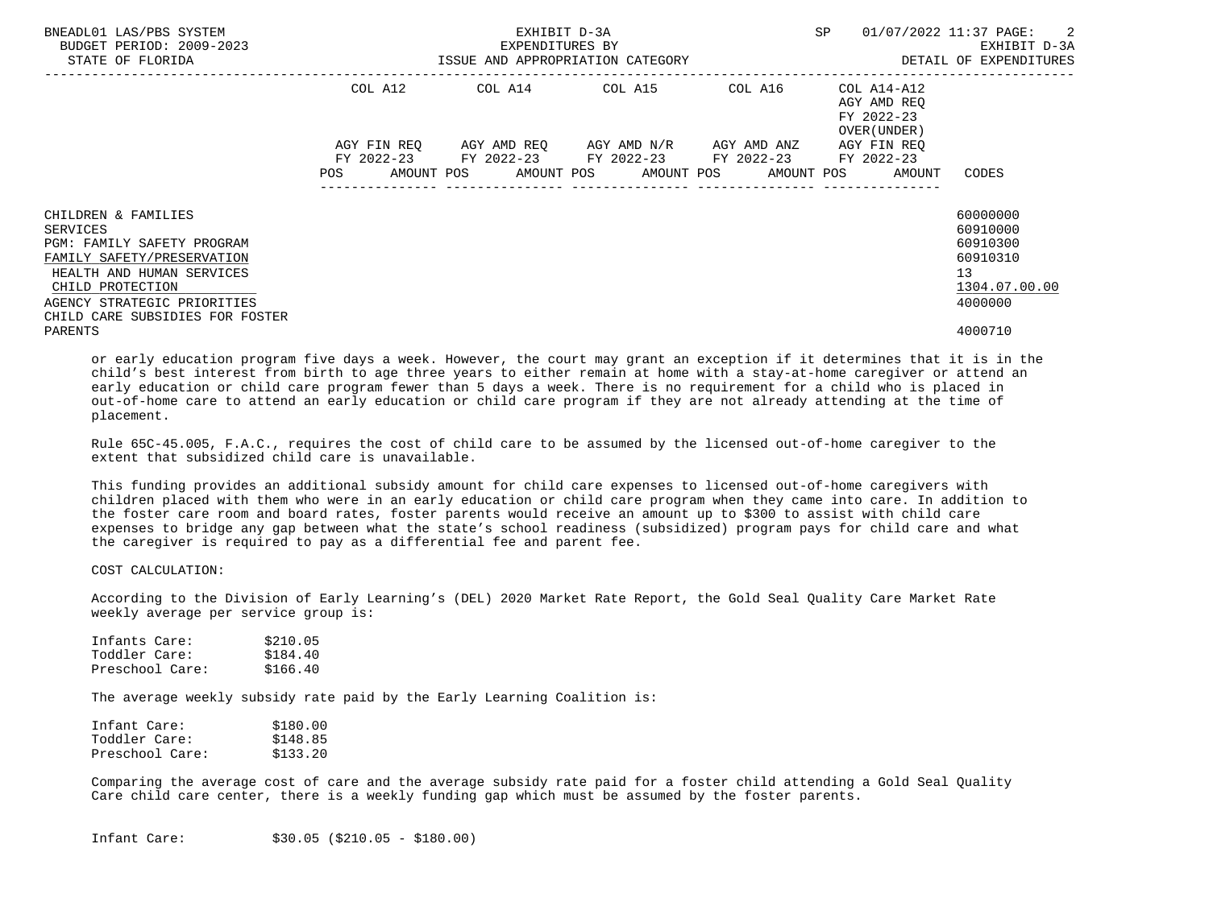| | COL A12 | | COL A14 | | COL A15 | | COL A16 | | COL A14-A12 AGY AMD REQ FY 2022-23 OVER(UNDER) AGY FIN REQ FY 2022-23 | | |
|---|---|---|---|---|---|---|---|---|---|---|---|
| | AGY FIN REQ FY 2022-23 | | AGY AMD REQ FY 2022-23 | | AGY AMD N/R FY 2022-23 | | AGY AMD ANZ FY 2022-23 | | | | |
| | POS | AMOUNT | POS | AMOUNT | POS | AMOUNT | POS | AMOUNT | POS | AMOUNT | CODES |
| CHILDREN & FAMILIES | | | | | | | | | | | 60000000 |
| SERVICES | | | | | | | | | | | 60910000 |
| PGM: FAMILY SAFETY PROGRAM | | | | | | | | | | | 60910300 |
| FAMILY SAFETY/PRESERVATION | | | | | | | | | | | 60910310 |
| HEALTH AND HUMAN SERVICES | | | | | | | | | | | 13 |
| CHILD PROTECTION | | | | | | | | | | | 1304.07.00.00 |
| AGENCY STRATEGIC PRIORITIES | | | | | | | | | | | 4000000 |
| CHILD CARE SUBSIDIES FOR FOSTER PARENTS | | | | | | | | | | | 4000710 |

or early education program five days a week. However, the court may grant an exception if it determines that it is in the child's best interest from birth to age three years to either remain at home with a stay-at-home caregiver or attend an early education or child care program fewer than 5 days a week. There is no requirement for a child who is placed in out-of-home care to attend an early education or child care program if they are not already attending at the time of placement.

Rule 65C-45.005, F.A.C., requires the cost of child care to be assumed by the licensed out-of-home caregiver to the extent that subsidized child care is unavailable.

This funding provides an additional subsidy amount for child care expenses to licensed out-of-home caregivers with children placed with them who were in an early education or child care program when they came into care. In addition to the foster care room and board rates, foster parents would receive an amount up to $300 to assist with child care expenses to bridge any gap between what the state's school readiness (subsidized) program pays for child care and what the caregiver is required to pay as a differential fee and parent fee.

COST CALCULATION:

According to the Division of Early Learning's (DEL) 2020 Market Rate Report, the Gold Seal Quality Care Market Rate weekly average per service group is:

| | |
|---|---|
| Infants Care: | $210.05 |
| Toddler Care: | $184.40 |
| Preschool Care: | $166.40 |

The average weekly subsidy rate paid by the Early Learning Coalition is:

| | |
|---|---|
| Infant Care: | $180.00 |
| Toddler Care: | $148.85 |
| Preschool Care: | $133.20 |

Comparing the average cost of care and the average subsidy rate paid for a foster child attending a Gold Seal Quality Care child care center, there is a weekly funding gap which must be assumed by the foster parents.

Infant Care: $30.05 ($210.05 - $180.00)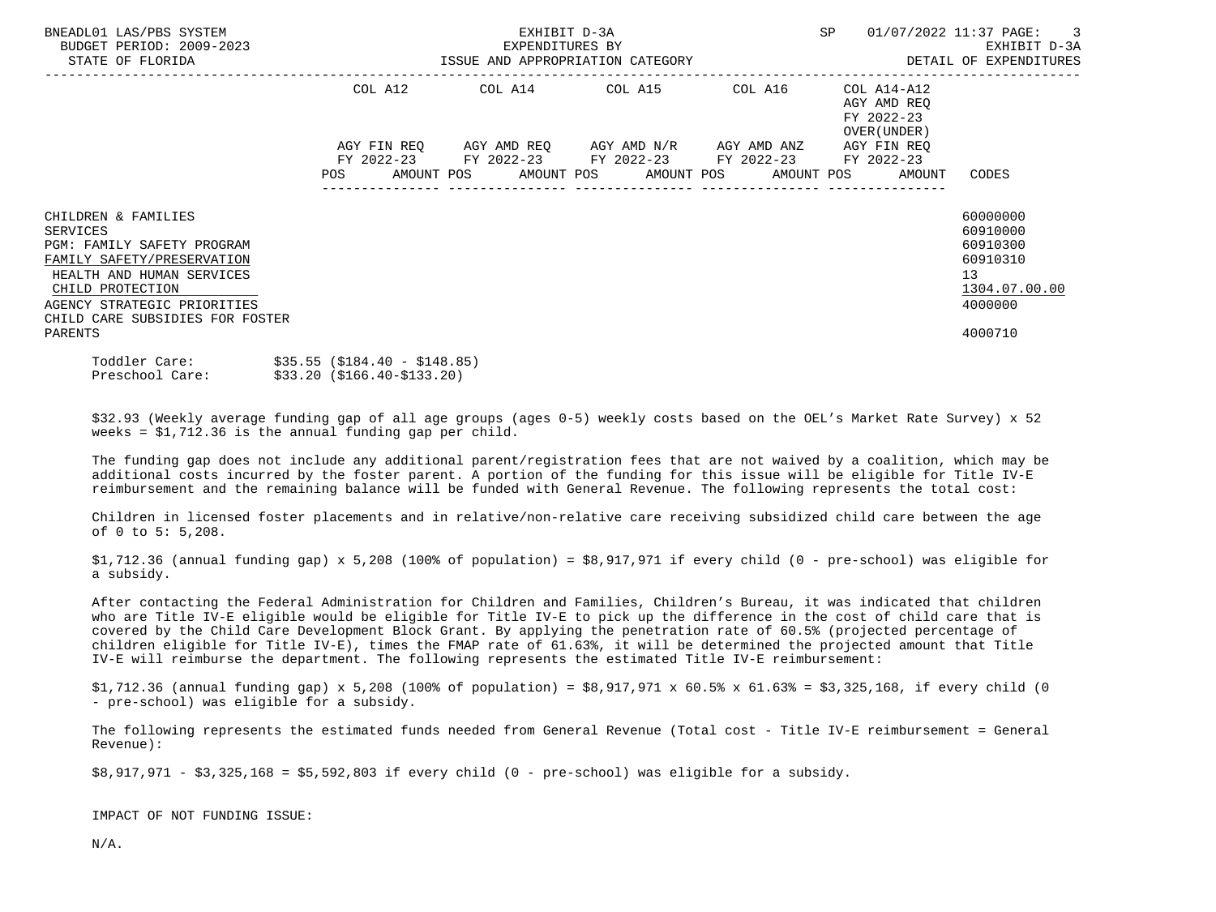| | COL A12 | | COL A14 | | COL A15 | | COL A16 | | COL A14-A12 AGY AMD REQ FY 2022-23 OVER(UNDER) | | |
|---|---|---|---|---|---|---|---|---|---|---|---|
| | AGY FIN REQ FY 2022-23 | | AGY AMD REQ FY 2022-23 | | AGY AMD N/R FY 2022-23 | | AGY AMD ANZ FY 2022-23 | | AGY FIN REQ FY 2022-23 | | |
| | POS | AMOUNT | POS | AMOUNT | POS | AMOUNT | POS | AMOUNT | POS | AMOUNT | CODES |
| CHILDREN & FAMILIES | | | | | | | | | | | 60000000 |
| SERVICES | | | | | | | | | | | 60910000 |
| PGM: FAMILY SAFETY PROGRAM | | | | | | | | | | | 60910300 |
| FAMILY SAFETY/PRESERVATION | | | | | | | | | | | 60910310 |
| HEALTH AND HUMAN SERVICES | | | | | | | | | | | 13 |
| CHILD PROTECTION | | | | | | | | | | | 1304.07.00.00 |
| AGENCY STRATEGIC PRIORITIES | | | | | | | | | | | 4000000 |
| CHILD CARE SUBSIDIES FOR FOSTER PARENTS | | | | | | | | | | | 4000710 |

Toddler Care: $35.55 ($184.40 - $148.85)
Preschool Care: $33.20 ($166.40-$133.20)

$32.93 (Weekly average funding gap of all age groups (ages 0-5) weekly costs based on the OEL's Market Rate Survey) x 52 weeks = $1,712.36 is the annual funding gap per child.

The funding gap does not include any additional parent/registration fees that are not waived by a coalition, which may be additional costs incurred by the foster parent. A portion of the funding for this issue will be eligible for Title IV-E reimbursement and the remaining balance will be funded with General Revenue. The following represents the total cost:

Children in licensed foster placements and in relative/non-relative care receiving subsidized child care between the age of 0 to 5: 5,208.

$1,712.36 (annual funding gap) x 5,208 (100% of population) = $8,917,971 if every child (0 - pre-school) was eligible for a subsidy.

After contacting the Federal Administration for Children and Families, Children's Bureau, it was indicated that children who are Title IV-E eligible would be eligible for Title IV-E to pick up the difference in the cost of child care that is covered by the Child Care Development Block Grant. By applying the penetration rate of 60.5% (projected percentage of children eligible for Title IV-E), times the FMAP rate of 61.63%, it will be determined the projected amount that Title IV-E will reimburse the department. The following represents the estimated Title IV-E reimbursement:

$1,712.36 (annual funding gap) x 5,208 (100% of population) = $8,917,971 x 60.5% x 61.63% = $3,325,168, if every child (0 - pre-school) was eligible for a subsidy.

The following represents the estimated funds needed from General Revenue (Total cost - Title IV-E reimbursement = General Revenue):

$8,917,971 - $3,325,168 = $5,592,803 if every child (0 - pre-school) was eligible for a subsidy.

IMPACT OF NOT FUNDING ISSUE:

N/A.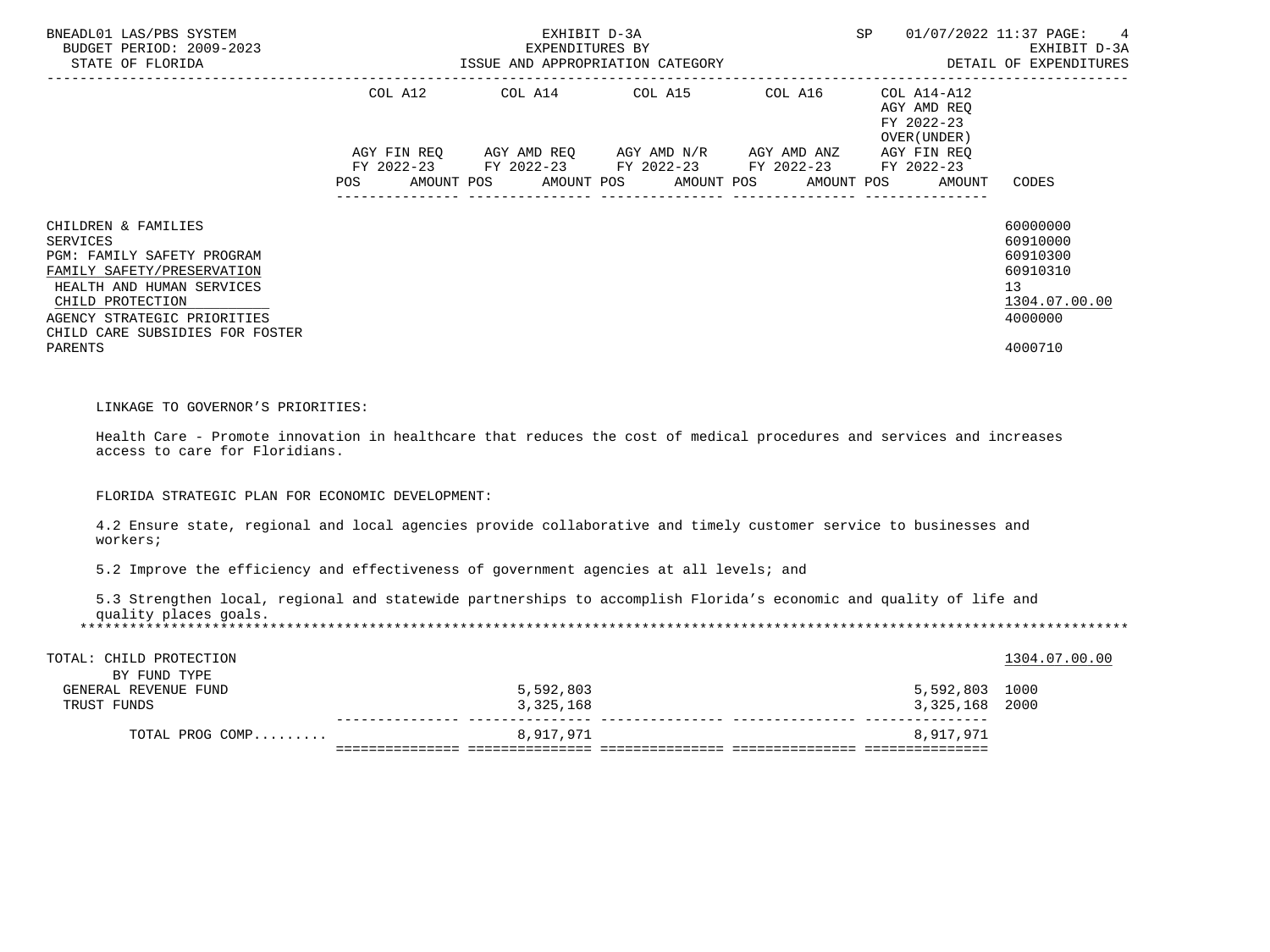| | COL A12 | COL A14 | COL A15 | COL A16 | COL A14-A12 AGY AMD REQ FY 2022-23 OVER(UNDER) | |
|---|---|---|---|---|---|---|
| | AGY FIN REQ FY 2022-23 | AGY AMD REQ FY 2022-23 | AGY AMD N/R FY 2022-23 | AGY AMD ANZ FY 2022-23 | AGY FIN REQ FY 2022-23 | |
| | POS AMOUNT | POS AMOUNT | POS AMOUNT | POS AMOUNT | POS AMOUNT | CODES |
| CHILDREN & FAMILIES | | | | | | 60000000 |
| SERVICES | | | | | | 60910000 |
| PGM: FAMILY SAFETY PROGRAM | | | | | | 60910300 |
| FAMILY SAFETY/PRESERVATION | | | | | | 60910310 |
| HEALTH AND HUMAN SERVICES | | | | | | 13 |
| CHILD PROTECTION | | | | | | 1304.07.00.00 |
| AGENCY STRATEGIC PRIORITIES | | | | | | 4000000 |
| CHILD CARE SUBSIDIES FOR FOSTER PARENTS | | | | | | 4000710 |

LINKAGE TO GOVERNOR'S PRIORITIES:

Health Care - Promote innovation in healthcare that reduces the cost of medical procedures and services and increases access to care for Floridians.

FLORIDA STRATEGIC PLAN FOR ECONOMIC DEVELOPMENT:

4.2 Ensure state, regional and local agencies provide collaborative and timely customer service to businesses and workers;

5.2 Improve the efficiency and effectiveness of government agencies at all levels; and

5.3 Strengthen local, regional and statewide partnerships to accomplish Florida's economic and quality of life and quality places goals.

*******************************************************************************************************************************

| | COL A12 | COL A14 | COL A15 | COL A16 | COL A14-A12 | CODES |
|---|---|---|---|---|---|---|
| TOTAL: CHILD PROTECTION | | | | | | 1304.07.00.00 |
| BY FUND TYPE | | | | | | |
| GENERAL REVENUE FUND | | 5,592,803 | | | 5,592,803 | 1000 |
| TRUST FUNDS | | 3,325,168 | | | 3,325,168 | 2000 |
| TOTAL PROG COMP......... | | 8,917,971 | | | 8,917,971 | |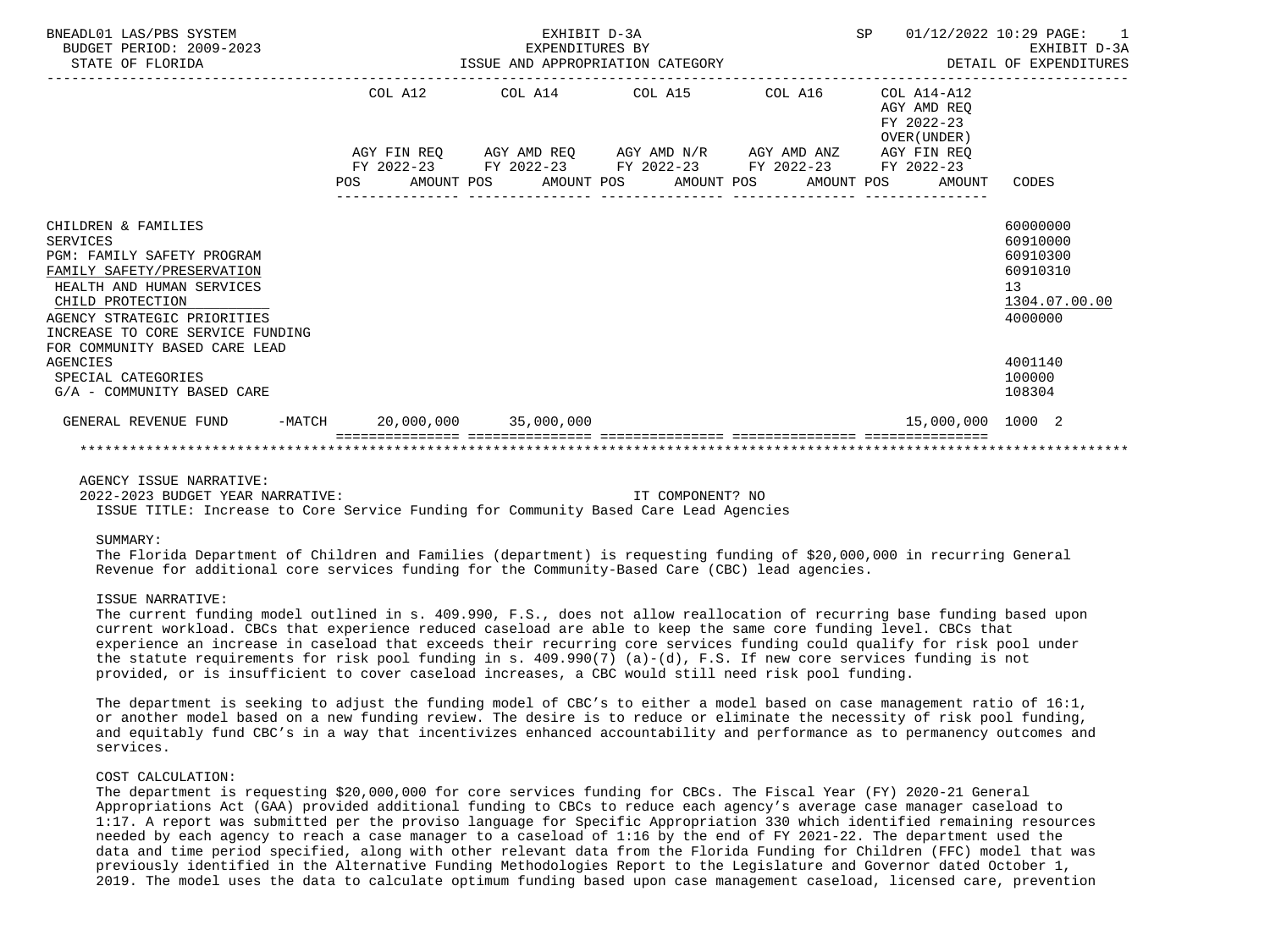BNEADL01 LAS/PBS SYSTEM — EXHIBIT D-3A — EXPENDITURES BY ISSUE AND APPROPRIATION CATEGORY — SP 01/12/2022 10:29 — EXHIBIT D-3A DETAIL OF EXPENDITURES

BUDGET PERIOD: 2009-2023
STATE OF FLORIDA

| | COL A12 AGY FIN REQ FY 2022-23 POS AMOUNT | COL A14 AGY AMD REQ FY 2022-23 POS AMOUNT | COL A15 AGY AMD N/R FY 2022-23 POS AMOUNT | COL A16 AGY AMD ANZ FY 2022-23 POS AMOUNT | COL A14-A12 AGY AMD REQ FY 2022-23 OVER(UNDER) AGY FIN REQ FY 2022-23 POS AMOUNT | CODES |
|---|---|---|---|---|---|---|
| CHILDREN & FAMILIES | | | | | | 60000000 |
| SERVICES | | | | | | 60910000 |
| PGM: FAMILY SAFETY PROGRAM | | | | | | 60910300 |
| FAMILY SAFETY/PRESERVATION | | | | | | 60910310 |
| HEALTH AND HUMAN SERVICES | | | | | | 13 |
| CHILD PROTECTION | | | | | | 1304.07.00.00 |
| AGENCY STRATEGIC PRIORITIES | | | | | | 4000000 |
| INCREASE TO CORE SERVICE FUNDING FOR COMMUNITY BASED CARE LEAD AGENCIES | | | | | | 4001140 |
| SPECIAL CATEGORIES | | | | | | 100000 |
| G/A - COMMUNITY BASED CARE | | | | | | 108304 |
| GENERAL REVENUE FUND -MATCH | 20,000,000 | 35,000,000 | | | 15,000,000 | 1000 2 |

AGENCY ISSUE NARRATIVE:
2022-2023 BUDGET YEAR NARRATIVE: IT COMPONENT? NO
ISSUE TITLE: Increase to Core Service Funding for Community Based Care Lead Agencies

SUMMARY:
The Florida Department of Children and Families (department) is requesting funding of $20,000,000 in recurring General Revenue for additional core services funding for the Community-Based Care (CBC) lead agencies.

ISSUE NARRATIVE:
The current funding model outlined in s. 409.990, F.S., does not allow reallocation of recurring base funding based upon current workload. CBCs that experience reduced caseload are able to keep the same core funding level. CBCs that experience an increase in caseload that exceeds their recurring core services funding could qualify for risk pool under the statute requirements for risk pool funding in s. 409.990(7) (a)-(d), F.S. If new core services funding is not provided, or is insufficient to cover caseload increases, a CBC would still need risk pool funding.

The department is seeking to adjust the funding model of CBC's to either a model based on case management ratio of 16:1, or another model based on a new funding review. The desire is to reduce or eliminate the necessity of risk pool funding, and equitably fund CBC's in a way that incentivizes enhanced accountability and performance as to permanency outcomes and services.

COST CALCULATION:
The department is requesting $20,000,000 for core services funding for CBCs. The Fiscal Year (FY) 2020-21 General Appropriations Act (GAA) provided additional funding to CBCs to reduce each agency's average case manager caseload to 1:17. A report was submitted per the proviso language for Specific Appropriation 330 which identified remaining resources needed by each agency to reach a case manager to a caseload of 1:16 by the end of FY 2021-22. The department used the data and time period specified, along with other relevant data from the Florida Funding for Children (FFC) model that was previously identified in the Alternative Funding Methodologies Report to the Legislature and Governor dated October 1, 2019. The model uses the data to calculate optimum funding based upon case management caseload, licensed care, prevention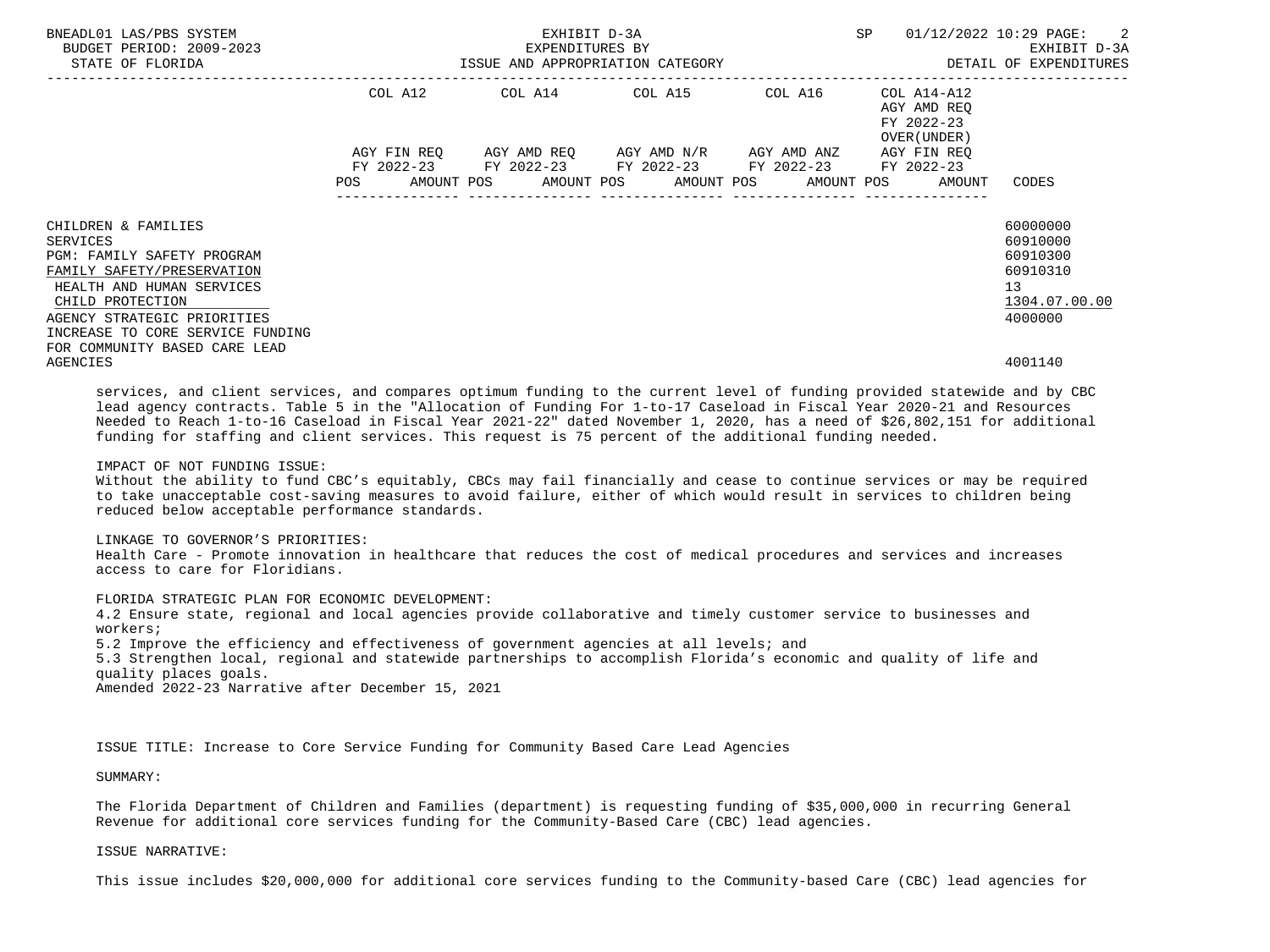| | COL A12 | COL A14 | COL A15 | COL A16 | COL A14-A12 AGY AMD REQ FY 2022-23 OVER(UNDER) | |
|---|---|---|---|---|---|---|
| | AGY FIN REQ FY 2022-23 | AGY AMD REQ FY 2022-23 | AGY AMD N/R FY 2022-23 | AGY AMD ANZ FY 2022-23 | AGY FIN REQ FY 2022-23 | |
| | POS AMOUNT | POS AMOUNT | POS AMOUNT | POS AMOUNT | POS AMOUNT | CODES |
| CHILDREN & FAMILIES | | | | | | 60000000 |
| SERVICES | | | | | | 60910000 |
| PGM: FAMILY SAFETY PROGRAM | | | | | | 60910300 |
| FAMILY SAFETY/PRESERVATION | | | | | | 60910310 |
| HEALTH AND HUMAN SERVICES | | | | | | 13 |
| CHILD PROTECTION | | | | | | 1304.07.00.00 |
| AGENCY STRATEGIC PRIORITIES | | | | | | 4000000 |
| INCREASE TO CORE SERVICE FUNDING FOR COMMUNITY BASED CARE LEAD AGENCIES | | | | | | 4001140 |

services, and client services, and compares optimum funding to the current level of funding provided statewide and by CBC lead agency contracts. Table 5 in the "Allocation of Funding For 1-to-17 Caseload in Fiscal Year 2020-21 and Resources Needed to Reach 1-to-16 Caseload in Fiscal Year 2021-22" dated November 1, 2020, has a need of $26,802,151 for additional funding for staffing and client services. This request is 75 percent of the additional funding needed.

IMPACT OF NOT FUNDING ISSUE:
Without the ability to fund CBC's equitably, CBCs may fail financially and cease to continue services or may be required to take unacceptable cost-saving measures to avoid failure, either of which would result in services to children being reduced below acceptable performance standards.

LINKAGE TO GOVERNOR'S PRIORITIES:
Health Care - Promote innovation in healthcare that reduces the cost of medical procedures and services and increases access to care for Floridians.

FLORIDA STRATEGIC PLAN FOR ECONOMIC DEVELOPMENT:
4.2 Ensure state, regional and local agencies provide collaborative and timely customer service to businesses and workers;
5.2 Improve the efficiency and effectiveness of government agencies at all levels; and
5.3 Strengthen local, regional and statewide partnerships to accomplish Florida's economic and quality of life and quality places goals.
Amended 2022-23 Narrative after December 15, 2021

ISSUE TITLE: Increase to Core Service Funding for Community Based Care Lead Agencies

SUMMARY:

The Florida Department of Children and Families (department) is requesting funding of $35,000,000 in recurring General Revenue for additional core services funding for the Community-Based Care (CBC) lead agencies.

ISSUE NARRATIVE:

This issue includes $20,000,000 for additional core services funding to the Community-based Care (CBC) lead agencies for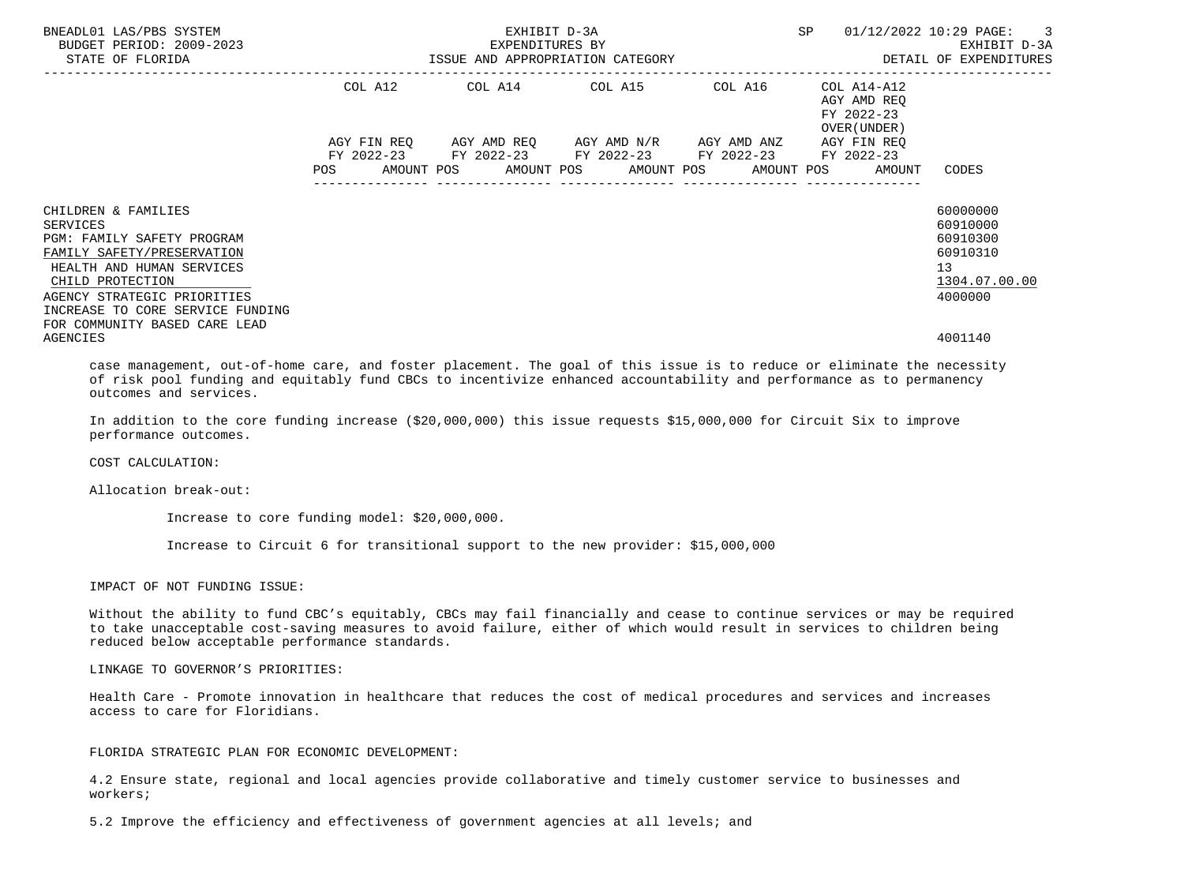| | COL A12 | | COL A14 | | COL A15 | | COL A16 | | COL A14-A12 AGY AMD REQ FY 2022-23 OVER(UNDER) AGY FIN REQ FY 2022-23 | | |
|---|---|---|---|---|---|---|---|---|---|---|---|
| | AGY FIN REQ FY 2022-23 | | AGY AMD REQ FY 2022-23 | | AGY AMD N/R FY 2022-23 | | AGY AMD ANZ FY 2022-23 | | | | |
| | POS | AMOUNT | POS | AMOUNT | POS | AMOUNT | POS | AMOUNT | POS | AMOUNT | CODES |
| CHILDREN & FAMILIES | | | | | | | | | | | 60000000 |
| SERVICES | | | | | | | | | | | 60910000 |
| PGM: FAMILY SAFETY PROGRAM | | | | | | | | | | | 60910300 |
| FAMILY SAFETY/PRESERVATION | | | | | | | | | | | 60910310 |
| HEALTH AND HUMAN SERVICES | | | | | | | | | | | 13 |
| CHILD PROTECTION | | | | | | | | | | | 1304.07.00.00 |
| AGENCY STRATEGIC PRIORITIES | | | | | | | | | | | 4000000 |
| INCREASE TO CORE SERVICE FUNDING FOR COMMUNITY BASED CARE LEAD AGENCIES | | | | | | | | | | | 4001140 |

case management, out-of-home care, and foster placement. The goal of this issue is to reduce or eliminate the necessity of risk pool funding and equitably fund CBCs to incentivize enhanced accountability and performance as to permanency outcomes and services.

In addition to the core funding increase ($20,000,000) this issue requests $15,000,000 for Circuit Six to improve performance outcomes.

COST CALCULATION:

Allocation break-out:

Increase to core funding model: $20,000,000.

Increase to Circuit 6 for transitional support to the new provider: $15,000,000

IMPACT OF NOT FUNDING ISSUE:

Without the ability to fund CBC's equitably, CBCs may fail financially and cease to continue services or may be required to take unacceptable cost-saving measures to avoid failure, either of which would result in services to children being reduced below acceptable performance standards.

LINKAGE TO GOVERNOR'S PRIORITIES:

Health Care - Promote innovation in healthcare that reduces the cost of medical procedures and services and increases access to care for Floridians.

FLORIDA STRATEGIC PLAN FOR ECONOMIC DEVELOPMENT:

4.2 Ensure state, regional and local agencies provide collaborative and timely customer service to businesses and workers;

5.2 Improve the efficiency and effectiveness of government agencies at all levels; and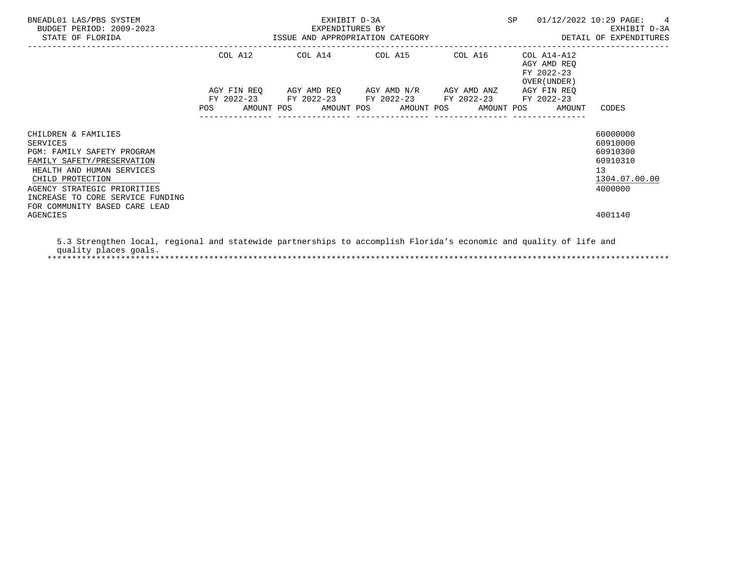| | COL A12 | COL A14 | COL A15 | COL A16 | COL A14-A12 | |
|---|---|---|---|---|---|---|
| | AGY FIN REQ FY 2022-23 | AGY AMD REQ FY 2022-23 | AGY AMD N/R FY 2022-23 | AGY AMD ANZ FY 2022-23 | AGY AMD REQ FY 2022-23 OVER(UNDER) AGY FIN REQ FY 2022-23 | |
| | POS AMOUNT | POS AMOUNT | POS AMOUNT | POS AMOUNT | POS AMOUNT | CODES |
| CHILDREN & FAMILIES | | | | | | 60000000 |
| SERVICES | | | | | | 60910000 |
| PGM: FAMILY SAFETY PROGRAM | | | | | | 60910300 |
| FAMILY SAFETY/PRESERVATION | | | | | | 60910310 |
| HEALTH AND HUMAN SERVICES | | | | | | 13 |
| CHILD PROTECTION | | | | | | 1304.07.00.00 |
| AGENCY STRATEGIC PRIORITIES | | | | | | 4000000 |
| INCREASE TO CORE SERVICE FUNDING FOR COMMUNITY BASED CARE LEAD AGENCIES | | | | | | 4001140 |

5.3 Strengthen local, regional and statewide partnerships to accomplish Florida's economic and quality of life and quality places goals.

*******************************************************************************************************************************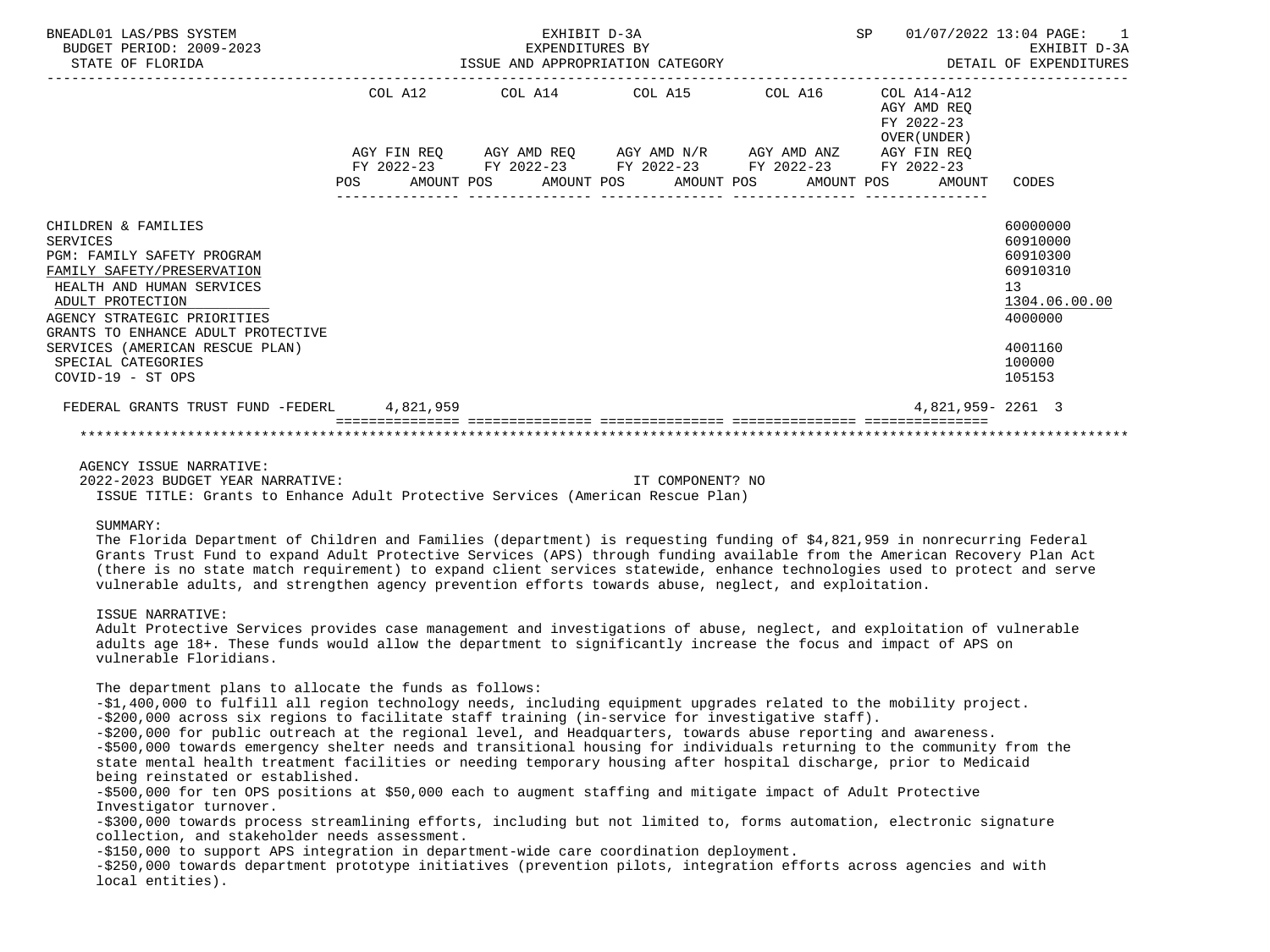BNEADL01 LAS/PBS SYSTEM | EXHIBIT D-3A | SP 01/07/2022 13:04
BUDGET PERIOD: 2009-2023 | EXPENDITURES BY | EXHIBIT D-3A
STATE OF FLORIDA | ISSUE AND APPROPRIATION CATEGORY | DETAIL OF EXPENDITURES

| | COL A12 AGY FIN REQ FY 2022-23 POS AMOUNT | COL A14 AGY AMD REQ FY 2022-23 POS AMOUNT | COL A15 AGY AMD N/R FY 2022-23 POS AMOUNT | COL A16 AGY AMD ANZ FY 2022-23 POS AMOUNT | COL A14-A12 AGY AMD REQ FY 2022-23 OVER(UNDER) AGY FIN REQ FY 2022-23 POS AMOUNT | CODES |
|---|---|---|---|---|---|---|
| CHILDREN & FAMILIES | | | | | | 60000000 |
| SERVICES | | | | | | 60910000 |
| PGM: FAMILY SAFETY PROGRAM | | | | | | 60910300 |
| FAMILY SAFETY/PRESERVATION | | | | | | 60910310 |
| HEALTH AND HUMAN SERVICES | | | | | | 13 |
| ADULT PROTECTION | | | | | | 1304.06.00.00 |
| AGENCY STRATEGIC PRIORITIES | | | | | | 4000000 |
| GRANTS TO ENHANCE ADULT PROTECTIVE SERVICES (AMERICAN RESCUE PLAN) | | | | | | 4001160 |
| SPECIAL CATEGORIES | | | | | | 100000 |
| COVID-19 - ST OPS | | | | | | 105153 |
| FEDERAL GRANTS TRUST FUND -FEDERL | 4,821,959 | | | | 4,821,959- | 2261 3 |

AGENCY ISSUE NARRATIVE:
2022-2023 BUDGET YEAR NARRATIVE: IT COMPONENT? NO
ISSUE TITLE: Grants to Enhance Adult Protective Services (American Rescue Plan)

SUMMARY:
The Florida Department of Children and Families (department) is requesting funding of $4,821,959 in nonrecurring Federal Grants Trust Fund to expand Adult Protective Services (APS) through funding available from the American Recovery Plan Act (there is no state match requirement) to expand client services statewide, enhance technologies used to protect and serve vulnerable adults, and strengthen agency prevention efforts towards abuse, neglect, and exploitation.

ISSUE NARRATIVE:
Adult Protective Services provides case management and investigations of abuse, neglect, and exploitation of vulnerable adults age 18+. These funds would allow the department to significantly increase the focus and impact of APS on vulnerable Floridians.

The department plans to allocate the funds as follows:
- $1,400,000 to fulfill all region technology needs, including equipment upgrades related to the mobility project.
- $200,000 across six regions to facilitate staff training (in-service for investigative staff).
- $200,000 for public outreach at the regional level, and Headquarters, towards abuse reporting and awareness.
- $500,000 towards emergency shelter needs and transitional housing for individuals returning to the community from the state mental health treatment facilities or needing temporary housing after hospital discharge, prior to Medicaid being reinstated or established.
- $500,000 for ten OPS positions at $50,000 each to augment staffing and mitigate impact of Adult Protective Investigator turnover.
- $300,000 towards process streamlining efforts, including but not limited to, forms automation, electronic signature collection, and stakeholder needs assessment.
- $150,000 to support APS integration in department-wide care coordination deployment.
- $250,000 towards department prototype initiatives (prevention pilots, integration efforts across agencies and with local entities).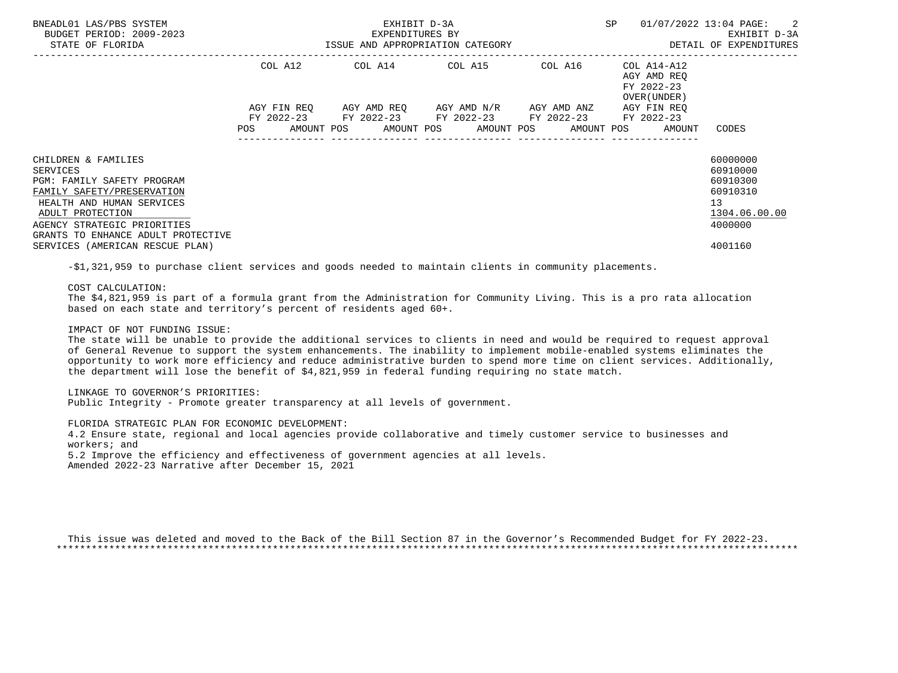| | COL A12 | COL A14 | COL A15 | COL A16 | COL A14-A12 AGY AMD REQ FY 2022-23 OVER(UNDER) | |
|---|---|---|---|---|---|---|
| | AGY FIN REQ FY 2022-23 | AGY AMD REQ FY 2022-23 | AGY AMD N/R FY 2022-23 | AGY AMD ANZ FY 2022-23 | AGY FIN REQ FY 2022-23 | |
| | POS AMOUNT | POS AMOUNT | POS AMOUNT | POS AMOUNT | POS AMOUNT | CODES |
| CHILDREN & FAMILIES | | | | | | 60000000 |
| SERVICES | | | | | | 60910000 |
| PGM: FAMILY SAFETY PROGRAM | | | | | | 60910300 |
| FAMILY SAFETY/PRESERVATION | | | | | | 60910310 |
| HEALTH AND HUMAN SERVICES | | | | | | 13 |
| ADULT PROTECTION | | | | | | 1304.06.00.00 |
| AGENCY STRATEGIC PRIORITIES | | | | | | 4000000 |
| GRANTS TO ENHANCE ADULT PROTECTIVE SERVICES (AMERICAN RESCUE PLAN) | | | | | | 4001160 |

-$1,321,959 to purchase client services and goods needed to maintain clients in community placements.

COST CALCULATION:
The $4,821,959 is part of a formula grant from the Administration for Community Living. This is a pro rata allocation based on each state and territory's percent of residents aged 60+.

IMPACT OF NOT FUNDING ISSUE:
The state will be unable to provide the additional services to clients in need and would be required to request approval of General Revenue to support the system enhancements. The inability to implement mobile-enabled systems eliminates the opportunity to work more efficiency and reduce administrative burden to spend more time on client services. Additionally, the department will lose the benefit of $4,821,959 in federal funding requiring no state match.

LINKAGE TO GOVERNOR'S PRIORITIES:
Public Integrity - Promote greater transparency at all levels of government.

FLORIDA STRATEGIC PLAN FOR ECONOMIC DEVELOPMENT:
4.2 Ensure state, regional and local agencies provide collaborative and timely customer service to businesses and workers; and
5.2 Improve the efficiency and effectiveness of government agencies at all levels.
Amended 2022-23 Narrative after December 15, 2021

This issue was deleted and moved to the Back of the Bill Section 87 in the Governor's Recommended Budget for FY 2022-23.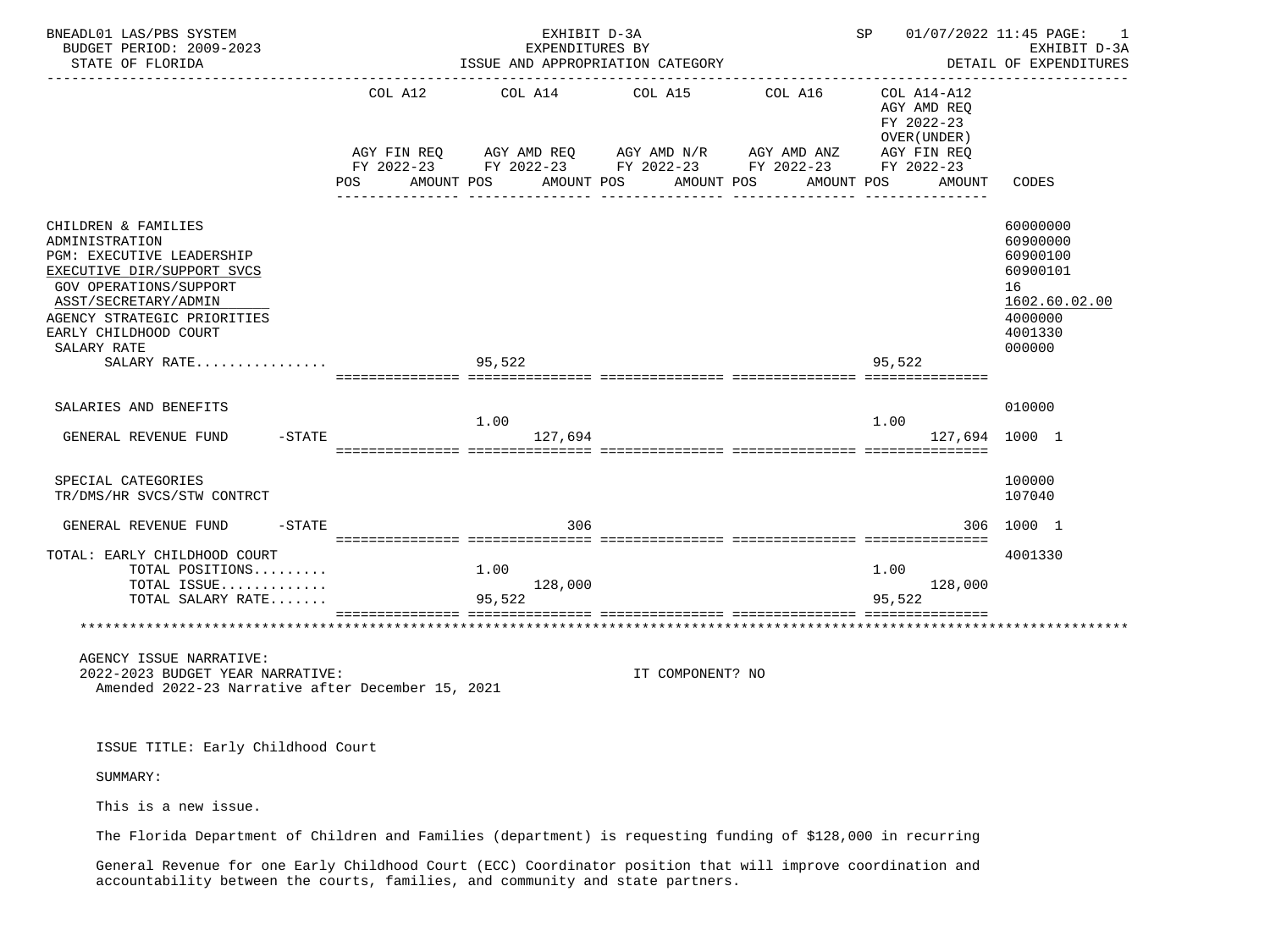BNEADL01 LAS/PBS SYSTEM | EXHIBIT D-3A | SP 01/07/2022 11:45 PAGE: 1
BUDGET PERIOD: 2009-2023 | EXPENDITURES BY | EXHIBIT D-3A
STATE OF FLORIDA | ISSUE AND APPROPRIATION CATEGORY | DETAIL OF EXPENDITURES

| | COL A12 AGY FIN REQ FY 2022-23 POS | AMOUNT | COL A14 AGY AMD REQ FY 2022-23 POS | AMOUNT | COL A15 AGY AMD N/R FY 2022-23 POS | AMOUNT | COL A16 AGY AMD ANZ FY 2022-23 POS | AMOUNT | COL A14-A12 AGY AMD REQ FY 2022-23 OVER(UNDER) AGY FIN REQ FY 2022-23 POS | AMOUNT | CODES |
|---|---|---|---|---|---|---|---|---|---|---|---|
| CHILDREN & FAMILIES | | | | | | | | | | | 60000000 |
| ADMINISTRATION | | | | | | | | | | | 60900000 |
| PGM: EXECUTIVE LEADERSHIP | | | | | | | | | | | 60900100 |
| EXECUTIVE DIR/SUPPORT SVCS | | | | | | | | | | | 60900101 |
| GOV OPERATIONS/SUPPORT | | | | | | | | | | | 16 |
| ASST/SECRETARY/ADMIN | | | | | | | | | | | 1602.60.02.00 |
| AGENCY STRATEGIC PRIORITIES | | | | | | | | | | | 4000000 |
| EARLY CHILDHOOD COURT | | | | | | | | | | | 4001330 |
| SALARY RATE | | | | | | | | | | | 000000 |
| SALARY RATE................ | | | 95,522 | | | | | | 95,522 | | |
| SALARIES AND BENEFITS | | | | | | | | | | | 010000 |
| GENERAL REVENUE FUND -STATE | | | 1.00 | 127,694 | | | | | 1.00 | 127,694 | 1000 1 |
| SPECIAL CATEGORIES | | | | | | | | | | | 100000 |
| TR/DMS/HR SVCS/STW CONTRCT | | | | | | | | | | | 107040 |
| GENERAL REVENUE FUND -STATE | | | | 306 | | | | | | 306 | 1000 1 |
| TOTAL: EARLY CHILDHOOD COURT | | | | | | | | | | | 4001330 |
| TOTAL POSITIONS......... | | | 1.00 | | | | | | 1.00 | | |
| TOTAL ISSUE............. | | | | 128,000 | | | | | | 128,000 | |
| TOTAL SALARY RATE....... | | | 95,522 | | | | | | 95,522 | | |

AGENCY ISSUE NARRATIVE:
2022-2023 BUDGET YEAR NARRATIVE: IT COMPONENT? NO
Amended 2022-23 Narrative after December 15, 2021

ISSUE TITLE: Early Childhood Court

SUMMARY:

This is a new issue.

The Florida Department of Children and Families (department) is requesting funding of $128,000 in recurring

General Revenue for one Early Childhood Court (ECC) Coordinator position that will improve coordination and accountability between the courts, families, and community and state partners.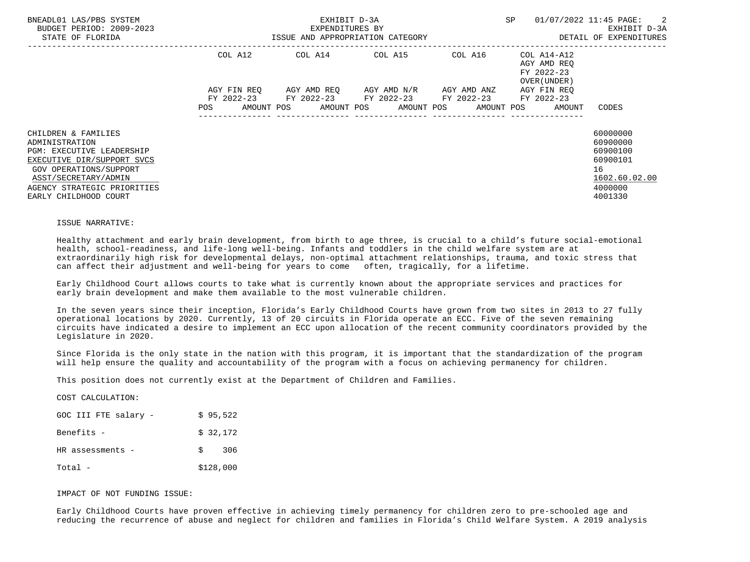BNEADL01 LAS/PBS SYSTEM — EXHIBIT D-3A — EXPENDITURES BY ISSUE AND APPROPRIATION CATEGORY
BUDGET PERIOD: 2009-2023 — STATE OF FLORIDA — SP 01/07/2022 11:45 — EXHIBIT D-3A DETAIL OF EXPENDITURES

| | COL A12 AGY FIN REQ FY 2022-23 POS AMOUNT | COL A14 AGY AMD REQ FY 2022-23 POS AMOUNT | COL A15 AGY AMD N/R FY 2022-23 POS AMOUNT | COL A16 AGY AMD ANZ FY 2022-23 POS AMOUNT | COL A14-A12 AGY AMD REQ FY 2022-23 OVER(UNDER) AGY FIN REQ FY 2022-23 POS AMOUNT | CODES |
|---|---|---|---|---|---|---|
| CHILDREN & FAMILIES | | | | | | 60000000 |
| ADMINISTRATION | | | | | | 60900000 |
| PGM: EXECUTIVE LEADERSHIP | | | | | | 60900100 |
| EXECUTIVE DIR/SUPPORT SVCS | | | | | | 60900101 |
| GOV OPERATIONS/SUPPORT | | | | | | 16 |
| ASST/SECRETARY/ADMIN | | | | | | 1602.60.02.00 |
| AGENCY STRATEGIC PRIORITIES | | | | | | 4000000 |
| EARLY CHILDHOOD COURT | | | | | | 4001330 |

ISSUE NARRATIVE:

Healthy attachment and early brain development, from birth to age three, is crucial to a child's future social-emotional health, school-readiness, and life-long well-being. Infants and toddlers in the child welfare system are at extraordinarily high risk for developmental delays, non-optimal attachment relationships, trauma, and toxic stress that can affect their adjustment and well-being for years to come often, tragically, for a lifetime.

Early Childhood Court allows courts to take what is currently known about the appropriate services and practices for early brain development and make them available to the most vulnerable children.

In the seven years since their inception, Florida's Early Childhood Courts have grown from two sites in 2013 to 27 fully operational locations by 2020. Currently, 13 of 20 circuits in Florida operate an ECC. Five of the seven remaining circuits have indicated a desire to implement an ECC upon allocation of the recent community coordinators provided by the Legislature in 2020.

Since Florida is the only state in the nation with this program, it is important that the standardization of the program will help ensure the quality and accountability of the program with a focus on achieving permanency for children.

This position does not currently exist at the Department of Children and Families.

COST CALCULATION:

| | |
|---|---|
| GOC III FTE salary - | $ 95,522 |
| Benefits - | $ 32,172 |
| HR assessments - | $ 306 |
| Total - | $128,000 |

IMPACT OF NOT FUNDING ISSUE:

Early Childhood Courts have proven effective in achieving timely permanency for children zero to pre-schooled age and reducing the recurrence of abuse and neglect for children and families in Florida's Child Welfare System. A 2019 analysis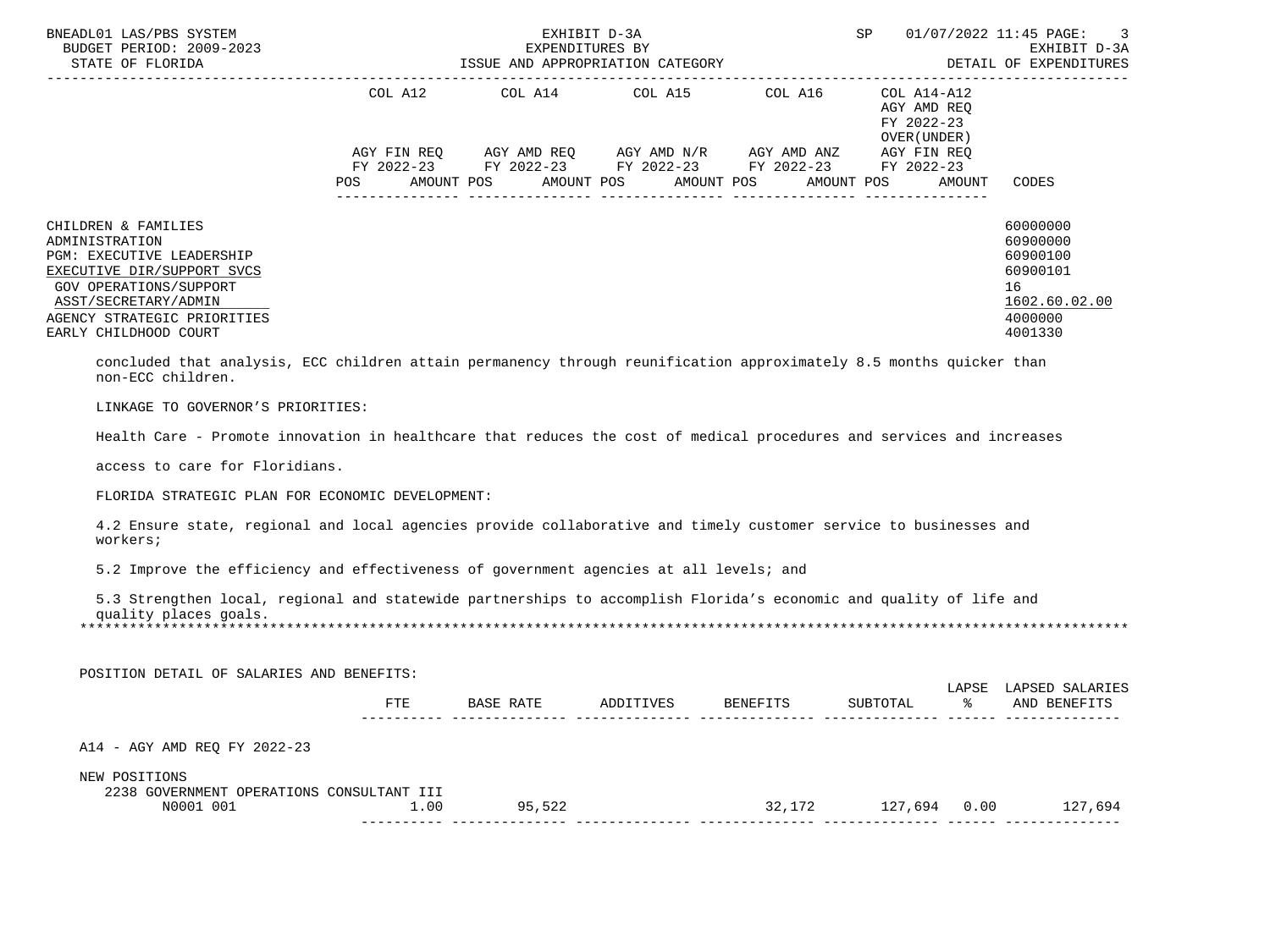CHILDREN & FAMILIES 60000000
ADMINISTRATION 60900000
PGM: EXECUTIVE LEADERSHIP 60900100
EXECUTIVE DIR/SUPPORT SVCS 60900101
GOV OPERATIONS/SUPPORT 16
ASST/SECRETARY/ADMIN 1602.60.02.00
AGENCY STRATEGIC PRIORITIES 4000000
EARLY CHILDHOOD COURT 4001330

| | COL A12 AGY FIN REQ FY 2022-23 POS AMOUNT | COL A14 AGY AMD REQ FY 2022-23 POS AMOUNT | COL A15 AGY AMD N/R FY 2022-23 POS AMOUNT | COL A16 AGY AMD ANZ FY 2022-23 POS AMOUNT | COL A14-A12 AGY AMD REQ FY 2022-23 OVER(UNDER) AGY FIN REQ FY 2022-23 POS AMOUNT | CODES |
|---|---|---|---|---|---|---|

concluded that analysis, ECC children attain permanency through reunification approximately 8.5 months quicker than non-ECC children.

LINKAGE TO GOVERNOR'S PRIORITIES:

Health Care - Promote innovation in healthcare that reduces the cost of medical procedures and services and increases access to care for Floridians.

FLORIDA STRATEGIC PLAN FOR ECONOMIC DEVELOPMENT:

4.2 Ensure state, regional and local agencies provide collaborative and timely customer service to businesses and workers;

5.2 Improve the efficiency and effectiveness of government agencies at all levels; and

5.3 Strengthen local, regional and statewide partnerships to accomplish Florida's economic and quality of life and quality places goals.

*******************************************************************************************************************

POSITION DETAIL OF SALARIES AND BENEFITS:

| | FTE | BASE RATE | ADDITIVES | BENEFITS | SUBTOTAL | LAPSE % | LAPSED SALARIES AND BENEFITS |
|---|---|---|---|---|---|---|---|
| A14 - AGY AMD REQ FY 2022-23 | | | | | | | |
| NEW POSITIONS | | | | | | | |
| 2238 GOVERNMENT OPERATIONS CONSULTANT III N0001 001 | 1.00 | 95,522 | | 32,172 | 127,694 | 0.00 | 127,694 |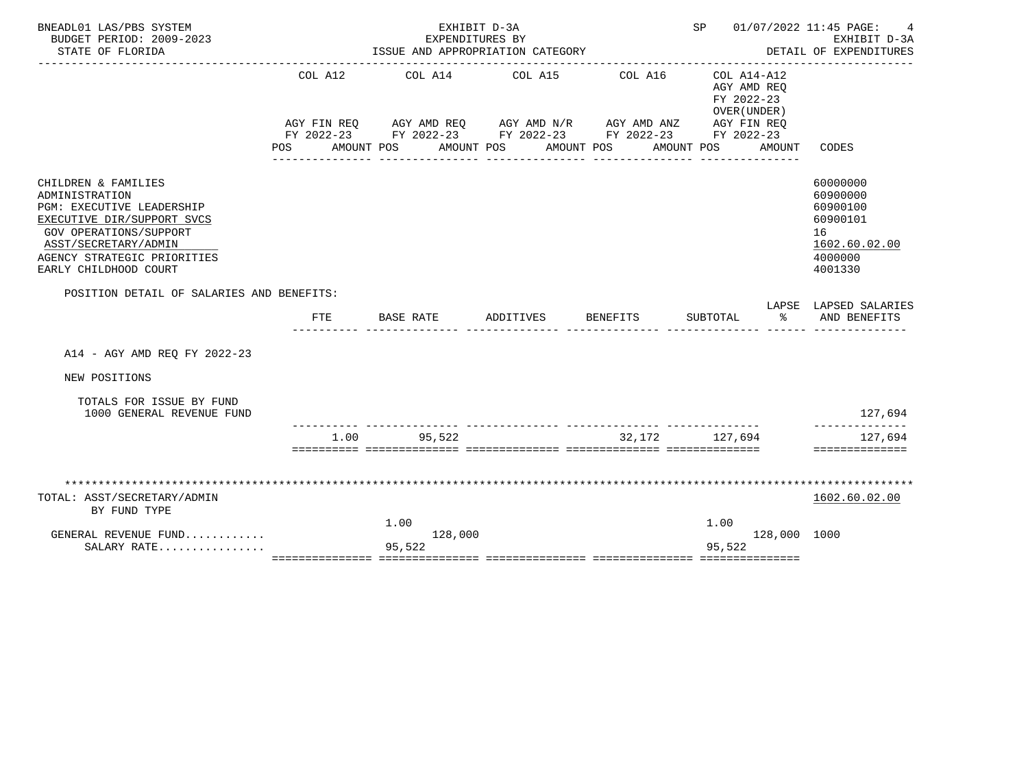BNEADL01 LAS/PBS SYSTEM
BUDGET PERIOD: 2009-2023
STATE OF FLORIDA

EXHIBIT D-3A
EXPENDITURES BY
ISSUE AND APPROPRIATION CATEGORY

SP 01/07/2022 11:45 PAGE: 4
EXHIBIT D-3A
DETAIL OF EXPENDITURES

| | COL A12 AGY FIN REQ FY 2022-23 POS AMOUNT | COL A14 AGY AMD REQ FY 2022-23 POS AMOUNT | COL A15 AGY AMD N/R FY 2022-23 POS AMOUNT | COL A16 AGY AMD ANZ FY 2022-23 POS AMOUNT | COL A14-A12 AGY AMD REQ FY 2022-23 OVER(UNDER) AGY FIN REQ FY 2022-23 POS AMOUNT | CODES |
|---|---|---|---|---|---|---|
| CHILDREN & FAMILIES | | | | | | 60000000 |
| ADMINISTRATION | | | | | | 60900000 |
| PGM: EXECUTIVE LEADERSHIP | | | | | | 60900100 |
| EXECUTIVE DIR/SUPPORT SVCS | | | | | | 60900101 |
| GOV OPERATIONS/SUPPORT | | | | | | 16 |
| ASST/SECRETARY/ADMIN | | | | | | 1602.60.02.00 |
| AGENCY STRATEGIC PRIORITIES | | | | | | 4000000 |
| EARLY CHILDHOOD COURT | | | | | | 4001330 |

POSITION DETAIL OF SALARIES AND BENEFITS:

| | FTE | BASE RATE | ADDITIVES | BENEFITS | SUBTOTAL | LAPSE % | LAPSED SALARIES AND BENEFITS |
|---|---|---|---|---|---|---|---|
| A14 - AGY AMD REQ FY 2022-23 | | | | | | | |
| NEW POSITIONS | | | | | | | |
| TOTALS FOR ISSUE BY FUND | | | | | | | |
| 1000 GENERAL REVENUE FUND | | | | | | | 127,694 |
| | 1.00 | 95,522 | | 32,172 | 127,694 | | 127,694 |

| TOTAL: ASST/SECRETARY/ADMIN BY FUND TYPE | COL A12 | COL A14 | COL A15 | COL A16 | COL A14-A12 | CODES |
|---|---|---|---|---|---|---|
| | | 1.00 | | | 1.00 | |
| GENERAL REVENUE FUND............ | | 128,000 | | | 128,000 | 1000 |
| SALARY RATE................ | | 95,522 | | | 95,522 | |

1602.60.02.00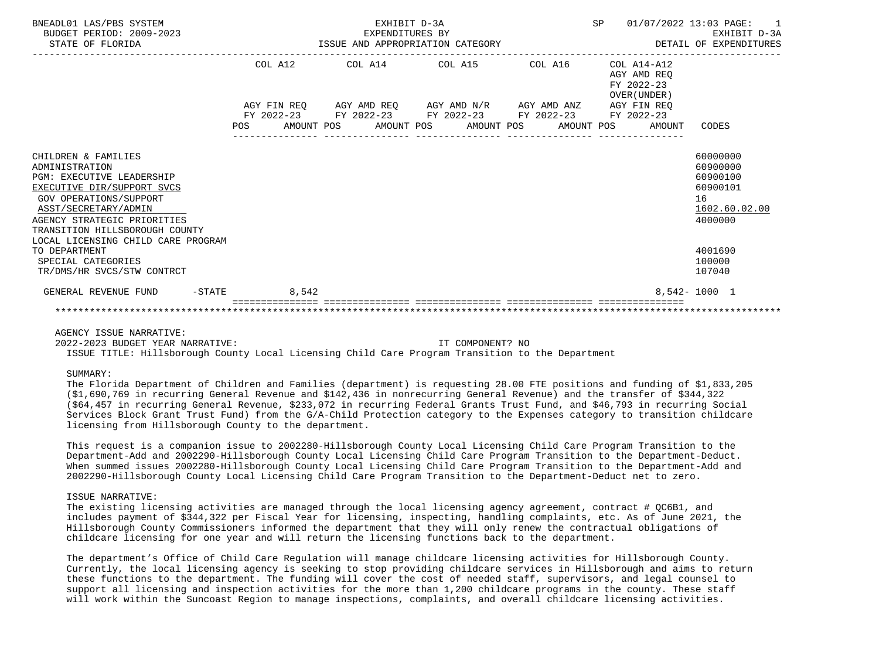BNEADL01 LAS/PBS SYSTEM — EXHIBIT D-3A — EXPENDITURES BY ISSUE AND APPROPRIATION CATEGORY — BUDGET PERIOD: 2009-2023 — STATE OF FLORIDA — SP 01/07/2022 13:03 — EXHIBIT D-3A DETAIL OF EXPENDITURES

| | COL A12 AGY FIN REQ FY 2022-23 POS AMOUNT | COL A14 AGY AMD REQ FY 2022-23 POS AMOUNT | COL A15 AGY AMD N/R FY 2022-23 POS AMOUNT | COL A16 AGY AMD ANZ FY 2022-23 POS AMOUNT | COL A14-A12 AGY AMD REQ FY 2022-23 OVER(UNDER) AGY FIN REQ FY 2022-23 POS AMOUNT | CODES |
|---|---|---|---|---|---|---|
| CHILDREN & FAMILIES | | | | | | 60000000 |
| ADMINISTRATION | | | | | | 60900000 |
| PGM: EXECUTIVE LEADERSHIP | | | | | | 60900100 |
| EXECUTIVE DIR/SUPPORT SVCS | | | | | | 60900101 |
| GOV OPERATIONS/SUPPORT | | | | | | 16 |
| ASST/SECRETARY/ADMIN | | | | | | 1602.60.02.00 |
| AGENCY STRATEGIC PRIORITIES | | | | | | 4000000 |
| TRANSITION HILLSBOROUGH COUNTY LOCAL LICENSING CHILD CARE PROGRAM TO DEPARTMENT | | | | | | 4001690 |
| SPECIAL CATEGORIES | | | | | | 100000 |
| TR/DMS/HR SVCS/STW CONTRCT | | | | | | 107040 |
| GENERAL REVENUE FUND -STATE | 8,542 | | | | 8,542- | 1000 1 |

AGENCY ISSUE NARRATIVE:

2022-2023 BUDGET YEAR NARRATIVE: IT COMPONENT? NO

ISSUE TITLE: Hillsborough County Local Licensing Child Care Program Transition to the Department

SUMMARY:

The Florida Department of Children and Families (department) is requesting 28.00 FTE positions and funding of $1,833,205 ($1,690,769 in recurring General Revenue and $142,436 in nonrecurring General Revenue) and the transfer of $344,322 ($64,457 in recurring General Revenue, $233,072 in recurring Federal Grants Trust Fund, and $46,793 in recurring Social Services Block Grant Trust Fund) from the G/A-Child Protection category to the Expenses category to transition childcare licensing from Hillsborough County to the department.

This request is a companion issue to 2002280-Hillsborough County Local Licensing Child Care Program Transition to the Department-Add and 2002290-Hillsborough County Local Licensing Child Care Program Transition to the Department-Deduct. When summed issues 2002280-Hillsborough County Local Licensing Child Care Program Transition to the Department-Add and 2002290-Hillsborough County Local Licensing Child Care Program Transition to the Department-Deduct net to zero.

ISSUE NARRATIVE:

The existing licensing activities are managed through the local licensing agency agreement, contract # QC6B1, and includes payment of $344,322 per Fiscal Year for licensing, inspecting, handling complaints, etc. As of June 2021, the Hillsborough County Commissioners informed the department that they will only renew the contractual obligations of childcare licensing for one year and will return the licensing functions back to the department.

The department's Office of Child Care Regulation will manage childcare licensing activities for Hillsborough County. Currently, the local licensing agency is seeking to stop providing childcare services in Hillsborough and aims to return these functions to the department. The funding will cover the cost of needed staff, supervisors, and legal counsel to support all licensing and inspection activities for the more than 1,200 childcare programs in the county. These staff will work within the Suncoast Region to manage inspections, complaints, and overall childcare licensing activities.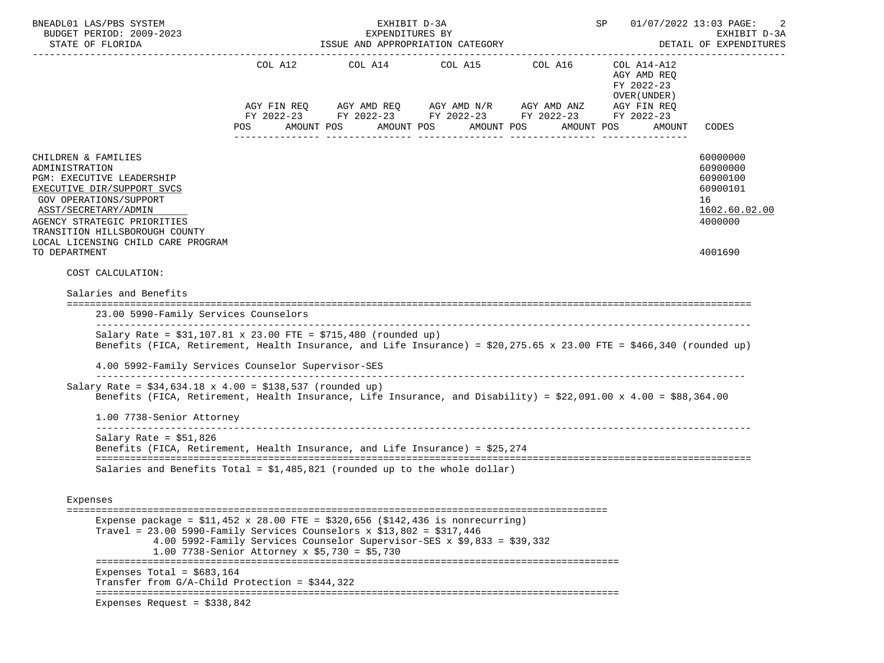BNEADL01 LAS/PBS SYSTEM — BUDGET PERIOD: 2009-2023 — STATE OF FLORIDA

EXHIBIT D-3A — EXPENDITURES BY ISSUE AND APPROPRIATION CATEGORY

SP 01/07/2022 13:03 — EXHIBIT D-3A — DETAIL OF EXPENDITURES

| | COL A12 AGY FIN REQ FY 2022-23 POS AMOUNT | COL A14 AGY AMD REQ FY 2022-23 POS AMOUNT | COL A15 AGY AMD N/R FY 2022-23 POS AMOUNT | COL A16 AGY AMD ANZ FY 2022-23 POS AMOUNT | COL A14-A12 AGY AMD REQ FY 2022-23 OVER(UNDER) AGY FIN REQ FY 2022-23 POS AMOUNT | CODES |
|---|---|---|---|---|---|---|
| CHILDREN & FAMILIES | | | | | | 60000000 |
| ADMINISTRATION | | | | | | 60900000 |
| PGM: EXECUTIVE LEADERSHIP | | | | | | 60900100 |
| EXECUTIVE DIR/SUPPORT SVCS | | | | | | 60900101 |
| GOV OPERATIONS/SUPPORT | | | | | | 16 |
| ASST/SECRETARY/ADMIN | | | | | | 1602.60.02.00 |
| AGENCY STRATEGIC PRIORITIES | | | | | | 4000000 |
| TRANSITION HILLSBOROUGH COUNTY LOCAL LICENSING CHILD CARE PROGRAM TO DEPARTMENT | | | | | | 4001690 |

COST CALCULATION:

Salaries and Benefits

23.00 5990-Family Services Counselors

Salary Rate = $31,107.81 x 23.00 FTE = $715,480 (rounded up)
Benefits (FICA, Retirement, Health Insurance, and Life Insurance) = $20,275.65 x 23.00 FTE = $466,340 (rounded up)

4.00 5992-Family Services Counselor Supervisor-SES

Salary Rate = $34,634.18 x 4.00 = $138,537 (rounded up)
Benefits (FICA, Retirement, Health Insurance, Life Insurance, and Disability) = $22,091.00 x 4.00 = $88,364.00

1.00 7738-Senior Attorney

Salary Rate = $51,826
Benefits (FICA, Retirement, Health Insurance, and Life Insurance) = $25,274

Salaries and Benefits Total = $1,485,821 (rounded up to the whole dollar)

Expenses

Expense package = $11,452 x 28.00 FTE = $320,656 ($142,436 is nonrecurring)
Travel = 23.00 5990-Family Services Counselors x $13,802 = $317,446
4.00 5992-Family Services Counselor Supervisor-SES x $9,833 = $39,332
1.00 7738-Senior Attorney x $5,730 = $5,730

Expenses Total = $683,164
Transfer from G/A-Child Protection = $344,322

Expenses Request = $338,842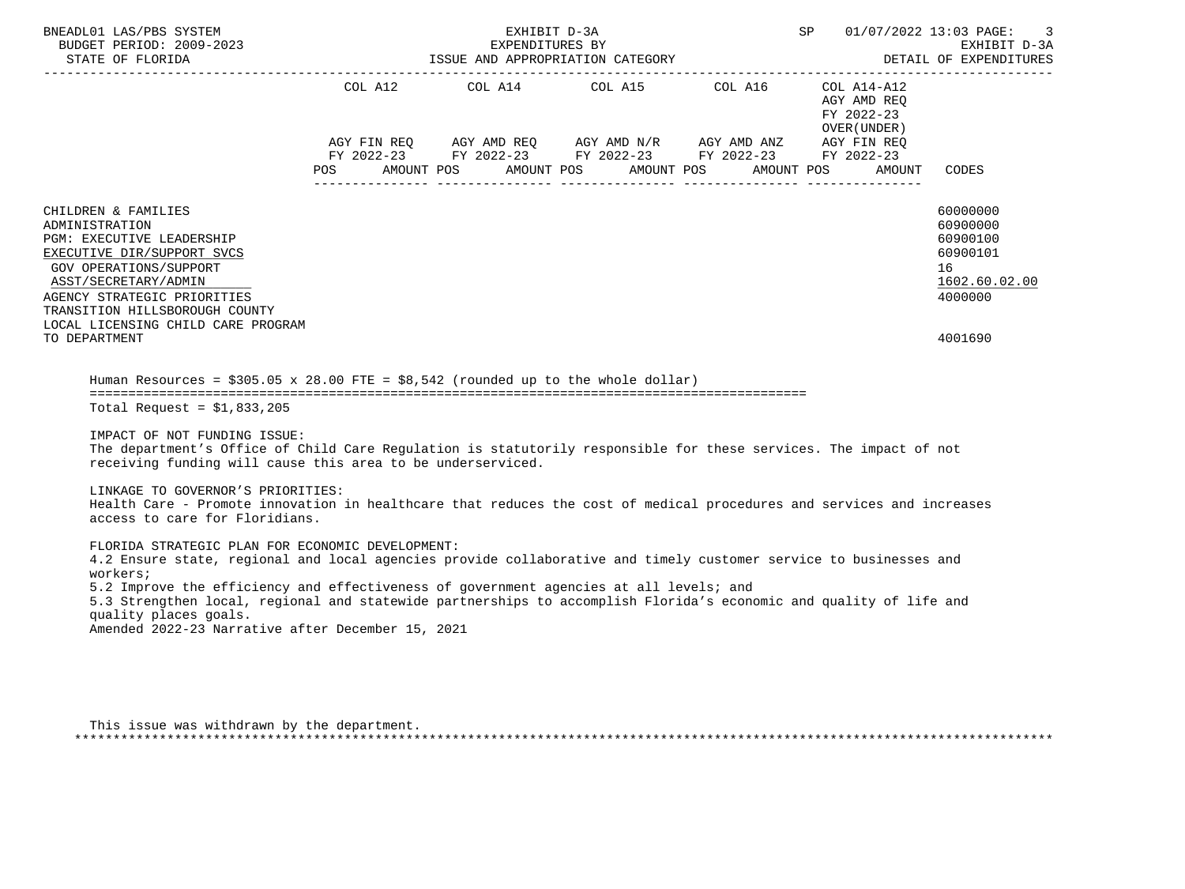BNEADL01 LAS/PBS SYSTEM — EXHIBIT D-3A — EXPENDITURES BY ISSUE AND APPROPRIATION CATEGORY — SP 01/07/2022 13:03 PAGE: 3
BUDGET PERIOD: 2009-2023 — EXHIBIT D-3A
STATE OF FLORIDA — DETAIL OF EXPENDITURES

| | COL A12 AGY FIN REQ FY 2022-23 POS AMOUNT | COL A14 AGY AMD REQ FY 2022-23 POS AMOUNT | COL A15 AGY AMD N/R FY 2022-23 POS AMOUNT | COL A16 AGY AMD ANZ FY 2022-23 POS AMOUNT | COL A14-A12 AGY AMD REQ FY 2022-23 OVER(UNDER) AGY FIN REQ FY 2022-23 POS AMOUNT | CODES |
|---|---|---|---|---|---|---|
| CHILDREN & FAMILIES | | | | | | 60000000 |
| ADMINISTRATION | | | | | | 60900000 |
| PGM: EXECUTIVE LEADERSHIP | | | | | | 60900100 |
| EXECUTIVE DIR/SUPPORT SVCS | | | | | | 60900101 |
| GOV OPERATIONS/SUPPORT | | | | | | 16 |
| ASST/SECRETARY/ADMIN | | | | | | 1602.60.02.00 |
| AGENCY STRATEGIC PRIORITIES | | | | | | 4000000 |
| TRANSITION HILLSBOROUGH COUNTY LOCAL LICENSING CHILD CARE PROGRAM TO DEPARTMENT | | | | | | 4001690 |

Human Resources = $305.05 x 28.00 FTE = $8,542 (rounded up to the whole dollar)

==========================================================================================

Total Request = $1,833,205

IMPACT OF NOT FUNDING ISSUE:
The department's Office of Child Care Regulation is statutorily responsible for these services. The impact of not receiving funding will cause this area to be underserviced.

LINKAGE TO GOVERNOR'S PRIORITIES:
Health Care - Promote innovation in healthcare that reduces the cost of medical procedures and services and increases access to care for Floridians.

FLORIDA STRATEGIC PLAN FOR ECONOMIC DEVELOPMENT:
4.2 Ensure state, regional and local agencies provide collaborative and timely customer service to businesses and workers;
5.2 Improve the efficiency and effectiveness of government agencies at all levels; and
5.3 Strengthen local, regional and statewide partnerships to accomplish Florida's economic and quality of life and quality places goals.
Amended 2022-23 Narrative after December 15, 2021

This issue was withdrawn by the department.

*******************************************************************************************************************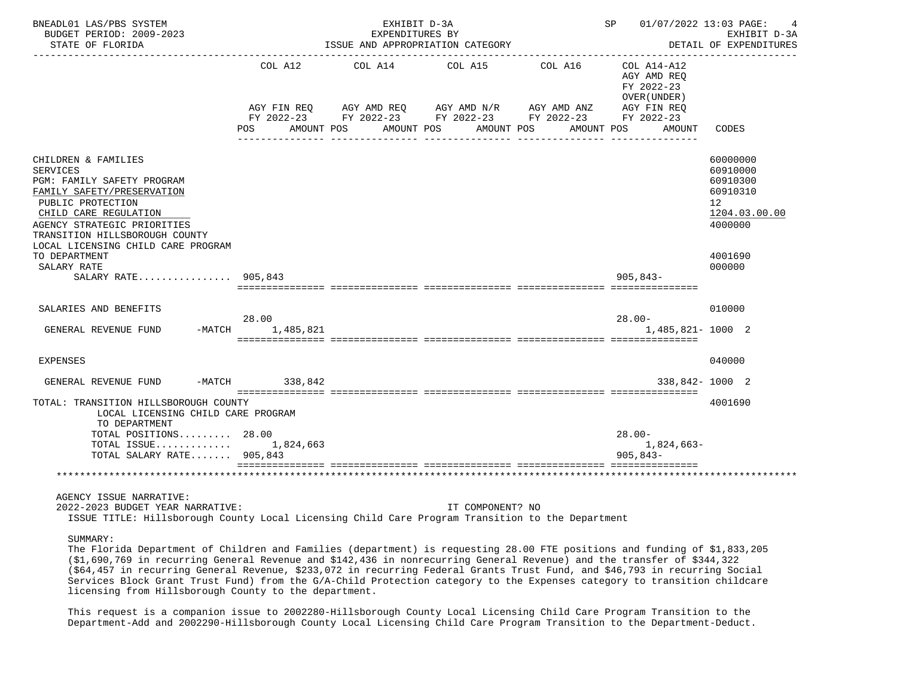BNEADL01 LAS/PBS SYSTEM — BUDGET PERIOD: 2009-2023 — STATE OF FLORIDA

EXHIBIT D-3A — EXPENDITURES BY ISSUE AND APPROPRIATION CATEGORY

SP 01/07/2022 13:03 — EXHIBIT D-3A — DETAIL OF EXPENDITURES

| | COL A12 AGY FIN REQ FY 2022-23 POS AMOUNT | COL A14 AGY AMD REQ FY 2022-23 POS AMOUNT | COL A15 AGY AMD N/R FY 2022-23 POS AMOUNT | COL A16 AGY AMD ANZ FY 2022-23 POS AMOUNT | COL A14-A12 AGY AMD REQ FY 2022-23 OVER(UNDER) AGY FIN REQ FY 2022-23 POS AMOUNT | CODES |
|---|---|---|---|---|---|---|
| CHILDREN & FAMILIES | | | | | | 60000000 |
| SERVICES | | | | | | 60910000 |
| PGM: FAMILY SAFETY PROGRAM | | | | | | 60910300 |
| FAMILY SAFETY/PRESERVATION | | | | | | 60910310 |
| PUBLIC PROTECTION | | | | | | 12 |
| CHILD CARE REGULATION | | | | | | 1204.03.00.00 |
| AGENCY STRATEGIC PRIORITIES | | | | | | 4000000 |
| TRANSITION HILLSBOROUGH COUNTY LOCAL LICENSING CHILD CARE PROGRAM TO DEPARTMENT | | | | | | 4001690 |
| SALARY RATE | | | | | | 000000 |
| SALARY RATE................ | 905,843 | | | | 905,843- | |
| SALARIES AND BENEFITS | | | | | | 010000 |
| GENERAL REVENUE FUND -MATCH | 28.00 1,485,821 | | | | 28.00- 1,485,821- | 1000 2 |
| EXPENSES | | | | | | 040000 |
| GENERAL REVENUE FUND -MATCH | 338,842 | | | | 338,842- | 1000 2 |
| TOTAL: TRANSITION HILLSBOROUGH COUNTY LOCAL LICENSING CHILD CARE PROGRAM TO DEPARTMENT | | | | | | 4001690 |
| TOTAL POSITIONS......... | 28.00 | | | | 28.00- | |
| TOTAL ISSUE............. | 1,824,663 | | | | 1,824,663- | |
| TOTAL SALARY RATE....... | 905,843 | | | | 905,843- | |

AGENCY ISSUE NARRATIVE:

2022-2023 BUDGET YEAR NARRATIVE: IT COMPONENT? NO

ISSUE TITLE: Hillsborough County Local Licensing Child Care Program Transition to the Department

SUMMARY:

The Florida Department of Children and Families (department) is requesting 28.00 FTE positions and funding of $1,833,205 ($1,690,769 in recurring General Revenue and $142,436 in nonrecurring General Revenue) and the transfer of $344,322 ($64,457 in recurring General Revenue, $233,072 in recurring Federal Grants Trust Fund, and $46,793 in recurring Social Services Block Grant Trust Fund) from the G/A-Child Protection category to the Expenses category to transition childcare licensing from Hillsborough County to the department.

This request is a companion issue to 2002280-Hillsborough County Local Licensing Child Care Program Transition to the Department-Add and 2002290-Hillsborough County Local Licensing Child Care Program Transition to the Department-Deduct.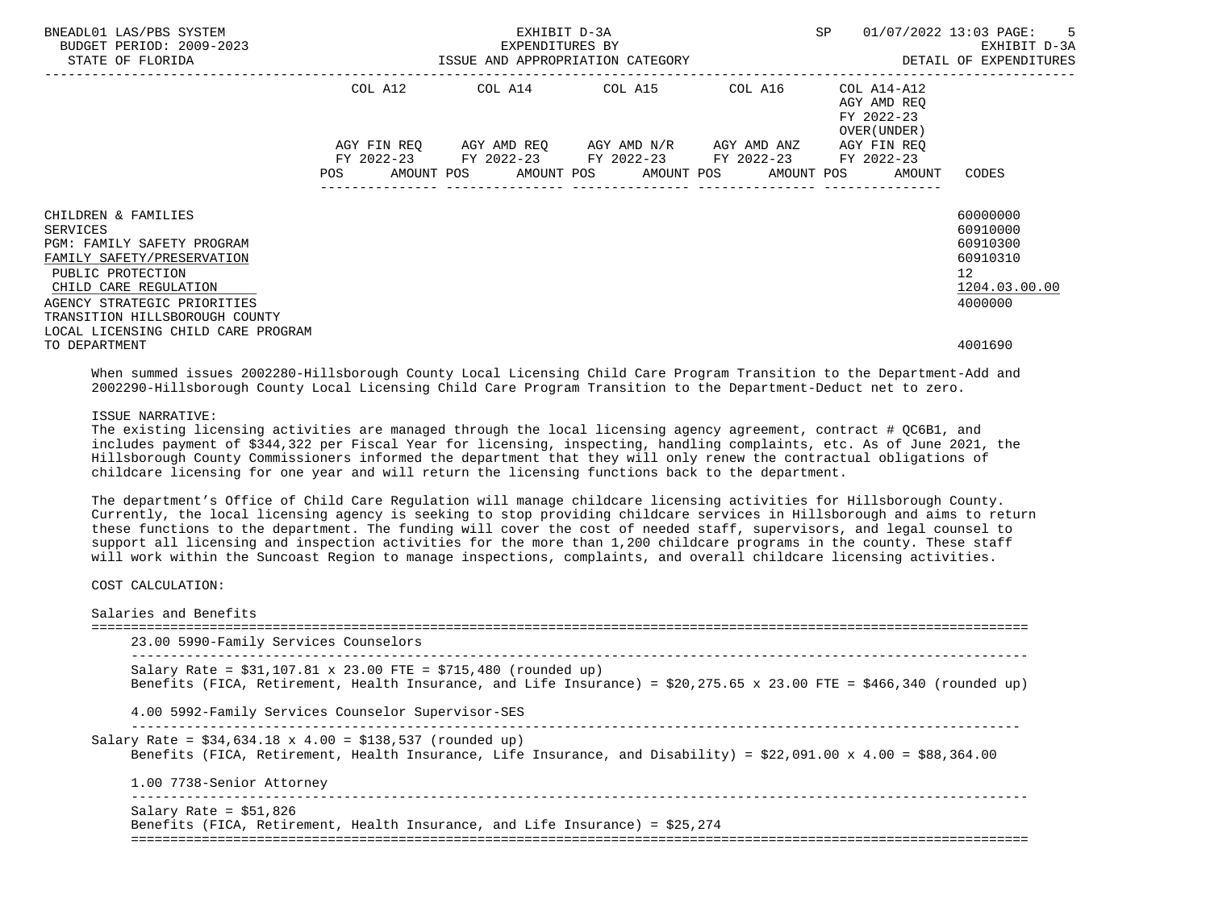EXHIBIT D-3A
EXPENDITURES BY
ISSUE AND APPROPRIATION CATEGORY

STATE OF FLORIDA — DETAIL OF EXPENDITURES

| | COL A12 AGY FIN REQ FY 2022-23 POS AMOUNT | COL A14 AGY AMD REQ FY 2022-23 POS AMOUNT | COL A15 AGY AMD N/R FY 2022-23 POS AMOUNT | COL A16 AGY AMD ANZ FY 2022-23 POS AMOUNT | COL A14-A12 AGY AMD REQ FY 2022-23 OVER(UNDER) AGY FIN REQ FY 2022-23 POS AMOUNT | CODES |
|---|---|---|---|---|---|---|
| CHILDREN & FAMILIES | | | | | | 60000000 |
| SERVICES | | | | | | 60910000 |
| PGM: FAMILY SAFETY PROGRAM | | | | | | 60910300 |
| FAMILY SAFETY/PRESERVATION | | | | | | 60910310 |
| PUBLIC PROTECTION | | | | | | 12 |
| CHILD CARE REGULATION | | | | | | 1204.03.00.00 |
| AGENCY STRATEGIC PRIORITIES | | | | | | 4000000 |
| TRANSITION HILLSBOROUGH COUNTY LOCAL LICENSING CHILD CARE PROGRAM TO DEPARTMENT | | | | | | 4001690 |

When summed issues 2002280-Hillsborough County Local Licensing Child Care Program Transition to the Department-Add and 2002290-Hillsborough County Local Licensing Child Care Program Transition to the Department-Deduct net to zero.

ISSUE NARRATIVE:
The existing licensing activities are managed through the local licensing agency agreement, contract # QC6B1, and includes payment of $344,322 per Fiscal Year for licensing, inspecting, handling complaints, etc. As of June 2021, the Hillsborough County Commissioners informed the department that they will only renew the contractual obligations of childcare licensing for one year and will return the licensing functions back to the department.

The department's Office of Child Care Regulation will manage childcare licensing activities for Hillsborough County. Currently, the local licensing agency is seeking to stop providing childcare services in Hillsborough and aims to return these functions to the department. The funding will cover the cost of needed staff, supervisors, and legal counsel to support all licensing and inspection activities for the more than 1,200 childcare programs in the county. These staff will work within the Suncoast Region to manage inspections, complaints, and overall childcare licensing activities.

COST CALCULATION:

Salaries and Benefits

23.00 5990-Family Services Counselors

Salary Rate = $31,107.81 x 23.00 FTE = $715,480 (rounded up)
Benefits (FICA, Retirement, Health Insurance, and Life Insurance) = $20,275.65 x 23.00 FTE = $466,340 (rounded up)

4.00 5992-Family Services Counselor Supervisor-SES

Salary Rate = $34,634.18 x 4.00 = $138,537 (rounded up)
Benefits (FICA, Retirement, Health Insurance, Life Insurance, and Disability) = $22,091.00 x 4.00 = $88,364.00

1.00 7738-Senior Attorney

Salary Rate = $51,826
Benefits (FICA, Retirement, Health Insurance, and Life Insurance) = $25,274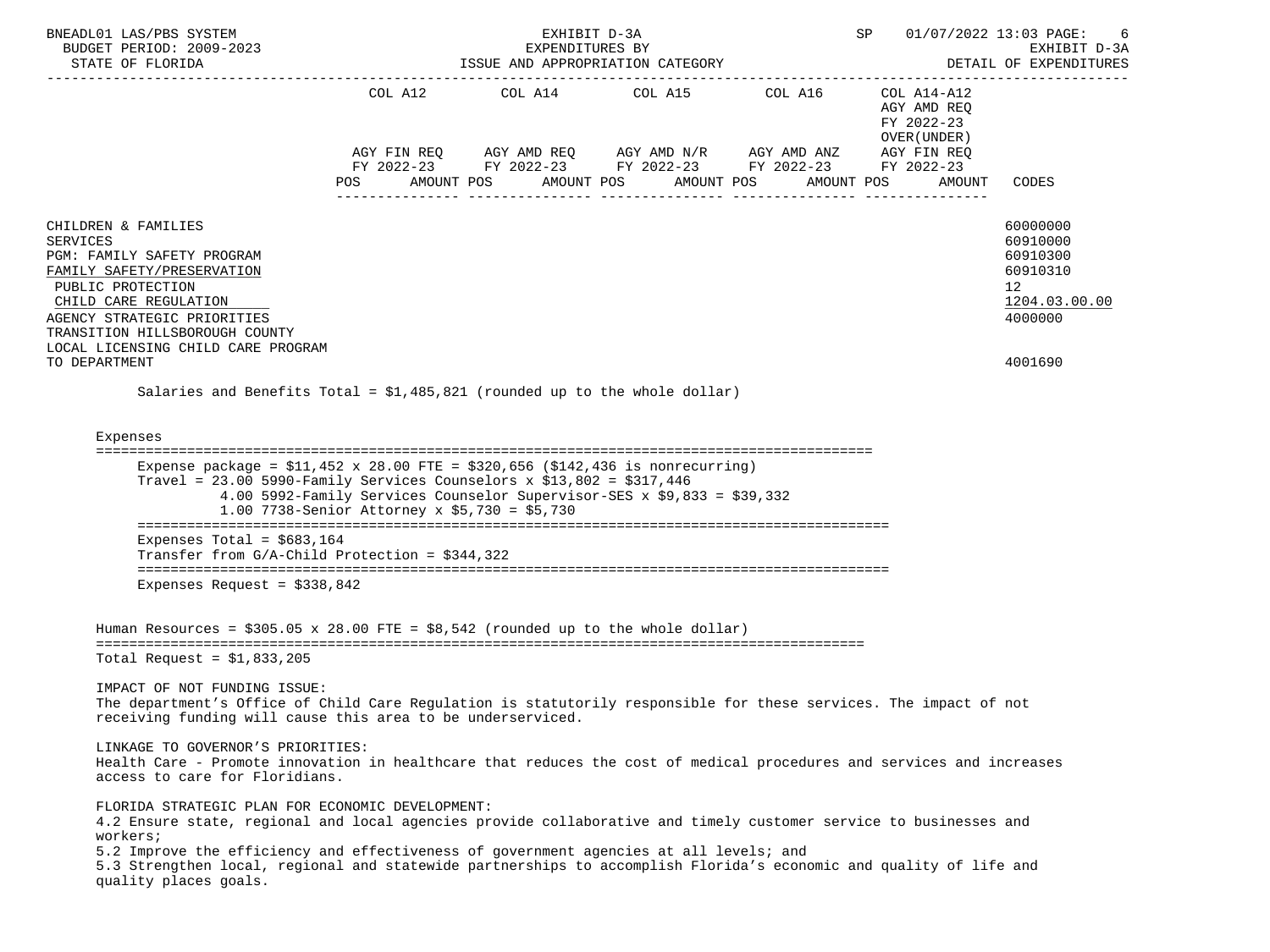| | COL A12 | COL A14 | COL A15 | COL A16 | COL A14-A12 AGY AMD REQ FY 2022-23 OVER(UNDER) | |
|---|---|---|---|---|---|---|
| | AGY FIN REQ FY 2022-23 | AGY AMD REQ FY 2022-23 | AGY AMD N/R FY 2022-23 | AGY AMD ANZ FY 2022-23 | AGY FIN REQ FY 2022-23 | |
| | POS AMOUNT | POS AMOUNT | POS AMOUNT | POS AMOUNT | POS AMOUNT | CODES |
| CHILDREN & FAMILIES | | | | | | 60000000 |
| SERVICES | | | | | | 60910000 |
| PGM: FAMILY SAFETY PROGRAM | | | | | | 60910300 |
| FAMILY SAFETY/PRESERVATION | | | | | | 60910310 |
| PUBLIC PROTECTION | | | | | | 12 |
| CHILD CARE REGULATION | | | | | | 1204.03.00.00 |
| AGENCY STRATEGIC PRIORITIES | | | | | | 4000000 |
| TRANSITION HILLSBOROUGH COUNTY LOCAL LICENSING CHILD CARE PROGRAM TO DEPARTMENT | | | | | | 4001690 |

Salaries and Benefits Total = $1,485,821 (rounded up to the whole dollar)

Expenses

Expense package = $11,452 x 28.00 FTE = $320,656 ($142,436 is nonrecurring)
Travel = 23.00 5990-Family Services Counselors x $13,802 = $317,446
4.00 5992-Family Services Counselor Supervisor-SES x $9,833 = $39,332
1.00 7738-Senior Attorney x $5,730 = $5,730

Expenses Total = $683,164
Transfer from G/A-Child Protection = $344,322

Expenses Request = $338,842

Human Resources = $305.05 x 28.00 FTE = $8,542 (rounded up to the whole dollar)

Total Request = $1,833,205

IMPACT OF NOT FUNDING ISSUE:
The department's Office of Child Care Regulation is statutorily responsible for these services. The impact of not receiving funding will cause this area to be underserviced.

LINKAGE TO GOVERNOR'S PRIORITIES:
Health Care - Promote innovation in healthcare that reduces the cost of medical procedures and services and increases access to care for Floridians.

FLORIDA STRATEGIC PLAN FOR ECONOMIC DEVELOPMENT:
4.2 Ensure state, regional and local agencies provide collaborative and timely customer service to businesses and workers;
5.2 Improve the efficiency and effectiveness of government agencies at all levels; and
5.3 Strengthen local, regional and statewide partnerships to accomplish Florida's economic and quality of life and quality places goals.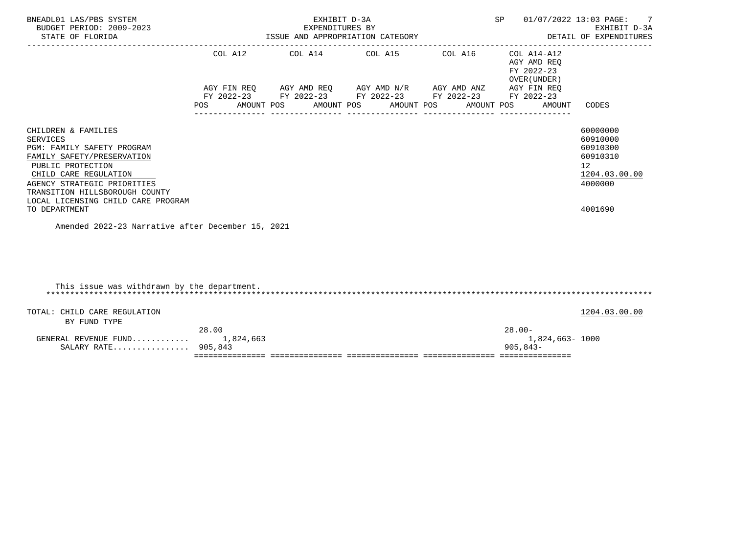BNEADL01 LAS/PBS SYSTEM — EXHIBIT D-3A — SP 01/07/2022 13:03

BUDGET PERIOD: 2009-2023 — EXPENDITURES BY ISSUE AND APPROPRIATION CATEGORY — EXHIBIT D-3A

STATE OF FLORIDA — DETAIL OF EXPENDITURES

| | COL A12 AGY FIN REQ FY 2022-23 POS | AMOUNT | COL A14 AGY AMD REQ FY 2022-23 POS | AMOUNT | COL A15 AGY AMD N/R FY 2022-23 POS | AMOUNT | COL A16 AGY AMD ANZ FY 2022-23 POS | AMOUNT | COL A14-A12 AGY AMD REQ FY 2022-23 OVER(UNDER) AGY FIN REQ FY 2022-23 POS | AMOUNT | CODES |
|---|---|---|---|---|---|---|---|---|---|---|---|
| CHILDREN & FAMILIES | | | | | | | | | | | 60000000 |
| SERVICES | | | | | | | | | | | 60910000 |
| PGM: FAMILY SAFETY PROGRAM | | | | | | | | | | | 60910300 |
| FAMILY SAFETY/PRESERVATION | | | | | | | | | | | 60910310 |
| PUBLIC PROTECTION | | | | | | | | | | | 12 |
| CHILD CARE REGULATION | | | | | | | | | | | 1204.03.00.00 |
| AGENCY STRATEGIC PRIORITIES | | | | | | | | | | | 4000000 |
| TRANSITION HILLSBOROUGH COUNTY LOCAL LICENSING CHILD CARE PROGRAM TO DEPARTMENT | | | | | | | | | | | 4001690 |

Amended 2022-23 Narrative after December 15, 2021

This issue was withdrawn by the department.

************************************************************************************************************************************

| | COL A12 POS | AMOUNT | COL A14 POS | AMOUNT | COL A15 POS | AMOUNT | COL A16 POS | AMOUNT | COL A14-A12 POS | AMOUNT | CODES |
|---|---|---|---|---|---|---|---|---|---|---|---|
| TOTAL: CHILD CARE REGULATION | | | | | | | | | | | 1204.03.00.00 |
| BY FUND TYPE | | | | | | | | | | | |
| | 28.00 | | | | | | | | 28.00- | | |
| GENERAL REVENUE FUND............ | | 1,824,663 | | | | | | | | 1,824,663- | 1000 |
| SALARY RATE................ | 905,843 | | | | | | | | 905,843- | | |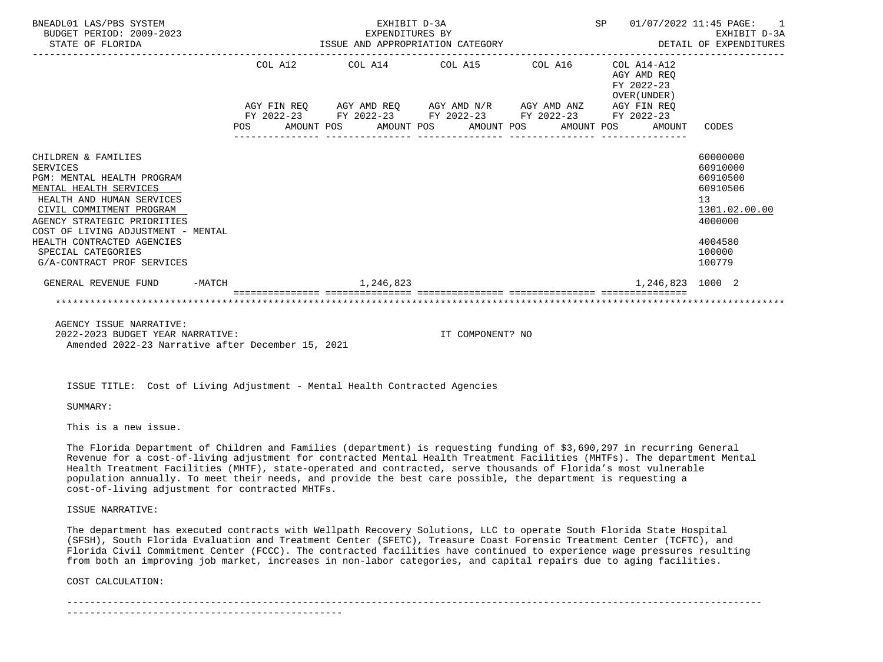BNEADL01 LAS/PBS SYSTEM
BUDGET PERIOD: 2009-2023
STATE OF FLORIDA

EXHIBIT D-3A
EXPENDITURES BY
ISSUE AND APPROPRIATION CATEGORY

SP 01/07/2022 11:45

EXHIBIT D-3A
DETAIL OF EXPENDITURES

| | COL A12 AGY FIN REQ FY 2022-23 | | COL A14 AGY AMD REQ FY 2022-23 | | COL A15 AGY AMD N/R FY 2022-23 | | COL A16 AGY AMD ANZ FY 2022-23 | | COL A14-A12 AGY AMD REQ FY 2022-23 OVER(UNDER) AGY FIN REQ FY 2022-23 | | CODES |
|---|---|---|---|---|---|---|---|---|---|---|---|
| | POS | AMOUNT | POS | AMOUNT | POS | AMOUNT | POS | AMOUNT | POS | AMOUNT | |
| CHILDREN & FAMILIES | | | | | | | | | | | 60000000 |
| SERVICES | | | | | | | | | | | 60910000 |
| PGM: MENTAL HEALTH PROGRAM | | | | | | | | | | | 60910500 |
| MENTAL HEALTH SERVICES | | | | | | | | | | | 60910506 |
| HEALTH AND HUMAN SERVICES | | | | | | | | | | | 13 |
| CIVIL COMMITMENT PROGRAM | | | | | | | | | | | 1301.02.00.00 |
| AGENCY STRATEGIC PRIORITIES | | | | | | | | | | | 4000000 |
| COST OF LIVING ADJUSTMENT - MENTAL HEALTH CONTRACTED AGENCIES | | | | | | | | | | | 4004580 |
| SPECIAL CATEGORIES | | | | | | | | | | | 100000 |
| G/A-CONTRACT PROF SERVICES | | | | | | | | | | | 100779 |
| GENERAL REVENUE FUND -MATCH | | | | 1,246,823 | | | | | | 1,246,823 | 1000 2 |

AGENCY ISSUE NARRATIVE:
2022-2023 BUDGET YEAR NARRATIVE: IT COMPONENT? NO
Amended 2022-23 Narrative after December 15, 2021

ISSUE TITLE: Cost of Living Adjustment - Mental Health Contracted Agencies

SUMMARY:

This is a new issue.

The Florida Department of Children and Families (department) is requesting funding of $3,690,297 in recurring General Revenue for a cost-of-living adjustment for contracted Mental Health Treatment Facilities (MHTFs). The department Mental Health Treatment Facilities (MHTF), state-operated and contracted, serve thousands of Florida's most vulnerable population annually. To meet their needs, and provide the best care possible, the department is requesting a cost-of-living adjustment for contracted MHTFs.

ISSUE NARRATIVE:

The department has executed contracts with Wellpath Recovery Solutions, LLC to operate South Florida State Hospital (SFSH), South Florida Evaluation and Treatment Center (SFETC), Treasure Coast Forensic Treatment Center (TCFTC), and Florida Civil Commitment Center (FCCC). The contracted facilities have continued to experience wage pressures resulting from both an improving job market, increases in non-labor categories, and capital repairs due to aging facilities.

COST CALCULATION: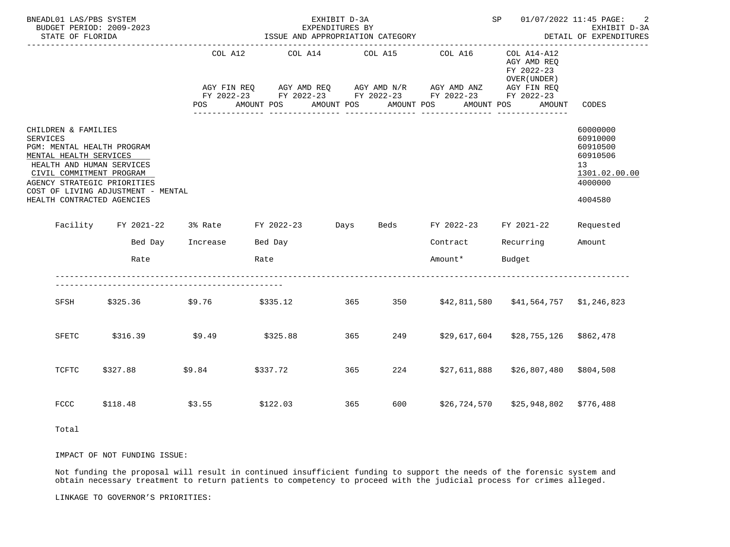| | COL A12 | COL A14 | COL A15 | COL A16 | COL A14-A12 AGY AMD REQ FY 2022-23 OVER(UNDER) | |
|---|---|---|---|---|---|---|
| | AGY FIN REQ FY 2022-23 | AGY AMD REQ FY 2022-23 | AGY AMD N/R FY 2022-23 | AGY AMD ANZ FY 2022-23 | AGY FIN REQ FY 2022-23 | |
| | POS AMOUNT | POS AMOUNT | POS AMOUNT | POS AMOUNT | POS AMOUNT | CODES |

CHILDREN & FAMILIES — 60000000
SERVICES — 60910000
PGM: MENTAL HEALTH PROGRAM — 60910500
MENTAL HEALTH SERVICES — 60910506
HEALTH AND HUMAN SERVICES — 13
CIVIL COMMITMENT PROGRAM — 1301.02.00.00
AGENCY STRATEGIC PRIORITIES — 4000000
COST OF LIVING ADJUSTMENT - MENTAL HEALTH CONTRACTED AGENCIES — 4004580

| Facility | FY 2021-22 Bed Day Rate | 3% Rate Increase | FY 2022-23 Bed Day Rate | Days | Beds | FY 2022-23 Contract Amount* | FY 2021-22 Recurring Budget | Requested Amount |
|---|---|---|---|---|---|---|---|---|
| SFSH | $325.36 | $9.76 | $335.12 | 365 | 350 | $42,811,580 | $41,564,757 | $1,246,823 |
| SFETC | $316.39 | $9.49 | $325.88 | 365 | 249 | $29,617,604 | $28,755,126 | $862,478 |
| TCFTC | $327.88 | $9.84 | $337.72 | 365 | 224 | $27,611,888 | $26,807,480 | $804,508 |
| FCCC | $118.48 | $3.55 | $122.03 | 365 | 600 | $26,724,570 | $25,948,802 | $776,488 |
| Total | | | | | | | | |

IMPACT OF NOT FUNDING ISSUE:

Not funding the proposal will result in continued insufficient funding to support the needs of the forensic system and obtain necessary treatment to return patients to competency to proceed with the judicial process for crimes alleged.

LINKAGE TO GOVERNOR'S PRIORITIES: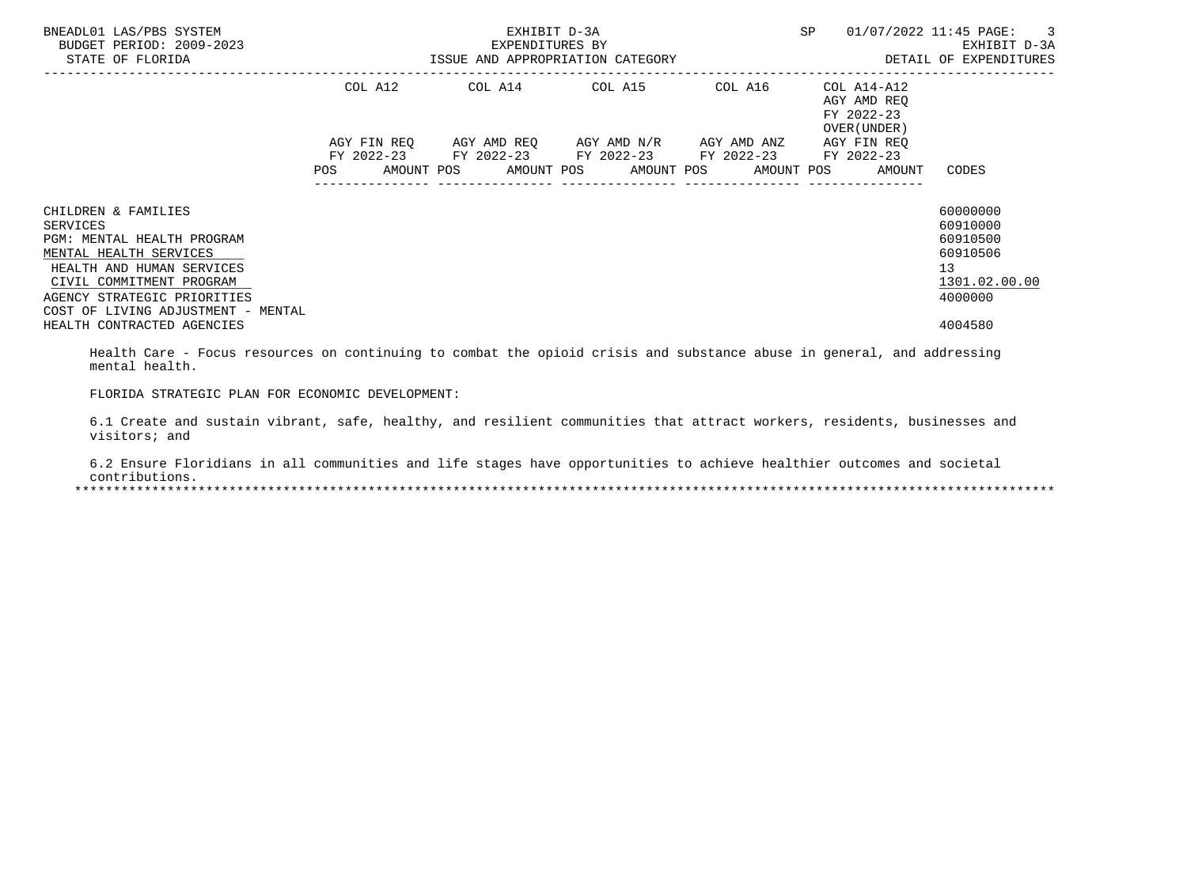EXHIBIT D-3A
EXPENDITURES BY
ISSUE AND APPROPRIATION CATEGORY

BUDGET PERIOD: 2009-2023
STATE OF FLORIDA

EXHIBIT D-3A
DETAIL OF EXPENDITURES

| | COL A12 AGY FIN REQ FY 2022-23 | | COL A14 AGY AMD REQ FY 2022-23 | | COL A15 AGY AMD N/R FY 2022-23 | | COL A16 AGY AMD ANZ FY 2022-23 | | COL A14-A12 AGY AMD REQ FY 2022-23 OVER(UNDER) AGY FIN REQ FY 2022-23 | | |
|---|---|---|---|---|---|---|---|---|---|---|---|
| | POS | AMOUNT | POS | AMOUNT | POS | AMOUNT | POS | AMOUNT | POS | AMOUNT | CODES |
| CHILDREN & FAMILIES | | | | | | | | | | | 60000000 |
| SERVICES | | | | | | | | | | | 60910000 |
| PGM: MENTAL HEALTH PROGRAM | | | | | | | | | | | 60910500 |
| MENTAL HEALTH SERVICES | | | | | | | | | | | 60910506 |
| HEALTH AND HUMAN SERVICES | | | | | | | | | | | 13 |
| CIVIL COMMITMENT PROGRAM | | | | | | | | | | | 1301.02.00.00 |
| AGENCY STRATEGIC PRIORITIES | | | | | | | | | | | 4000000 |
| COST OF LIVING ADJUSTMENT - MENTAL HEALTH CONTRACTED AGENCIES | | | | | | | | | | | 4004580 |

Health Care - Focus resources on continuing to combat the opioid crisis and substance abuse in general, and addressing mental health.

FLORIDA STRATEGIC PLAN FOR ECONOMIC DEVELOPMENT:

6.1 Create and sustain vibrant, safe, healthy, and resilient communities that attract workers, residents, businesses and visitors; and

6.2 Ensure Floridians in all communities and life stages have opportunities to achieve healthier outcomes and societal contributions.

*************************************************************************************************************************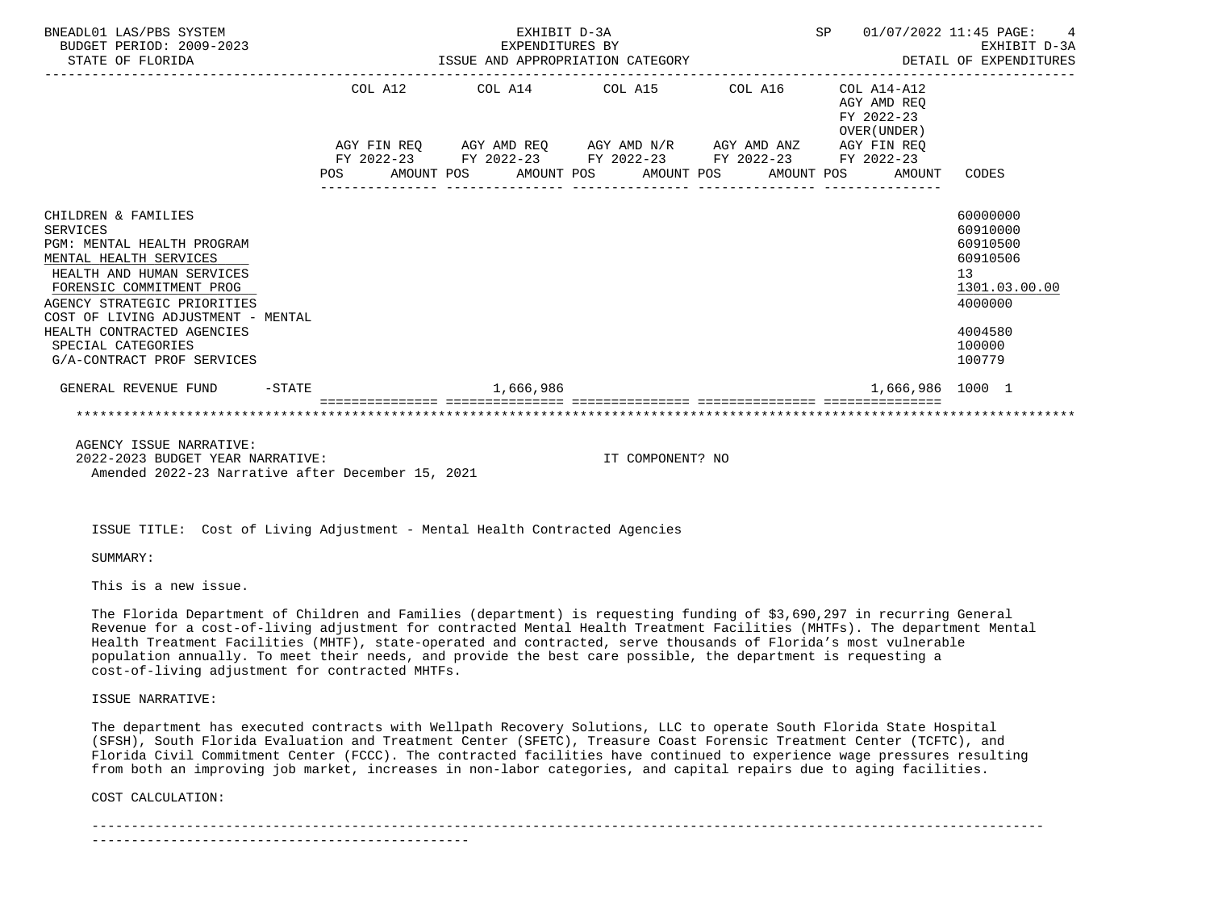BNEADL01 LAS/PBS SYSTEM — EXHIBIT D-3A — EXPENDITURES BY ISSUE AND APPROPRIATION CATEGORY — BUDGET PERIOD: 2009-2023 — STATE OF FLORIDA — DETAIL OF EXPENDITURES

| | COL A12 AGY FIN REQ FY 2022-23 POS AMOUNT | COL A14 AGY AMD REQ FY 2022-23 POS AMOUNT | COL A15 AGY AMD N/R FY 2022-23 POS AMOUNT | COL A16 AGY AMD ANZ FY 2022-23 POS AMOUNT | COL A14-A12 AGY AMD REQ FY 2022-23 OVER(UNDER) AGY FIN REQ FY 2022-23 POS AMOUNT | CODES |
|---|---|---|---|---|---|---|
| CHILDREN & FAMILIES | | | | | | 60000000 |
| SERVICES | | | | | | 60910000 |
| PGM: MENTAL HEALTH PROGRAM | | | | | | 60910500 |
| MENTAL HEALTH SERVICES | | | | | | 60910506 |
| HEALTH AND HUMAN SERVICES | | | | | | 13 |
| FORENSIC COMMITMENT PROG | | | | | | 1301.03.00.00 |
| AGENCY STRATEGIC PRIORITIES | | | | | | 4000000 |
| COST OF LIVING ADJUSTMENT - MENTAL HEALTH CONTRACTED AGENCIES | | | | | | 4004580 |
| SPECIAL CATEGORIES | | | | | | 100000 |
| G/A-CONTRACT PROF SERVICES | | | | | | 100779 |
| GENERAL REVENUE FUND -STATE | | 1,666,986 | | | 1,666,986 | 1000 1 |

AGENCY ISSUE NARRATIVE:
2022-2023 BUDGET YEAR NARRATIVE: IT COMPONENT? NO
Amended 2022-23 Narrative after December 15, 2021

ISSUE TITLE: Cost of Living Adjustment - Mental Health Contracted Agencies

SUMMARY:

This is a new issue.

The Florida Department of Children and Families (department) is requesting funding of $3,690,297 in recurring General Revenue for a cost-of-living adjustment for contracted Mental Health Treatment Facilities (MHTFs). The department Mental Health Treatment Facilities (MHTF), state-operated and contracted, serve thousands of Florida's most vulnerable population annually. To meet their needs, and provide the best care possible, the department is requesting a cost-of-living adjustment for contracted MHTFs.

ISSUE NARRATIVE:

The department has executed contracts with Wellpath Recovery Solutions, LLC to operate South Florida State Hospital (SFSH), South Florida Evaluation and Treatment Center (SFETC), Treasure Coast Forensic Treatment Center (TCFTC), and Florida Civil Commitment Center (FCCC). The contracted facilities have continued to experience wage pressures resulting from both an improving job market, increases in non-labor categories, and capital repairs due to aging facilities.

COST CALCULATION: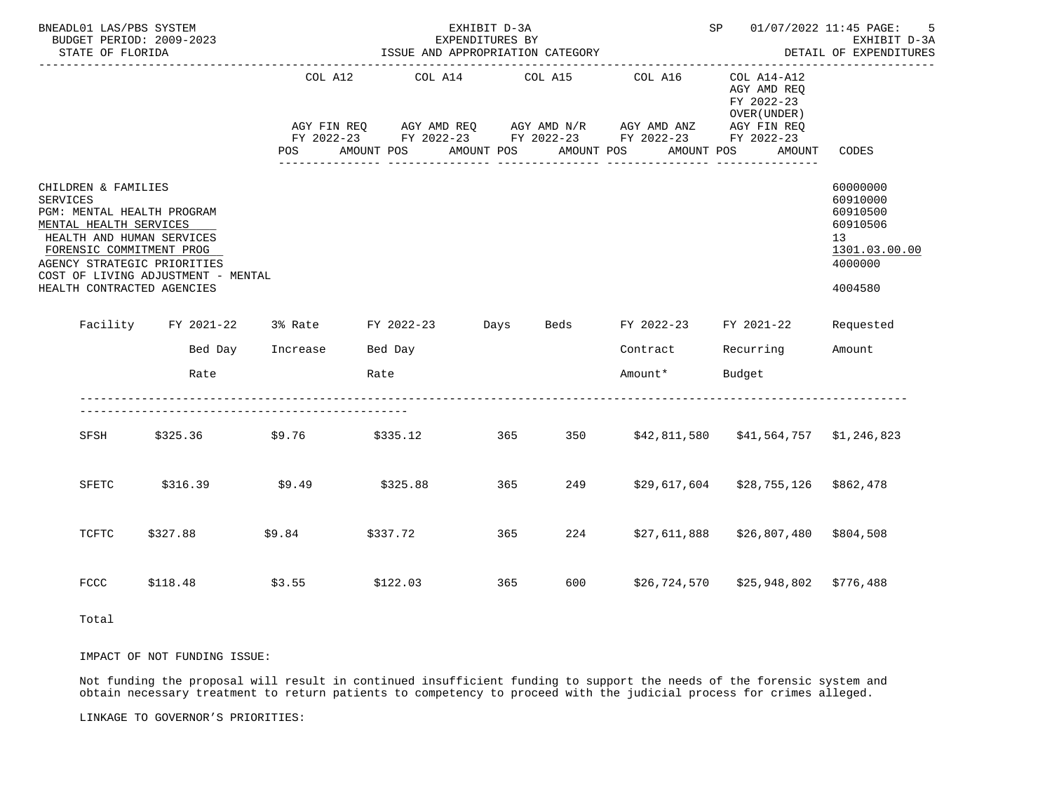BNEADL01 LAS/PBS SYSTEM — EXHIBIT D-3A — EXPENDITURES BY ISSUE AND APPROPRIATION CATEGORY — DETAIL OF EXPENDITURES
BUDGET PERIOD: 2009-2023
STATE OF FLORIDA

| | COL A12 | COL A14 | COL A15 | COL A16 | COL A14-A12 AGY AMD REQ FY 2022-23 OVER(UNDER) | |
|---|---|---|---|---|---|---|
| | AGY FIN REQ FY 2022-23 | AGY AMD REQ FY 2022-23 | AGY AMD N/R FY 2022-23 | AGY AMD ANZ FY 2022-23 | AGY FIN REQ FY 2022-23 | |
| | POS AMOUNT | POS AMOUNT | POS AMOUNT | POS AMOUNT | POS AMOUNT | CODES |

| | CODES |
|---|---|
| CHILDREN & FAMILIES | 60000000 |
| SERVICES | 60910000 |
| PGM: MENTAL HEALTH PROGRAM | 60910500 |
| MENTAL HEALTH SERVICES | 60910506 |
| HEALTH AND HUMAN SERVICES | 13 |
| FORENSIC COMMITMENT PROG | 1301.03.00.00 |
| AGENCY STRATEGIC PRIORITIES | 4000000 |
| COST OF LIVING ADJUSTMENT - MENTAL HEALTH CONTRACTED AGENCIES | 4004580 |

| Facility | FY 2021-22 Bed Day Rate | 3% Rate Increase | FY 2022-23 Bed Day Rate | Days | Beds | FY 2022-23 Contract Amount* | FY 2021-22 Recurring Budget | Requested Amount |
|---|---|---|---|---|---|---|---|---|
| SFSH | $325.36 | $9.76 | $335.12 | 365 | 350 | $42,811,580 | $41,564,757 | $1,246,823 |
| SFETC | $316.39 | $9.49 | $325.88 | 365 | 249 | $29,617,604 | $28,755,126 | $862,478 |
| TCFTC | $327.88 | $9.84 | $337.72 | 365 | 224 | $27,611,888 | $26,807,480 | $804,508 |
| FCCC | $118.48 | $3.55 | $122.03 | 365 | 600 | $26,724,570 | $25,948,802 | $776,488 |
| Total | | | | | | | | |

IMPACT OF NOT FUNDING ISSUE:

Not funding the proposal will result in continued insufficient funding to support the needs of the forensic system and obtain necessary treatment to return patients to competency to proceed with the judicial process for crimes alleged.

LINKAGE TO GOVERNOR’S PRIORITIES: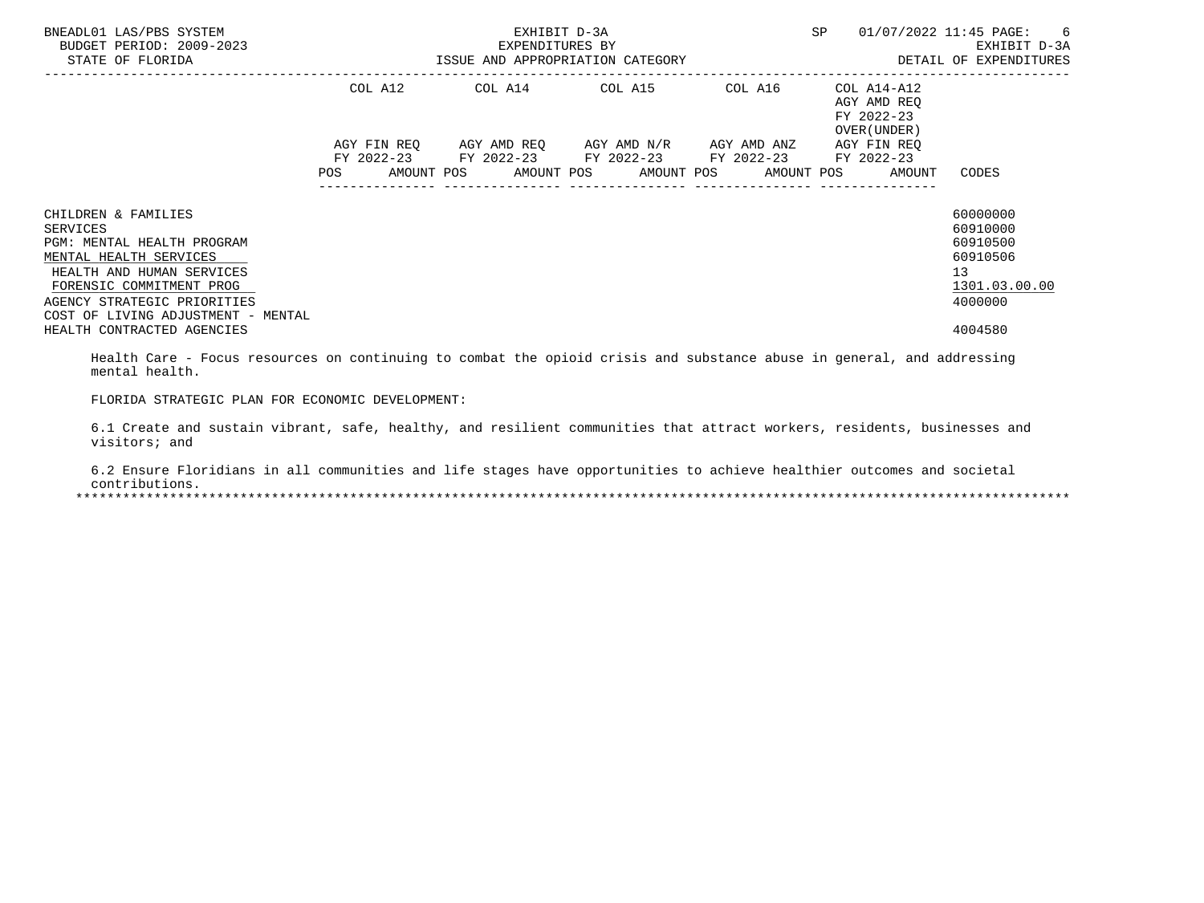| | COL A12 | | COL A14 | | COL A15 | | COL A16 | | COL A14-A12 AGY AMD REQ FY 2022-23 OVER(UNDER) | | |
|---|---|---|---|---|---|---|---|---|---|---|---|
| | AGY FIN REQ FY 2022-23 | | AGY AMD REQ FY 2022-23 | | AGY AMD N/R FY 2022-23 | | AGY AMD ANZ FY 2022-23 | | AGY FIN REQ FY 2022-23 | | |
| | POS | AMOUNT | POS | AMOUNT | POS | AMOUNT | POS | AMOUNT | POS | AMOUNT | CODES |
| CHILDREN & FAMILIES | | | | | | | | | | | 60000000 |
| SERVICES | | | | | | | | | | | 60910000 |
| PGM: MENTAL HEALTH PROGRAM | | | | | | | | | | | 60910500 |
| MENTAL HEALTH SERVICES | | | | | | | | | | | 60910506 |
| HEALTH AND HUMAN SERVICES | | | | | | | | | | | 13 |
| FORENSIC COMMITMENT PROG | | | | | | | | | | | 1301.03.00.00 |
| AGENCY STRATEGIC PRIORITIES | | | | | | | | | | | 4000000 |
| COST OF LIVING ADJUSTMENT - MENTAL HEALTH CONTRACTED AGENCIES | | | | | | | | | | | 4004580 |

Health Care - Focus resources on continuing to combat the opioid crisis and substance abuse in general, and addressing mental health.

FLORIDA STRATEGIC PLAN FOR ECONOMIC DEVELOPMENT:

6.1 Create and sustain vibrant, safe, healthy, and resilient communities that attract workers, residents, businesses and visitors; and

6.2 Ensure Floridians in all communities and life stages have opportunities to achieve healthier outcomes and societal contributions.

*******************************************************************************************************************************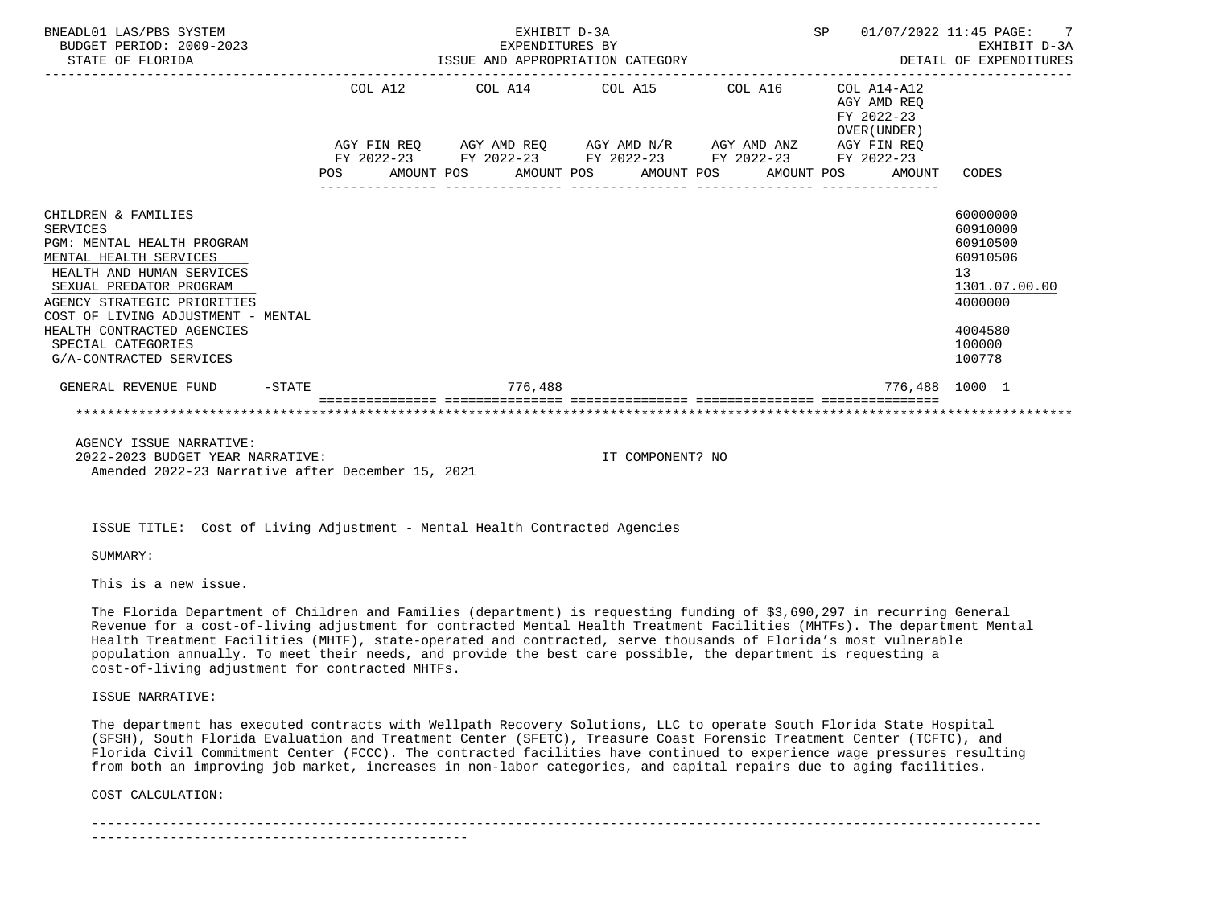| | COL A12 AGY FIN REQ FY 2022-23 POS AMOUNT | COL A14 AGY AMD REQ FY 2022-23 POS AMOUNT | COL A15 AGY AMD N/R FY 2022-23 POS AMOUNT | COL A16 AGY AMD ANZ FY 2022-23 POS AMOUNT | COL A14-A12 AGY AMD REQ FY 2022-23 OVER(UNDER) AGY FIN REQ FY 2022-23 POS AMOUNT | CODES |
|---|---|---|---|---|---|---|
| CHILDREN & FAMILIES | | | | | | 60000000 |
| SERVICES | | | | | | 60910000 |
| PGM: MENTAL HEALTH PROGRAM | | | | | | 60910500 |
| MENTAL HEALTH SERVICES | | | | | | 60910506 |
| HEALTH AND HUMAN SERVICES | | | | | | 13 |
| SEXUAL PREDATOR PROGRAM | | | | | | 1301.07.00.00 |
| AGENCY STRATEGIC PRIORITIES | | | | | | 4000000 |
| COST OF LIVING ADJUSTMENT - MENTAL HEALTH CONTRACTED AGENCIES | | | | | | 4004580 |
| SPECIAL CATEGORIES | | | | | | 100000 |
| G/A-CONTRACTED SERVICES | | | | | | 100778 |
| GENERAL REVENUE FUND -STATE | | 776,488 | | | 776,488 | 1000 1 |

AGENCY ISSUE NARRATIVE:
2022-2023 BUDGET YEAR NARRATIVE: IT COMPONENT? NO
Amended 2022-23 Narrative after December 15, 2021

ISSUE TITLE: Cost of Living Adjustment - Mental Health Contracted Agencies

SUMMARY:

This is a new issue.

The Florida Department of Children and Families (department) is requesting funding of $3,690,297 in recurring General Revenue for a cost-of-living adjustment for contracted Mental Health Treatment Facilities (MHTFs). The department Mental Health Treatment Facilities (MHTF), state-operated and contracted, serve thousands of Florida's most vulnerable population annually. To meet their needs, and provide the best care possible, the department is requesting a cost-of-living adjustment for contracted MHTFs.

ISSUE NARRATIVE:

The department has executed contracts with Wellpath Recovery Solutions, LLC to operate South Florida State Hospital (SFSH), South Florida Evaluation and Treatment Center (SFETC), Treasure Coast Forensic Treatment Center (TCFTC), and Florida Civil Commitment Center (FCCC). The contracted facilities have continued to experience wage pressures resulting from both an improving job market, increases in non-labor categories, and capital repairs due to aging facilities.

COST CALCULATION: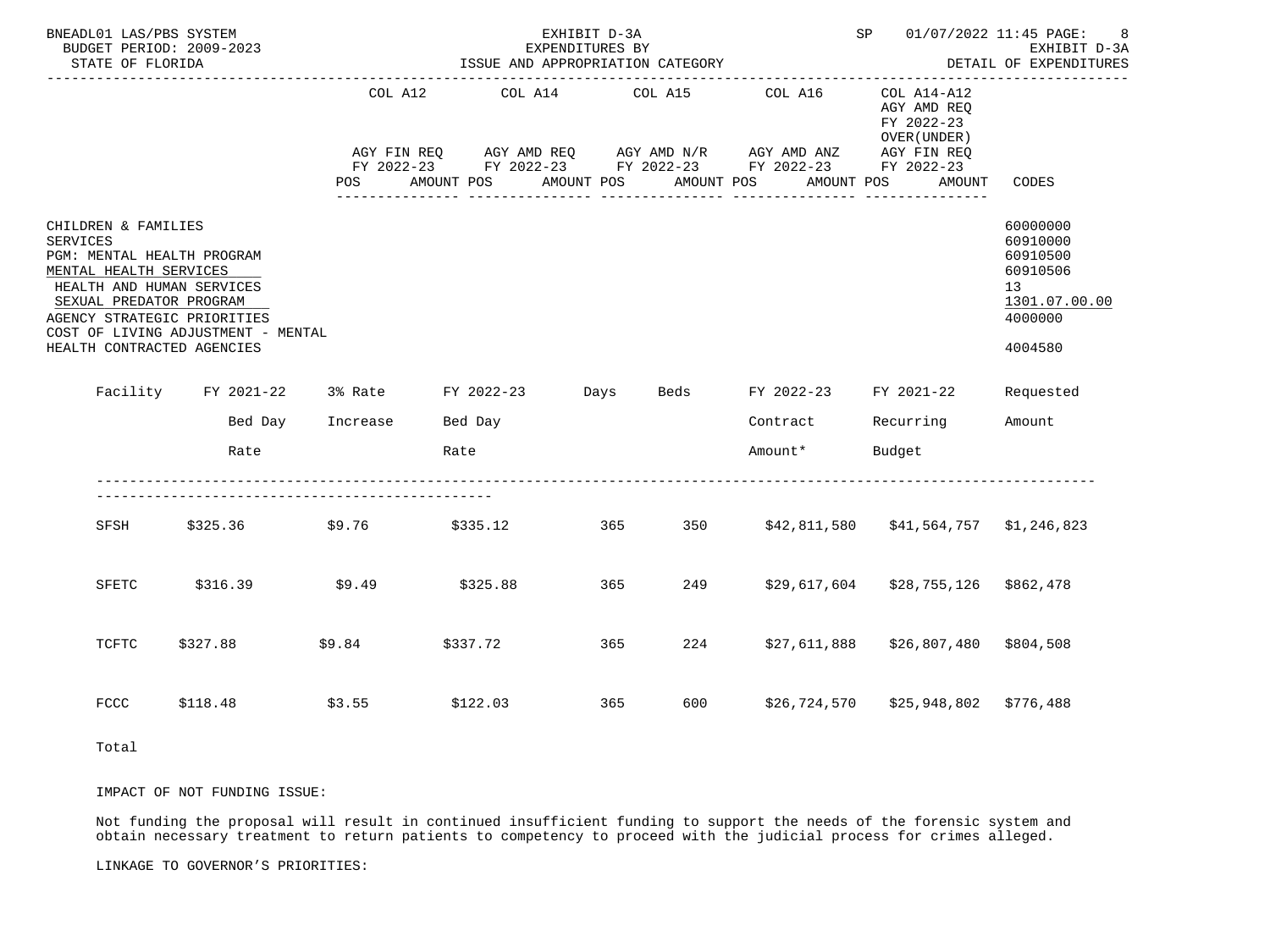BNEADL01 LAS/PBS SYSTEM
BUDGET PERIOD: 2009-2023
STATE OF FLORIDA

EXHIBIT D-3A
EXPENDITURES BY
ISSUE AND APPROPRIATION CATEGORY

SP 01/07/2022 11:45

EXHIBIT D-3A
DETAIL OF EXPENDITURES

| | COL A12 | COL A14 | COL A15 | COL A16 | COL A14-A12 AGY AMD REQ FY 2022-23 OVER(UNDER) | |
|---|---|---|---|---|---|---|
| | AGY FIN REQ FY 2022-23 | AGY AMD REQ FY 2022-23 | AGY AMD N/R FY 2022-23 | AGY AMD ANZ FY 2022-23 | AGY FIN REQ FY 2022-23 | |
| | POS AMOUNT | POS AMOUNT | POS AMOUNT | POS AMOUNT | POS AMOUNT | CODES |

| | CODES |
|---|---|
| CHILDREN & FAMILIES | 60000000 |
| SERVICES | 60910000 |
| PGM: MENTAL HEALTH PROGRAM | 60910500 |
| MENTAL HEALTH SERVICES | 60910506 |
| HEALTH AND HUMAN SERVICES | 13 |
| SEXUAL PREDATOR PROGRAM | 1301.07.00.00 |
| AGENCY STRATEGIC PRIORITIES | 4000000 |
| COST OF LIVING ADJUSTMENT - MENTAL HEALTH CONTRACTED AGENCIES | 4004580 |

| Facility | FY 2021-22 Bed Day Rate | 3% Rate Increase | FY 2022-23 Bed Day Rate | Days | Beds | FY 2022-23 Contract Amount* | FY 2021-22 Recurring Budget | Requested Amount |
|---|---|---|---|---|---|---|---|---|
| SFSH | $325.36 | $9.76 | $335.12 | 365 | 350 | $42,811,580 | $41,564,757 | $1,246,823 |
| SFETC | $316.39 | $9.49 | $325.88 | 365 | 249 | $29,617,604 | $28,755,126 | $862,478 |
| TCFTC | $327.88 | $9.84 | $337.72 | 365 | 224 | $27,611,888 | $26,807,480 | $804,508 |
| FCCC | $118.48 | $3.55 | $122.03 | 365 | 600 | $26,724,570 | $25,948,802 | $776,488 |
| Total | | | | | | | | |

IMPACT OF NOT FUNDING ISSUE:

Not funding the proposal will result in continued insufficient funding to support the needs of the forensic system and obtain necessary treatment to return patients to competency to proceed with the judicial process for crimes alleged.

LINKAGE TO GOVERNOR'S PRIORITIES: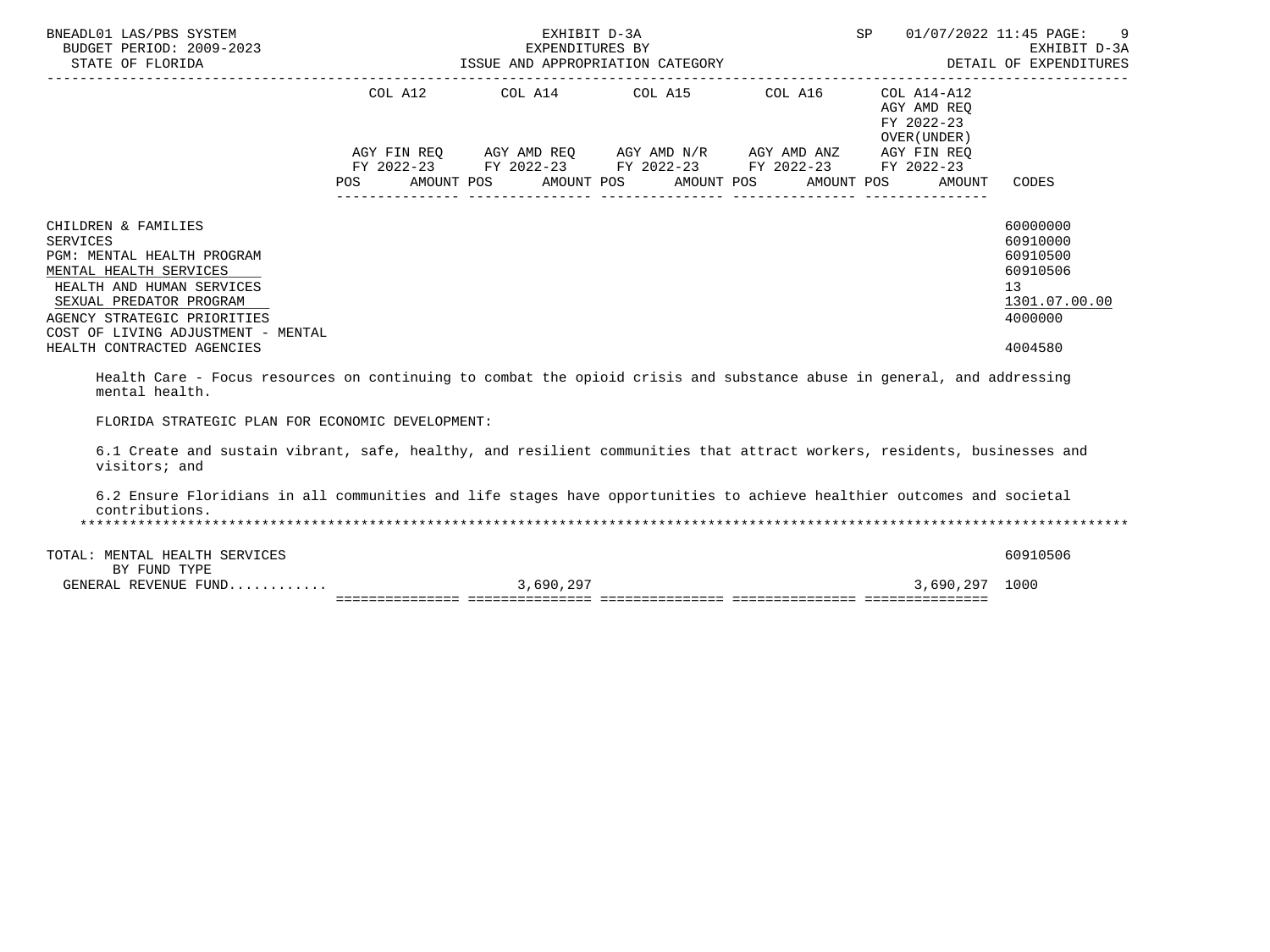| | COL A12 AGY FIN REQ FY 2022-23 POS AMOUNT | COL A14 AGY AMD REQ FY 2022-23 POS AMOUNT | COL A15 AGY AMD N/R FY 2022-23 POS AMOUNT | COL A16 AGY AMD ANZ FY 2022-23 POS AMOUNT | COL A14-A12 AGY AMD REQ FY 2022-23 OVER(UNDER) AGY FIN REQ FY 2022-23 POS AMOUNT | CODES |
|---|---|---|---|---|---|---|
| CHILDREN & FAMILIES | | | | | | 60000000 |
| SERVICES | | | | | | 60910000 |
| PGM: MENTAL HEALTH PROGRAM | | | | | | 60910500 |
| MENTAL HEALTH SERVICES | | | | | | 60910506 |
| HEALTH AND HUMAN SERVICES | | | | | | 13 |
| SEXUAL PREDATOR PROGRAM | | | | | | 1301.07.00.00 |
| AGENCY STRATEGIC PRIORITIES | | | | | | 4000000 |
| COST OF LIVING ADJUSTMENT - MENTAL HEALTH CONTRACTED AGENCIES | | | | | | 4004580 |

Health Care - Focus resources on continuing to combat the opioid crisis and substance abuse in general, and addressing mental health.

FLORIDA STRATEGIC PLAN FOR ECONOMIC DEVELOPMENT:

6.1 Create and sustain vibrant, safe, healthy, and resilient communities that attract workers, residents, businesses and visitors; and

6.2 Ensure Floridians in all communities and life stages have opportunities to achieve healthier outcomes and societal contributions.

| | COL A12 | COL A14 | COL A15 | COL A16 | COL A14-A12 | CODES |
|---|---|---|---|---|---|---|
| TOTAL: MENTAL HEALTH SERVICES | | | | | | 60910506 |
| BY FUND TYPE | | | | | | |
| GENERAL REVENUE FUND............ | | 3,690,297 | | | 3,690,297 | 1000 |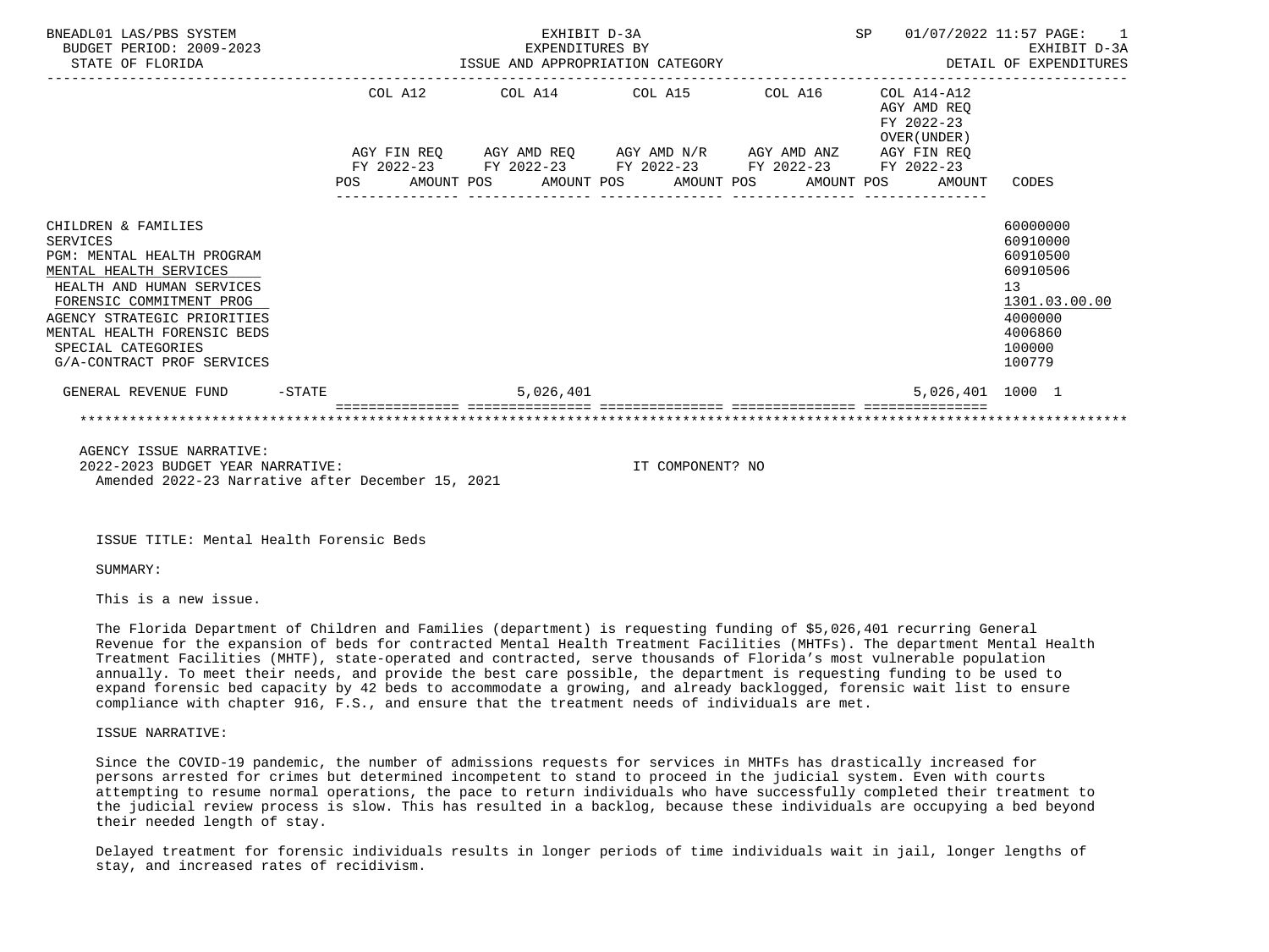BNEADL01 LAS/PBS SYSTEM — EXHIBIT D-3A — EXPENDITURES BY ISSUE AND APPROPRIATION CATEGORY — SP 01/07/2022 11:57 — EXHIBIT D-3A DETAIL OF EXPENDITURES

BUDGET PERIOD: 2009-2023
STATE OF FLORIDA

| | COL A12 AGY FIN REQ FY 2022-23 POS AMOUNT | COL A14 AGY AMD REQ FY 2022-23 POS AMOUNT | COL A15 AGY AMD N/R FY 2022-23 POS AMOUNT | COL A16 AGY AMD ANZ FY 2022-23 POS AMOUNT | COL A14-A12 AGY AMD REQ FY 2022-23 OVER(UNDER) AGY FIN REQ FY 2022-23 POS AMOUNT | CODES |
|---|---|---|---|---|---|---|
| CHILDREN & FAMILIES | | | | | | 60000000 |
| SERVICES | | | | | | 60910000 |
| PGM: MENTAL HEALTH PROGRAM | | | | | | 60910500 |
| MENTAL HEALTH SERVICES | | | | | | 60910506 |
| HEALTH AND HUMAN SERVICES | | | | | | 13 |
| FORENSIC COMMITMENT PROG | | | | | | 1301.03.00.00 |
| AGENCY STRATEGIC PRIORITIES | | | | | | 4000000 |
| MENTAL HEALTH FORENSIC BEDS | | | | | | 4006860 |
| SPECIAL CATEGORIES | | | | | | 100000 |
| G/A-CONTRACT PROF SERVICES | | | | | | 100779 |
| GENERAL REVENUE FUND -STATE | | 5,026,401 | | | 5,026,401 | 1000 1 |

AGENCY ISSUE NARRATIVE:
2022-2023 BUDGET YEAR NARRATIVE: IT COMPONENT? NO
Amended 2022-23 Narrative after December 15, 2021

ISSUE TITLE: Mental Health Forensic Beds

SUMMARY:

This is a new issue.

The Florida Department of Children and Families (department) is requesting funding of $5,026,401 recurring General Revenue for the expansion of beds for contracted Mental Health Treatment Facilities (MHTFs). The department Mental Health Treatment Facilities (MHTF), state-operated and contracted, serve thousands of Florida's most vulnerable population annually. To meet their needs, and provide the best care possible, the department is requesting funding to be used to expand forensic bed capacity by 42 beds to accommodate a growing, and already backlogged, forensic wait list to ensure compliance with chapter 916, F.S., and ensure that the treatment needs of individuals are met.

ISSUE NARRATIVE:

Since the COVID-19 pandemic, the number of admissions requests for services in MHTFs has drastically increased for persons arrested for crimes but determined incompetent to stand to proceed in the judicial system. Even with courts attempting to resume normal operations, the pace to return individuals who have successfully completed their treatment to the judicial review process is slow. This has resulted in a backlog, because these individuals are occupying a bed beyond their needed length of stay.

Delayed treatment for forensic individuals results in longer periods of time individuals wait in jail, longer lengths of stay, and increased rates of recidivism.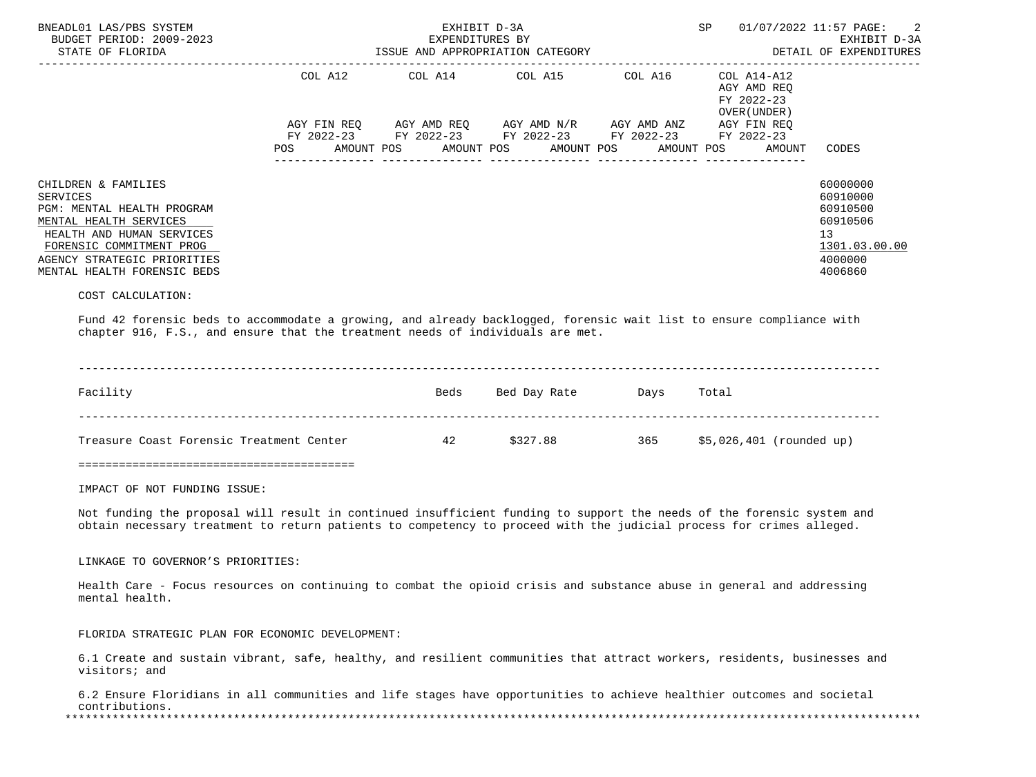BNEADL01 LAS/PBS SYSTEM — BUDGET PERIOD: 2009-2023 — STATE OF FLORIDA

EXHIBIT D-3A — EXPENDITURES BY ISSUE AND APPROPRIATION CATEGORY — DETAIL OF EXPENDITURES

| | COL A12 AGY FIN REQ FY 2022-23 POS AMOUNT | COL A14 AGY AMD REQ FY 2022-23 POS AMOUNT | COL A15 AGY AMD N/R FY 2022-23 POS AMOUNT | COL A16 AGY AMD ANZ FY 2022-23 POS AMOUNT | COL A14-A12 AGY AMD REQ FY 2022-23 OVER(UNDER) AGY FIN REQ FY 2022-23 POS AMOUNT | CODES |
|---|---|---|---|---|---|---|
| CHILDREN & FAMILIES | | | | | | 60000000 |
| SERVICES | | | | | | 60910000 |
| PGM: MENTAL HEALTH PROGRAM | | | | | | 60910500 |
| MENTAL HEALTH SERVICES | | | | | | 60910506 |
| HEALTH AND HUMAN SERVICES | | | | | | 13 |
| FORENSIC COMMITMENT PROG | | | | | | 1301.03.00.00 |
| AGENCY STRATEGIC PRIORITIES | | | | | | 4000000 |
| MENTAL HEALTH FORENSIC BEDS | | | | | | 4006860 |

COST CALCULATION:

Fund 42 forensic beds to accommodate a growing, and already backlogged, forensic wait list to ensure compliance with chapter 916, F.S., and ensure that the treatment needs of individuals are met.

| Facility | Beds | Bed Day Rate | Days | Total |
|---|---|---|---|---|
| Treasure Coast Forensic Treatment Center | 42 | $327.88 | 365 | $5,026,401 (rounded up) |

IMPACT OF NOT FUNDING ISSUE:

Not funding the proposal will result in continued insufficient funding to support the needs of the forensic system and obtain necessary treatment to return patients to competency to proceed with the judicial process for crimes alleged.

LINKAGE TO GOVERNOR'S PRIORITIES:

Health Care - Focus resources on continuing to combat the opioid crisis and substance abuse in general and addressing mental health.

FLORIDA STRATEGIC PLAN FOR ECONOMIC DEVELOPMENT:

6.1 Create and sustain vibrant, safe, healthy, and resilient communities that attract workers, residents, businesses and visitors; and

6.2 Ensure Floridians in all communities and life stages have opportunities to achieve healthier outcomes and societal contributions.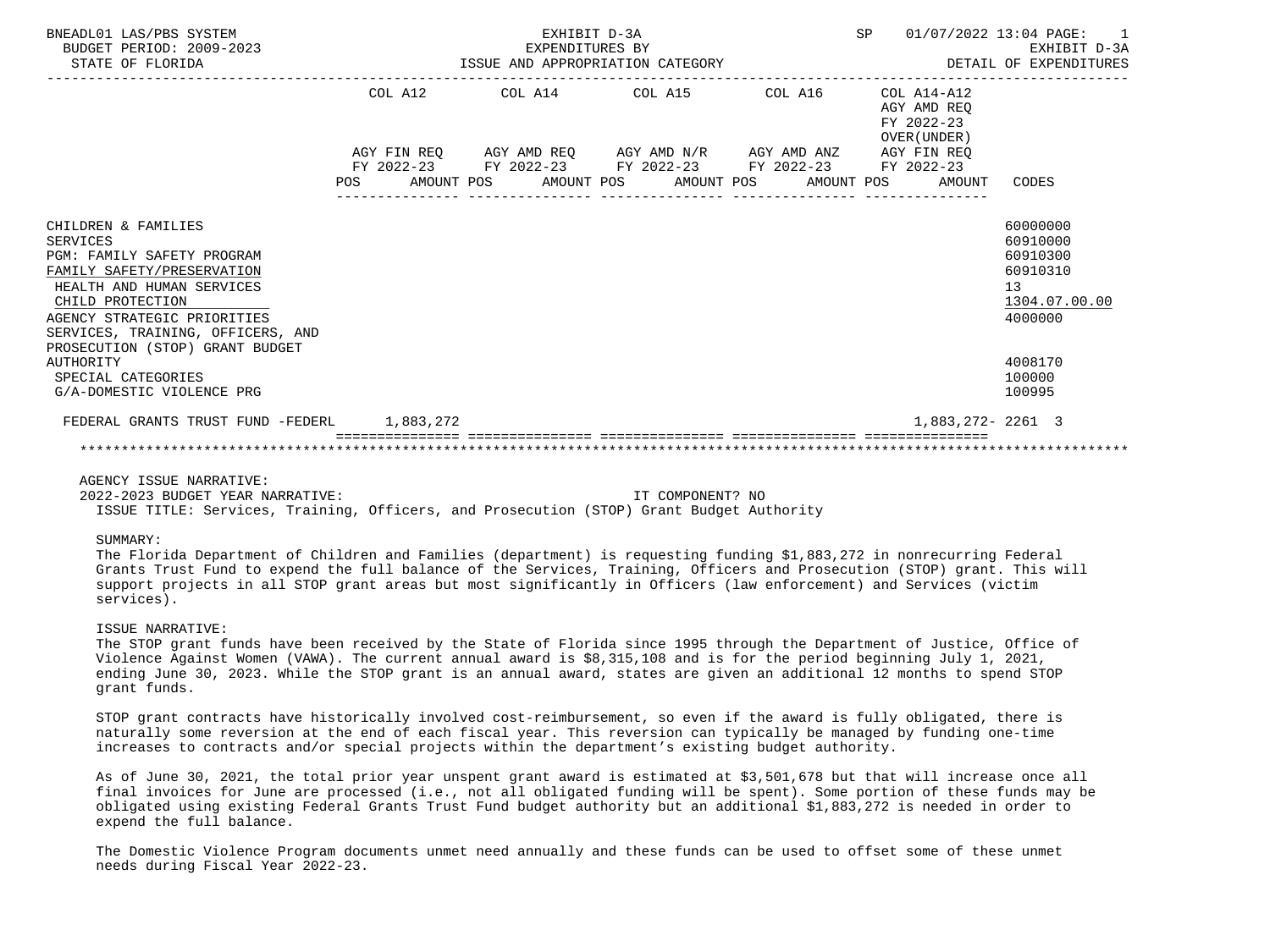BNEADL01 LAS/PBS SYSTEM — EXHIBIT D-3A — EXPENDITURES BY ISSUE AND APPROPRIATION CATEGORY — SP 01/07/2022 13:04 PAGE: 1
BUDGET PERIOD: 2009-2023 — EXHIBIT D-3A
STATE OF FLORIDA — DETAIL OF EXPENDITURES

| | COL A12 AGY FIN REQ FY 2022-23 POS AMOUNT | COL A14 AGY AMD REQ FY 2022-23 POS AMOUNT | COL A15 AGY AMD N/R FY 2022-23 POS AMOUNT | COL A16 AGY AMD ANZ FY 2022-23 POS AMOUNT | COL A14-A12 AGY AMD REQ FY 2022-23 OVER(UNDER) AGY FIN REQ FY 2022-23 POS AMOUNT | CODES |
|---|---|---|---|---|---|---|
| CHILDREN & FAMILIES | | | | | | 60000000 |
| SERVICES | | | | | | 60910000 |
| PGM: FAMILY SAFETY PROGRAM | | | | | | 60910300 |
| FAMILY SAFETY/PRESERVATION | | | | | | 60910310 |
| HEALTH AND HUMAN SERVICES | | | | | | 13 |
| CHILD PROTECTION | | | | | | 1304.07.00.00 |
| AGENCY STRATEGIC PRIORITIES | | | | | | 4000000 |
| SERVICES, TRAINING, OFFICERS, AND PROSECUTION (STOP) GRANT BUDGET AUTHORITY | | | | | | 4008170 |
| SPECIAL CATEGORIES | | | | | | 100000 |
| G/A-DOMESTIC VIOLENCE PRG | | | | | | 100995 |
| FEDERAL GRANTS TRUST FUND -FEDERL | 1,883,272 | | | | 1,883,272- | 2261 3 |

AGENCY ISSUE NARRATIVE:

2022-2023 BUDGET YEAR NARRATIVE: IT COMPONENT? NO

ISSUE TITLE: Services, Training, Officers, and Prosecution (STOP) Grant Budget Authority

SUMMARY:

The Florida Department of Children and Families (department) is requesting funding $1,883,272 in nonrecurring Federal Grants Trust Fund to expend the full balance of the Services, Training, Officers and Prosecution (STOP) grant. This will support projects in all STOP grant areas but most significantly in Officers (law enforcement) and Services (victim services).

ISSUE NARRATIVE:

The STOP grant funds have been received by the State of Florida since 1995 through the Department of Justice, Office of Violence Against Women (VAWA). The current annual award is $8,315,108 and is for the period beginning July 1, 2021, ending June 30, 2023. While the STOP grant is an annual award, states are given an additional 12 months to spend STOP grant funds.

STOP grant contracts have historically involved cost-reimbursement, so even if the award is fully obligated, there is naturally some reversion at the end of each fiscal year. This reversion can typically be managed by funding one-time increases to contracts and/or special projects within the department's existing budget authority.

As of June 30, 2021, the total prior year unspent grant award is estimated at $3,501,678 but that will increase once all final invoices for June are processed (i.e., not all obligated funding will be spent). Some portion of these funds may be obligated using existing Federal Grants Trust Fund budget authority but an additional $1,883,272 is needed in order to expend the full balance.

The Domestic Violence Program documents unmet need annually and these funds can be used to offset some of these unmet needs during Fiscal Year 2022-23.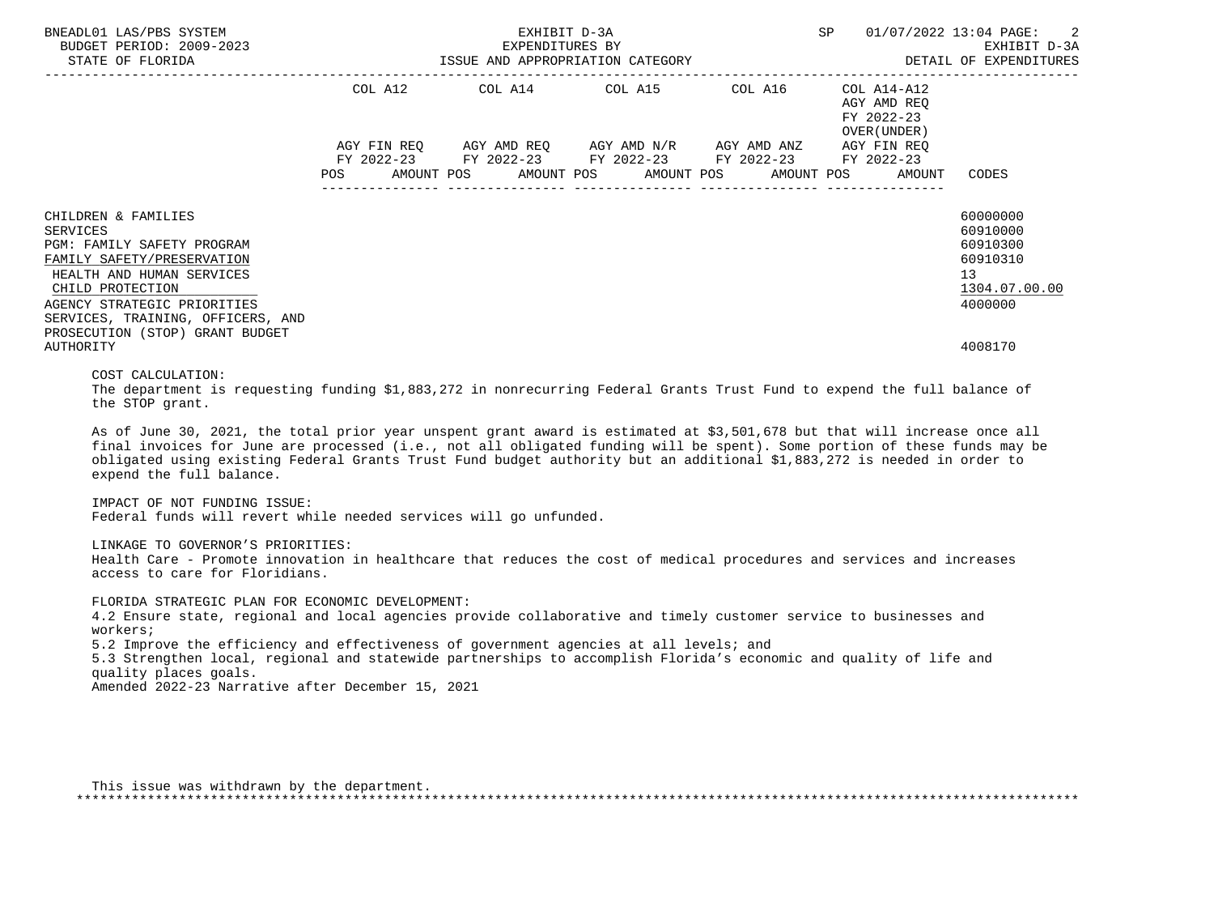BNEADL01 LAS/PBS SYSTEM — EXHIBIT D-3A — SP 01/07/2022 13:04

BUDGET PERIOD: 2009-2023 — EXPENDITURES BY ISSUE AND APPROPRIATION CATEGORY — EXHIBIT D-3A

STATE OF FLORIDA — DETAIL OF EXPENDITURES

| | COL A12 AGY FIN REQ FY 2022-23 POS AMOUNT | COL A14 AGY AMD REQ FY 2022-23 POS AMOUNT | COL A15 AGY AMD N/R FY 2022-23 POS AMOUNT | COL A16 AGY AMD ANZ FY 2022-23 POS AMOUNT | COL A14-A12 AGY AMD REQ FY 2022-23 OVER(UNDER) AGY FIN REQ FY 2022-23 POS AMOUNT | CODES |
|---|---|---|---|---|---|---|
| CHILDREN & FAMILIES | | | | | | 60000000 |
| SERVICES | | | | | | 60910000 |
| PGM: FAMILY SAFETY PROGRAM | | | | | | 60910300 |
| FAMILY SAFETY/PRESERVATION | | | | | | 60910310 |
| HEALTH AND HUMAN SERVICES | | | | | | 13 |
| CHILD PROTECTION | | | | | | 1304.07.00.00 |
| AGENCY STRATEGIC PRIORITIES | | | | | | 4000000 |
| SERVICES, TRAINING, OFFICERS, AND PROSECUTION (STOP) GRANT BUDGET AUTHORITY | | | | | | 4008170 |

COST CALCULATION:
The department is requesting funding $1,883,272 in nonrecurring Federal Grants Trust Fund to expend the full balance of the STOP grant.

As of June 30, 2021, the total prior year unspent grant award is estimated at $3,501,678 but that will increase once all final invoices for June are processed (i.e., not all obligated funding will be spent). Some portion of these funds may be obligated using existing Federal Grants Trust Fund budget authority but an additional $1,883,272 is needed in order to expend the full balance.

IMPACT OF NOT FUNDING ISSUE:
Federal funds will revert while needed services will go unfunded.

LINKAGE TO GOVERNOR'S PRIORITIES:
Health Care - Promote innovation in healthcare that reduces the cost of medical procedures and services and increases access to care for Floridians.

FLORIDA STRATEGIC PLAN FOR ECONOMIC DEVELOPMENT:
4.2 Ensure state, regional and local agencies provide collaborative and timely customer service to businesses and workers;
5.2 Improve the efficiency and effectiveness of government agencies at all levels; and
5.3 Strengthen local, regional and statewide partnerships to accomplish Florida's economic and quality of life and quality places goals.
Amended 2022-23 Narrative after December 15, 2021

This issue was withdrawn by the department.

*******************************************************************************************************************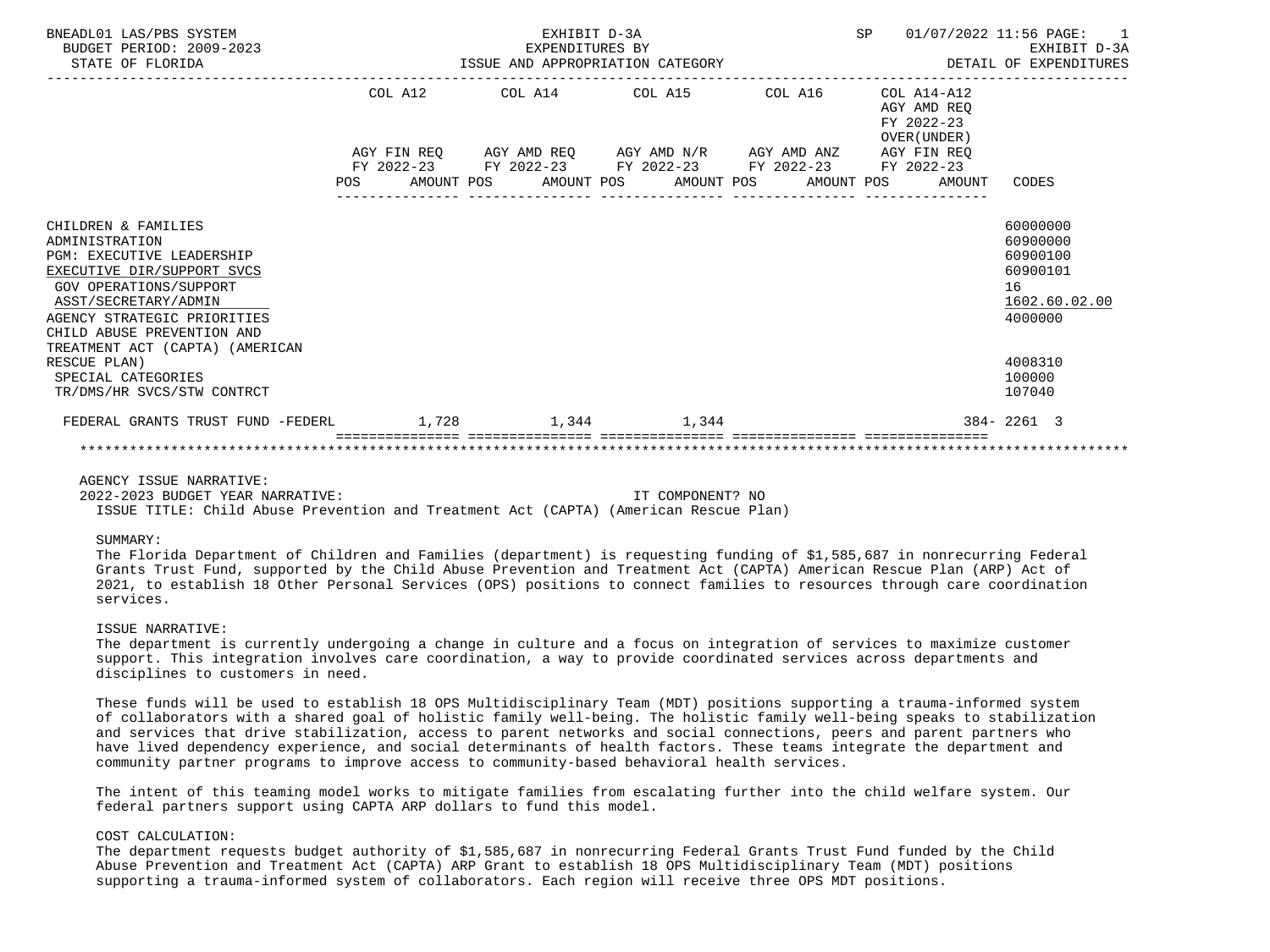BNEADL01 LAS/PBS SYSTEM — EXHIBIT D-3A — EXPENDITURES BY ISSUE AND APPROPRIATION CATEGORY — SP 01/07/2022 11:56 — EXHIBIT D-3A DETAIL OF EXPENDITURES

BUDGET PERIOD: 2009-2023
STATE OF FLORIDA

| | COL A12 AGY FIN REQ FY 2022-23 POS | AMOUNT | COL A14 AGY AMD REQ FY 2022-23 POS | AMOUNT | COL A15 AGY AMD N/R FY 2022-23 POS | AMOUNT | COL A16 AGY AMD ANZ FY 2022-23 POS | AMOUNT | COL A14-A12 AGY AMD REQ FY 2022-23 OVER(UNDER) AGY FIN REQ FY 2022-23 POS | AMOUNT | CODES |
|---|---|---|---|---|---|---|---|---|---|---|---|
| CHILDREN & FAMILIES | | | | | | | | | | | 60000000 |
| ADMINISTRATION | | | | | | | | | | | 60900000 |
| PGM: EXECUTIVE LEADERSHIP | | | | | | | | | | | 60900100 |
| EXECUTIVE DIR/SUPPORT SVCS | | | | | | | | | | | 60900101 |
| GOV OPERATIONS/SUPPORT | | | | | | | | | | | 16 |
| ASST/SECRETARY/ADMIN | | | | | | | | | | | 1602.60.02.00 |
| AGENCY STRATEGIC PRIORITIES | | | | | | | | | | | 4000000 |
| CHILD ABUSE PREVENTION AND TREATMENT ACT (CAPTA) (AMERICAN RESCUE PLAN) | | | | | | | | | | | 4008310 |
| SPECIAL CATEGORIES | | | | | | | | | | | 100000 |
| TR/DMS/HR SVCS/STW CONTRCT | | | | | | | | | | | 107040 |
| FEDERAL GRANTS TRUST FUND -FEDERL | | 1,728 | | 1,344 | | 1,344 | | | | | 384- 2261 3 |

AGENCY ISSUE NARRATIVE:
2022-2023 BUDGET YEAR NARRATIVE: IT COMPONENT? NO
ISSUE TITLE: Child Abuse Prevention and Treatment Act (CAPTA) (American Rescue Plan)

SUMMARY:
The Florida Department of Children and Families (department) is requesting funding of $1,585,687 in nonrecurring Federal Grants Trust Fund, supported by the Child Abuse Prevention and Treatment Act (CAPTA) American Rescue Plan (ARP) Act of 2021, to establish 18 Other Personal Services (OPS) positions to connect families to resources through care coordination services.

ISSUE NARRATIVE:
The department is currently undergoing a change in culture and a focus on integration of services to maximize customer support. This integration involves care coordination, a way to provide coordinated services across departments and disciplines to customers in need.

These funds will be used to establish 18 OPS Multidisciplinary Team (MDT) positions supporting a trauma-informed system of collaborators with a shared goal of holistic family well-being. The holistic family well-being speaks to stabilization and services that drive stabilization, access to parent networks and social connections, peers and parent partners who have lived dependency experience, and social determinants of health factors. These teams integrate the department and community partner programs to improve access to community-based behavioral health services.

The intent of this teaming model works to mitigate families from escalating further into the child welfare system. Our federal partners support using CAPTA ARP dollars to fund this model.

COST CALCULATION:
The department requests budget authority of $1,585,687 in nonrecurring Federal Grants Trust Fund funded by the Child Abuse Prevention and Treatment Act (CAPTA) ARP Grant to establish 18 OPS Multidisciplinary Team (MDT) positions supporting a trauma-informed system of collaborators. Each region will receive three OPS MDT positions.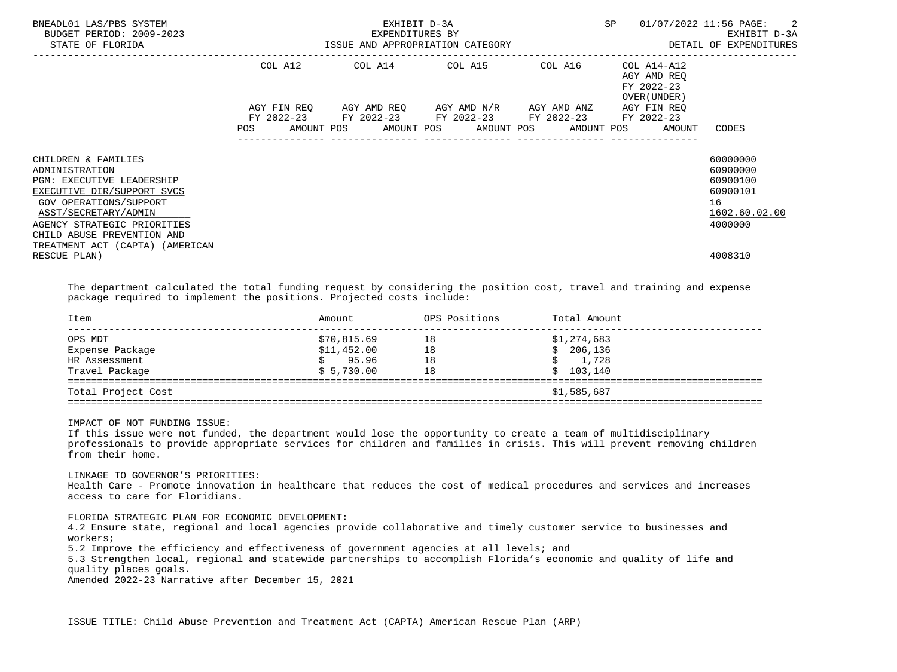| | COL A12 | | COL A14 | | COL A15 | | COL A16 | | COL A14-A12 AGY AMD REQ FY 2022-23 OVER(UNDER) | | |
|---|---|---|---|---|---|---|---|---|---|---|---|
| | AGY FIN REQ FY 2022-23 | | AGY AMD REQ FY 2022-23 | | AGY AMD N/R FY 2022-23 | | AGY AMD ANZ FY 2022-23 | | AGY FIN REQ FY 2022-23 | | |
| | POS | AMOUNT | POS | AMOUNT | POS | AMOUNT | POS | AMOUNT | POS | AMOUNT | CODES |
| CHILDREN & FAMILIES | | | | | | | | | | | 60000000 |
| ADMINISTRATION | | | | | | | | | | | 60900000 |
| PGM: EXECUTIVE LEADERSHIP | | | | | | | | | | | 60900100 |
| EXECUTIVE DIR/SUPPORT SVCS | | | | | | | | | | | 60900101 |
| GOV OPERATIONS/SUPPORT | | | | | | | | | | | 16 |
| ASST/SECRETARY/ADMIN | | | | | | | | | | | 1602.60.02.00 |
| AGENCY STRATEGIC PRIORITIES | | | | | | | | | | | 4000000 |
| CHILD ABUSE PREVENTION AND TREATMENT ACT (CAPTA) (AMERICAN RESCUE PLAN) | | | | | | | | | | | 4008310 |

The department calculated the total funding request by considering the position cost, travel and training and expense package required to implement the positions. Projected costs include:

| Item | Amount | OPS Positions | Total Amount |
|---|---|---|---|
| OPS MDT | $70,815.69 | 18 | $1,274,683 |
| Expense Package | $11,452.00 | 18 | $ 206,136 |
| HR Assessment | $ 95.96 | 18 | $ 1,728 |
| Travel Package | $ 5,730.00 | 18 | $ 103,140 |
| Total Project Cost | | | $1,585,687 |

IMPACT OF NOT FUNDING ISSUE:
If this issue were not funded, the department would lose the opportunity to create a team of multidisciplinary professionals to provide appropriate services for children and families in crisis. This will prevent removing children from their home.

LINKAGE TO GOVERNOR'S PRIORITIES:
Health Care - Promote innovation in healthcare that reduces the cost of medical procedures and services and increases access to care for Floridians.

FLORIDA STRATEGIC PLAN FOR ECONOMIC DEVELOPMENT:
4.2 Ensure state, regional and local agencies provide collaborative and timely customer service to businesses and workers;
5.2 Improve the efficiency and effectiveness of government agencies at all levels; and
5.3 Strengthen local, regional and statewide partnerships to accomplish Florida's economic and quality of life and quality places goals.
Amended 2022-23 Narrative after December 15, 2021

ISSUE TITLE: Child Abuse Prevention and Treatment Act (CAPTA) American Rescue Plan (ARP)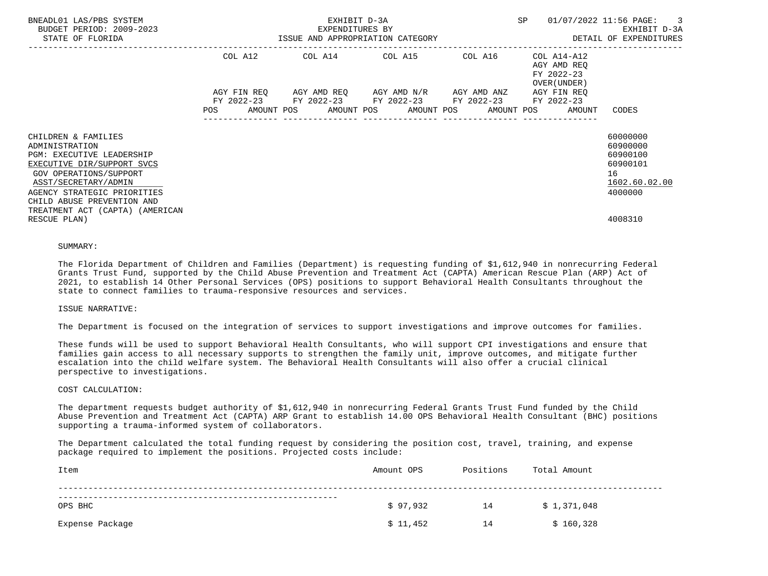BNEADL01 LAS/PBS SYSTEM — EXHIBIT D-3A — SP 01/07/2022 11:56

BUDGET PERIOD: 2009-2023 — EXPENDITURES BY — EXHIBIT D-3A

STATE OF FLORIDA — ISSUE AND APPROPRIATION CATEGORY — DETAIL OF EXPENDITURES

| | COL A12 AGY FIN REQ FY 2022-23 POS AMOUNT | COL A14 AGY AMD REQ FY 2022-23 POS AMOUNT | COL A15 AGY AMD N/R FY 2022-23 POS AMOUNT | COL A16 AGY AMD ANZ FY 2022-23 POS AMOUNT | COL A14-A12 AGY AMD REQ FY 2022-23 OVER(UNDER) AGY FIN REQ FY 2022-23 POS AMOUNT | CODES |
|---|---|---|---|---|---|---|
| CHILDREN & FAMILIES | | | | | | 60000000 |
| ADMINISTRATION | | | | | | 60900000 |
| PGM: EXECUTIVE LEADERSHIP | | | | | | 60900100 |
| EXECUTIVE DIR/SUPPORT SVCS | | | | | | 60900101 |
| GOV OPERATIONS/SUPPORT | | | | | | 16 |
| ASST/SECRETARY/ADMIN | | | | | | 1602.60.02.00 |
| AGENCY STRATEGIC PRIORITIES | | | | | | 4000000 |
| CHILD ABUSE PREVENTION AND TREATMENT ACT (CAPTA) (AMERICAN RESCUE PLAN) | | | | | | 4008310 |

SUMMARY:

The Florida Department of Children and Families (Department) is requesting funding of $1,612,940 in nonrecurring Federal Grants Trust Fund, supported by the Child Abuse Prevention and Treatment Act (CAPTA) American Rescue Plan (ARP) Act of 2021, to establish 14 Other Personal Services (OPS) positions to support Behavioral Health Consultants throughout the state to connect families to trauma-responsive resources and services.

ISSUE NARRATIVE:

The Department is focused on the integration of services to support investigations and improve outcomes for families.

These funds will be used to support Behavioral Health Consultants, who will support CPI investigations and ensure that families gain access to all necessary supports to strengthen the family unit, improve outcomes, and mitigate further escalation into the child welfare system. The Behavioral Health Consultants will also offer a crucial clinical perspective to investigations.

COST CALCULATION:

The department requests budget authority of $1,612,940 in nonrecurring Federal Grants Trust Fund funded by the Child Abuse Prevention and Treatment Act (CAPTA) ARP Grant to establish 14.00 OPS Behavioral Health Consultant (BHC) positions supporting a trauma-informed system of collaborators.

The Department calculated the total funding request by considering the position cost, travel, training, and expense package required to implement the positions. Projected costs include:

| Item | Amount OPS | Positions | Total Amount |
|---|---|---|---|
| OPS BHC | $ 97,932 | 14 | $ 1,371,048 |
| Expense Package | $ 11,452 | 14 | $ 160,328 |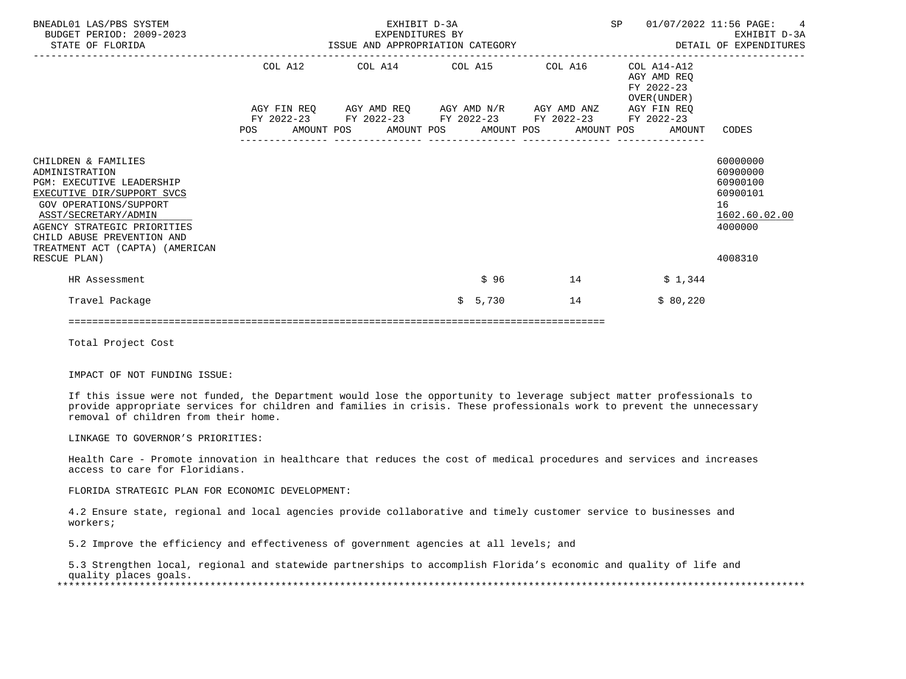BNEADL01 LAS/PBS SYSTEM | EXHIBIT D-3A | SP 01/07/2022 11:56
BUDGET PERIOD: 2009-2023 | EXPENDITURES BY | EXHIBIT D-3A
STATE OF FLORIDA | ISSUE AND APPROPRIATION CATEGORY | DETAIL OF EXPENDITURES

| | COL A12 AGY FIN REQ FY 2022-23 POS | AMOUNT | COL A14 AGY AMD REQ FY 2022-23 POS | AMOUNT | COL A15 AGY AMD N/R FY 2022-23 POS | AMOUNT | COL A16 AGY AMD ANZ FY 2022-23 POS | AMOUNT | COL A14-A12 AGY AMD REQ FY 2022-23 OVER(UNDER) AGY FIN REQ FY 2022-23 POS | AMOUNT | CODES |
|---|---|---|---|---|---|---|---|---|---|---|---|
| CHILDREN & FAMILIES | | | | | | | | | | | 60000000 |
| ADMINISTRATION | | | | | | | | | | | 60900000 |
| PGM: EXECUTIVE LEADERSHIP | | | | | | | | | | | 60900100 |
| EXECUTIVE DIR/SUPPORT SVCS | | | | | | | | | | | 60900101 |
| GOV OPERATIONS/SUPPORT | | | | | | | | | | | 16 |
| ASST/SECRETARY/ADMIN | | | | | | | | | | | 1602.60.02.00 |
| AGENCY STRATEGIC PRIORITIES | | | | | | | | | | | 4000000 |
| CHILD ABUSE PREVENTION AND TREATMENT ACT (CAPTA) (AMERICAN RESCUE PLAN) | | | | | | | | | | | 4008310 |
| HR Assessment | | | | | | $ 96 | 14 | | | $ 1,344 | |
| Travel Package | | | | | | $ 5,730 | 14 | | | $ 80,220 | |

Total Project Cost

IMPACT OF NOT FUNDING ISSUE:

If this issue were not funded, the Department would lose the opportunity to leverage subject matter professionals to provide appropriate services for children and families in crisis. These professionals work to prevent the unnecessary removal of children from their home.

LINKAGE TO GOVERNOR'S PRIORITIES:

Health Care - Promote innovation in healthcare that reduces the cost of medical procedures and services and increases access to care for Floridians.

FLORIDA STRATEGIC PLAN FOR ECONOMIC DEVELOPMENT:

4.2 Ensure state, regional and local agencies provide collaborative and timely customer service to businesses and workers;

5.2 Improve the efficiency and effectiveness of government agencies at all levels; and

5.3 Strengthen local, regional and statewide partnerships to accomplish Florida's economic and quality of life and quality places goals.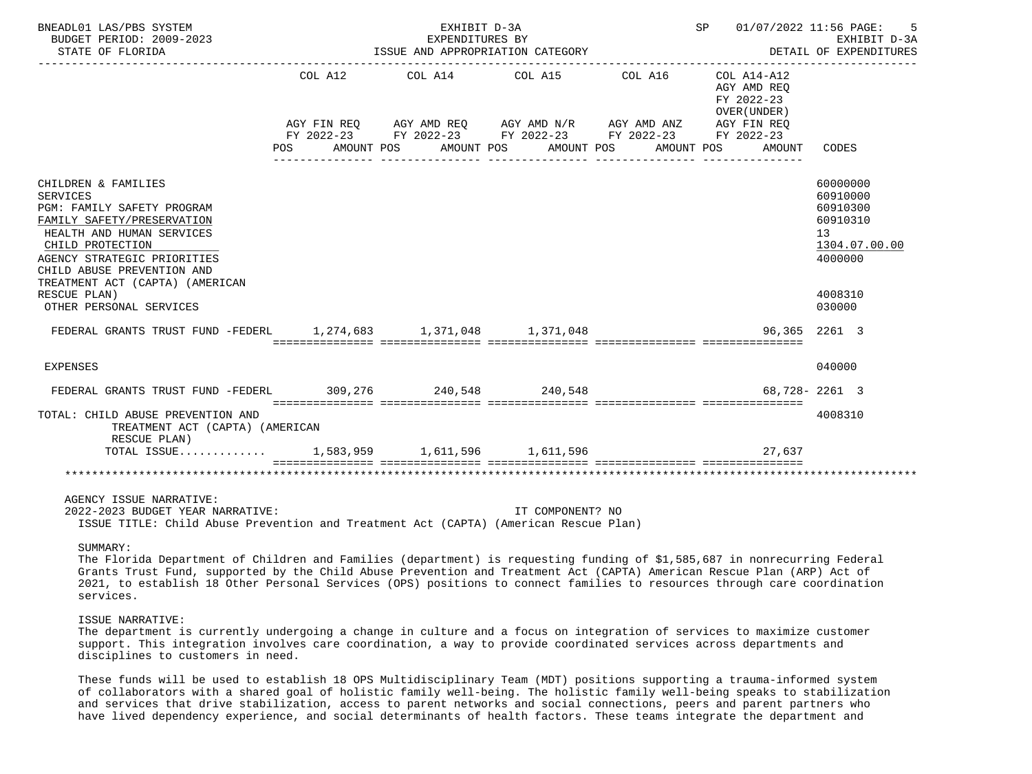BNEADL01 LAS/PBS SYSTEM — EXHIBIT D-3A — EXPENDITURES BY ISSUE AND APPROPRIATION CATEGORY — DETAIL OF EXPENDITURES

BUDGET PERIOD: 2009-2023 — STATE OF FLORIDA — SP 01/07/2022 11:56

| | COL A12 AGY FIN REQ FY 2022-23 POS AMOUNT | COL A14 AGY AMD REQ FY 2022-23 POS AMOUNT | COL A15 AGY AMD N/R FY 2022-23 POS AMOUNT | COL A16 AGY AMD ANZ FY 2022-23 POS AMOUNT | COL A14-A12 AGY AMD REQ FY 2022-23 OVER(UNDER) AGY FIN REQ FY 2022-23 POS AMOUNT | CODES |
|---|---|---|---|---|---|---|
| CHILDREN & FAMILIES | | | | | | 60000000 |
| SERVICES | | | | | | 60910000 |
| PGM: FAMILY SAFETY PROGRAM | | | | | | 60910300 |
| FAMILY SAFETY/PRESERVATION | | | | | | 60910310 |
| HEALTH AND HUMAN SERVICES | | | | | | 13 |
| CHILD PROTECTION | | | | | | 1304.07.00.00 |
| AGENCY STRATEGIC PRIORITIES | | | | | | 4000000 |
| CHILD ABUSE PREVENTION AND TREATMENT ACT (CAPTA) (AMERICAN RESCUE PLAN) | | | | | | 4008310 |
| OTHER PERSONAL SERVICES | | | | | | 030000 |
| FEDERAL GRANTS TRUST FUND -FEDERL | 1,274,683 | 1,371,048 | 1,371,048 | | 96,365 | 2261 3 |
| EXPENSES | | | | | | 040000 |
| FEDERAL GRANTS TRUST FUND -FEDERL | 309,276 | 240,548 | 240,548 | | 68,728- | 2261 3 |
| TOTAL: CHILD ABUSE PREVENTION AND TREATMENT ACT (CAPTA) (AMERICAN RESCUE PLAN) | | | | | | 4008310 |
| TOTAL ISSUE............ | 1,583,959 | 1,611,596 | 1,611,596 | | 27,637 | |

AGENCY ISSUE NARRATIVE:
2022-2023 BUDGET YEAR NARRATIVE: IT COMPONENT? NO
ISSUE TITLE: Child Abuse Prevention and Treatment Act (CAPTA) (American Rescue Plan)

SUMMARY:
The Florida Department of Children and Families (department) is requesting funding of $1,585,687 in nonrecurring Federal Grants Trust Fund, supported by the Child Abuse Prevention and Treatment Act (CAPTA) American Rescue Plan (ARP) Act of 2021, to establish 18 Other Personal Services (OPS) positions to connect families to resources through care coordination services.

ISSUE NARRATIVE:
The department is currently undergoing a change in culture and a focus on integration of services to maximize customer support. This integration involves care coordination, a way to provide coordinated services across departments and disciplines to customers in need.

These funds will be used to establish 18 OPS Multidisciplinary Team (MDT) positions supporting a trauma-informed system of collaborators with a shared goal of holistic family well-being. The holistic family well-being speaks to stabilization and services that drive stabilization, access to parent networks and social connections, peers and parent partners who have lived dependency experience, and social determinants of health factors. These teams integrate the department and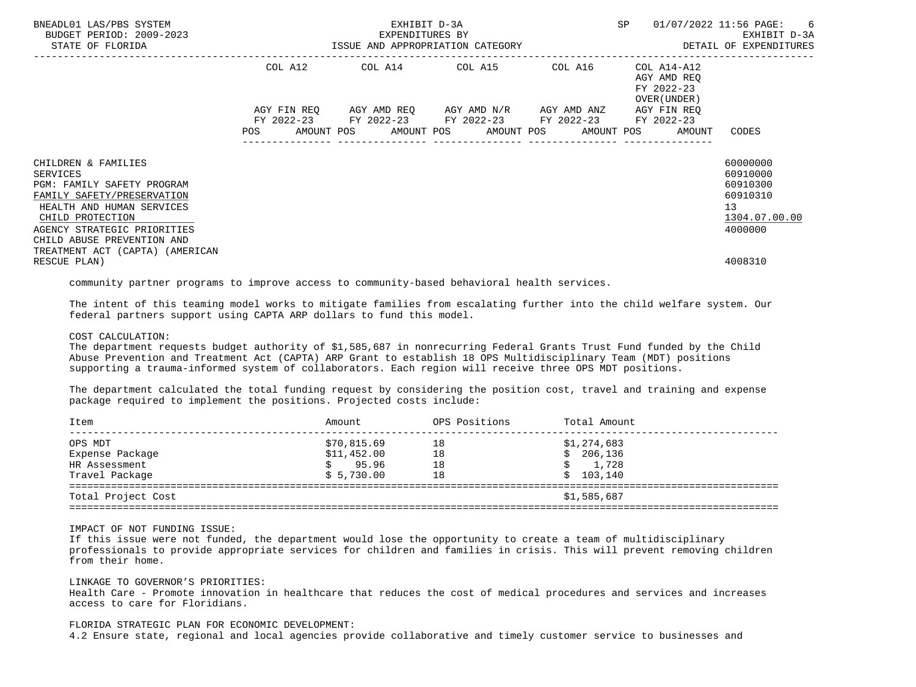CHILDREN & FAMILIES 60000000
SERVICES 60910000
PGM: FAMILY SAFETY PROGRAM 60910300
FAMILY SAFETY/PRESERVATION 60910310
HEALTH AND HUMAN SERVICES 13
CHILD PROTECTION 1304.07.00.00
AGENCY STRATEGIC PRIORITIES 4000000
CHILD ABUSE PREVENTION AND TREATMENT ACT (CAPTA) (AMERICAN RESCUE PLAN) 4008310

community partner programs to improve access to community-based behavioral health services.

The intent of this teaming model works to mitigate families from escalating further into the child welfare system. Our federal partners support using CAPTA ARP dollars to fund this model.

COST CALCULATION:
The department requests budget authority of $1,585,687 in nonrecurring Federal Grants Trust Fund funded by the Child Abuse Prevention and Treatment Act (CAPTA) ARP Grant to establish 18 OPS Multidisciplinary Team (MDT) positions supporting a trauma-informed system of collaborators. Each region will receive three OPS MDT positions.

The department calculated the total funding request by considering the position cost, travel and training and expense package required to implement the positions. Projected costs include:

| Item | Amount | OPS Positions | Total Amount |
|---|---|---|---|
| OPS MDT | $70,815.69 | 18 | $1,274,683 |
| Expense Package | $11,452.00 | 18 | $ 206,136 |
| HR Assessment | $ 95.96 | 18 | $ 1,728 |
| Travel Package | $ 5,730.00 | 18 | $ 103,140 |
| Total Project Cost | | | $1,585,687 |

IMPACT OF NOT FUNDING ISSUE:
If this issue were not funded, the department would lose the opportunity to create a team of multidisciplinary professionals to provide appropriate services for children and families in crisis. This will prevent removing children from their home.

LINKAGE TO GOVERNOR'S PRIORITIES:
Health Care - Promote innovation in healthcare that reduces the cost of medical procedures and services and increases access to care for Floridians.

FLORIDA STRATEGIC PLAN FOR ECONOMIC DEVELOPMENT:
4.2 Ensure state, regional and local agencies provide collaborative and timely customer service to businesses and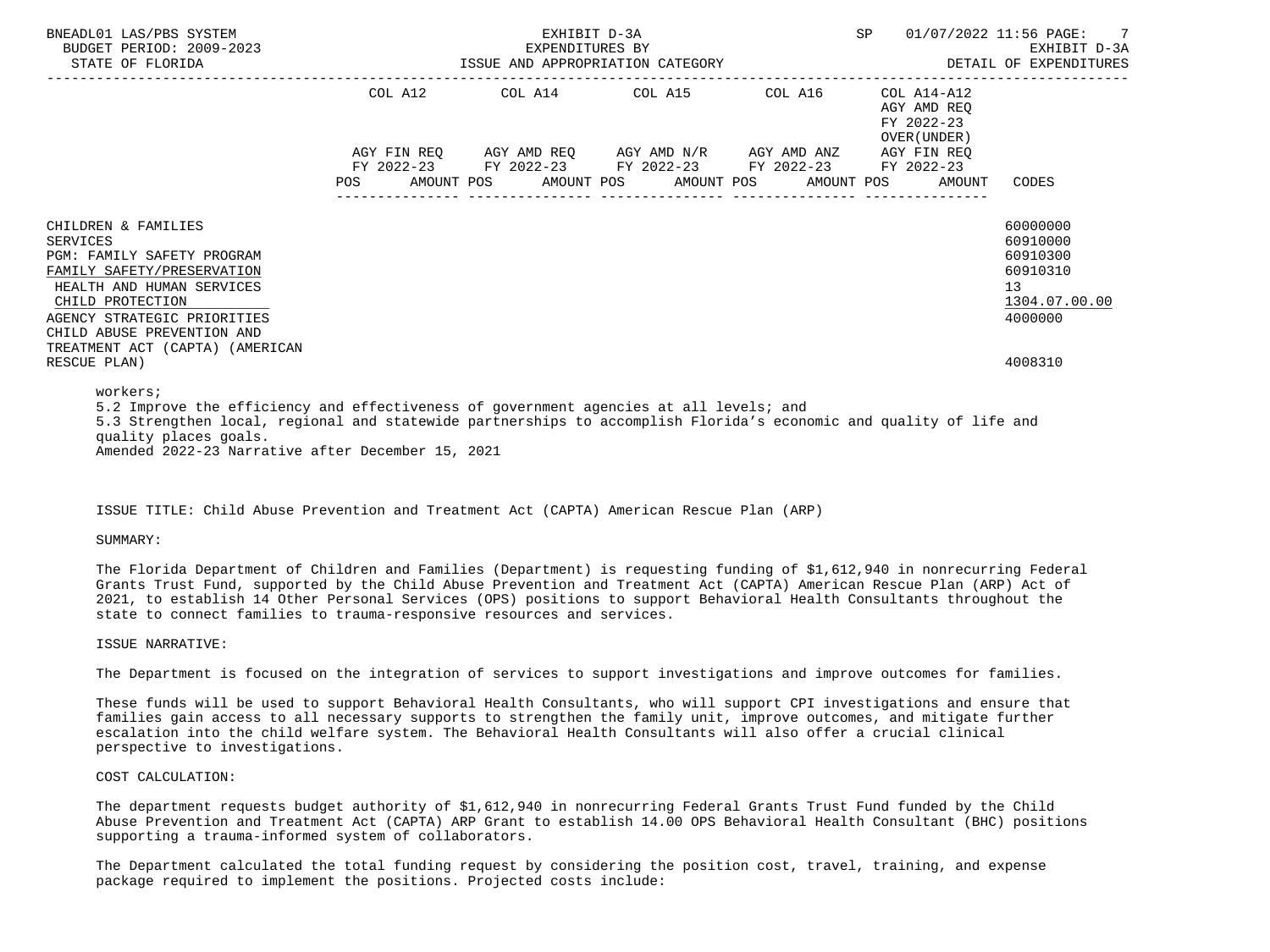| | COL A12 | COL A14 | COL A15 | COL A16 | COL A14-A12 AGY AMD REQ FY 2022-23 OVER(UNDER) | |
|---|---|---|---|---|---|---|
| | AGY FIN REQ FY 2022-23 | AGY AMD REQ FY 2022-23 | AGY AMD N/R FY 2022-23 | AGY AMD ANZ FY 2022-23 | AGY FIN REQ FY 2022-23 | |
| | POS AMOUNT | POS AMOUNT | POS AMOUNT | POS AMOUNT | POS AMOUNT | CODES |
| CHILDREN & FAMILIES | | | | | | 60000000 |
| SERVICES | | | | | | 60910000 |
| PGM: FAMILY SAFETY PROGRAM | | | | | | 60910300 |
| FAMILY SAFETY/PRESERVATION | | | | | | 60910310 |
| HEALTH AND HUMAN SERVICES | | | | | | 13 |
| CHILD PROTECTION | | | | | | 1304.07.00.00 |
| AGENCY STRATEGIC PRIORITIES | | | | | | 4000000 |
| CHILD ABUSE PREVENTION AND TREATMENT ACT (CAPTA) (AMERICAN RESCUE PLAN) | | | | | | 4008310 |

workers;
5.2 Improve the efficiency and effectiveness of government agencies at all levels; and
5.3 Strengthen local, regional and statewide partnerships to accomplish Florida's economic and quality of life and quality places goals.
Amended 2022-23 Narrative after December 15, 2021

ISSUE TITLE: Child Abuse Prevention and Treatment Act (CAPTA) American Rescue Plan (ARP)

SUMMARY:

The Florida Department of Children and Families (Department) is requesting funding of $1,612,940 in nonrecurring Federal Grants Trust Fund, supported by the Child Abuse Prevention and Treatment Act (CAPTA) American Rescue Plan (ARP) Act of 2021, to establish 14 Other Personal Services (OPS) positions to support Behavioral Health Consultants throughout the state to connect families to trauma-responsive resources and services.

ISSUE NARRATIVE:

The Department is focused on the integration of services to support investigations and improve outcomes for families.

These funds will be used to support Behavioral Health Consultants, who will support CPI investigations and ensure that families gain access to all necessary supports to strengthen the family unit, improve outcomes, and mitigate further escalation into the child welfare system. The Behavioral Health Consultants will also offer a crucial clinical perspective to investigations.

COST CALCULATION:

The department requests budget authority of $1,612,940 in nonrecurring Federal Grants Trust Fund funded by the Child Abuse Prevention and Treatment Act (CAPTA) ARP Grant to establish 14.00 OPS Behavioral Health Consultant (BHC) positions supporting a trauma-informed system of collaborators.

The Department calculated the total funding request by considering the position cost, travel, training, and expense package required to implement the positions. Projected costs include: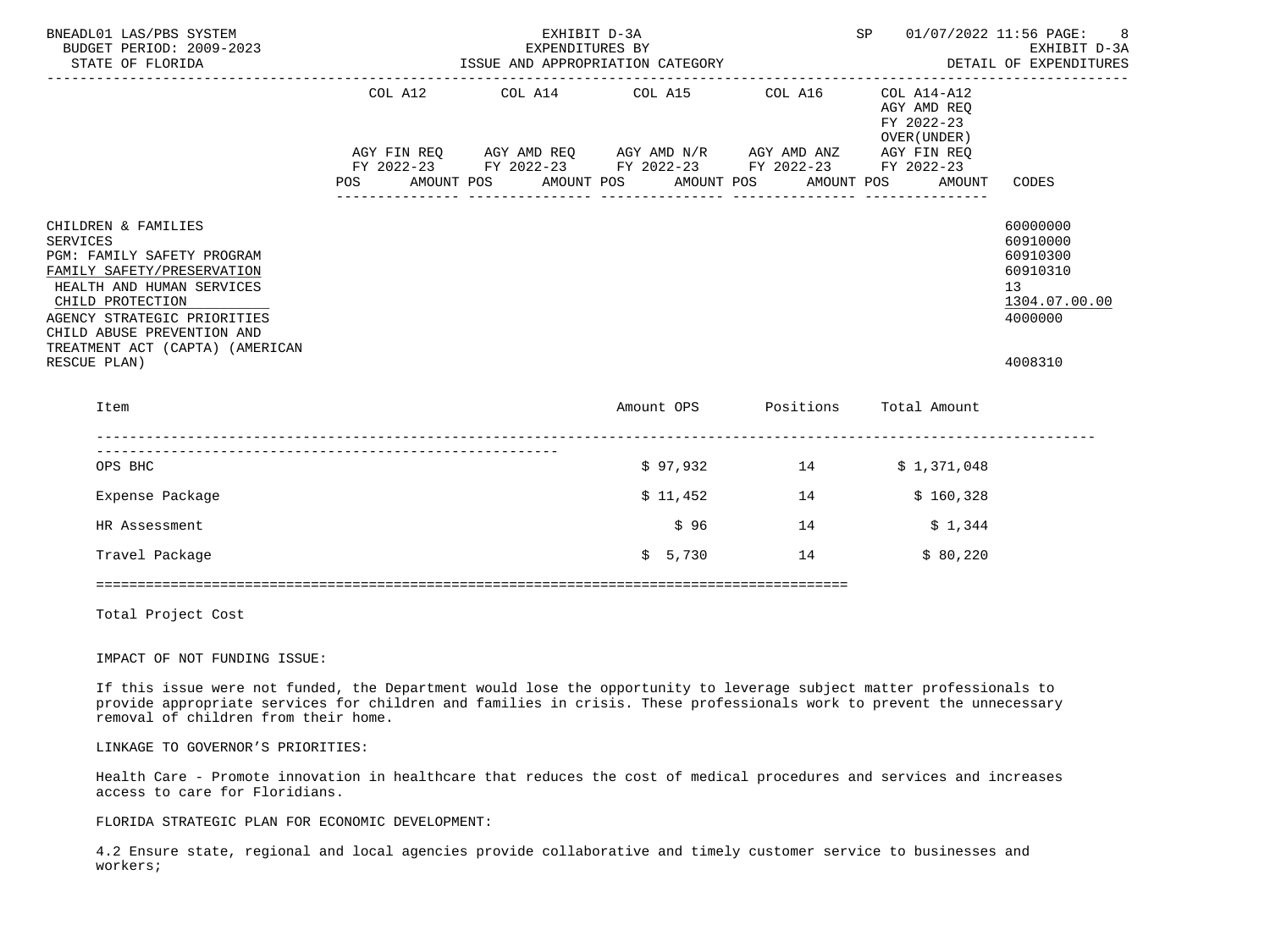BNEADL01 LAS/PBS SYSTEM
BUDGET PERIOD: 2009-2023
STATE OF FLORIDA

EXHIBIT D-3A
EXPENDITURES BY
ISSUE AND APPROPRIATION CATEGORY

SP 01/07/2022 11:56
EXHIBIT D-3A
DETAIL OF EXPENDITURES

| | COL A12 AGY FIN REQ FY 2022-23 POS AMOUNT | COL A14 AGY AMD REQ FY 2022-23 POS AMOUNT | COL A15 AGY AMD N/R FY 2022-23 POS AMOUNT | COL A16 AGY AMD ANZ FY 2022-23 POS AMOUNT | COL A14-A12 AGY AMD REQ FY 2022-23 OVER(UNDER) AGY FIN REQ FY 2022-23 POS AMOUNT | CODES |
|---|---|---|---|---|---|---|
| CHILDREN & FAMILIES | | | | | | 60000000 |
| SERVICES | | | | | | 60910000 |
| PGM: FAMILY SAFETY PROGRAM | | | | | | 60910300 |
| FAMILY SAFETY/PRESERVATION | | | | | | 60910310 |
| HEALTH AND HUMAN SERVICES | | | | | | 13 |
| CHILD PROTECTION | | | | | | 1304.07.00.00 |
| AGENCY STRATEGIC PRIORITIES | | | | | | 4000000 |
| CHILD ABUSE PREVENTION AND TREATMENT ACT (CAPTA) (AMERICAN RESCUE PLAN) | | | | | | 4008310 |

| Item | Amount OPS | Positions | Total Amount |
|---|---|---|---|
| OPS BHC | $ 97,932 | 14 | $ 1,371,048 |
| Expense Package | $ 11,452 | 14 | $ 160,328 |
| HR Assessment | $ 96 | 14 | $ 1,344 |
| Travel Package | $ 5,730 | 14 | $ 80,220 |

Total Project Cost

IMPACT OF NOT FUNDING ISSUE:

If this issue were not funded, the Department would lose the opportunity to leverage subject matter professionals to provide appropriate services for children and families in crisis. These professionals work to prevent the unnecessary removal of children from their home.

LINKAGE TO GOVERNOR'S PRIORITIES:

Health Care - Promote innovation in healthcare that reduces the cost of medical procedures and services and increases access to care for Floridians.

FLORIDA STRATEGIC PLAN FOR ECONOMIC DEVELOPMENT:

4.2 Ensure state, regional and local agencies provide collaborative and timely customer service to businesses and workers;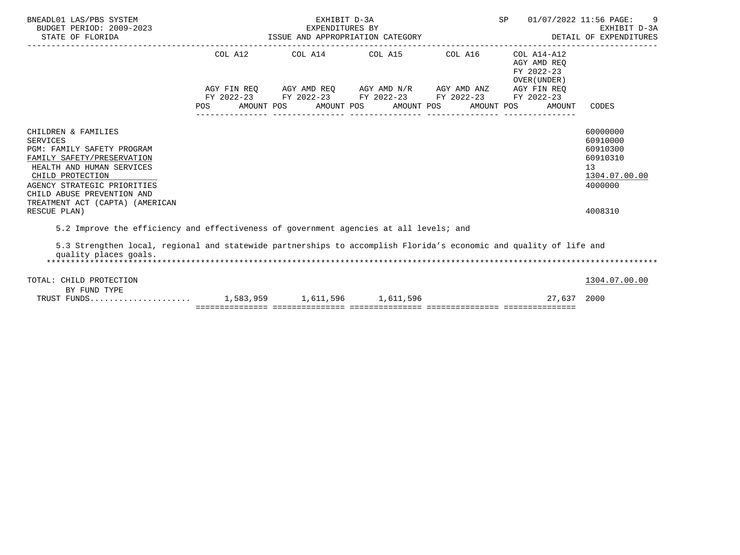| | COL A12 | COL A14 | COL A15 | COL A16 | COL A14-A12 AGY AMD REQ FY 2022-23 OVER(UNDER) | |
|---|---|---|---|---|---|---|
| | AGY FIN REQ FY 2022-23 | AGY AMD REQ FY 2022-23 | AGY AMD N/R FY 2022-23 | AGY AMD ANZ FY 2022-23 | AGY FIN REQ FY 2022-23 | |
| | POS AMOUNT | POS AMOUNT | POS AMOUNT | POS AMOUNT | POS AMOUNT | CODES |

CHILDREN & FAMILIES — 60000000
SERVICES — 60910000
PGM: FAMILY SAFETY PROGRAM — 60910300
FAMILY SAFETY/PRESERVATION — 60910310
HEALTH AND HUMAN SERVICES — 13
CHILD PROTECTION — 1304.07.00.00
AGENCY STRATEGIC PRIORITIES — 4000000
CHILD ABUSE PREVENTION AND TREATMENT ACT (CAPTA) (AMERICAN RESCUE PLAN) — 4008310

5.2 Improve the efficiency and effectiveness of government agencies at all levels; and

5.3 Strengthen local, regional and statewide partnerships to accomplish Florida's economic and quality of life and quality places goals.

******************************************************************************************************************************

| | COL A12 | COL A14 | COL A15 | COL A16 | COL A14-A12 | CODES |
|---|---|---|---|---|---|---|
| TOTAL: CHILD PROTECTION | | | | | | 1304.07.00.00 |
| BY FUND TYPE | | | | | | |
| TRUST FUNDS..................... | 1,583,959 | 1,611,596 | 1,611,596 | | 27,637 | 2000 |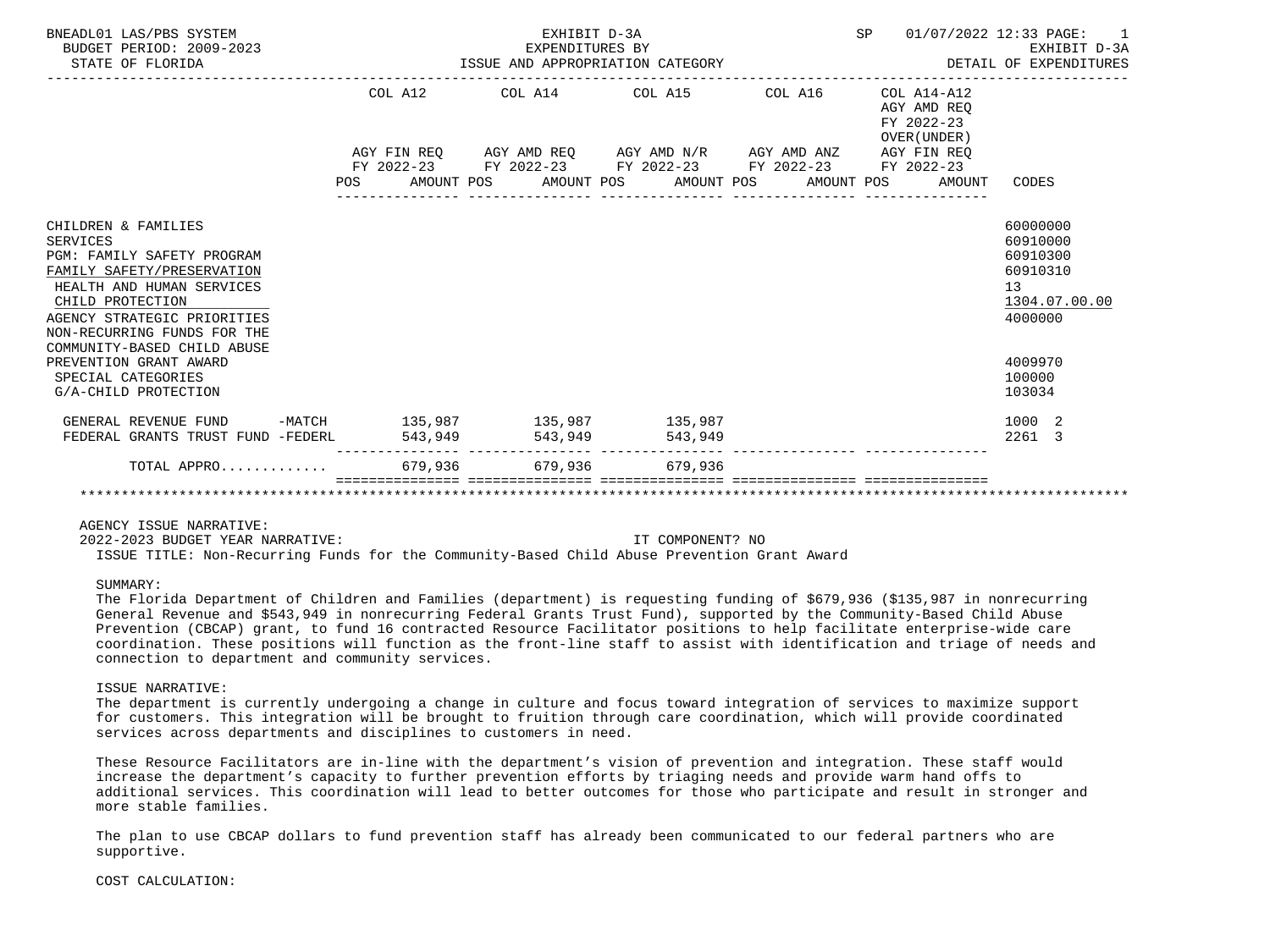BNEADL01 LAS/PBS SYSTEM  
BUDGET PERIOD: 2009-2023  
STATE OF FLORIDA

EXHIBIT D-3A  
EXPENDITURES BY  
ISSUE AND APPROPRIATION CATEGORY

SP 01/07/2022 12:33  
EXHIBIT D-3A  
DETAIL OF EXPENDITURES

| | COL A12 AGY FIN REQ FY 2022-23 POS AMOUNT | COL A14 AGY AMD REQ FY 2022-23 POS AMOUNT | COL A15 AGY AMD N/R FY 2022-23 POS AMOUNT | COL A16 AGY AMD ANZ FY 2022-23 POS AMOUNT | COL A14-A12 AGY AMD REQ FY 2022-23 OVER(UNDER) AGY FIN REQ FY 2022-23 POS AMOUNT | CODES |
|---|---|---|---|---|---|---|
| CHILDREN & FAMILIES | | | | | | 60000000 |
| SERVICES | | | | | | 60910000 |
| PGM: FAMILY SAFETY PROGRAM | | | | | | 60910300 |
| FAMILY SAFETY/PRESERVATION | | | | | | 60910310 |
| HEALTH AND HUMAN SERVICES | | | | | | 13 |
| CHILD PROTECTION | | | | | | 1304.07.00.00 |
| AGENCY STRATEGIC PRIORITIES | | | | | | 4000000 |
| NON-RECURRING FUNDS FOR THE COMMUNITY-BASED CHILD ABUSE PREVENTION GRANT AWARD | | | | | | 4009970 |
| SPECIAL CATEGORIES | | | | | | 100000 |
| G/A-CHILD PROTECTION | | | | | | 103034 |
| GENERAL REVENUE FUND -MATCH | 135,987 | 135,987 | 135,987 | | | 1000 2 |
| FEDERAL GRANTS TRUST FUND -FEDERL | 543,949 | 543,949 | 543,949 | | | 2261 3 |
| TOTAL APPRO............ | 679,936 | 679,936 | 679,936 | | | |

AGENCY ISSUE NARRATIVE:  
2022-2023 BUDGET YEAR NARRATIVE: IT COMPONENT? NO  
ISSUE TITLE: Non-Recurring Funds for the Community-Based Child Abuse Prevention Grant Award

SUMMARY:  
The Florida Department of Children and Families (department) is requesting funding of $679,936 ($135,987 in nonrecurring General Revenue and $543,949 in nonrecurring Federal Grants Trust Fund), supported by the Community-Based Child Abuse Prevention (CBCAP) grant, to fund 16 contracted Resource Facilitator positions to help facilitate enterprise-wide care coordination. These positions will function as the front-line staff to assist with identification and triage of needs and connection to department and community services.

ISSUE NARRATIVE:  
The department is currently undergoing a change in culture and focus toward integration of services to maximize support for customers. This integration will be brought to fruition through care coordination, which will provide coordinated services across departments and disciplines to customers in need.

These Resource Facilitators are in-line with the department's vision of prevention and integration. These staff would increase the department's capacity to further prevention efforts by triaging needs and provide warm hand offs to additional services. This coordination will lead to better outcomes for those who participate and result in stronger and more stable families.

The plan to use CBCAP dollars to fund prevention staff has already been communicated to our federal partners who are supportive.

COST CALCULATION: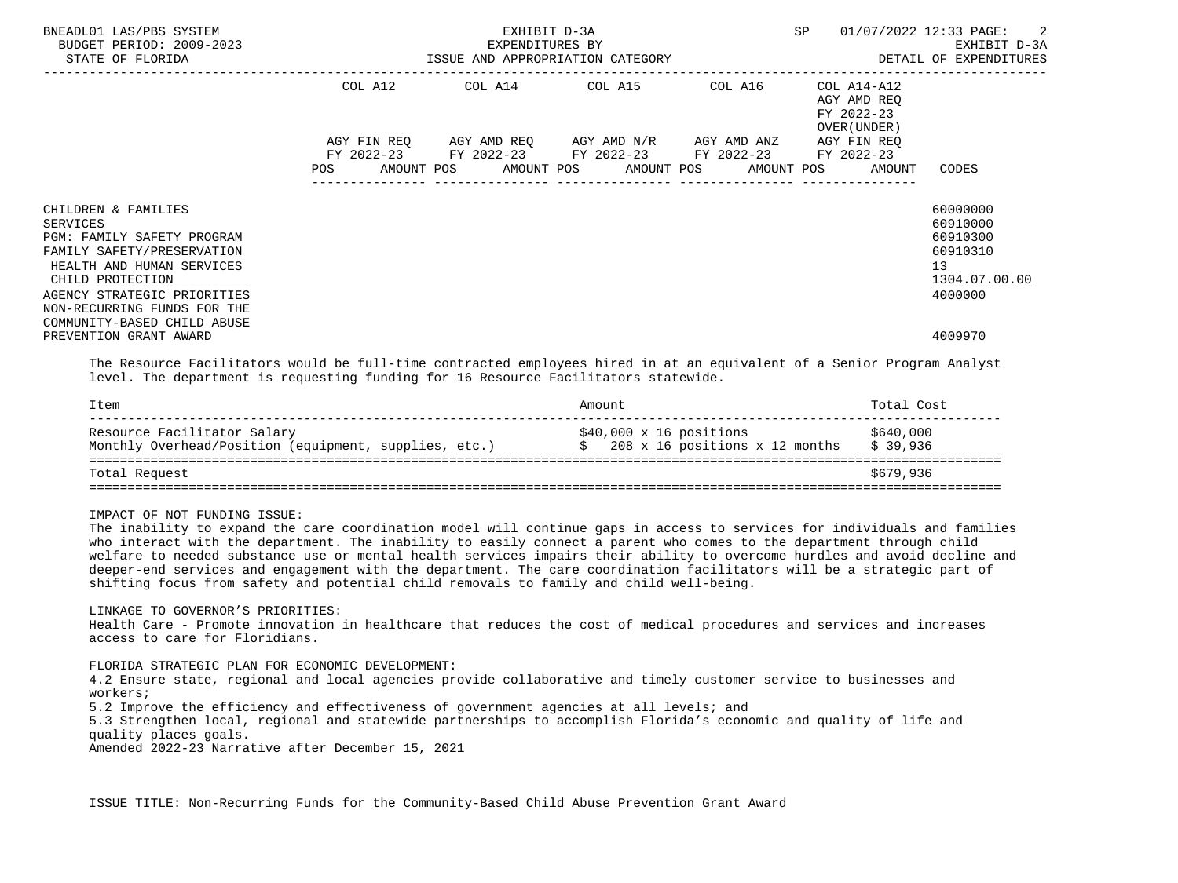| | COL A12 | | COL A14 | | COL A15 | | COL A16 | | COL A14-A12 AGY AMD REQ FY 2022-23 OVER(UNDER) | |
|---|---|---|---|---|---|---|---|---|---|---|
| | AGY FIN REQ FY 2022-23 | | AGY AMD REQ FY 2022-23 | | AGY AMD N/R FY 2022-23 | | AGY AMD ANZ FY 2022-23 | | AGY FIN REQ FY 2022-23 | |
| | POS | AMOUNT | POS | AMOUNT | POS | AMOUNT | POS | AMOUNT | POS | AMOUNT | CODES |

CHILDREN & FAMILIES — 60000000
SERVICES — 60910000
PGM: FAMILY SAFETY PROGRAM — 60910300
FAMILY SAFETY/PRESERVATION — 60910310
HEALTH AND HUMAN SERVICES — 13
CHILD PROTECTION — 1304.07.00.00
AGENCY STRATEGIC PRIORITIES — 4000000
NON-RECURRING FUNDS FOR THE COMMUNITY-BASED CHILD ABUSE PREVENTION GRANT AWARD — 4009970

The Resource Facilitators would be full-time contracted employees hired in at an equivalent of a Senior Program Analyst level. The department is requesting funding for 16 Resource Facilitators statewide.

| Item | Amount | Total Cost |
|---|---|---|
| Resource Facilitator Salary | $40,000 x 16 positions | $640,000 |
| Monthly Overhead/Position (equipment, supplies, etc.) | $ 208 x 16 positions x 12 months | $ 39,936 |
| Total Request | | $679,936 |

IMPACT OF NOT FUNDING ISSUE:
The inability to expand the care coordination model will continue gaps in access to services for individuals and families who interact with the department. The inability to easily connect a parent who comes to the department through child welfare to needed substance use or mental health services impairs their ability to overcome hurdles and avoid decline and deeper-end services and engagement with the department. The care coordination facilitators will be a strategic part of shifting focus from safety and potential child removals to family and child well-being.

LINKAGE TO GOVERNOR'S PRIORITIES:
Health Care - Promote innovation in healthcare that reduces the cost of medical procedures and services and increases access to care for Floridians.

FLORIDA STRATEGIC PLAN FOR ECONOMIC DEVELOPMENT:
4.2 Ensure state, regional and local agencies provide collaborative and timely customer service to businesses and workers;
5.2 Improve the efficiency and effectiveness of government agencies at all levels; and
5.3 Strengthen local, regional and statewide partnerships to accomplish Florida's economic and quality of life and quality places goals.
Amended 2022-23 Narrative after December 15, 2021

ISSUE TITLE: Non-Recurring Funds for the Community-Based Child Abuse Prevention Grant Award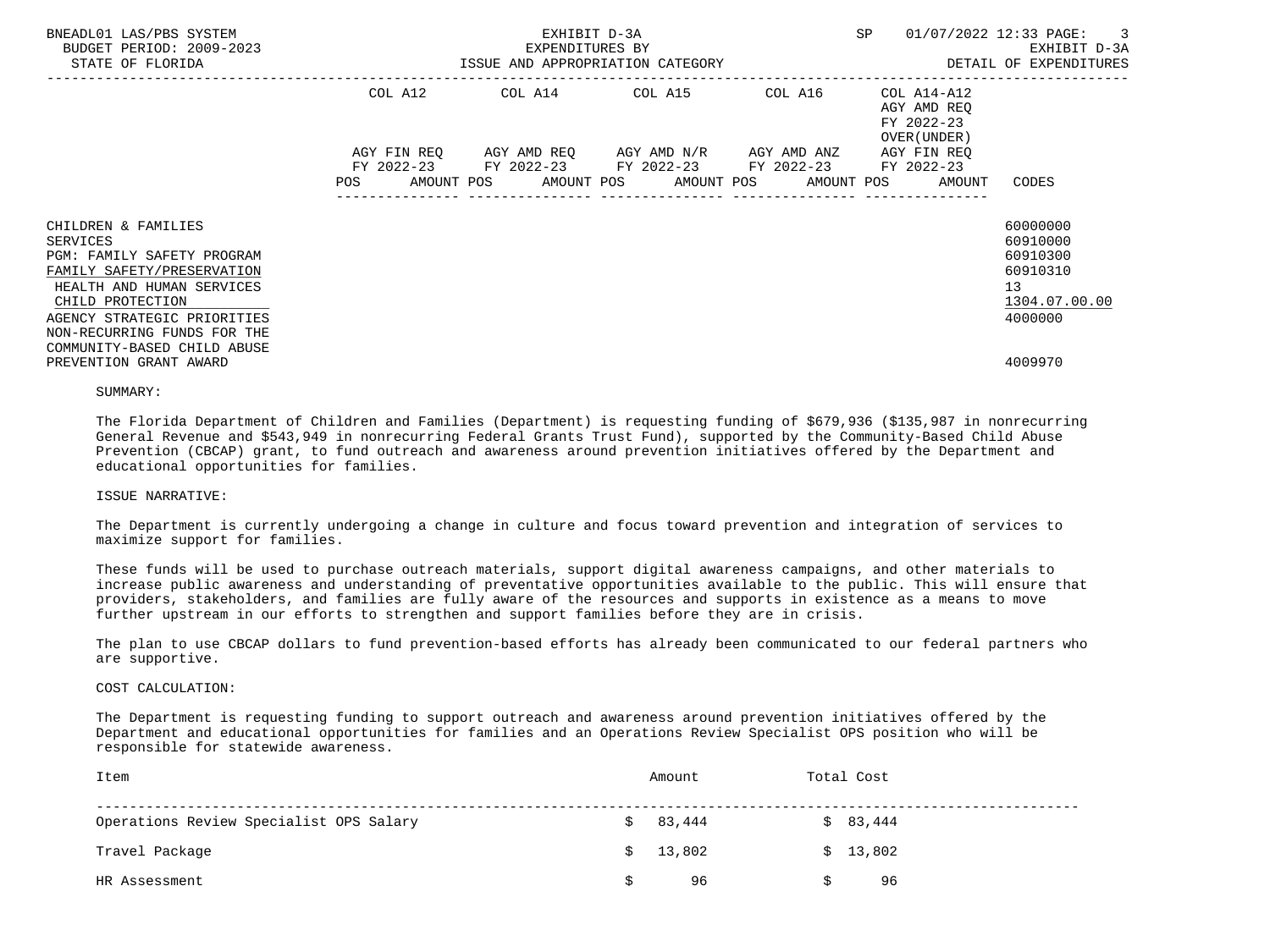BNEADL01 LAS/PBS SYSTEM
BUDGET PERIOD: 2009-2023
STATE OF FLORIDA

EXHIBIT D-3A
EXPENDITURES BY
ISSUE AND APPROPRIATION CATEGORY

SP 01/07/2022 12:33
EXHIBIT D-3A
DETAIL OF EXPENDITURES

| | COL A12 AGY FIN REQ FY 2022-23 POS AMOUNT | COL A14 AGY AMD REQ FY 2022-23 POS AMOUNT | COL A15 AGY AMD N/R FY 2022-23 POS AMOUNT | COL A16 AGY AMD ANZ FY 2022-23 POS AMOUNT | COL A14-A12 AGY AMD REQ FY 2022-23 OVER(UNDER) AGY FIN REQ FY 2022-23 POS AMOUNT | CODES |
|---|---|---|---|---|---|---|
| CHILDREN & FAMILIES | | | | | | 60000000 |
| SERVICES | | | | | | 60910000 |
| PGM: FAMILY SAFETY PROGRAM | | | | | | 60910300 |
| FAMILY SAFETY/PRESERVATION | | | | | | 60910310 |
| HEALTH AND HUMAN SERVICES | | | | | | 13 |
| CHILD PROTECTION | | | | | | 1304.07.00.00 |
| AGENCY STRATEGIC PRIORITIES | | | | | | 4000000 |
| NON-RECURRING FUNDS FOR THE COMMUNITY-BASED CHILD ABUSE PREVENTION GRANT AWARD | | | | | | 4009970 |

SUMMARY:

The Florida Department of Children and Families (Department) is requesting funding of $679,936 ($135,987 in nonrecurring General Revenue and $543,949 in nonrecurring Federal Grants Trust Fund), supported by the Community-Based Child Abuse Prevention (CBCAP) grant, to fund outreach and awareness around prevention initiatives offered by the Department and educational opportunities for families.

ISSUE NARRATIVE:

The Department is currently undergoing a change in culture and focus toward prevention and integration of services to maximize support for families.

These funds will be used to purchase outreach materials, support digital awareness campaigns, and other materials to increase public awareness and understanding of preventative opportunities available to the public. This will ensure that providers, stakeholders, and families are fully aware of the resources and supports in existence as a means to move further upstream in our efforts to strengthen and support families before they are in crisis.

The plan to use CBCAP dollars to fund prevention-based efforts has already been communicated to our federal partners who are supportive.

COST CALCULATION:

The Department is requesting funding to support outreach and awareness around prevention initiatives offered by the Department and educational opportunities for families and an Operations Review Specialist OPS position who will be responsible for statewide awareness.

| Item | Amount | Total Cost |
|---|---|---|
| Operations Review Specialist OPS Salary | $ 83,444 | $ 83,444 |
| Travel Package | $ 13,802 | $ 13,802 |
| HR Assessment | $ 96 | $ 96 |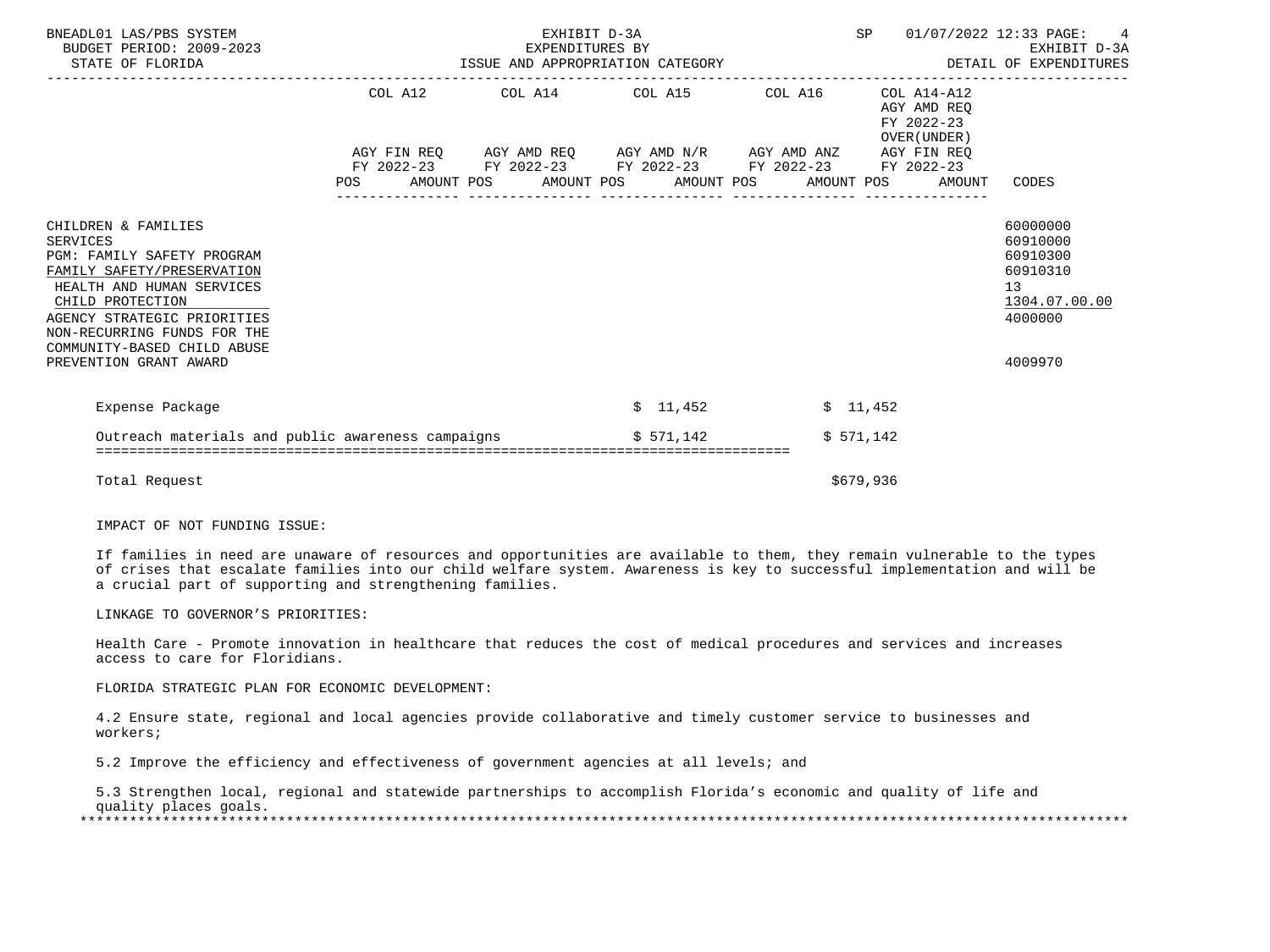| | COL A12 | | COL A14 | | COL A15 | | COL A16 | | COL A14-A12 AGY AMD REQ FY 2022-23 OVER(UNDER) AGY FIN REQ FY 2022-23 | |
|---|---|---|---|---|---|---|---|---|---|---|
| | AGY FIN REQ FY 2022-23 | | AGY AMD REQ FY 2022-23 | | AGY AMD N/R FY 2022-23 | | AGY AMD ANZ FY 2022-23 | | | |
| | POS | AMOUNT | POS | AMOUNT | POS | AMOUNT | POS | AMOUNT | AMOUNT | CODES |
| CHILDREN & FAMILIES | | | | | | | | | | 60000000 |
| SERVICES | | | | | | | | | | 60910000 |
| PGM: FAMILY SAFETY PROGRAM | | | | | | | | | | 60910300 |
| FAMILY SAFETY/PRESERVATION | | | | | | | | | | 60910310 |
| HEALTH AND HUMAN SERVICES | | | | | | | | | | 13 |
| CHILD PROTECTION | | | | | | | | | | 1304.07.00.00 |
| AGENCY STRATEGIC PRIORITIES | | | | | | | | | | 4000000 |
| NON-RECURRING FUNDS FOR THE COMMUNITY-BASED CHILD ABUSE PREVENTION GRANT AWARD | | | | | | | | | | 4009970 |

| | | |
|---|---|---|
| Expense Package | $ 11,452 | $ 11,452 |
| Outreach materials and public awareness campaigns | $ 571,142 | $ 571,142 |
| Total Request | | $679,936 |

IMPACT OF NOT FUNDING ISSUE:

If families in need are unaware of resources and opportunities are available to them, they remain vulnerable to the types of crises that escalate families into our child welfare system. Awareness is key to successful implementation and will be a crucial part of supporting and strengthening families.

LINKAGE TO GOVERNOR'S PRIORITIES:

Health Care - Promote innovation in healthcare that reduces the cost of medical procedures and services and increases access to care for Floridians.

FLORIDA STRATEGIC PLAN FOR ECONOMIC DEVELOPMENT:

4.2 Ensure state, regional and local agencies provide collaborative and timely customer service to businesses and workers;

5.2 Improve the efficiency and effectiveness of government agencies at all levels; and

5.3 Strengthen local, regional and statewide partnerships to accomplish Florida's economic and quality of life and quality places goals.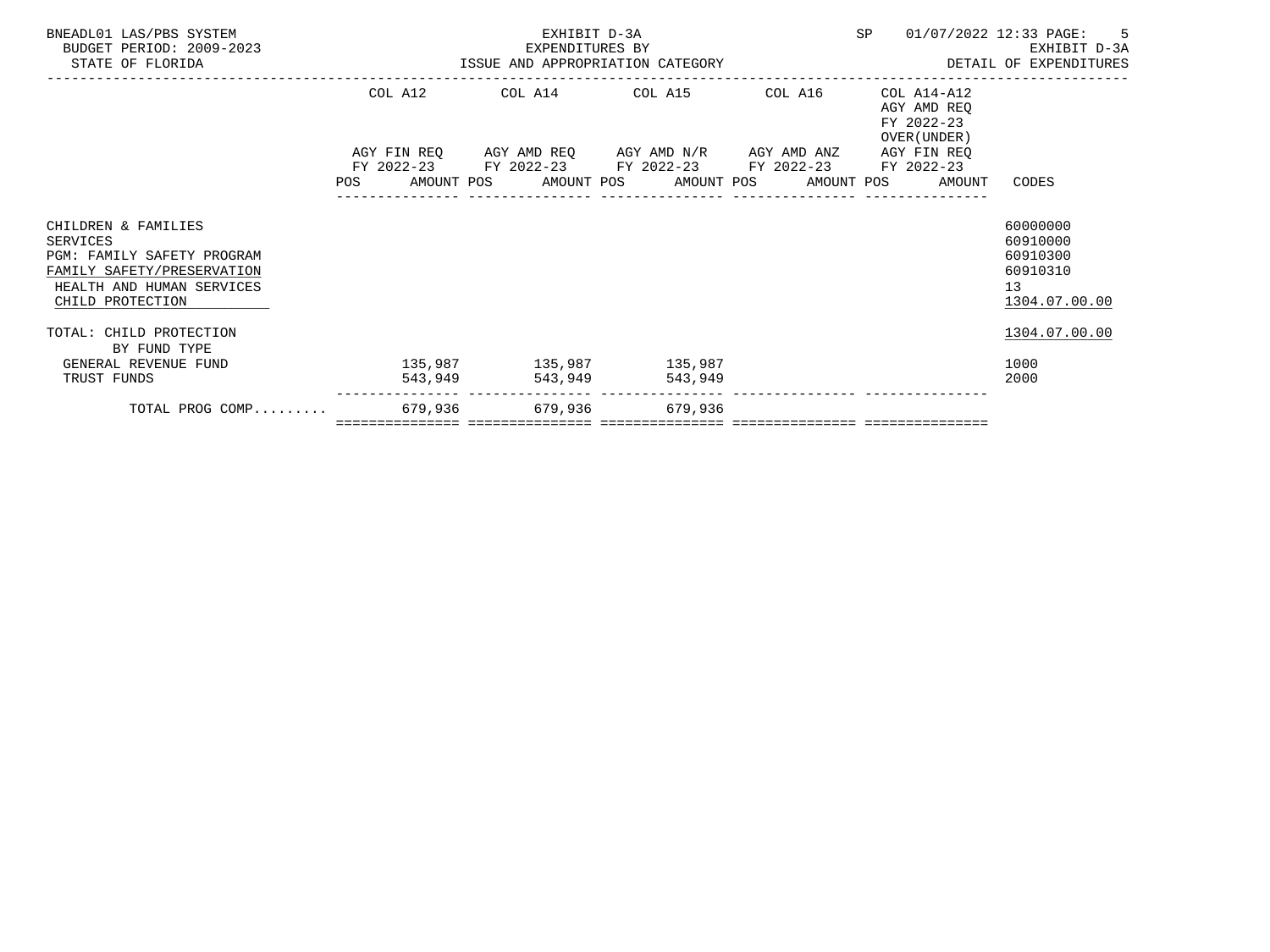BNEADL01 LAS/PBS SYSTEM
BUDGET PERIOD: 2009-2023
STATE OF FLORIDA

EXHIBIT D-3A
EXPENDITURES BY
ISSUE AND APPROPRIATION CATEGORY

SP 01/07/2022 12:33
EXHIBIT D-3A
DETAIL OF EXPENDITURES

| | COL A12<br>AGY FIN REQ<br>FY 2022-23<br>POS AMOUNT | COL A14<br>AGY AMD REQ<br>FY 2022-23<br>POS AMOUNT | COL A15<br>AGY AMD N/R<br>FY 2022-23<br>POS AMOUNT | COL A16<br>AGY AMD ANZ<br>FY 2022-23<br>POS AMOUNT | COL A14-A12<br>AGY AMD REQ<br>FY 2022-23<br>OVER(UNDER)<br>AGY FIN REQ<br>FY 2022-23<br>POS AMOUNT | CODES |
|---|---|---|---|---|---|---|
| CHILDREN & FAMILIES | | | | | | 60000000 |
| SERVICES | | | | | | 60910000 |
| PGM: FAMILY SAFETY PROGRAM | | | | | | 60910300 |
| FAMILY SAFETY/PRESERVATION | | | | | | 60910310 |
| HEALTH AND HUMAN SERVICES | | | | | | 13 |
| CHILD PROTECTION | | | | | | 1304.07.00.00 |
| TOTAL: CHILD PROTECTION | | | | | | 1304.07.00.00 |
| BY FUND TYPE | | | | | | |
| GENERAL REVENUE FUND | 135,987 | 135,987 | 135,987 | | | 1000 |
| TRUST FUNDS | 543,949 | 543,949 | 543,949 | | | 2000 |
| TOTAL PROG COMP......... | 679,936 | 679,936 | 679,936 | | | |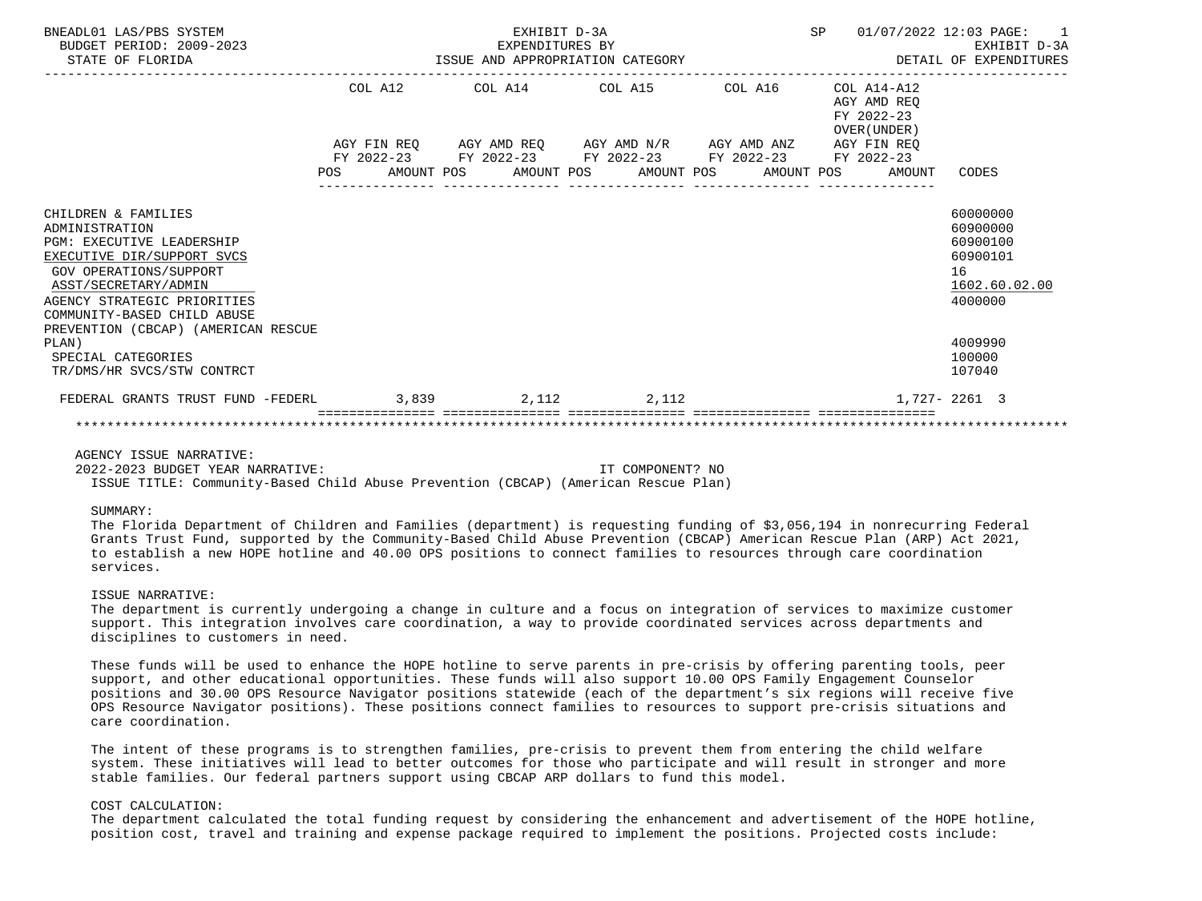BNEADL01 LAS/PBS SYSTEM — EXHIBIT D-3A — EXPENDITURES BY ISSUE AND APPROPRIATION CATEGORY
BUDGET PERIOD: 2009-2023 — STATE OF FLORIDA — SP 01/07/2022 12:03 — EXHIBIT D-3A DETAIL OF EXPENDITURES

| | COL A12 AGY FIN REQ FY 2022-23 POS AMOUNT | COL A14 AGY AMD REQ FY 2022-23 POS AMOUNT | COL A15 AGY AMD N/R FY 2022-23 POS AMOUNT | COL A16 AGY AMD ANZ FY 2022-23 POS AMOUNT | COL A14-A12 AGY AMD REQ FY 2022-23 OVER(UNDER) AGY FIN REQ FY 2022-23 POS AMOUNT | CODES |
|---|---|---|---|---|---|---|
| CHILDREN & FAMILIES | | | | | | 60000000 |
| ADMINISTRATION | | | | | | 60900000 |
| PGM: EXECUTIVE LEADERSHIP | | | | | | 60900100 |
| EXECUTIVE DIR/SUPPORT SVCS | | | | | | 60900101 |
| GOV OPERATIONS/SUPPORT | | | | | | 16 |
| ASST/SECRETARY/ADMIN | | | | | | 1602.60.02.00 |
| AGENCY STRATEGIC PRIORITIES | | | | | | 4000000 |
| COMMUNITY-BASED CHILD ABUSE PREVENTION (CBCAP) (AMERICAN RESCUE PLAN) | | | | | | 4009990 |
| SPECIAL CATEGORIES | | | | | | 100000 |
| TR/DMS/HR SVCS/STW CONTRCT | | | | | | 107040 |
| FEDERAL GRANTS TRUST FUND -FEDERL | 3,839 | 2,112 | 2,112 | | 1,727- | 2261 3 |

AGENCY ISSUE NARRATIVE:
2022-2023 BUDGET YEAR NARRATIVE: IT COMPONENT? NO
ISSUE TITLE: Community-Based Child Abuse Prevention (CBCAP) (American Rescue Plan)

SUMMARY:
The Florida Department of Children and Families (department) is requesting funding of $3,056,194 in nonrecurring Federal Grants Trust Fund, supported by the Community-Based Child Abuse Prevention (CBCAP) American Rescue Plan (ARP) Act 2021, to establish a new HOPE hotline and 40.00 OPS positions to connect families to resources through care coordination services.

ISSUE NARRATIVE:
The department is currently undergoing a change in culture and a focus on integration of services to maximize customer support. This integration involves care coordination, a way to provide coordinated services across departments and disciplines to customers in need.

These funds will be used to enhance the HOPE hotline to serve parents in pre-crisis by offering parenting tools, peer support, and other educational opportunities. These funds will also support 10.00 OPS Family Engagement Counselor positions and 30.00 OPS Resource Navigator positions statewide (each of the department's six regions will receive five OPS Resource Navigator positions). These positions connect families to resources to support pre-crisis situations and care coordination.

The intent of these programs is to strengthen families, pre-crisis to prevent them from entering the child welfare system. These initiatives will lead to better outcomes for those who participate and will result in stronger and more stable families. Our federal partners support using CBCAP ARP dollars to fund this model.

COST CALCULATION:
The department calculated the total funding request by considering the enhancement and advertisement of the HOPE hotline, position cost, travel and training and expense package required to implement the positions. Projected costs include: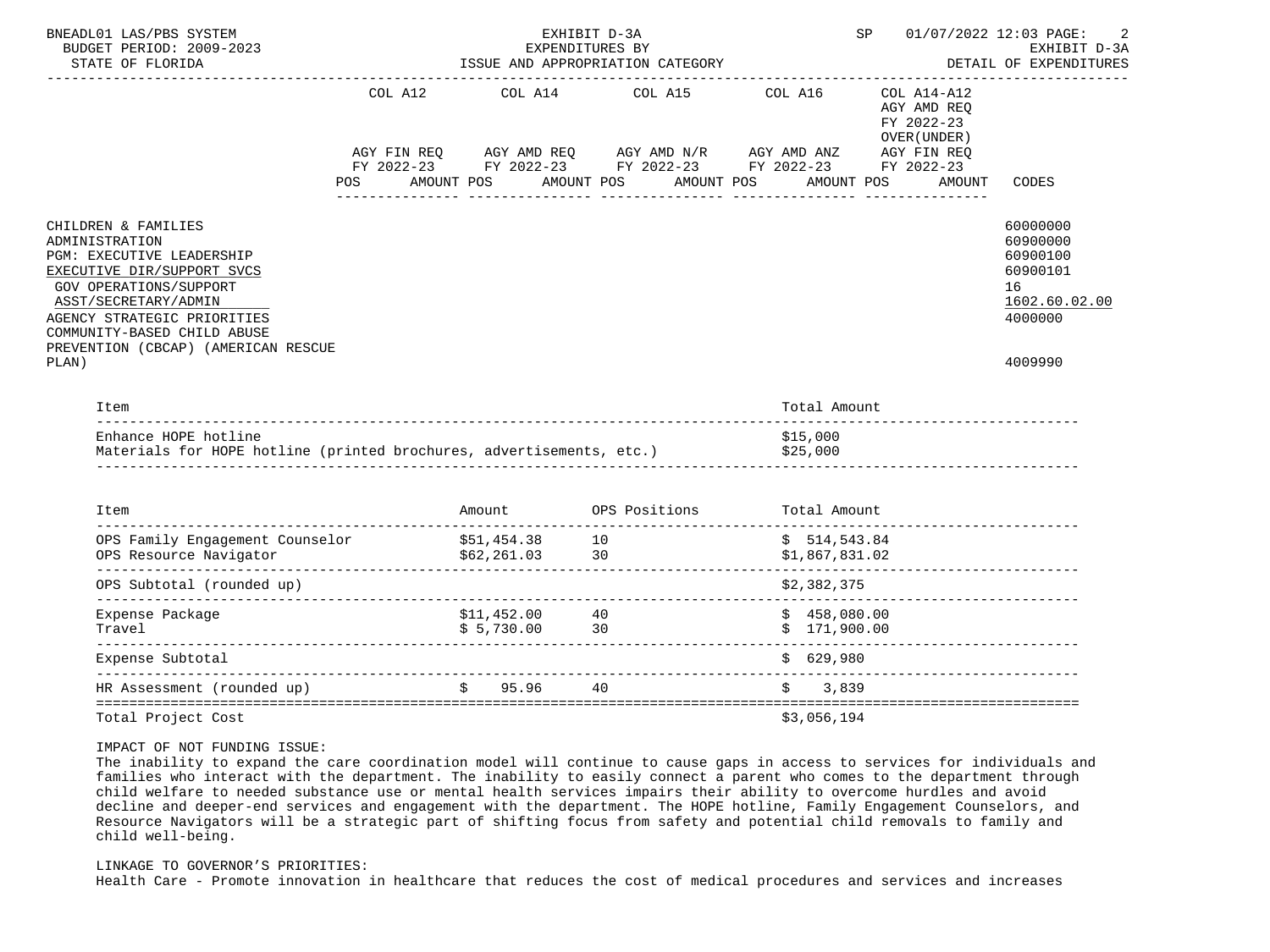| | COL A12 | COL A14 | COL A15 | COL A16 | COL A14-A12 AGY AMD REQ FY 2022-23 OVER(UNDER) | |
|---|---|---|---|---|---|---|
| | AGY FIN REQ FY 2022-23 | AGY AMD REQ FY 2022-23 | AGY AMD N/R FY 2022-23 | AGY AMD ANZ FY 2022-23 | AGY FIN REQ FY 2022-23 | |
| | POS AMOUNT | POS AMOUNT | POS AMOUNT | POS AMOUNT | POS AMOUNT | CODES |

| | CODES |
|---|---|
| CHILDREN & FAMILIES | 60000000 |
| ADMINISTRATION | 60900000 |
| PGM: EXECUTIVE LEADERSHIP | 60900100 |
| EXECUTIVE DIR/SUPPORT SVCS | 60900101 |
| GOV OPERATIONS/SUPPORT | 16 |
| ASST/SECRETARY/ADMIN | 1602.60.02.00 |
| AGENCY STRATEGIC PRIORITIES | 4000000 |
| COMMUNITY-BASED CHILD ABUSE PREVENTION (CBCAP) (AMERICAN RESCUE PLAN) | 4009990 |

| Item | Total Amount |
|---|---|
| Enhance HOPE hotline | $15,000 |
| Materials for HOPE hotline (printed brochures, advertisements, etc.) | $25,000 |

| Item | Amount | OPS Positions | Total Amount |
|---|---|---|---|
| OPS Family Engagement Counselor | $51,454.38 | 10 | $ 514,543.84 |
| OPS Resource Navigator | $62,261.03 | 30 | $1,867,831.02 |
| OPS Subtotal (rounded up) | | | $2,382,375 |
| Expense Package | $11,452.00 | 40 | $ 458,080.00 |
| Travel | $ 5,730.00 | 30 | $ 171,900.00 |
| Expense Subtotal | | | $ 629,980 |
| HR Assessment (rounded up) | $ 95.96 | 40 | $ 3,839 |
| Total Project Cost | | | $3,056,194 |

IMPACT OF NOT FUNDING ISSUE:
The inability to expand the care coordination model will continue to cause gaps in access to services for individuals and families who interact with the department. The inability to easily connect a parent who comes to the department through child welfare to needed substance use or mental health services impairs their ability to overcome hurdles and avoid decline and deeper-end services and engagement with the department. The HOPE hotline, Family Engagement Counselors, and Resource Navigators will be a strategic part of shifting focus from safety and potential child removals to family and child well-being.

LINKAGE TO GOVERNOR'S PRIORITIES:
Health Care - Promote innovation in healthcare that reduces the cost of medical procedures and services and increases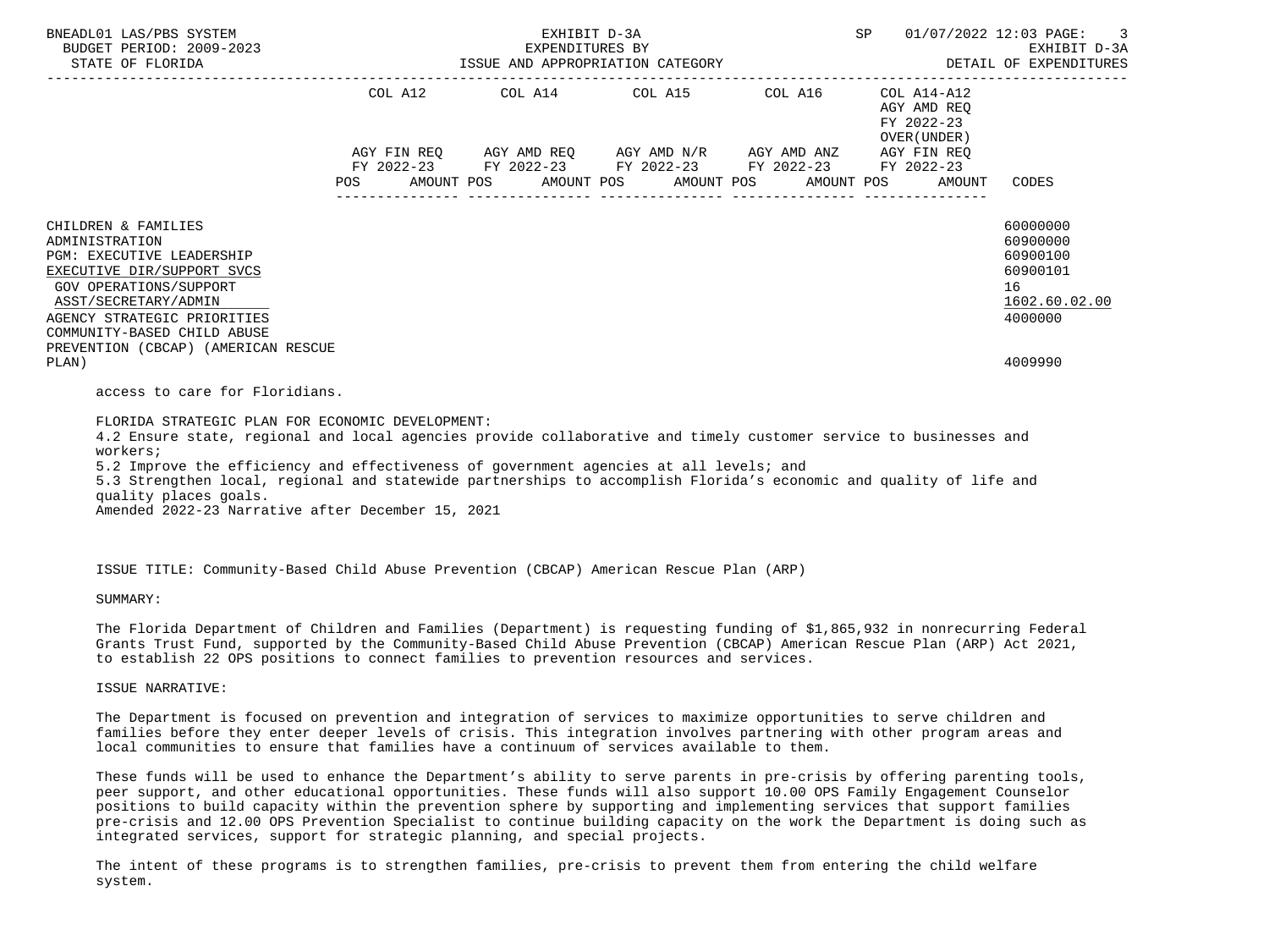| | COL A12 | | COL A14 | | COL A15 | | COL A16 | | COL A14-A12 AGY AMD REQ FY 2022-23 OVER(UNDER) | | |
|---|---|---|---|---|---|---|---|---|---|---|---|
| | AGY FIN REQ FY 2022-23 | | AGY AMD REQ FY 2022-23 | | AGY AMD N/R FY 2022-23 | | AGY AMD ANZ FY 2022-23 | | AGY FIN REQ FY 2022-23 | | |
| | POS | AMOUNT | POS | AMOUNT | POS | AMOUNT | POS | AMOUNT | POS | AMOUNT | CODES |
| CHILDREN & FAMILIES | | | | | | | | | | | 60000000 |
| ADMINISTRATION | | | | | | | | | | | 60900000 |
| PGM: EXECUTIVE LEADERSHIP | | | | | | | | | | | 60900100 |
| EXECUTIVE DIR/SUPPORT SVCS | | | | | | | | | | | 60900101 |
| GOV OPERATIONS/SUPPORT | | | | | | | | | | | 16 |
| ASST/SECRETARY/ADMIN | | | | | | | | | | | 1602.60.02.00 |
| AGENCY STRATEGIC PRIORITIES | | | | | | | | | | | 4000000 |
| COMMUNITY-BASED CHILD ABUSE PREVENTION (CBCAP) (AMERICAN RESCUE PLAN) | | | | | | | | | | | 4009990 |

access to care for Floridians.

FLORIDA STRATEGIC PLAN FOR ECONOMIC DEVELOPMENT:
4.2 Ensure state, regional and local agencies provide collaborative and timely customer service to businesses and workers;
5.2 Improve the efficiency and effectiveness of government agencies at all levels; and
5.3 Strengthen local, regional and statewide partnerships to accomplish Florida's economic and quality of life and quality places goals.
Amended 2022-23 Narrative after December 15, 2021

ISSUE TITLE: Community-Based Child Abuse Prevention (CBCAP) American Rescue Plan (ARP)

SUMMARY:

The Florida Department of Children and Families (Department) is requesting funding of $1,865,932 in nonrecurring Federal Grants Trust Fund, supported by the Community-Based Child Abuse Prevention (CBCAP) American Rescue Plan (ARP) Act 2021, to establish 22 OPS positions to connect families to prevention resources and services.

ISSUE NARRATIVE:

The Department is focused on prevention and integration of services to maximize opportunities to serve children and families before they enter deeper levels of crisis. This integration involves partnering with other program areas and local communities to ensure that families have a continuum of services available to them.

These funds will be used to enhance the Department's ability to serve parents in pre-crisis by offering parenting tools, peer support, and other educational opportunities. These funds will also support 10.00 OPS Family Engagement Counselor positions to build capacity within the prevention sphere by supporting and implementing services that support families pre-crisis and 12.00 OPS Prevention Specialist to continue building capacity on the work the Department is doing such as integrated services, support for strategic planning, and special projects.

The intent of these programs is to strengthen families, pre-crisis to prevent them from entering the child welfare system.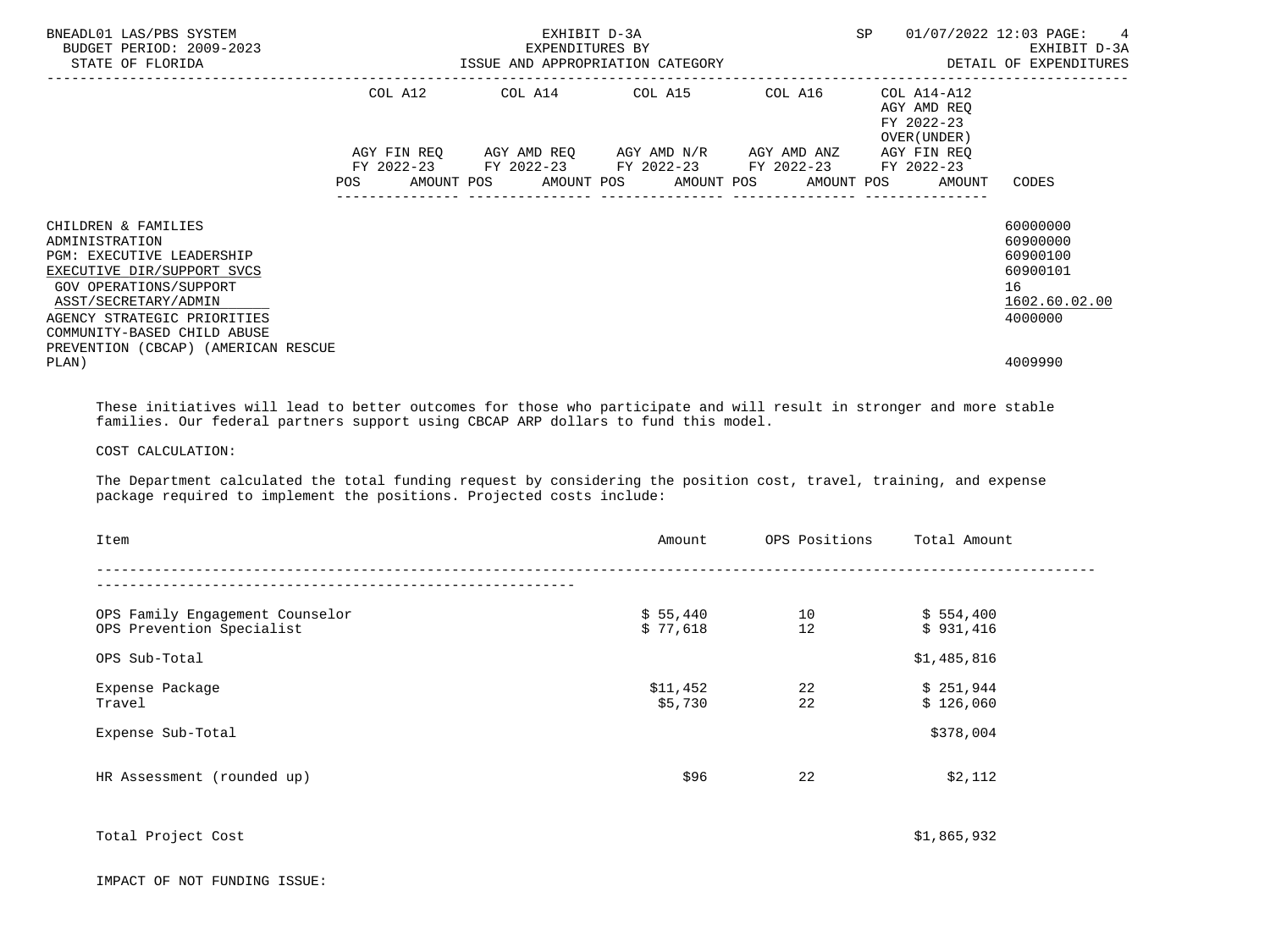| | COL A12 | | COL A14 | | COL A15 | | COL A16 | | COL A14-A12 AGY AMD REQ FY 2022-23 OVER(UNDER) AGY FIN REQ FY 2022-23 | |
|---|---|---|---|---|---|---|---|---|---|---|
| | AGY FIN REQ FY 2022-23 | | AGY AMD REQ FY 2022-23 | | AGY AMD N/R FY 2022-23 | | AGY AMD ANZ FY 2022-23 | | | |
| | POS | AMOUNT | POS | AMOUNT | POS | AMOUNT | POS | AMOUNT | AMOUNT | CODES |
| CHILDREN & FAMILIES | | | | | | | | | | 60000000 |
| ADMINISTRATION | | | | | | | | | | 60900000 |
| PGM: EXECUTIVE LEADERSHIP | | | | | | | | | | 60900100 |
| EXECUTIVE DIR/SUPPORT SVCS | | | | | | | | | | 60900101 |
| GOV OPERATIONS/SUPPORT | | | | | | | | | | 16 |
| ASST/SECRETARY/ADMIN | | | | | | | | | | 1602.60.02.00 |
| AGENCY STRATEGIC PRIORITIES | | | | | | | | | | 4000000 |
| COMMUNITY-BASED CHILD ABUSE PREVENTION (CBCAP) (AMERICAN RESCUE PLAN) | | | | | | | | | | 4009990 |

These initiatives will lead to better outcomes for those who participate and will result in stronger and more stable families. Our federal partners support using CBCAP ARP dollars to fund this model.

COST CALCULATION:

The Department calculated the total funding request by considering the position cost, travel, training, and expense package required to implement the positions. Projected costs include:

| Item | Amount | OPS Positions | Total Amount |
|---|---|---|---|
| OPS Family Engagement Counselor | $ 55,440 | 10 | $ 554,400 |
| OPS Prevention Specialist | $ 77,618 | 12 | $ 931,416 |
| OPS Sub-Total | | | $1,485,816 |
| Expense Package | $11,452 | 22 | $ 251,944 |
| Travel | $5,730 | 22 | $ 126,060 |
| Expense Sub-Total | | | $378,004 |
| HR Assessment (rounded up) | $96 | 22 | $2,112 |
| Total Project Cost | | | $1,865,932 |

IMPACT OF NOT FUNDING ISSUE: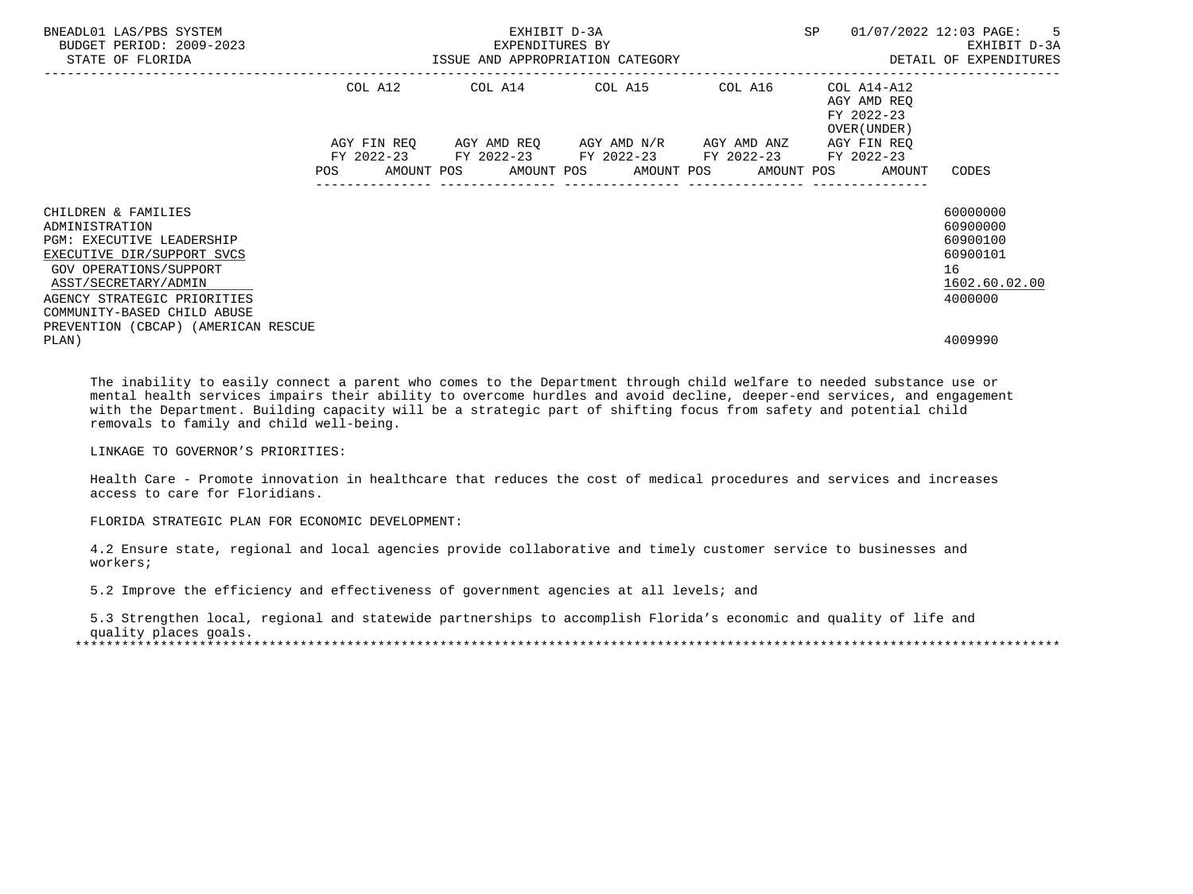| | COL A12 | | COL A14 | | COL A15 | | COL A16 | | COL A14-A12 AGY AMD REQ FY 2022-23 OVER(UNDER) | |
|---|---|---|---|---|---|---|---|---|---|---|
| | AGY FIN REQ FY 2022-23 | | AGY AMD REQ FY 2022-23 | | AGY AMD N/R FY 2022-23 | | AGY AMD ANZ FY 2022-23 | | AGY FIN REQ FY 2022-23 | |
| | POS | AMOUNT | POS | AMOUNT | POS | AMOUNT | POS | AMOUNT | POS | AMOUNT | CODES |

| | CODES |
|---|---|
| CHILDREN & FAMILIES | 60000000 |
| ADMINISTRATION | 60900000 |
| PGM: EXECUTIVE LEADERSHIP | 60900100 |
| EXECUTIVE DIR/SUPPORT SVCS | 60900101 |
| GOV OPERATIONS/SUPPORT | 16 |
| ASST/SECRETARY/ADMIN | 1602.60.02.00 |
| AGENCY STRATEGIC PRIORITIES | 4000000 |
| COMMUNITY-BASED CHILD ABUSE PREVENTION (CBCAP) (AMERICAN RESCUE PLAN) | 4009990 |

The inability to easily connect a parent who comes to the Department through child welfare to needed substance use or mental health services impairs their ability to overcome hurdles and avoid decline, deeper-end services, and engagement with the Department. Building capacity will be a strategic part of shifting focus from safety and potential child removals to family and child well-being.

LINKAGE TO GOVERNOR'S PRIORITIES:

Health Care - Promote innovation in healthcare that reduces the cost of medical procedures and services and increases access to care for Floridians.

FLORIDA STRATEGIC PLAN FOR ECONOMIC DEVELOPMENT:

4.2 Ensure state, regional and local agencies provide collaborative and timely customer service to businesses and workers;

5.2 Improve the efficiency and effectiveness of government agencies at all levels; and

5.3 Strengthen local, regional and statewide partnerships to accomplish Florida's economic and quality of life and quality places goals.

*******************************************************************************************************************************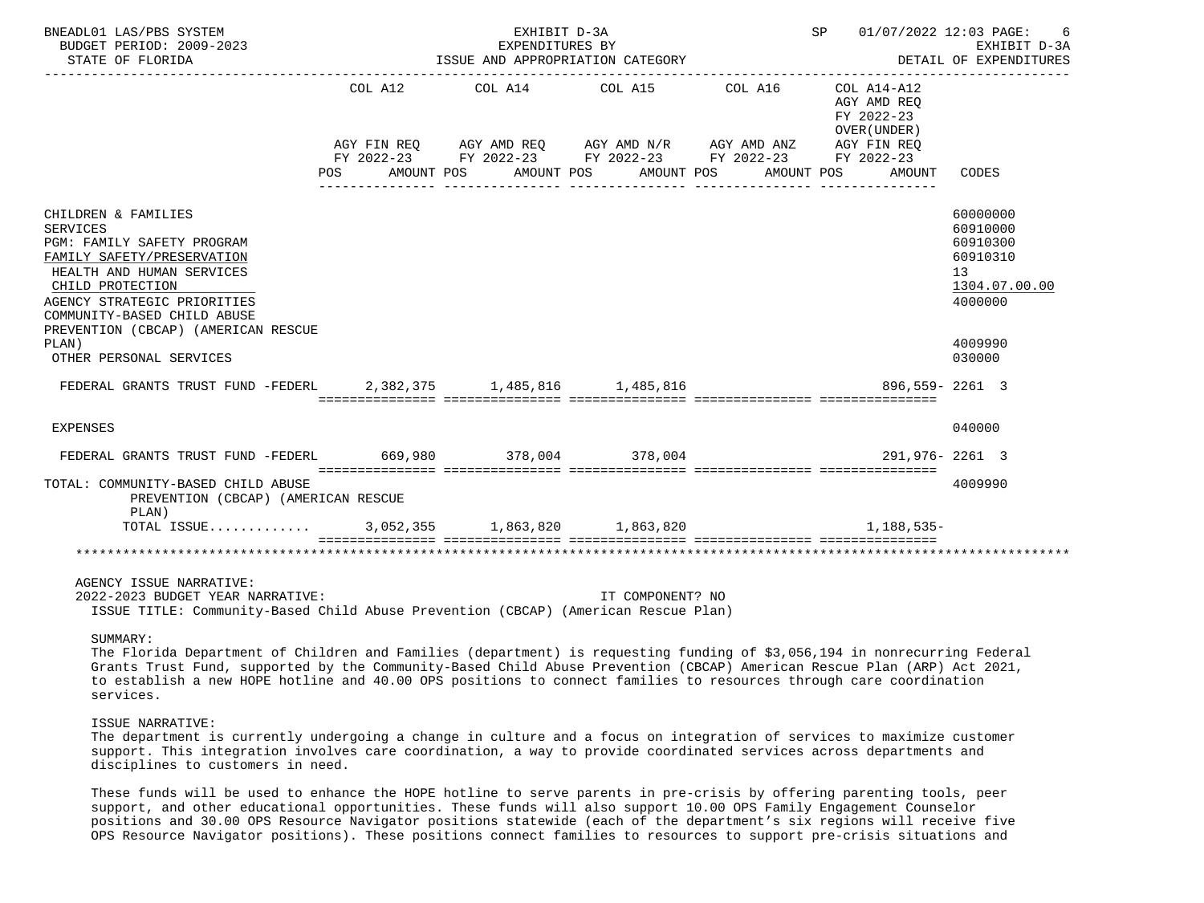BNEADL01 LAS/PBS SYSTEM — EXHIBIT D-3A — EXPENDITURES BY ISSUE AND APPROPRIATION CATEGORY — DETAIL OF EXPENDITURES
BUDGET PERIOD: 2009-2023
STATE OF FLORIDA

| | COL A12 AGY FIN REQ FY 2022-23 POS AMOUNT | COL A14 AGY AMD REQ FY 2022-23 POS AMOUNT | COL A15 AGY AMD N/R FY 2022-23 POS AMOUNT | COL A16 AGY AMD ANZ FY 2022-23 POS AMOUNT | COL A14-A12 AGY AMD REQ FY 2022-23 OVER(UNDER) AGY FIN REQ FY 2022-23 POS AMOUNT | CODES |
|---|---|---|---|---|---|---|
| CHILDREN & FAMILIES | | | | | | 60000000 |
| SERVICES | | | | | | 60910000 |
| PGM: FAMILY SAFETY PROGRAM | | | | | | 60910300 |
| FAMILY SAFETY/PRESERVATION | | | | | | 60910310 |
| HEALTH AND HUMAN SERVICES | | | | | | 13 |
| CHILD PROTECTION | | | | | | 1304.07.00.00 |
| AGENCY STRATEGIC PRIORITIES | | | | | | 4000000 |
| COMMUNITY-BASED CHILD ABUSE PREVENTION (CBCAP) (AMERICAN RESCUE PLAN) | | | | | | 4009990 |
| OTHER PERSONAL SERVICES | | | | | | 030000 |
| FEDERAL GRANTS TRUST FUND -FEDERL | 2,382,375 | 1,485,816 | 1,485,816 | | 896,559- | 2261 3 |
| EXPENSES | | | | | | 040000 |
| FEDERAL GRANTS TRUST FUND -FEDERL | 669,980 | 378,004 | 378,004 | | 291,976- | 2261 3 |
| TOTAL: COMMUNITY-BASED CHILD ABUSE PREVENTION (CBCAP) (AMERICAN RESCUE PLAN) | | | | | | 4009990 |
| TOTAL ISSUE............ | 3,052,355 | 1,863,820 | 1,863,820 | | 1,188,535- | |

AGENCY ISSUE NARRATIVE:
2022-2023 BUDGET YEAR NARRATIVE: IT COMPONENT? NO
ISSUE TITLE: Community-Based Child Abuse Prevention (CBCAP) (American Rescue Plan)

SUMMARY:
The Florida Department of Children and Families (department) is requesting funding of $3,056,194 in nonrecurring Federal Grants Trust Fund, supported by the Community-Based Child Abuse Prevention (CBCAP) American Rescue Plan (ARP) Act 2021, to establish a new HOPE hotline and 40.00 OPS positions to connect families to resources through care coordination services.

ISSUE NARRATIVE:
The department is currently undergoing a change in culture and a focus on integration of services to maximize customer support. This integration involves care coordination, a way to provide coordinated services across departments and disciplines to customers in need.

These funds will be used to enhance the HOPE hotline to serve parents in pre-crisis by offering parenting tools, peer support, and other educational opportunities. These funds will also support 10.00 OPS Family Engagement Counselor positions and 30.00 OPS Resource Navigator positions statewide (each of the department's six regions will receive five OPS Resource Navigator positions). These positions connect families to resources to support pre-crisis situations and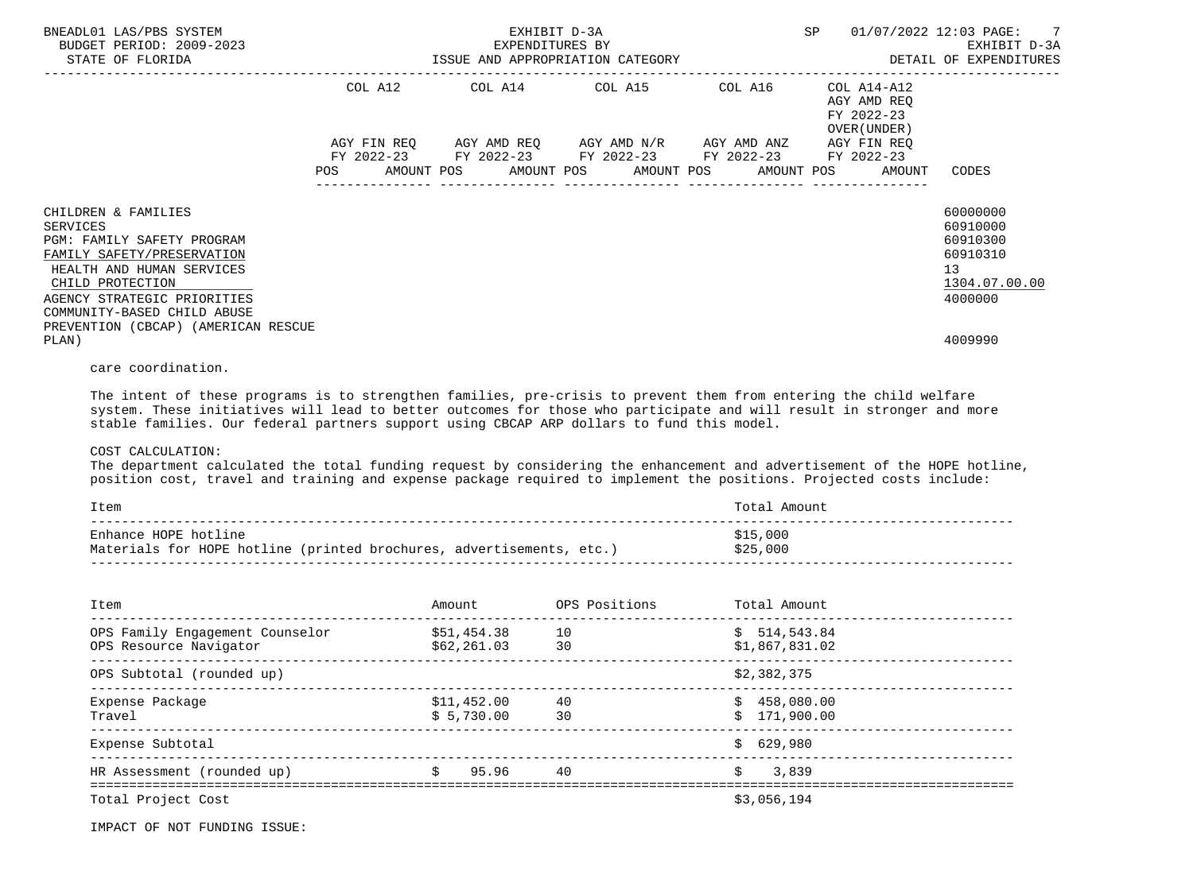| | COL A12 | | COL A14 | | COL A15 | | COL A16 | | COL A14-A12 AGY AMD REQ FY 2022-23 OVER(UNDER) | | |
|---|---|---|---|---|---|---|---|---|---|---|---|
| | AGY FIN REQ FY 2022-23 | | AGY AMD REQ FY 2022-23 | | AGY AMD N/R FY 2022-23 | | AGY AMD ANZ FY 2022-23 | | AGY FIN REQ FY 2022-23 | | |
| | POS | AMOUNT | POS | AMOUNT | POS | AMOUNT | POS | AMOUNT | POS | AMOUNT | CODES |
| CHILDREN & FAMILIES | | | | | | | | | | | 60000000 |
| SERVICES | | | | | | | | | | | 60910000 |
| PGM: FAMILY SAFETY PROGRAM | | | | | | | | | | | 60910300 |
| FAMILY SAFETY/PRESERVATION | | | | | | | | | | | 60910310 |
| HEALTH AND HUMAN SERVICES | | | | | | | | | | | 13 |
| CHILD PROTECTION | | | | | | | | | | | 1304.07.00.00 |
| AGENCY STRATEGIC PRIORITIES | | | | | | | | | | | 4000000 |
| COMMUNITY-BASED CHILD ABUSE PREVENTION (CBCAP) (AMERICAN RESCUE PLAN) | | | | | | | | | | | 4009990 |

care coordination.

The intent of these programs is to strengthen families, pre-crisis to prevent them from entering the child welfare system. These initiatives will lead to better outcomes for those who participate and will result in stronger and more stable families. Our federal partners support using CBCAP ARP dollars to fund this model.

COST CALCULATION:
The department calculated the total funding request by considering the enhancement and advertisement of the HOPE hotline, position cost, travel and training and expense package required to implement the positions. Projected costs include:

| Item | Total Amount |
|---|---|
| Enhance HOPE hotline | $15,000 |
| Materials for HOPE hotline (printed brochures, advertisements, etc.) | $25,000 |

| Item | Amount | OPS Positions | Total Amount |
|---|---|---|---|
| OPS Family Engagement Counselor | $51,454.38 | 10 | $ 514,543.84 |
| OPS Resource Navigator | $62,261.03 | 30 | $1,867,831.02 |
| OPS Subtotal (rounded up) | | | $2,382,375 |
| Expense Package | $11,452.00 | 40 | $ 458,080.00 |
| Travel | $ 5,730.00 | 30 | $ 171,900.00 |
| Expense Subtotal | | | $ 629,980 |
| HR Assessment (rounded up) | $ 95.96 | 40 | $ 3,839 |
| Total Project Cost | | | $3,056,194 |

IMPACT OF NOT FUNDING ISSUE: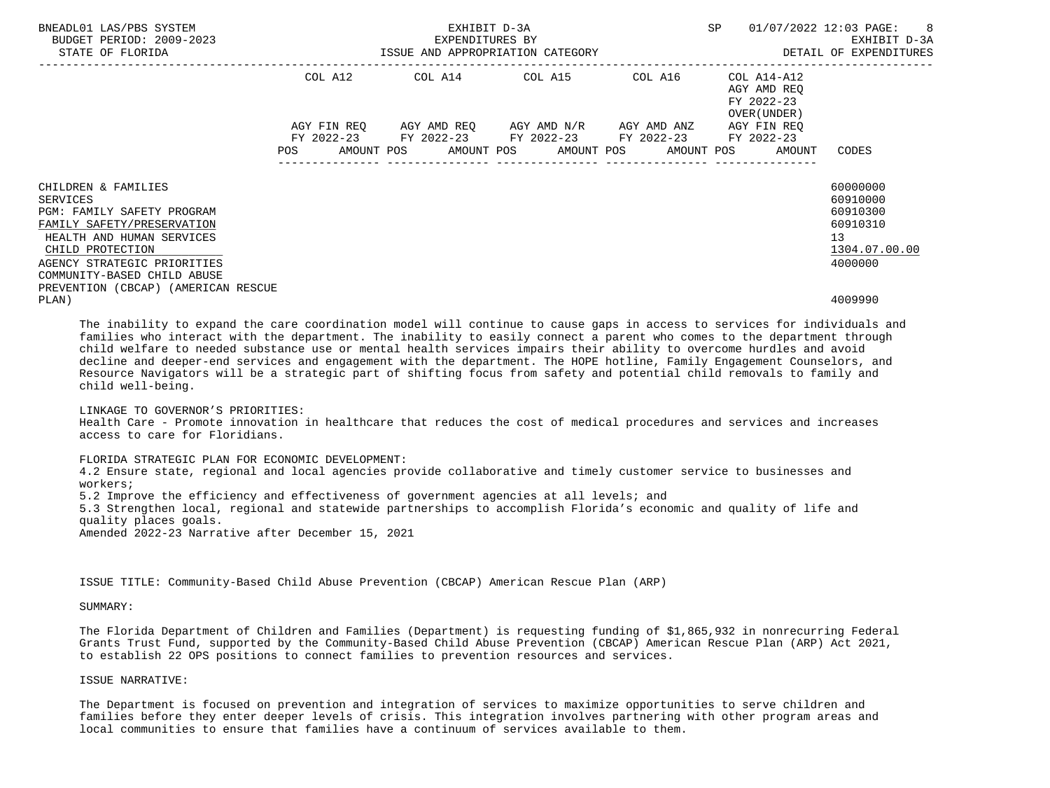| | COL A12 | COL A14 | COL A15 | COL A16 | COL A14-A12 AGY AMD REQ FY 2022-23 OVER(UNDER) | |
|---|---|---|---|---|---|---|
| | AGY FIN REQ FY 2022-23 POS AMOUNT | AGY AMD REQ FY 2022-23 POS AMOUNT | AGY AMD N/R FY 2022-23 POS AMOUNT | AGY AMD ANZ FY 2022-23 POS AMOUNT | AGY FIN REQ FY 2022-23 POS AMOUNT | CODES |
| CHILDREN & FAMILIES | | | | | | 60000000 |
| SERVICES | | | | | | 60910000 |
| PGM: FAMILY SAFETY PROGRAM | | | | | | 60910300 |
| FAMILY SAFETY/PRESERVATION | | | | | | 60910310 |
| HEALTH AND HUMAN SERVICES | | | | | | 13 |
| CHILD PROTECTION | | | | | | 1304.07.00.00 |
| AGENCY STRATEGIC PRIORITIES | | | | | | 4000000 |
| COMMUNITY-BASED CHILD ABUSE PREVENTION (CBCAP) (AMERICAN RESCUE PLAN) | | | | | | 4009990 |

The inability to expand the care coordination model will continue to cause gaps in access to services for individuals and families who interact with the department. The inability to easily connect a parent who comes to the department through child welfare to needed substance use or mental health services impairs their ability to overcome hurdles and avoid decline and deeper-end services and engagement with the department. The HOPE hotline, Family Engagement Counselors, and Resource Navigators will be a strategic part of shifting focus from safety and potential child removals to family and child well-being.

LINKAGE TO GOVERNOR'S PRIORITIES:
Health Care - Promote innovation in healthcare that reduces the cost of medical procedures and services and increases access to care for Floridians.

FLORIDA STRATEGIC PLAN FOR ECONOMIC DEVELOPMENT:
4.2 Ensure state, regional and local agencies provide collaborative and timely customer service to businesses and workers;
5.2 Improve the efficiency and effectiveness of government agencies at all levels; and
5.3 Strengthen local, regional and statewide partnerships to accomplish Florida's economic and quality of life and quality places goals.
Amended 2022-23 Narrative after December 15, 2021

ISSUE TITLE: Community-Based Child Abuse Prevention (CBCAP) American Rescue Plan (ARP)

SUMMARY:

The Florida Department of Children and Families (Department) is requesting funding of $1,865,932 in nonrecurring Federal Grants Trust Fund, supported by the Community-Based Child Abuse Prevention (CBCAP) American Rescue Plan (ARP) Act 2021, to establish 22 OPS positions to connect families to prevention resources and services.

ISSUE NARRATIVE:

The Department is focused on prevention and integration of services to maximize opportunities to serve children and families before they enter deeper levels of crisis. This integration involves partnering with other program areas and local communities to ensure that families have a continuum of services available to them.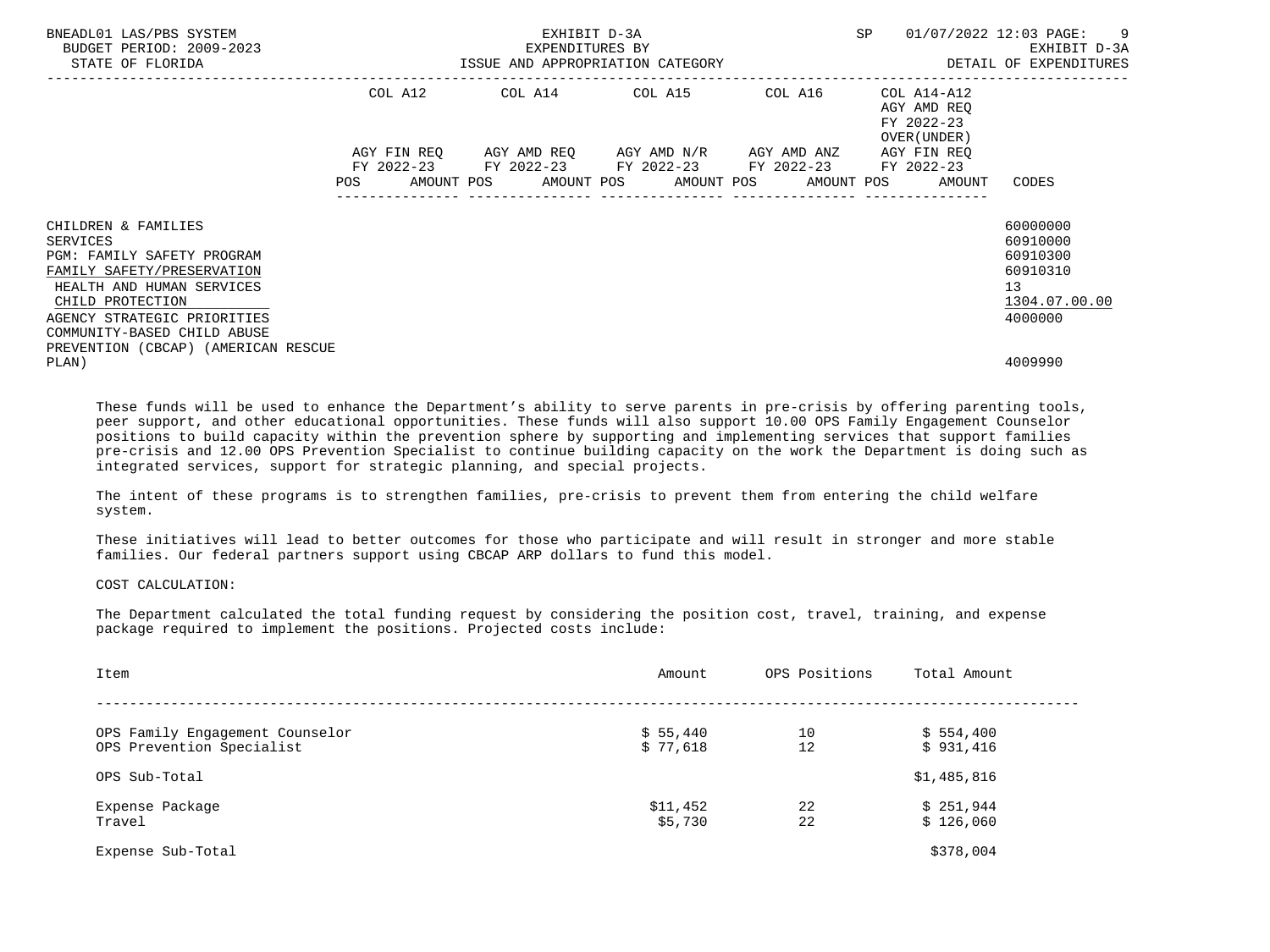| | COL A12 | COL A14 | COL A15 | COL A16 | COL A14-A12 AGY AMD REQ FY 2022-23 OVER(UNDER) | |
|---|---|---|---|---|---|---|
| | AGY FIN REQ FY 2022-23 POS AMOUNT | AGY AMD REQ FY 2022-23 POS AMOUNT | AGY AMD N/R FY 2022-23 POS AMOUNT | AGY AMD ANZ FY 2022-23 POS AMOUNT | AGY FIN REQ FY 2022-23 POS AMOUNT | CODES |
| CHILDREN & FAMILIES | | | | | | 60000000 |
| SERVICES | | | | | | 60910000 |
| PGM: FAMILY SAFETY PROGRAM | | | | | | 60910300 |
| FAMILY SAFETY/PRESERVATION | | | | | | 60910310 |
| HEALTH AND HUMAN SERVICES | | | | | | 13 |
| CHILD PROTECTION | | | | | | 1304.07.00.00 |
| AGENCY STRATEGIC PRIORITIES | | | | | | 4000000 |
| COMMUNITY-BASED CHILD ABUSE PREVENTION (CBCAP) (AMERICAN RESCUE PLAN) | | | | | | 4009990 |

These funds will be used to enhance the Department's ability to serve parents in pre-crisis by offering parenting tools, peer support, and other educational opportunities. These funds will also support 10.00 OPS Family Engagement Counselor positions to build capacity within the prevention sphere by supporting and implementing services that support families pre-crisis and 12.00 OPS Prevention Specialist to continue building capacity on the work the Department is doing such as integrated services, support for strategic planning, and special projects.

The intent of these programs is to strengthen families, pre-crisis to prevent them from entering the child welfare system.

These initiatives will lead to better outcomes for those who participate and will result in stronger and more stable families. Our federal partners support using CBCAP ARP dollars to fund this model.

COST CALCULATION:

The Department calculated the total funding request by considering the position cost, travel, training, and expense package required to implement the positions. Projected costs include:

| Item | Amount | OPS Positions | Total Amount |
|---|---|---|---|
| OPS Family Engagement Counselor | $ 55,440 | 10 | $ 554,400 |
| OPS Prevention Specialist | $ 77,618 | 12 | $ 931,416 |
| OPS Sub-Total | | | $1,485,816 |
| Expense Package | $11,452 | 22 | $ 251,944 |
| Travel | $5,730 | 22 | $ 126,060 |
| Expense Sub-Total | | | $378,004 |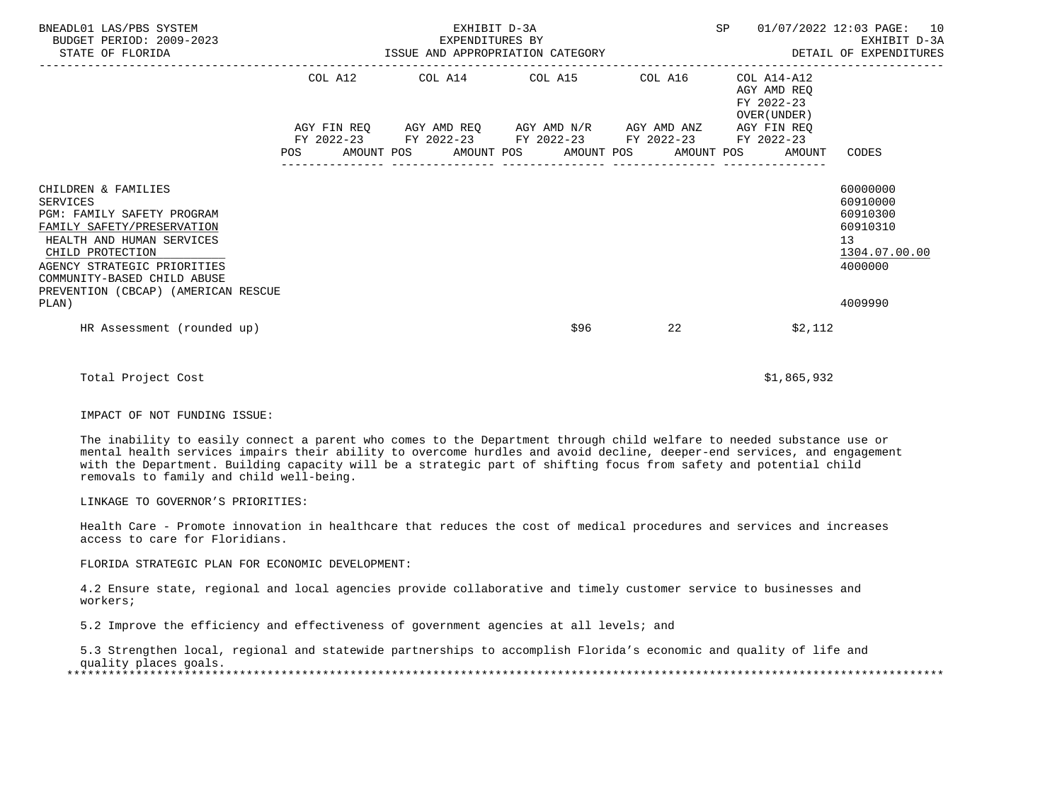| | COL A12 | | COL A14 | | COL A15 | | COL A16 | | COL A14-A12 AGY AMD REQ FY 2022-23 OVER(UNDER) | |
|---|---|---|---|---|---|---|---|---|---|---|
| | AGY FIN REQ FY 2022-23 | | AGY AMD REQ FY 2022-23 | | AGY AMD N/R FY 2022-23 | | AGY AMD ANZ FY 2022-23 | | AGY FIN REQ FY 2022-23 | |
| | POS | AMOUNT | POS | AMOUNT | POS | AMOUNT | POS | AMOUNT | POS | AMOUNT | CODES |
| CHILDREN & FAMILIES | | | | | | | | | | | 60000000 |
| SERVICES | | | | | | | | | | | 60910000 |
| PGM: FAMILY SAFETY PROGRAM | | | | | | | | | | | 60910300 |
| FAMILY SAFETY/PRESERVATION | | | | | | | | | | | 60910310 |
| HEALTH AND HUMAN SERVICES | | | | | | | | | | | 13 |
| CHILD PROTECTION | | | | | | | | | | | 1304.07.00.00 |
| AGENCY STRATEGIC PRIORITIES | | | | | | | | | | | 4000000 |
| COMMUNITY-BASED CHILD ABUSE PREVENTION (CBCAP) (AMERICAN RESCUE PLAN) | | | | | | | | | | | 4009990 |
| HR Assessment (rounded up) | | | | | | $96 | | 22 | | $2,112 | |
| Total Project Cost | | | | | | | | | | $1,865,932 | |

IMPACT OF NOT FUNDING ISSUE:

The inability to easily connect a parent who comes to the Department through child welfare to needed substance use or mental health services impairs their ability to overcome hurdles and avoid decline, deeper-end services, and engagement with the Department. Building capacity will be a strategic part of shifting focus from safety and potential child removals to family and child well-being.

LINKAGE TO GOVERNOR'S PRIORITIES:

Health Care - Promote innovation in healthcare that reduces the cost of medical procedures and services and increases access to care for Floridians.

FLORIDA STRATEGIC PLAN FOR ECONOMIC DEVELOPMENT:

4.2 Ensure state, regional and local agencies provide collaborative and timely customer service to businesses and workers;

5.2 Improve the efficiency and effectiveness of government agencies at all levels; and

5.3 Strengthen local, regional and statewide partnerships to accomplish Florida's economic and quality of life and quality places goals.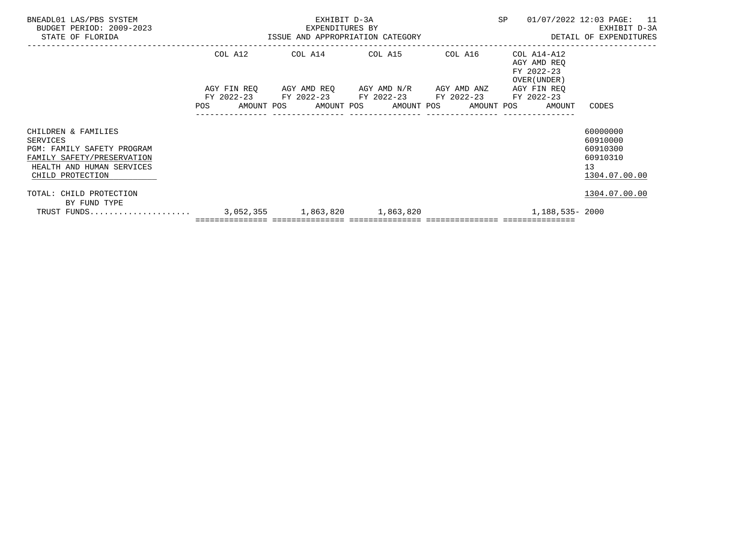BNEADL01 LAS/PBS SYSTEM
BUDGET PERIOD: 2009-2023
STATE OF FLORIDA

EXHIBIT D-3A
EXPENDITURES BY
ISSUE AND APPROPRIATION CATEGORY

SP 01/07/2022 12:03

EXHIBIT D-3A
DETAIL OF EXPENDITURES

| | COL A12 AGY FIN REQ FY 2022-23 POS AMOUNT | COL A14 AGY AMD REQ FY 2022-23 POS AMOUNT | COL A15 AGY AMD N/R FY 2022-23 POS AMOUNT | COL A16 AGY AMD ANZ FY 2022-23 POS AMOUNT | COL A14-A12 AGY AMD REQ FY 2022-23 OVER(UNDER) AGY FIN REQ FY 2022-23 POS AMOUNT | CODES |
|---|---|---|---|---|---|---|
| CHILDREN & FAMILIES | | | | | | 60000000 |
| SERVICES | | | | | | 60910000 |
| PGM: FAMILY SAFETY PROGRAM | | | | | | 60910300 |
| FAMILY SAFETY/PRESERVATION | | | | | | 60910310 |
| HEALTH AND HUMAN SERVICES | | | | | | 13 |
| CHILD PROTECTION | | | | | | 1304.07.00.00 |
| TOTAL: CHILD PROTECTION | | | | | | 1304.07.00.00 |
| BY FUND TYPE | | | | | | |
| TRUST FUNDS..................... | 3,052,355 | 1,863,820 | 1,863,820 | | 1,188,535- | 2000 |